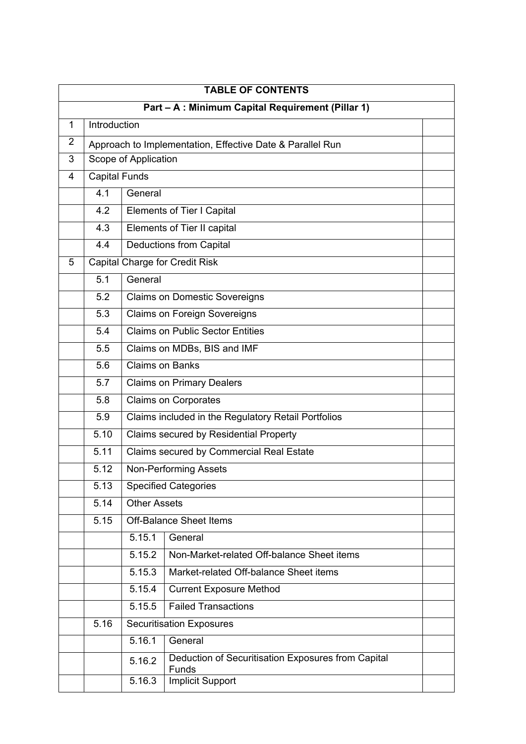| TABLE OF CONTENTS | | | |
|---|---|---|---|
| **Part – A : Minimum Capital Requirement (Pillar 1)** | | | |
| 1 | Introduction | | |
| 2 | Approach to Implementation, Effective Date & Parallel Run | | |
| 3 | Scope of Application | | |
| 4 | Capital Funds | | |
| | 4.1 | General | |
| | 4.2 | Elements of Tier I Capital | |
| | 4.3 | Elements of Tier II capital | |
| | 4.4 | Deductions from Capital | |
| 5 | Capital Charge for Credit Risk | | |
| | 5.1 | General | |
| | 5.2 | Claims on Domestic Sovereigns | |
| | 5.3 | Claims on Foreign Sovereigns | |
| | 5.4 | Claims on Public Sector Entities | |
| | 5.5 | Claims on MDBs, BIS and IMF | |
| | 5.6 | Claims on Banks | |
| | 5.7 | Claims on Primary Dealers | |
| | 5.8 | Claims on Corporates | |
| | 5.9 | Claims included in the Regulatory Retail Portfolios | |
| | 5.10 | Claims secured by Residential Property | |
| | 5.11 | Claims secured by Commercial Real Estate | |
| | 5.12 | Non-Performing Assets | |
| | 5.13 | Specified Categories | |
| | 5.14 | Other Assets | |
| | 5.15 | Off-Balance Sheet Items | |
| | | 5.15.1 | General |
| | | 5.15.2 | Non-Market-related Off-balance Sheet items |
| | | 5.15.3 | Market-related Off-balance Sheet items |
| | | 5.15.4 | Current Exposure Method |
| | | 5.15.5 | Failed Transactions |
| | 5.16 | Securitisation Exposures | |
| | | 5.16.1 | General |
| | | 5.16.2 | Deduction of Securitisation Exposures from Capital Funds |
| | | 5.16.3 | Implicit Support |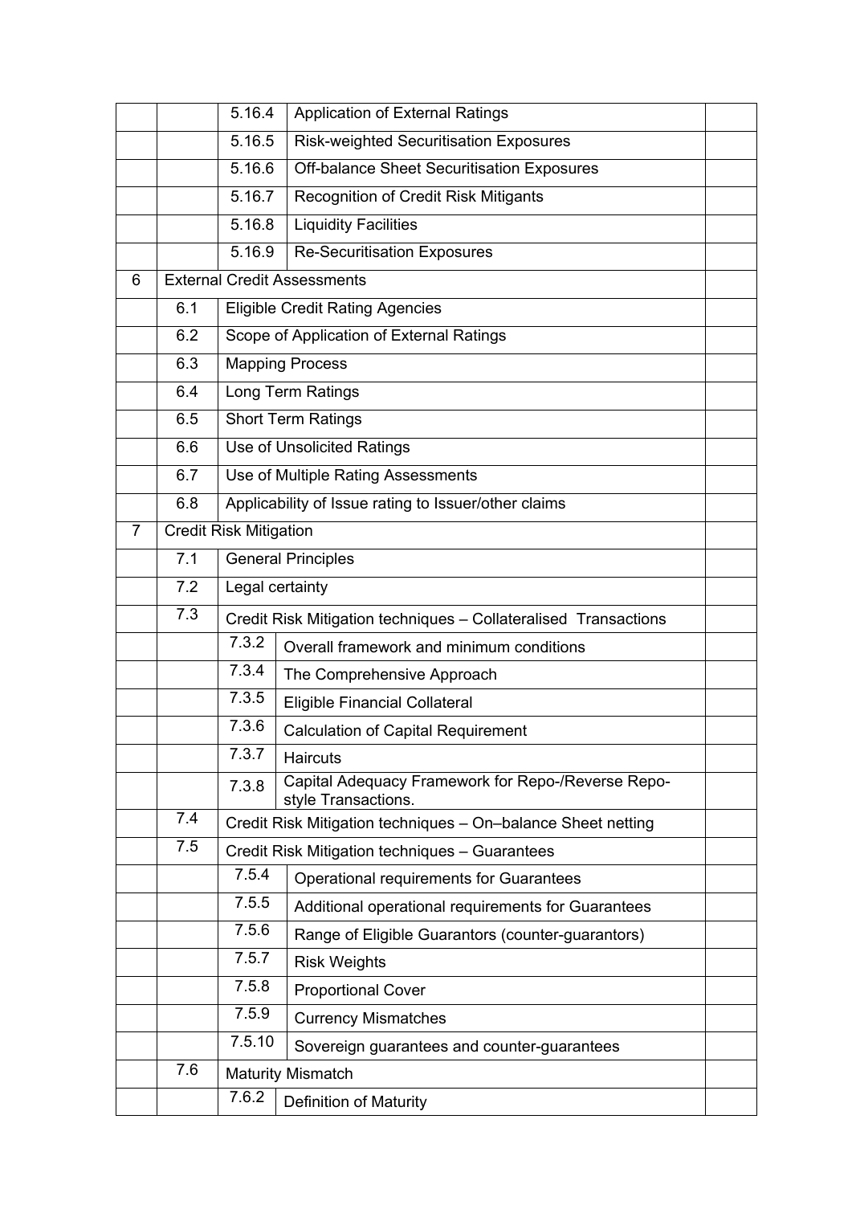| | | | | |
|---|---|---|---|---|
| | | 5.16.4 | Application of External Ratings | |
| | | 5.16.5 | Risk-weighted Securitisation Exposures | |
| | | 5.16.6 | Off-balance Sheet Securitisation Exposures | |
| | | 5.16.7 | Recognition of Credit Risk Mitigants | |
| | | 5.16.8 | Liquidity Facilities | |
| | | 5.16.9 | Re-Securitisation Exposures | |
| 6 | External Credit Assessments | | | |
| | 6.1 | Eligible Credit Rating Agencies | | |
| | 6.2 | Scope of Application of External Ratings | | |
| | 6.3 | Mapping Process | | |
| | 6.4 | Long Term Ratings | | |
| | 6.5 | Short Term Ratings | | |
| | 6.6 | Use of Unsolicited Ratings | | |
| | 6.7 | Use of Multiple Rating Assessments | | |
| | 6.8 | Applicability of Issue rating to Issuer/other claims | | |
| 7 | Credit Risk Mitigation | | | |
| | 7.1 | General Principles | | |
| | 7.2 | Legal certainty | | |
| | 7.3 | Credit Risk Mitigation techniques – Collateralised Transactions | | |
| | | 7.3.2 | Overall framework and minimum conditions | |
| | | 7.3.4 | The Comprehensive Approach | |
| | | 7.3.5 | Eligible Financial Collateral | |
| | | 7.3.6 | Calculation of Capital Requirement | |
| | | 7.3.7 | Haircuts | |
| | | 7.3.8 | Capital Adequacy Framework for Repo-/Reverse Repo-style Transactions. | |
| | 7.4 | Credit Risk Mitigation techniques – On–balance Sheet netting | | |
| | 7.5 | Credit Risk Mitigation techniques – Guarantees | | |
| | | 7.5.4 | Operational requirements for Guarantees | |
| | | 7.5.5 | Additional operational requirements for Guarantees | |
| | | 7.5.6 | Range of Eligible Guarantors (counter-guarantors) | |
| | | 7.5.7 | Risk Weights | |
| | | 7.5.8 | Proportional Cover | |
| | | 7.5.9 | Currency Mismatches | |
| | | 7.5.10 | Sovereign guarantees and counter-guarantees | |
| | 7.6 | Maturity Mismatch | | |
| | | 7.6.2 | Definition of Maturity | |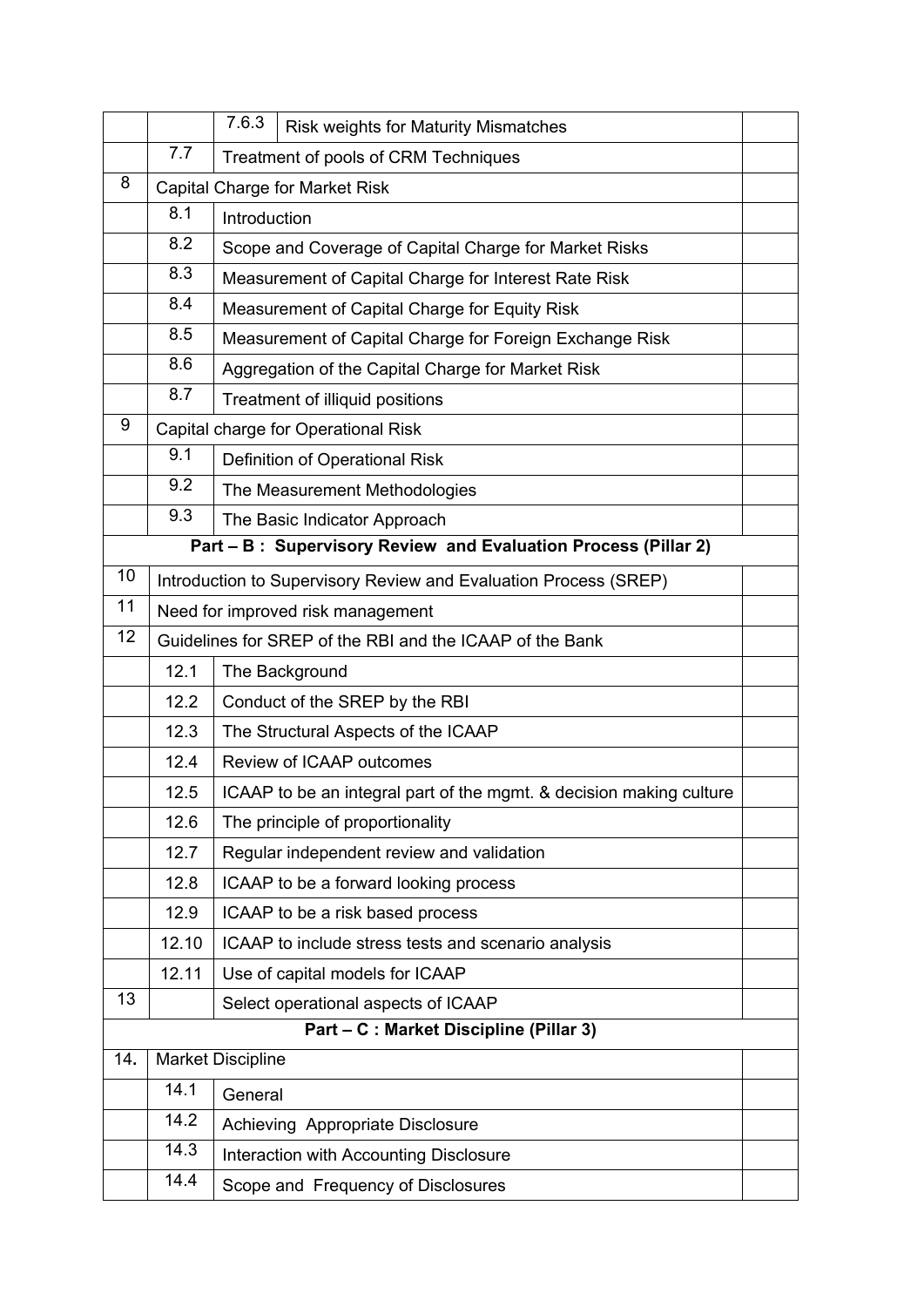| | | | | |
|---|---|---|---|---|
| | | 7.6.3 | Risk weights for Maturity Mismatches | |
| | 7.7 | Treatment of pools of CRM Techniques | | |
| 8 | Capital Charge for Market Risk | | | |
| | 8.1 | Introduction | | |
| | 8.2 | Scope and Coverage of Capital Charge for Market Risks | | |
| | 8.3 | Measurement of Capital Charge for Interest Rate Risk | | |
| | 8.4 | Measurement of Capital Charge for Equity Risk | | |
| | 8.5 | Measurement of Capital Charge for Foreign Exchange Risk | | |
| | 8.6 | Aggregation of the Capital Charge for Market Risk | | |
| | 8.7 | Treatment of illiquid positions | | |
| 9 | Capital charge for Operational Risk | | | |
| | 9.1 | Definition of Operational Risk | | |
| | 9.2 | The Measurement Methodologies | | |
| | 9.3 | The Basic Indicator Approach | | |
| **Part – B : Supervisory Review and Evaluation Process (Pillar 2)** | | | | |
| 10 | Introduction to Supervisory Review and Evaluation Process (SREP) | | | |
| 11 | Need for improved risk management | | | |
| 12 | Guidelines for SREP of the RBI and the ICAAP of the Bank | | | |
| | 12.1 | The Background | | |
| | 12.2 | Conduct of the SREP by the RBI | | |
| | 12.3 | The Structural Aspects of the ICAAP | | |
| | 12.4 | Review of ICAAP outcomes | | |
| | 12.5 | ICAAP to be an integral part of the mgmt. & decision making culture | | |
| | 12.6 | The principle of proportionality | | |
| | 12.7 | Regular independent review and validation | | |
| | 12.8 | ICAAP to be a forward looking process | | |
| | 12.9 | ICAAP to be a risk based process | | |
| | 12.10 | ICAAP to include stress tests and scenario analysis | | |
| | 12.11 | Use of capital models for ICAAP | | |
| 13 | | Select operational aspects of ICAAP | | |
| **Part – C : Market Discipline (Pillar 3)** | | | | |
| 14. | Market Discipline | | | |
| | 14.1 | General | | |
| | 14.2 | Achieving Appropriate Disclosure | | |
| | 14.3 | Interaction with Accounting Disclosure | | |
| | 14.4 | Scope and Frequency of Disclosures | | |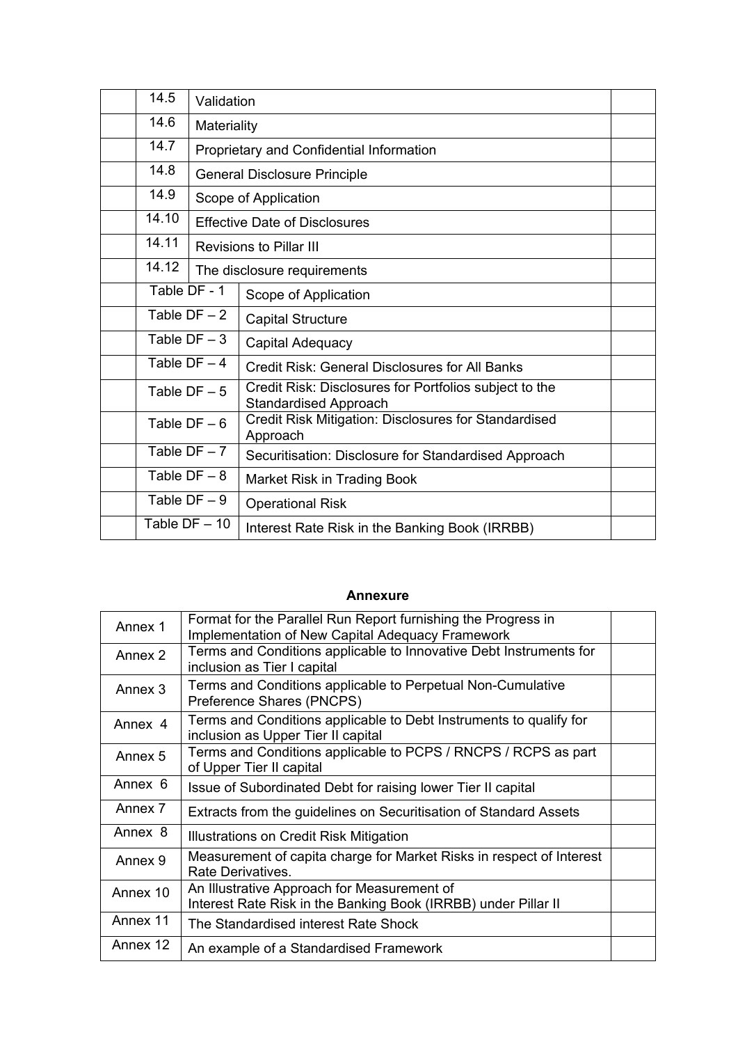| | | | |
|---|---|---|---|
| | 14.5 | Validation | |
| | 14.6 | Materiality | |
| | 14.7 | Proprietary and Confidential Information | |
| | 14.8 | General Disclosure Principle | |
| | 14.9 | Scope of Application | |
| | 14.10 | Effective Date of Disclosures | |
| | 14.11 | Revisions to Pillar III | |
| | 14.12 | The disclosure requirements | |
| | Table DF - 1 | Scope of Application | |
| | Table DF – 2 | Capital Structure | |
| | Table DF – 3 | Capital Adequacy | |
| | Table DF – 4 | Credit Risk: General Disclosures for All Banks | |
| | Table DF – 5 | Credit Risk: Disclosures for Portfolios subject to the Standardised Approach | |
| | Table DF – 6 | Credit Risk Mitigation: Disclosures for Standardised Approach | |
| | Table DF – 7 | Securitisation: Disclosure for Standardised Approach | |
| | Table DF – 8 | Market Risk in Trading Book | |
| | Table DF – 9 | Operational Risk | |
| | Table DF – 10 | Interest Rate Risk in the Banking Book (IRRBB) | |

**Annexure**

| | | |
|---|---|---|
| Annex 1 | Format for the Parallel Run Report furnishing the Progress in Implementation of New Capital Adequacy Framework | |
| Annex 2 | Terms and Conditions applicable to Innovative Debt Instruments for inclusion as Tier I capital | |
| Annex 3 | Terms and Conditions applicable to Perpetual Non-Cumulative Preference Shares (PNCPS) | |
| Annex 4 | Terms and Conditions applicable to Debt Instruments to qualify for inclusion as Upper Tier II capital | |
| Annex 5 | Terms and Conditions applicable to PCPS / RNCPS / RCPS as part of Upper Tier II capital | |
| Annex 6 | Issue of Subordinated Debt for raising lower Tier II capital | |
| Annex 7 | Extracts from the guidelines on Securitisation of Standard Assets | |
| Annex 8 | Illustrations on Credit Risk Mitigation | |
| Annex 9 | Measurement of capita charge for Market Risks in respect of Interest Rate Derivatives. | |
| Annex 10 | An Illustrative Approach for Measurement of Interest Rate Risk in the Banking Book (IRRBB) under Pillar II | |
| Annex 11 | The Standardised interest Rate Shock | |
| Annex 12 | An example of a Standardised Framework | |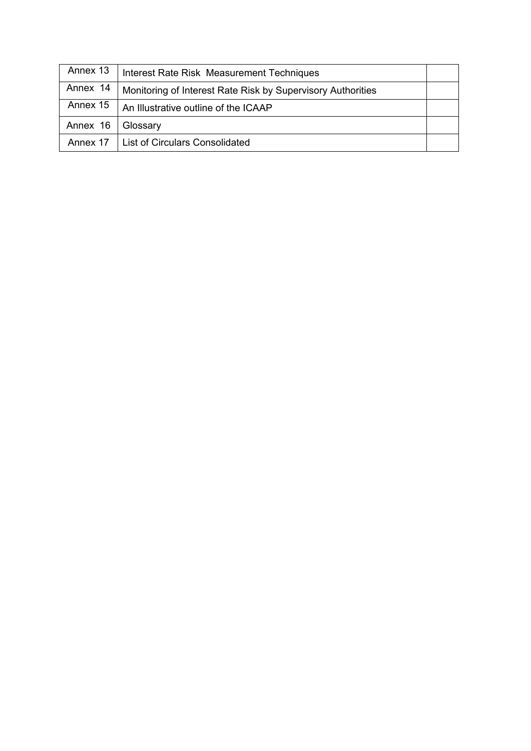| | | |
|---|---|---|
| Annex 13 | Interest Rate Risk Measurement Techniques | |
| Annex 14 | Monitoring of Interest Rate Risk by Supervisory Authorities | |
| Annex 15 | An Illustrative outline of the ICAAP | |
| Annex 16 | Glossary | |
| Annex 17 | List of Circulars Consolidated | |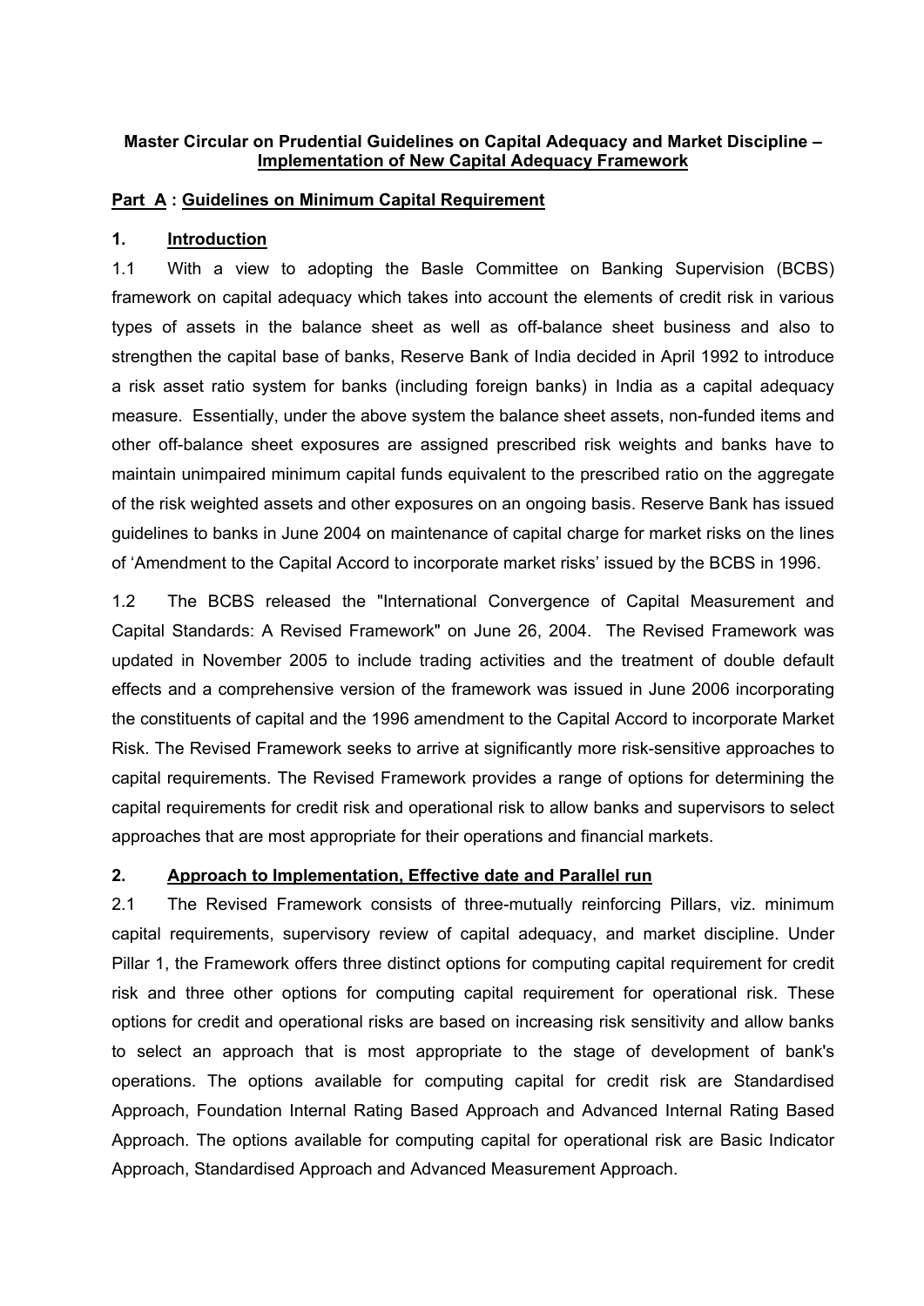**Master Circular on Prudential Guidelines on Capital Adequacy and Market Discipline – Implementation of New Capital Adequacy Framework**

## Part A : Guidelines on Minimum Capital Requirement

### 1. Introduction

1.1 With a view to adopting the Basle Committee on Banking Supervision (BCBS) framework on capital adequacy which takes into account the elements of credit risk in various types of assets in the balance sheet as well as off-balance sheet business and also to strengthen the capital base of banks, Reserve Bank of India decided in April 1992 to introduce a risk asset ratio system for banks (including foreign banks) in India as a capital adequacy measure. Essentially, under the above system the balance sheet assets, non-funded items and other off-balance sheet exposures are assigned prescribed risk weights and banks have to maintain unimpaired minimum capital funds equivalent to the prescribed ratio on the aggregate of the risk weighted assets and other exposures on an ongoing basis. Reserve Bank has issued guidelines to banks in June 2004 on maintenance of capital charge for market risks on the lines of 'Amendment to the Capital Accord to incorporate market risks' issued by the BCBS in 1996.

1.2 The BCBS released the "International Convergence of Capital Measurement and Capital Standards: A Revised Framework" on June 26, 2004. The Revised Framework was updated in November 2005 to include trading activities and the treatment of double default effects and a comprehensive version of the framework was issued in June 2006 incorporating the constituents of capital and the 1996 amendment to the Capital Accord to incorporate Market Risk. The Revised Framework seeks to arrive at significantly more risk-sensitive approaches to capital requirements. The Revised Framework provides a range of options for determining the capital requirements for credit risk and operational risk to allow banks and supervisors to select approaches that are most appropriate for their operations and financial markets.

### 2. Approach to Implementation, Effective date and Parallel run

2.1 The Revised Framework consists of three-mutually reinforcing Pillars, viz. minimum capital requirements, supervisory review of capital adequacy, and market discipline. Under Pillar 1, the Framework offers three distinct options for computing capital requirement for credit risk and three other options for computing capital requirement for operational risk. These options for credit and operational risks are based on increasing risk sensitivity and allow banks to select an approach that is most appropriate to the stage of development of bank's operations. The options available for computing capital for credit risk are Standardised Approach, Foundation Internal Rating Based Approach and Advanced Internal Rating Based Approach. The options available for computing capital for operational risk are Basic Indicator Approach, Standardised Approach and Advanced Measurement Approach.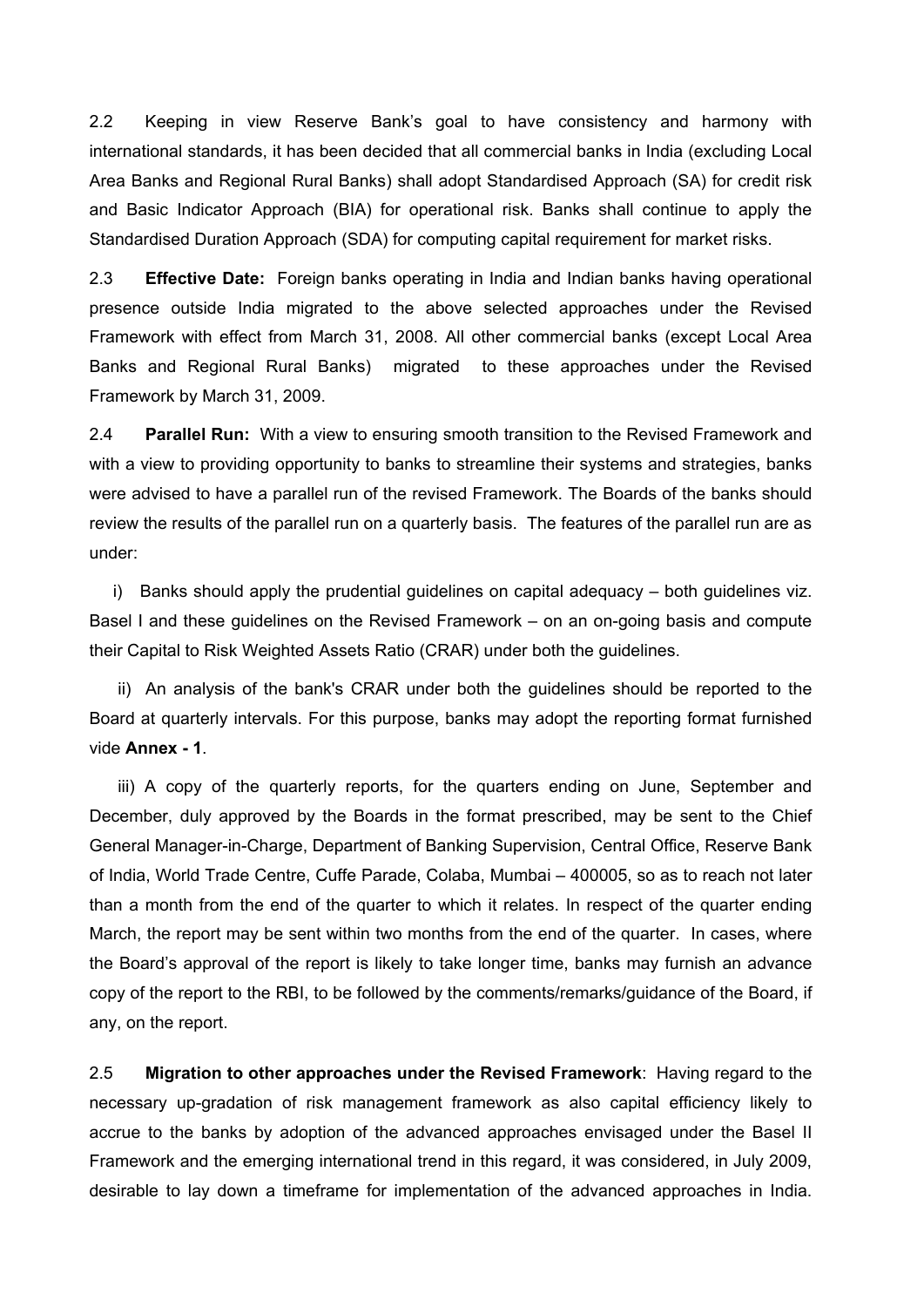2.2 Keeping in view Reserve Bank's goal to have consistency and harmony with international standards, it has been decided that all commercial banks in India (excluding Local Area Banks and Regional Rural Banks) shall adopt Standardised Approach (SA) for credit risk and Basic Indicator Approach (BIA) for operational risk. Banks shall continue to apply the Standardised Duration Approach (SDA) for computing capital requirement for market risks.

2.3 **Effective Date:** Foreign banks operating in India and Indian banks having operational presence outside India migrated to the above selected approaches under the Revised Framework with effect from March 31, 2008. All other commercial banks (except Local Area Banks and Regional Rural Banks) migrated to these approaches under the Revised Framework by March 31, 2009.

2.4 **Parallel Run:** With a view to ensuring smooth transition to the Revised Framework and with a view to providing opportunity to banks to streamline their systems and strategies, banks were advised to have a parallel run of the revised Framework. The Boards of the banks should review the results of the parallel run on a quarterly basis. The features of the parallel run are as under:

i) Banks should apply the prudential guidelines on capital adequacy – both guidelines viz. Basel I and these guidelines on the Revised Framework – on an on-going basis and compute their Capital to Risk Weighted Assets Ratio (CRAR) under both the guidelines.

ii) An analysis of the bank's CRAR under both the guidelines should be reported to the Board at quarterly intervals. For this purpose, banks may adopt the reporting format furnished vide **Annex - 1**.

iii) A copy of the quarterly reports, for the quarters ending on June, September and December, duly approved by the Boards in the format prescribed, may be sent to the Chief General Manager-in-Charge, Department of Banking Supervision, Central Office, Reserve Bank of India, World Trade Centre, Cuffe Parade, Colaba, Mumbai – 400005, so as to reach not later than a month from the end of the quarter to which it relates. In respect of the quarter ending March, the report may be sent within two months from the end of the quarter. In cases, where the Board's approval of the report is likely to take longer time, banks may furnish an advance copy of the report to the RBI, to be followed by the comments/remarks/guidance of the Board, if any, on the report.

2.5 **Migration to other approaches under the Revised Framework**: Having regard to the necessary up-gradation of risk management framework as also capital efficiency likely to accrue to the banks by adoption of the advanced approaches envisaged under the Basel II Framework and the emerging international trend in this regard, it was considered, in July 2009, desirable to lay down a timeframe for implementation of the advanced approaches in India.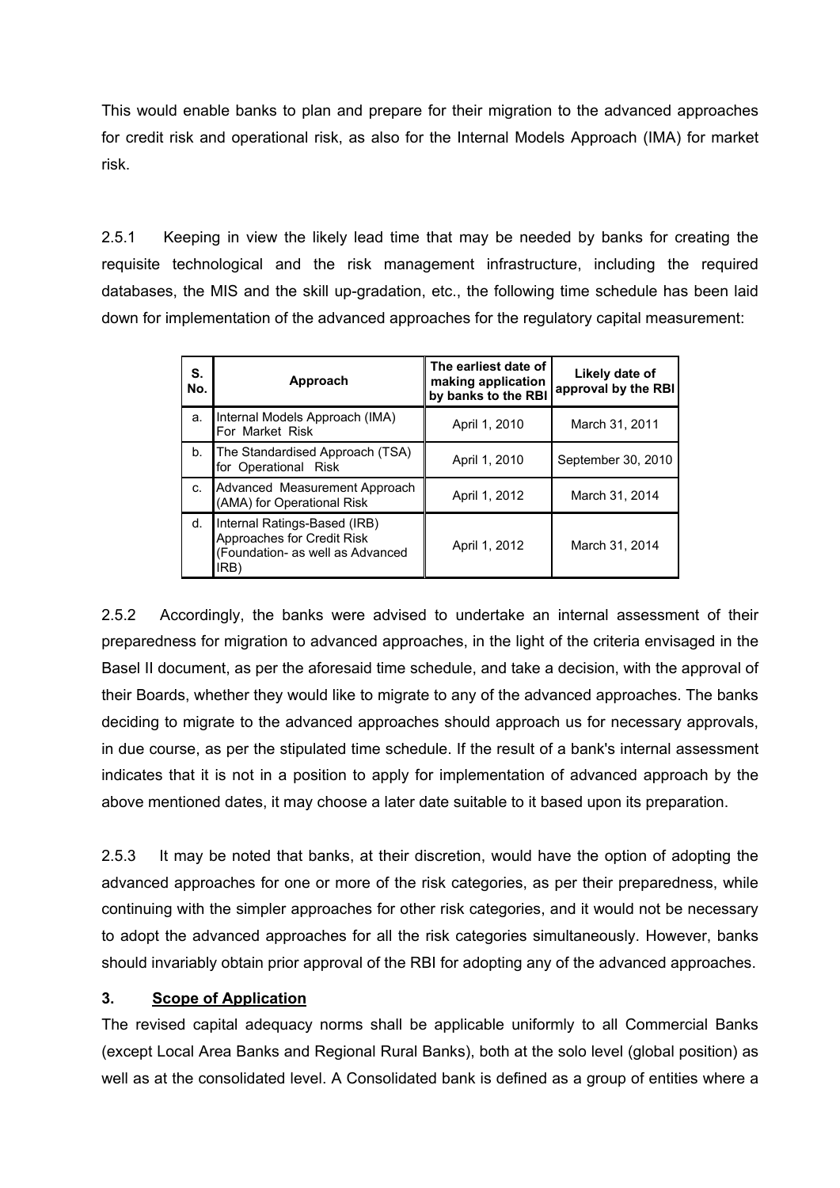This would enable banks to plan and prepare for their migration to the advanced approaches for credit risk and operational risk, as also for the Internal Models Approach (IMA) for market risk.

2.5.1 Keeping in view the likely lead time that may be needed by banks for creating the requisite technological and the risk management infrastructure, including the required databases, the MIS and the skill up-gradation, etc., the following time schedule has been laid down for implementation of the advanced approaches for the regulatory capital measurement:

| S. No. | Approach | The earliest date of making application by banks to the RBI | Likely date of approval by the RBI |
|---|---|---|---|
| a. | Internal Models Approach (IMA) For Market Risk | April 1, 2010 | March 31, 2011 |
| b. | The Standardised Approach (TSA) for Operational Risk | April 1, 2010 | September 30, 2010 |
| c. | Advanced Measurement Approach (AMA) for Operational Risk | April 1, 2012 | March 31, 2014 |
| d. | Internal Ratings-Based (IRB) Approaches for Credit Risk (Foundation- as well as Advanced IRB) | April 1, 2012 | March 31, 2014 |

2.5.2 Accordingly, the banks were advised to undertake an internal assessment of their preparedness for migration to advanced approaches, in the light of the criteria envisaged in the Basel II document, as per the aforesaid time schedule, and take a decision, with the approval of their Boards, whether they would like to migrate to any of the advanced approaches. The banks deciding to migrate to the advanced approaches should approach us for necessary approvals, in due course, as per the stipulated time schedule. If the result of a bank's internal assessment indicates that it is not in a position to apply for implementation of advanced approach by the above mentioned dates, it may choose a later date suitable to it based upon its preparation.

2.5.3 It may be noted that banks, at their discretion, would have the option of adopting the advanced approaches for one or more of the risk categories, as per their preparedness, while continuing with the simpler approaches for other risk categories, and it would not be necessary to adopt the advanced approaches for all the risk categories simultaneously. However, banks should invariably obtain prior approval of the RBI for adopting any of the advanced approaches.

## 3. Scope of Application

The revised capital adequacy norms shall be applicable uniformly to all Commercial Banks (except Local Area Banks and Regional Rural Banks), both at the solo level (global position) as well as at the consolidated level. A Consolidated bank is defined as a group of entities where a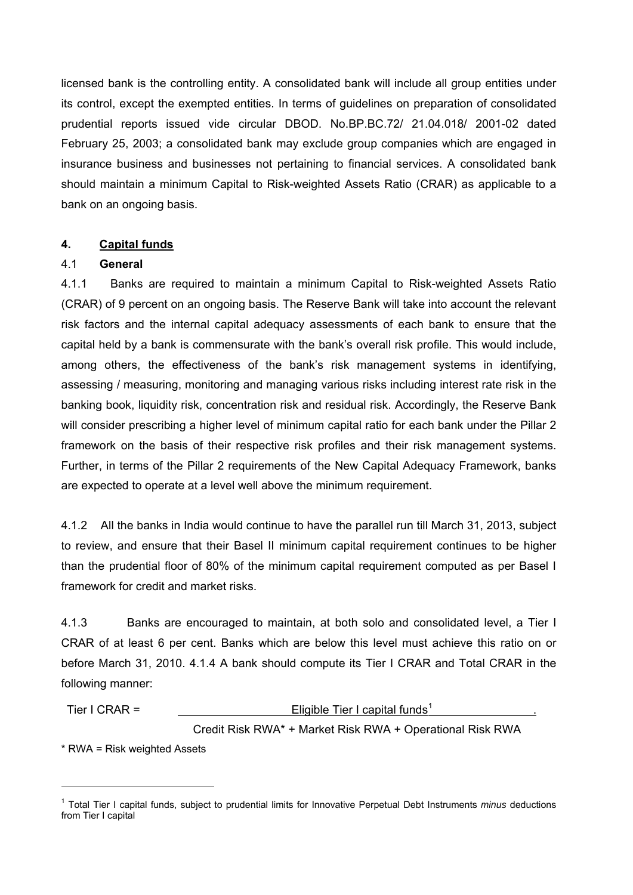licensed bank is the controlling entity. A consolidated bank will include all group entities under its control, except the exempted entities. In terms of guidelines on preparation of consolidated prudential reports issued vide circular DBOD. No.BP.BC.72/ 21.04.018/ 2001-02 dated February 25, 2003; a consolidated bank may exclude group companies which are engaged in insurance business and businesses not pertaining to financial services. A consolidated bank should maintain a minimum Capital to Risk-weighted Assets Ratio (CRAR) as applicable to a bank on an ongoing basis.

## 4. Capital funds

### 4.1 General

4.1.1 Banks are required to maintain a minimum Capital to Risk-weighted Assets Ratio (CRAR) of 9 percent on an ongoing basis. The Reserve Bank will take into account the relevant risk factors and the internal capital adequacy assessments of each bank to ensure that the capital held by a bank is commensurate with the bank's overall risk profile. This would include, among others, the effectiveness of the bank's risk management systems in identifying, assessing / measuring, monitoring and managing various risks including interest rate risk in the banking book, liquidity risk, concentration risk and residual risk. Accordingly, the Reserve Bank will consider prescribing a higher level of minimum capital ratio for each bank under the Pillar 2 framework on the basis of their respective risk profiles and their risk management systems. Further, in terms of the Pillar 2 requirements of the New Capital Adequacy Framework, banks are expected to operate at a level well above the minimum requirement.

4.1.2 All the banks in India would continue to have the parallel run till March 31, 2013, subject to review, and ensure that their Basel II minimum capital requirement continues to be higher than the prudential floor of 80% of the minimum capital requirement computed as per Basel I framework for credit and market risks.

4.1.3 Banks are encouraged to maintain, at both solo and consolidated level, a Tier I CRAR of at least 6 per cent. Banks which are below this level must achieve this ratio on or before March 31, 2010. 4.1.4 A bank should compute its Tier I CRAR and Total CRAR in the following manner:

$$\text{Tier I CRAR} = \frac{\text{Eligible Tier I capital funds}^{[1]}}{\text{Credit Risk RWA* + Market Risk RWA + Operational Risk RWA}}$$

* RWA = Risk weighted Assets

---

[1] Total Tier I capital funds, subject to prudential limits for Innovative Perpetual Debt Instruments *minus* deductions from Tier I capital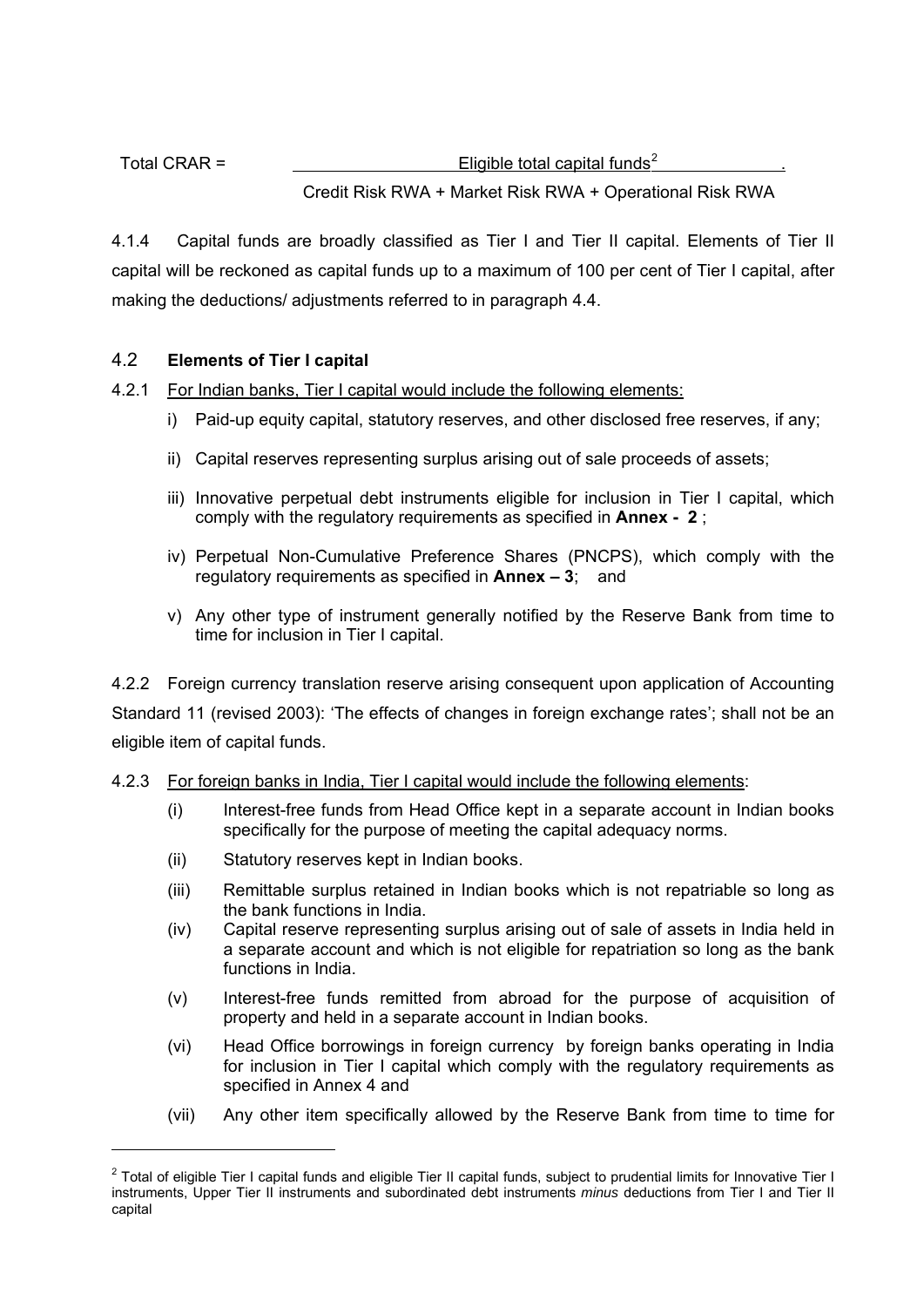$$\text{Total CRAR} = \frac{\text{Eligible total capital funds}^{2}}{\text{Credit Risk RWA + Market Risk RWA + Operational Risk RWA}}$$

4.1.4 Capital funds are broadly classified as Tier I and Tier II capital. Elements of Tier II capital will be reckoned as capital funds up to a maximum of 100 per cent of Tier I capital, after making the deductions/ adjustments referred to in paragraph 4.4.

### 4.2 Elements of Tier I capital

4.2.1 For Indian banks, Tier I capital would include the following elements:

i) Paid-up equity capital, statutory reserves, and other disclosed free reserves, if any;

ii) Capital reserves representing surplus arising out of sale proceeds of assets;

iii) Innovative perpetual debt instruments eligible for inclusion in Tier I capital, which comply with the regulatory requirements as specified in **Annex - 2** ;

iv) Perpetual Non-Cumulative Preference Shares (PNCPS), which comply with the regulatory requirements as specified in **Annex – 3**; and

v) Any other type of instrument generally notified by the Reserve Bank from time to time for inclusion in Tier I capital.

4.2.2 Foreign currency translation reserve arising consequent upon application of Accounting Standard 11 (revised 2003): 'The effects of changes in foreign exchange rates'; shall not be an eligible item of capital funds.

4.2.3 For foreign banks in India, Tier I capital would include the following elements:

(i) Interest-free funds from Head Office kept in a separate account in Indian books specifically for the purpose of meeting the capital adequacy norms.

(ii) Statutory reserves kept in Indian books.

(iii) Remittable surplus retained in Indian books which is not repatriable so long as the bank functions in India.

(iv) Capital reserve representing surplus arising out of sale of assets in India held in a separate account and which is not eligible for repatriation so long as the bank functions in India.

(v) Interest-free funds remitted from abroad for the purpose of acquisition of property and held in a separate account in Indian books.

(vi) Head Office borrowings in foreign currency by foreign banks operating in India for inclusion in Tier I capital which comply with the regulatory requirements as specified in Annex 4 and

(vii) Any other item specifically allowed by the Reserve Bank from time to time for

---

[2] Total of eligible Tier I capital funds and eligible Tier II capital funds, subject to prudential limits for Innovative Tier I instruments, Upper Tier II instruments and subordinated debt instruments *minus* deductions from Tier I and Tier II capital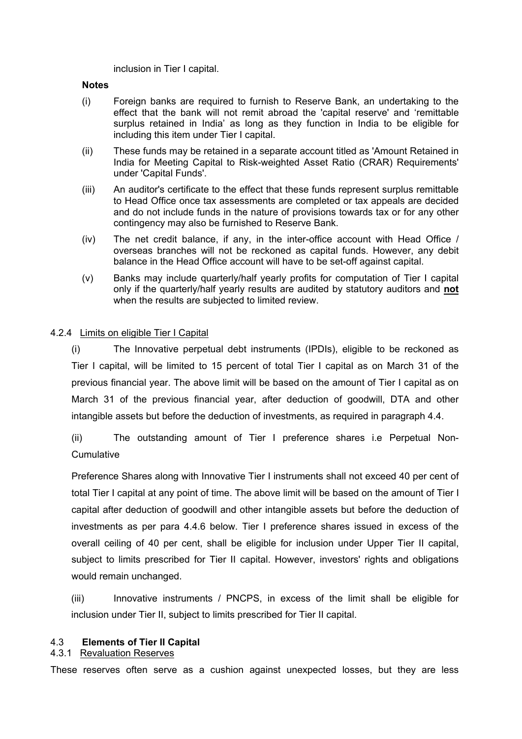inclusion in Tier I capital.

**Notes**

(i) Foreign banks are required to furnish to Reserve Bank, an undertaking to the effect that the bank will not remit abroad the 'capital reserve' and 'remittable surplus retained in India' as long as they function in India to be eligible for including this item under Tier I capital.

(ii) These funds may be retained in a separate account titled as 'Amount Retained in India for Meeting Capital to Risk-weighted Asset Ratio (CRAR) Requirements' under 'Capital Funds'.

(iii) An auditor's certificate to the effect that these funds represent surplus remittable to Head Office once tax assessments are completed or tax appeals are decided and do not include funds in the nature of provisions towards tax or for any other contingency may also be furnished to Reserve Bank.

(iv) The net credit balance, if any, in the inter-office account with Head Office / overseas branches will not be reckoned as capital funds. However, any debit balance in the Head Office account will have to be set-off against capital.

(v) Banks may include quarterly/half yearly profits for computation of Tier I capital only if the quarterly/half yearly results are audited by statutory auditors and **not** when the results are subjected to limited review.

4.2.4 Limits on eligible Tier I Capital

(i) The Innovative perpetual debt instruments (IPDIs), eligible to be reckoned as Tier I capital, will be limited to 15 percent of total Tier I capital as on March 31 of the previous financial year. The above limit will be based on the amount of Tier I capital as on March 31 of the previous financial year, after deduction of goodwill, DTA and other intangible assets but before the deduction of investments, as required in paragraph 4.4.

(ii) The outstanding amount of Tier I preference shares i.e Perpetual Non-Cumulative

Preference Shares along with Innovative Tier I instruments shall not exceed 40 per cent of total Tier I capital at any point of time. The above limit will be based on the amount of Tier I capital after deduction of goodwill and other intangible assets but before the deduction of investments as per para 4.4.6 below. Tier I preference shares issued in excess of the overall ceiling of 40 per cent, shall be eligible for inclusion under Upper Tier II capital, subject to limits prescribed for Tier II capital. However, investors' rights and obligations would remain unchanged.

(iii) Innovative instruments / PNCPS, in excess of the limit shall be eligible for inclusion under Tier II, subject to limits prescribed for Tier II capital.

### 4.3 **Elements of Tier II Capital**

4.3.1 Revaluation Reserves

These reserves often serve as a cushion against unexpected losses, but they are less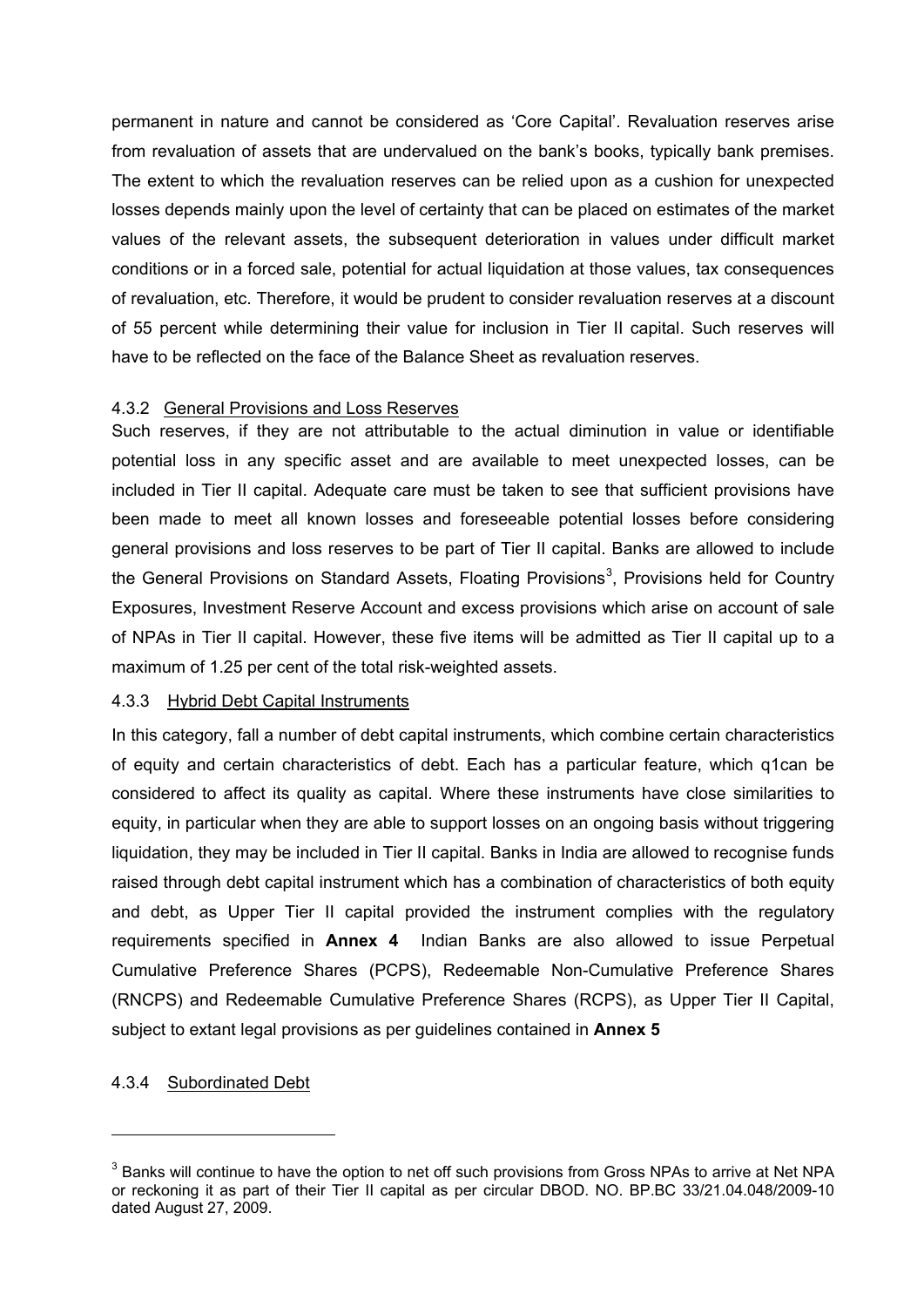permanent in nature and cannot be considered as 'Core Capital'. Revaluation reserves arise from revaluation of assets that are undervalued on the bank's books, typically bank premises. The extent to which the revaluation reserves can be relied upon as a cushion for unexpected losses depends mainly upon the level of certainty that can be placed on estimates of the market values of the relevant assets, the subsequent deterioration in values under difficult market conditions or in a forced sale, potential for actual liquidation at those values, tax consequences of revaluation, etc. Therefore, it would be prudent to consider revaluation reserves at a discount of 55 percent while determining their value for inclusion in Tier II capital. Such reserves will have to be reflected on the face of the Balance Sheet as revaluation reserves.

#### 4.3.2 General Provisions and Loss Reserves

Such reserves, if they are not attributable to the actual diminution in value or identifiable potential loss in any specific asset and are available to meet unexpected losses, can be included in Tier II capital. Adequate care must be taken to see that sufficient provisions have been made to meet all known losses and foreseeable potential losses before considering general provisions and loss reserves to be part of Tier II capital. Banks are allowed to include the General Provisions on Standard Assets, Floating Provisions[3], Provisions held for Country Exposures, Investment Reserve Account and excess provisions which arise on account of sale of NPAs in Tier II capital. However, these five items will be admitted as Tier II capital up to a maximum of 1.25 per cent of the total risk-weighted assets.

#### 4.3.3 Hybrid Debt Capital Instruments

In this category, fall a number of debt capital instruments, which combine certain characteristics of equity and certain characteristics of debt. Each has a particular feature, which q1can be considered to affect its quality as capital. Where these instruments have close similarities to equity, in particular when they are able to support losses on an ongoing basis without triggering liquidation, they may be included in Tier II capital. Banks in India are allowed to recognise funds raised through debt capital instrument which has a combination of characteristics of both equity and debt, as Upper Tier II capital provided the instrument complies with the regulatory requirements specified in **Annex 4** Indian Banks are also allowed to issue Perpetual Cumulative Preference Shares (PCPS), Redeemable Non-Cumulative Preference Shares (RNCPS) and Redeemable Cumulative Preference Shares (RCPS), as Upper Tier II Capital, subject to extant legal provisions as per guidelines contained in **Annex 5**

#### 4.3.4 Subordinated Debt

---

[3] Banks will continue to have the option to net off such provisions from Gross NPAs to arrive at Net NPA or reckoning it as part of their Tier II capital as per circular DBOD. NO. BP.BC 33/21.04.048/2009-10 dated August 27, 2009.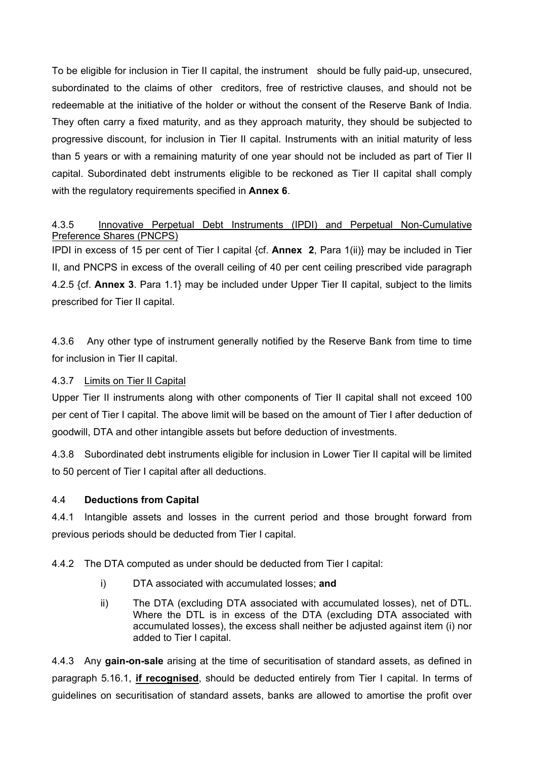To be eligible for inclusion in Tier II capital, the instrument should be fully paid-up, unsecured, subordinated to the claims of other creditors, free of restrictive clauses, and should not be redeemable at the initiative of the holder or without the consent of the Reserve Bank of India. They often carry a fixed maturity, and as they approach maturity, they should be subjected to progressive discount, for inclusion in Tier II capital. Instruments with an initial maturity of less than 5 years or with a remaining maturity of one year should not be included as part of Tier II capital. Subordinated debt instruments eligible to be reckoned as Tier II capital shall comply with the regulatory requirements specified in **Annex 6**.

4.3.5 Innovative Perpetual Debt Instruments (IPDI) and Perpetual Non-Cumulative Preference Shares (PNCPS)

IPDI in excess of 15 per cent of Tier I capital {cf. **Annex 2**, Para 1(ii)} may be included in Tier II, and PNCPS in excess of the overall ceiling of 40 per cent ceiling prescribed vide paragraph 4.2.5 {cf. **Annex 3**. Para 1.1} may be included under Upper Tier II capital, subject to the limits prescribed for Tier II capital.

4.3.6 Any other type of instrument generally notified by the Reserve Bank from time to time for inclusion in Tier II capital.

4.3.7 Limits on Tier II Capital

Upper Tier II instruments along with other components of Tier II capital shall not exceed 100 per cent of Tier I capital. The above limit will be based on the amount of Tier I after deduction of goodwill, DTA and other intangible assets but before deduction of investments.

4.3.8 Subordinated debt instruments eligible for inclusion in Lower Tier II capital will be limited to 50 percent of Tier I capital after all deductions.

4.4 **Deductions from Capital**

4.4.1 Intangible assets and losses in the current period and those brought forward from previous periods should be deducted from Tier I capital.

4.4.2 The DTA computed as under should be deducted from Tier I capital:

i) DTA associated with accumulated losses; **and**

ii) The DTA (excluding DTA associated with accumulated losses), net of DTL. Where the DTL is in excess of the DTA (excluding DTA associated with accumulated losses), the excess shall neither be adjusted against item (i) nor added to Tier I capital.

4.4.3 Any **gain-on-sale** arising at the time of securitisation of standard assets, as defined in paragraph 5.16.1, **if recognised**, should be deducted entirely from Tier I capital. In terms of guidelines on securitisation of standard assets, banks are allowed to amortise the profit over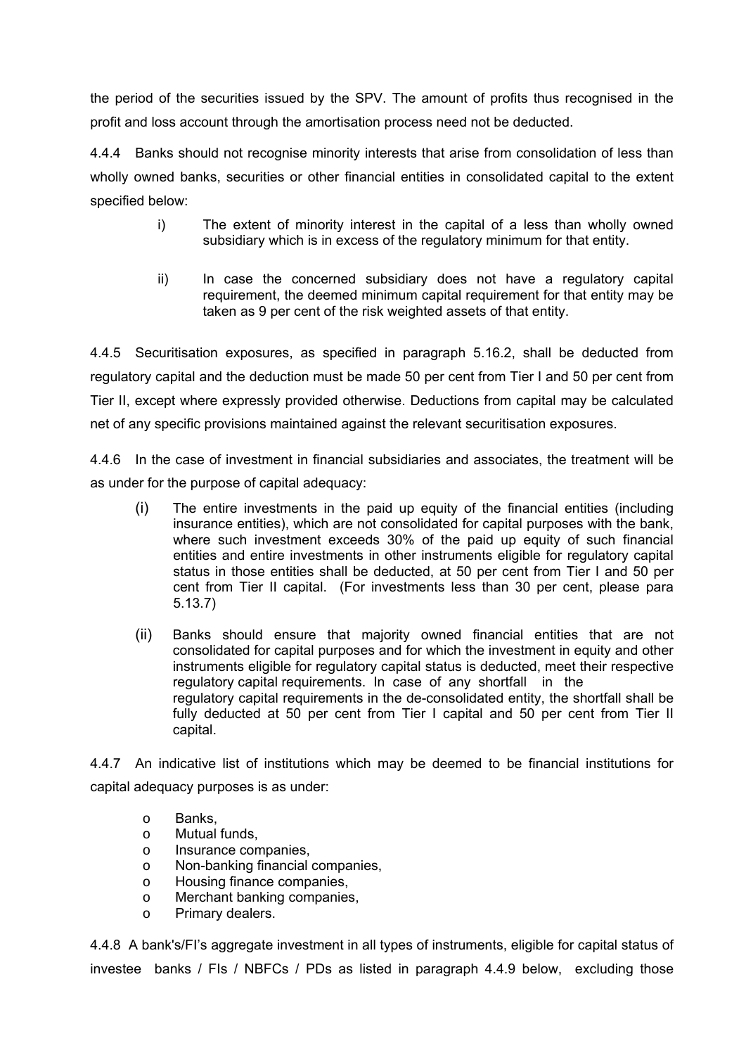the period of the securities issued by the SPV. The amount of profits thus recognised in the profit and loss account through the amortisation process need not be deducted.

4.4.4 Banks should not recognise minority interests that arise from consolidation of less than wholly owned banks, securities or other financial entities in consolidated capital to the extent specified below:

i) The extent of minority interest in the capital of a less than wholly owned subsidiary which is in excess of the regulatory minimum for that entity.

ii) In case the concerned subsidiary does not have a regulatory capital requirement, the deemed minimum capital requirement for that entity may be taken as 9 per cent of the risk weighted assets of that entity.

4.4.5 Securitisation exposures, as specified in paragraph 5.16.2, shall be deducted from regulatory capital and the deduction must be made 50 per cent from Tier I and 50 per cent from Tier II, except where expressly provided otherwise. Deductions from capital may be calculated net of any specific provisions maintained against the relevant securitisation exposures.

4.4.6 In the case of investment in financial subsidiaries and associates, the treatment will be as under for the purpose of capital adequacy:

(i) The entire investments in the paid up equity of the financial entities (including insurance entities), which are not consolidated for capital purposes with the bank, where such investment exceeds 30% of the paid up equity of such financial entities and entire investments in other instruments eligible for regulatory capital status in those entities shall be deducted, at 50 per cent from Tier I and 50 per cent from Tier II capital. (For investments less than 30 per cent, please para 5.13.7)

(ii) Banks should ensure that majority owned financial entities that are not consolidated for capital purposes and for which the investment in equity and other instruments eligible for regulatory capital status is deducted, meet their respective regulatory capital requirements. In case of any shortfall in the regulatory capital requirements in the de-consolidated entity, the shortfall shall be fully deducted at 50 per cent from Tier I capital and 50 per cent from Tier II capital.

4.4.7 An indicative list of institutions which may be deemed to be financial institutions for capital adequacy purposes is as under:

- Banks,
- Mutual funds,
- Insurance companies,
- Non-banking financial companies,
- Housing finance companies,
- Merchant banking companies,
- Primary dealers.

4.4.8 A bank's/FI's aggregate investment in all types of instruments, eligible for capital status of investee banks / FIs / NBFCs / PDs as listed in paragraph 4.4.9 below, excluding those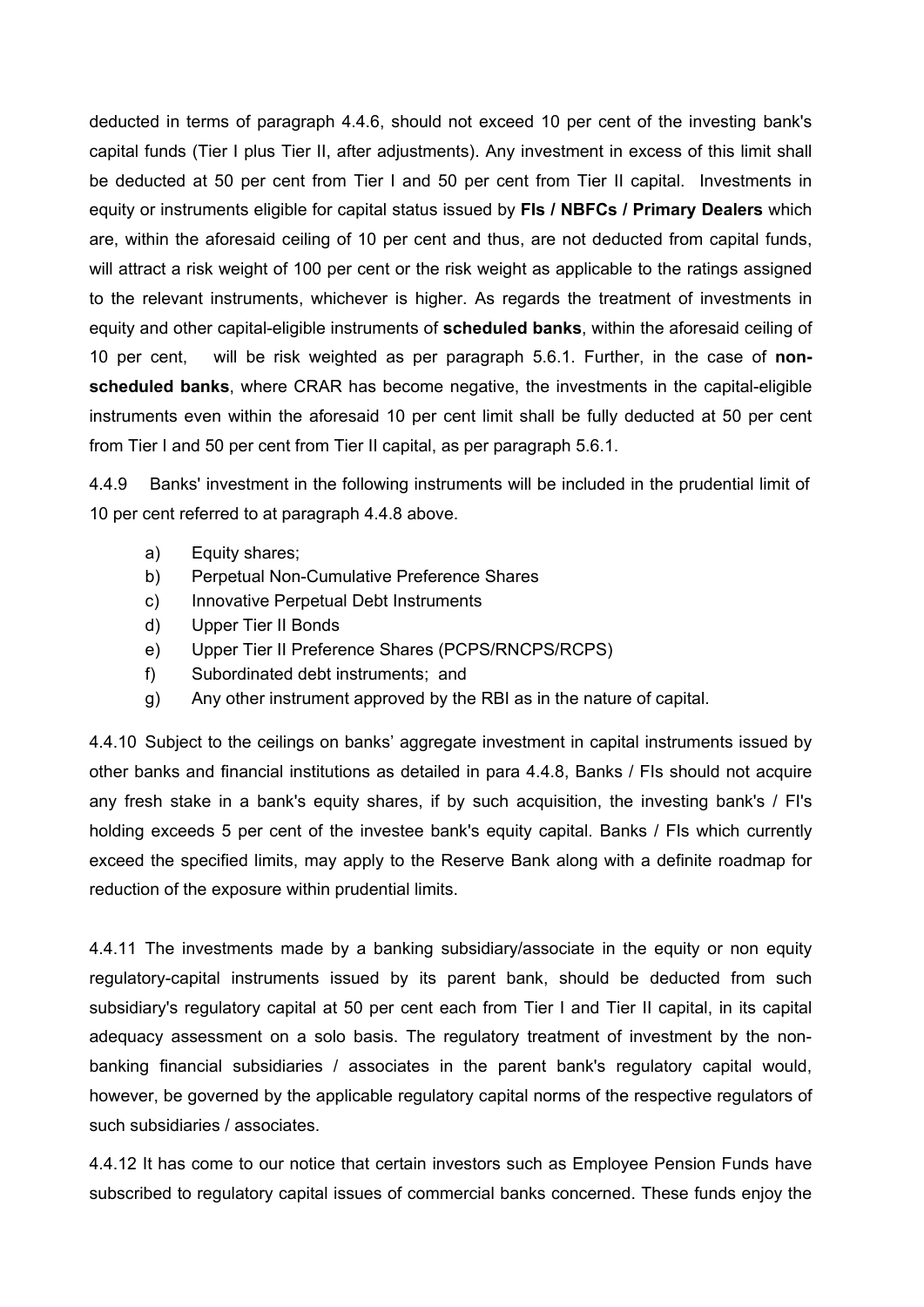deducted in terms of paragraph 4.4.6, should not exceed 10 per cent of the investing bank's capital funds (Tier I plus Tier II, after adjustments). Any investment in excess of this limit shall be deducted at 50 per cent from Tier I and 50 per cent from Tier II capital. Investments in equity or instruments eligible for capital status issued by **FIs / NBFCs / Primary Dealers** which are, within the aforesaid ceiling of 10 per cent and thus, are not deducted from capital funds, will attract a risk weight of 100 per cent or the risk weight as applicable to the ratings assigned to the relevant instruments, whichever is higher. As regards the treatment of investments in equity and other capital-eligible instruments of **scheduled banks**, within the aforesaid ceiling of 10 per cent, will be risk weighted as per paragraph 5.6.1. Further, in the case of **non-scheduled banks**, where CRAR has become negative, the investments in the capital-eligible instruments even within the aforesaid 10 per cent limit shall be fully deducted at 50 per cent from Tier I and 50 per cent from Tier II capital, as per paragraph 5.6.1.

4.4.9 Banks' investment in the following instruments will be included in the prudential limit of 10 per cent referred to at paragraph 4.4.8 above.

a) Equity shares;
b) Perpetual Non-Cumulative Preference Shares
c) Innovative Perpetual Debt Instruments
d) Upper Tier II Bonds
e) Upper Tier II Preference Shares (PCPS/RNCPS/RCPS)
f) Subordinated debt instruments; and
g) Any other instrument approved by the RBI as in the nature of capital.

4.4.10 Subject to the ceilings on banks' aggregate investment in capital instruments issued by other banks and financial institutions as detailed in para 4.4.8, Banks / FIs should not acquire any fresh stake in a bank's equity shares, if by such acquisition, the investing bank's / FI's holding exceeds 5 per cent of the investee bank's equity capital. Banks / FIs which currently exceed the specified limits, may apply to the Reserve Bank along with a definite roadmap for reduction of the exposure within prudential limits.

4.4.11 The investments made by a banking subsidiary/associate in the equity or non equity regulatory-capital instruments issued by its parent bank, should be deducted from such subsidiary's regulatory capital at 50 per cent each from Tier I and Tier II capital, in its capital adequacy assessment on a solo basis. The regulatory treatment of investment by the non-banking financial subsidiaries / associates in the parent bank's regulatory capital would, however, be governed by the applicable regulatory capital norms of the respective regulators of such subsidiaries / associates.

4.4.12 It has come to our notice that certain investors such as Employee Pension Funds have subscribed to regulatory capital issues of commercial banks concerned. These funds enjoy the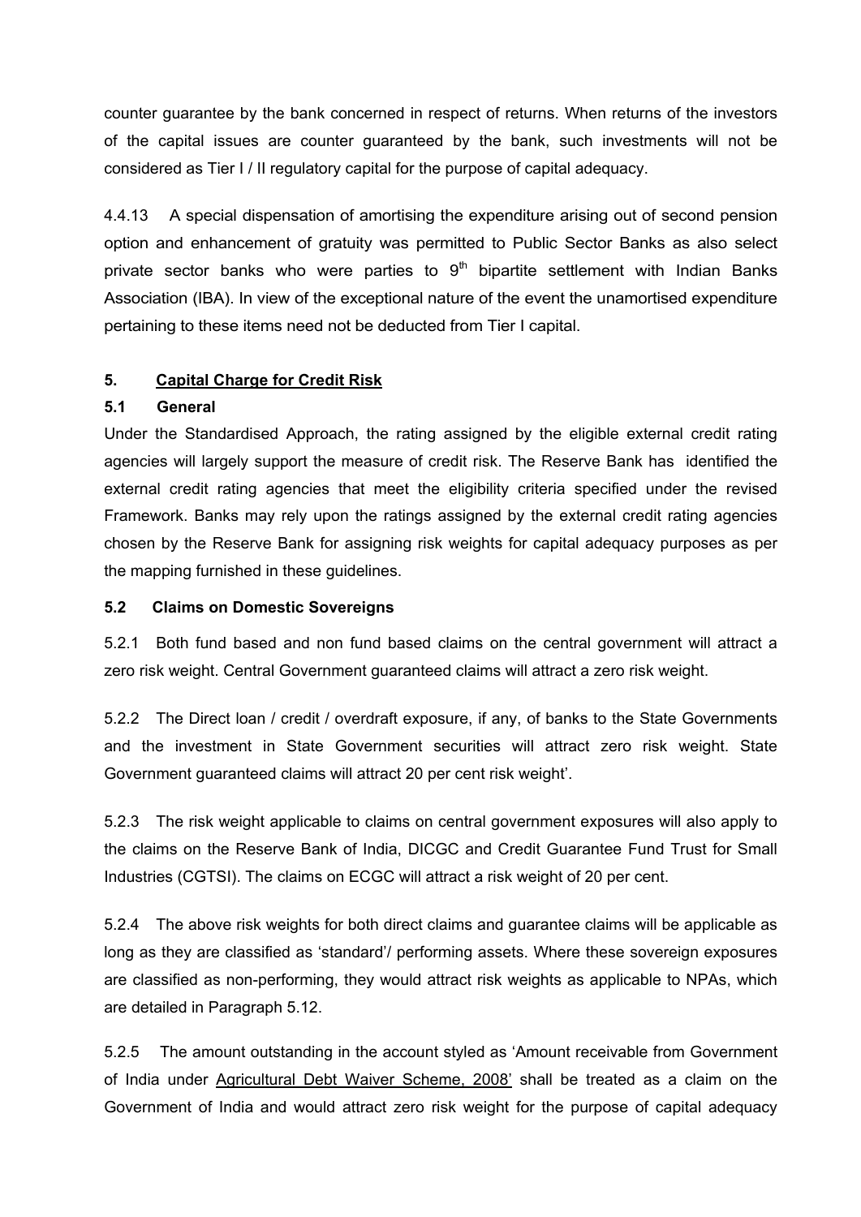counter guarantee by the bank concerned in respect of returns. When returns of the investors of the capital issues are counter guaranteed by the bank, such investments will not be considered as Tier I / II regulatory capital for the purpose of capital adequacy.

4.4.13 A special dispensation of amortising the expenditure arising out of second pension option and enhancement of gratuity was permitted to Public Sector Banks as also select private sector banks who were parties to 9th bipartite settlement with Indian Banks Association (IBA). In view of the exceptional nature of the event the unamortised expenditure pertaining to these items need not be deducted from Tier I capital.

## 5. Capital Charge for Credit Risk

### 5.1 General

Under the Standardised Approach, the rating assigned by the eligible external credit rating agencies will largely support the measure of credit risk. The Reserve Bank has identified the external credit rating agencies that meet the eligibility criteria specified under the revised Framework. Banks may rely upon the ratings assigned by the external credit rating agencies chosen by the Reserve Bank for assigning risk weights for capital adequacy purposes as per the mapping furnished in these guidelines.

### 5.2 Claims on Domestic Sovereigns

5.2.1 Both fund based and non fund based claims on the central government will attract a zero risk weight. Central Government guaranteed claims will attract a zero risk weight.

5.2.2 The Direct loan / credit / overdraft exposure, if any, of banks to the State Governments and the investment in State Government securities will attract zero risk weight. State Government guaranteed claims will attract 20 per cent risk weight'.

5.2.3 The risk weight applicable to claims on central government exposures will also apply to the claims on the Reserve Bank of India, DICGC and Credit Guarantee Fund Trust for Small Industries (CGTSI). The claims on ECGC will attract a risk weight of 20 per cent.

5.2.4 The above risk weights for both direct claims and guarantee claims will be applicable as long as they are classified as 'standard'/ performing assets. Where these sovereign exposures are classified as non-performing, they would attract risk weights as applicable to NPAs, which are detailed in Paragraph 5.12.

5.2.5 The amount outstanding in the account styled as 'Amount receivable from Government of India under Agricultural Debt Waiver Scheme, 2008' shall be treated as a claim on the Government of India and would attract zero risk weight for the purpose of capital adequacy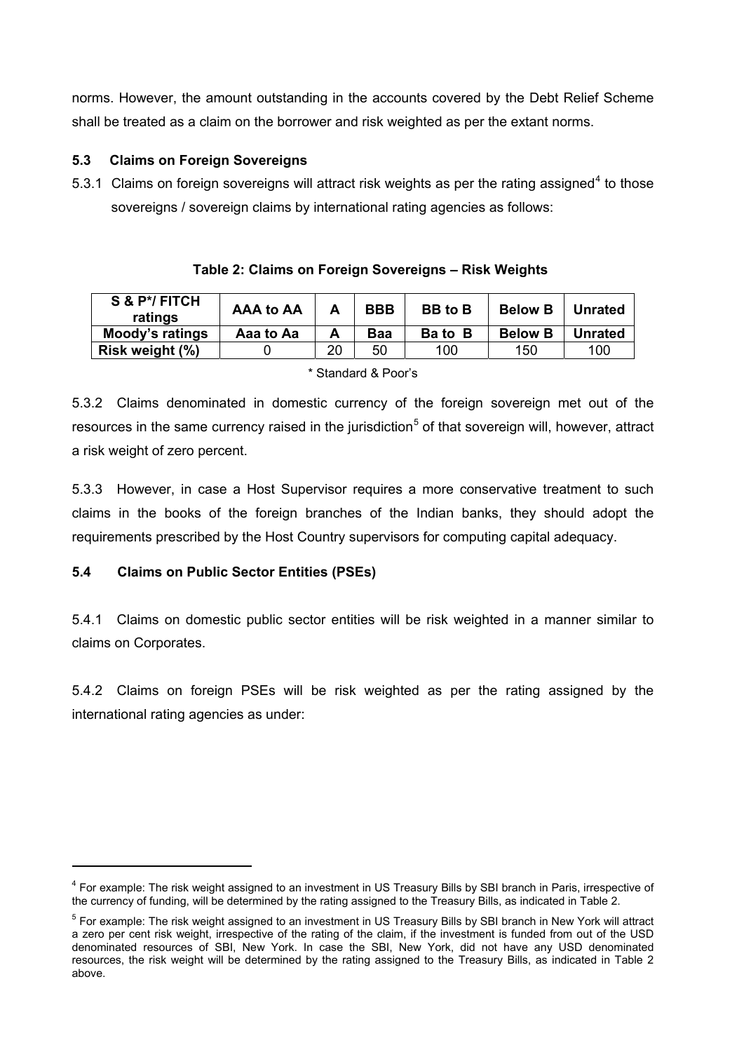norms. However, the amount outstanding in the accounts covered by the Debt Relief Scheme shall be treated as a claim on the borrower and risk weighted as per the extant norms.

### 5.3 Claims on Foreign Sovereigns

5.3.1 Claims on foreign sovereigns will attract risk weights as per the rating assigned[4] to those sovereigns / sovereign claims by international rating agencies as follows:

**Table 2: Claims on Foreign Sovereigns – Risk Weights**

| S & P*/ FITCH ratings | AAA to AA | A | BBB | BB to B | Below B | Unrated |
|---|---|---|---|---|---|---|
| **Moody's ratings** | **Aaa to Aa** | **A** | **Baa** | **Ba to B** | **Below B** | **Unrated** |
| **Risk weight (%)** | 0 | 20 | 50 | 100 | 150 | 100 |

\* Standard & Poor's

5.3.2 Claims denominated in domestic currency of the foreign sovereign met out of the resources in the same currency raised in the jurisdiction[5] of that sovereign will, however, attract a risk weight of zero percent.

5.3.3 However, in case a Host Supervisor requires a more conservative treatment to such claims in the books of the foreign branches of the Indian banks, they should adopt the requirements prescribed by the Host Country supervisors for computing capital adequacy.

### 5.4 Claims on Public Sector Entities (PSEs)

5.4.1 Claims on domestic public sector entities will be risk weighted in a manner similar to claims on Corporates.

5.4.2 Claims on foreign PSEs will be risk weighted as per the rating assigned by the international rating agencies as under:

---

[4] For example: The risk weight assigned to an investment in US Treasury Bills by SBI branch in Paris, irrespective of the currency of funding, will be determined by the rating assigned to the Treasury Bills, as indicated in Table 2.

[5] For example: The risk weight assigned to an investment in US Treasury Bills by SBI branch in New York will attract a zero per cent risk weight, irrespective of the rating of the claim, if the investment is funded from out of the USD denominated resources of SBI, New York. In case the SBI, New York, did not have any USD denominated resources, the risk weight will be determined by the rating assigned to the Treasury Bills, as indicated in Table 2 above.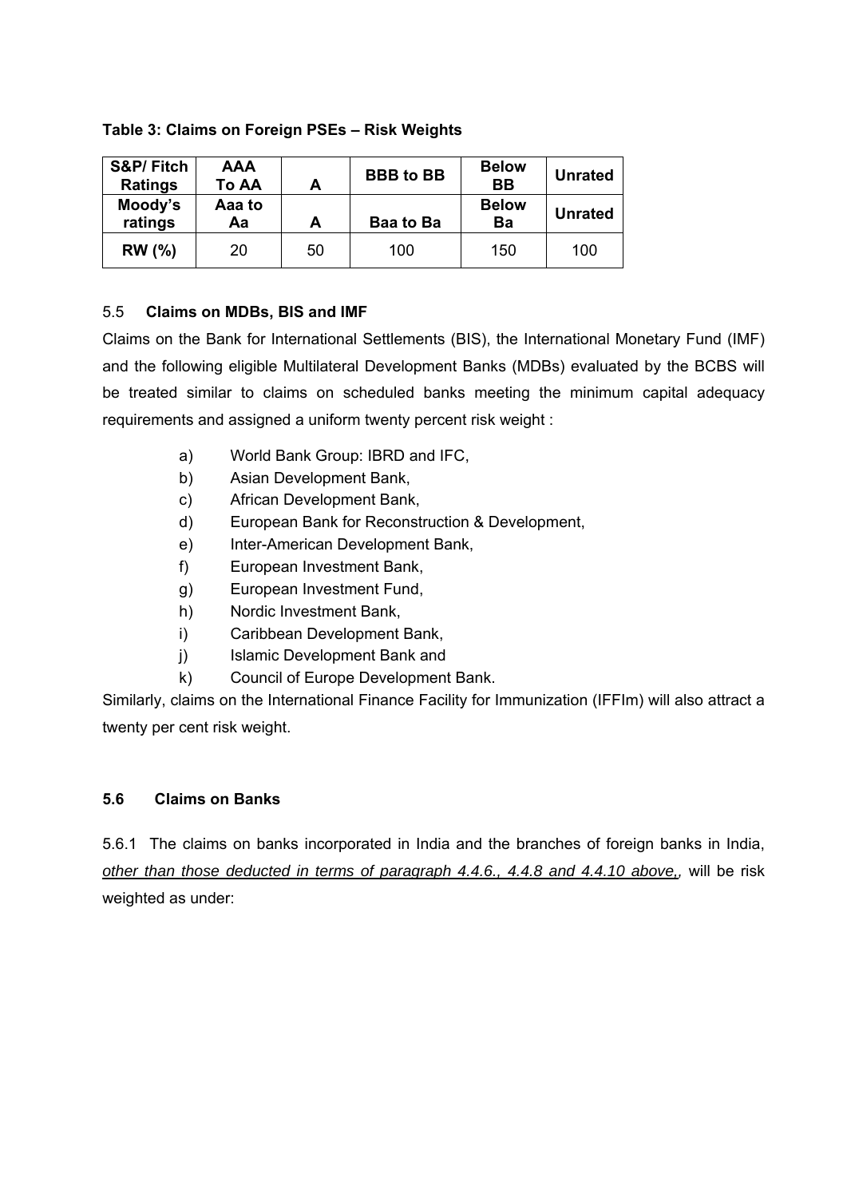**Table 3: Claims on Foreign PSEs – Risk Weights**

| S&P/ Fitch Ratings | AAA To AA | A | BBB to BB | Below BB | Unrated |
|---|---|---|---|---|---|
| Moody's ratings | Aaa to Aa | A | Baa to Ba | Below Ba | Unrated |
| RW (%) | 20 | 50 | 100 | 150 | 100 |

### 5.5 Claims on MDBs, BIS and IMF

Claims on the Bank for International Settlements (BIS), the International Monetary Fund (IMF) and the following eligible Multilateral Development Banks (MDBs) evaluated by the BCBS will be treated similar to claims on scheduled banks meeting the minimum capital adequacy requirements and assigned a uniform twenty percent risk weight :

a) World Bank Group: IBRD and IFC,
b) Asian Development Bank,
c) African Development Bank,
d) European Bank for Reconstruction & Development,
e) Inter-American Development Bank,
f) European Investment Bank,
g) European Investment Fund,
h) Nordic Investment Bank,
i) Caribbean Development Bank,
j) Islamic Development Bank and
k) Council of Europe Development Bank.

Similarly, claims on the International Finance Facility for Immunization (IFFIm) will also attract a twenty per cent risk weight.

### 5.6 Claims on Banks

5.6.1 The claims on banks incorporated in India and the branches of foreign banks in India, *other than those deducted in terms of paragraph 4.4.6., 4.4.8 and 4.4.10 above,,* will be risk weighted as under: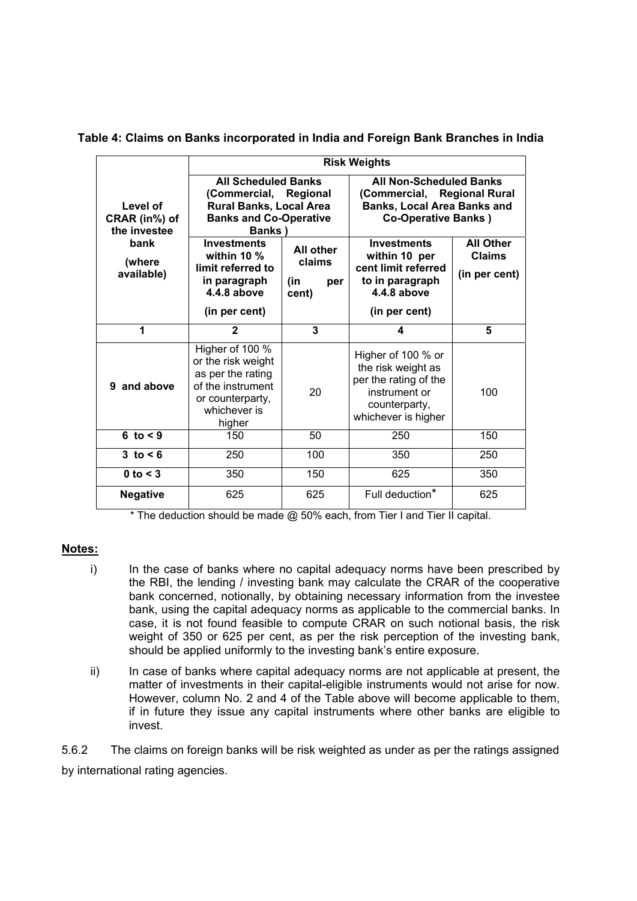**Table 4: Claims on Banks incorporated in India and Foreign Bank Branches in India**

| Level of CRAR (in%) of the investee bank (where available) | Risk Weights | | | |
|---|---|---|---|---|
| | All Scheduled Banks (Commercial, Regional Rural Banks, Local Area Banks and Co-Operative Banks ) | | All Non-Scheduled Banks (Commercial, Regional Rural Banks, Local Area Banks and Co-Operative Banks ) | |
| | Investments within 10 % limit referred to in paragraph 4.4.8 above (in per cent) | All other claims (in per cent) | Investments within 10 per cent limit referred to in paragraph 4.4.8 above (in per cent) | All Other Claims (in per cent) |
| 1 | 2 | 3 | 4 | 5 |
| 9 and above | Higher of 100 % or the risk weight as per the rating of the instrument or counterparty, whichever is higher | 20 | Higher of 100 % or the risk weight as per the rating of the instrument or counterparty, whichever is higher | 100 |
| 6 to < 9 | 150 | 50 | 250 | 150 |
| 3 to < 6 | 250 | 100 | 350 | 250 |
| 0 to < 3 | 350 | 150 | 625 | 350 |
| Negative | 625 | 625 | Full deduction* | 625 |

\* The deduction should be made @ 50% each, from Tier I and Tier II capital.

**Notes:**

i) In the case of banks where no capital adequacy norms have been prescribed by the RBI, the lending / investing bank may calculate the CRAR of the cooperative bank concerned, notionally, by obtaining necessary information from the investee bank, using the capital adequacy norms as applicable to the commercial banks. In case, it is not found feasible to compute CRAR on such notional basis, the risk weight of 350 or 625 per cent, as per the risk perception of the investing bank, should be applied uniformly to the investing bank's entire exposure.

ii) In case of banks where capital adequacy norms are not applicable at present, the matter of investments in their capital-eligible instruments would not arise for now. However, column No. 2 and 4 of the Table above will become applicable to them, if in future they issue any capital instruments where other banks are eligible to invest.

5.6.2 The claims on foreign banks will be risk weighted as under as per the ratings assigned by international rating agencies.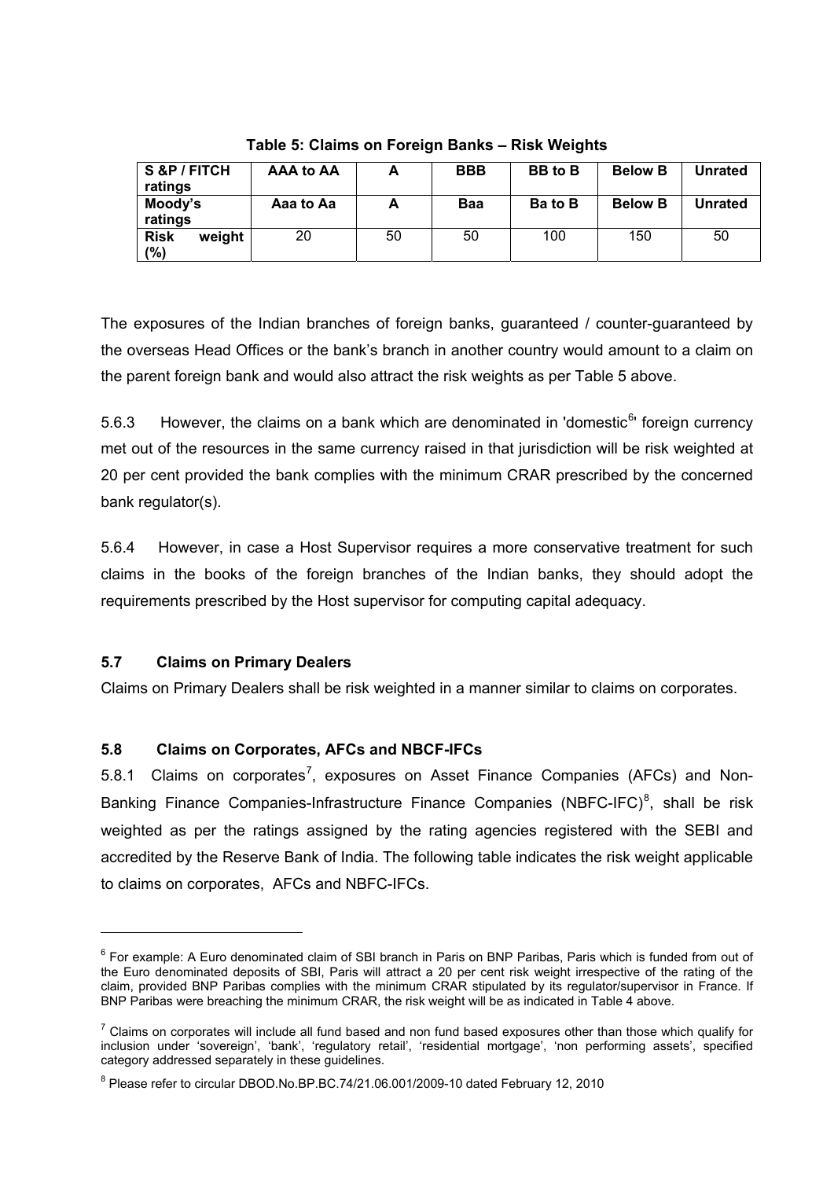**Table 5: Claims on Foreign Banks – Risk Weights**

| S &P / FITCH ratings | AAA to AA | A | BBB | BB to B | Below B | Unrated |
|---|---|---|---|---|---|---|
| Moody's ratings | Aaa to Aa | A | Baa | Ba to B | Below B | Unrated |
| Risk weight (%) | 20 | 50 | 50 | 100 | 150 | 50 |

The exposures of the Indian branches of foreign banks, guaranteed / counter-guaranteed by the overseas Head Offices or the bank's branch in another country would amount to a claim on the parent foreign bank and would also attract the risk weights as per Table 5 above.

5.6.3 However, the claims on a bank which are denominated in 'domestic[6]' foreign currency met out of the resources in the same currency raised in that jurisdiction will be risk weighted at 20 per cent provided the bank complies with the minimum CRAR prescribed by the concerned bank regulator(s).

5.6.4 However, in case a Host Supervisor requires a more conservative treatment for such claims in the books of the foreign branches of the Indian banks, they should adopt the requirements prescribed by the Host supervisor for computing capital adequacy.

### 5.7 Claims on Primary Dealers

Claims on Primary Dealers shall be risk weighted in a manner similar to claims on corporates.

### 5.8 Claims on Corporates, AFCs and NBCF-IFCs

5.8.1 Claims on corporates[7], exposures on Asset Finance Companies (AFCs) and Non-Banking Finance Companies-Infrastructure Finance Companies (NBFC-IFC)[8], shall be risk weighted as per the ratings assigned by the rating agencies registered with the SEBI and accredited by the Reserve Bank of India. The following table indicates the risk weight applicable to claims on corporates, AFCs and NBFC-IFCs.

---

[6] For example: A Euro denominated claim of SBI branch in Paris on BNP Paribas, Paris which is funded from out of the Euro denominated deposits of SBI, Paris will attract a 20 per cent risk weight irrespective of the rating of the claim, provided BNP Paribas complies with the minimum CRAR stipulated by its regulator/supervisor in France. If BNP Paribas were breaching the minimum CRAR, the risk weight will be as indicated in Table 4 above.

[7] Claims on corporates will include all fund based and non fund based exposures other than those which qualify for inclusion under 'sovereign', 'bank', 'regulatory retail', 'residential mortgage', 'non performing assets', specified category addressed separately in these guidelines.

[8] Please refer to circular DBOD.No.BP.BC.74/21.06.001/2009-10 dated February 12, 2010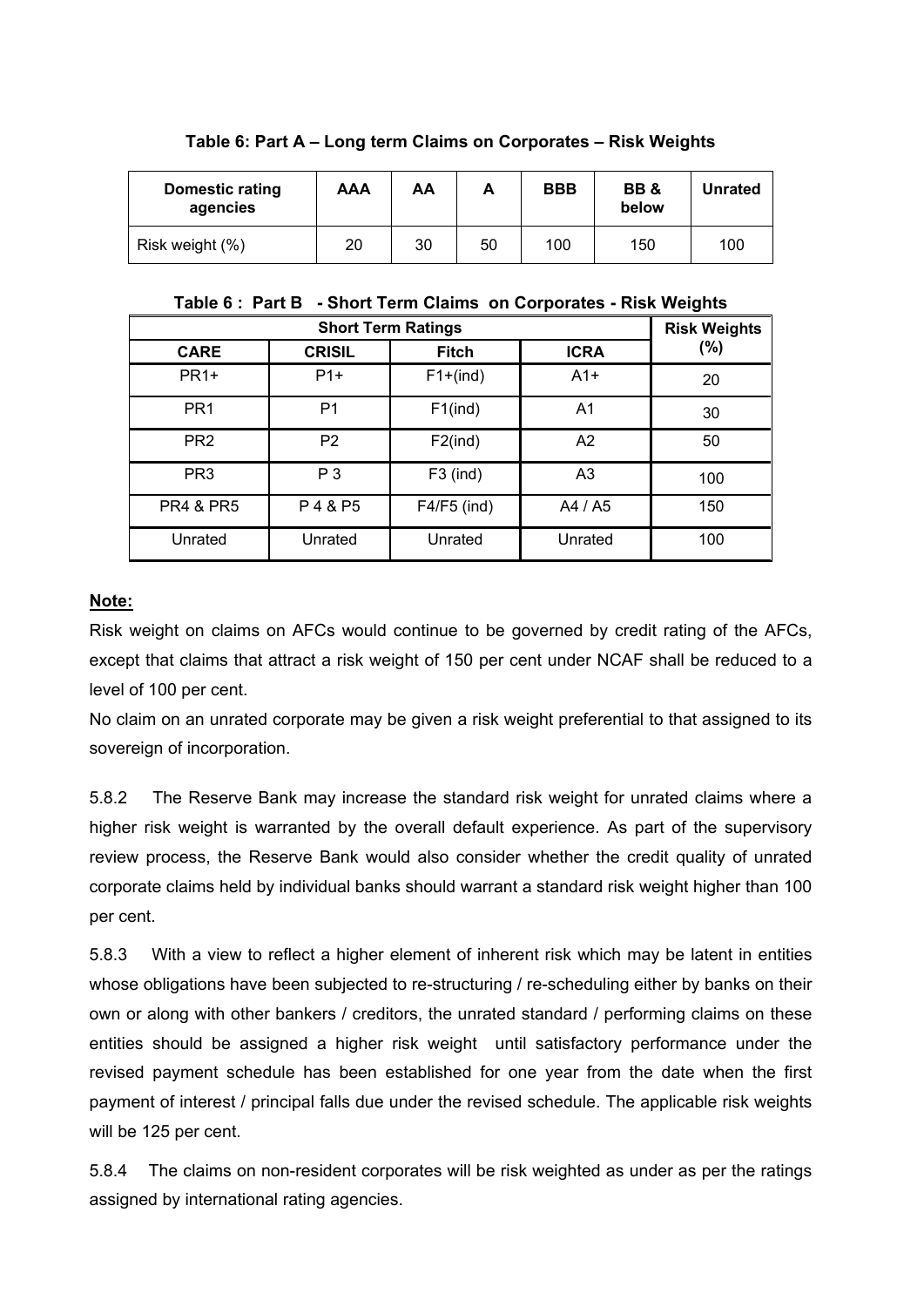**Table 6: Part A – Long term Claims on Corporates – Risk Weights**

| Domestic rating agencies | AAA | AA | A | BBB | BB & below | Unrated |
|---|---|---|---|---|---|---|
| Risk weight (%) | 20 | 30 | 50 | 100 | 150 | 100 |

**Table 6 : Part B - Short Term Claims on Corporates - Risk Weights**

| Short Term Ratings | | | | Risk Weights (%) |
|---|---|---|---|---|
| CARE | CRISIL | Fitch | ICRA | |
| PR1+ | P1+ | F1+(ind) | A1+ | 20 |
| PR1 | P1 | F1(ind) | A1 | 30 |
| PR2 | P2 | F2(ind) | A2 | 50 |
| PR3 | P 3 | F3 (ind) | A3 | 100 |
| PR4 & PR5 | P 4 & P5 | F4/F5 (ind) | A4 / A5 | 150 |
| Unrated | Unrated | Unrated | Unrated | 100 |

**Note:**

Risk weight on claims on AFCs would continue to be governed by credit rating of the AFCs, except that claims that attract a risk weight of 150 per cent under NCAF shall be reduced to a level of 100 per cent.

No claim on an unrated corporate may be given a risk weight preferential to that assigned to its sovereign of incorporation.

5.8.2 The Reserve Bank may increase the standard risk weight for unrated claims where a higher risk weight is warranted by the overall default experience. As part of the supervisory review process, the Reserve Bank would also consider whether the credit quality of unrated corporate claims held by individual banks should warrant a standard risk weight higher than 100 per cent.

5.8.3 With a view to reflect a higher element of inherent risk which may be latent in entities whose obligations have been subjected to re-structuring / re-scheduling either by banks on their own or along with other bankers / creditors, the unrated standard / performing claims on these entities should be assigned a higher risk weight until satisfactory performance under the revised payment schedule has been established for one year from the date when the first payment of interest / principal falls due under the revised schedule. The applicable risk weights will be 125 per cent.

5.8.4 The claims on non-resident corporates will be risk weighted as under as per the ratings assigned by international rating agencies.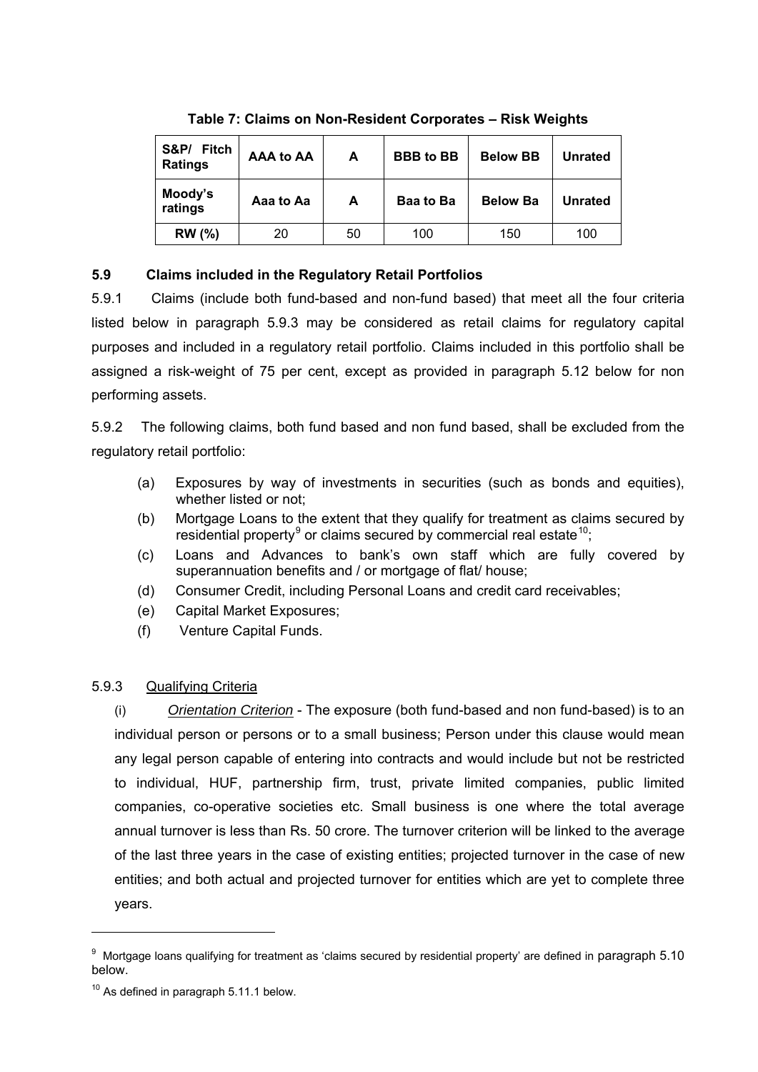**Table 7: Claims on Non-Resident Corporates – Risk Weights**

| S&P/ Fitch Ratings | AAA to AA | A | BBB to BB | Below BB | Unrated |
|---|---|---|---|---|---|
| Moody's ratings | Aaa to Aa | A | Baa to Ba | Below Ba | Unrated |
| RW (%) | 20 | 50 | 100 | 150 | 100 |

### 5.9 Claims included in the Regulatory Retail Portfolios

5.9.1 Claims (include both fund-based and non-fund based) that meet all the four criteria listed below in paragraph 5.9.3 may be considered as retail claims for regulatory capital purposes and included in a regulatory retail portfolio. Claims included in this portfolio shall be assigned a risk-weight of 75 per cent, except as provided in paragraph 5.12 below for non performing assets.

5.9.2 The following claims, both fund based and non fund based, shall be excluded from the regulatory retail portfolio:

(a) Exposures by way of investments in securities (such as bonds and equities), whether listed or not;

(b) Mortgage Loans to the extent that they qualify for treatment as claims secured by residential property[9] or claims secured by commercial real estate[10];

(c) Loans and Advances to bank's own staff which are fully covered by superannuation benefits and / or mortgage of flat/ house;

(d) Consumer Credit, including Personal Loans and credit card receivables;

(e) Capital Market Exposures;

(f) Venture Capital Funds.

5.9.3 Qualifying Criteria

(i) *Orientation Criterion* - The exposure (both fund-based and non fund-based) is to an individual person or persons or to a small business; Person under this clause would mean any legal person capable of entering into contracts and would include but not be restricted to individual, HUF, partnership firm, trust, private limited companies, public limited companies, co-operative societies etc. Small business is one where the total average annual turnover is less than Rs. 50 crore. The turnover criterion will be linked to the average of the last three years in the case of existing entities; projected turnover in the case of new entities; and both actual and projected turnover for entities which are yet to complete three years.

---

[9] Mortgage loans qualifying for treatment as 'claims secured by residential property' are defined in paragraph 5.10 below.

[10] As defined in paragraph 5.11.1 below.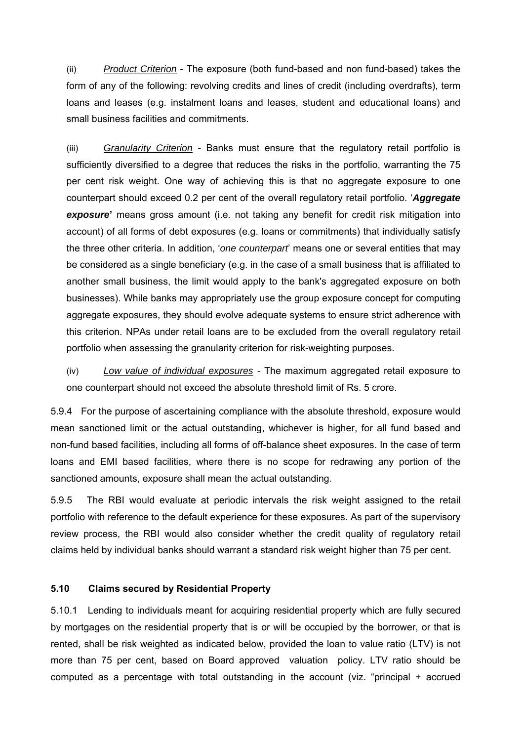(ii) *Product Criterion* - The exposure (both fund-based and non fund-based) takes the form of any of the following: revolving credits and lines of credit (including overdrafts), term loans and leases (e.g. instalment loans and leases, student and educational loans) and small business facilities and commitments.

(iii) *Granularity Criterion* - Banks must ensure that the regulatory retail portfolio is sufficiently diversified to a degree that reduces the risks in the portfolio, warranting the 75 per cent risk weight. One way of achieving this is that no aggregate exposure to one counterpart should exceed 0.2 per cent of the overall regulatory retail portfolio. '***Aggregate exposure***' means gross amount (i.e. not taking any benefit for credit risk mitigation into account) of all forms of debt exposures (e.g. loans or commitments) that individually satisfy the three other criteria. In addition, '*one counterpart*' means one or several entities that may be considered as a single beneficiary (e.g. in the case of a small business that is affiliated to another small business, the limit would apply to the bank's aggregated exposure on both businesses). While banks may appropriately use the group exposure concept for computing aggregate exposures, they should evolve adequate systems to ensure strict adherence with this criterion. NPAs under retail loans are to be excluded from the overall regulatory retail portfolio when assessing the granularity criterion for risk-weighting purposes.

(iv) *Low value of individual exposures* - The maximum aggregated retail exposure to one counterpart should not exceed the absolute threshold limit of Rs. 5 crore.

5.9.4 For the purpose of ascertaining compliance with the absolute threshold, exposure would mean sanctioned limit or the actual outstanding, whichever is higher, for all fund based and non-fund based facilities, including all forms of off-balance sheet exposures. In the case of term loans and EMI based facilities, where there is no scope for redrawing any portion of the sanctioned amounts, exposure shall mean the actual outstanding.

5.9.5 The RBI would evaluate at periodic intervals the risk weight assigned to the retail portfolio with reference to the default experience for these exposures. As part of the supervisory review process, the RBI would also consider whether the credit quality of regulatory retail claims held by individual banks should warrant a standard risk weight higher than 75 per cent.

### 5.10 Claims secured by Residential Property

5.10.1 Lending to individuals meant for acquiring residential property which are fully secured by mortgages on the residential property that is or will be occupied by the borrower, or that is rented, shall be risk weighted as indicated below, provided the loan to value ratio (LTV) is not more than 75 per cent, based on Board approved valuation policy. LTV ratio should be computed as a percentage with total outstanding in the account (viz. "principal + accrued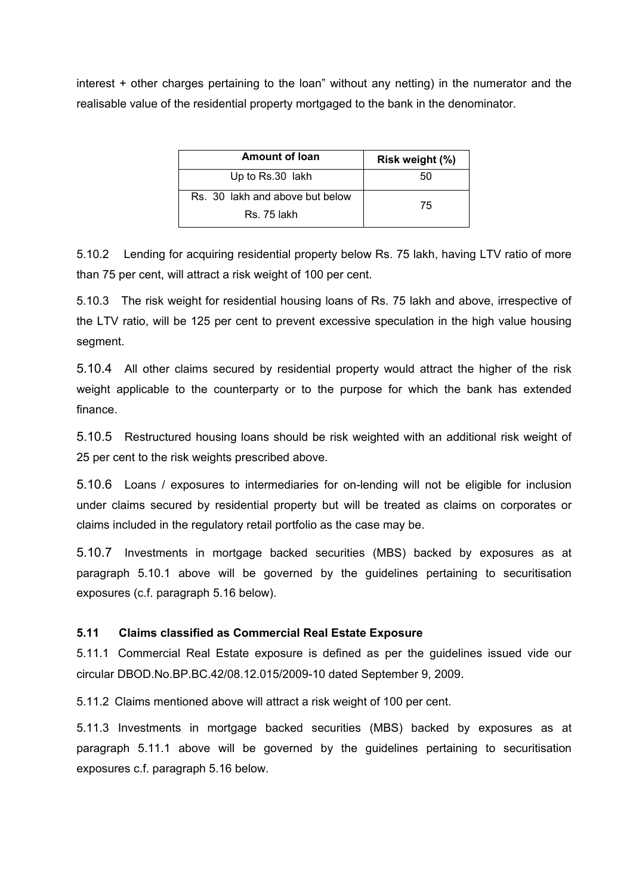interest + other charges pertaining to the loan" without any netting) in the numerator and the realisable value of the residential property mortgaged to the bank in the denominator.

| Amount of loan | Risk weight (%) |
|---|---|
| Up to Rs.30 lakh | 50 |
| Rs. 30 lakh and above but below Rs. 75 lakh | 75 |

5.10.2 Lending for acquiring residential property below Rs. 75 lakh, having LTV ratio of more than 75 per cent, will attract a risk weight of 100 per cent.

5.10.3 The risk weight for residential housing loans of Rs. 75 lakh and above, irrespective of the LTV ratio, will be 125 per cent to prevent excessive speculation in the high value housing segment.

5.10.4 All other claims secured by residential property would attract the higher of the risk weight applicable to the counterparty or to the purpose for which the bank has extended finance.

5.10.5 Restructured housing loans should be risk weighted with an additional risk weight of 25 per cent to the risk weights prescribed above.

5.10.6 Loans / exposures to intermediaries for on-lending will not be eligible for inclusion under claims secured by residential property but will be treated as claims on corporates or claims included in the regulatory retail portfolio as the case may be.

5.10.7 Investments in mortgage backed securities (MBS) backed by exposures as at paragraph 5.10.1 above will be governed by the guidelines pertaining to securitisation exposures (c.f. paragraph 5.16 below).

### 5.11 Claims classified as Commercial Real Estate Exposure

5.11.1 Commercial Real Estate exposure is defined as per the guidelines issued vide our circular DBOD.No.BP.BC.42/08.12.015/2009-10 dated September 9, 2009.

5.11.2 Claims mentioned above will attract a risk weight of 100 per cent.

5.11.3 Investments in mortgage backed securities (MBS) backed by exposures as at paragraph 5.11.1 above will be governed by the guidelines pertaining to securitisation exposures c.f. paragraph 5.16 below.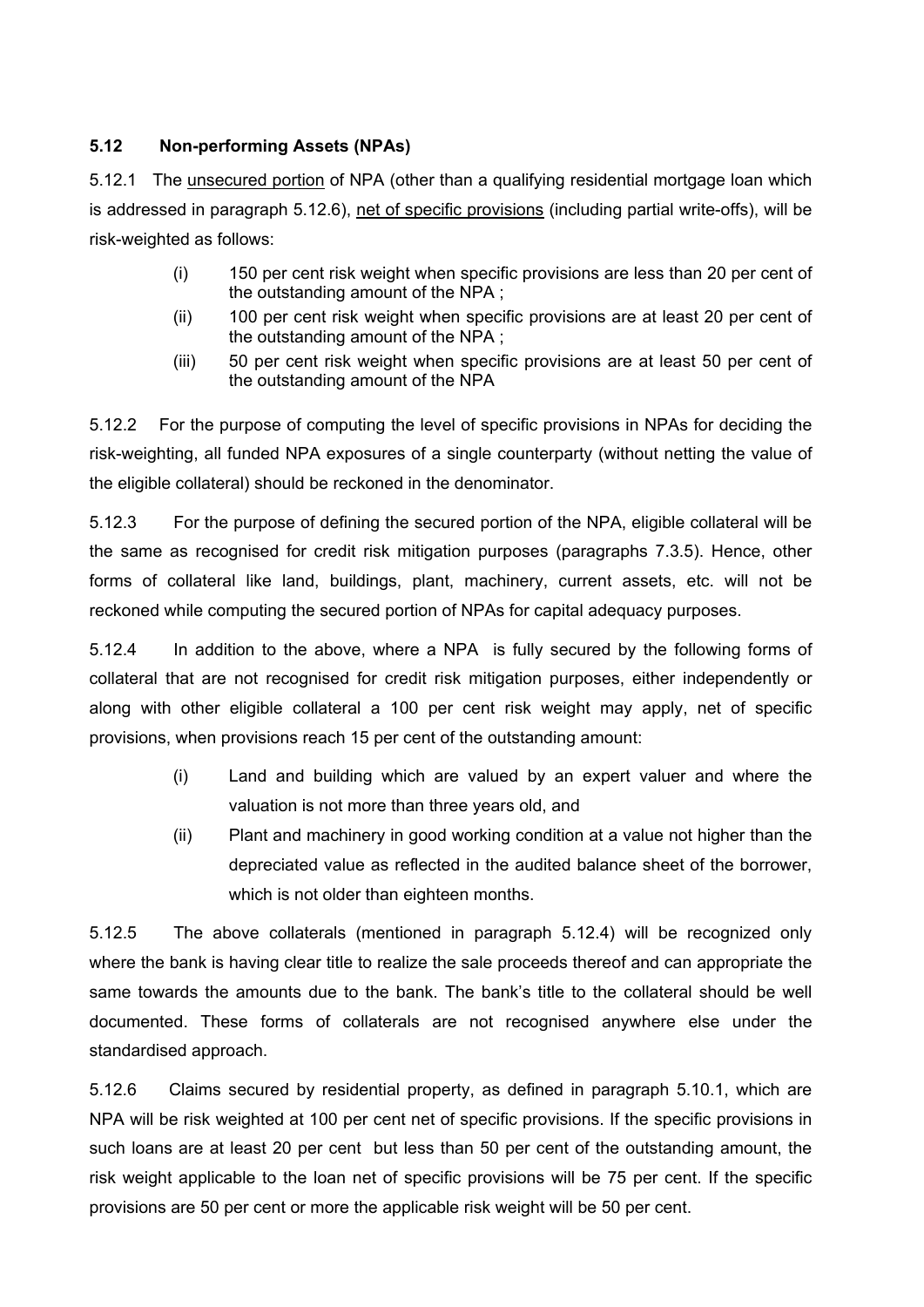### 5.12 Non-performing Assets (NPAs)

5.12.1 The <u>unsecured portion</u> of NPA (other than a qualifying residential mortgage loan which is addressed in paragraph 5.12.6), <u>net of specific provisions</u> (including partial write-offs), will be risk-weighted as follows:

(i) 150 per cent risk weight when specific provisions are less than 20 per cent of the outstanding amount of the NPA ;

(ii) 100 per cent risk weight when specific provisions are at least 20 per cent of the outstanding amount of the NPA ;

(iii) 50 per cent risk weight when specific provisions are at least 50 per cent of the outstanding amount of the NPA

5.12.2 For the purpose of computing the level of specific provisions in NPAs for deciding the risk-weighting, all funded NPA exposures of a single counterparty (without netting the value of the eligible collateral) should be reckoned in the denominator.

5.12.3 For the purpose of defining the secured portion of the NPA, eligible collateral will be the same as recognised for credit risk mitigation purposes (paragraphs 7.3.5). Hence, other forms of collateral like land, buildings, plant, machinery, current assets, etc. will not be reckoned while computing the secured portion of NPAs for capital adequacy purposes.

5.12.4 In addition to the above, where a NPA is fully secured by the following forms of collateral that are not recognised for credit risk mitigation purposes, either independently or along with other eligible collateral a 100 per cent risk weight may apply, net of specific provisions, when provisions reach 15 per cent of the outstanding amount:

(i) Land and building which are valued by an expert valuer and where the valuation is not more than three years old, and

(ii) Plant and machinery in good working condition at a value not higher than the depreciated value as reflected in the audited balance sheet of the borrower, which is not older than eighteen months.

5.12.5 The above collaterals (mentioned in paragraph 5.12.4) will be recognized only where the bank is having clear title to realize the sale proceeds thereof and can appropriate the same towards the amounts due to the bank. The bank's title to the collateral should be well documented. These forms of collaterals are not recognised anywhere else under the standardised approach.

5.12.6 Claims secured by residential property, as defined in paragraph 5.10.1, which are NPA will be risk weighted at 100 per cent net of specific provisions. If the specific provisions in such loans are at least 20 per cent but less than 50 per cent of the outstanding amount, the risk weight applicable to the loan net of specific provisions will be 75 per cent. If the specific provisions are 50 per cent or more the applicable risk weight will be 50 per cent.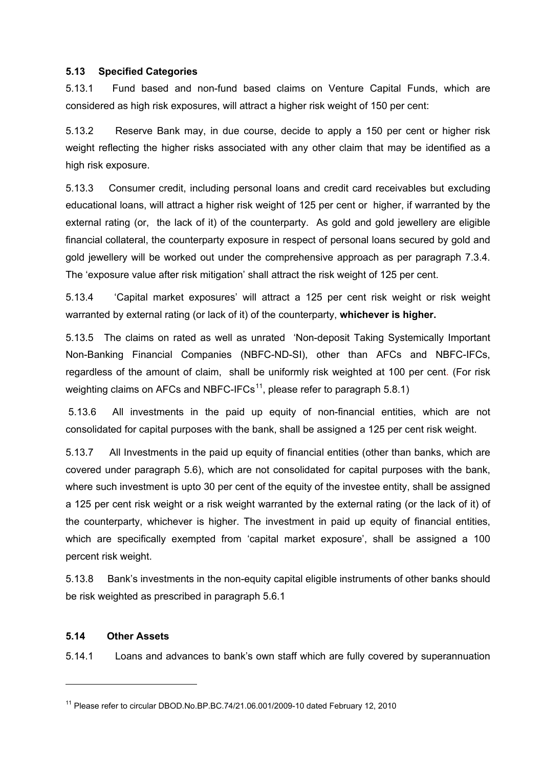### 5.13 Specified Categories

5.13.1 Fund based and non-fund based claims on Venture Capital Funds, which are considered as high risk exposures, will attract a higher risk weight of 150 per cent:

5.13.2 Reserve Bank may, in due course, decide to apply a 150 per cent or higher risk weight reflecting the higher risks associated with any other claim that may be identified as a high risk exposure.

5.13.3 Consumer credit, including personal loans and credit card receivables but excluding educational loans, will attract a higher risk weight of 125 per cent or higher, if warranted by the external rating (or, the lack of it) of the counterparty. As gold and gold jewellery are eligible financial collateral, the counterparty exposure in respect of personal loans secured by gold and gold jewellery will be worked out under the comprehensive approach as per paragraph 7.3.4. The 'exposure value after risk mitigation' shall attract the risk weight of 125 per cent.

5.13.4 'Capital market exposures' will attract a 125 per cent risk weight or risk weight warranted by external rating (or lack of it) of the counterparty, **whichever is higher.**

5.13.5 The claims on rated as well as unrated 'Non-deposit Taking Systemically Important Non-Banking Financial Companies (NBFC-ND-SI), other than AFCs and NBFC-IFCs, regardless of the amount of claim, shall be uniformly risk weighted at 100 per cent. (For risk weighting claims on AFCs and NBFC-IFCs[11], please refer to paragraph 5.8.1)

5.13.6 All investments in the paid up equity of non-financial entities, which are not consolidated for capital purposes with the bank, shall be assigned a 125 per cent risk weight.

5.13.7 All Investments in the paid up equity of financial entities (other than banks, which are covered under paragraph 5.6), which are not consolidated for capital purposes with the bank, where such investment is upto 30 per cent of the equity of the investee entity, shall be assigned a 125 per cent risk weight or a risk weight warranted by the external rating (or the lack of it) of the counterparty, whichever is higher. The investment in paid up equity of financial entities, which are specifically exempted from 'capital market exposure', shall be assigned a 100 percent risk weight.

5.13.8 Bank's investments in the non-equity capital eligible instruments of other banks should be risk weighted as prescribed in paragraph 5.6.1

### 5.14 Other Assets

5.14.1 Loans and advances to bank's own staff which are fully covered by superannuation

[11] Please refer to circular DBOD.No.BP.BC.74/21.06.001/2009-10 dated February 12, 2010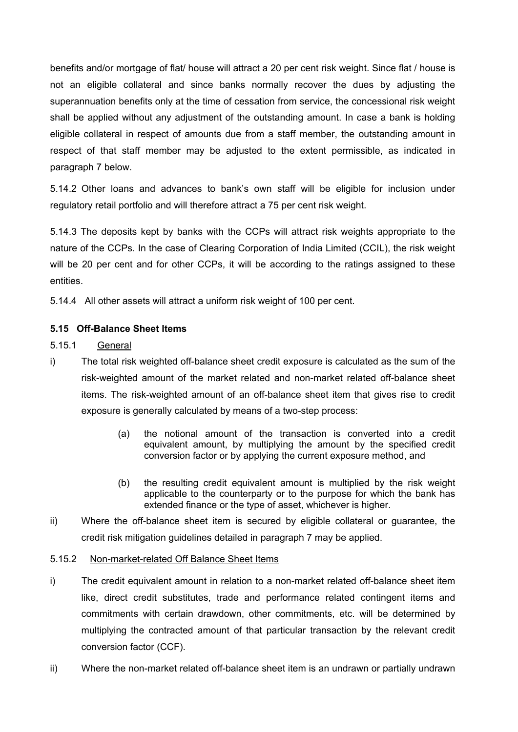benefits and/or mortgage of flat/ house will attract a 20 per cent risk weight. Since flat / house is not an eligible collateral and since banks normally recover the dues by adjusting the superannuation benefits only at the time of cessation from service, the concessional risk weight shall be applied without any adjustment of the outstanding amount. In case a bank is holding eligible collateral in respect of amounts due from a staff member, the outstanding amount in respect of that staff member may be adjusted to the extent permissible, as indicated in paragraph 7 below.

5.14.2 Other loans and advances to bank's own staff will be eligible for inclusion under regulatory retail portfolio and will therefore attract a 75 per cent risk weight.

5.14.3 The deposits kept by banks with the CCPs will attract risk weights appropriate to the nature of the CCPs. In the case of Clearing Corporation of India Limited (CCIL), the risk weight will be 20 per cent and for other CCPs, it will be according to the ratings assigned to these entities.

5.14.4 All other assets will attract a uniform risk weight of 100 per cent.

### 5.15 Off-Balance Sheet Items

5.15.1 General

i) The total risk weighted off-balance sheet credit exposure is calculated as the sum of the risk-weighted amount of the market related and non-market related off-balance sheet items. The risk-weighted amount of an off-balance sheet item that gives rise to credit exposure is generally calculated by means of a two-step process:

    (a) the notional amount of the transaction is converted into a credit equivalent amount, by multiplying the amount by the specified credit conversion factor or by applying the current exposure method, and

    (b) the resulting credit equivalent amount is multiplied by the risk weight applicable to the counterparty or to the purpose for which the bank has extended finance or the type of asset, whichever is higher.

ii) Where the off-balance sheet item is secured by eligible collateral or guarantee, the credit risk mitigation guidelines detailed in paragraph 7 may be applied.

5.15.2 Non-market-related Off Balance Sheet Items

i) The credit equivalent amount in relation to a non-market related off-balance sheet item like, direct credit substitutes, trade and performance related contingent items and commitments with certain drawdown, other commitments, etc. will be determined by multiplying the contracted amount of that particular transaction by the relevant credit conversion factor (CCF).

ii) Where the non-market related off-balance sheet item is an undrawn or partially undrawn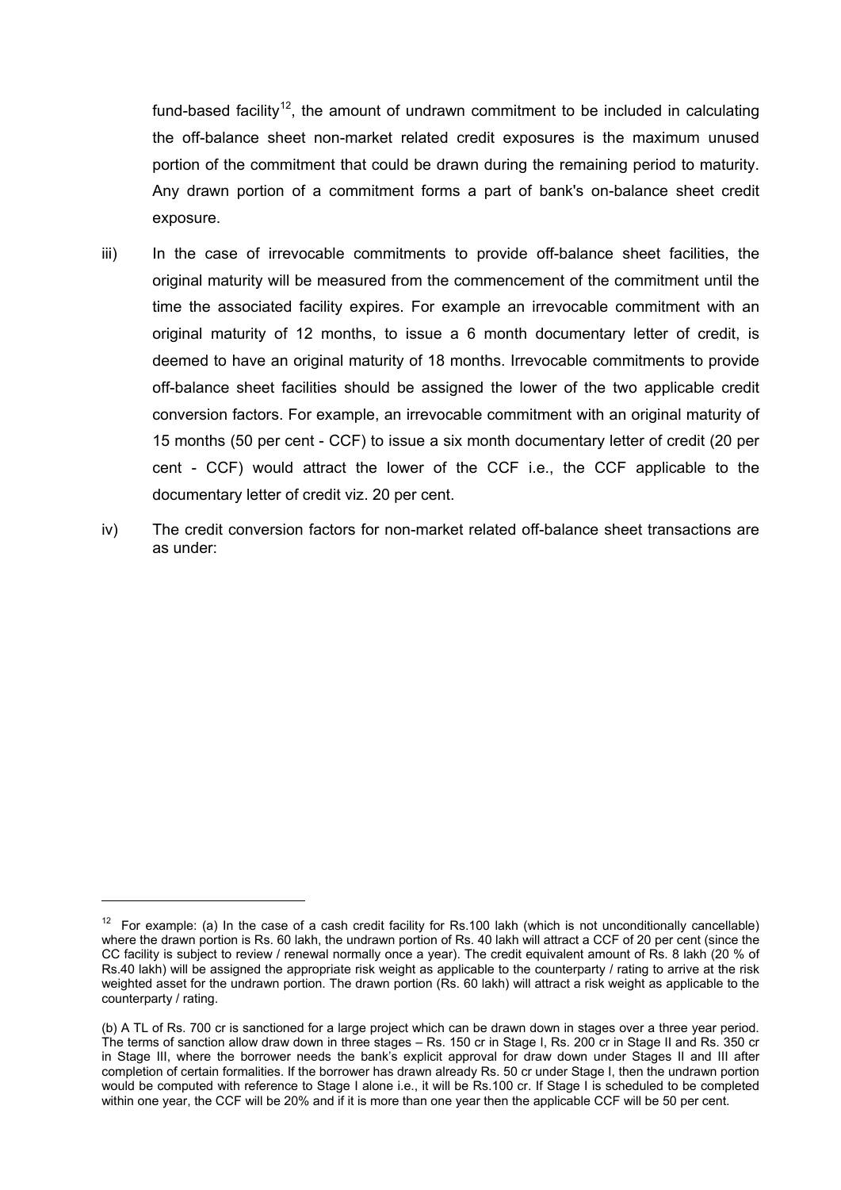fund-based facility[12], the amount of undrawn commitment to be included in calculating the off-balance sheet non-market related credit exposures is the maximum unused portion of the commitment that could be drawn during the remaining period to maturity. Any drawn portion of a commitment forms a part of bank's on-balance sheet credit exposure.

iii) In the case of irrevocable commitments to provide off-balance sheet facilities, the original maturity will be measured from the commencement of the commitment until the time the associated facility expires. For example an irrevocable commitment with an original maturity of 12 months, to issue a 6 month documentary letter of credit, is deemed to have an original maturity of 18 months. Irrevocable commitments to provide off-balance sheet facilities should be assigned the lower of the two applicable credit conversion factors. For example, an irrevocable commitment with an original maturity of 15 months (50 per cent - CCF) to issue a six month documentary letter of credit (20 per cent - CCF) would attract the lower of the CCF i.e., the CCF applicable to the documentary letter of credit viz. 20 per cent.

iv) The credit conversion factors for non-market related off-balance sheet transactions are as under:

---

[12] For example: (a) In the case of a cash credit facility for Rs.100 lakh (which is not unconditionally cancellable) where the drawn portion is Rs. 60 lakh, the undrawn portion of Rs. 40 lakh will attract a CCF of 20 per cent (since the CC facility is subject to review / renewal normally once a year). The credit equivalent amount of Rs. 8 lakh (20 % of Rs.40 lakh) will be assigned the appropriate risk weight as applicable to the counterparty / rating to arrive at the risk weighted asset for the undrawn portion. The drawn portion (Rs. 60 lakh) will attract a risk weight as applicable to the counterparty / rating.

(b) A TL of Rs. 700 cr is sanctioned for a large project which can be drawn down in stages over a three year period. The terms of sanction allow draw down in three stages – Rs. 150 cr in Stage I, Rs. 200 cr in Stage II and Rs. 350 cr in Stage III, where the borrower needs the bank's explicit approval for draw down under Stages II and III after completion of certain formalities. If the borrower has drawn already Rs. 50 cr under Stage I, then the undrawn portion would be computed with reference to Stage I alone i.e., it will be Rs.100 cr. If Stage I is scheduled to be completed within one year, the CCF will be 20% and if it is more than one year then the applicable CCF will be 50 per cent.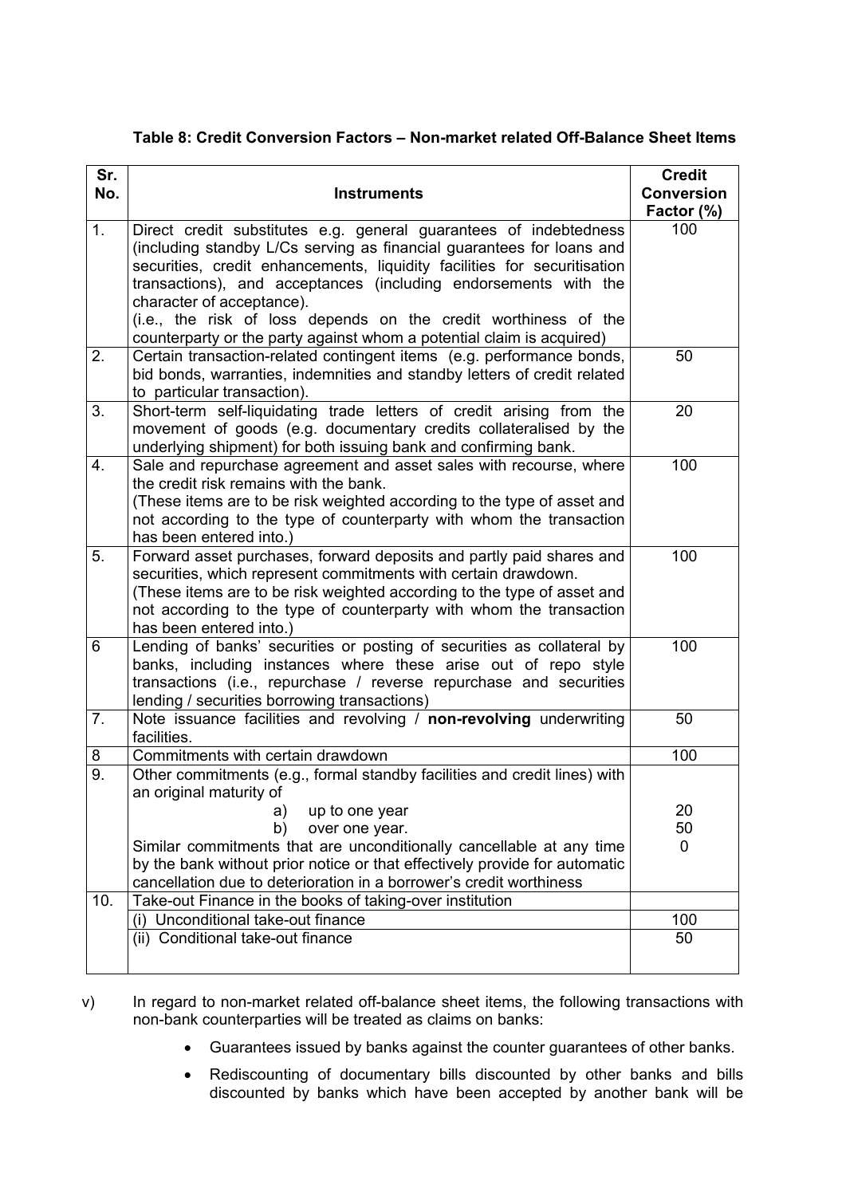**Table 8: Credit Conversion Factors – Non-market related Off-Balance Sheet Items**

| Sr. No. | Instruments | Credit Conversion Factor (%) |
|---|---|---|
| 1. | Direct credit substitutes e.g. general guarantees of indebtedness (including standby L/Cs serving as financial guarantees for loans and securities, credit enhancements, liquidity facilities for securitisation transactions), and acceptances (including endorsements with the character of acceptance).<br>(i.e., the risk of loss depends on the credit worthiness of the counterparty or the party against whom a potential claim is acquired) | 100 |
| 2. | Certain transaction-related contingent items (e.g. performance bonds, bid bonds, warranties, indemnities and standby letters of credit related to particular transaction). | 50 |
| 3. | Short-term self-liquidating trade letters of credit arising from the movement of goods (e.g. documentary credits collateralised by the underlying shipment) for both issuing bank and confirming bank. | 20 |
| 4. | Sale and repurchase agreement and asset sales with recourse, where the credit risk remains with the bank.<br>(These items are to be risk weighted according to the type of asset and not according to the type of counterparty with whom the transaction has been entered into.) | 100 |
| 5. | Forward asset purchases, forward deposits and partly paid shares and securities, which represent commitments with certain drawdown.<br>(These items are to be risk weighted according to the type of asset and not according to the type of counterparty with whom the transaction has been entered into.) | 100 |
| 6 | Lending of banks' securities or posting of securities as collateral by banks, including instances where these arise out of repo style transactions (i.e., repurchase / reverse repurchase and securities lending / securities borrowing transactions) | 100 |
| 7. | Note issuance facilities and revolving / **non-revolving** underwriting facilities. | 50 |
| 8 | Commitments with certain drawdown | 100 |
| 9. | Other commitments (e.g., formal standby facilities and credit lines) with an original maturity of<br>a) up to one year<br>b) over one year.<br>Similar commitments that are unconditionally cancellable at any time by the bank without prior notice or that effectively provide for automatic cancellation due to deterioration in a borrower's credit worthiness | <br><br>20<br>50<br>0 |
| 10. | Take-out Finance in the books of taking-over institution | |
| | (i) Unconditional take-out finance | 100 |
| | (ii) Conditional take-out finance | 50 |

v) In regard to non-market related off-balance sheet items, the following transactions with non-bank counterparties will be treated as claims on banks:

- Guarantees issued by banks against the counter guarantees of other banks.
- Rediscounting of documentary bills discounted by other banks and bills discounted by banks which have been accepted by another bank will be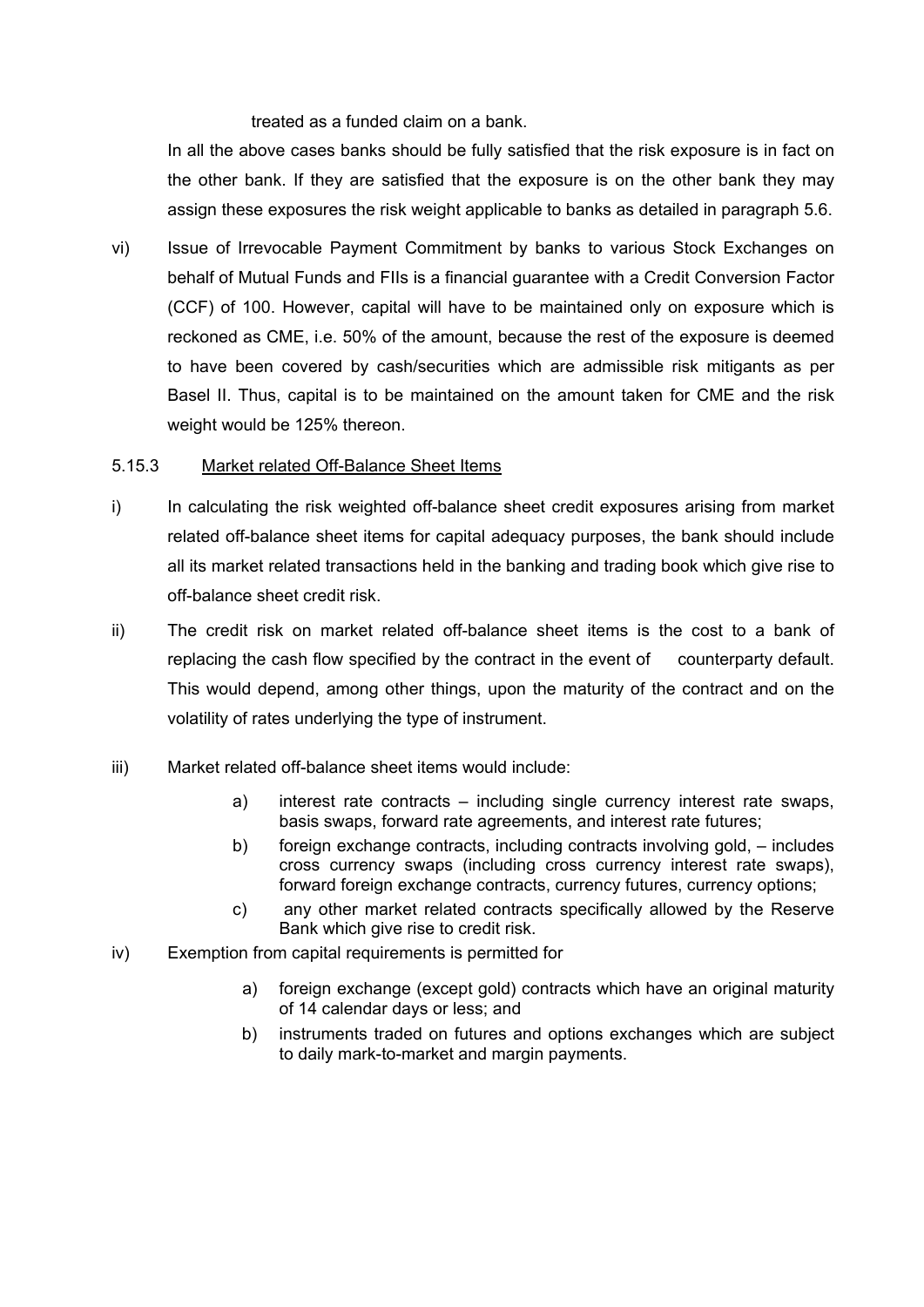treated as a funded claim on a bank.

In all the above cases banks should be fully satisfied that the risk exposure is in fact on the other bank. If they are satisfied that the exposure is on the other bank they may assign these exposures the risk weight applicable to banks as detailed in paragraph 5.6.

vi) Issue of Irrevocable Payment Commitment by banks to various Stock Exchanges on behalf of Mutual Funds and FIIs is a financial guarantee with a Credit Conversion Factor (CCF) of 100. However, capital will have to be maintained only on exposure which is reckoned as CME, i.e. 50% of the amount, because the rest of the exposure is deemed to have been covered by cash/securities which are admissible risk mitigants as per Basel II. Thus, capital is to be maintained on the amount taken for CME and the risk weight would be 125% thereon.

5.15.3 Market related Off-Balance Sheet Items

i) In calculating the risk weighted off-balance sheet credit exposures arising from market related off-balance sheet items for capital adequacy purposes, the bank should include all its market related transactions held in the banking and trading book which give rise to off-balance sheet credit risk.

ii) The credit risk on market related off-balance sheet items is the cost to a bank of replacing the cash flow specified by the contract in the event of counterparty default. This would depend, among other things, upon the maturity of the contract and on the volatility of rates underlying the type of instrument.

iii) Market related off-balance sheet items would include:

a) interest rate contracts – including single currency interest rate swaps, basis swaps, forward rate agreements, and interest rate futures;

b) foreign exchange contracts, including contracts involving gold, – includes cross currency swaps (including cross currency interest rate swaps), forward foreign exchange contracts, currency futures, currency options;

c) any other market related contracts specifically allowed by the Reserve Bank which give rise to credit risk.

iv) Exemption from capital requirements is permitted for

a) foreign exchange (except gold) contracts which have an original maturity of 14 calendar days or less; and

b) instruments traded on futures and options exchanges which are subject to daily mark-to-market and margin payments.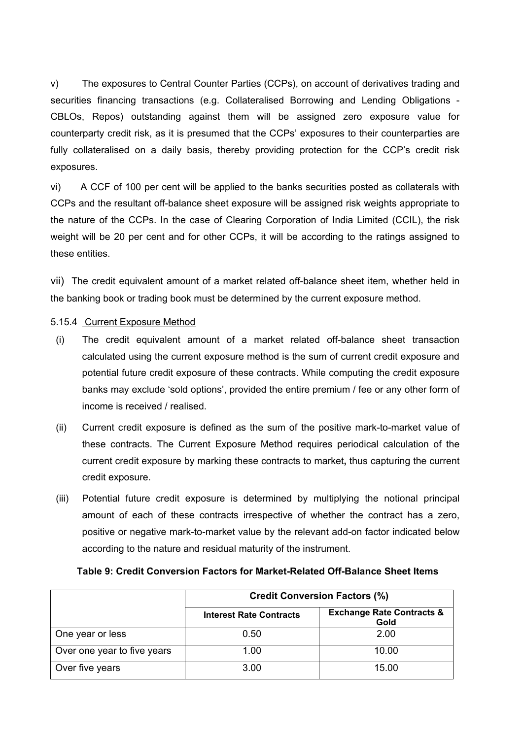v) The exposures to Central Counter Parties (CCPs), on account of derivatives trading and securities financing transactions (e.g. Collateralised Borrowing and Lending Obligations - CBLOs, Repos) outstanding against them will be assigned zero exposure value for counterparty credit risk, as it is presumed that the CCPs' exposures to their counterparties are fully collateralised on a daily basis, thereby providing protection for the CCP's credit risk exposures.

vi) A CCF of 100 per cent will be applied to the banks securities posted as collaterals with CCPs and the resultant off-balance sheet exposure will be assigned risk weights appropriate to the nature of the CCPs. In the case of Clearing Corporation of India Limited (CCIL), the risk weight will be 20 per cent and for other CCPs, it will be according to the ratings assigned to these entities.

vii) The credit equivalent amount of a market related off-balance sheet item, whether held in the banking book or trading book must be determined by the current exposure method.

5.15.4 Current Exposure Method

(i) The credit equivalent amount of a market related off-balance sheet transaction calculated using the current exposure method is the sum of current credit exposure and potential future credit exposure of these contracts. While computing the credit exposure banks may exclude 'sold options', provided the entire premium / fee or any other form of income is received / realised.

(ii) Current credit exposure is defined as the sum of the positive mark-to-market value of these contracts. The Current Exposure Method requires periodical calculation of the current credit exposure by marking these contracts to market**,** thus capturing the current credit exposure.

(iii) Potential future credit exposure is determined by multiplying the notional principal amount of each of these contracts irrespective of whether the contract has a zero, positive or negative mark-to-market value by the relevant add-on factor indicated below according to the nature and residual maturity of the instrument.

**Table 9: Credit Conversion Factors for Market-Related Off-Balance Sheet Items**

| | **Credit Conversion Factors (%)** | |
|---|---|---|
| | **Interest Rate Contracts** | **Exchange Rate Contracts & Gold** |
| One year or less | 0.50 | 2.00 |
| Over one year to five years | 1.00 | 10.00 |
| Over five years | 3.00 | 15.00 |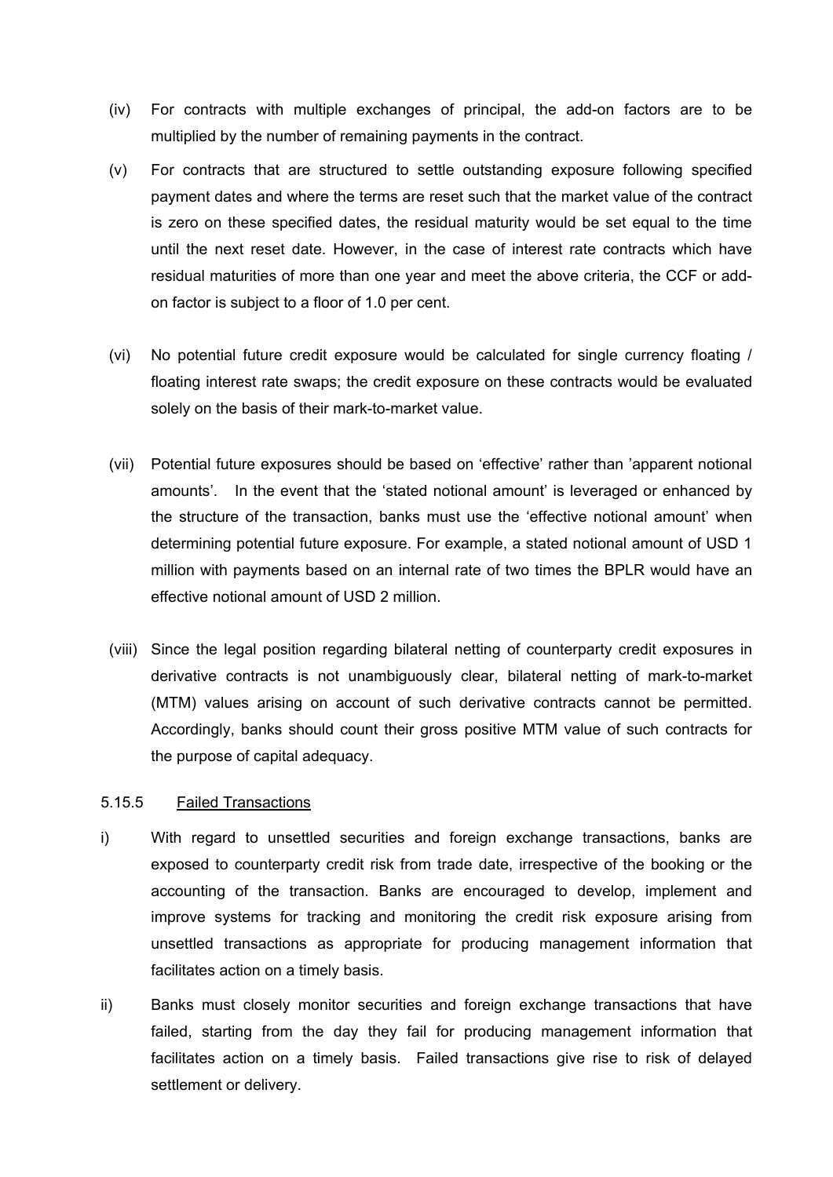(iv) For contracts with multiple exchanges of principal, the add-on factors are to be multiplied by the number of remaining payments in the contract.

(v) For contracts that are structured to settle outstanding exposure following specified payment dates and where the terms are reset such that the market value of the contract is zero on these specified dates, the residual maturity would be set equal to the time until the next reset date. However, in the case of interest rate contracts which have residual maturities of more than one year and meet the above criteria, the CCF or add-on factor is subject to a floor of 1.0 per cent.

(vi) No potential future credit exposure would be calculated for single currency floating / floating interest rate swaps; the credit exposure on these contracts would be evaluated solely on the basis of their mark-to-market value.

(vii) Potential future exposures should be based on 'effective' rather than 'apparent notional amounts'. In the event that the 'stated notional amount' is leveraged or enhanced by the structure of the transaction, banks must use the 'effective notional amount' when determining potential future exposure. For example, a stated notional amount of USD 1 million with payments based on an internal rate of two times the BPLR would have an effective notional amount of USD 2 million.

(viii) Since the legal position regarding bilateral netting of counterparty credit exposures in derivative contracts is not unambiguously clear, bilateral netting of mark-to-market (MTM) values arising on account of such derivative contracts cannot be permitted. Accordingly, banks should count their gross positive MTM value of such contracts for the purpose of capital adequacy.

5.15.5 Failed Transactions

i) With regard to unsettled securities and foreign exchange transactions, banks are exposed to counterparty credit risk from trade date, irrespective of the booking or the accounting of the transaction. Banks are encouraged to develop, implement and improve systems for tracking and monitoring the credit risk exposure arising from unsettled transactions as appropriate for producing management information that facilitates action on a timely basis.

ii) Banks must closely monitor securities and foreign exchange transactions that have failed, starting from the day they fail for producing management information that facilitates action on a timely basis. Failed transactions give rise to risk of delayed settlement or delivery.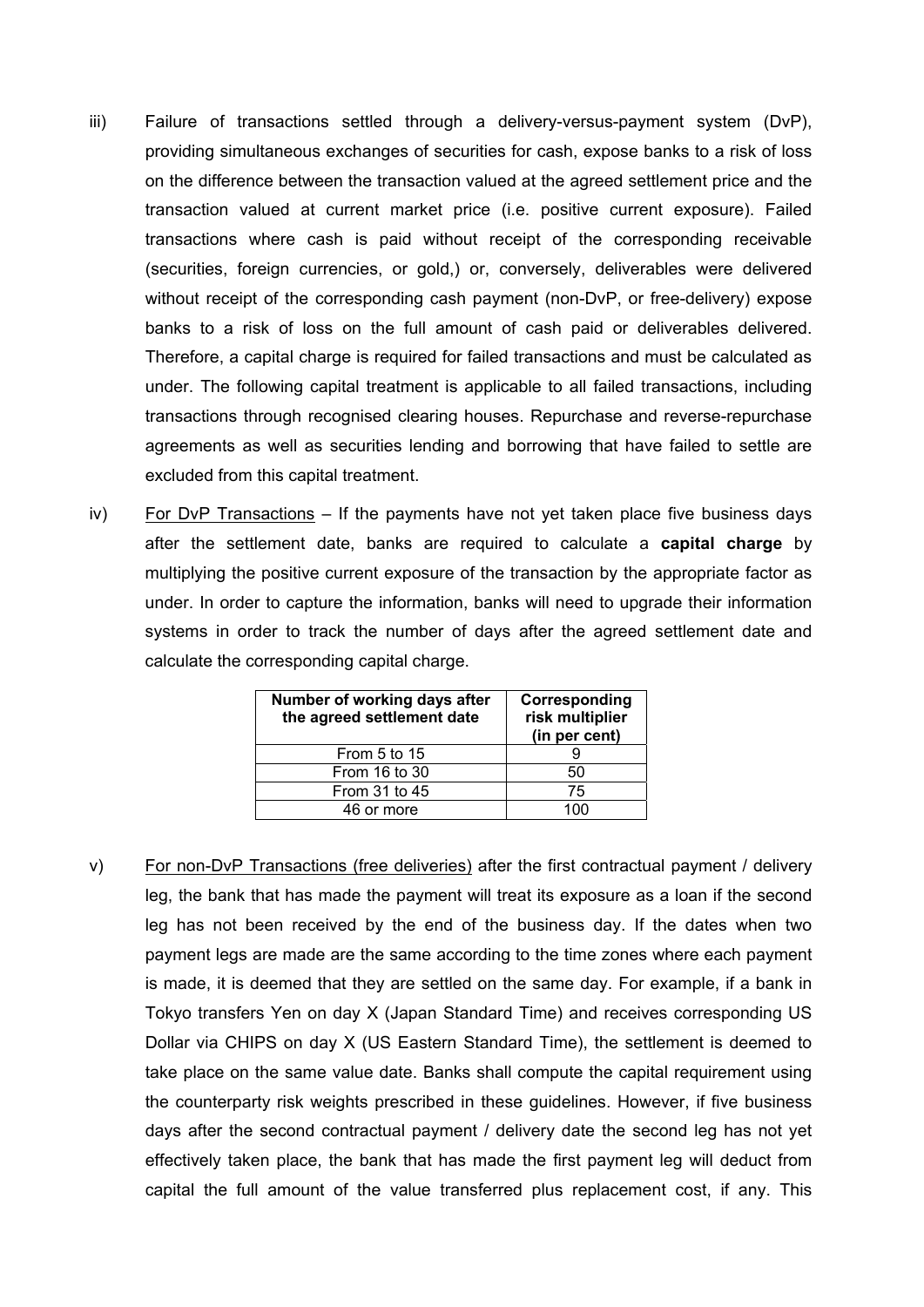iii) Failure of transactions settled through a delivery-versus-payment system (DvP), providing simultaneous exchanges of securities for cash, expose banks to a risk of loss on the difference between the transaction valued at the agreed settlement price and the transaction valued at current market price (i.e. positive current exposure). Failed transactions where cash is paid without receipt of the corresponding receivable (securities, foreign currencies, or gold,) or, conversely, deliverables were delivered without receipt of the corresponding cash payment (non-DvP, or free-delivery) expose banks to a risk of loss on the full amount of cash paid or deliverables delivered. Therefore, a capital charge is required for failed transactions and must be calculated as under. The following capital treatment is applicable to all failed transactions, including transactions through recognised clearing houses. Repurchase and reverse-repurchase agreements as well as securities lending and borrowing that have failed to settle are excluded from this capital treatment.

iv) For DvP Transactions – If the payments have not yet taken place five business days after the settlement date, banks are required to calculate a **capital charge** by multiplying the positive current exposure of the transaction by the appropriate factor as under. In order to capture the information, banks will need to upgrade their information systems in order to track the number of days after the agreed settlement date and calculate the corresponding capital charge.

| Number of working days after the agreed settlement date | Corresponding risk multiplier (in per cent) |
|---|---|
| From 5 to 15 | 9 |
| From 16 to 30 | 50 |
| From 31 to 45 | 75 |
| 46 or more | 100 |

v) For non-DvP Transactions (free deliveries) after the first contractual payment / delivery leg, the bank that has made the payment will treat its exposure as a loan if the second leg has not been received by the end of the business day. If the dates when two payment legs are made are the same according to the time zones where each payment is made, it is deemed that they are settled on the same day. For example, if a bank in Tokyo transfers Yen on day X (Japan Standard Time) and receives corresponding US Dollar via CHIPS on day X (US Eastern Standard Time), the settlement is deemed to take place on the same value date. Banks shall compute the capital requirement using the counterparty risk weights prescribed in these guidelines. However, if five business days after the second contractual payment / delivery date the second leg has not yet effectively taken place, the bank that has made the first payment leg will deduct from capital the full amount of the value transferred plus replacement cost, if any. This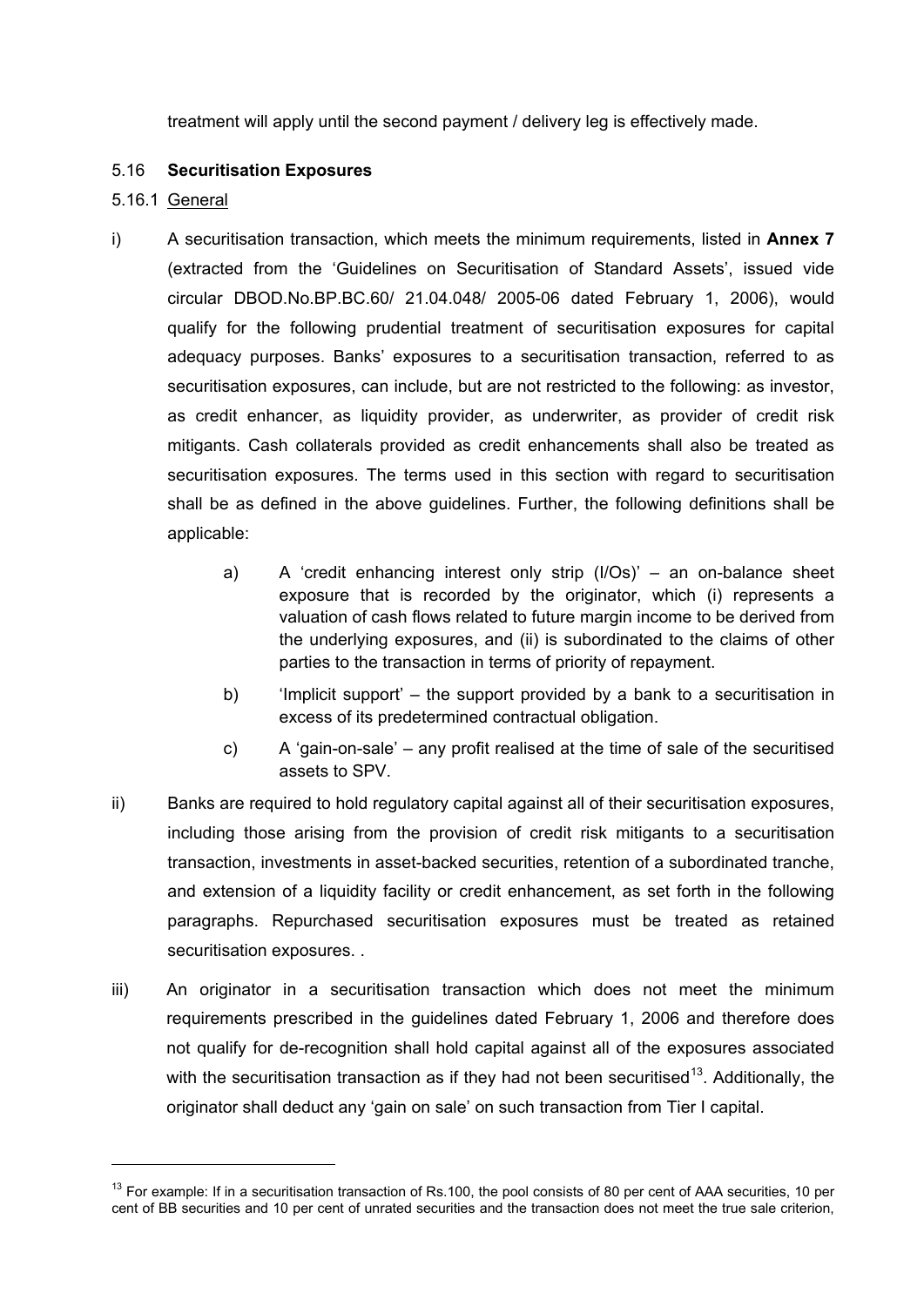treatment will apply until the second payment / delivery leg is effectively made.

### 5.16 **Securitisation Exposures**

5.16.1 General

i) A securitisation transaction, which meets the minimum requirements, listed in **Annex 7** (extracted from the 'Guidelines on Securitisation of Standard Assets', issued vide circular DBOD.No.BP.BC.60/ 21.04.048/ 2005-06 dated February 1, 2006), would qualify for the following prudential treatment of securitisation exposures for capital adequacy purposes. Banks' exposures to a securitisation transaction, referred to as securitisation exposures, can include, but are not restricted to the following: as investor, as credit enhancer, as liquidity provider, as underwriter, as provider of credit risk mitigants. Cash collaterals provided as credit enhancements shall also be treated as securitisation exposures. The terms used in this section with regard to securitisation shall be as defined in the above guidelines. Further, the following definitions shall be applicable:

   a) A 'credit enhancing interest only strip (I/Os)' – an on-balance sheet exposure that is recorded by the originator, which (i) represents a valuation of cash flows related to future margin income to be derived from the underlying exposures, and (ii) is subordinated to the claims of other parties to the transaction in terms of priority of repayment.

   b) 'Implicit support' – the support provided by a bank to a securitisation in excess of its predetermined contractual obligation.

   c) A 'gain-on-sale' – any profit realised at the time of sale of the securitised assets to SPV.

ii) Banks are required to hold regulatory capital against all of their securitisation exposures, including those arising from the provision of credit risk mitigants to a securitisation transaction, investments in asset-backed securities, retention of a subordinated tranche, and extension of a liquidity facility or credit enhancement, as set forth in the following paragraphs. Repurchased securitisation exposures must be treated as retained securitisation exposures. .

iii) An originator in a securitisation transaction which does not meet the minimum requirements prescribed in the guidelines dated February 1, 2006 and therefore does not qualify for de-recognition shall hold capital against all of the exposures associated with the securitisation transaction as if they had not been securitised[13]. Additionally, the originator shall deduct any 'gain on sale' on such transaction from Tier I capital.

[13] For example: If in a securitisation transaction of Rs.100, the pool consists of 80 per cent of AAA securities, 10 per cent of BB securities and 10 per cent of unrated securities and the transaction does not meet the true sale criterion,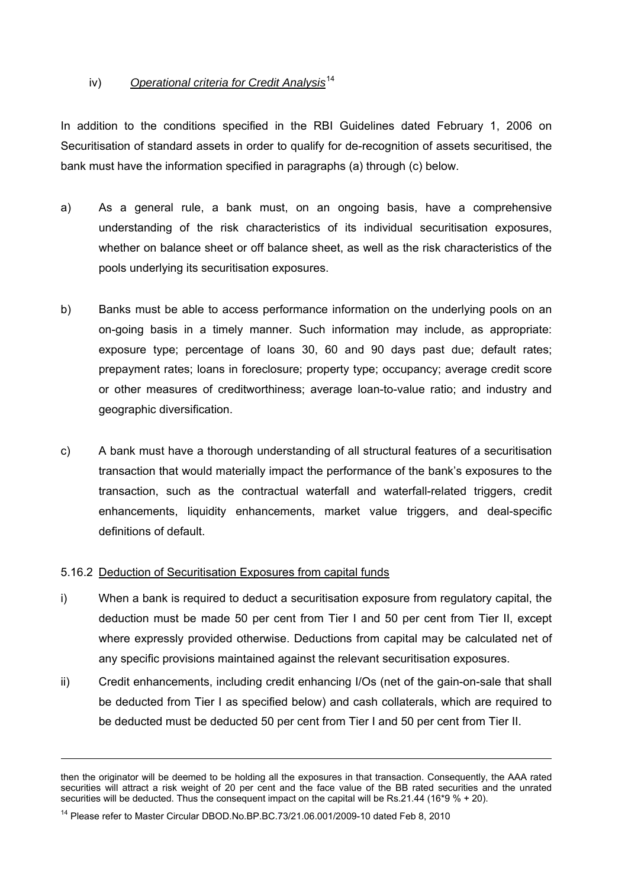iv) *Operational criteria for Credit Analysis*[14]

In addition to the conditions specified in the RBI Guidelines dated February 1, 2006 on Securitisation of standard assets in order to qualify for de-recognition of assets securitised, the bank must have the information specified in paragraphs (a) through (c) below.

a) As a general rule, a bank must, on an ongoing basis, have a comprehensive understanding of the risk characteristics of its individual securitisation exposures, whether on balance sheet or off balance sheet, as well as the risk characteristics of the pools underlying its securitisation exposures.

b) Banks must be able to access performance information on the underlying pools on an on-going basis in a timely manner. Such information may include, as appropriate: exposure type; percentage of loans 30, 60 and 90 days past due; default rates; prepayment rates; loans in foreclosure; property type; occupancy; average credit score or other measures of creditworthiness; average loan-to-value ratio; and industry and geographic diversification.

c) A bank must have a thorough understanding of all structural features of a securitisation transaction that would materially impact the performance of the bank's exposures to the transaction, such as the contractual waterfall and waterfall-related triggers, credit enhancements, liquidity enhancements, market value triggers, and deal-specific definitions of default.

5.16.2 Deduction of Securitisation Exposures from capital funds

i) When a bank is required to deduct a securitisation exposure from regulatory capital, the deduction must be made 50 per cent from Tier I and 50 per cent from Tier II, except where expressly provided otherwise. Deductions from capital may be calculated net of any specific provisions maintained against the relevant securitisation exposures.

ii) Credit enhancements, including credit enhancing I/Os (net of the gain-on-sale that shall be deducted from Tier I as specified below) and cash collaterals, which are required to be deducted must be deducted 50 per cent from Tier I and 50 per cent from Tier II.

---

then the originator will be deemed to be holding all the exposures in that transaction. Consequently, the AAA rated securities will attract a risk weight of 20 per cent and the face value of the BB rated securities and the unrated securities will be deducted. Thus the consequent impact on the capital will be Rs.21.44 (16*9 % + 20).

[14] Please refer to Master Circular DBOD.No.BP.BC.73/21.06.001/2009-10 dated Feb 8, 2010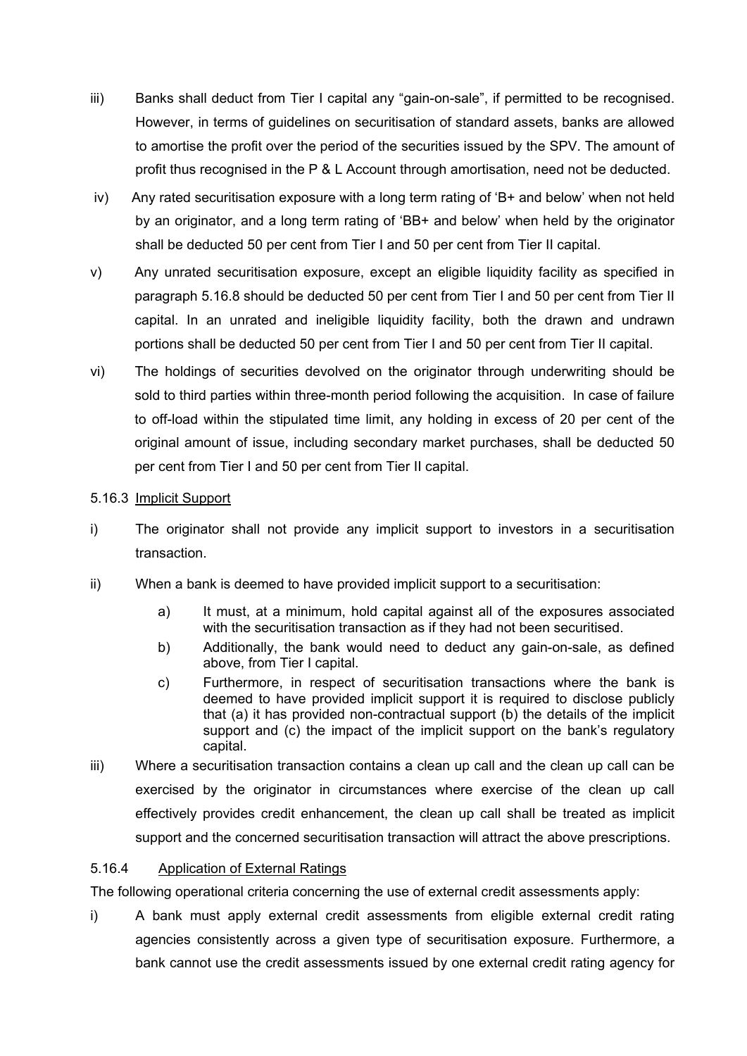iii) Banks shall deduct from Tier I capital any “gain-on-sale”, if permitted to be recognised. However, in terms of guidelines on securitisation of standard assets, banks are allowed to amortise the profit over the period of the securities issued by the SPV. The amount of profit thus recognised in the P & L Account through amortisation, need not be deducted.

iv) Any rated securitisation exposure with a long term rating of ‘B+ and below’ when not held by an originator, and a long term rating of ‘BB+ and below’ when held by the originator shall be deducted 50 per cent from Tier I and 50 per cent from Tier II capital.

v) Any unrated securitisation exposure, except an eligible liquidity facility as specified in paragraph 5.16.8 should be deducted 50 per cent from Tier I and 50 per cent from Tier II capital. In an unrated and ineligible liquidity facility, both the drawn and undrawn portions shall be deducted 50 per cent from Tier I and 50 per cent from Tier II capital.

vi) The holdings of securities devolved on the originator through underwriting should be sold to third parties within three-month period following the acquisition. In case of failure to off-load within the stipulated time limit, any holding in excess of 20 per cent of the original amount of issue, including secondary market purchases, shall be deducted 50 per cent from Tier I and 50 per cent from Tier II capital.

5.16.3 Implicit Support

i) The originator shall not provide any implicit support to investors in a securitisation transaction.

ii) When a bank is deemed to have provided implicit support to a securitisation:

   a) It must, at a minimum, hold capital against all of the exposures associated with the securitisation transaction as if they had not been securitised.

   b) Additionally, the bank would need to deduct any gain-on-sale, as defined above, from Tier I capital.

   c) Furthermore, in respect of securitisation transactions where the bank is deemed to have provided implicit support it is required to disclose publicly that (a) it has provided non-contractual support (b) the details of the implicit support and (c) the impact of the implicit support on the bank’s regulatory capital.

iii) Where a securitisation transaction contains a clean up call and the clean up call can be exercised by the originator in circumstances where exercise of the clean up call effectively provides credit enhancement, the clean up call shall be treated as implicit support and the concerned securitisation transaction will attract the above prescriptions.

5.16.4 Application of External Ratings

The following operational criteria concerning the use of external credit assessments apply:

i) A bank must apply external credit assessments from eligible external credit rating agencies consistently across a given type of securitisation exposure. Furthermore, a bank cannot use the credit assessments issued by one external credit rating agency for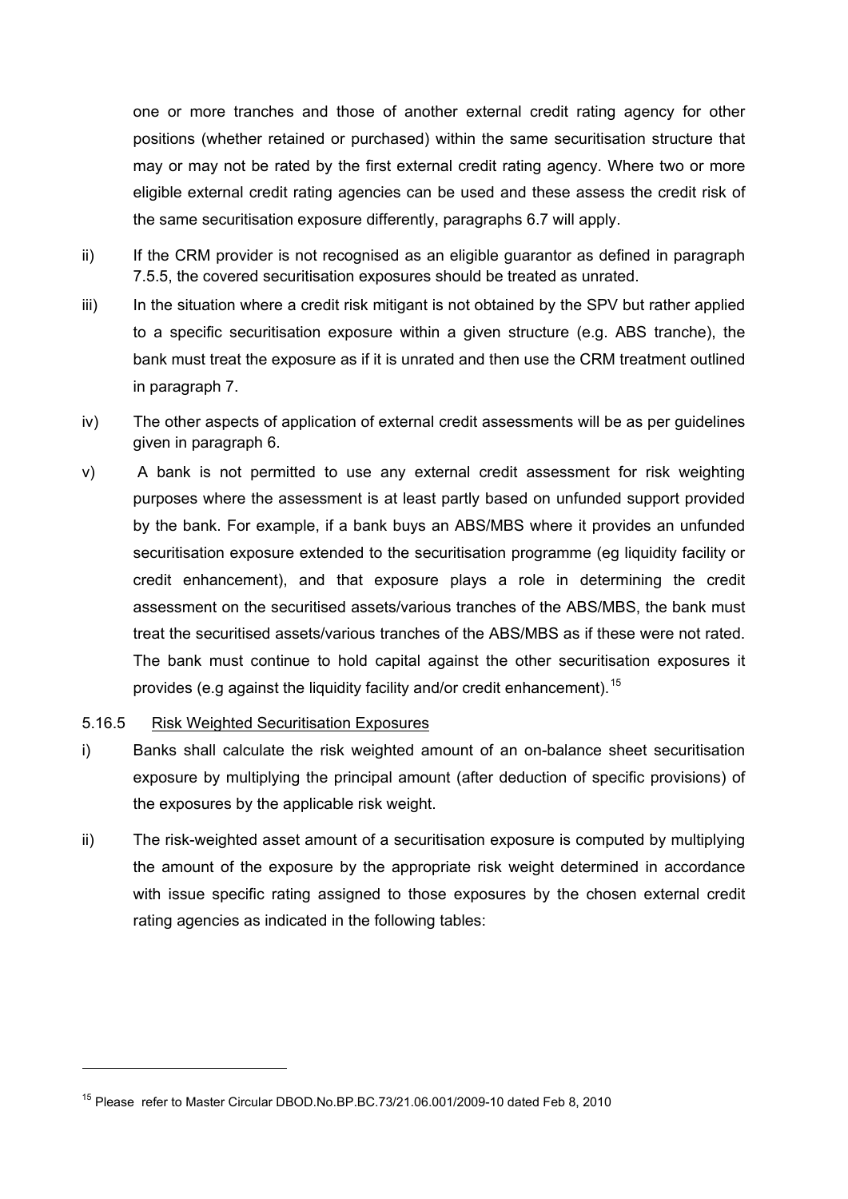one or more tranches and those of another external credit rating agency for other positions (whether retained or purchased) within the same securitisation structure that may or may not be rated by the first external credit rating agency. Where two or more eligible external credit rating agencies can be used and these assess the credit risk of the same securitisation exposure differently, paragraphs 6.7 will apply.

ii) If the CRM provider is not recognised as an eligible guarantor as defined in paragraph 7.5.5, the covered securitisation exposures should be treated as unrated.

iii) In the situation where a credit risk mitigant is not obtained by the SPV but rather applied to a specific securitisation exposure within a given structure (e.g. ABS tranche), the bank must treat the exposure as if it is unrated and then use the CRM treatment outlined in paragraph 7.

iv) The other aspects of application of external credit assessments will be as per guidelines given in paragraph 6.

v) A bank is not permitted to use any external credit assessment for risk weighting purposes where the assessment is at least partly based on unfunded support provided by the bank. For example, if a bank buys an ABS/MBS where it provides an unfunded securitisation exposure extended to the securitisation programme (eg liquidity facility or credit enhancement), and that exposure plays a role in determining the credit assessment on the securitised assets/various tranches of the ABS/MBS, the bank must treat the securitised assets/various tranches of the ABS/MBS as if these were not rated. The bank must continue to hold capital against the other securitisation exposures it provides (e.g against the liquidity facility and/or credit enhancement).[15]

5.16.5 Risk Weighted Securitisation Exposures

i) Banks shall calculate the risk weighted amount of an on-balance sheet securitisation exposure by multiplying the principal amount (after deduction of specific provisions) of the exposures by the applicable risk weight.

ii) The risk-weighted asset amount of a securitisation exposure is computed by multiplying the amount of the exposure by the appropriate risk weight determined in accordance with issue specific rating assigned to those exposures by the chosen external credit rating agencies as indicated in the following tables:

[15] Please refer to Master Circular DBOD.No.BP.BC.73/21.06.001/2009-10 dated Feb 8, 2010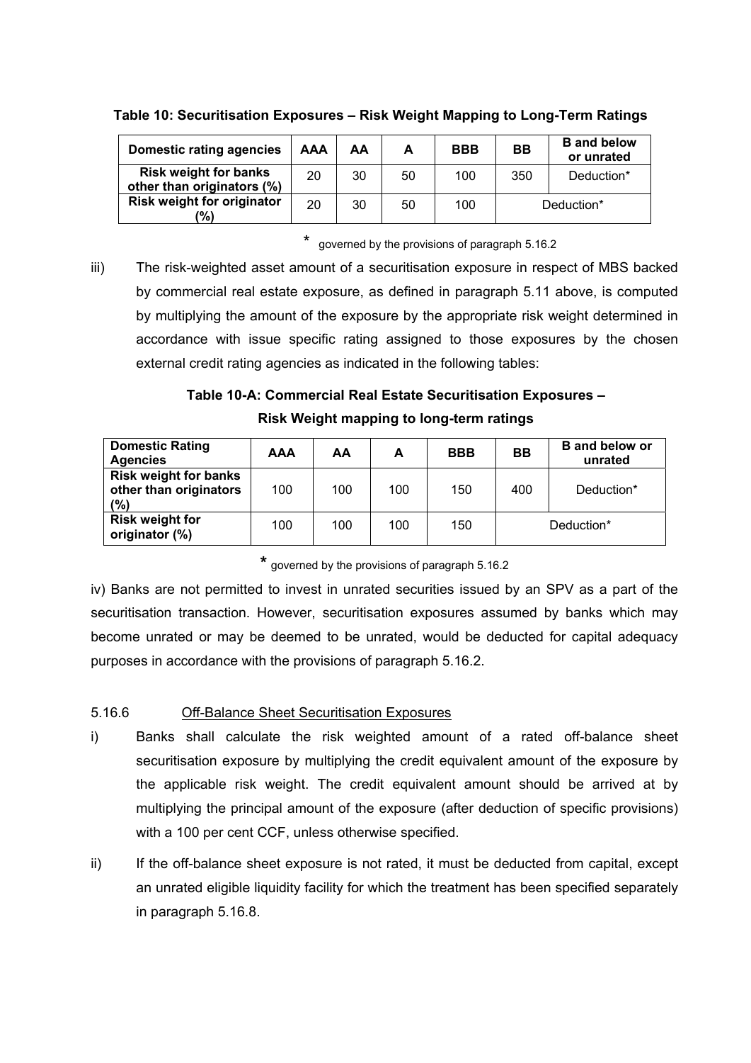**Table 10: Securitisation Exposures – Risk Weight Mapping to Long-Term Ratings**

| Domestic rating agencies | AAA | AA | A | BBB | BB | B and below or unrated |
|---|---|---|---|---|---|---|
| Risk weight for banks other than originators (%) | 20 | 30 | 50 | 100 | 350 | Deduction* |
| Risk weight for originator (%) | 20 | 30 | 50 | 100 | Deduction* | |

\* governed by the provisions of paragraph 5.16.2

iii) The risk-weighted asset amount of a securitisation exposure in respect of MBS backed by commercial real estate exposure, as defined in paragraph 5.11 above, is computed by multiplying the amount of the exposure by the appropriate risk weight determined in accordance with issue specific rating assigned to those exposures by the chosen external credit rating agencies as indicated in the following tables:

**Table 10-A: Commercial Real Estate Securitisation Exposures – Risk Weight mapping to long-term ratings**

| Domestic Rating Agencies | AAA | AA | A | BBB | BB | B and below or unrated |
|---|---|---|---|---|---|---|
| Risk weight for banks other than originators (%) | 100 | 100 | 100 | 150 | 400 | Deduction* |
| Risk weight for originator (%) | 100 | 100 | 100 | 150 | Deduction* | |

\* governed by the provisions of paragraph 5.16.2

iv) Banks are not permitted to invest in unrated securities issued by an SPV as a part of the securitisation transaction. However, securitisation exposures assumed by banks which may become unrated or may be deemed to be unrated, would be deducted for capital adequacy purposes in accordance with the provisions of paragraph 5.16.2.

5.16.6 Off-Balance Sheet Securitisation Exposures

i) Banks shall calculate the risk weighted amount of a rated off-balance sheet securitisation exposure by multiplying the credit equivalent amount of the exposure by the applicable risk weight. The credit equivalent amount should be arrived at by multiplying the principal amount of the exposure (after deduction of specific provisions) with a 100 per cent CCF, unless otherwise specified.

ii) If the off-balance sheet exposure is not rated, it must be deducted from capital, except an unrated eligible liquidity facility for which the treatment has been specified separately in paragraph 5.16.8.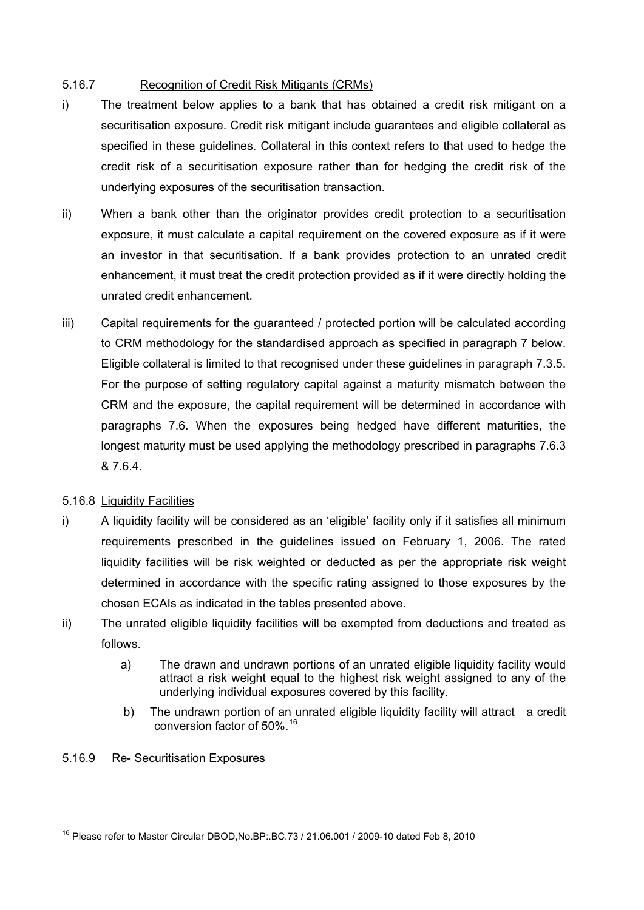5.16.7 Recognition of Credit Risk Mitigants (CRMs)

i) The treatment below applies to a bank that has obtained a credit risk mitigant on a securitisation exposure. Credit risk mitigant include guarantees and eligible collateral as specified in these guidelines. Collateral in this context refers to that used to hedge the credit risk of a securitisation exposure rather than for hedging the credit risk of the underlying exposures of the securitisation transaction.

ii) When a bank other than the originator provides credit protection to a securitisation exposure, it must calculate a capital requirement on the covered exposure as if it were an investor in that securitisation. If a bank provides protection to an unrated credit enhancement, it must treat the credit protection provided as if it were directly holding the unrated credit enhancement.

iii) Capital requirements for the guaranteed / protected portion will be calculated according to CRM methodology for the standardised approach as specified in paragraph 7 below. Eligible collateral is limited to that recognised under these guidelines in paragraph 7.3.5. For the purpose of setting regulatory capital against a maturity mismatch between the CRM and the exposure, the capital requirement will be determined in accordance with paragraphs 7.6. When the exposures being hedged have different maturities, the longest maturity must be used applying the methodology prescribed in paragraphs 7.6.3 & 7.6.4.

5.16.8 Liquidity Facilities

i) A liquidity facility will be considered as an 'eligible' facility only if it satisfies all minimum requirements prescribed in the guidelines issued on February 1, 2006. The rated liquidity facilities will be risk weighted or deducted as per the appropriate risk weight determined in accordance with the specific rating assigned to those exposures by the chosen ECAIs as indicated in the tables presented above.

ii) The unrated eligible liquidity facilities will be exempted from deductions and treated as follows.

   a) The drawn and undrawn portions of an unrated eligible liquidity facility would attract a risk weight equal to the highest risk weight assigned to any of the underlying individual exposures covered by this facility.

   b) The undrawn portion of an unrated eligible liquidity facility will attract a credit conversion factor of 50%.[16]

5.16.9 Re- Securitisation Exposures

[16] Please refer to Master Circular DBOD,No.BP:.BC.73 / 21.06.001 / 2009-10 dated Feb 8, 2010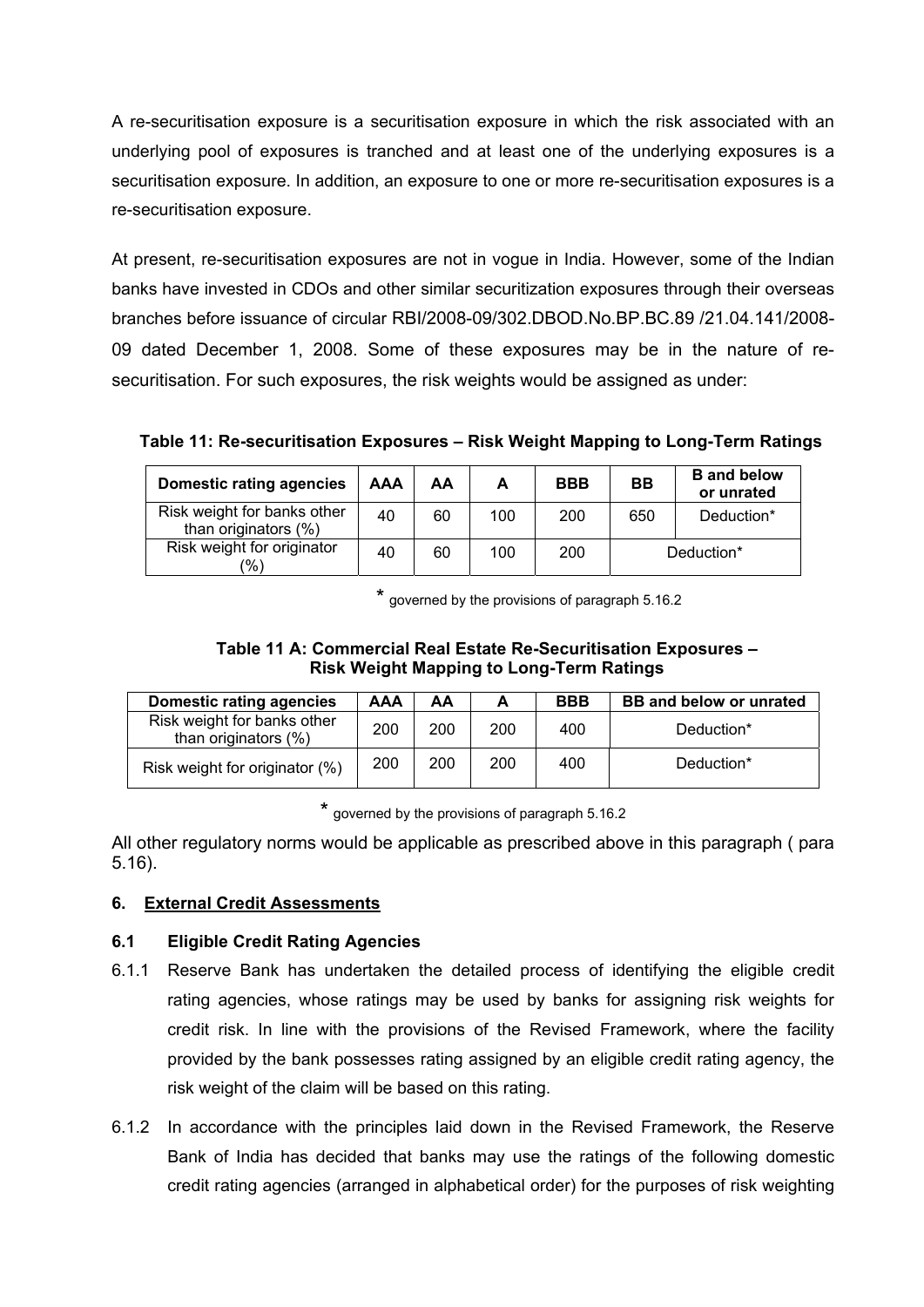A re-securitisation exposure is a securitisation exposure in which the risk associated with an underlying pool of exposures is tranched and at least one of the underlying exposures is a securitisation exposure. In addition, an exposure to one or more re-securitisation exposures is a re-securitisation exposure.

At present, re-securitisation exposures are not in vogue in India. However, some of the Indian banks have invested in CDOs and other similar securitization exposures through their overseas branches before issuance of circular RBI/2008-09/302.DBOD.No.BP.BC.89 /21.04.141/2008-09 dated December 1, 2008. Some of these exposures may be in the nature of re-securitisation. For such exposures, the risk weights would be assigned as under:

**Table 11: Re-securitisation Exposures – Risk Weight Mapping to Long-Term Ratings**

| Domestic rating agencies | AAA | AA | A | BBB | BB | B and below or unrated |
|---|---|---|---|---|---|---|
| Risk weight for banks other than originators (%) | 40 | 60 | 100 | 200 | 650 | Deduction* |
| Risk weight for originator (%) | 40 | 60 | 100 | 200 | Deduction* | |

\* governed by the provisions of paragraph 5.16.2

**Table 11 A: Commercial Real Estate Re-Securitisation Exposures – Risk Weight Mapping to Long-Term Ratings**

| Domestic rating agencies | AAA | AA | A | BBB | BB and below or unrated |
|---|---|---|---|---|---|
| Risk weight for banks other than originators (%) | 200 | 200 | 200 | 400 | Deduction* |
| Risk weight for originator (%) | 200 | 200 | 200 | 400 | Deduction* |

\* governed by the provisions of paragraph 5.16.2

All other regulatory norms would be applicable as prescribed above in this paragraph ( para 5.16).

## 6. External Credit Assessments

### 6.1 Eligible Credit Rating Agencies

6.1.1 Reserve Bank has undertaken the detailed process of identifying the eligible credit rating agencies, whose ratings may be used by banks for assigning risk weights for credit risk. In line with the provisions of the Revised Framework, where the facility provided by the bank possesses rating assigned by an eligible credit rating agency, the risk weight of the claim will be based on this rating.

6.1.2 In accordance with the principles laid down in the Revised Framework, the Reserve Bank of India has decided that banks may use the ratings of the following domestic credit rating agencies (arranged in alphabetical order) for the purposes of risk weighting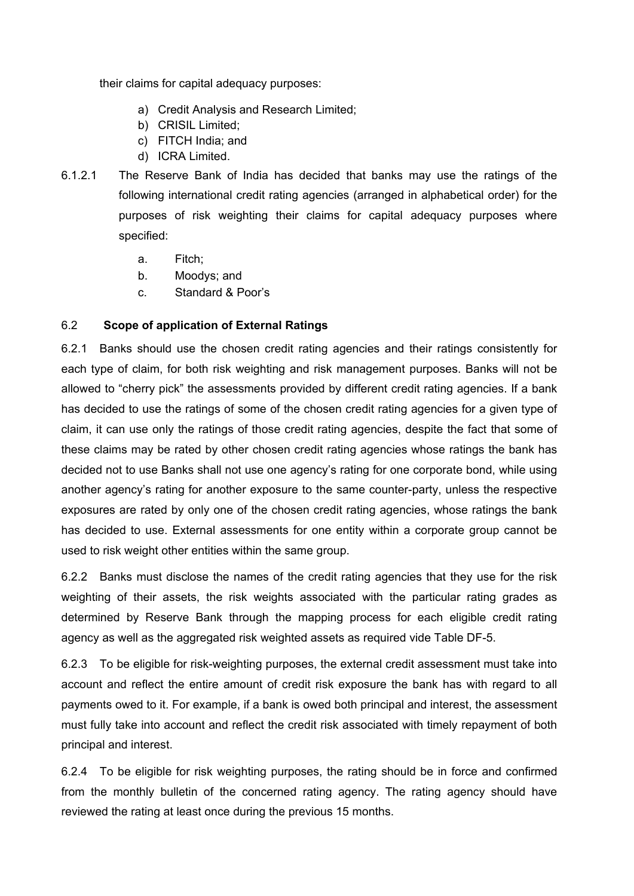their claims for capital adequacy purposes:

a) Credit Analysis and Research Limited;
b) CRISIL Limited;
c) FITCH India; and
d) ICRA Limited.

6.1.2.1 The Reserve Bank of India has decided that banks may use the ratings of the following international credit rating agencies (arranged in alphabetical order) for the purposes of risk weighting their claims for capital adequacy purposes where specified:

a. Fitch;
b. Moodys; and
c. Standard & Poor's

### 6.2 Scope of application of External Ratings

6.2.1 Banks should use the chosen credit rating agencies and their ratings consistently for each type of claim, for both risk weighting and risk management purposes. Banks will not be allowed to "cherry pick" the assessments provided by different credit rating agencies. If a bank has decided to use the ratings of some of the chosen credit rating agencies for a given type of claim, it can use only the ratings of those credit rating agencies, despite the fact that some of these claims may be rated by other chosen credit rating agencies whose ratings the bank has decided not to use Banks shall not use one agency's rating for one corporate bond, while using another agency's rating for another exposure to the same counter-party, unless the respective exposures are rated by only one of the chosen credit rating agencies, whose ratings the bank has decided to use. External assessments for one entity within a corporate group cannot be used to risk weight other entities within the same group.

6.2.2 Banks must disclose the names of the credit rating agencies that they use for the risk weighting of their assets, the risk weights associated with the particular rating grades as determined by Reserve Bank through the mapping process for each eligible credit rating agency as well as the aggregated risk weighted assets as required vide Table DF-5.

6.2.3 To be eligible for risk-weighting purposes, the external credit assessment must take into account and reflect the entire amount of credit risk exposure the bank has with regard to all payments owed to it. For example, if a bank is owed both principal and interest, the assessment must fully take into account and reflect the credit risk associated with timely repayment of both principal and interest.

6.2.4 To be eligible for risk weighting purposes, the rating should be in force and confirmed from the monthly bulletin of the concerned rating agency. The rating agency should have reviewed the rating at least once during the previous 15 months.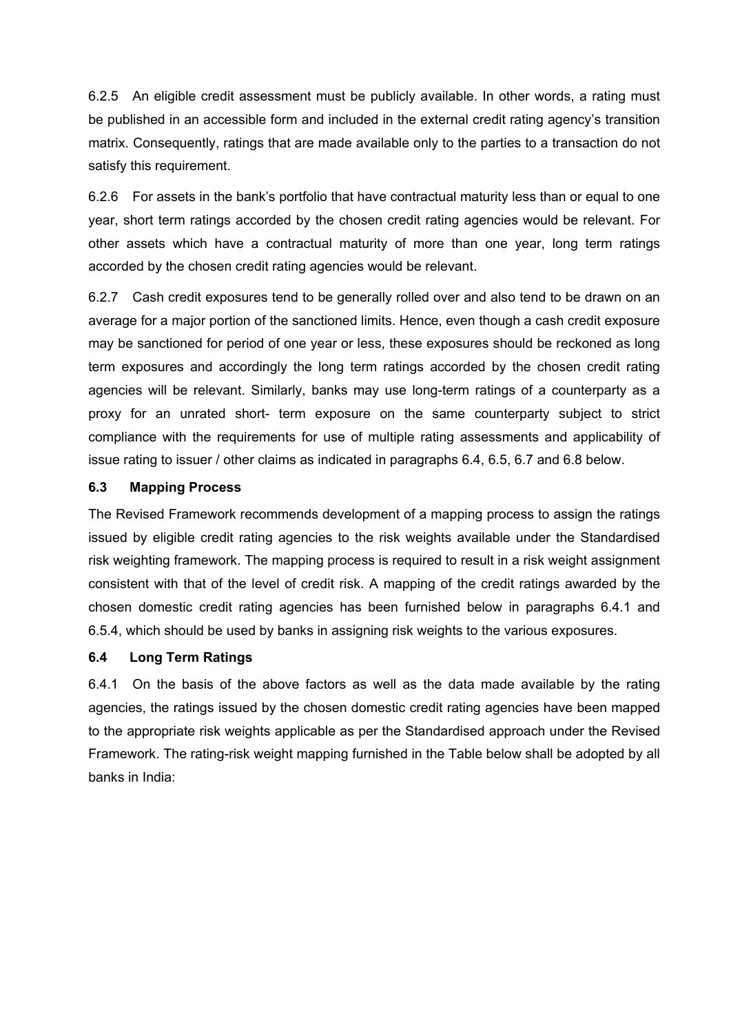6.2.5 An eligible credit assessment must be publicly available. In other words, a rating must be published in an accessible form and included in the external credit rating agency's transition matrix. Consequently, ratings that are made available only to the parties to a transaction do not satisfy this requirement.

6.2.6 For assets in the bank's portfolio that have contractual maturity less than or equal to one year, short term ratings accorded by the chosen credit rating agencies would be relevant. For other assets which have a contractual maturity of more than one year, long term ratings accorded by the chosen credit rating agencies would be relevant.

6.2.7 Cash credit exposures tend to be generally rolled over and also tend to be drawn on an average for a major portion of the sanctioned limits. Hence, even though a cash credit exposure may be sanctioned for period of one year or less, these exposures should be reckoned as long term exposures and accordingly the long term ratings accorded by the chosen credit rating agencies will be relevant. Similarly, banks may use long-term ratings of a counterparty as a proxy for an unrated short- term exposure on the same counterparty subject to strict compliance with the requirements for use of multiple rating assessments and applicability of issue rating to issuer / other claims as indicated in paragraphs 6.4, 6.5, 6.7 and 6.8 below.

### 6.3 Mapping Process

The Revised Framework recommends development of a mapping process to assign the ratings issued by eligible credit rating agencies to the risk weights available under the Standardised risk weighting framework. The mapping process is required to result in a risk weight assignment consistent with that of the level of credit risk. A mapping of the credit ratings awarded by the chosen domestic credit rating agencies has been furnished below in paragraphs 6.4.1 and 6.5.4, which should be used by banks in assigning risk weights to the various exposures.

### 6.4 Long Term Ratings

6.4.1 On the basis of the above factors as well as the data made available by the rating agencies, the ratings issued by the chosen domestic credit rating agencies have been mapped to the appropriate risk weights applicable as per the Standardised approach under the Revised Framework. The rating-risk weight mapping furnished in the Table below shall be adopted by all banks in India: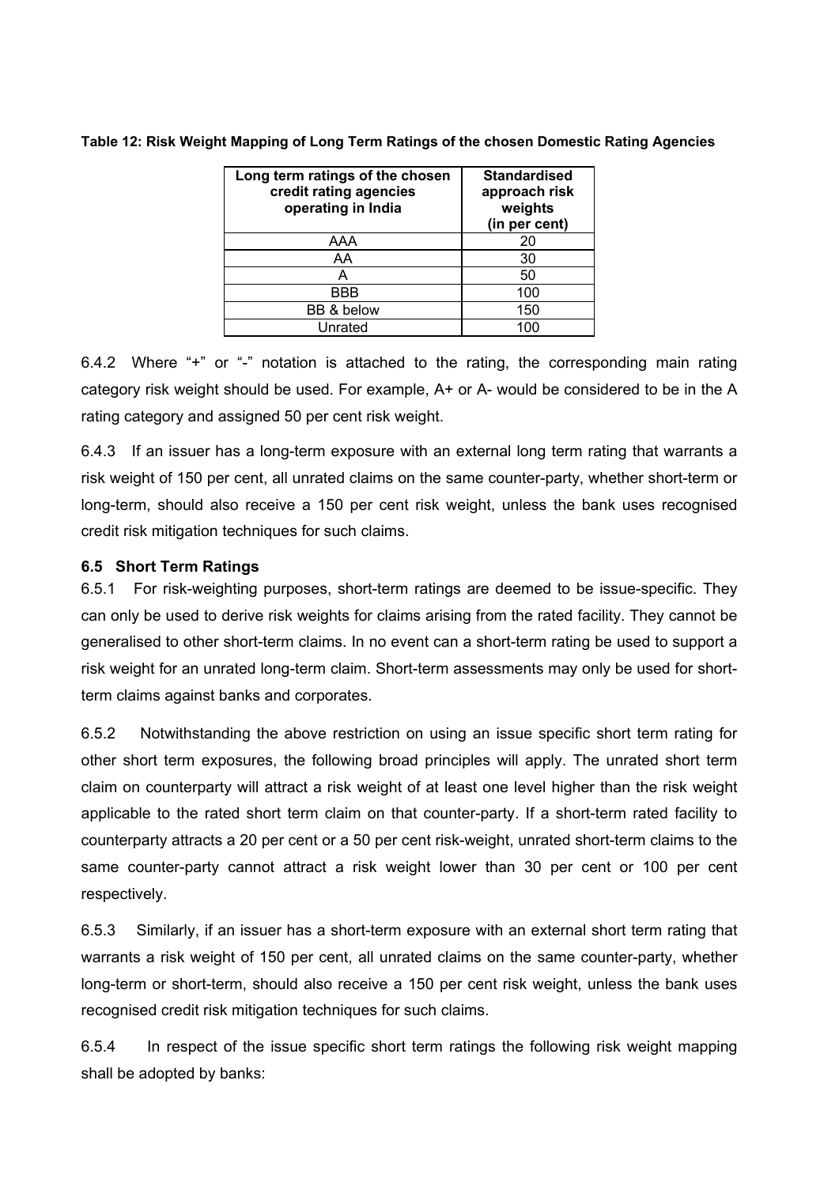**Table 12: Risk Weight Mapping of Long Term Ratings of the chosen Domestic Rating Agencies**

| Long term ratings of the chosen credit rating agencies operating in India | Standardised approach risk weights (in per cent) |
|---|---|
| AAA | 20 |
| AA | 30 |
| A | 50 |
| BBB | 100 |
| BB & below | 150 |
| Unrated | 100 |

6.4.2 Where "+" or "-" notation is attached to the rating, the corresponding main rating category risk weight should be used. For example, A+ or A- would be considered to be in the A rating category and assigned 50 per cent risk weight.

6.4.3 If an issuer has a long-term exposure with an external long term rating that warrants a risk weight of 150 per cent, all unrated claims on the same counter-party, whether short-term or long-term, should also receive a 150 per cent risk weight, unless the bank uses recognised credit risk mitigation techniques for such claims.

### 6.5 Short Term Ratings

6.5.1 For risk-weighting purposes, short-term ratings are deemed to be issue-specific. They can only be used to derive risk weights for claims arising from the rated facility. They cannot be generalised to other short-term claims. In no event can a short-term rating be used to support a risk weight for an unrated long-term claim. Short-term assessments may only be used for short-term claims against banks and corporates.

6.5.2 Notwithstanding the above restriction on using an issue specific short term rating for other short term exposures, the following broad principles will apply. The unrated short term claim on counterparty will attract a risk weight of at least one level higher than the risk weight applicable to the rated short term claim on that counter-party. If a short-term rated facility to counterparty attracts a 20 per cent or a 50 per cent risk-weight, unrated short-term claims to the same counter-party cannot attract a risk weight lower than 30 per cent or 100 per cent respectively.

6.5.3 Similarly, if an issuer has a short-term exposure with an external short term rating that warrants a risk weight of 150 per cent, all unrated claims on the same counter-party, whether long-term or short-term, should also receive a 150 per cent risk weight, unless the bank uses recognised credit risk mitigation techniques for such claims.

6.5.4 In respect of the issue specific short term ratings the following risk weight mapping shall be adopted by banks: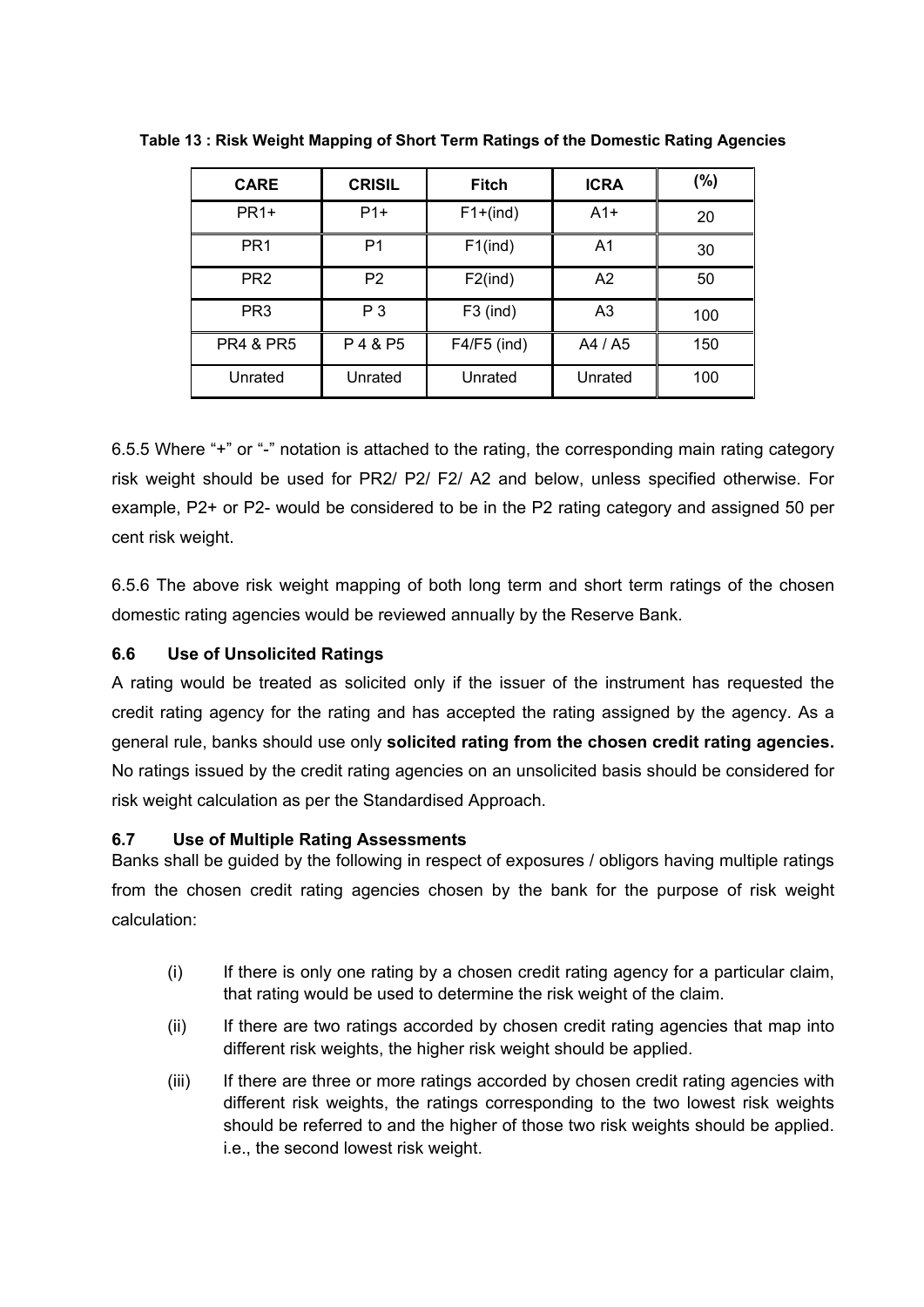**Table 13 : Risk Weight Mapping of Short Term Ratings of the Domestic Rating Agencies**

| CARE | CRISIL | Fitch | ICRA | (%) |
|---|---|---|---|---|
| PR1+ | P1+ | F1+(ind) | A1+ | 20 |
| PR1 | P1 | F1(ind) | A1 | 30 |
| PR2 | P2 | F2(ind) | A2 | 50 |
| PR3 | P 3 | F3 (ind) | A3 | 100 |
| PR4 & PR5 | P 4 & P5 | F4/F5 (ind) | A4 / A5 | 150 |
| Unrated | Unrated | Unrated | Unrated | 100 |

6.5.5 Where "+" or "-" notation is attached to the rating, the corresponding main rating category risk weight should be used for PR2/ P2/ F2/ A2 and below, unless specified otherwise. For example, P2+ or P2- would be considered to be in the P2 rating category and assigned 50 per cent risk weight.

6.5.6 The above risk weight mapping of both long term and short term ratings of the chosen domestic rating agencies would be reviewed annually by the Reserve Bank.

### 6.6 Use of Unsolicited Ratings

A rating would be treated as solicited only if the issuer of the instrument has requested the credit rating agency for the rating and has accepted the rating assigned by the agency. As a general rule, banks should use only **solicited rating from the chosen credit rating agencies.** No ratings issued by the credit rating agencies on an unsolicited basis should be considered for risk weight calculation as per the Standardised Approach.

### 6.7 Use of Multiple Rating Assessments

Banks shall be guided by the following in respect of exposures / obligors having multiple ratings from the chosen credit rating agencies chosen by the bank for the purpose of risk weight calculation:

(i) If there is only one rating by a chosen credit rating agency for a particular claim, that rating would be used to determine the risk weight of the claim.

(ii) If there are two ratings accorded by chosen credit rating agencies that map into different risk weights, the higher risk weight should be applied.

(iii) If there are three or more ratings accorded by chosen credit rating agencies with different risk weights, the ratings corresponding to the two lowest risk weights should be referred to and the higher of those two risk weights should be applied. i.e., the second lowest risk weight.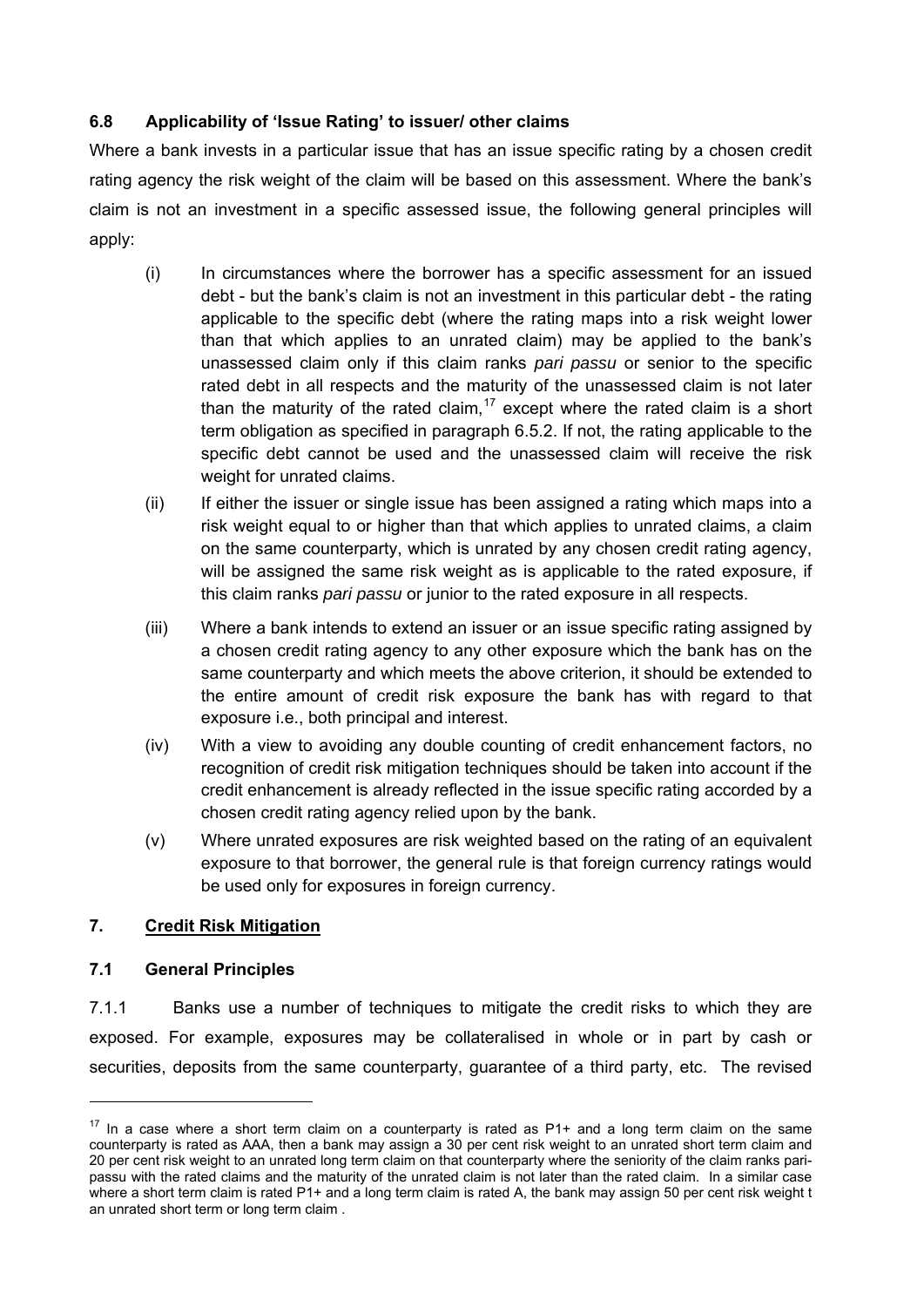### 6.8 Applicability of 'Issue Rating' to issuer/ other claims

Where a bank invests in a particular issue that has an issue specific rating by a chosen credit rating agency the risk weight of the claim will be based on this assessment. Where the bank's claim is not an investment in a specific assessed issue, the following general principles will apply:

(i) In circumstances where the borrower has a specific assessment for an issued debt - but the bank's claim is not an investment in this particular debt - the rating applicable to the specific debt (where the rating maps into a risk weight lower than that which applies to an unrated claim) may be applied to the bank's unassessed claim only if this claim ranks *pari passu* or senior to the specific rated debt in all respects and the maturity of the unassessed claim is not later than the maturity of the rated claim,[17] except where the rated claim is a short term obligation as specified in paragraph 6.5.2. If not, the rating applicable to the specific debt cannot be used and the unassessed claim will receive the risk weight for unrated claims.

(ii) If either the issuer or single issue has been assigned a rating which maps into a risk weight equal to or higher than that which applies to unrated claims, a claim on the same counterparty, which is unrated by any chosen credit rating agency, will be assigned the same risk weight as is applicable to the rated exposure, if this claim ranks *pari passu* or junior to the rated exposure in all respects.

(iii) Where a bank intends to extend an issuer or an issue specific rating assigned by a chosen credit rating agency to any other exposure which the bank has on the same counterparty and which meets the above criterion, it should be extended to the entire amount of credit risk exposure the bank has with regard to that exposure i.e., both principal and interest.

(iv) With a view to avoiding any double counting of credit enhancement factors, no recognition of credit risk mitigation techniques should be taken into account if the credit enhancement is already reflected in the issue specific rating accorded by a chosen credit rating agency relied upon by the bank.

(v) Where unrated exposures are risk weighted based on the rating of an equivalent exposure to that borrower, the general rule is that foreign currency ratings would be used only for exposures in foreign currency.

## 7. Credit Risk Mitigation

### 7.1 General Principles

7.1.1 Banks use a number of techniques to mitigate the credit risks to which they are exposed. For example, exposures may be collateralised in whole or in part by cash or securities, deposits from the same counterparty, guarantee of a third party, etc. The revised

---

[17] In a case where a short term claim on a counterparty is rated as P1+ and a long term claim on the same counterparty is rated as AAA, then a bank may assign a 30 per cent risk weight to an unrated short term claim and 20 per cent risk weight to an unrated long term claim on that counterparty where the seniority of the claim ranks pari-passu with the rated claims and the maturity of the unrated claim is not later than the rated claim. In a similar case where a short term claim is rated P1+ and a long term claim is rated A, the bank may assign 50 per cent risk weight t an unrated short term or long term claim .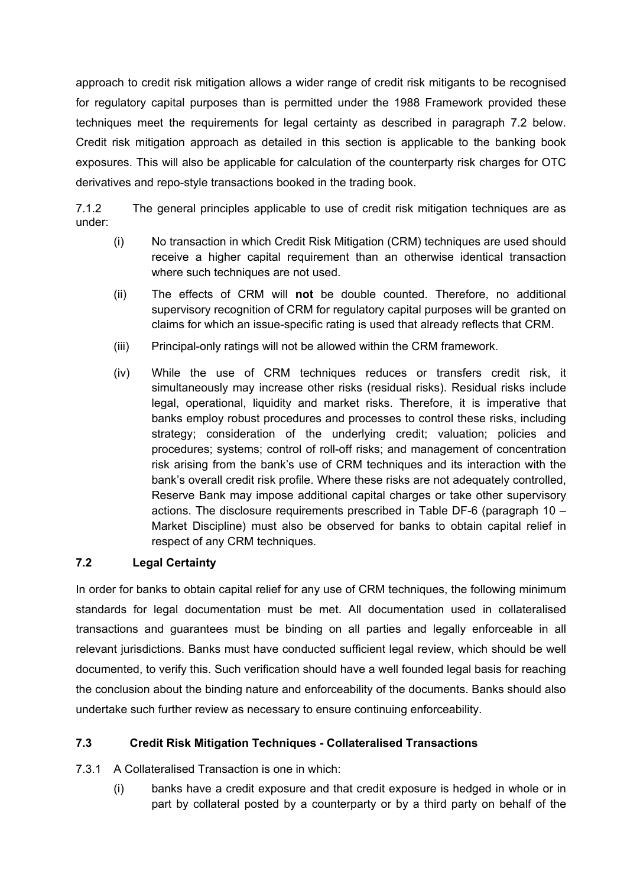approach to credit risk mitigation allows a wider range of credit risk mitigants to be recognised for regulatory capital purposes than is permitted under the 1988 Framework provided these techniques meet the requirements for legal certainty as described in paragraph 7.2 below. Credit risk mitigation approach as detailed in this section is applicable to the banking book exposures. This will also be applicable for calculation of the counterparty risk charges for OTC derivatives and repo-style transactions booked in the trading book.

7.1.2 The general principles applicable to use of credit risk mitigation techniques are as under:

- (i) No transaction in which Credit Risk Mitigation (CRM) techniques are used should receive a higher capital requirement than an otherwise identical transaction where such techniques are not used.
- (ii) The effects of CRM will **not** be double counted. Therefore, no additional supervisory recognition of CRM for regulatory capital purposes will be granted on claims for which an issue-specific rating is used that already reflects that CRM.
- (iii) Principal-only ratings will not be allowed within the CRM framework.
- (iv) While the use of CRM techniques reduces or transfers credit risk, it simultaneously may increase other risks (residual risks). Residual risks include legal, operational, liquidity and market risks. Therefore, it is imperative that banks employ robust procedures and processes to control these risks, including strategy; consideration of the underlying credit; valuation; policies and procedures; systems; control of roll-off risks; and management of concentration risk arising from the bank's use of CRM techniques and its interaction with the bank's overall credit risk profile. Where these risks are not adequately controlled, Reserve Bank may impose additional capital charges or take other supervisory actions. The disclosure requirements prescribed in Table DF-6 (paragraph 10 – Market Discipline) must also be observed for banks to obtain capital relief in respect of any CRM techniques.

### 7.2 Legal Certainty

In order for banks to obtain capital relief for any use of CRM techniques, the following minimum standards for legal documentation must be met. All documentation used in collateralised transactions and guarantees must be binding on all parties and legally enforceable in all relevant jurisdictions. Banks must have conducted sufficient legal review, which should be well documented, to verify this. Such verification should have a well founded legal basis for reaching the conclusion about the binding nature and enforceability of the documents. Banks should also undertake such further review as necessary to ensure continuing enforceability.

### 7.3 Credit Risk Mitigation Techniques - Collateralised Transactions

7.3.1 A Collateralised Transaction is one in which:

- (i) banks have a credit exposure and that credit exposure is hedged in whole or in part by collateral posted by a counterparty or by a third party on behalf of the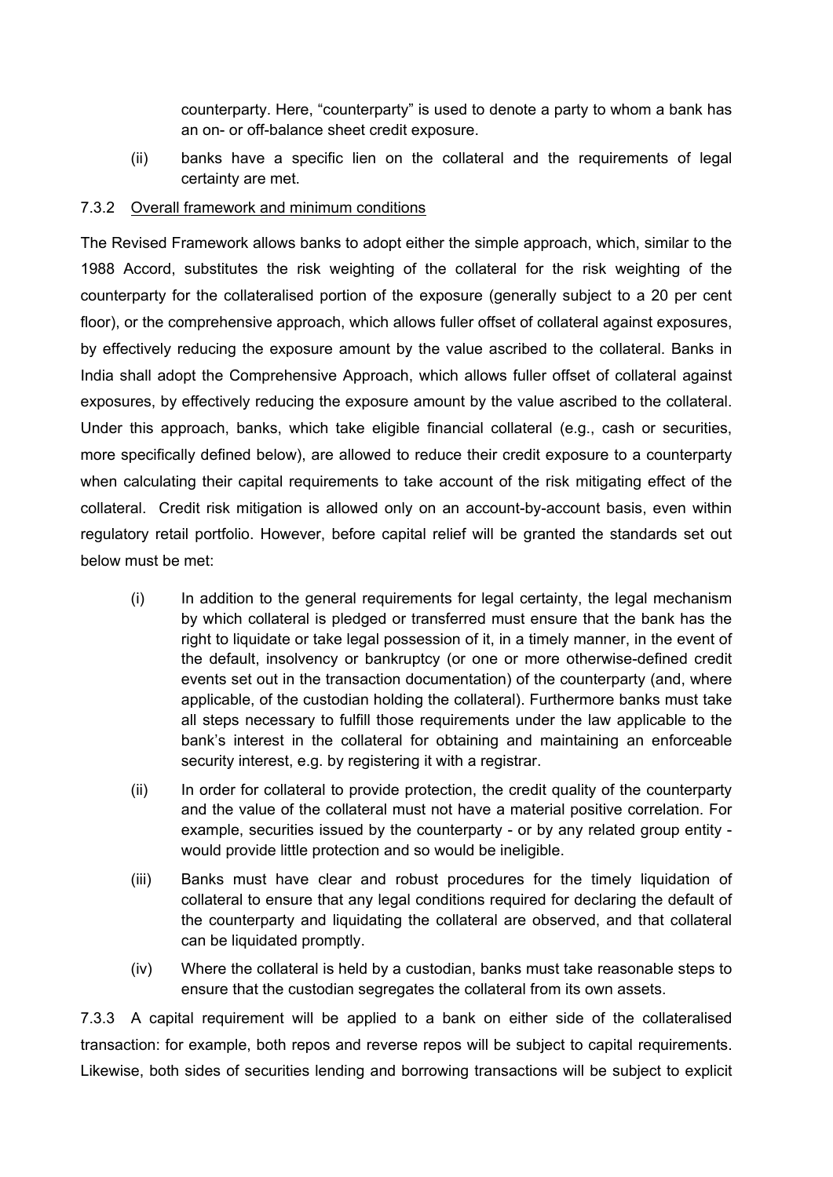counterparty. Here, "counterparty" is used to denote a party to whom a bank has an on- or off-balance sheet credit exposure.

(ii) banks have a specific lien on the collateral and the requirements of legal certainty are met.

7.3.2 Overall framework and minimum conditions

The Revised Framework allows banks to adopt either the simple approach, which, similar to the 1988 Accord, substitutes the risk weighting of the collateral for the risk weighting of the counterparty for the collateralised portion of the exposure (generally subject to a 20 per cent floor), or the comprehensive approach, which allows fuller offset of collateral against exposures, by effectively reducing the exposure amount by the value ascribed to the collateral. Banks in India shall adopt the Comprehensive Approach, which allows fuller offset of collateral against exposures, by effectively reducing the exposure amount by the value ascribed to the collateral. Under this approach, banks, which take eligible financial collateral (e.g., cash or securities, more specifically defined below), are allowed to reduce their credit exposure to a counterparty when calculating their capital requirements to take account of the risk mitigating effect of the collateral. Credit risk mitigation is allowed only on an account-by-account basis, even within regulatory retail portfolio. However, before capital relief will be granted the standards set out below must be met:

(i) In addition to the general requirements for legal certainty, the legal mechanism by which collateral is pledged or transferred must ensure that the bank has the right to liquidate or take legal possession of it, in a timely manner, in the event of the default, insolvency or bankruptcy (or one or more otherwise-defined credit events set out in the transaction documentation) of the counterparty (and, where applicable, of the custodian holding the collateral). Furthermore banks must take all steps necessary to fulfill those requirements under the law applicable to the bank's interest in the collateral for obtaining and maintaining an enforceable security interest, e.g. by registering it with a registrar.

(ii) In order for collateral to provide protection, the credit quality of the counterparty and the value of the collateral must not have a material positive correlation. For example, securities issued by the counterparty - or by any related group entity - would provide little protection and so would be ineligible.

(iii) Banks must have clear and robust procedures for the timely liquidation of collateral to ensure that any legal conditions required for declaring the default of the counterparty and liquidating the collateral are observed, and that collateral can be liquidated promptly.

(iv) Where the collateral is held by a custodian, banks must take reasonable steps to ensure that the custodian segregates the collateral from its own assets.

7.3.3 A capital requirement will be applied to a bank on either side of the collateralised transaction: for example, both repos and reverse repos will be subject to capital requirements. Likewise, both sides of securities lending and borrowing transactions will be subject to explicit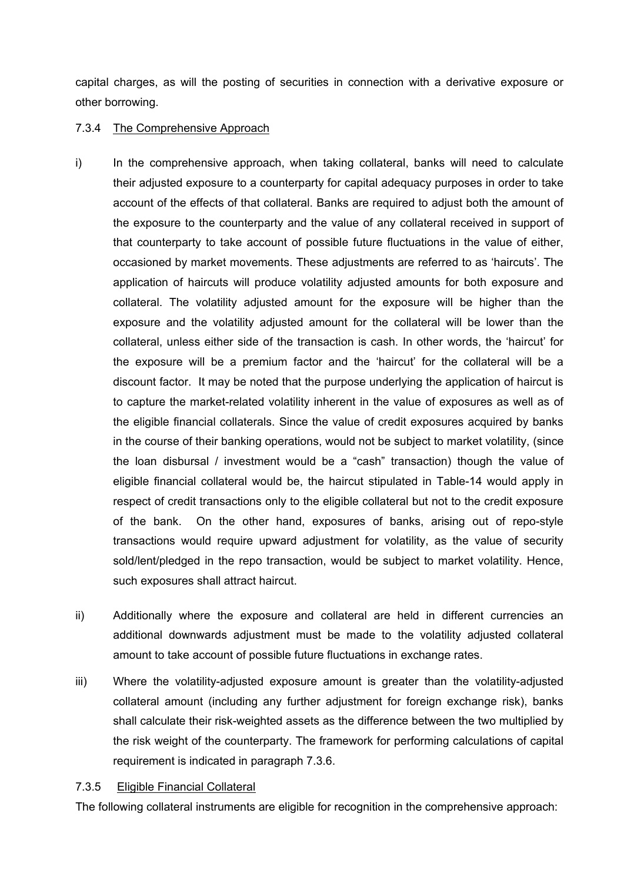capital charges, as will the posting of securities in connection with a derivative exposure or other borrowing.

7.3.4 The Comprehensive Approach

i) In the comprehensive approach, when taking collateral, banks will need to calculate their adjusted exposure to a counterparty for capital adequacy purposes in order to take account of the effects of that collateral. Banks are required to adjust both the amount of the exposure to the counterparty and the value of any collateral received in support of that counterparty to take account of possible future fluctuations in the value of either, occasioned by market movements. These adjustments are referred to as 'haircuts'. The application of haircuts will produce volatility adjusted amounts for both exposure and collateral. The volatility adjusted amount for the exposure will be higher than the exposure and the volatility adjusted amount for the collateral will be lower than the collateral, unless either side of the transaction is cash. In other words, the 'haircut' for the exposure will be a premium factor and the 'haircut' for the collateral will be a discount factor. It may be noted that the purpose underlying the application of haircut is to capture the market-related volatility inherent in the value of exposures as well as of the eligible financial collaterals. Since the value of credit exposures acquired by banks in the course of their banking operations, would not be subject to market volatility, (since the loan disbursal / investment would be a "cash" transaction) though the value of eligible financial collateral would be, the haircut stipulated in Table-14 would apply in respect of credit transactions only to the eligible collateral but not to the credit exposure of the bank. On the other hand, exposures of banks, arising out of repo-style transactions would require upward adjustment for volatility, as the value of security sold/lent/pledged in the repo transaction, would be subject to market volatility. Hence, such exposures shall attract haircut.

ii) Additionally where the exposure and collateral are held in different currencies an additional downwards adjustment must be made to the volatility adjusted collateral amount to take account of possible future fluctuations in exchange rates.

iii) Where the volatility-adjusted exposure amount is greater than the volatility-adjusted collateral amount (including any further adjustment for foreign exchange risk), banks shall calculate their risk-weighted assets as the difference between the two multiplied by the risk weight of the counterparty. The framework for performing calculations of capital requirement is indicated in paragraph 7.3.6.

7.3.5 Eligible Financial Collateral

The following collateral instruments are eligible for recognition in the comprehensive approach: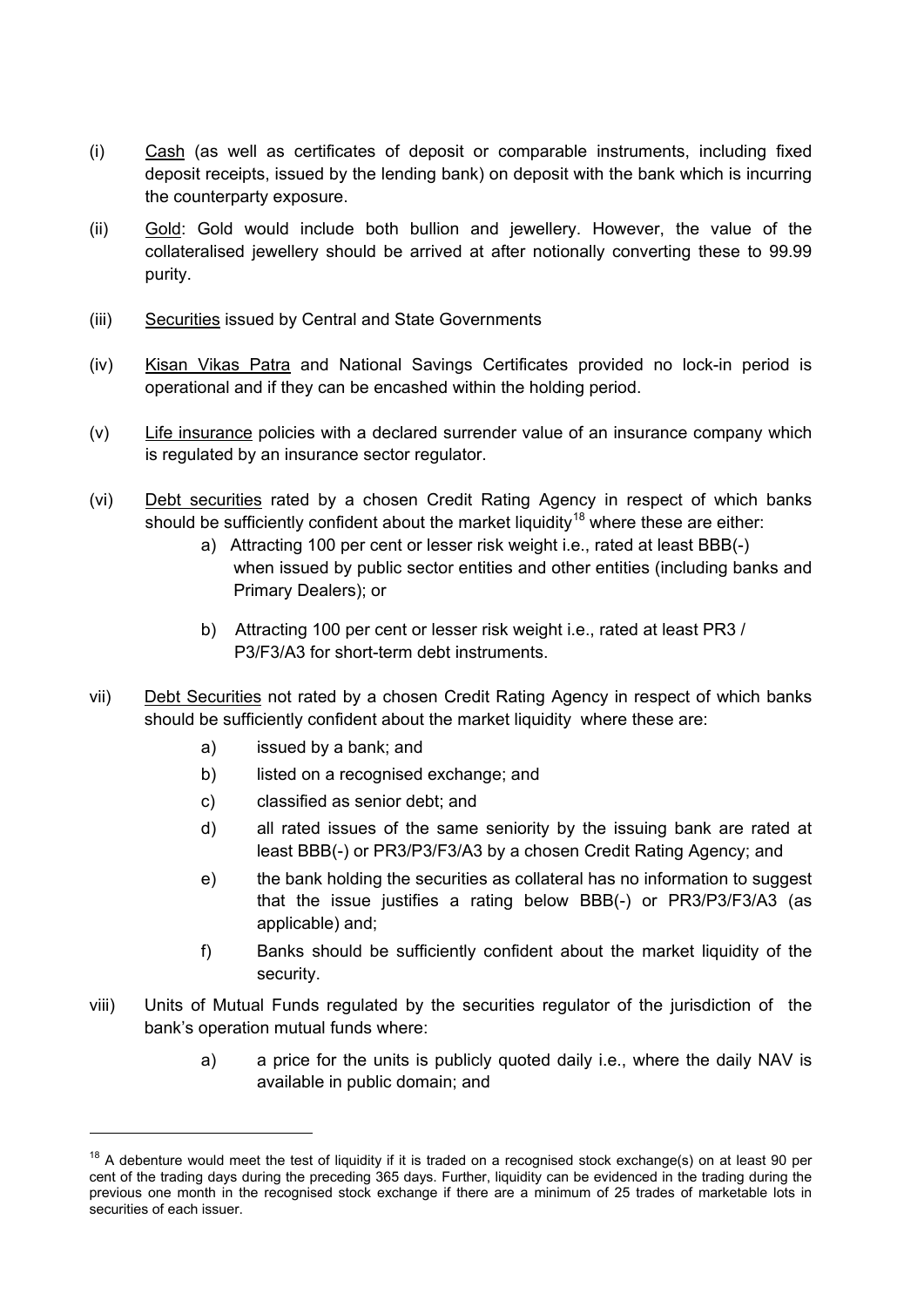(i) <u>Cash</u> (as well as certificates of deposit or comparable instruments, including fixed deposit receipts, issued by the lending bank) on deposit with the bank which is incurring the counterparty exposure.

(ii) <u>Gold</u>: Gold would include both bullion and jewellery. However, the value of the collateralised jewellery should be arrived at after notionally converting these to 99.99 purity.

(iii) <u>Securities</u> issued by Central and State Governments

(iv) <u>Kisan Vikas Patra</u> and National Savings Certificates provided no lock-in period is operational and if they can be encashed within the holding period.

(v) <u>Life insurance</u> policies with a declared surrender value of an insurance company which is regulated by an insurance sector regulator.

(vi) <u>Debt securities</u> rated by a chosen Credit Rating Agency in respect of which banks should be sufficiently confident about the market liquidity[18] where these are either:

  a) Attracting 100 per cent or lesser risk weight i.e., rated at least BBB(-) when issued by public sector entities and other entities (including banks and Primary Dealers); or

  b) Attracting 100 per cent or lesser risk weight i.e., rated at least PR3 / P3/F3/A3 for short-term debt instruments.

vii) <u>Debt Securities</u> not rated by a chosen Credit Rating Agency in respect of which banks should be sufficiently confident about the market liquidity where these are:

  a) issued by a bank; and

  b) listed on a recognised exchange; and

  c) classified as senior debt; and

  d) all rated issues of the same seniority by the issuing bank are rated at least BBB(-) or PR3/P3/F3/A3 by a chosen Credit Rating Agency; and

  e) the bank holding the securities as collateral has no information to suggest that the issue justifies a rating below BBB(-) or PR3/P3/F3/A3 (as applicable) and;

  f) Banks should be sufficiently confident about the market liquidity of the security.

viii) Units of Mutual Funds regulated by the securities regulator of the jurisdiction of the bank's operation mutual funds where:

  a) a price for the units is publicly quoted daily i.e., where the daily NAV is available in public domain; and

---

[18] A debenture would meet the test of liquidity if it is traded on a recognised stock exchange(s) on at least 90 per cent of the trading days during the preceding 365 days. Further, liquidity can be evidenced in the trading during the previous one month in the recognised stock exchange if there are a minimum of 25 trades of marketable lots in securities of each issuer.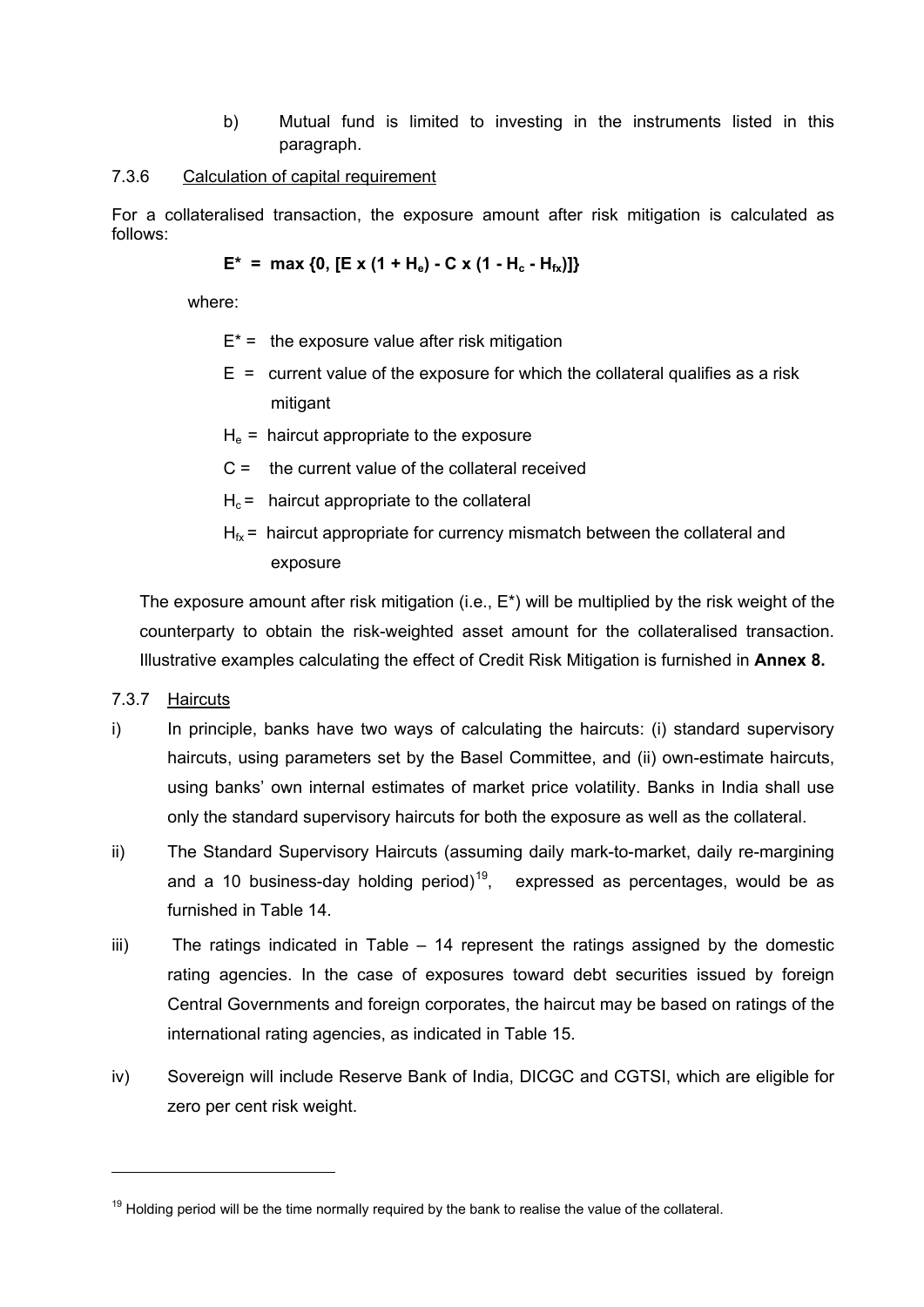b) Mutual fund is limited to investing in the instruments listed in this paragraph.

7.3.6 Calculation of capital requirement

For a collateralised transaction, the exposure amount after risk mitigation is calculated as follows:

$$E^* = \max \{0, [E \times (1 + H_e) - C \times (1 - H_c - H_{fx})]\}$$

where:

$E^*$ = the exposure value after risk mitigation

$E$ = current value of the exposure for which the collateral qualifies as a risk mitigant

$H_e$ = haircut appropriate to the exposure

$C$ = the current value of the collateral received

$H_c$ = haircut appropriate to the collateral

$H_{fx}$ = haircut appropriate for currency mismatch between the collateral and exposure

The exposure amount after risk mitigation (i.e., $E^*$) will be multiplied by the risk weight of the counterparty to obtain the risk-weighted asset amount for the collateralised transaction. Illustrative examples calculating the effect of Credit Risk Mitigation is furnished in **Annex 8.**

7.3.7 Haircuts

i) In principle, banks have two ways of calculating the haircuts: (i) standard supervisory haircuts, using parameters set by the Basel Committee, and (ii) own-estimate haircuts, using banks' own internal estimates of market price volatility. Banks in India shall use only the standard supervisory haircuts for both the exposure as well as the collateral.

ii) The Standard Supervisory Haircuts (assuming daily mark-to-market, daily re-margining and a 10 business-day holding period)[19], expressed as percentages, would be as furnished in Table 14.

iii) The ratings indicated in Table – 14 represent the ratings assigned by the domestic rating agencies. In the case of exposures toward debt securities issued by foreign Central Governments and foreign corporates, the haircut may be based on ratings of the international rating agencies, as indicated in Table 15.

iv) Sovereign will include Reserve Bank of India, DICGC and CGTSI, which are eligible for zero per cent risk weight.

---

[19] Holding period will be the time normally required by the bank to realise the value of the collateral.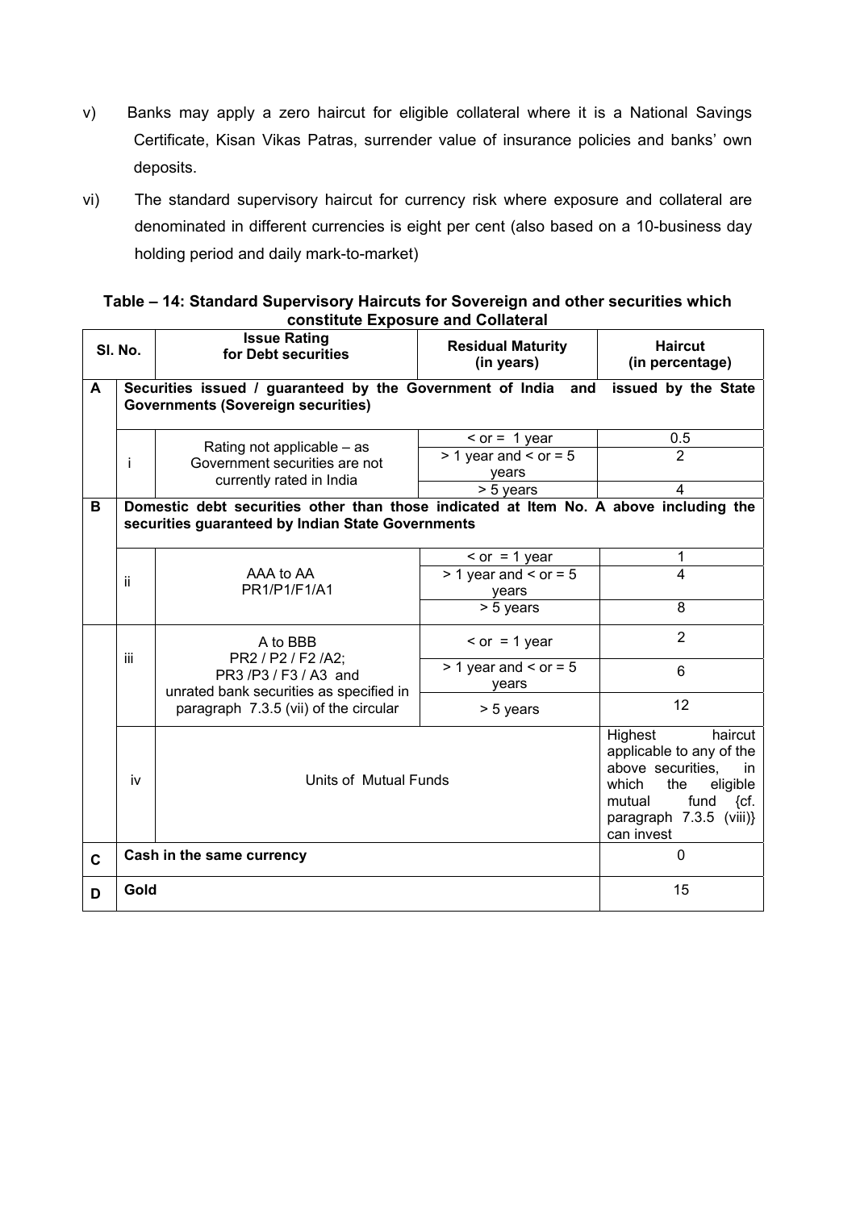v) Banks may apply a zero haircut for eligible collateral where it is a National Savings Certificate, Kisan Vikas Patras, surrender value of insurance policies and banks' own deposits.

vi) The standard supervisory haircut for currency risk where exposure and collateral are denominated in different currencies is eight per cent (also based on a 10-business day holding period and daily mark-to-market)

**Table – 14: Standard Supervisory Haircuts for Sovereign and other securities which constitute Exposure and Collateral**

| Sl. No. | | Issue Rating for Debt securities | Residual Maturity (in years) | Haircut (in percentage) |
|---|---|---|---|---|
| **A** | **Securities issued / guaranteed by the Government of India and issued by the State Governments (Sovereign securities)** | | | |
| | i | Rating not applicable – as Government securities are not currently rated in India | < or = 1 year | 0.5 |
| | | | > 1 year and < or = 5 years | 2 |
| | | | > 5 years | 4 |
| **B** | **Domestic debt securities other than those indicated at Item No. A above including the securities guaranteed by Indian State Governments** | | | |
| | ii | AAA to AA<br>PR1/P1/F1/A1 | < or = 1 year | 1 |
| | | | > 1 year and < or = 5 years | 4 |
| | | | > 5 years | 8 |
| | iii | A to BBB<br>PR2 / P2 / F2 /A2;<br>PR3 /P3 / F3 / A3 and unrated bank securities as specified in paragraph 7.3.5 (vii) of the circular | < or = 1 year | 2 |
| | | | > 1 year and < or = 5 years | 6 |
| | | | > 5 years | 12 |
| | iv | Units of Mutual Funds | | Highest haircut applicable to any of the above securities, in which the eligible mutual fund {cf. paragraph 7.3.5 (viii)} can invest |
| **C** | **Cash in the same currency** | | | 0 |
| **D** | **Gold** | | | 15 |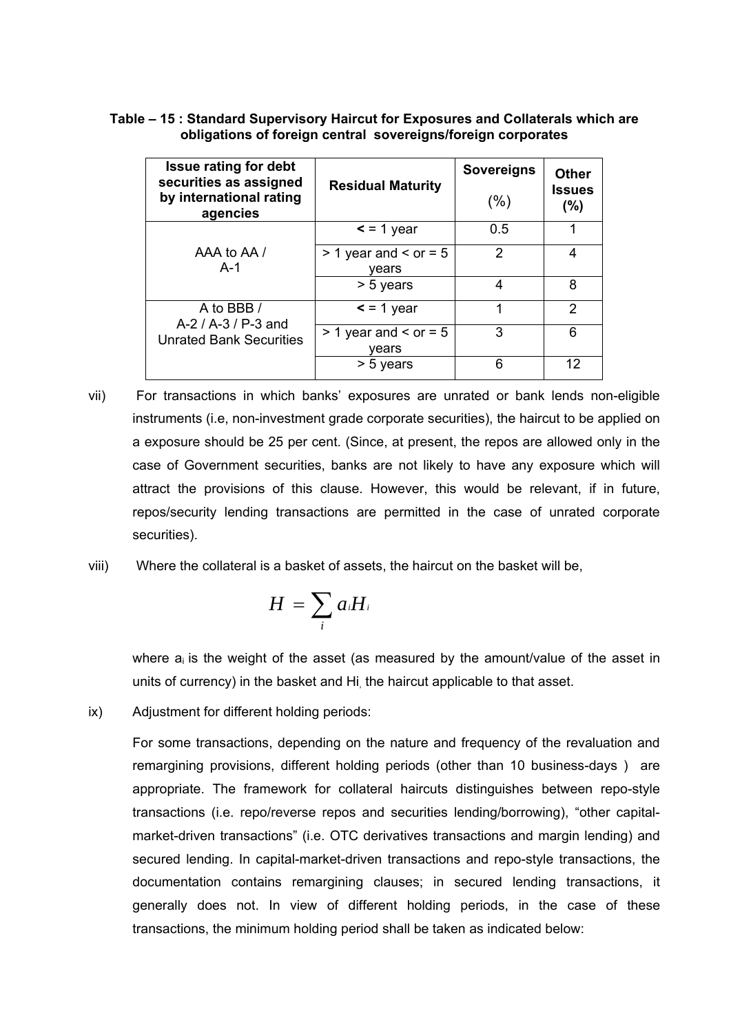**Table – 15 : Standard Supervisory Haircut for Exposures and Collaterals which are obligations of foreign central sovereigns/foreign corporates**

| Issue rating for debt securities as assigned by international rating agencies | Residual Maturity | Sovereigns (%) | Other Issues (%) |
|---|---|---|---|
| AAA to AA / A-1 | < = 1 year | 0.5 | 1 |
| | > 1 year and < or = 5 years | 2 | 4 |
| | > 5 years | 4 | 8 |
| A to BBB / A-2 / A-3 / P-3 and Unrated Bank Securities | < = 1 year | 1 | 2 |
| | > 1 year and < or = 5 years | 3 | 6 |
| | > 5 years | 6 | 12 |

vii) For transactions in which banks' exposures are unrated or bank lends non-eligible instruments (i.e, non-investment grade corporate securities), the haircut to be applied on a exposure should be 25 per cent. (Since, at present, the repos are allowed only in the case of Government securities, banks are not likely to have any exposure which will attract the provisions of this clause. However, this would be relevant, if in future, repos/security lending transactions are permitted in the case of unrated corporate securities).

viii) Where the collateral is a basket of assets, the haircut on the basket will be,

$$H = \sum_{i} a_i H_i$$

where $a_i$ is the weight of the asset (as measured by the amount/value of the asset in units of currency) in the basket and $H_i$ the haircut applicable to that asset.

ix) Adjustment for different holding periods:

For some transactions, depending on the nature and frequency of the revaluation and remargining provisions, different holding periods (other than 10 business-days ) are appropriate. The framework for collateral haircuts distinguishes between repo-style transactions (i.e. repo/reverse repos and securities lending/borrowing), "other capital-market-driven transactions" (i.e. OTC derivatives transactions and margin lending) and secured lending. In capital-market-driven transactions and repo-style transactions, the documentation contains remargining clauses; in secured lending transactions, it generally does not. In view of different holding periods, in the case of these transactions, the minimum holding period shall be taken as indicated below: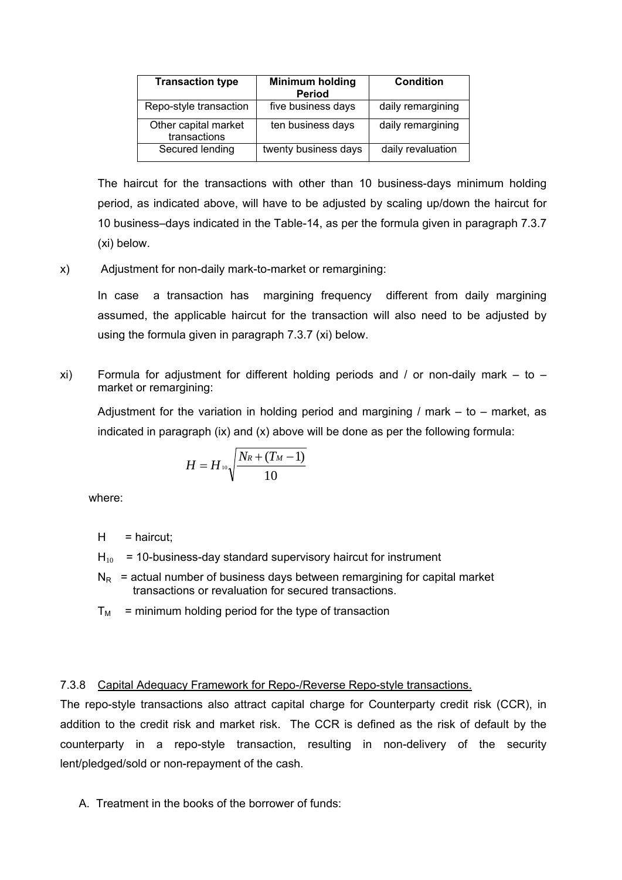| Transaction type | Minimum holding Period | Condition |
|---|---|---|
| Repo-style transaction | five business days | daily remargining |
| Other capital market transactions | ten business days | daily remargining |
| Secured lending | twenty business days | daily revaluation |

The haircut for the transactions with other than 10 business-days minimum holding period, as indicated above, will have to be adjusted by scaling up/down the haircut for 10 business–days indicated in the Table-14, as per the formula given in paragraph 7.3.7 (xi) below.

x) Adjustment for non-daily mark-to-market or remargining:

In case a transaction has margining frequency different from daily margining assumed, the applicable haircut for the transaction will also need to be adjusted by using the formula given in paragraph 7.3.7 (xi) below.

xi) Formula for adjustment for different holding periods and / or non-daily mark – to – market or remargining:

Adjustment for the variation in holding period and margining / mark – to – market, as indicated in paragraph (ix) and (x) above will be done as per the following formula:

$$H = H_{10}\sqrt{\frac{N_R + (T_M - 1)}{10}}$$

where:

$H$ = haircut;

$H_{10}$ = 10-business-day standard supervisory haircut for instrument

$N_R$ = actual number of business days between remargining for capital market transactions or revaluation for secured transactions.

$T_M$ = minimum holding period for the type of transaction

7.3.8 Capital Adequacy Framework for Repo-/Reverse Repo-style transactions.

The repo-style transactions also attract capital charge for Counterparty credit risk (CCR), in addition to the credit risk and market risk. The CCR is defined as the risk of default by the counterparty in a repo-style transaction, resulting in non-delivery of the security lent/pledged/sold or non-repayment of the cash.

A. Treatment in the books of the borrower of funds: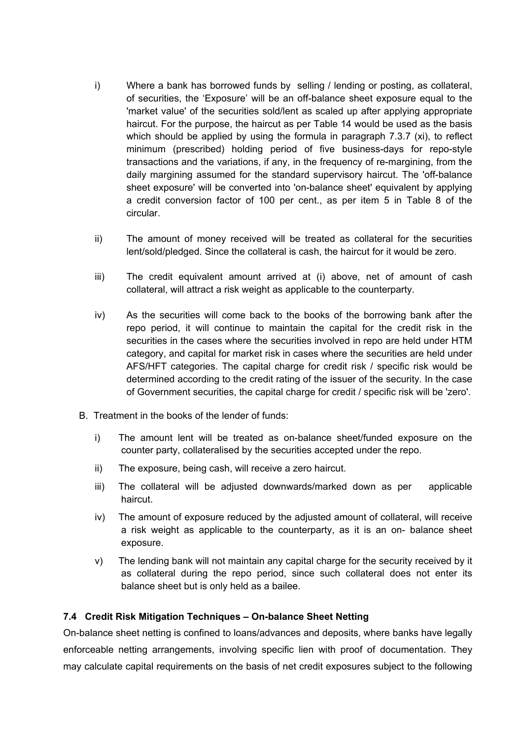i) Where a bank has borrowed funds by selling / lending or posting, as collateral, of securities, the 'Exposure' will be an off-balance sheet exposure equal to the 'market value' of the securities sold/lent as scaled up after applying appropriate haircut. For the purpose, the haircut as per Table 14 would be used as the basis which should be applied by using the formula in paragraph 7.3.7 (xi), to reflect minimum (prescribed) holding period of five business-days for repo-style transactions and the variations, if any, in the frequency of re-margining, from the daily margining assumed for the standard supervisory haircut. The 'off-balance sheet exposure' will be converted into 'on-balance sheet' equivalent by applying a credit conversion factor of 100 per cent., as per item 5 in Table 8 of the circular.

ii) The amount of money received will be treated as collateral for the securities lent/sold/pledged. Since the collateral is cash, the haircut for it would be zero.

iii) The credit equivalent amount arrived at (i) above, net of amount of cash collateral, will attract a risk weight as applicable to the counterparty.

iv) As the securities will come back to the books of the borrowing bank after the repo period, it will continue to maintain the capital for the credit risk in the securities in the cases where the securities involved in repo are held under HTM category, and capital for market risk in cases where the securities are held under AFS/HFT categories. The capital charge for credit risk / specific risk would be determined according to the credit rating of the issuer of the security. In the case of Government securities, the capital charge for credit / specific risk will be 'zero'.

B. Treatment in the books of the lender of funds:

i) The amount lent will be treated as on-balance sheet/funded exposure on the counter party, collateralised by the securities accepted under the repo.

ii) The exposure, being cash, will receive a zero haircut.

iii) The collateral will be adjusted downwards/marked down as per applicable haircut.

iv) The amount of exposure reduced by the adjusted amount of collateral, will receive a risk weight as applicable to the counterparty, as it is an on- balance sheet exposure.

v) The lending bank will not maintain any capital charge for the security received by it as collateral during the repo period, since such collateral does not enter its balance sheet but is only held as a bailee.

### 7.4 Credit Risk Mitigation Techniques – On-balance Sheet Netting

On-balance sheet netting is confined to loans/advances and deposits, where banks have legally enforceable netting arrangements, involving specific lien with proof of documentation. They may calculate capital requirements on the basis of net credit exposures subject to the following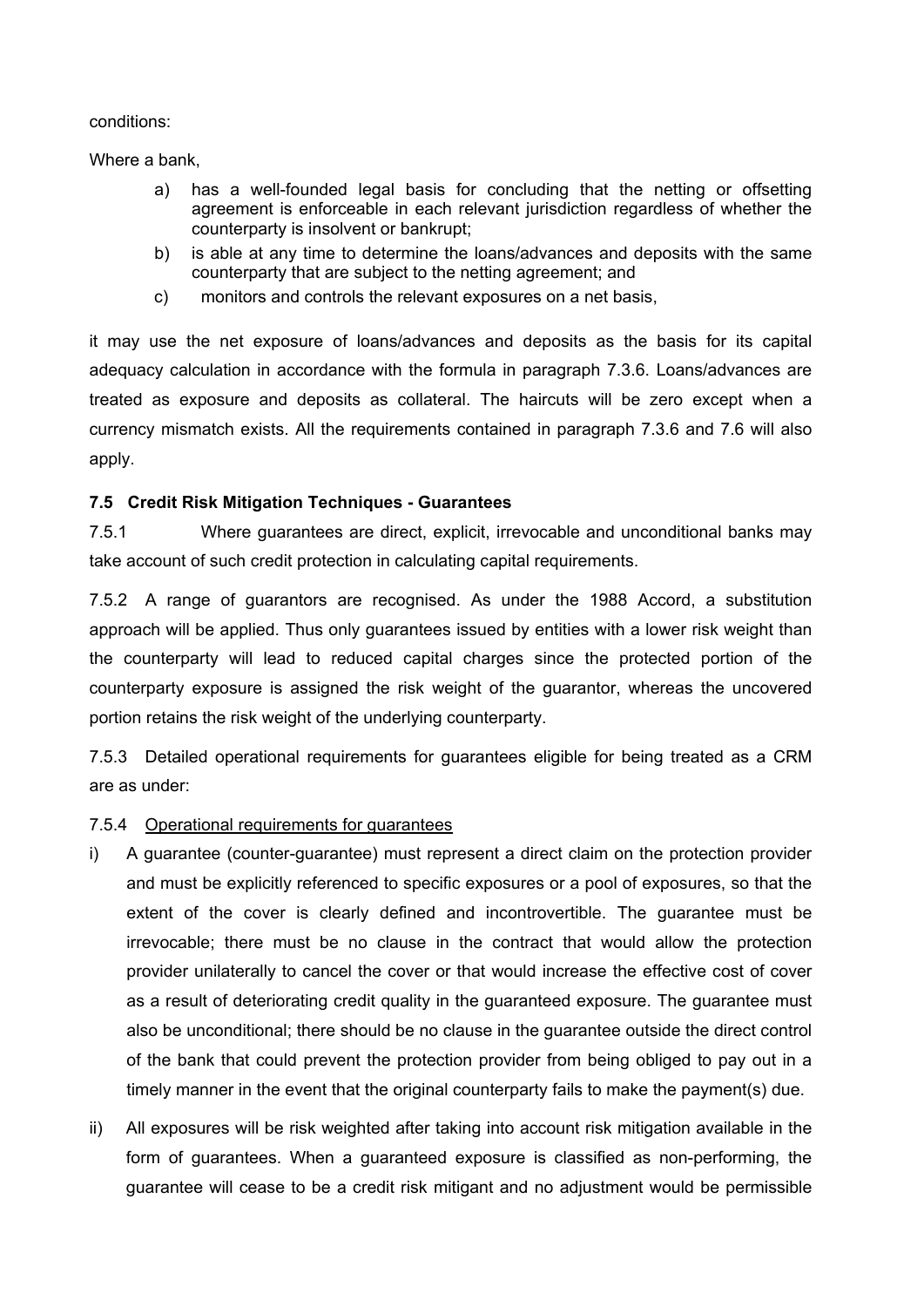conditions:

Where a bank,

a) has a well-founded legal basis for concluding that the netting or offsetting agreement is enforceable in each relevant jurisdiction regardless of whether the counterparty is insolvent or bankrupt;
b) is able at any time to determine the loans/advances and deposits with the same counterparty that are subject to the netting agreement; and
c) monitors and controls the relevant exposures on a net basis,

it may use the net exposure of loans/advances and deposits as the basis for its capital adequacy calculation in accordance with the formula in paragraph 7.3.6. Loans/advances are treated as exposure and deposits as collateral. The haircuts will be zero except when a currency mismatch exists. All the requirements contained in paragraph 7.3.6 and 7.6 will also apply.

### 7.5 Credit Risk Mitigation Techniques - Guarantees

7.5.1 Where guarantees are direct, explicit, irrevocable and unconditional banks may take account of such credit protection in calculating capital requirements.

7.5.2 A range of guarantors are recognised. As under the 1988 Accord, a substitution approach will be applied. Thus only guarantees issued by entities with a lower risk weight than the counterparty will lead to reduced capital charges since the protected portion of the counterparty exposure is assigned the risk weight of the guarantor, whereas the uncovered portion retains the risk weight of the underlying counterparty.

7.5.3 Detailed operational requirements for guarantees eligible for being treated as a CRM are as under:

7.5.4 Operational requirements for guarantees

i) A guarantee (counter-guarantee) must represent a direct claim on the protection provider and must be explicitly referenced to specific exposures or a pool of exposures, so that the extent of the cover is clearly defined and incontrovertible. The guarantee must be irrevocable; there must be no clause in the contract that would allow the protection provider unilaterally to cancel the cover or that would increase the effective cost of cover as a result of deteriorating credit quality in the guaranteed exposure. The guarantee must also be unconditional; there should be no clause in the guarantee outside the direct control of the bank that could prevent the protection provider from being obliged to pay out in a timely manner in the event that the original counterparty fails to make the payment(s) due.

ii) All exposures will be risk weighted after taking into account risk mitigation available in the form of guarantees. When a guaranteed exposure is classified as non-performing, the guarantee will cease to be a credit risk mitigant and no adjustment would be permissible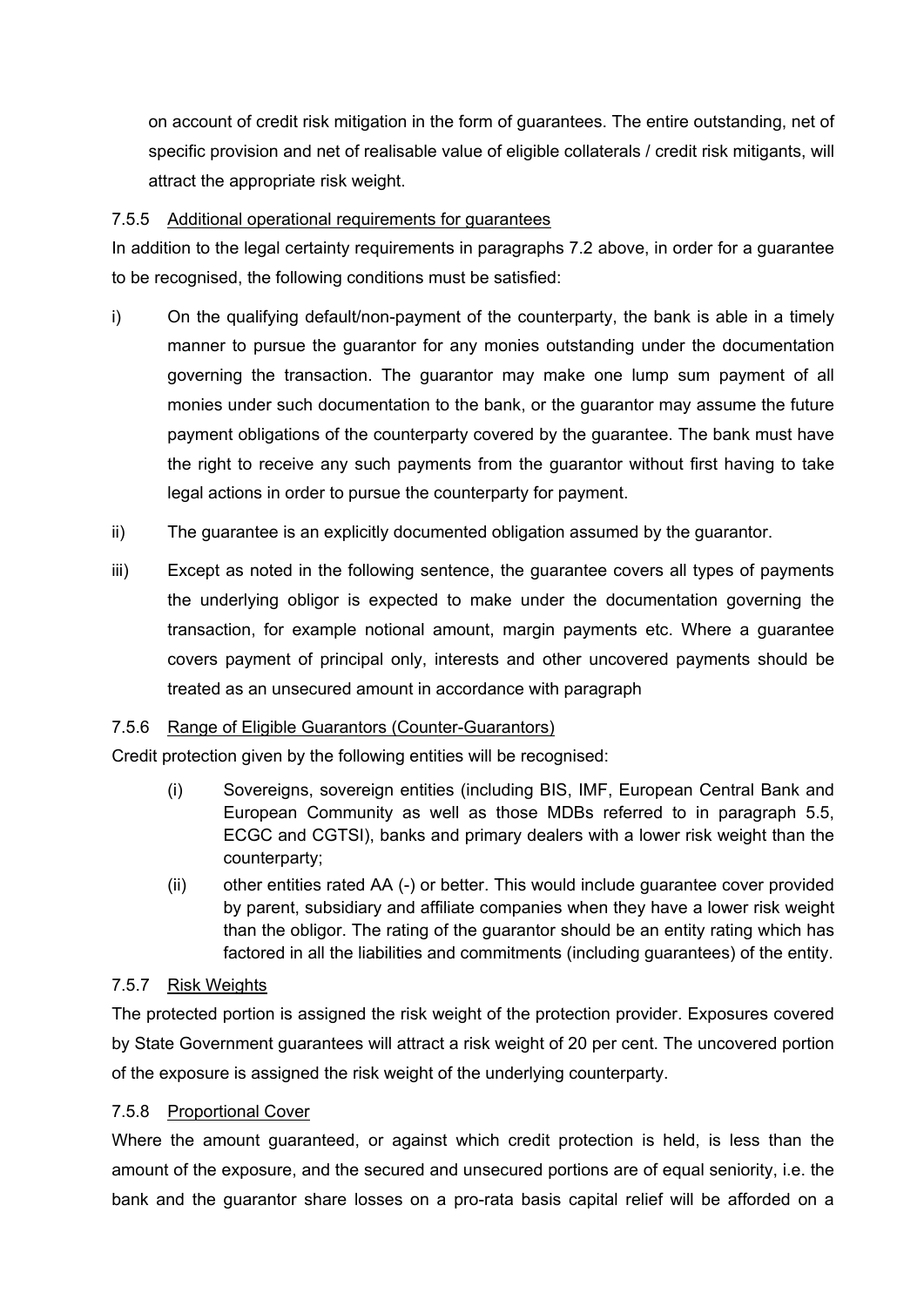on account of credit risk mitigation in the form of guarantees. The entire outstanding, net of specific provision and net of realisable value of eligible collaterals / credit risk mitigants, will attract the appropriate risk weight.

7.5.5 Additional operational requirements for guarantees

In addition to the legal certainty requirements in paragraphs 7.2 above, in order for a guarantee to be recognised, the following conditions must be satisfied:

i) On the qualifying default/non-payment of the counterparty, the bank is able in a timely manner to pursue the guarantor for any monies outstanding under the documentation governing the transaction. The guarantor may make one lump sum payment of all monies under such documentation to the bank, or the guarantor may assume the future payment obligations of the counterparty covered by the guarantee. The bank must have the right to receive any such payments from the guarantor without first having to take legal actions in order to pursue the counterparty for payment.

ii) The guarantee is an explicitly documented obligation assumed by the guarantor.

iii) Except as noted in the following sentence, the guarantee covers all types of payments the underlying obligor is expected to make under the documentation governing the transaction, for example notional amount, margin payments etc. Where a guarantee covers payment of principal only, interests and other uncovered payments should be treated as an unsecured amount in accordance with paragraph

7.5.6 Range of Eligible Guarantors (Counter-Guarantors)

Credit protection given by the following entities will be recognised:

(i) Sovereigns, sovereign entities (including BIS, IMF, European Central Bank and European Community as well as those MDBs referred to in paragraph 5.5, ECGC and CGTSI), banks and primary dealers with a lower risk weight than the counterparty;

(ii) other entities rated AA (-) or better. This would include guarantee cover provided by parent, subsidiary and affiliate companies when they have a lower risk weight than the obligor. The rating of the guarantor should be an entity rating which has factored in all the liabilities and commitments (including guarantees) of the entity.

7.5.7 Risk Weights

The protected portion is assigned the risk weight of the protection provider. Exposures covered by State Government guarantees will attract a risk weight of 20 per cent. The uncovered portion of the exposure is assigned the risk weight of the underlying counterparty.

7.5.8 Proportional Cover

Where the amount guaranteed, or against which credit protection is held, is less than the amount of the exposure, and the secured and unsecured portions are of equal seniority, i.e. the bank and the guarantor share losses on a pro-rata basis capital relief will be afforded on a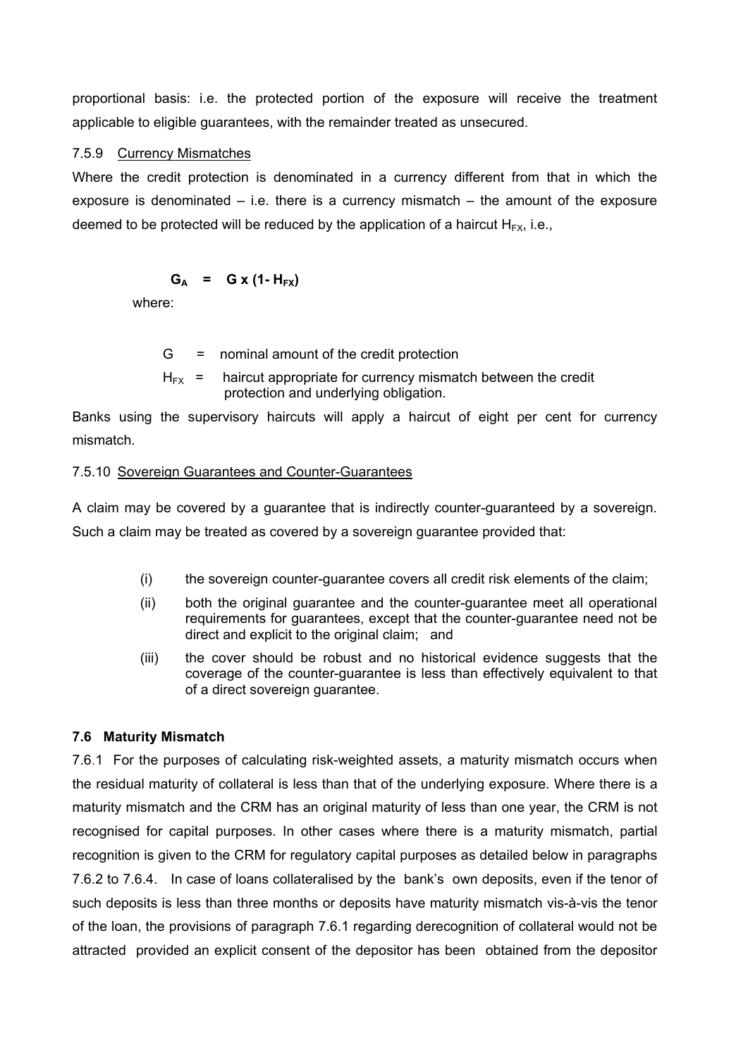proportional basis: i.e. the protected portion of the exposure will receive the treatment applicable to eligible guarantees, with the remainder treated as unsecured.

7.5.9 Currency Mismatches

Where the credit protection is denominated in a currency different from that in which the exposure is denominated – i.e. there is a currency mismatch – the amount of the exposure deemed to be protected will be reduced by the application of a haircut $H_{FX}$, i.e.,

$$G_A = G \times (1 - H_{FX})$$

where:

$G$ = nominal amount of the credit protection

$H_{FX}$ = haircut appropriate for currency mismatch between the credit protection and underlying obligation.

Banks using the supervisory haircuts will apply a haircut of eight per cent for currency mismatch.

7.5.10 Sovereign Guarantees and Counter-Guarantees

A claim may be covered by a guarantee that is indirectly counter-guaranteed by a sovereign. Such a claim may be treated as covered by a sovereign guarantee provided that:

(i) the sovereign counter-guarantee covers all credit risk elements of the claim;

(ii) both the original guarantee and the counter-guarantee meet all operational requirements for guarantees, except that the counter-guarantee need not be direct and explicit to the original claim; and

(iii) the cover should be robust and no historical evidence suggests that the coverage of the counter-guarantee is less than effectively equivalent to that of a direct sovereign guarantee.

### 7.6 Maturity Mismatch

7.6.1 For the purposes of calculating risk-weighted assets, a maturity mismatch occurs when the residual maturity of collateral is less than that of the underlying exposure. Where there is a maturity mismatch and the CRM has an original maturity of less than one year, the CRM is not recognised for capital purposes. In other cases where there is a maturity mismatch, partial recognition is given to the CRM for regulatory capital purposes as detailed below in paragraphs 7.6.2 to 7.6.4. In case of loans collateralised by the bank's own deposits, even if the tenor of such deposits is less than three months or deposits have maturity mismatch vis-à-vis the tenor of the loan, the provisions of paragraph 7.6.1 regarding derecognition of collateral would not be attracted provided an explicit consent of the depositor has been obtained from the depositor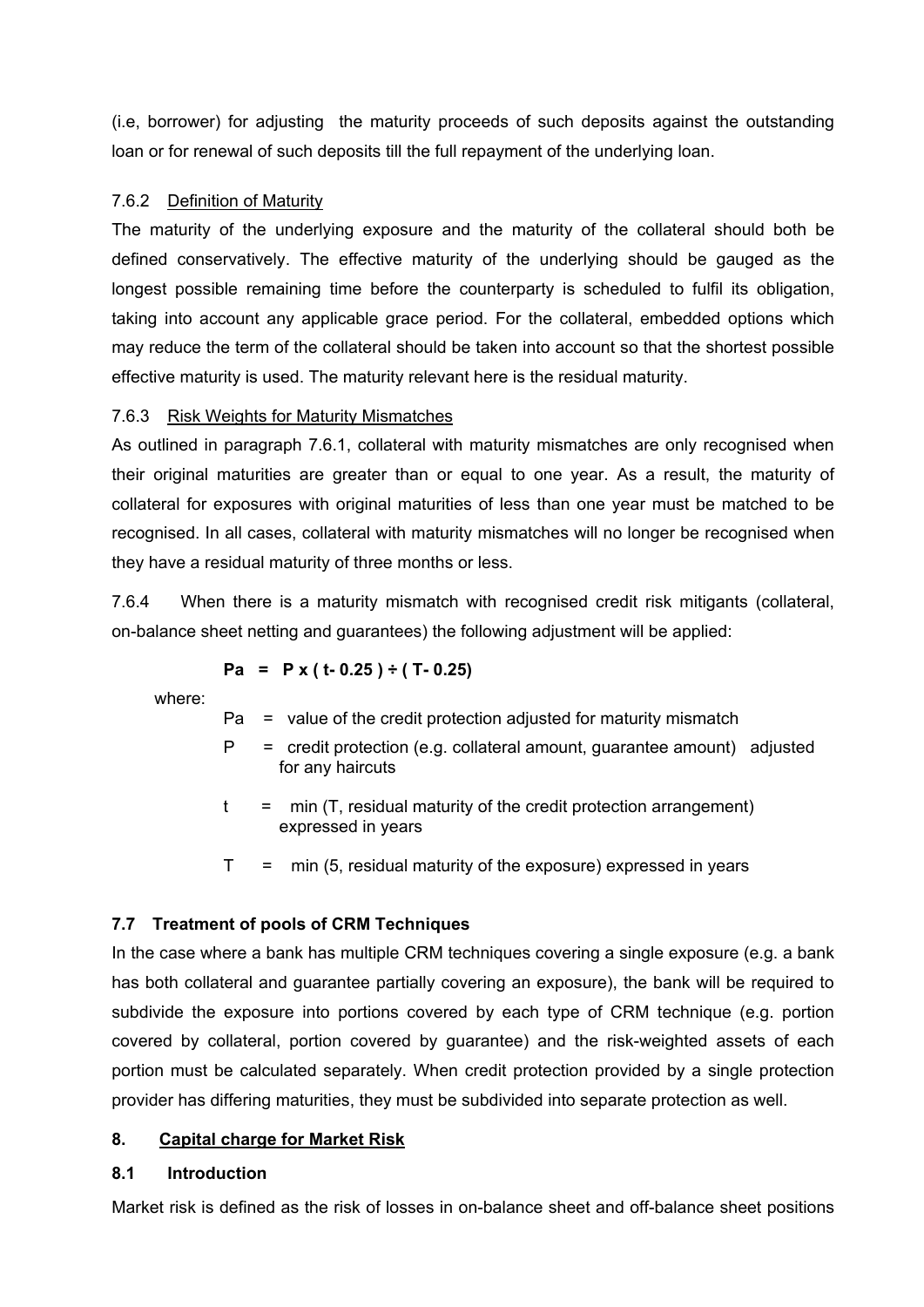(i.e, borrower) for adjusting the maturity proceeds of such deposits against the outstanding loan or for renewal of such deposits till the full repayment of the underlying loan.

7.6.2 Definition of Maturity

The maturity of the underlying exposure and the maturity of the collateral should both be defined conservatively. The effective maturity of the underlying should be gauged as the longest possible remaining time before the counterparty is scheduled to fulfil its obligation, taking into account any applicable grace period. For the collateral, embedded options which may reduce the term of the collateral should be taken into account so that the shortest possible effective maturity is used. The maturity relevant here is the residual maturity.

7.6.3 Risk Weights for Maturity Mismatches

As outlined in paragraph 7.6.1, collateral with maturity mismatches are only recognised when their original maturities are greater than or equal to one year. As a result, the maturity of collateral for exposures with original maturities of less than one year must be matched to be recognised. In all cases, collateral with maturity mismatches will no longer be recognised when they have a residual maturity of three months or less.

7.6.4 When there is a maturity mismatch with recognised credit risk mitigants (collateral, on-balance sheet netting and guarantees) the following adjustment will be applied:

$$Pa = P \times (t - 0.25) \div (T - 0.25)$$

where:

- Pa = value of the credit protection adjusted for maturity mismatch
- P = credit protection (e.g. collateral amount, guarantee amount) adjusted for any haircuts
- t = min (T, residual maturity of the credit protection arrangement) expressed in years
- T = min (5, residual maturity of the exposure) expressed in years

### 7.7 Treatment of pools of CRM Techniques

In the case where a bank has multiple CRM techniques covering a single exposure (e.g. a bank has both collateral and guarantee partially covering an exposure), the bank will be required to subdivide the exposure into portions covered by each type of CRM technique (e.g. portion covered by collateral, portion covered by guarantee) and the risk-weighted assets of each portion must be calculated separately. When credit protection provided by a single protection provider has differing maturities, they must be subdivided into separate protection as well.

## 8. Capital charge for Market Risk

### 8.1 Introduction

Market risk is defined as the risk of losses in on-balance sheet and off-balance sheet positions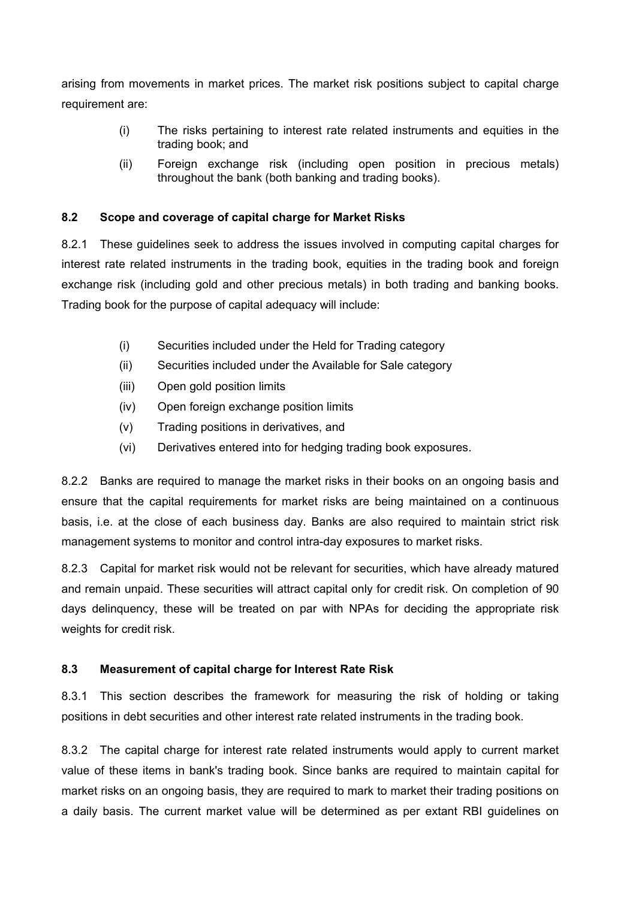arising from movements in market prices. The market risk positions subject to capital charge requirement are:

(i) The risks pertaining to interest rate related instruments and equities in the trading book; and

(ii) Foreign exchange risk (including open position in precious metals) throughout the bank (both banking and trading books).

### 8.2 Scope and coverage of capital charge for Market Risks

8.2.1 These guidelines seek to address the issues involved in computing capital charges for interest rate related instruments in the trading book, equities in the trading book and foreign exchange risk (including gold and other precious metals) in both trading and banking books. Trading book for the purpose of capital adequacy will include:

(i) Securities included under the Held for Trading category

(ii) Securities included under the Available for Sale category

(iii) Open gold position limits

(iv) Open foreign exchange position limits

(v) Trading positions in derivatives, and

(vi) Derivatives entered into for hedging trading book exposures.

8.2.2 Banks are required to manage the market risks in their books on an ongoing basis and ensure that the capital requirements for market risks are being maintained on a continuous basis, i.e. at the close of each business day. Banks are also required to maintain strict risk management systems to monitor and control intra-day exposures to market risks.

8.2.3 Capital for market risk would not be relevant for securities, which have already matured and remain unpaid. These securities will attract capital only for credit risk. On completion of 90 days delinquency, these will be treated on par with NPAs for deciding the appropriate risk weights for credit risk.

### 8.3 Measurement of capital charge for Interest Rate Risk

8.3.1 This section describes the framework for measuring the risk of holding or taking positions in debt securities and other interest rate related instruments in the trading book.

8.3.2 The capital charge for interest rate related instruments would apply to current market value of these items in bank's trading book. Since banks are required to maintain capital for market risks on an ongoing basis, they are required to mark to market their trading positions on a daily basis. The current market value will be determined as per extant RBI guidelines on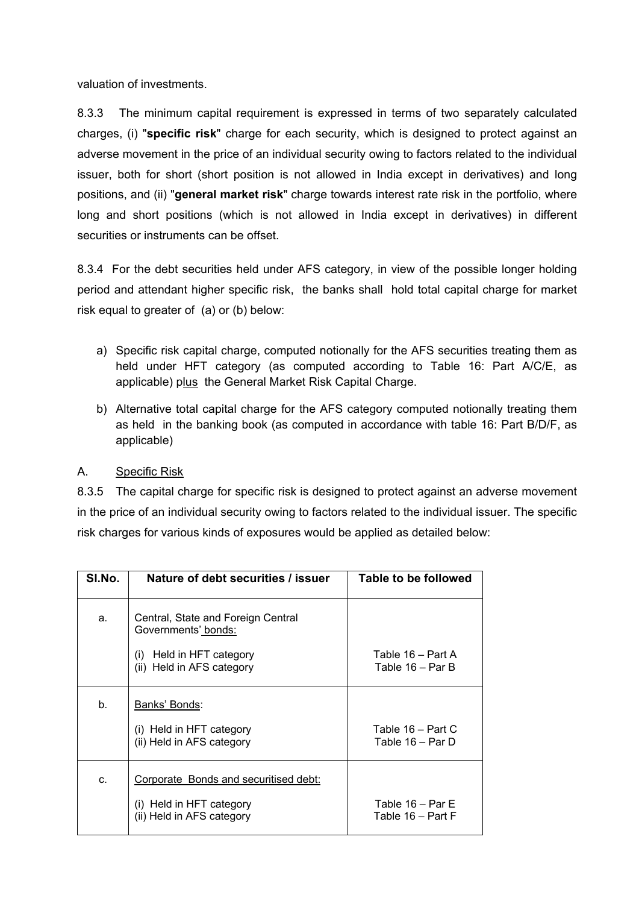valuation of investments.

8.3.3 The minimum capital requirement is expressed in terms of two separately calculated charges, (i) "**specific risk**" charge for each security, which is designed to protect against an adverse movement in the price of an individual security owing to factors related to the individual issuer, both for short (short position is not allowed in India except in derivatives) and long positions, and (ii) "**general market risk**" charge towards interest rate risk in the portfolio, where long and short positions (which is not allowed in India except in derivatives) in different securities or instruments can be offset.

8.3.4 For the debt securities held under AFS category, in view of the possible longer holding period and attendant higher specific risk, the banks shall hold total capital charge for market risk equal to greater of (a) or (b) below:

a) Specific risk capital charge, computed notionally for the AFS securities treating them as held under HFT category (as computed according to Table 16: Part A/C/E, as applicable) plus the General Market Risk Capital Charge.

b) Alternative total capital charge for the AFS category computed notionally treating them as held in the banking book (as computed in accordance with table 16: Part B/D/F, as applicable)

A. Specific Risk

8.3.5 The capital charge for specific risk is designed to protect against an adverse movement in the price of an individual security owing to factors related to the individual issuer. The specific risk charges for various kinds of exposures would be applied as detailed below:

| Sl.No. | Nature of debt securities / issuer | Table to be followed |
|---|---|---|
| a. | Central, State and Foreign Central Governments' bonds:<br>(i) Held in HFT category<br>(ii) Held in AFS category | <br>Table 16 – Part A<br>Table 16 – Par B |
| b. | Banks' Bonds:<br>(i) Held in HFT category<br>(ii) Held in AFS category | <br>Table 16 – Part C<br>Table 16 – Par D |
| c. | Corporate Bonds and securitised debt:<br>(i) Held in HFT category<br>(ii) Held in AFS category | <br>Table 16 – Par E<br>Table 16 – Part F |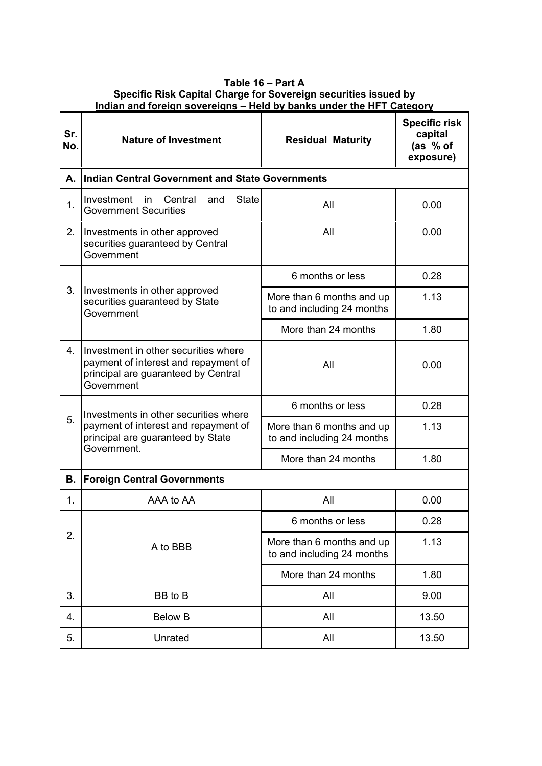**Table 16 – Part A**
**Specific Risk Capital Charge for Sovereign securities issued by Indian and foreign sovereigns – Held by banks under the HFT Category**

| Sr. No. | Nature of Investment | Residual Maturity | Specific risk capital (as % of exposure) |
|---|---|---|---|
| **A.** | **Indian Central Government and State Governments** | | |
| 1. | Investment in Central and State Government Securities | All | 0.00 |
| 2. | Investments in other approved securities guaranteed by Central Government | All | 0.00 |
| 3. | Investments in other approved securities guaranteed by State Government | 6 months or less | 0.28 |
| | | More than 6 months and up to and including 24 months | 1.13 |
| | | More than 24 months | 1.80 |
| 4. | Investment in other securities where payment of interest and repayment of principal are guaranteed by Central Government | All | 0.00 |
| 5. | Investments in other securities where payment of interest and repayment of principal are guaranteed by State Government. | 6 months or less | 0.28 |
| | | More than 6 months and up to and including 24 months | 1.13 |
| | | More than 24 months | 1.80 |
| **B.** | **Foreign Central Governments** | | |
| 1. | AAA to AA | All | 0.00 |
| 2. | A to BBB | 6 months or less | 0.28 |
| | | More than 6 months and up to and including 24 months | 1.13 |
| | | More than 24 months | 1.80 |
| 3. | BB to B | All | 9.00 |
| 4. | Below B | All | 13.50 |
| 5. | Unrated | All | 13.50 |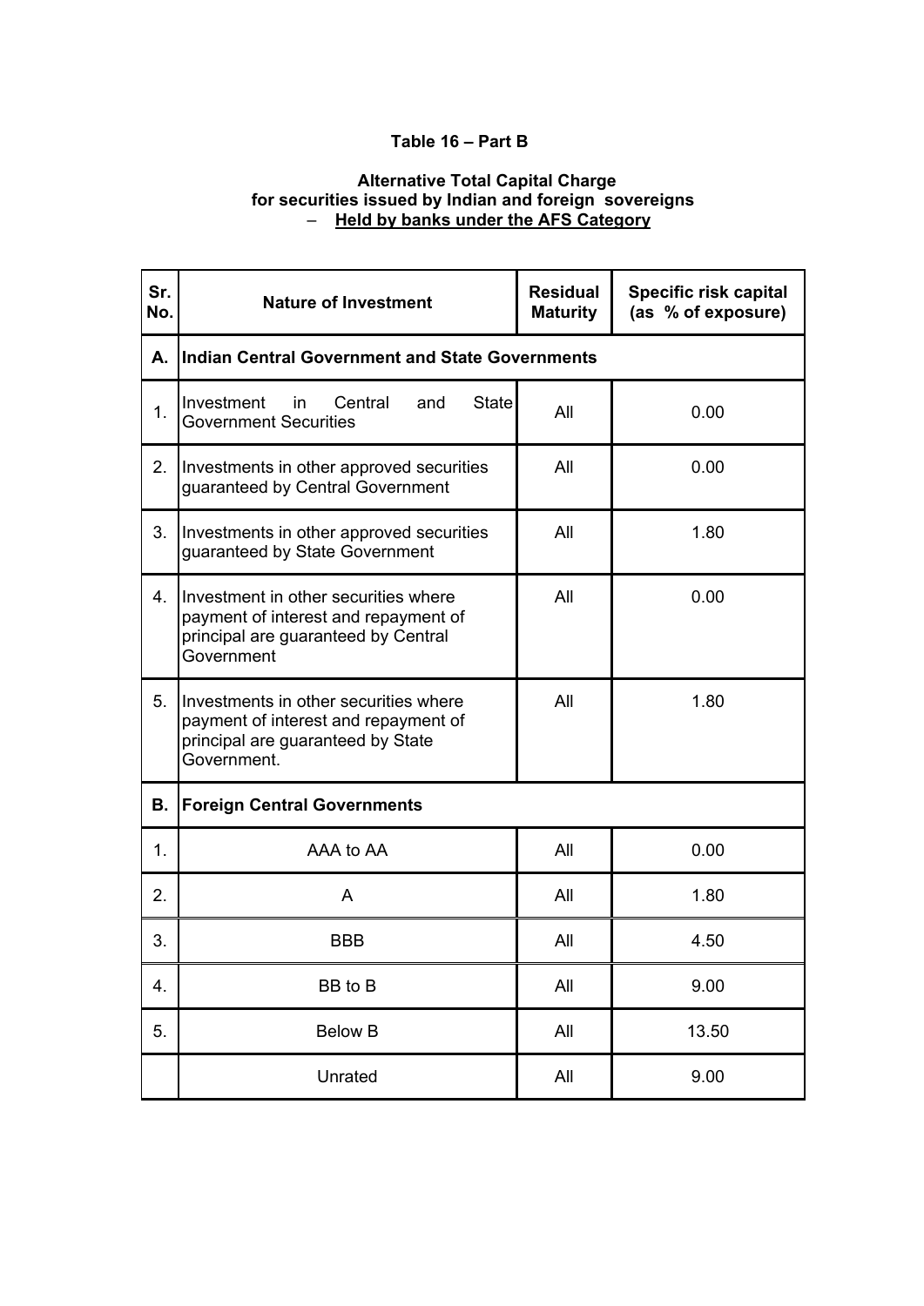**Table 16 – Part B**

**Alternative Total Capital Charge for securities issued by Indian and foreign sovereigns – Held by banks under the AFS Category**

| Sr. No. | Nature of Investment | Residual Maturity | Specific risk capital (as % of exposure) |
|---|---|---|---|
| **A.** | **Indian Central Government and State Governments** | | |
| 1. | Investment in Central and State Government Securities | All | 0.00 |
| 2. | Investments in other approved securities guaranteed by Central Government | All | 0.00 |
| 3. | Investments in other approved securities guaranteed by State Government | All | 1.80 |
| 4. | Investment in other securities where payment of interest and repayment of principal are guaranteed by Central Government | All | 0.00 |
| 5. | Investments in other securities where payment of interest and repayment of principal are guaranteed by State Government. | All | 1.80 |
| **B.** | **Foreign Central Governments** | | |
| 1. | AAA to AA | All | 0.00 |
| 2. | A | All | 1.80 |
| 3. | BBB | All | 4.50 |
| 4. | BB to B | All | 9.00 |
| 5. | Below B | All | 13.50 |
| | Unrated | All | 9.00 |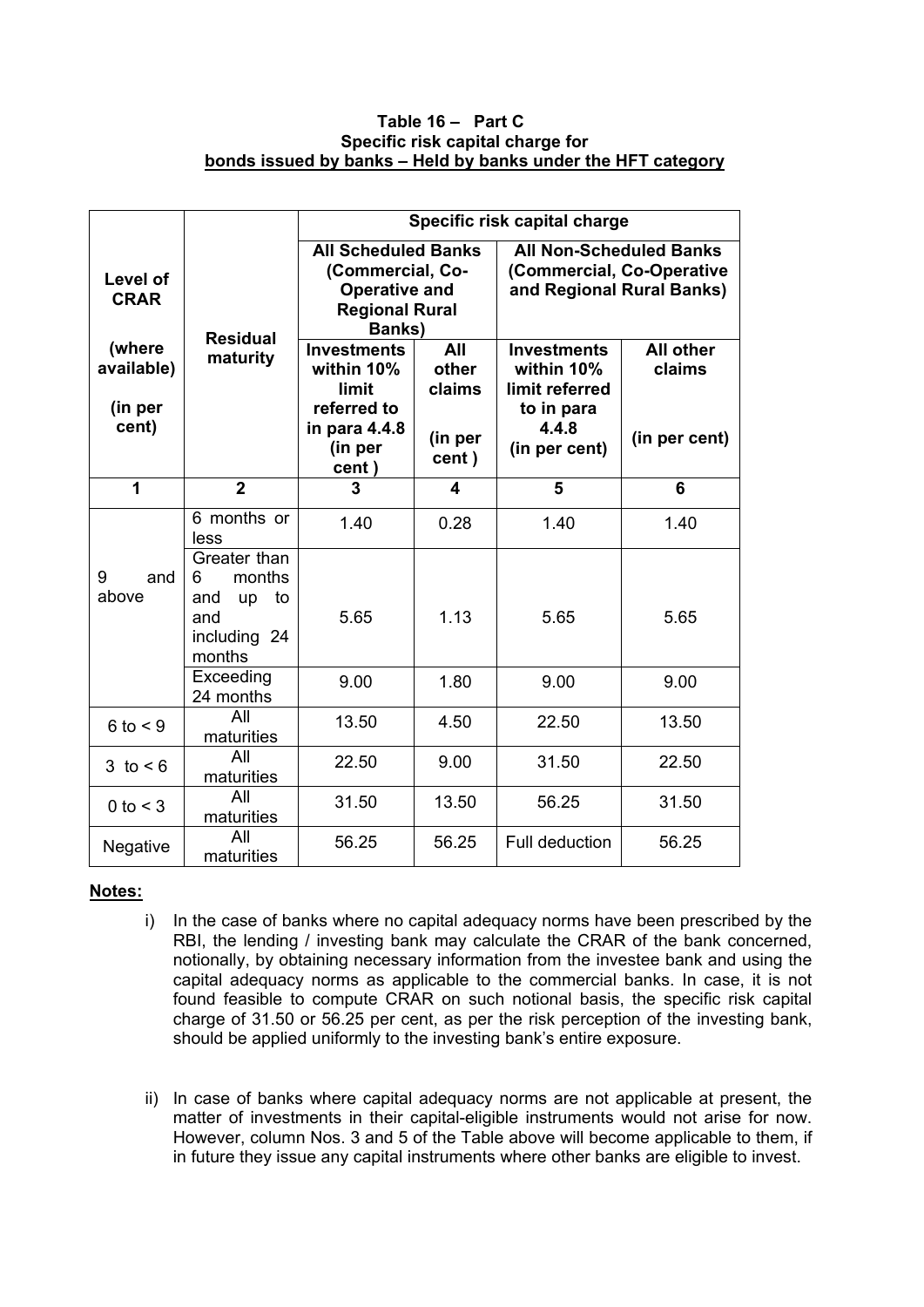**Table 16 – Part C**
**Specific risk capital charge for**
**bonds issued by banks – Held by banks under the HFT category**

| Level of CRAR (where available) (in per cent) | Residual maturity | Specific risk capital charge | | | |
|---|---|---|---|---|---|
| | | All Scheduled Banks (Commercial, Co-Operative and Regional Rural Banks) | | All Non-Scheduled Banks (Commercial, Co-Operative and Regional Rural Banks) | |
| | | Investments within 10% limit referred to in para 4.4.8 (in per cent ) | All other claims (in per cent ) | Investments within 10% limit referred to in para 4.4.8 (in per cent) | All other claims (in per cent) |
| **1** | **2** | **3** | **4** | **5** | **6** |
| 9 and above | 6 months or less | 1.40 | 0.28 | 1.40 | 1.40 |
| | Greater than 6 months and up to and including 24 months | 5.65 | 1.13 | 5.65 | 5.65 |
| | Exceeding 24 months | 9.00 | 1.80 | 9.00 | 9.00 |
| 6 to < 9 | All maturities | 13.50 | 4.50 | 22.50 | 13.50 |
| 3 to < 6 | All maturities | 22.50 | 9.00 | 31.50 | 22.50 |
| 0 to < 3 | All maturities | 31.50 | 13.50 | 56.25 | 31.50 |
| Negative | All maturities | 56.25 | 56.25 | Full deduction | 56.25 |

**Notes:**

i) In the case of banks where no capital adequacy norms have been prescribed by the RBI, the lending / investing bank may calculate the CRAR of the bank concerned, notionally, by obtaining necessary information from the investee bank and using the capital adequacy norms as applicable to the commercial banks. In case, it is not found feasible to compute CRAR on such notional basis, the specific risk capital charge of 31.50 or 56.25 per cent, as per the risk perception of the investing bank, should be applied uniformly to the investing bank's entire exposure.

ii) In case of banks where capital adequacy norms are not applicable at present, the matter of investments in their capital-eligible instruments would not arise for now. However, column Nos. 3 and 5 of the Table above will become applicable to them, if in future they issue any capital instruments where other banks are eligible to invest.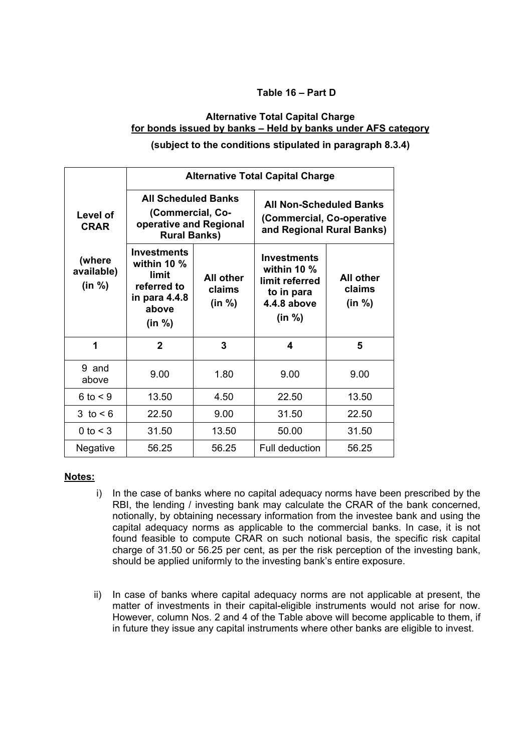**Table 16 – Part D**

**Alternative Total Capital Charge**
**for bonds issued by banks – Held by banks under AFS category**

**(subject to the conditions stipulated in paragraph 8.3.4)**

| Level of CRAR (where available) (in %) | Alternative Total Capital Charge | | | |
|---|---|---|---|---|
| | All Scheduled Banks (Commercial, Co-operative and Regional Rural Banks) | | All Non-Scheduled Banks (Commercial, Co-operative and Regional Rural Banks) | |
| | Investments within 10 % limit referred to in para 4.4.8 above (in %) | All other claims (in %) | Investments within 10 % limit referred to in para 4.4.8 above (in %) | All other claims (in %) |
| 1 | 2 | 3 | 4 | 5 |
| 9 and above | 9.00 | 1.80 | 9.00 | 9.00 |
| 6 to < 9 | 13.50 | 4.50 | 22.50 | 13.50 |
| 3 to < 6 | 22.50 | 9.00 | 31.50 | 22.50 |
| 0 to < 3 | 31.50 | 13.50 | 50.00 | 31.50 |
| Negative | 56.25 | 56.25 | Full deduction | 56.25 |

**Notes:**

i) In the case of banks where no capital adequacy norms have been prescribed by the RBI, the lending / investing bank may calculate the CRAR of the bank concerned, notionally, by obtaining necessary information from the investee bank and using the capital adequacy norms as applicable to the commercial banks. In case, it is not found feasible to compute CRAR on such notional basis, the specific risk capital charge of 31.50 or 56.25 per cent, as per the risk perception of the investing bank, should be applied uniformly to the investing bank's entire exposure.

ii) In case of banks where capital adequacy norms are not applicable at present, the matter of investments in their capital-eligible instruments would not arise for now. However, column Nos. 2 and 4 of the Table above will become applicable to them, if in future they issue any capital instruments where other banks are eligible to invest.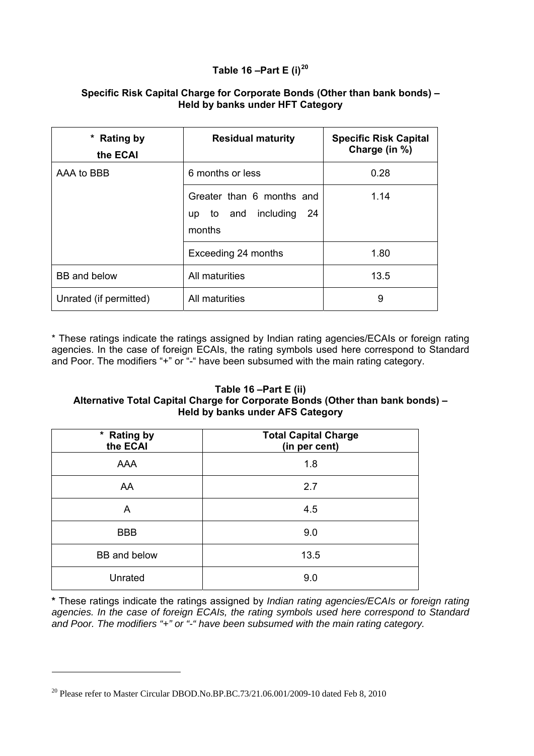### Table 16 –Part E (i)[20]

**Specific Risk Capital Charge for Corporate Bonds (Other than bank bonds) – Held by banks under HFT Category**

| * Rating by the ECAI | Residual maturity | Specific Risk Capital Charge (in %) |
|---|---|---|
| AAA to BBB | 6 months or less | 0.28 |
| | Greater than 6 months and up to and including 24 months | 1.14 |
| | Exceeding 24 months | 1.80 |
| BB and below | All maturities | 13.5 |
| Unrated (if permitted) | All maturities | 9 |

* These ratings indicate the ratings assigned by Indian rating agencies/ECAIs or foreign rating agencies. In the case of foreign ECAIs, the rating symbols used here correspond to Standard and Poor. The modifiers "+" or "-" have been subsumed with the main rating category.

### Table 16 –Part E (ii)

**Alternative Total Capital Charge for Corporate Bonds (Other than bank bonds) – Held by banks under AFS Category**

| * Rating by the ECAI | Total Capital Charge (in per cent) |
|---|---|
| AAA | 1.8 |
| AA | 2.7 |
| A | 4.5 |
| BBB | 9.0 |
| BB and below | 13.5 |
| Unrated | 9.0 |

**\*** These ratings indicate the ratings assigned by *Indian rating agencies/ECAIs or foreign rating agencies. In the case of foreign ECAIs, the rating symbols used here correspond to Standard and Poor. The modifiers "+" or "-" have been subsumed with the main rating category.*

[20] Please refer to Master Circular DBOD.No.BP.BC.73/21.06.001/2009-10 dated Feb 8, 2010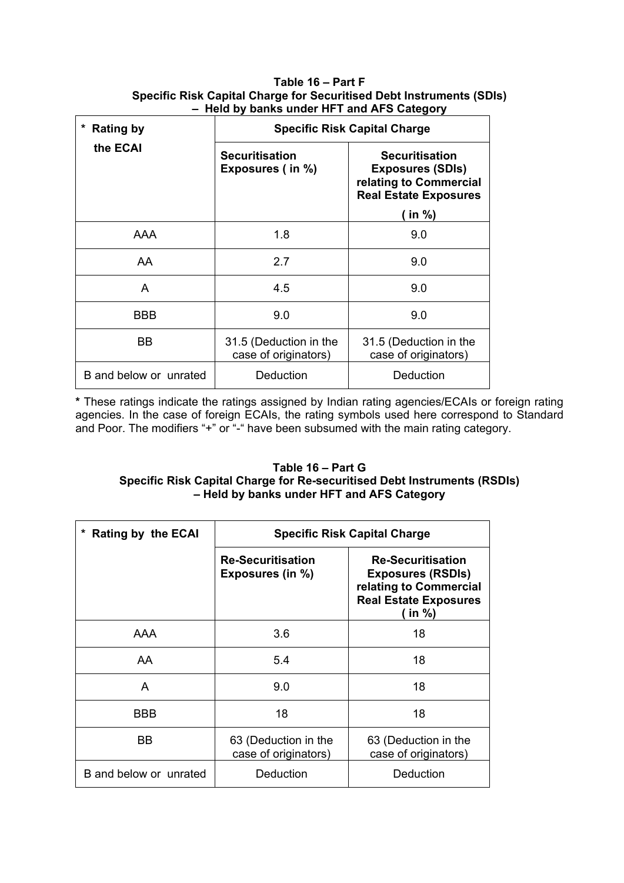**Table 16 – Part F**
**Specific Risk Capital Charge for Securitised Debt Instruments (SDIs) – Held by banks under HFT and AFS Category**

| * Rating by the ECAI | Specific Risk Capital Charge | |
|---|---|---|
| | **Securitisation Exposures ( in %)** | **Securitisation Exposures (SDIs) relating to Commercial Real Estate Exposures ( in %)** |
| AAA | 1.8 | 9.0 |
| AA | 2.7 | 9.0 |
| A | 4.5 | 9.0 |
| BBB | 9.0 | 9.0 |
| BB | 31.5 (Deduction in the case of originators) | 31.5 (Deduction in the case of originators) |
| B and below or unrated | Deduction | Deduction |

**\*** These ratings indicate the ratings assigned by Indian rating agencies/ECAIs or foreign rating agencies. In the case of foreign ECAIs, the rating symbols used here correspond to Standard and Poor. The modifiers "+" or "-" have been subsumed with the main rating category.

**Table 16 – Part G**
**Specific Risk Capital Charge for Re-securitised Debt Instruments (RSDIs) – Held by banks under HFT and AFS Category**

| * Rating by the ECAI | Specific Risk Capital Charge | |
|---|---|---|
| | **Re-Securitisation Exposures (in %)** | **Re-Securitisation Exposures (RSDIs) relating to Commercial Real Estate Exposures ( in %)** |
| AAA | 3.6 | 18 |
| AA | 5.4 | 18 |
| A | 9.0 | 18 |
| BBB | 18 | 18 |
| BB | 63 (Deduction in the case of originators) | 63 (Deduction in the case of originators) |
| B and below or unrated | Deduction | Deduction |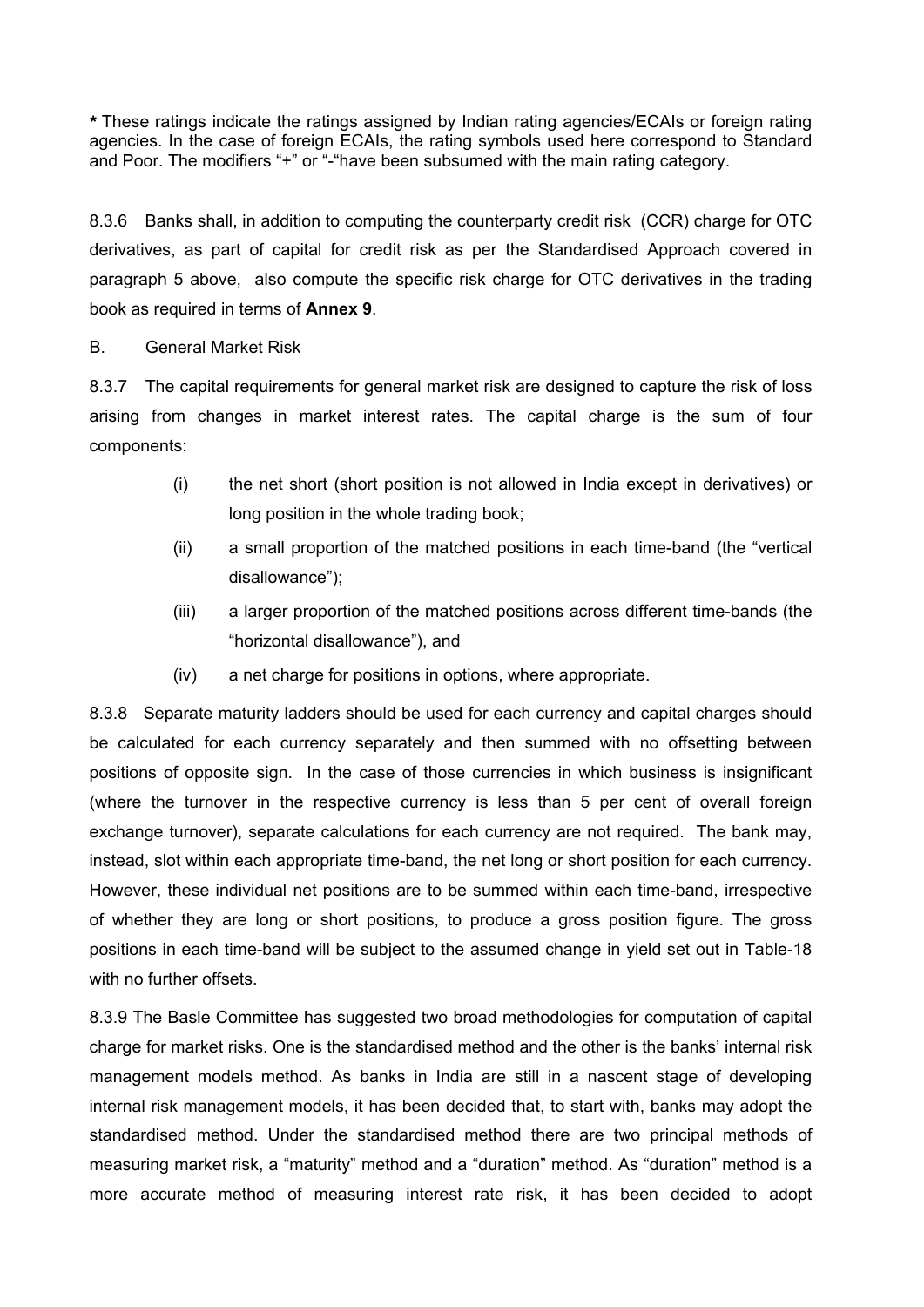**\*** These ratings indicate the ratings assigned by Indian rating agencies/ECAIs or foreign rating agencies. In the case of foreign ECAIs, the rating symbols used here correspond to Standard and Poor. The modifiers "+" or "-"have been subsumed with the main rating category.

8.3.6 Banks shall, in addition to computing the counterparty credit risk (CCR) charge for OTC derivatives, as part of capital for credit risk as per the Standardised Approach covered in paragraph 5 above, also compute the specific risk charge for OTC derivatives in the trading book as required in terms of **Annex 9**.

B. General Market Risk

8.3.7 The capital requirements for general market risk are designed to capture the risk of loss arising from changes in market interest rates. The capital charge is the sum of four components:

(i) the net short (short position is not allowed in India except in derivatives) or long position in the whole trading book;

(ii) a small proportion of the matched positions in each time-band (the "vertical disallowance");

(iii) a larger proportion of the matched positions across different time-bands (the "horizontal disallowance"), and

(iv) a net charge for positions in options, where appropriate.

8.3.8 Separate maturity ladders should be used for each currency and capital charges should be calculated for each currency separately and then summed with no offsetting between positions of opposite sign. In the case of those currencies in which business is insignificant (where the turnover in the respective currency is less than 5 per cent of overall foreign exchange turnover), separate calculations for each currency are not required. The bank may, instead, slot within each appropriate time-band, the net long or short position for each currency. However, these individual net positions are to be summed within each time-band, irrespective of whether they are long or short positions, to produce a gross position figure. The gross positions in each time-band will be subject to the assumed change in yield set out in Table-18 with no further offsets.

8.3.9 The Basle Committee has suggested two broad methodologies for computation of capital charge for market risks. One is the standardised method and the other is the banks' internal risk management models method. As banks in India are still in a nascent stage of developing internal risk management models, it has been decided that, to start with, banks may adopt the standardised method. Under the standardised method there are two principal methods of measuring market risk, a "maturity" method and a "duration" method. As "duration" method is a more accurate method of measuring interest rate risk, it has been decided to adopt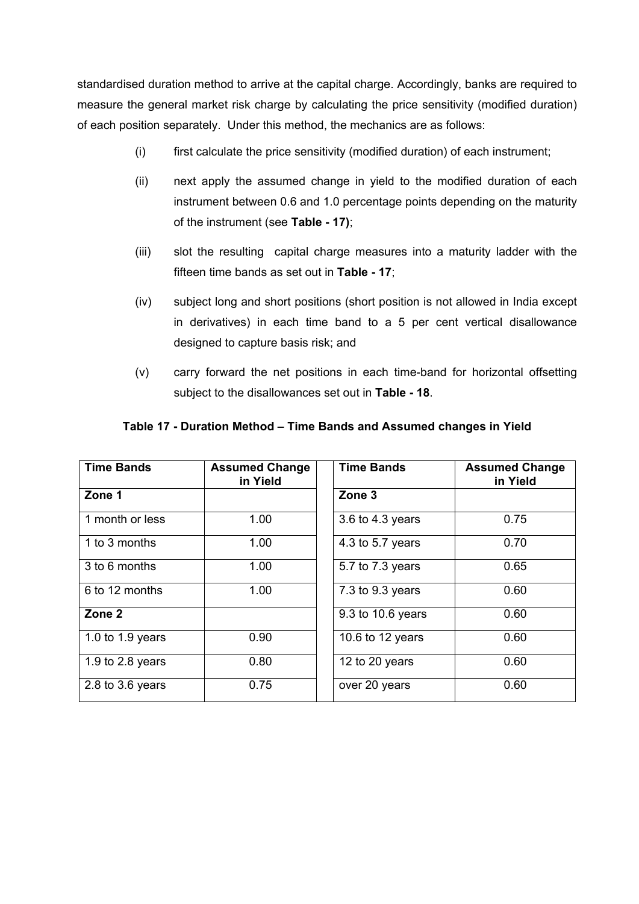standardised duration method to arrive at the capital charge. Accordingly, banks are required to measure the general market risk charge by calculating the price sensitivity (modified duration) of each position separately. Under this method, the mechanics are as follows:

(i) first calculate the price sensitivity (modified duration) of each instrument;

(ii) next apply the assumed change in yield to the modified duration of each instrument between 0.6 and 1.0 percentage points depending on the maturity of the instrument (see **Table - 17)**;

(iii) slot the resulting capital charge measures into a maturity ladder with the fifteen time bands as set out in **Table - 17**;

(iv) subject long and short positions (short position is not allowed in India except in derivatives) in each time band to a 5 per cent vertical disallowance designed to capture basis risk; and

(v) carry forward the net positions in each time-band for horizontal offsetting subject to the disallowances set out in **Table - 18**.

**Table 17 - Duration Method – Time Bands and Assumed changes in Yield**

| Time Bands | Assumed Change in Yield | | Time Bands | Assumed Change in Yield |
|---|---|---|---|---|
| **Zone 1** | | | **Zone 3** | |
| 1 month or less | 1.00 | | 3.6 to 4.3 years | 0.75 |
| 1 to 3 months | 1.00 | | 4.3 to 5.7 years | 0.70 |
| 3 to 6 months | 1.00 | | 5.7 to 7.3 years | 0.65 |
| 6 to 12 months | 1.00 | | 7.3 to 9.3 years | 0.60 |
| **Zone 2** | | | 9.3 to 10.6 years | 0.60 |
| 1.0 to 1.9 years | 0.90 | | 10.6 to 12 years | 0.60 |
| 1.9 to 2.8 years | 0.80 | | 12 to 20 years | 0.60 |
| 2.8 to 3.6 years | 0.75 | | over 20 years | 0.60 |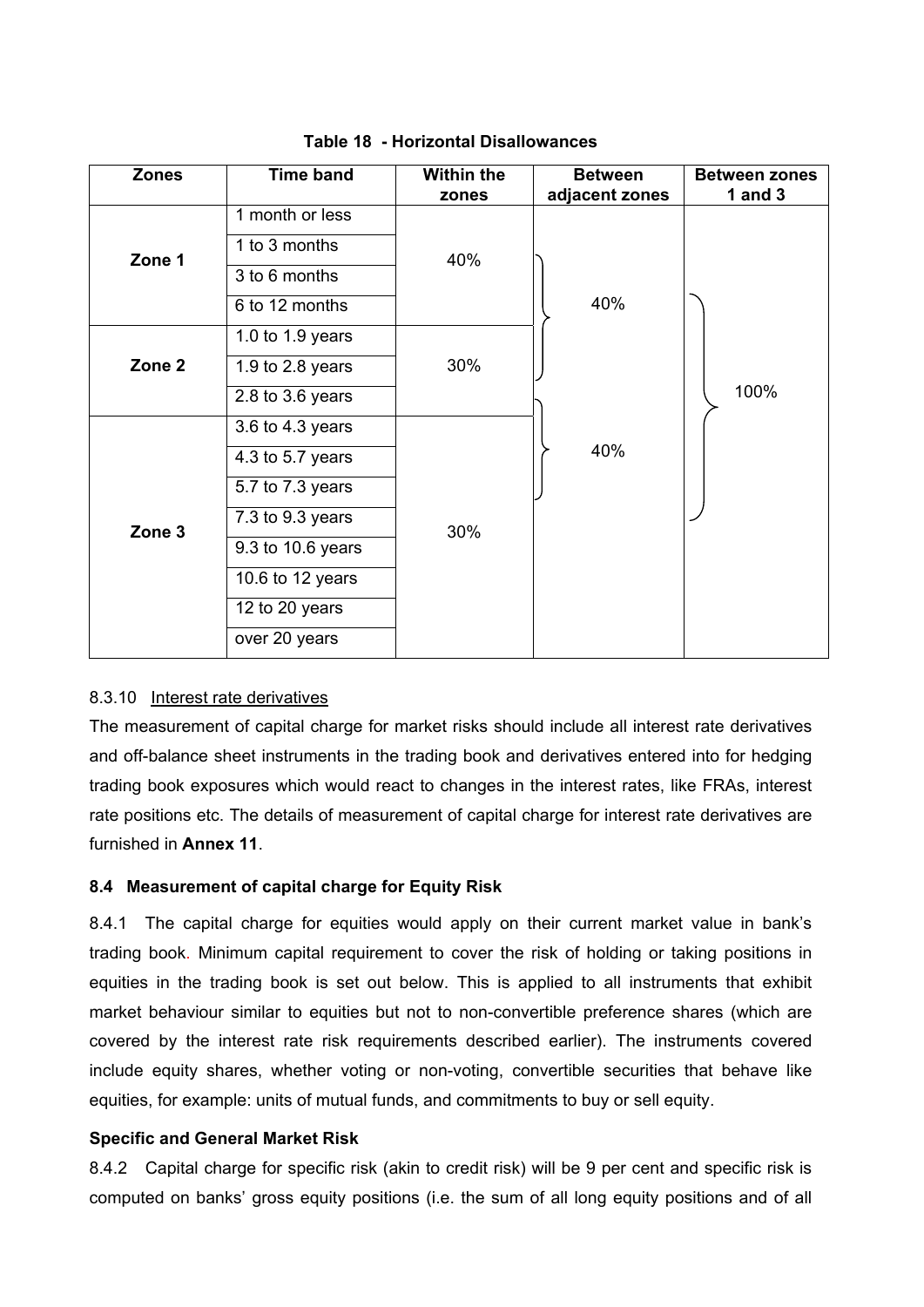**Table 18 - Horizontal Disallowances**

| Zones | Time band | Within the zones | Between adjacent zones | Between zones 1 and 3 |
|---|---|---|---|---|
| Zone 1 | 1 month or less | 40% | | |
| | 1 to 3 months | | | |
| | 3 to 6 months | | 40% | |
| | 6 to 12 months | | | 100% |
| Zone 2 | 1.0 to 1.9 years | 30% | | |
| | 1.9 to 2.8 years | | | |
| | 2.8 to 3.6 years | | 40% | |
| Zone 3 | 3.6 to 4.3 years | 30% | | |
| | 4.3 to 5.7 years | | | |
| | 5.7 to 7.3 years | | | |
| | 7.3 to 9.3 years | | | |
| | 9.3 to 10.6 years | | | |
| | 10.6 to 12 years | | | |
| | 12 to 20 years | | | |
| | over 20 years | | | |

8.3.10 Interest rate derivatives

The measurement of capital charge for market risks should include all interest rate derivatives and off-balance sheet instruments in the trading book and derivatives entered into for hedging trading book exposures which would react to changes in the interest rates, like FRAs, interest rate positions etc. The details of measurement of capital charge for interest rate derivatives are furnished in **Annex 11**.

### 8.4 Measurement of capital charge for Equity Risk

8.4.1 The capital charge for equities would apply on their current market value in bank's trading book. Minimum capital requirement to cover the risk of holding or taking positions in equities in the trading book is set out below. This is applied to all instruments that exhibit market behaviour similar to equities but not to non-convertible preference shares (which are covered by the interest rate risk requirements described earlier). The instruments covered include equity shares, whether voting or non-voting, convertible securities that behave like equities, for example: units of mutual funds, and commitments to buy or sell equity.

**Specific and General Market Risk**

8.4.2 Capital charge for specific risk (akin to credit risk) will be 9 per cent and specific risk is computed on banks' gross equity positions (i.e. the sum of all long equity positions and of all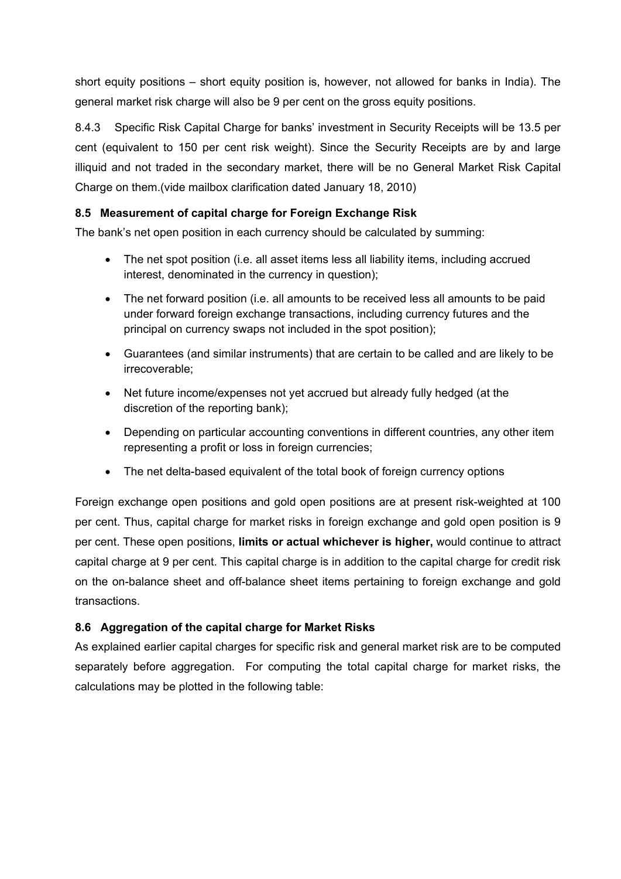short equity positions – short equity position is, however, not allowed for banks in India). The general market risk charge will also be 9 per cent on the gross equity positions.

8.4.3 Specific Risk Capital Charge for banks' investment in Security Receipts will be 13.5 per cent (equivalent to 150 per cent risk weight). Since the Security Receipts are by and large illiquid and not traded in the secondary market, there will be no General Market Risk Capital Charge on them.(vide mailbox clarification dated January 18, 2010)

### 8.5 Measurement of capital charge for Foreign Exchange Risk

The bank's net open position in each currency should be calculated by summing:

- The net spot position (i.e. all asset items less all liability items, including accrued interest, denominated in the currency in question);
- The net forward position (i.e. all amounts to be received less all amounts to be paid under forward foreign exchange transactions, including currency futures and the principal on currency swaps not included in the spot position);
- Guarantees (and similar instruments) that are certain to be called and are likely to be irrecoverable;
- Net future income/expenses not yet accrued but already fully hedged (at the discretion of the reporting bank);
- Depending on particular accounting conventions in different countries, any other item representing a profit or loss in foreign currencies;
- The net delta-based equivalent of the total book of foreign currency options

Foreign exchange open positions and gold open positions are at present risk-weighted at 100 per cent. Thus, capital charge for market risks in foreign exchange and gold open position is 9 per cent. These open positions, **limits or actual whichever is higher,** would continue to attract capital charge at 9 per cent. This capital charge is in addition to the capital charge for credit risk on the on-balance sheet and off-balance sheet items pertaining to foreign exchange and gold transactions.

### 8.6 Aggregation of the capital charge for Market Risks

As explained earlier capital charges for specific risk and general market risk are to be computed separately before aggregation. For computing the total capital charge for market risks, the calculations may be plotted in the following table: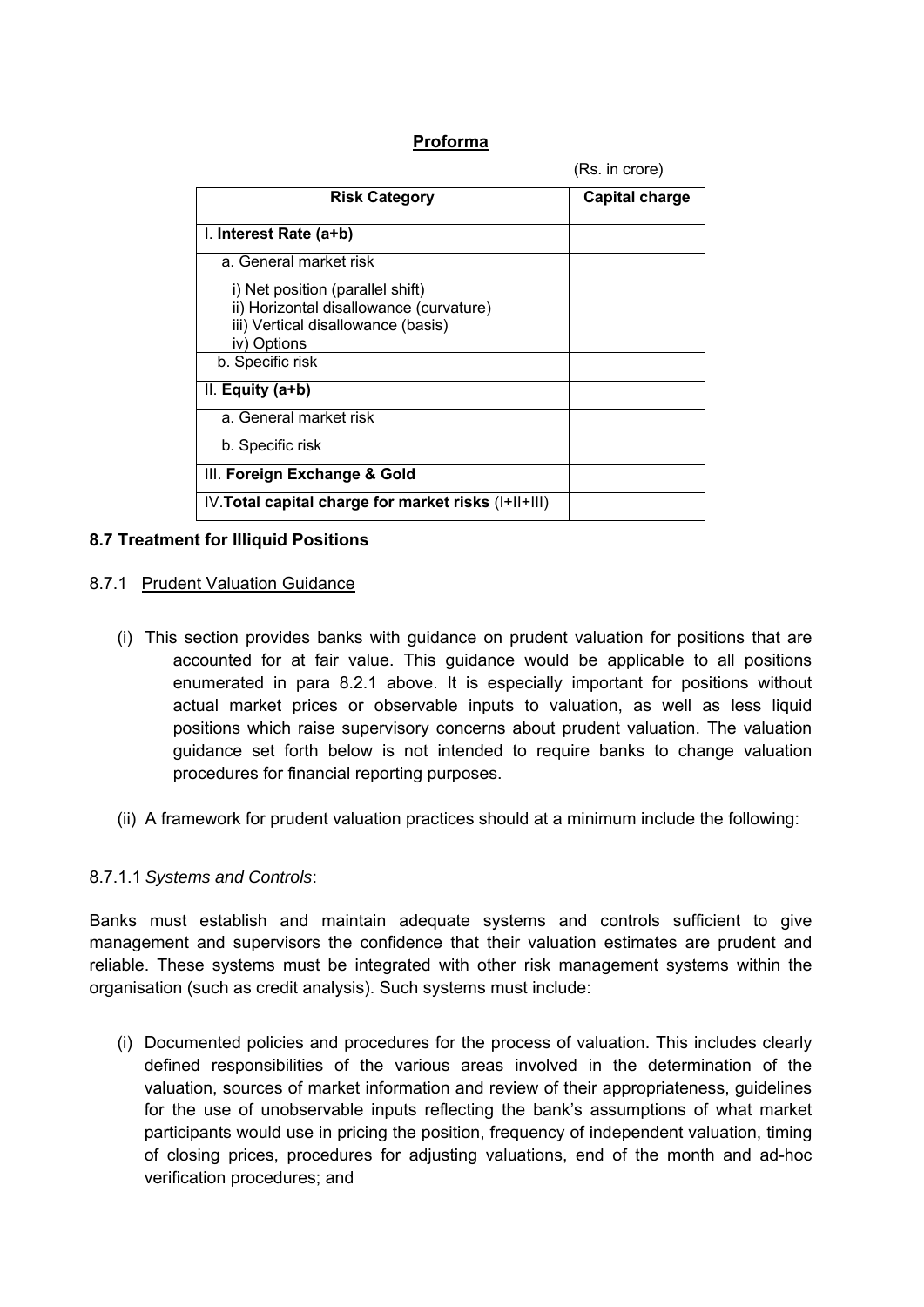**Proforma**

(Rs. in crore)

| Risk Category | Capital charge |
|---|---|
| I. **Interest Rate (a+b)** | |
| a. General market risk | |
| i) Net position (parallel shift)<br>ii) Horizontal disallowance (curvature)<br>iii) Vertical disallowance (basis)<br>iv) Options | |
| b. Specific risk | |
| II. **Equity (a+b)** | |
| a. General market risk | |
| b. Specific risk | |
| III. **Foreign Exchange & Gold** | |
| IV.**Total capital charge for market risks** (I+II+III) | |

### 8.7 Treatment for Illiquid Positions

#### 8.7.1 Prudent Valuation Guidance

(i) This section provides banks with guidance on prudent valuation for positions that are accounted for at fair value. This guidance would be applicable to all positions enumerated in para 8.2.1 above. It is especially important for positions without actual market prices or observable inputs to valuation, as well as less liquid positions which raise supervisory concerns about prudent valuation. The valuation guidance set forth below is not intended to require banks to change valuation procedures for financial reporting purposes.

(ii) A framework for prudent valuation practices should at a minimum include the following:

8.7.1.1 *Systems and Controls*:

Banks must establish and maintain adequate systems and controls sufficient to give management and supervisors the confidence that their valuation estimates are prudent and reliable. These systems must be integrated with other risk management systems within the organisation (such as credit analysis). Such systems must include:

(i) Documented policies and procedures for the process of valuation. This includes clearly defined responsibilities of the various areas involved in the determination of the valuation, sources of market information and review of their appropriateness, guidelines for the use of unobservable inputs reflecting the bank's assumptions of what market participants would use in pricing the position, frequency of independent valuation, timing of closing prices, procedures for adjusting valuations, end of the month and ad-hoc verification procedures; and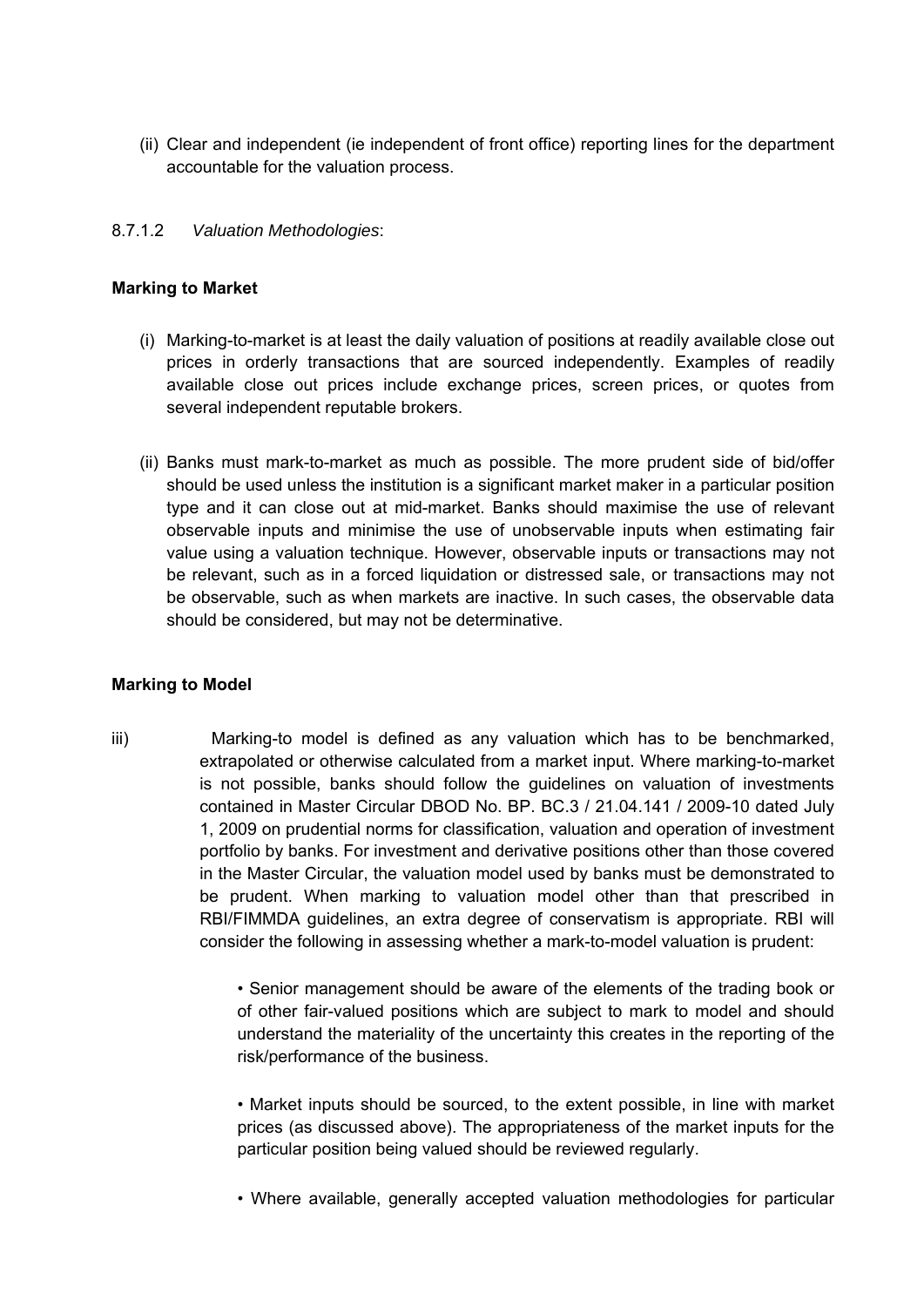(ii) Clear and independent (ie independent of front office) reporting lines for the department accountable for the valuation process.

8.7.1.2 *Valuation Methodologies*:

**Marking to Market**

(i) Marking-to-market is at least the daily valuation of positions at readily available close out prices in orderly transactions that are sourced independently. Examples of readily available close out prices include exchange prices, screen prices, or quotes from several independent reputable brokers.

(ii) Banks must mark-to-market as much as possible. The more prudent side of bid/offer should be used unless the institution is a significant market maker in a particular position type and it can close out at mid-market. Banks should maximise the use of relevant observable inputs and minimise the use of unobservable inputs when estimating fair value using a valuation technique. However, observable inputs or transactions may not be relevant, such as in a forced liquidation or distressed sale, or transactions may not be observable, such as when markets are inactive. In such cases, the observable data should be considered, but may not be determinative.

**Marking to Model**

iii) Marking-to model is defined as any valuation which has to be benchmarked, extrapolated or otherwise calculated from a market input. Where marking-to-market is not possible, banks should follow the guidelines on valuation of investments contained in Master Circular DBOD No. BP. BC.3 / 21.04.141 / 2009-10 dated July 1, 2009 on prudential norms for classification, valuation and operation of investment portfolio by banks. For investment and derivative positions other than those covered in the Master Circular, the valuation model used by banks must be demonstrated to be prudent. When marking to valuation model other than that prescribed in RBI/FIMMDA guidelines, an extra degree of conservatism is appropriate. RBI will consider the following in assessing whether a mark-to-model valuation is prudent:

- Senior management should be aware of the elements of the trading book or of other fair-valued positions which are subject to mark to model and should understand the materiality of the uncertainty this creates in the reporting of the risk/performance of the business.

- Market inputs should be sourced, to the extent possible, in line with market prices (as discussed above). The appropriateness of the market inputs for the particular position being valued should be reviewed regularly.

- Where available, generally accepted valuation methodologies for particular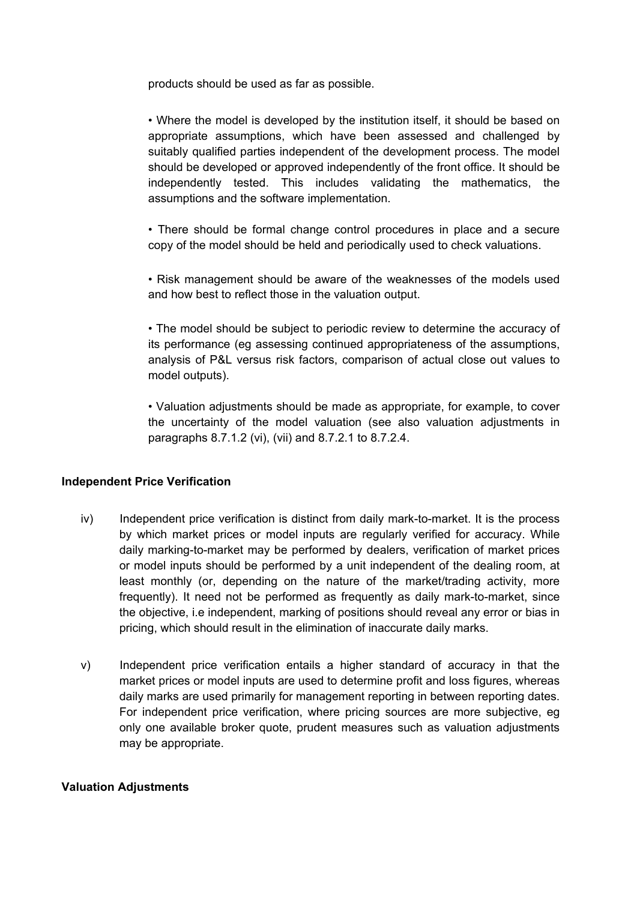products should be used as far as possible.

- Where the model is developed by the institution itself, it should be based on appropriate assumptions, which have been assessed and challenged by suitably qualified parties independent of the development process. The model should be developed or approved independently of the front office. It should be independently tested. This includes validating the mathematics, the assumptions and the software implementation.

- There should be formal change control procedures in place and a secure copy of the model should be held and periodically used to check valuations.

- Risk management should be aware of the weaknesses of the models used and how best to reflect those in the valuation output.

- The model should be subject to periodic review to determine the accuracy of its performance (eg assessing continued appropriateness of the assumptions, analysis of P&L versus risk factors, comparison of actual close out values to model outputs).

- Valuation adjustments should be made as appropriate, for example, to cover the uncertainty of the model valuation (see also valuation adjustments in paragraphs 8.7.1.2 (vi), (vii) and 8.7.2.1 to 8.7.2.4.

**Independent Price Verification**

iv) Independent price verification is distinct from daily mark-to-market. It is the process by which market prices or model inputs are regularly verified for accuracy. While daily marking-to-market may be performed by dealers, verification of market prices or model inputs should be performed by a unit independent of the dealing room, at least monthly (or, depending on the nature of the market/trading activity, more frequently). It need not be performed as frequently as daily mark-to-market, since the objective, i.e independent, marking of positions should reveal any error or bias in pricing, which should result in the elimination of inaccurate daily marks.

v) Independent price verification entails a higher standard of accuracy in that the market prices or model inputs are used to determine profit and loss figures, whereas daily marks are used primarily for management reporting in between reporting dates. For independent price verification, where pricing sources are more subjective, eg only one available broker quote, prudent measures such as valuation adjustments may be appropriate.

**Valuation Adjustments**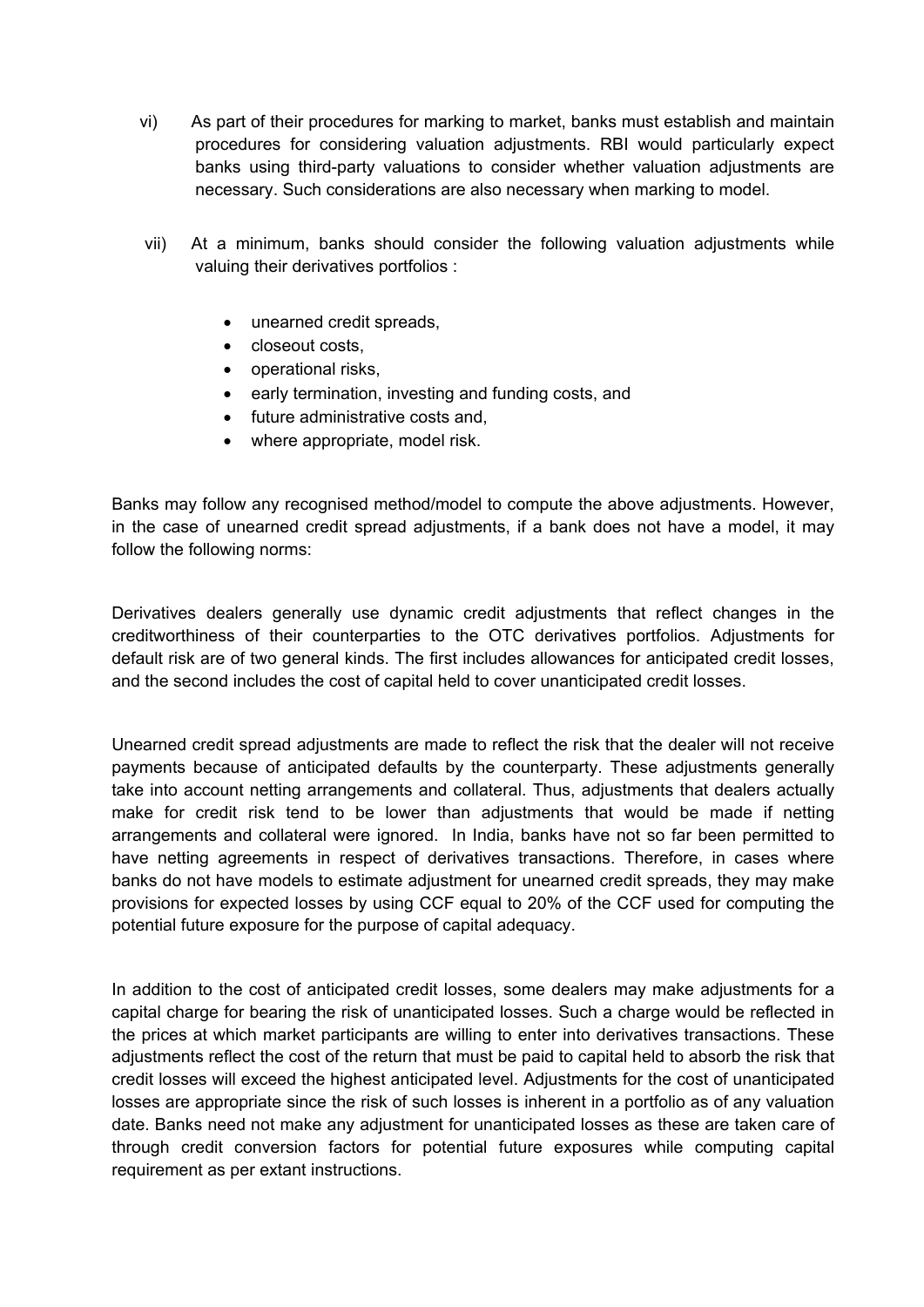vi) As part of their procedures for marking to market, banks must establish and maintain procedures for considering valuation adjustments. RBI would particularly expect banks using third-party valuations to consider whether valuation adjustments are necessary. Such considerations are also necessary when marking to model.

vii) At a minimum, banks should consider the following valuation adjustments while valuing their derivatives portfolios :

- unearned credit spreads,
- closeout costs,
- operational risks,
- early termination, investing and funding costs, and
- future administrative costs and,
- where appropriate, model risk.

Banks may follow any recognised method/model to compute the above adjustments. However, in the case of unearned credit spread adjustments, if a bank does not have a model, it may follow the following norms:

Derivatives dealers generally use dynamic credit adjustments that reflect changes in the creditworthiness of their counterparties to the OTC derivatives portfolios. Adjustments for default risk are of two general kinds. The first includes allowances for anticipated credit losses, and the second includes the cost of capital held to cover unanticipated credit losses.

Unearned credit spread adjustments are made to reflect the risk that the dealer will not receive payments because of anticipated defaults by the counterparty. These adjustments generally take into account netting arrangements and collateral. Thus, adjustments that dealers actually make for credit risk tend to be lower than adjustments that would be made if netting arrangements and collateral were ignored. In India, banks have not so far been permitted to have netting agreements in respect of derivatives transactions. Therefore, in cases where banks do not have models to estimate adjustment for unearned credit spreads, they may make provisions for expected losses by using CCF equal to 20% of the CCF used for computing the potential future exposure for the purpose of capital adequacy.

In addition to the cost of anticipated credit losses, some dealers may make adjustments for a capital charge for bearing the risk of unanticipated losses. Such a charge would be reflected in the prices at which market participants are willing to enter into derivatives transactions. These adjustments reflect the cost of the return that must be paid to capital held to absorb the risk that credit losses will exceed the highest anticipated level. Adjustments for the cost of unanticipated losses are appropriate since the risk of such losses is inherent in a portfolio as of any valuation date. Banks need not make any adjustment for unanticipated losses as these are taken care of through credit conversion factors for potential future exposures while computing capital requirement as per extant instructions.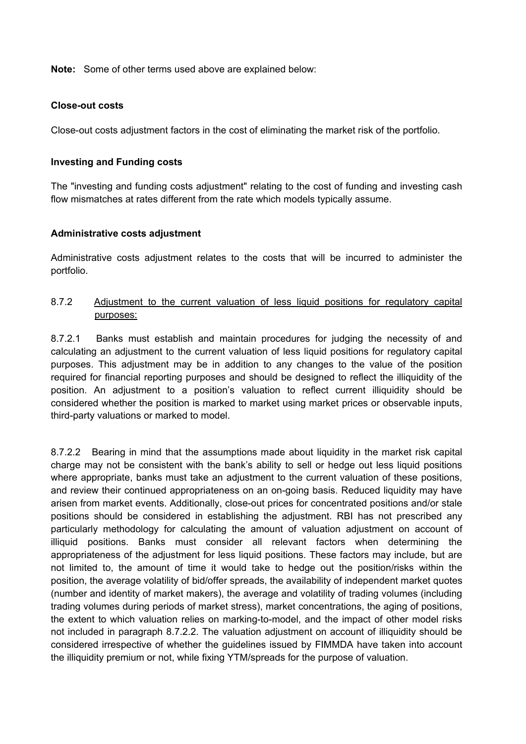**Note:** Some of other terms used above are explained below:

**Close-out costs**

Close-out costs adjustment factors in the cost of eliminating the market risk of the portfolio.

**Investing and Funding costs**

The "investing and funding costs adjustment" relating to the cost of funding and investing cash flow mismatches at rates different from the rate which models typically assume.

**Administrative costs adjustment**

Administrative costs adjustment relates to the costs that will be incurred to administer the portfolio.

8.7.2 <u>Adjustment to the current valuation of less liquid positions for regulatory capital purposes:</u>

8.7.2.1 Banks must establish and maintain procedures for judging the necessity of and calculating an adjustment to the current valuation of less liquid positions for regulatory capital purposes. This adjustment may be in addition to any changes to the value of the position required for financial reporting purposes and should be designed to reflect the illiquidity of the position. An adjustment to a position's valuation to reflect current illiquidity should be considered whether the position is marked to market using market prices or observable inputs, third-party valuations or marked to model.

8.7.2.2 Bearing in mind that the assumptions made about liquidity in the market risk capital charge may not be consistent with the bank's ability to sell or hedge out less liquid positions where appropriate, banks must take an adjustment to the current valuation of these positions, and review their continued appropriateness on an on-going basis. Reduced liquidity may have arisen from market events. Additionally, close-out prices for concentrated positions and/or stale positions should be considered in establishing the adjustment. RBI has not prescribed any particularly methodology for calculating the amount of valuation adjustment on account of illiquid positions. Banks must consider all relevant factors when determining the appropriateness of the adjustment for less liquid positions. These factors may include, but are not limited to, the amount of time it would take to hedge out the position/risks within the position, the average volatility of bid/offer spreads, the availability of independent market quotes (number and identity of market makers), the average and volatility of trading volumes (including trading volumes during periods of market stress), market concentrations, the aging of positions, the extent to which valuation relies on marking-to-model, and the impact of other model risks not included in paragraph 8.7.2.2. The valuation adjustment on account of illiquidity should be considered irrespective of whether the guidelines issued by FIMMDA have taken into account the illiquidity premium or not, while fixing YTM/spreads for the purpose of valuation.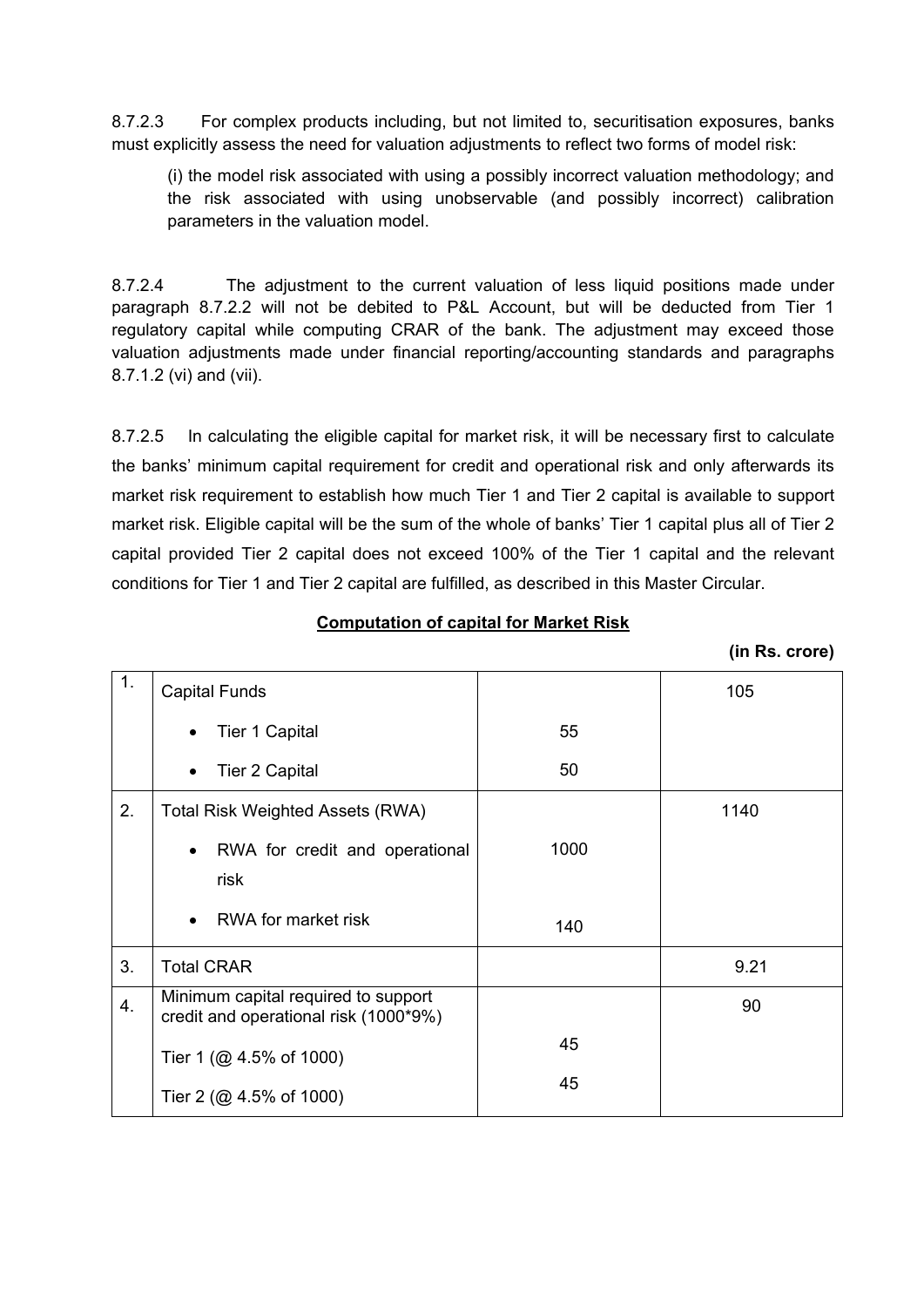8.7.2.3 For complex products including, but not limited to, securitisation exposures, banks must explicitly assess the need for valuation adjustments to reflect two forms of model risk:

(i) the model risk associated with using a possibly incorrect valuation methodology; and the risk associated with using unobservable (and possibly incorrect) calibration parameters in the valuation model.

8.7.2.4 The adjustment to the current valuation of less liquid positions made under paragraph 8.7.2.2 will not be debited to P&L Account, but will be deducted from Tier 1 regulatory capital while computing CRAR of the bank. The adjustment may exceed those valuation adjustments made under financial reporting/accounting standards and paragraphs 8.7.1.2 (vi) and (vii).

8.7.2.5 In calculating the eligible capital for market risk, it will be necessary first to calculate the banks' minimum capital requirement for credit and operational risk and only afterwards its market risk requirement to establish how much Tier 1 and Tier 2 capital is available to support market risk. Eligible capital will be the sum of the whole of banks' Tier 1 capital plus all of Tier 2 capital provided Tier 2 capital does not exceed 100% of the Tier 1 capital and the relevant conditions for Tier 1 and Tier 2 capital are fulfilled, as described in this Master Circular.

**Computation of capital for Market Risk**

**(in Rs. crore)**

| | | | |
|---|---|---|---|
| 1. | Capital Funds | | 105 |
| | • Tier 1 Capital | 55 | |
| | • Tier 2 Capital | 50 | |
| 2. | Total Risk Weighted Assets (RWA) | | 1140 |
| | • RWA for credit and operational risk | 1000 | |
| | • RWA for market risk | 140 | |
| 3. | Total CRAR | | 9.21 |
| 4. | Minimum capital required to support credit and operational risk (1000*9%) | | 90 |
| | Tier 1 (@ 4.5% of 1000) | 45 | |
| | Tier 2 (@ 4.5% of 1000) | 45 | |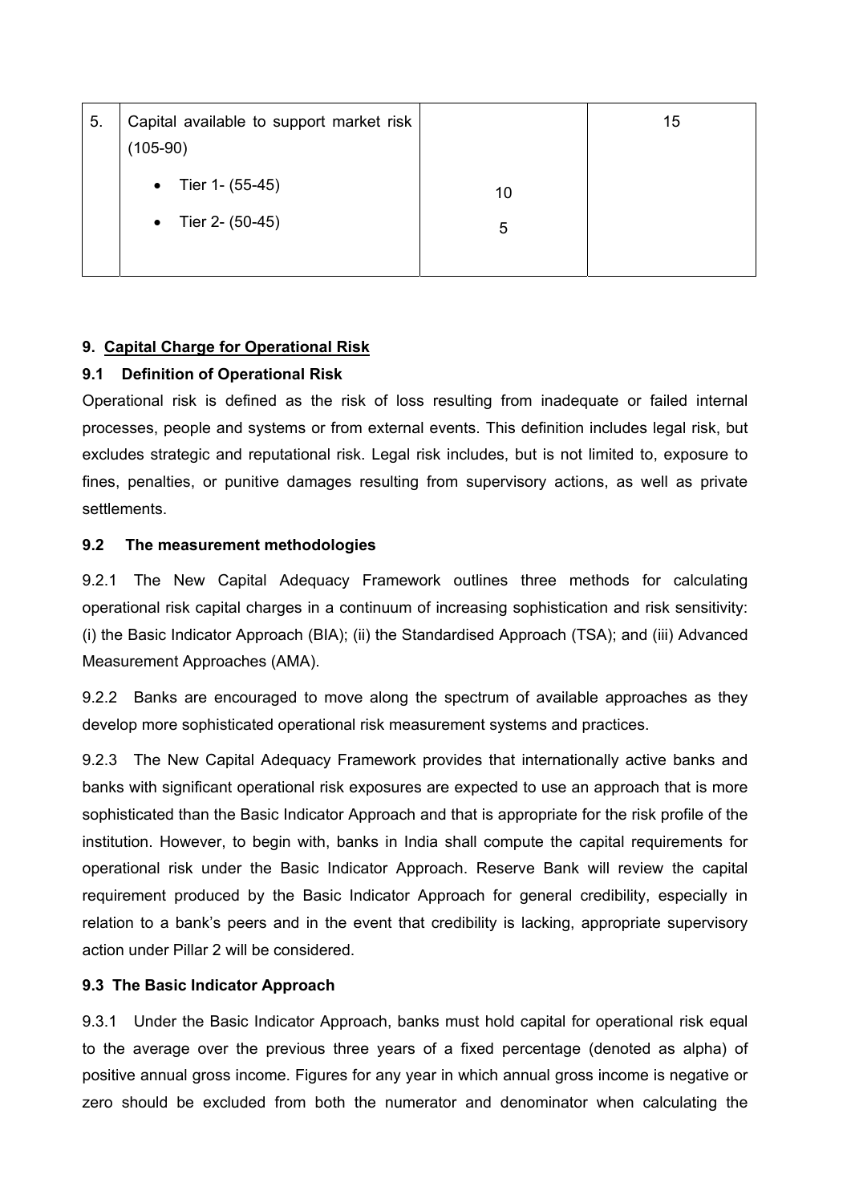| 5. | Capital available to support market risk (105-90)<br>• Tier 1- (55-45)<br>• Tier 2- (50-45) | <br><br>10<br>5 | 15 |
|---|---|---|---|

### 9. Capital Charge for Operational Risk

#### 9.1 Definition of Operational Risk

Operational risk is defined as the risk of loss resulting from inadequate or failed internal processes, people and systems or from external events. This definition includes legal risk, but excludes strategic and reputational risk. Legal risk includes, but is not limited to, exposure to fines, penalties, or punitive damages resulting from supervisory actions, as well as private settlements.

#### 9.2 The measurement methodologies

9.2.1 The New Capital Adequacy Framework outlines three methods for calculating operational risk capital charges in a continuum of increasing sophistication and risk sensitivity: (i) the Basic Indicator Approach (BIA); (ii) the Standardised Approach (TSA); and (iii) Advanced Measurement Approaches (AMA).

9.2.2 Banks are encouraged to move along the spectrum of available approaches as they develop more sophisticated operational risk measurement systems and practices.

9.2.3 The New Capital Adequacy Framework provides that internationally active banks and banks with significant operational risk exposures are expected to use an approach that is more sophisticated than the Basic Indicator Approach and that is appropriate for the risk profile of the institution. However, to begin with, banks in India shall compute the capital requirements for operational risk under the Basic Indicator Approach. Reserve Bank will review the capital requirement produced by the Basic Indicator Approach for general credibility, especially in relation to a bank's peers and in the event that credibility is lacking, appropriate supervisory action under Pillar 2 will be considered.

#### 9.3 The Basic Indicator Approach

9.3.1 Under the Basic Indicator Approach, banks must hold capital for operational risk equal to the average over the previous three years of a fixed percentage (denoted as alpha) of positive annual gross income. Figures for any year in which annual gross income is negative or zero should be excluded from both the numerator and denominator when calculating the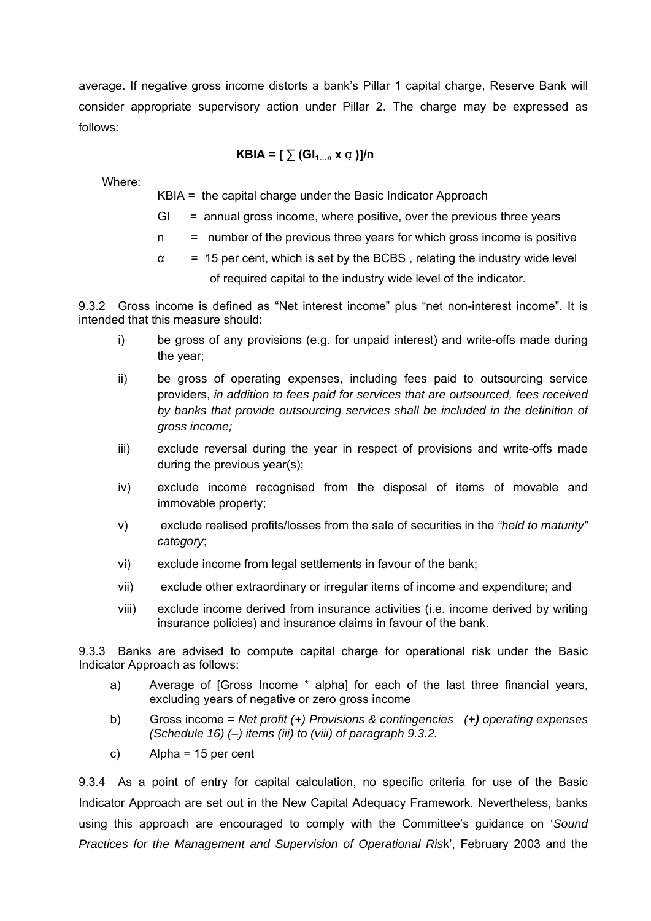average. If negative gross income distorts a bank's Pillar 1 capital charge, Reserve Bank will consider appropriate supervisory action under Pillar 2. The charge may be expressed as follows:

$$\mathbf{KBIA = [ \sum (GI_{1...n} \times \alpha )]/n}$$

Where:

KBIA = the capital charge under the Basic Indicator Approach

GI = annual gross income, where positive, over the previous three years

n = number of the previous three years for which gross income is positive

α = 15 per cent, which is set by the BCBS , relating the industry wide level of required capital to the industry wide level of the indicator.

9.3.2 Gross income is defined as "Net interest income" plus "net non-interest income". It is intended that this measure should:

i) be gross of any provisions (e.g. for unpaid interest) and write-offs made during the year;

ii) be gross of operating expenses, including fees paid to outsourcing service providers, *in addition to fees paid for services that are outsourced, fees received by banks that provide outsourcing services shall be included in the definition of gross income;*

iii) exclude reversal during the year in respect of provisions and write-offs made during the previous year(s);

iv) exclude income recognised from the disposal of items of movable and immovable property;

v) exclude realised profits/losses from the sale of securities in the *"held to maturity" category*;

vi) exclude income from legal settlements in favour of the bank;

vii) exclude other extraordinary or irregular items of income and expenditure; and

viii) exclude income derived from insurance activities (i.e. income derived by writing insurance policies) and insurance claims in favour of the bank.

9.3.3 Banks are advised to compute capital charge for operational risk under the Basic Indicator Approach as follows:

a) Average of [Gross Income * alpha] for each of the last three financial years, excluding years of negative or zero gross income

b) Gross income = *Net profit (+) Provisions & contingencies* ***(+)*** *operating expenses (Schedule 16) (–) items (iii) to (viii) of paragraph 9.3.2.*

c) Alpha = 15 per cent

9.3.4 As a point of entry for capital calculation, no specific criteria for use of the Basic Indicator Approach are set out in the New Capital Adequacy Framework. Nevertheless, banks using this approach are encouraged to comply with the Committee's guidance on '*Sound Practices for the Management and Supervision of Operational Risk*', February 2003 and the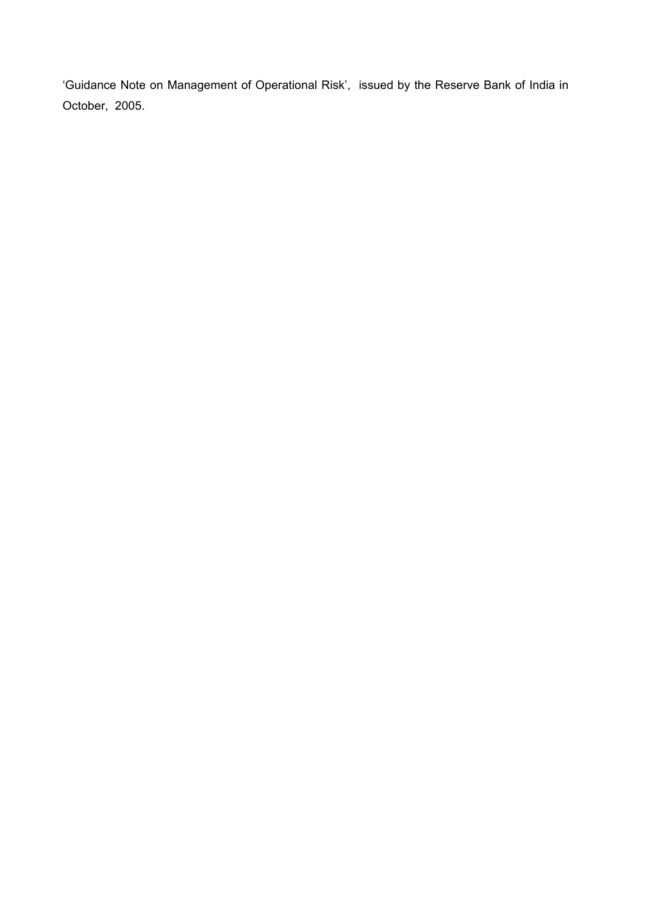'Guidance Note on Management of Operational Risk', issued by the Reserve Bank of India in October, 2005.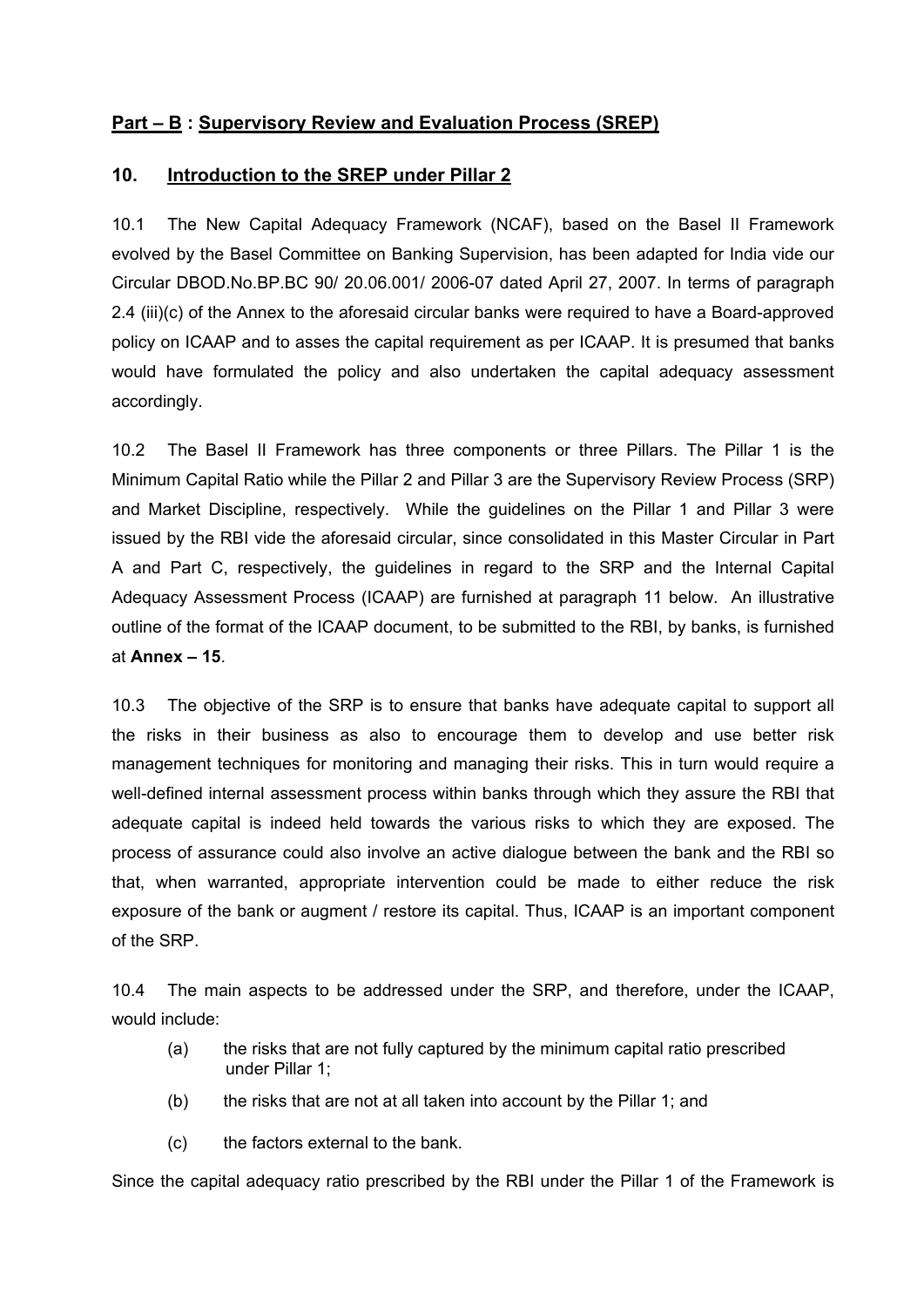## Part – B : Supervisory Review and Evaluation Process (SREP)

### 10. Introduction to the SREP under Pillar 2

10.1 The New Capital Adequacy Framework (NCAF), based on the Basel II Framework evolved by the Basel Committee on Banking Supervision, has been adapted for India vide our Circular DBOD.No.BP.BC 90/ 20.06.001/ 2006-07 dated April 27, 2007. In terms of paragraph 2.4 (iii)(c) of the Annex to the aforesaid circular banks were required to have a Board-approved policy on ICAAP and to asses the capital requirement as per ICAAP. It is presumed that banks would have formulated the policy and also undertaken the capital adequacy assessment accordingly.

10.2 The Basel II Framework has three components or three Pillars. The Pillar 1 is the Minimum Capital Ratio while the Pillar 2 and Pillar 3 are the Supervisory Review Process (SRP) and Market Discipline, respectively. While the guidelines on the Pillar 1 and Pillar 3 were issued by the RBI vide the aforesaid circular, since consolidated in this Master Circular in Part A and Part C, respectively, the guidelines in regard to the SRP and the Internal Capital Adequacy Assessment Process (ICAAP) are furnished at paragraph 11 below. An illustrative outline of the format of the ICAAP document, to be submitted to the RBI, by banks, is furnished at **Annex – 15**.

10.3 The objective of the SRP is to ensure that banks have adequate capital to support all the risks in their business as also to encourage them to develop and use better risk management techniques for monitoring and managing their risks. This in turn would require a well-defined internal assessment process within banks through which they assure the RBI that adequate capital is indeed held towards the various risks to which they are exposed. The process of assurance could also involve an active dialogue between the bank and the RBI so that, when warranted, appropriate intervention could be made to either reduce the risk exposure of the bank or augment / restore its capital. Thus, ICAAP is an important component of the SRP.

10.4 The main aspects to be addressed under the SRP, and therefore, under the ICAAP, would include:

(a) the risks that are not fully captured by the minimum capital ratio prescribed under Pillar 1;

(b) the risks that are not at all taken into account by the Pillar 1; and

(c) the factors external to the bank.

Since the capital adequacy ratio prescribed by the RBI under the Pillar 1 of the Framework is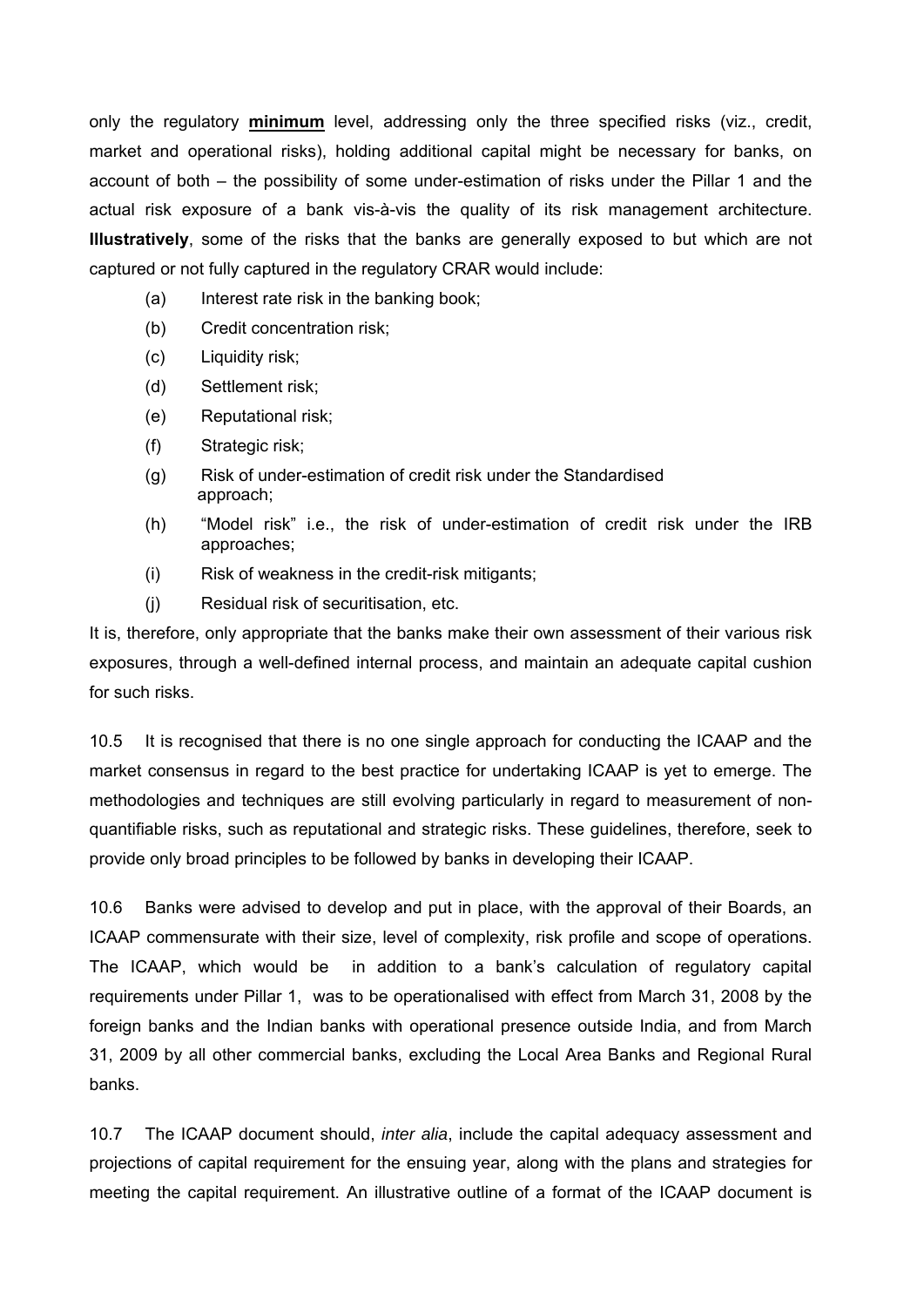only the regulatory **minimum** level, addressing only the three specified risks (viz., credit, market and operational risks), holding additional capital might be necessary for banks, on account of both – the possibility of some under-estimation of risks under the Pillar 1 and the actual risk exposure of a bank vis-à-vis the quality of its risk management architecture. **Illustratively**, some of the risks that the banks are generally exposed to but which are not captured or not fully captured in the regulatory CRAR would include:

- (a) Interest rate risk in the banking book;
- (b) Credit concentration risk;
- (c) Liquidity risk;
- (d) Settlement risk;
- (e) Reputational risk;
- (f) Strategic risk;
- (g) Risk of under-estimation of credit risk under the Standardised approach;
- (h) "Model risk" i.e., the risk of under-estimation of credit risk under the IRB approaches;
- (i) Risk of weakness in the credit-risk mitigants;
- (j) Residual risk of securitisation, etc.

It is, therefore, only appropriate that the banks make their own assessment of their various risk exposures, through a well-defined internal process, and maintain an adequate capital cushion for such risks.

10.5 It is recognised that there is no one single approach for conducting the ICAAP and the market consensus in regard to the best practice for undertaking ICAAP is yet to emerge. The methodologies and techniques are still evolving particularly in regard to measurement of non-quantifiable risks, such as reputational and strategic risks. These guidelines, therefore, seek to provide only broad principles to be followed by banks in developing their ICAAP.

10.6 Banks were advised to develop and put in place, with the approval of their Boards, an ICAAP commensurate with their size, level of complexity, risk profile and scope of operations. The ICAAP, which would be in addition to a bank's calculation of regulatory capital requirements under Pillar 1, was to be operationalised with effect from March 31, 2008 by the foreign banks and the Indian banks with operational presence outside India, and from March 31, 2009 by all other commercial banks, excluding the Local Area Banks and Regional Rural banks.

10.7 The ICAAP document should, *inter alia*, include the capital adequacy assessment and projections of capital requirement for the ensuing year, along with the plans and strategies for meeting the capital requirement. An illustrative outline of a format of the ICAAP document is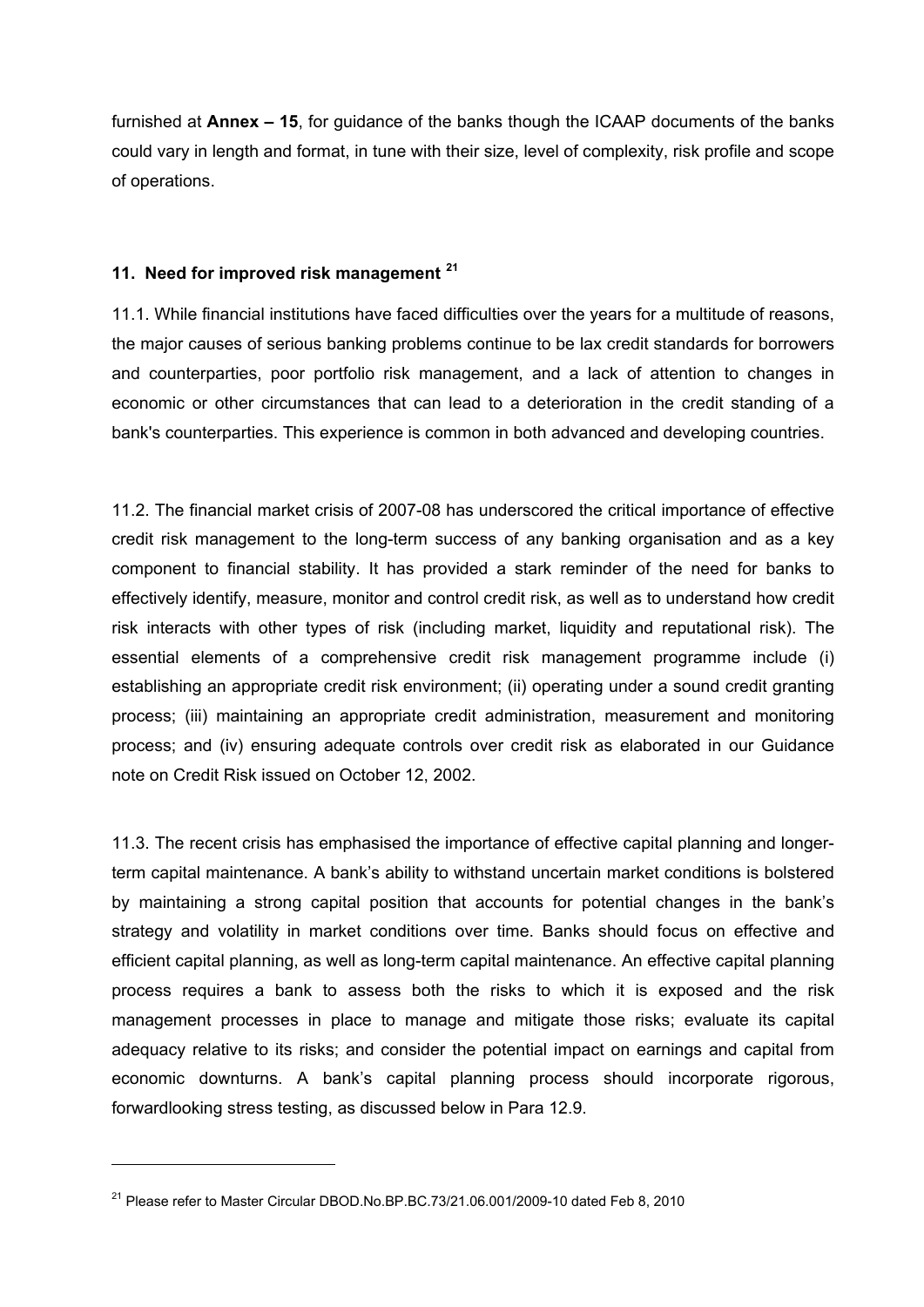furnished at **Annex – 15**, for guidance of the banks though the ICAAP documents of the banks could vary in length and format, in tune with their size, level of complexity, risk profile and scope of operations.

## 11. Need for improved risk management [21]

11.1. While financial institutions have faced difficulties over the years for a multitude of reasons, the major causes of serious banking problems continue to be lax credit standards for borrowers and counterparties, poor portfolio risk management, and a lack of attention to changes in economic or other circumstances that can lead to a deterioration in the credit standing of a bank's counterparties. This experience is common in both advanced and developing countries.

11.2. The financial market crisis of 2007-08 has underscored the critical importance of effective credit risk management to the long-term success of any banking organisation and as a key component to financial stability. It has provided a stark reminder of the need for banks to effectively identify, measure, monitor and control credit risk, as well as to understand how credit risk interacts with other types of risk (including market, liquidity and reputational risk). The essential elements of a comprehensive credit risk management programme include (i) establishing an appropriate credit risk environment; (ii) operating under a sound credit granting process; (iii) maintaining an appropriate credit administration, measurement and monitoring process; and (iv) ensuring adequate controls over credit risk as elaborated in our Guidance note on Credit Risk issued on October 12, 2002.

11.3. The recent crisis has emphasised the importance of effective capital planning and longer-term capital maintenance. A bank's ability to withstand uncertain market conditions is bolstered by maintaining a strong capital position that accounts for potential changes in the bank's strategy and volatility in market conditions over time. Banks should focus on effective and efficient capital planning, as well as long-term capital maintenance. An effective capital planning process requires a bank to assess both the risks to which it is exposed and the risk management processes in place to manage and mitigate those risks; evaluate its capital adequacy relative to its risks; and consider the potential impact on earnings and capital from economic downturns. A bank's capital planning process should incorporate rigorous, forwardlooking stress testing, as discussed below in Para 12.9.

---

[21] Please refer to Master Circular DBOD.No.BP.BC.73/21.06.001/2009-10 dated Feb 8, 2010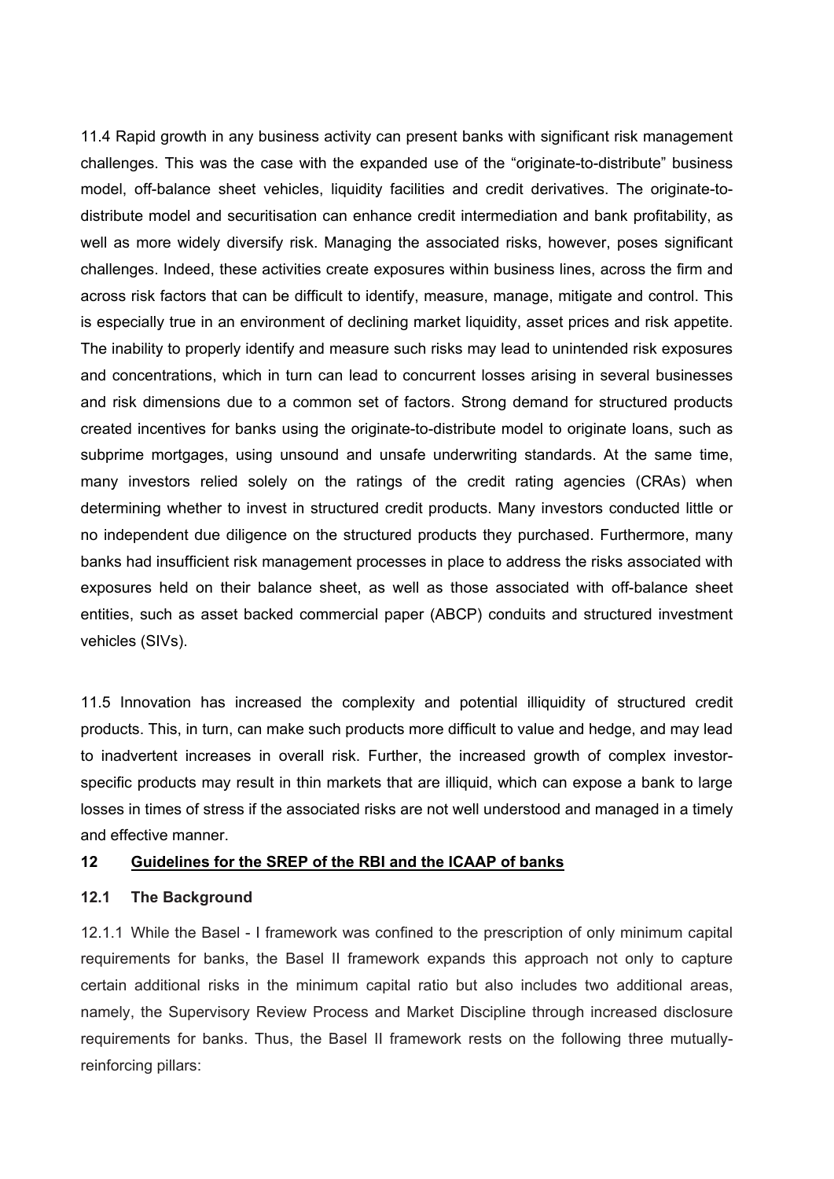11.4 Rapid growth in any business activity can present banks with significant risk management challenges. This was the case with the expanded use of the "originate-to-distribute" business model, off-balance sheet vehicles, liquidity facilities and credit derivatives. The originate-to-distribute model and securitisation can enhance credit intermediation and bank profitability, as well as more widely diversify risk. Managing the associated risks, however, poses significant challenges. Indeed, these activities create exposures within business lines, across the firm and across risk factors that can be difficult to identify, measure, manage, mitigate and control. This is especially true in an environment of declining market liquidity, asset prices and risk appetite. The inability to properly identify and measure such risks may lead to unintended risk exposures and concentrations, which in turn can lead to concurrent losses arising in several businesses and risk dimensions due to a common set of factors. Strong demand for structured products created incentives for banks using the originate-to-distribute model to originate loans, such as subprime mortgages, using unsound and unsafe underwriting standards. At the same time, many investors relied solely on the ratings of the credit rating agencies (CRAs) when determining whether to invest in structured credit products. Many investors conducted little or no independent due diligence on the structured products they purchased. Furthermore, many banks had insufficient risk management processes in place to address the risks associated with exposures held on their balance sheet, as well as those associated with off-balance sheet entities, such as asset backed commercial paper (ABCP) conduits and structured investment vehicles (SIVs).

11.5 Innovation has increased the complexity and potential illiquidity of structured credit products. This, in turn, can make such products more difficult to value and hedge, and may lead to inadvertent increases in overall risk. Further, the increased growth of complex investor-specific products may result in thin markets that are illiquid, which can expose a bank to large losses in times of stress if the associated risks are not well understood and managed in a timely and effective manner.

## 12 Guidelines for the SREP of the RBI and the ICAAP of banks

### 12.1 The Background

12.1.1 While the Basel - I framework was confined to the prescription of only minimum capital requirements for banks, the Basel II framework expands this approach not only to capture certain additional risks in the minimum capital ratio but also includes two additional areas, namely, the Supervisory Review Process and Market Discipline through increased disclosure requirements for banks. Thus, the Basel II framework rests on the following three mutually-reinforcing pillars: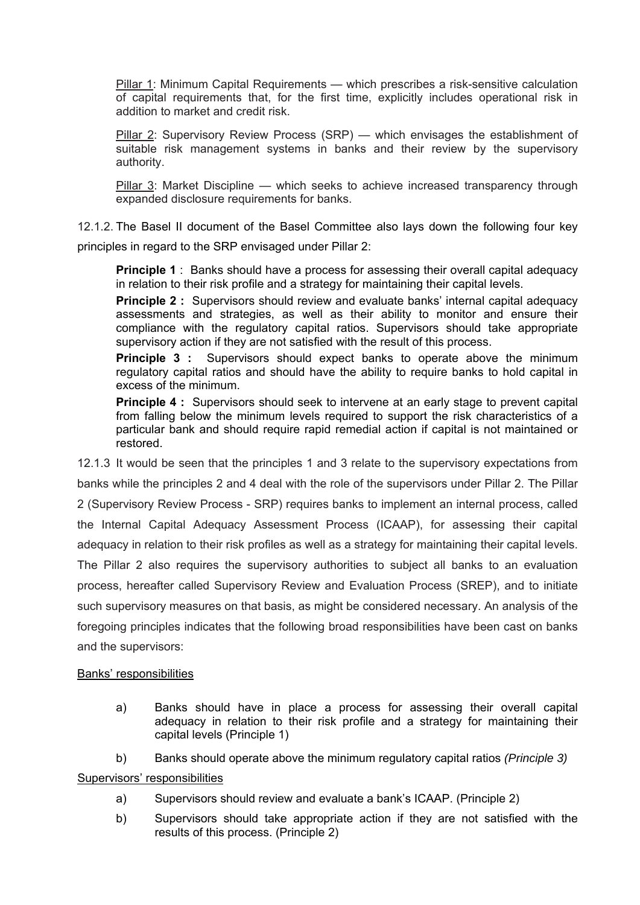Pillar 1: Minimum Capital Requirements — which prescribes a risk-sensitive calculation of capital requirements that, for the first time, explicitly includes operational risk in addition to market and credit risk.

Pillar 2: Supervisory Review Process (SRP) — which envisages the establishment of suitable risk management systems in banks and their review by the supervisory authority.

Pillar 3: Market Discipline — which seeks to achieve increased transparency through expanded disclosure requirements for banks.

12.1.2. The Basel II document of the Basel Committee also lays down the following four key principles in regard to the SRP envisaged under Pillar 2:

**Principle 1** : Banks should have a process for assessing their overall capital adequacy in relation to their risk profile and a strategy for maintaining their capital levels.

**Principle 2 :** Supervisors should review and evaluate banks' internal capital adequacy assessments and strategies, as well as their ability to monitor and ensure their compliance with the regulatory capital ratios. Supervisors should take appropriate supervisory action if they are not satisfied with the result of this process.

**Principle 3 :** Supervisors should expect banks to operate above the minimum regulatory capital ratios and should have the ability to require banks to hold capital in excess of the minimum.

**Principle 4 :** Supervisors should seek to intervene at an early stage to prevent capital from falling below the minimum levels required to support the risk characteristics of a particular bank and should require rapid remedial action if capital is not maintained or restored.

12.1.3 It would be seen that the principles 1 and 3 relate to the supervisory expectations from banks while the principles 2 and 4 deal with the role of the supervisors under Pillar 2. The Pillar 2 (Supervisory Review Process - SRP) requires banks to implement an internal process, called the Internal Capital Adequacy Assessment Process (ICAAP), for assessing their capital adequacy in relation to their risk profiles as well as a strategy for maintaining their capital levels. The Pillar 2 also requires the supervisory authorities to subject all banks to an evaluation process, hereafter called Supervisory Review and Evaluation Process (SREP), and to initiate such supervisory measures on that basis, as might be considered necessary. An analysis of the foregoing principles indicates that the following broad responsibilities have been cast on banks and the supervisors:

Banks' responsibilities

a) Banks should have in place a process for assessing their overall capital adequacy in relation to their risk profile and a strategy for maintaining their capital levels (Principle 1)

b) Banks should operate above the minimum regulatory capital ratios *(Principle 3)*

Supervisors' responsibilities

a) Supervisors should review and evaluate a bank's ICAAP. (Principle 2)

b) Supervisors should take appropriate action if they are not satisfied with the results of this process. (Principle 2)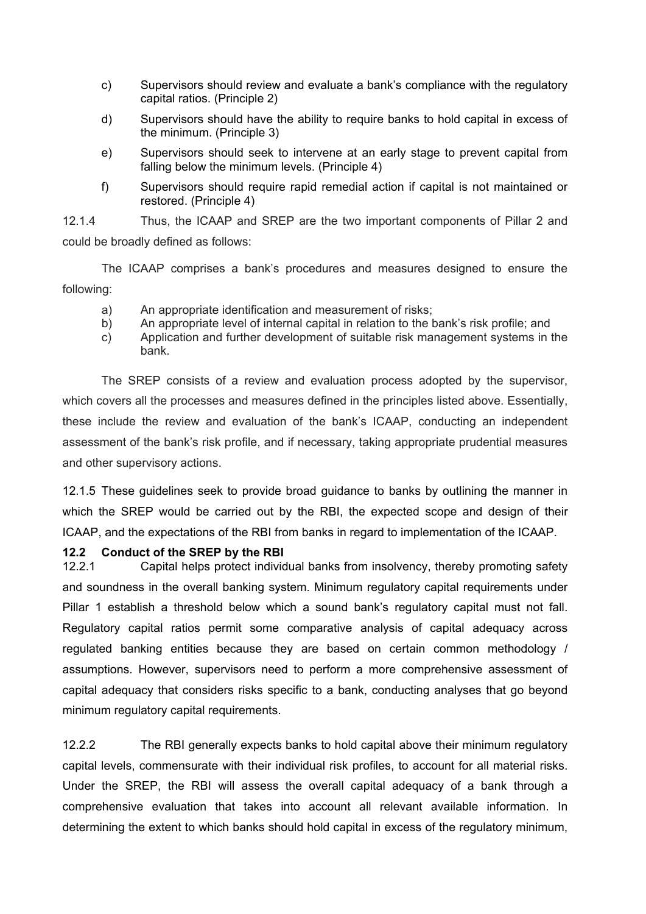c) Supervisors should review and evaluate a bank's compliance with the regulatory capital ratios. (Principle 2)

d) Supervisors should have the ability to require banks to hold capital in excess of the minimum. (Principle 3)

e) Supervisors should seek to intervene at an early stage to prevent capital from falling below the minimum levels. (Principle 4)

f) Supervisors should require rapid remedial action if capital is not maintained or restored. (Principle 4)

12.1.4 Thus, the ICAAP and SREP are the two important components of Pillar 2 and could be broadly defined as follows:

The ICAAP comprises a bank's procedures and measures designed to ensure the following:

a) An appropriate identification and measurement of risks;
b) An appropriate level of internal capital in relation to the bank's risk profile; and
c) Application and further development of suitable risk management systems in the bank.

The SREP consists of a review and evaluation process adopted by the supervisor, which covers all the processes and measures defined in the principles listed above. Essentially, these include the review and evaluation of the bank's ICAAP, conducting an independent assessment of the bank's risk profile, and if necessary, taking appropriate prudential measures and other supervisory actions.

12.1.5 These guidelines seek to provide broad guidance to banks by outlining the manner in which the SREP would be carried out by the RBI, the expected scope and design of their ICAAP, and the expectations of the RBI from banks in regard to implementation of the ICAAP.

### 12.2 Conduct of the SREP by the RBI

12.2.1 Capital helps protect individual banks from insolvency, thereby promoting safety and soundness in the overall banking system. Minimum regulatory capital requirements under Pillar 1 establish a threshold below which a sound bank's regulatory capital must not fall. Regulatory capital ratios permit some comparative analysis of capital adequacy across regulated banking entities because they are based on certain common methodology / assumptions. However, supervisors need to perform a more comprehensive assessment of capital adequacy that considers risks specific to a bank, conducting analyses that go beyond minimum regulatory capital requirements.

12.2.2 The RBI generally expects banks to hold capital above their minimum regulatory capital levels, commensurate with their individual risk profiles, to account for all material risks. Under the SREP, the RBI will assess the overall capital adequacy of a bank through a comprehensive evaluation that takes into account all relevant available information. In determining the extent to which banks should hold capital in excess of the regulatory minimum,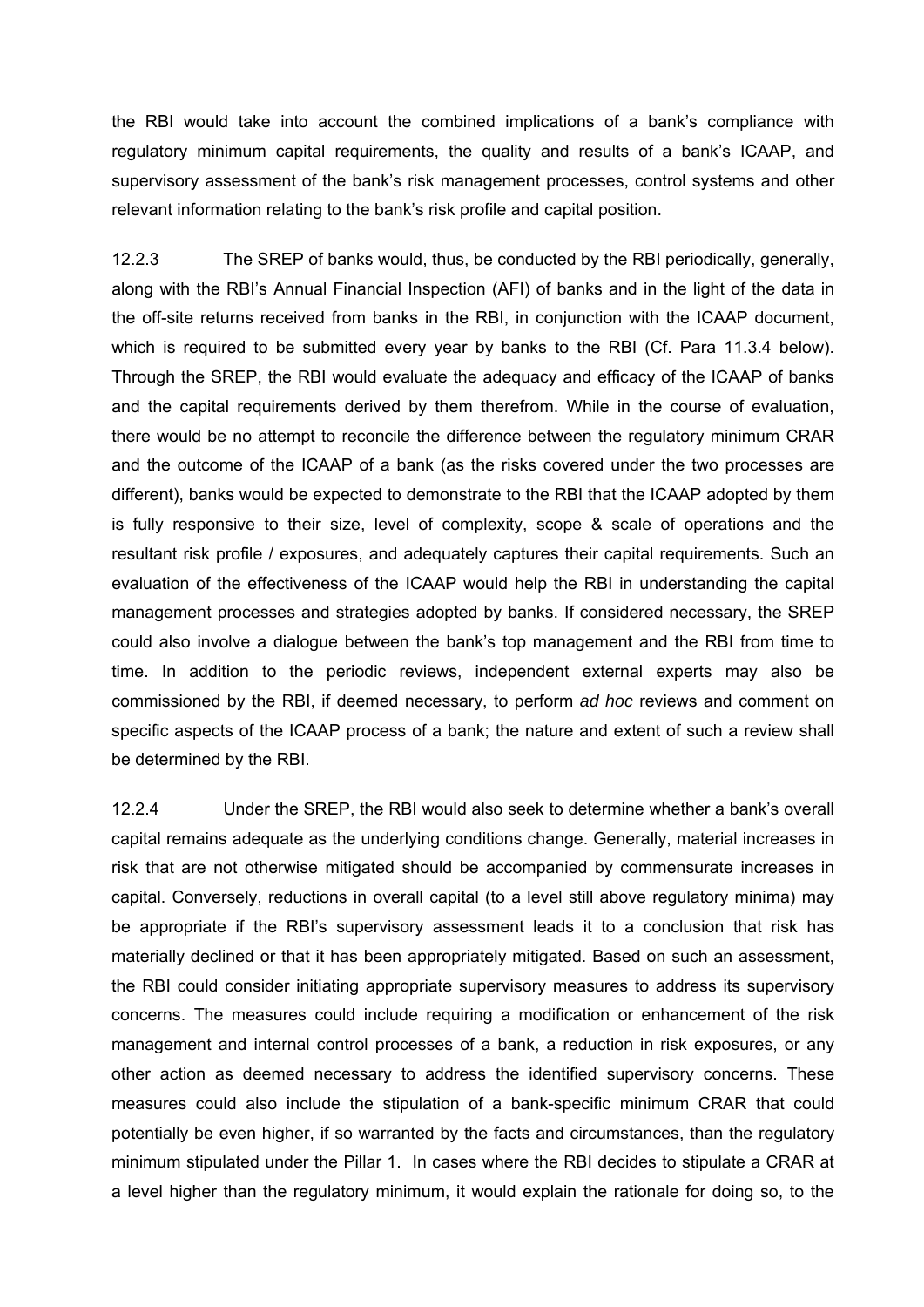the RBI would take into account the combined implications of a bank's compliance with regulatory minimum capital requirements, the quality and results of a bank's ICAAP, and supervisory assessment of the bank's risk management processes, control systems and other relevant information relating to the bank's risk profile and capital position.

12.2.3 The SREP of banks would, thus, be conducted by the RBI periodically, generally, along with the RBI's Annual Financial Inspection (AFI) of banks and in the light of the data in the off-site returns received from banks in the RBI, in conjunction with the ICAAP document, which is required to be submitted every year by banks to the RBI (Cf. Para 11.3.4 below). Through the SREP, the RBI would evaluate the adequacy and efficacy of the ICAAP of banks and the capital requirements derived by them therefrom. While in the course of evaluation, there would be no attempt to reconcile the difference between the regulatory minimum CRAR and the outcome of the ICAAP of a bank (as the risks covered under the two processes are different), banks would be expected to demonstrate to the RBI that the ICAAP adopted by them is fully responsive to their size, level of complexity, scope & scale of operations and the resultant risk profile / exposures, and adequately captures their capital requirements. Such an evaluation of the effectiveness of the ICAAP would help the RBI in understanding the capital management processes and strategies adopted by banks. If considered necessary, the SREP could also involve a dialogue between the bank's top management and the RBI from time to time. In addition to the periodic reviews, independent external experts may also be commissioned by the RBI, if deemed necessary, to perform *ad hoc* reviews and comment on specific aspects of the ICAAP process of a bank; the nature and extent of such a review shall be determined by the RBI.

12.2.4 Under the SREP, the RBI would also seek to determine whether a bank's overall capital remains adequate as the underlying conditions change. Generally, material increases in risk that are not otherwise mitigated should be accompanied by commensurate increases in capital. Conversely, reductions in overall capital (to a level still above regulatory minima) may be appropriate if the RBI's supervisory assessment leads it to a conclusion that risk has materially declined or that it has been appropriately mitigated. Based on such an assessment, the RBI could consider initiating appropriate supervisory measures to address its supervisory concerns. The measures could include requiring a modification or enhancement of the risk management and internal control processes of a bank, a reduction in risk exposures, or any other action as deemed necessary to address the identified supervisory concerns. These measures could also include the stipulation of a bank-specific minimum CRAR that could potentially be even higher, if so warranted by the facts and circumstances, than the regulatory minimum stipulated under the Pillar 1. In cases where the RBI decides to stipulate a CRAR at a level higher than the regulatory minimum, it would explain the rationale for doing so, to the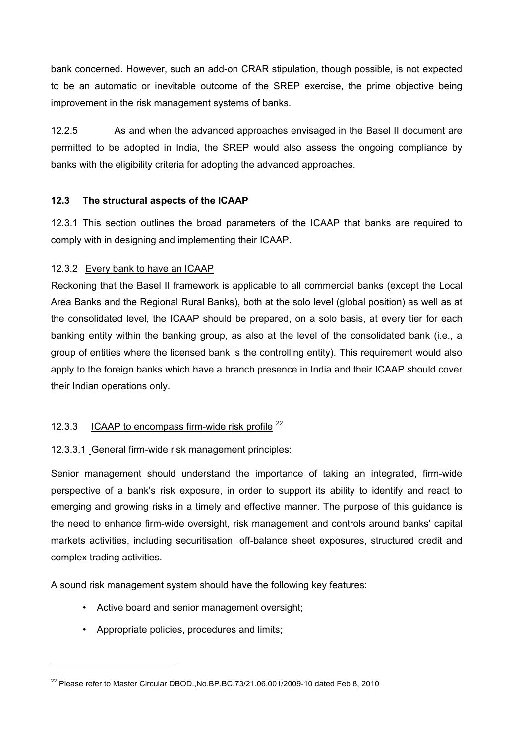bank concerned. However, such an add-on CRAR stipulation, though possible, is not expected to be an automatic or inevitable outcome of the SREP exercise, the prime objective being improvement in the risk management systems of banks.

12.2.5 As and when the advanced approaches envisaged in the Basel II document are permitted to be adopted in India, the SREP would also assess the ongoing compliance by banks with the eligibility criteria for adopting the advanced approaches.

### 12.3 The structural aspects of the ICAAP

12.3.1 This section outlines the broad parameters of the ICAAP that banks are required to comply with in designing and implementing their ICAAP.

12.3.2 Every bank to have an ICAAP

Reckoning that the Basel II framework is applicable to all commercial banks (except the Local Area Banks and the Regional Rural Banks), both at the solo level (global position) as well as at the consolidated level, the ICAAP should be prepared, on a solo basis, at every tier for each banking entity within the banking group, as also at the level of the consolidated bank (i.e., a group of entities where the licensed bank is the controlling entity). This requirement would also apply to the foreign banks which have a branch presence in India and their ICAAP should cover their Indian operations only.

12.3.3 ICAAP to encompass firm-wide risk profile [22]

12.3.3.1 General firm-wide risk management principles:

Senior management should understand the importance of taking an integrated, firm-wide perspective of a bank's risk exposure, in order to support its ability to identify and react to emerging and growing risks in a timely and effective manner. The purpose of this guidance is the need to enhance firm-wide oversight, risk management and controls around banks' capital markets activities, including securitisation, off-balance sheet exposures, structured credit and complex trading activities.

A sound risk management system should have the following key features:

- Active board and senior management oversight;
- Appropriate policies, procedures and limits;

[22] Please refer to Master Circular DBOD.,No.BP.BC.73/21.06.001/2009-10 dated Feb 8, 2010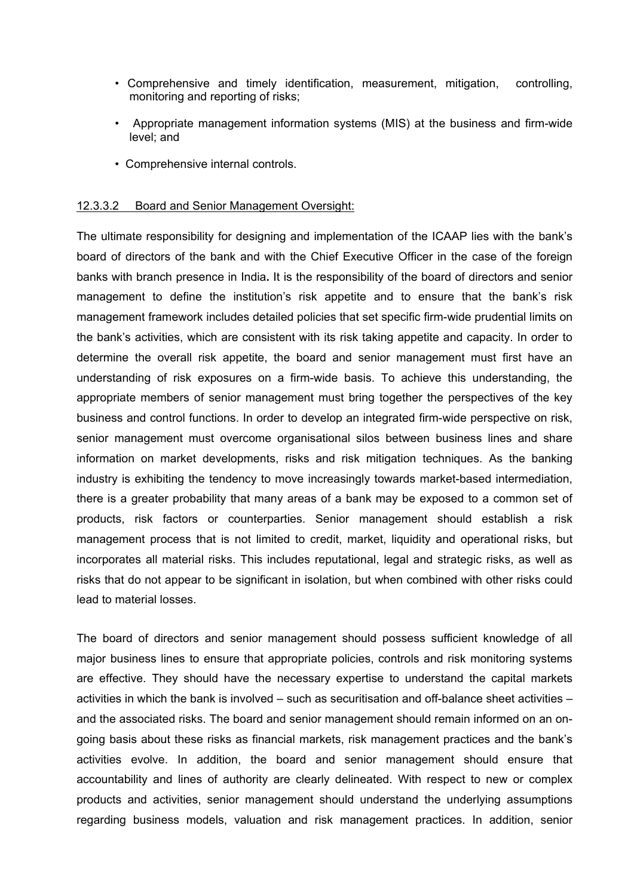- Comprehensive and timely identification, measurement, mitigation, controlling, monitoring and reporting of risks;
- Appropriate management information systems (MIS) at the business and firm-wide level; and
- Comprehensive internal controls.

12.3.3.2 Board and Senior Management Oversight:

The ultimate responsibility for designing and implementation of the ICAAP lies with the bank's board of directors of the bank and with the Chief Executive Officer in the case of the foreign banks with branch presence in India. It is the responsibility of the board of directors and senior management to define the institution's risk appetite and to ensure that the bank's risk management framework includes detailed policies that set specific firm-wide prudential limits on the bank's activities, which are consistent with its risk taking appetite and capacity. In order to determine the overall risk appetite, the board and senior management must first have an understanding of risk exposures on a firm-wide basis. To achieve this understanding, the appropriate members of senior management must bring together the perspectives of the key business and control functions. In order to develop an integrated firm-wide perspective on risk, senior management must overcome organisational silos between business lines and share information on market developments, risks and risk mitigation techniques. As the banking industry is exhibiting the tendency to move increasingly towards market-based intermediation, there is a greater probability that many areas of a bank may be exposed to a common set of products, risk factors or counterparties. Senior management should establish a risk management process that is not limited to credit, market, liquidity and operational risks, but incorporates all material risks. This includes reputational, legal and strategic risks, as well as risks that do not appear to be significant in isolation, but when combined with other risks could lead to material losses.

The board of directors and senior management should possess sufficient knowledge of all major business lines to ensure that appropriate policies, controls and risk monitoring systems are effective. They should have the necessary expertise to understand the capital markets activities in which the bank is involved – such as securitisation and off-balance sheet activities – and the associated risks. The board and senior management should remain informed on an on-going basis about these risks as financial markets, risk management practices and the bank's activities evolve. In addition, the board and senior management should ensure that accountability and lines of authority are clearly delineated. With respect to new or complex products and activities, senior management should understand the underlying assumptions regarding business models, valuation and risk management practices. In addition, senior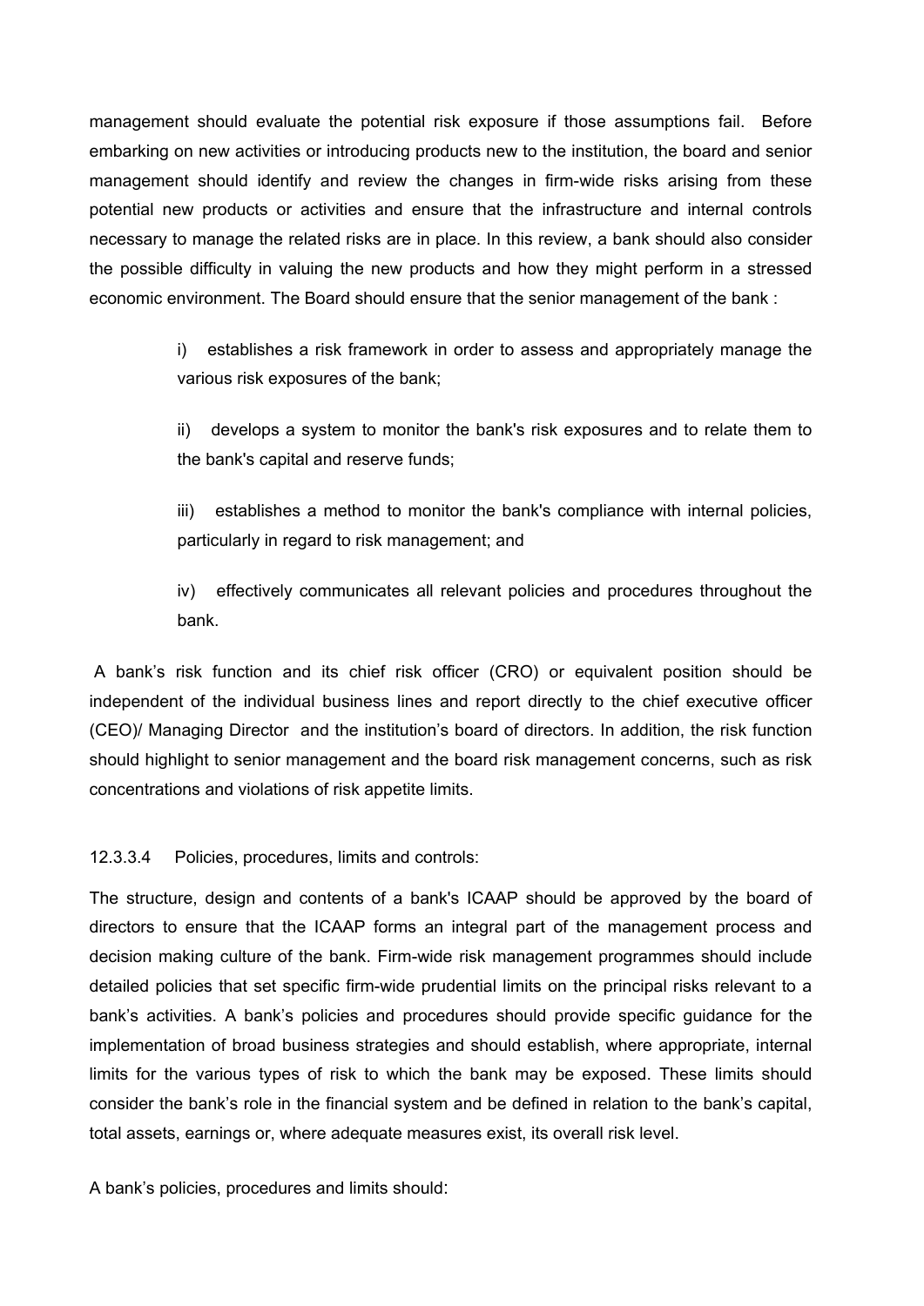management should evaluate the potential risk exposure if those assumptions fail. Before embarking on new activities or introducing products new to the institution, the board and senior management should identify and review the changes in firm-wide risks arising from these potential new products or activities and ensure that the infrastructure and internal controls necessary to manage the related risks are in place. In this review, a bank should also consider the possible difficulty in valuing the new products and how they might perform in a stressed economic environment. The Board should ensure that the senior management of the bank :

> i) establishes a risk framework in order to assess and appropriately manage the various risk exposures of the bank;
>
> ii) develops a system to monitor the bank's risk exposures and to relate them to the bank's capital and reserve funds;
>
> iii) establishes a method to monitor the bank's compliance with internal policies, particularly in regard to risk management; and
>
> iv) effectively communicates all relevant policies and procedures throughout the bank.

A bank's risk function and its chief risk officer (CRO) or equivalent position should be independent of the individual business lines and report directly to the chief executive officer (CEO)/ Managing Director and the institution's board of directors. In addition, the risk function should highlight to senior management and the board risk management concerns, such as risk concentrations and violations of risk appetite limits.

12.3.3.4 Policies, procedures, limits and controls:

The structure, design and contents of a bank's ICAAP should be approved by the board of directors to ensure that the ICAAP forms an integral part of the management process and decision making culture of the bank. Firm-wide risk management programmes should include detailed policies that set specific firm-wide prudential limits on the principal risks relevant to a bank's activities. A bank's policies and procedures should provide specific guidance for the implementation of broad business strategies and should establish, where appropriate, internal limits for the various types of risk to which the bank may be exposed. These limits should consider the bank's role in the financial system and be defined in relation to the bank's capital, total assets, earnings or, where adequate measures exist, its overall risk level.

A bank's policies, procedures and limits should: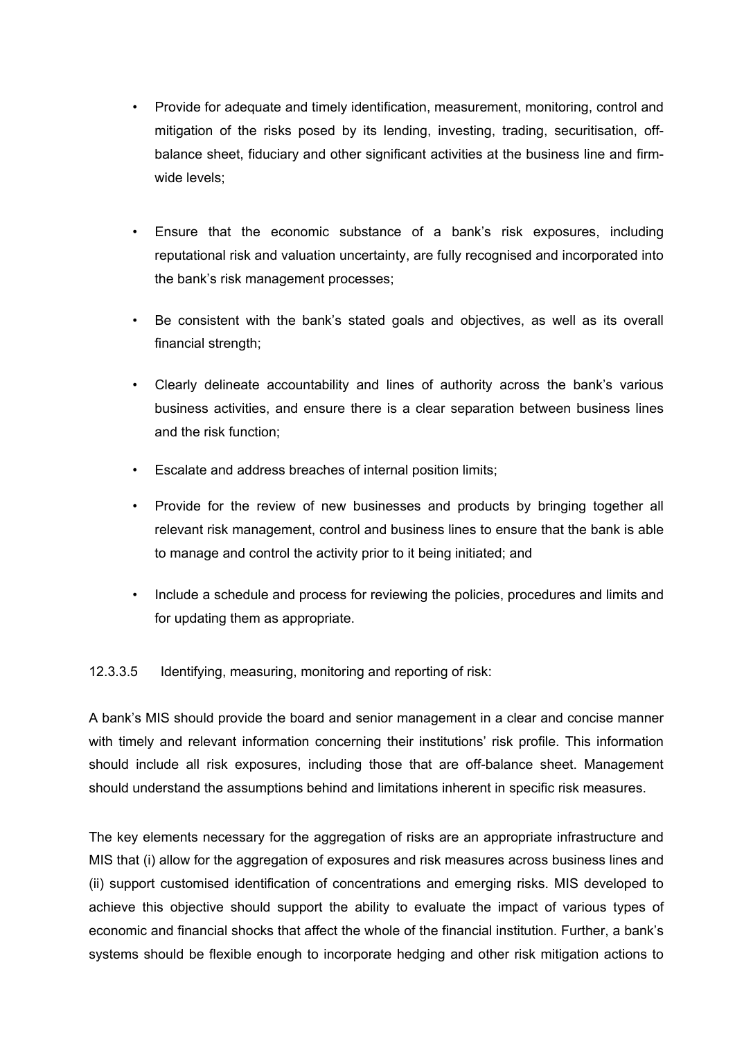- Provide for adequate and timely identification, measurement, monitoring, control and mitigation of the risks posed by its lending, investing, trading, securitisation, off-balance sheet, fiduciary and other significant activities at the business line and firm-wide levels;

- Ensure that the economic substance of a bank's risk exposures, including reputational risk and valuation uncertainty, are fully recognised and incorporated into the bank's risk management processes;

- Be consistent with the bank's stated goals and objectives, as well as its overall financial strength;

- Clearly delineate accountability and lines of authority across the bank's various business activities, and ensure there is a clear separation between business lines and the risk function;

- Escalate and address breaches of internal position limits;

- Provide for the review of new businesses and products by bringing together all relevant risk management, control and business lines to ensure that the bank is able to manage and control the activity prior to it being initiated; and

- Include a schedule and process for reviewing the policies, procedures and limits and for updating them as appropriate.

12.3.3.5 Identifying, measuring, monitoring and reporting of risk:

A bank's MIS should provide the board and senior management in a clear and concise manner with timely and relevant information concerning their institutions' risk profile. This information should include all risk exposures, including those that are off-balance sheet. Management should understand the assumptions behind and limitations inherent in specific risk measures.

The key elements necessary for the aggregation of risks are an appropriate infrastructure and MIS that (i) allow for the aggregation of exposures and risk measures across business lines and (ii) support customised identification of concentrations and emerging risks. MIS developed to achieve this objective should support the ability to evaluate the impact of various types of economic and financial shocks that affect the whole of the financial institution. Further, a bank's systems should be flexible enough to incorporate hedging and other risk mitigation actions to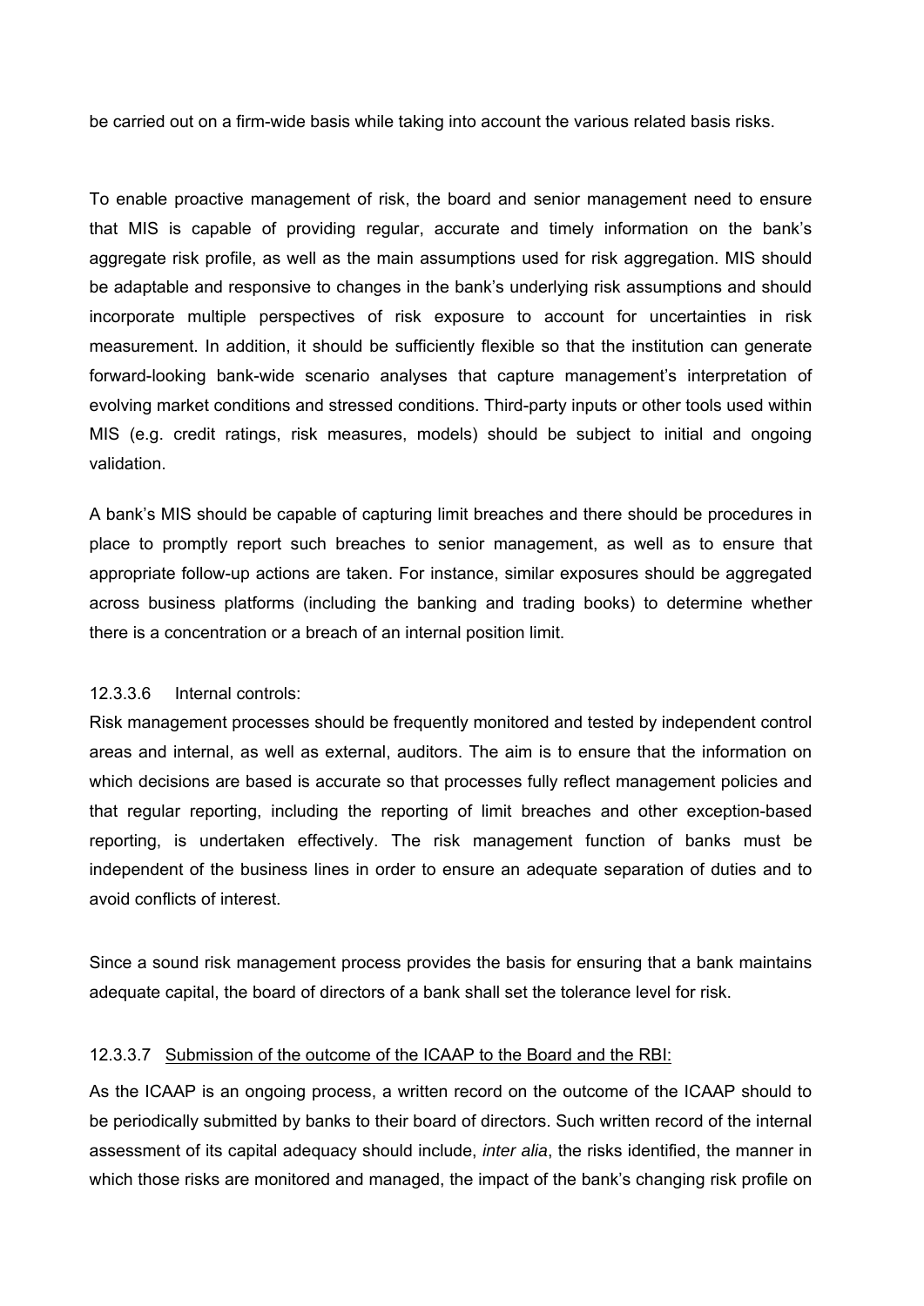be carried out on a firm-wide basis while taking into account the various related basis risks.

To enable proactive management of risk, the board and senior management need to ensure that MIS is capable of providing regular, accurate and timely information on the bank's aggregate risk profile, as well as the main assumptions used for risk aggregation. MIS should be adaptable and responsive to changes in the bank's underlying risk assumptions and should incorporate multiple perspectives of risk exposure to account for uncertainties in risk measurement. In addition, it should be sufficiently flexible so that the institution can generate forward-looking bank-wide scenario analyses that capture management's interpretation of evolving market conditions and stressed conditions. Third-party inputs or other tools used within MIS (e.g. credit ratings, risk measures, models) should be subject to initial and ongoing validation.

A bank's MIS should be capable of capturing limit breaches and there should be procedures in place to promptly report such breaches to senior management, as well as to ensure that appropriate follow-up actions are taken. For instance, similar exposures should be aggregated across business platforms (including the banking and trading books) to determine whether there is a concentration or a breach of an internal position limit.

12.3.3.6 Internal controls:

Risk management processes should be frequently monitored and tested by independent control areas and internal, as well as external, auditors. The aim is to ensure that the information on which decisions are based is accurate so that processes fully reflect management policies and that regular reporting, including the reporting of limit breaches and other exception-based reporting, is undertaken effectively. The risk management function of banks must be independent of the business lines in order to ensure an adequate separation of duties and to avoid conflicts of interest.

Since a sound risk management process provides the basis for ensuring that a bank maintains adequate capital, the board of directors of a bank shall set the tolerance level for risk.

12.3.3.7 Submission of the outcome of the ICAAP to the Board and the RBI:

As the ICAAP is an ongoing process, a written record on the outcome of the ICAAP should to be periodically submitted by banks to their board of directors. Such written record of the internal assessment of its capital adequacy should include, *inter alia*, the risks identified, the manner in which those risks are monitored and managed, the impact of the bank's changing risk profile on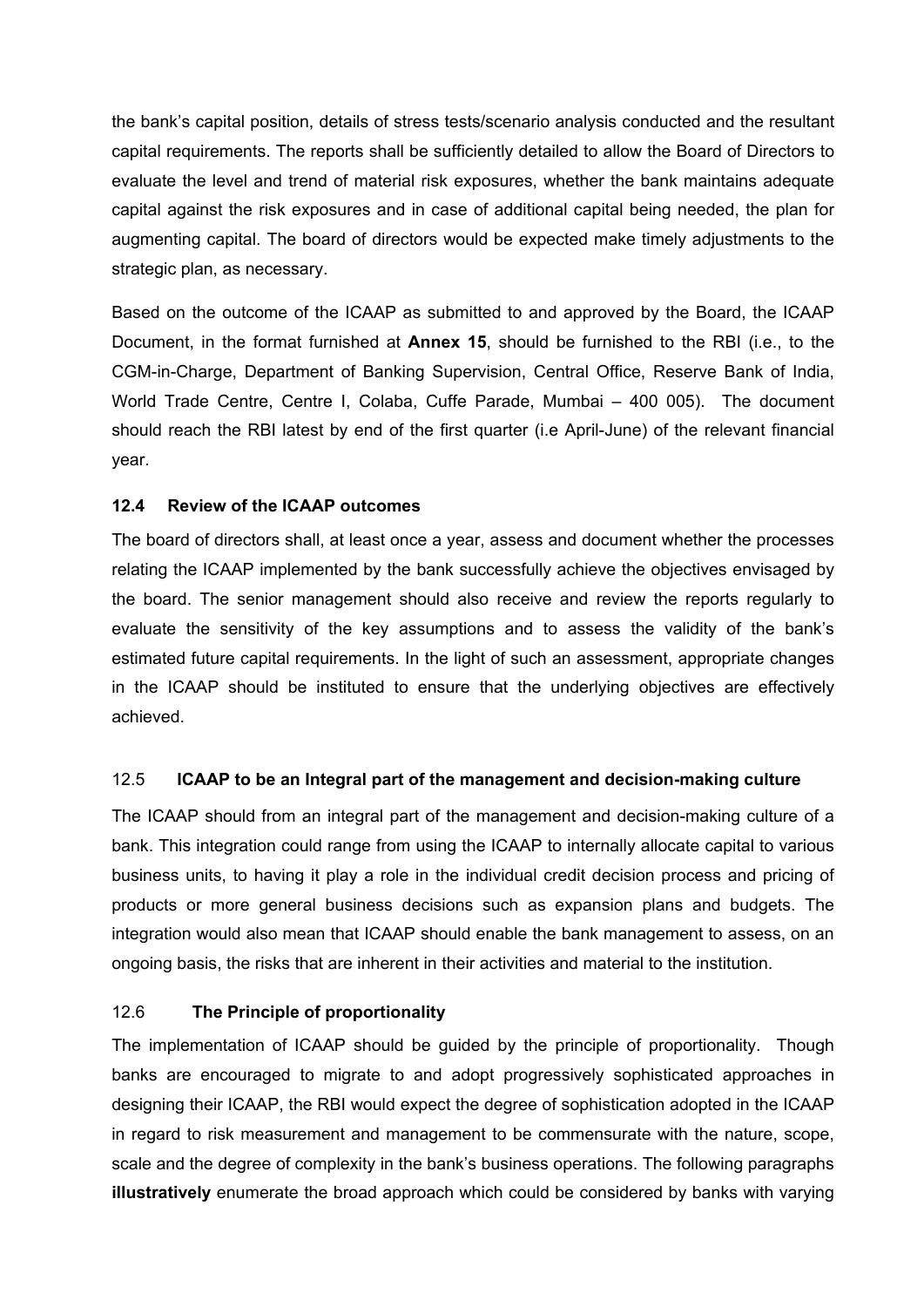the bank's capital position, details of stress tests/scenario analysis conducted and the resultant capital requirements. The reports shall be sufficiently detailed to allow the Board of Directors to evaluate the level and trend of material risk exposures, whether the bank maintains adequate capital against the risk exposures and in case of additional capital being needed, the plan for augmenting capital. The board of directors would be expected make timely adjustments to the strategic plan, as necessary.

Based on the outcome of the ICAAP as submitted to and approved by the Board, the ICAAP Document, in the format furnished at **Annex 15**, should be furnished to the RBI (i.e., to the CGM-in-Charge, Department of Banking Supervision, Central Office, Reserve Bank of India, World Trade Centre, Centre I, Colaba, Cuffe Parade, Mumbai – 400 005). The document should reach the RBI latest by end of the first quarter (i.e April-June) of the relevant financial year.

### 12.4 Review of the ICAAP outcomes

The board of directors shall, at least once a year, assess and document whether the processes relating the ICAAP implemented by the bank successfully achieve the objectives envisaged by the board. The senior management should also receive and review the reports regularly to evaluate the sensitivity of the key assumptions and to assess the validity of the bank's estimated future capital requirements. In the light of such an assessment, appropriate changes in the ICAAP should be instituted to ensure that the underlying objectives are effectively achieved.

### 12.5 ICAAP to be an Integral part of the management and decision-making culture

The ICAAP should from an integral part of the management and decision-making culture of a bank. This integration could range from using the ICAAP to internally allocate capital to various business units, to having it play a role in the individual credit decision process and pricing of products or more general business decisions such as expansion plans and budgets. The integration would also mean that ICAAP should enable the bank management to assess, on an ongoing basis, the risks that are inherent in their activities and material to the institution.

### 12.6 The Principle of proportionality

The implementation of ICAAP should be guided by the principle of proportionality. Though banks are encouraged to migrate to and adopt progressively sophisticated approaches in designing their ICAAP, the RBI would expect the degree of sophistication adopted in the ICAAP in regard to risk measurement and management to be commensurate with the nature, scope, scale and the degree of complexity in the bank's business operations. The following paragraphs **illustratively** enumerate the broad approach which could be considered by banks with varying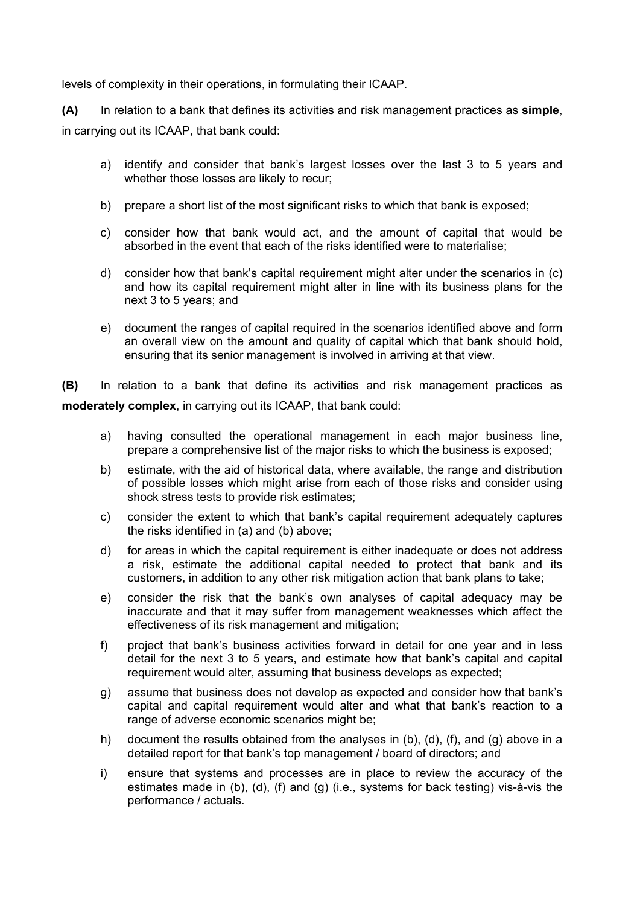levels of complexity in their operations, in formulating their ICAAP.

**(A)** In relation to a bank that defines its activities and risk management practices as **simple**, in carrying out its ICAAP, that bank could:

a) identify and consider that bank's largest losses over the last 3 to 5 years and whether those losses are likely to recur;

b) prepare a short list of the most significant risks to which that bank is exposed;

c) consider how that bank would act, and the amount of capital that would be absorbed in the event that each of the risks identified were to materialise;

d) consider how that bank's capital requirement might alter under the scenarios in (c) and how its capital requirement might alter in line with its business plans for the next 3 to 5 years; and

e) document the ranges of capital required in the scenarios identified above and form an overall view on the amount and quality of capital which that bank should hold, ensuring that its senior management is involved in arriving at that view.

**(B)** In relation to a bank that define its activities and risk management practices as **moderately complex**, in carrying out its ICAAP, that bank could:

a) having consulted the operational management in each major business line, prepare a comprehensive list of the major risks to which the business is exposed;

b) estimate, with the aid of historical data, where available, the range and distribution of possible losses which might arise from each of those risks and consider using shock stress tests to provide risk estimates;

c) consider the extent to which that bank's capital requirement adequately captures the risks identified in (a) and (b) above;

d) for areas in which the capital requirement is either inadequate or does not address a risk, estimate the additional capital needed to protect that bank and its customers, in addition to any other risk mitigation action that bank plans to take;

e) consider the risk that the bank's own analyses of capital adequacy may be inaccurate and that it may suffer from management weaknesses which affect the effectiveness of its risk management and mitigation;

f) project that bank's business activities forward in detail for one year and in less detail for the next 3 to 5 years, and estimate how that bank's capital and capital requirement would alter, assuming that business develops as expected;

g) assume that business does not develop as expected and consider how that bank's capital and capital requirement would alter and what that bank's reaction to a range of adverse economic scenarios might be;

h) document the results obtained from the analyses in (b), (d), (f), and (g) above in a detailed report for that bank's top management / board of directors; and

i) ensure that systems and processes are in place to review the accuracy of the estimates made in (b), (d), (f) and (g) (i.e., systems for back testing) vis-à-vis the performance / actuals.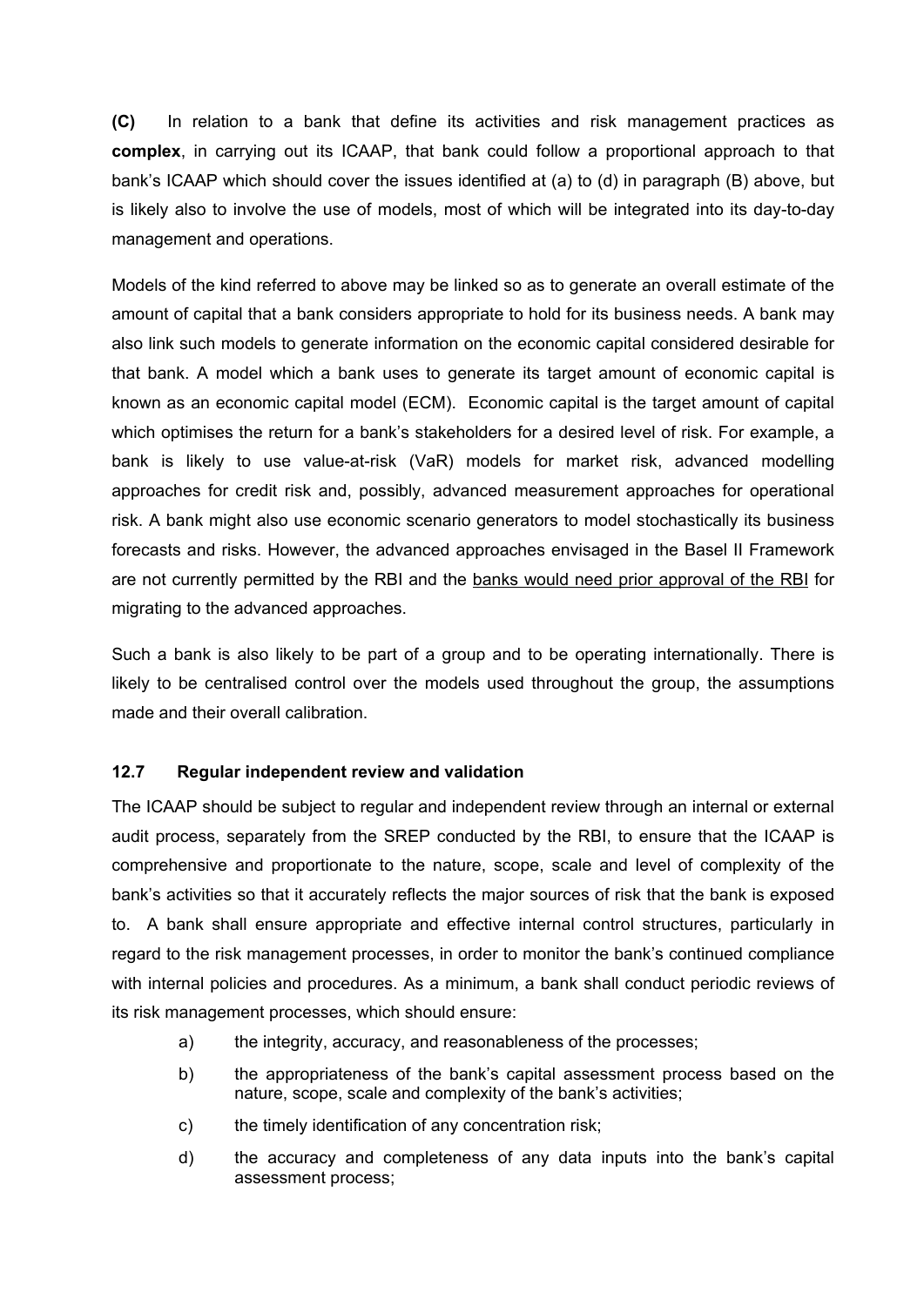**(C)** In relation to a bank that define its activities and risk management practices as **complex**, in carrying out its ICAAP, that bank could follow a proportional approach to that bank's ICAAP which should cover the issues identified at (a) to (d) in paragraph (B) above, but is likely also to involve the use of models, most of which will be integrated into its day-to-day management and operations.

Models of the kind referred to above may be linked so as to generate an overall estimate of the amount of capital that a bank considers appropriate to hold for its business needs. A bank may also link such models to generate information on the economic capital considered desirable for that bank. A model which a bank uses to generate its target amount of economic capital is known as an economic capital model (ECM). Economic capital is the target amount of capital which optimises the return for a bank's stakeholders for a desired level of risk. For example, a bank is likely to use value-at-risk (VaR) models for market risk, advanced modelling approaches for credit risk and, possibly, advanced measurement approaches for operational risk. A bank might also use economic scenario generators to model stochastically its business forecasts and risks. However, the advanced approaches envisaged in the Basel II Framework are not currently permitted by the RBI and the banks would need prior approval of the RBI for migrating to the advanced approaches.

Such a bank is also likely to be part of a group and to be operating internationally. There is likely to be centralised control over the models used throughout the group, the assumptions made and their overall calibration.

### 12.7 Regular independent review and validation

The ICAAP should be subject to regular and independent review through an internal or external audit process, separately from the SREP conducted by the RBI, to ensure that the ICAAP is comprehensive and proportionate to the nature, scope, scale and level of complexity of the bank's activities so that it accurately reflects the major sources of risk that the bank is exposed to. A bank shall ensure appropriate and effective internal control structures, particularly in regard to the risk management processes, in order to monitor the bank's continued compliance with internal policies and procedures. As a minimum, a bank shall conduct periodic reviews of its risk management processes, which should ensure:

a) the integrity, accuracy, and reasonableness of the processes;

b) the appropriateness of the bank's capital assessment process based on the nature, scope, scale and complexity of the bank's activities;

c) the timely identification of any concentration risk;

d) the accuracy and completeness of any data inputs into the bank's capital assessment process;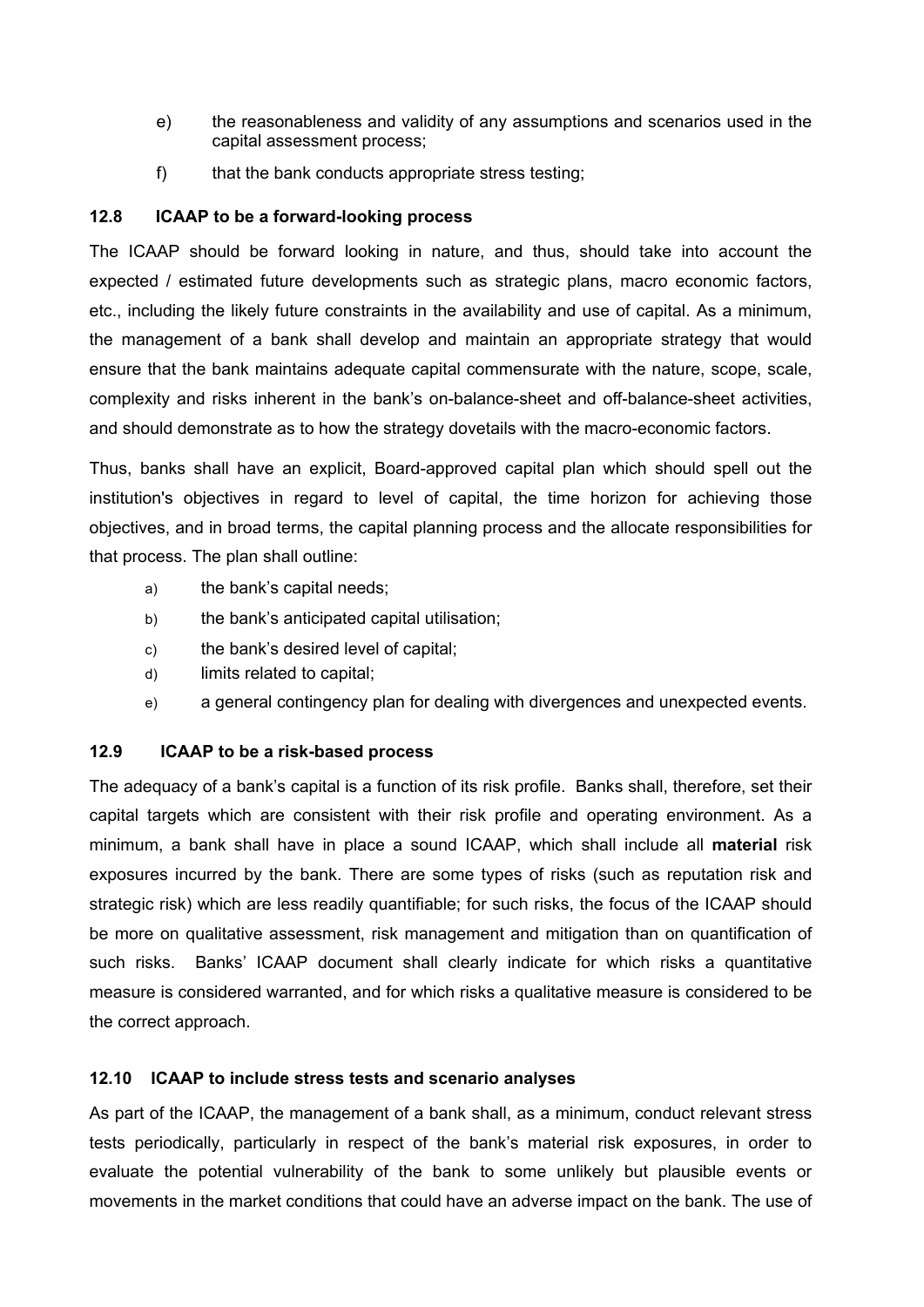e) the reasonableness and validity of any assumptions and scenarios used in the capital assessment process;

f) that the bank conducts appropriate stress testing;

### 12.8 ICAAP to be a forward-looking process

The ICAAP should be forward looking in nature, and thus, should take into account the expected / estimated future developments such as strategic plans, macro economic factors, etc., including the likely future constraints in the availability and use of capital. As a minimum, the management of a bank shall develop and maintain an appropriate strategy that would ensure that the bank maintains adequate capital commensurate with the nature, scope, scale, complexity and risks inherent in the bank's on-balance-sheet and off-balance-sheet activities, and should demonstrate as to how the strategy dovetails with the macro-economic factors.

Thus, banks shall have an explicit, Board-approved capital plan which should spell out the institution's objectives in regard to level of capital, the time horizon for achieving those objectives, and in broad terms, the capital planning process and the allocate responsibilities for that process. The plan shall outline:

a) the bank's capital needs;
b) the bank's anticipated capital utilisation;
c) the bank's desired level of capital;
d) limits related to capital;
e) a general contingency plan for dealing with divergences and unexpected events.

### 12.9 ICAAP to be a risk-based process

The adequacy of a bank's capital is a function of its risk profile. Banks shall, therefore, set their capital targets which are consistent with their risk profile and operating environment. As a minimum, a bank shall have in place a sound ICAAP, which shall include all **material** risk exposures incurred by the bank. There are some types of risks (such as reputation risk and strategic risk) which are less readily quantifiable; for such risks, the focus of the ICAAP should be more on qualitative assessment, risk management and mitigation than on quantification of such risks. Banks' ICAAP document shall clearly indicate for which risks a quantitative measure is considered warranted, and for which risks a qualitative measure is considered to be the correct approach.

### 12.10 ICAAP to include stress tests and scenario analyses

As part of the ICAAP, the management of a bank shall, as a minimum, conduct relevant stress tests periodically, particularly in respect of the bank's material risk exposures, in order to evaluate the potential vulnerability of the bank to some unlikely but plausible events or movements in the market conditions that could have an adverse impact on the bank. The use of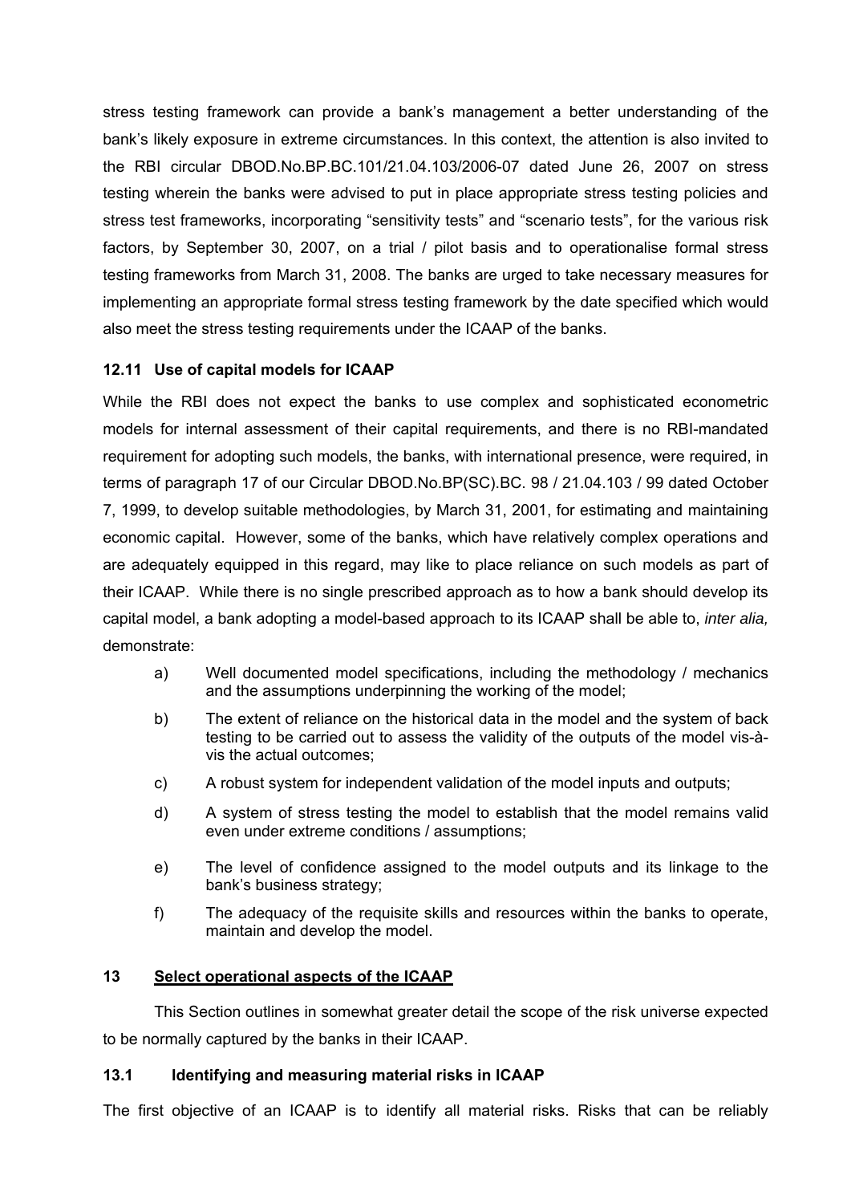stress testing framework can provide a bank's management a better understanding of the bank's likely exposure in extreme circumstances. In this context, the attention is also invited to the RBI circular DBOD.No.BP.BC.101/21.04.103/2006-07 dated June 26, 2007 on stress testing wherein the banks were advised to put in place appropriate stress testing policies and stress test frameworks, incorporating "sensitivity tests" and "scenario tests", for the various risk factors, by September 30, 2007, on a trial / pilot basis and to operationalise formal stress testing frameworks from March 31, 2008. The banks are urged to take necessary measures for implementing an appropriate formal stress testing framework by the date specified which would also meet the stress testing requirements under the ICAAP of the banks.

### 12.11 Use of capital models for ICAAP

While the RBI does not expect the banks to use complex and sophisticated econometric models for internal assessment of their capital requirements, and there is no RBI-mandated requirement for adopting such models, the banks, with international presence, were required, in terms of paragraph 17 of our Circular DBOD.No.BP(SC).BC. 98 / 21.04.103 / 99 dated October 7, 1999, to develop suitable methodologies, by March 31, 2001, for estimating and maintaining economic capital. However, some of the banks, which have relatively complex operations and are adequately equipped in this regard, may like to place reliance on such models as part of their ICAAP. While there is no single prescribed approach as to how a bank should develop its capital model, a bank adopting a model-based approach to its ICAAP shall be able to, *inter alia,* demonstrate:

a) Well documented model specifications, including the methodology / mechanics and the assumptions underpinning the working of the model;

b) The extent of reliance on the historical data in the model and the system of back testing to be carried out to assess the validity of the outputs of the model vis-à-vis the actual outcomes;

c) A robust system for independent validation of the model inputs and outputs;

d) A system of stress testing the model to establish that the model remains valid even under extreme conditions / assumptions;

e) The level of confidence assigned to the model outputs and its linkage to the bank's business strategy;

f) The adequacy of the requisite skills and resources within the banks to operate, maintain and develop the model.

## 13 Select operational aspects of the ICAAP

This Section outlines in somewhat greater detail the scope of the risk universe expected to be normally captured by the banks in their ICAAP.

### 13.1 Identifying and measuring material risks in ICAAP

The first objective of an ICAAP is to identify all material risks. Risks that can be reliably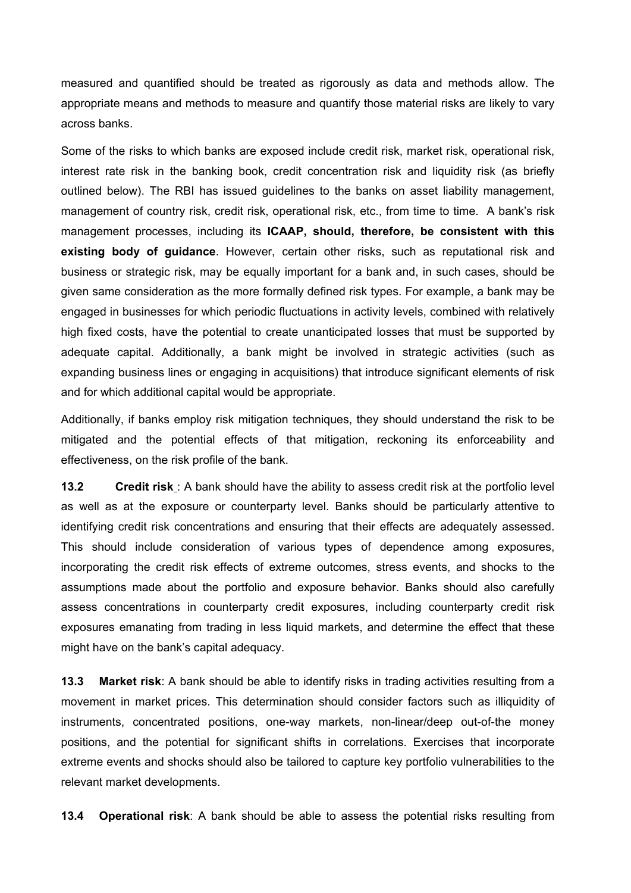measured and quantified should be treated as rigorously as data and methods allow. The appropriate means and methods to measure and quantify those material risks are likely to vary across banks.

Some of the risks to which banks are exposed include credit risk, market risk, operational risk, interest rate risk in the banking book, credit concentration risk and liquidity risk (as briefly outlined below). The RBI has issued guidelines to the banks on asset liability management, management of country risk, credit risk, operational risk, etc., from time to time. A bank's risk management processes, including its **ICAAP, should, therefore, be consistent with this existing body of guidance**. However, certain other risks, such as reputational risk and business or strategic risk, may be equally important for a bank and, in such cases, should be given same consideration as the more formally defined risk types. For example, a bank may be engaged in businesses for which periodic fluctuations in activity levels, combined with relatively high fixed costs, have the potential to create unanticipated losses that must be supported by adequate capital. Additionally, a bank might be involved in strategic activities (such as expanding business lines or engaging in acquisitions) that introduce significant elements of risk and for which additional capital would be appropriate.

Additionally, if banks employ risk mitigation techniques, they should understand the risk to be mitigated and the potential effects of that mitigation, reckoning its enforceability and effectiveness, on the risk profile of the bank.

**13.2** **Credit risk** : A bank should have the ability to assess credit risk at the portfolio level as well as at the exposure or counterparty level. Banks should be particularly attentive to identifying credit risk concentrations and ensuring that their effects are adequately assessed. This should include consideration of various types of dependence among exposures, incorporating the credit risk effects of extreme outcomes, stress events, and shocks to the assumptions made about the portfolio and exposure behavior. Banks should also carefully assess concentrations in counterparty credit exposures, including counterparty credit risk exposures emanating from trading in less liquid markets, and determine the effect that these might have on the bank's capital adequacy.

**13.3** **Market risk**: A bank should be able to identify risks in trading activities resulting from a movement in market prices. This determination should consider factors such as illiquidity of instruments, concentrated positions, one-way markets, non-linear/deep out-of-the money positions, and the potential for significant shifts in correlations. Exercises that incorporate extreme events and shocks should also be tailored to capture key portfolio vulnerabilities to the relevant market developments.

**13.4** **Operational risk**: A bank should be able to assess the potential risks resulting from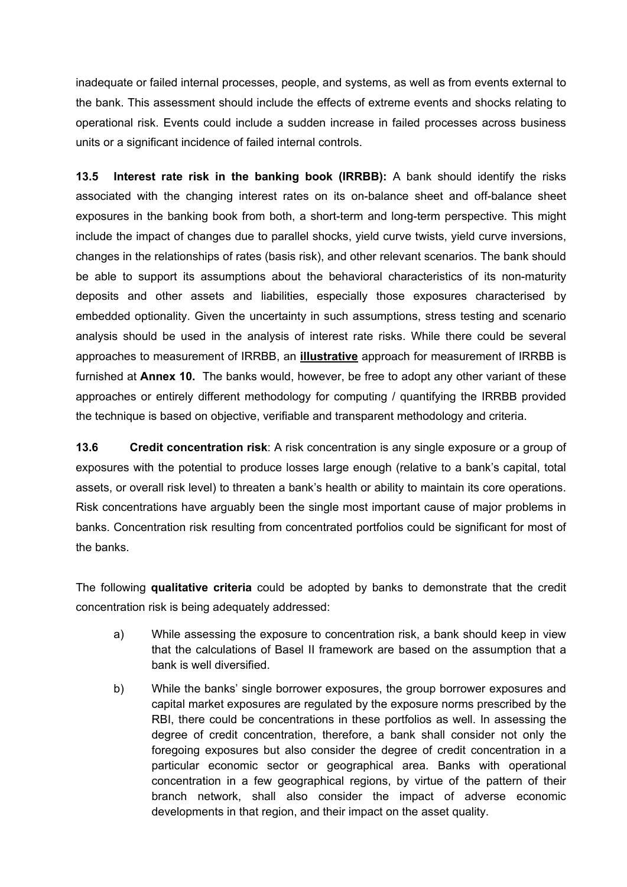inadequate or failed internal processes, people, and systems, as well as from events external to the bank. This assessment should include the effects of extreme events and shocks relating to operational risk. Events could include a sudden increase in failed processes across business units or a significant incidence of failed internal controls.

**13.5 Interest rate risk in the banking book (IRRBB):** A bank should identify the risks associated with the changing interest rates on its on-balance sheet and off-balance sheet exposures in the banking book from both, a short-term and long-term perspective. This might include the impact of changes due to parallel shocks, yield curve twists, yield curve inversions, changes in the relationships of rates (basis risk), and other relevant scenarios. The bank should be able to support its assumptions about the behavioral characteristics of its non-maturity deposits and other assets and liabilities, especially those exposures characterised by embedded optionality. Given the uncertainty in such assumptions, stress testing and scenario analysis should be used in the analysis of interest rate risks. While there could be several approaches to measurement of IRRBB, an <u>**illustrative**</u> approach for measurement of IRRBB is furnished at **Annex 10.** The banks would, however, be free to adopt any other variant of these approaches or entirely different methodology for computing / quantifying the IRRBB provided the technique is based on objective, verifiable and transparent methodology and criteria.

**13.6 Credit concentration risk**: A risk concentration is any single exposure or a group of exposures with the potential to produce losses large enough (relative to a bank's capital, total assets, or overall risk level) to threaten a bank's health or ability to maintain its core operations. Risk concentrations have arguably been the single most important cause of major problems in banks. Concentration risk resulting from concentrated portfolios could be significant for most of the banks.

The following **qualitative criteria** could be adopted by banks to demonstrate that the credit concentration risk is being adequately addressed:

a) While assessing the exposure to concentration risk, a bank should keep in view that the calculations of Basel II framework are based on the assumption that a bank is well diversified.

b) While the banks' single borrower exposures, the group borrower exposures and capital market exposures are regulated by the exposure norms prescribed by the RBI, there could be concentrations in these portfolios as well. In assessing the degree of credit concentration, therefore, a bank shall consider not only the foregoing exposures but also consider the degree of credit concentration in a particular economic sector or geographical area. Banks with operational concentration in a few geographical regions, by virtue of the pattern of their branch network, shall also consider the impact of adverse economic developments in that region, and their impact on the asset quality.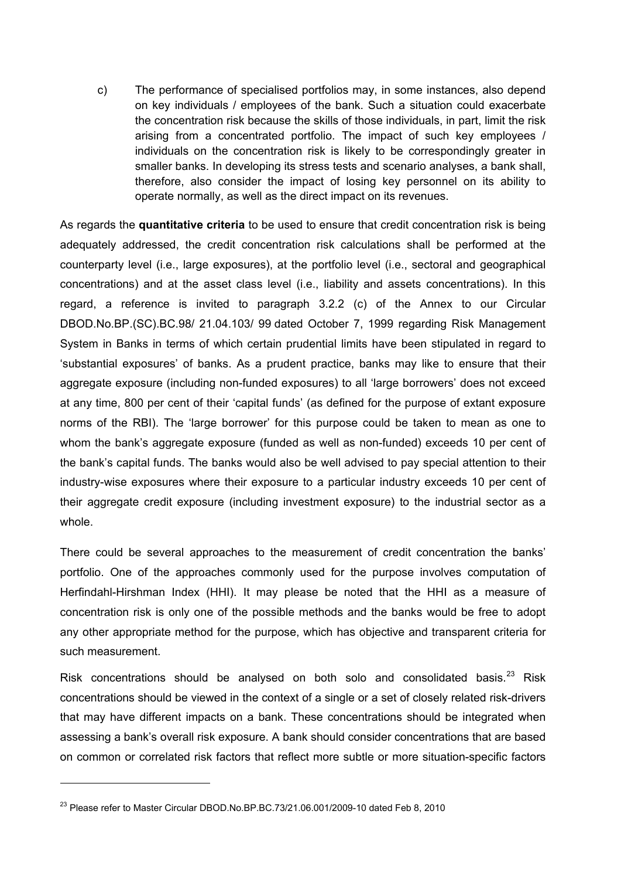c) The performance of specialised portfolios may, in some instances, also depend on key individuals / employees of the bank. Such a situation could exacerbate the concentration risk because the skills of those individuals, in part, limit the risk arising from a concentrated portfolio. The impact of such key employees / individuals on the concentration risk is likely to be correspondingly greater in smaller banks. In developing its stress tests and scenario analyses, a bank shall, therefore, also consider the impact of losing key personnel on its ability to operate normally, as well as the direct impact on its revenues.

As regards the **quantitative criteria** to be used to ensure that credit concentration risk is being adequately addressed, the credit concentration risk calculations shall be performed at the counterparty level (i.e., large exposures), at the portfolio level (i.e., sectoral and geographical concentrations) and at the asset class level (i.e., liability and assets concentrations). In this regard, a reference is invited to paragraph 3.2.2 (c) of the Annex to our Circular DBOD.No.BP.(SC).BC.98/ 21.04.103/ 99 dated October 7, 1999 regarding Risk Management System in Banks in terms of which certain prudential limits have been stipulated in regard to 'substantial exposures' of banks. As a prudent practice, banks may like to ensure that their aggregate exposure (including non-funded exposures) to all 'large borrowers' does not exceed at any time, 800 per cent of their 'capital funds' (as defined for the purpose of extant exposure norms of the RBI). The 'large borrower' for this purpose could be taken to mean as one to whom the bank's aggregate exposure (funded as well as non-funded) exceeds 10 per cent of the bank's capital funds. The banks would also be well advised to pay special attention to their industry-wise exposures where their exposure to a particular industry exceeds 10 per cent of their aggregate credit exposure (including investment exposure) to the industrial sector as a whole.

There could be several approaches to the measurement of credit concentration the banks' portfolio. One of the approaches commonly used for the purpose involves computation of Herfindahl-Hirshman Index (HHI). It may please be noted that the HHI as a measure of concentration risk is only one of the possible methods and the banks would be free to adopt any other appropriate method for the purpose, which has objective and transparent criteria for such measurement.

Risk concentrations should be analysed on both solo and consolidated basis.[23] Risk concentrations should be viewed in the context of a single or a set of closely related risk-drivers that may have different impacts on a bank. These concentrations should be integrated when assessing a bank's overall risk exposure. A bank should consider concentrations that are based on common or correlated risk factors that reflect more subtle or more situation-specific factors

---

[23] Please refer to Master Circular DBOD.No.BP.BC.73/21.06.001/2009-10 dated Feb 8, 2010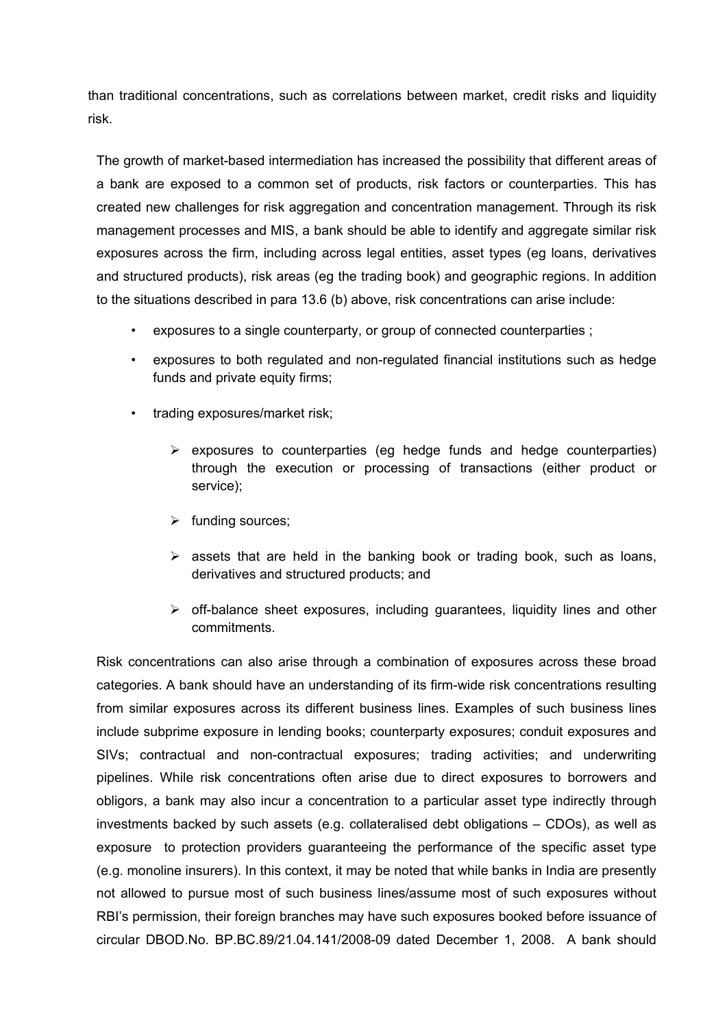than traditional concentrations, such as correlations between market, credit risks and liquidity risk.

The growth of market-based intermediation has increased the possibility that different areas of a bank are exposed to a common set of products, risk factors or counterparties. This has created new challenges for risk aggregation and concentration management. Through its risk management processes and MIS, a bank should be able to identify and aggregate similar risk exposures across the firm, including across legal entities, asset types (eg loans, derivatives and structured products), risk areas (eg the trading book) and geographic regions. In addition to the situations described in para 13.6 (b) above, risk concentrations can arise include:

- exposures to a single counterparty, or group of connected counterparties ;
- exposures to both regulated and non-regulated financial institutions such as hedge funds and private equity firms;
- trading exposures/market risk;
  - exposures to counterparties (eg hedge funds and hedge counterparties) through the execution or processing of transactions (either product or service);
  - funding sources;
  - assets that are held in the banking book or trading book, such as loans, derivatives and structured products; and
  - off-balance sheet exposures, including guarantees, liquidity lines and other commitments.

Risk concentrations can also arise through a combination of exposures across these broad categories. A bank should have an understanding of its firm-wide risk concentrations resulting from similar exposures across its different business lines. Examples of such business lines include subprime exposure in lending books; counterparty exposures; conduit exposures and SIVs; contractual and non-contractual exposures; trading activities; and underwriting pipelines. While risk concentrations often arise due to direct exposures to borrowers and obligors, a bank may also incur a concentration to a particular asset type indirectly through investments backed by such assets (e.g. collateralised debt obligations – CDOs), as well as exposure to protection providers guaranteeing the performance of the specific asset type (e.g. monoline insurers). In this context, it may be noted that while banks in India are presently not allowed to pursue most of such business lines/assume most of such exposures without RBI's permission, their foreign branches may have such exposures booked before issuance of circular DBOD.No. BP.BC.89/21.04.141/2008-09 dated December 1, 2008. A bank should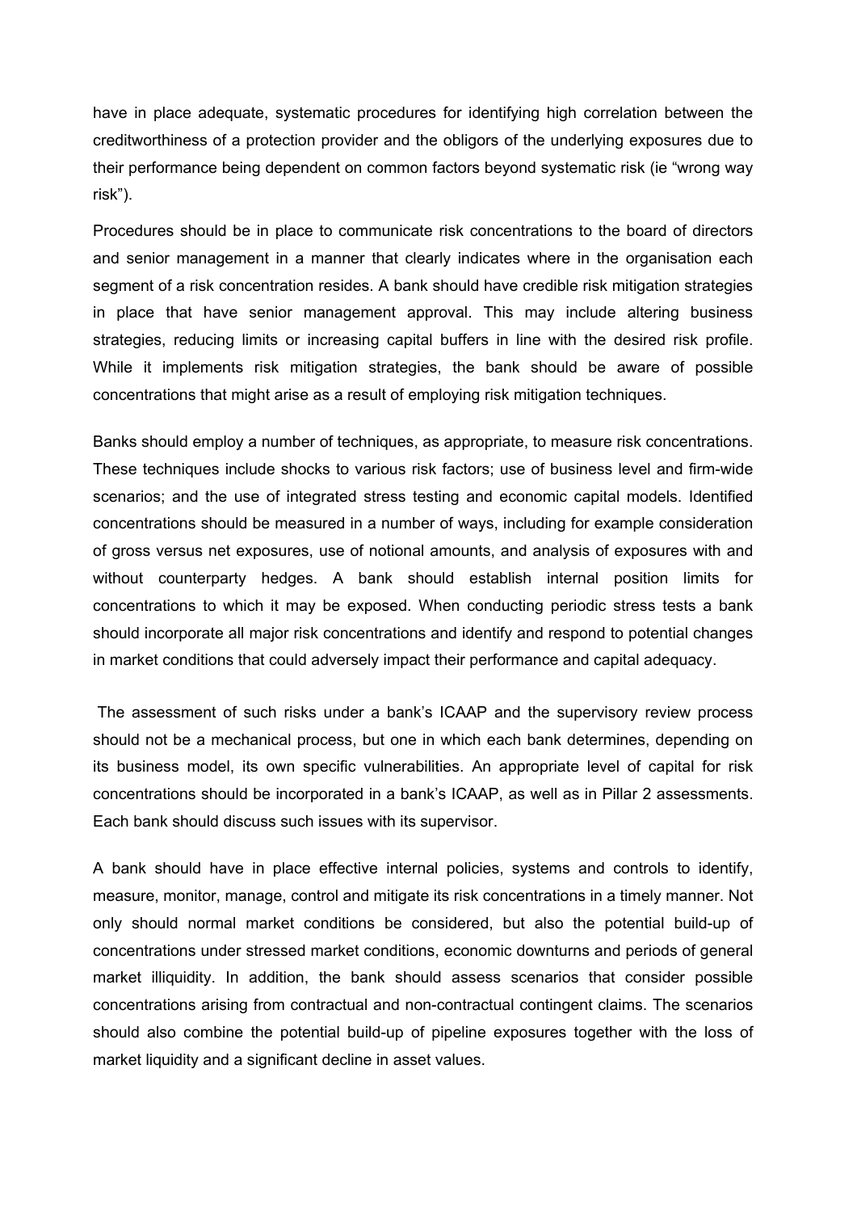have in place adequate, systematic procedures for identifying high correlation between the creditworthiness of a protection provider and the obligors of the underlying exposures due to their performance being dependent on common factors beyond systematic risk (ie "wrong way risk").

Procedures should be in place to communicate risk concentrations to the board of directors and senior management in a manner that clearly indicates where in the organisation each segment of a risk concentration resides. A bank should have credible risk mitigation strategies in place that have senior management approval. This may include altering business strategies, reducing limits or increasing capital buffers in line with the desired risk profile. While it implements risk mitigation strategies, the bank should be aware of possible concentrations that might arise as a result of employing risk mitigation techniques.

Banks should employ a number of techniques, as appropriate, to measure risk concentrations. These techniques include shocks to various risk factors; use of business level and firm-wide scenarios; and the use of integrated stress testing and economic capital models. Identified concentrations should be measured in a number of ways, including for example consideration of gross versus net exposures, use of notional amounts, and analysis of exposures with and without counterparty hedges. A bank should establish internal position limits for concentrations to which it may be exposed. When conducting periodic stress tests a bank should incorporate all major risk concentrations and identify and respond to potential changes in market conditions that could adversely impact their performance and capital adequacy.

The assessment of such risks under a bank's ICAAP and the supervisory review process should not be a mechanical process, but one in which each bank determines, depending on its business model, its own specific vulnerabilities. An appropriate level of capital for risk concentrations should be incorporated in a bank's ICAAP, as well as in Pillar 2 assessments. Each bank should discuss such issues with its supervisor.

A bank should have in place effective internal policies, systems and controls to identify, measure, monitor, manage, control and mitigate its risk concentrations in a timely manner. Not only should normal market conditions be considered, but also the potential build-up of concentrations under stressed market conditions, economic downturns and periods of general market illiquidity. In addition, the bank should assess scenarios that consider possible concentrations arising from contractual and non-contractual contingent claims. The scenarios should also combine the potential build-up of pipeline exposures together with the loss of market liquidity and a significant decline in asset values.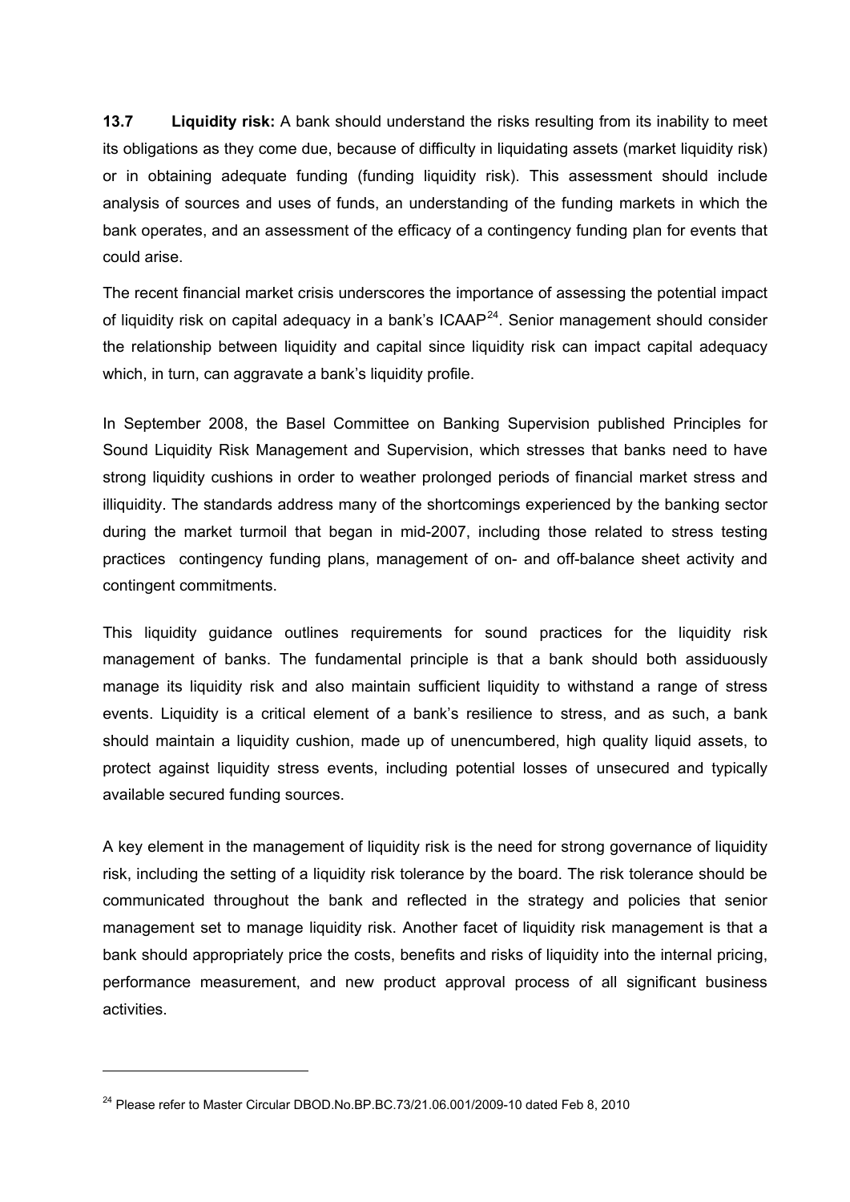**13.7 Liquidity risk:** A bank should understand the risks resulting from its inability to meet its obligations as they come due, because of difficulty in liquidating assets (market liquidity risk) or in obtaining adequate funding (funding liquidity risk). This assessment should include analysis of sources and uses of funds, an understanding of the funding markets in which the bank operates, and an assessment of the efficacy of a contingency funding plan for events that could arise.

The recent financial market crisis underscores the importance of assessing the potential impact of liquidity risk on capital adequacy in a bank's ICAAP[24]. Senior management should consider the relationship between liquidity and capital since liquidity risk can impact capital adequacy which, in turn, can aggravate a bank's liquidity profile.

In September 2008, the Basel Committee on Banking Supervision published Principles for Sound Liquidity Risk Management and Supervision, which stresses that banks need to have strong liquidity cushions in order to weather prolonged periods of financial market stress and illiquidity. The standards address many of the shortcomings experienced by the banking sector during the market turmoil that began in mid-2007, including those related to stress testing practices contingency funding plans, management of on- and off-balance sheet activity and contingent commitments.

This liquidity guidance outlines requirements for sound practices for the liquidity risk management of banks. The fundamental principle is that a bank should both assiduously manage its liquidity risk and also maintain sufficient liquidity to withstand a range of stress events. Liquidity is a critical element of a bank's resilience to stress, and as such, a bank should maintain a liquidity cushion, made up of unencumbered, high quality liquid assets, to protect against liquidity stress events, including potential losses of unsecured and typically available secured funding sources.

A key element in the management of liquidity risk is the need for strong governance of liquidity risk, including the setting of a liquidity risk tolerance by the board. The risk tolerance should be communicated throughout the bank and reflected in the strategy and policies that senior management set to manage liquidity risk. Another facet of liquidity risk management is that a bank should appropriately price the costs, benefits and risks of liquidity into the internal pricing, performance measurement, and new product approval process of all significant business activities.

---

[24] Please refer to Master Circular DBOD.No.BP.BC.73/21.06.001/2009-10 dated Feb 8, 2010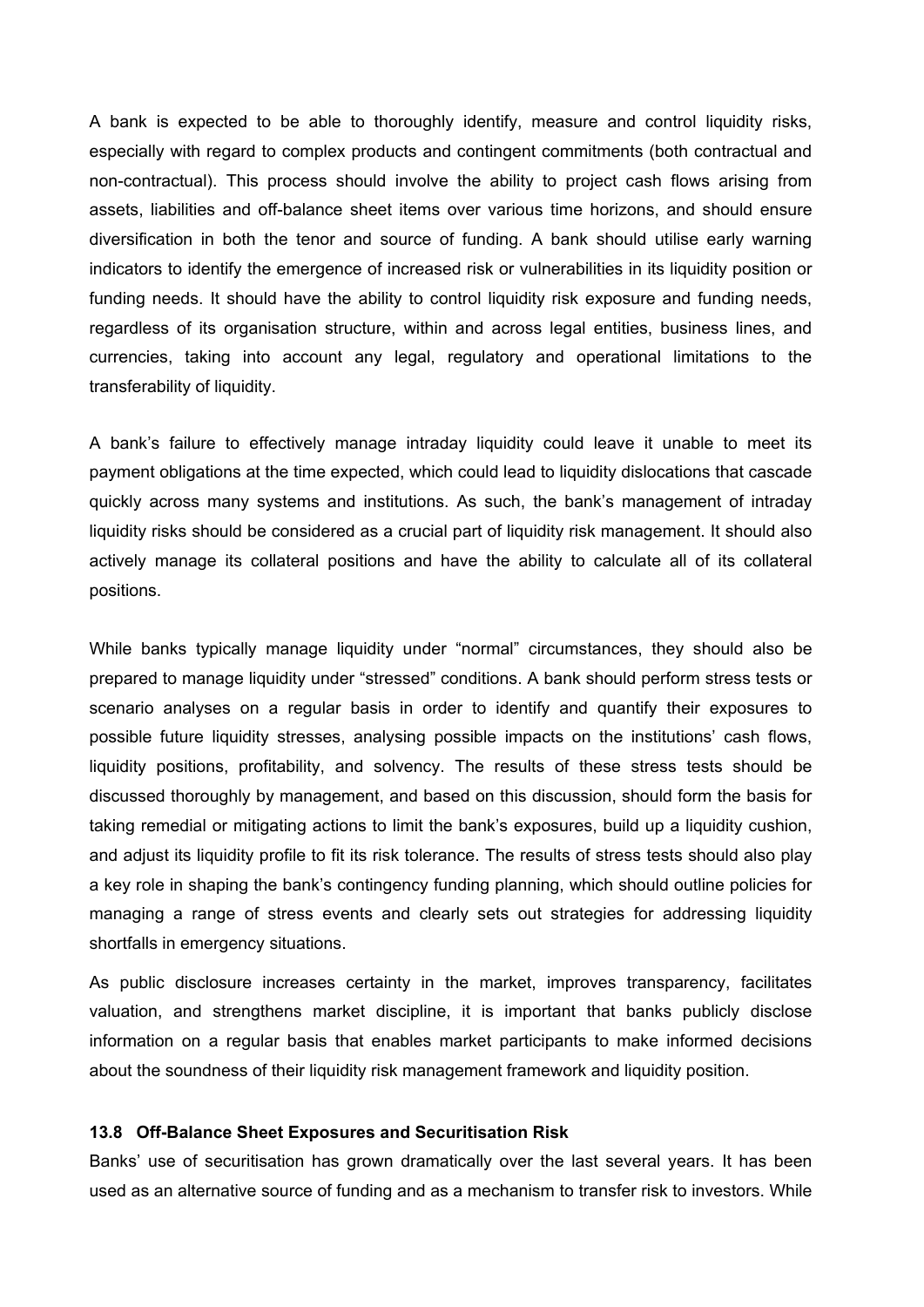A bank is expected to be able to thoroughly identify, measure and control liquidity risks, especially with regard to complex products and contingent commitments (both contractual and non-contractual). This process should involve the ability to project cash flows arising from assets, liabilities and off-balance sheet items over various time horizons, and should ensure diversification in both the tenor and source of funding. A bank should utilise early warning indicators to identify the emergence of increased risk or vulnerabilities in its liquidity position or funding needs. It should have the ability to control liquidity risk exposure and funding needs, regardless of its organisation structure, within and across legal entities, business lines, and currencies, taking into account any legal, regulatory and operational limitations to the transferability of liquidity.

A bank's failure to effectively manage intraday liquidity could leave it unable to meet its payment obligations at the time expected, which could lead to liquidity dislocations that cascade quickly across many systems and institutions. As such, the bank's management of intraday liquidity risks should be considered as a crucial part of liquidity risk management. It should also actively manage its collateral positions and have the ability to calculate all of its collateral positions.

While banks typically manage liquidity under "normal" circumstances, they should also be prepared to manage liquidity under "stressed" conditions. A bank should perform stress tests or scenario analyses on a regular basis in order to identify and quantify their exposures to possible future liquidity stresses, analysing possible impacts on the institutions' cash flows, liquidity positions, profitability, and solvency. The results of these stress tests should be discussed thoroughly by management, and based on this discussion, should form the basis for taking remedial or mitigating actions to limit the bank's exposures, build up a liquidity cushion, and adjust its liquidity profile to fit its risk tolerance. The results of stress tests should also play a key role in shaping the bank's contingency funding planning, which should outline policies for managing a range of stress events and clearly sets out strategies for addressing liquidity shortfalls in emergency situations.

As public disclosure increases certainty in the market, improves transparency, facilitates valuation, and strengthens market discipline, it is important that banks publicly disclose information on a regular basis that enables market participants to make informed decisions about the soundness of their liquidity risk management framework and liquidity position.

### 13.8 Off-Balance Sheet Exposures and Securitisation Risk

Banks' use of securitisation has grown dramatically over the last several years. It has been used as an alternative source of funding and as a mechanism to transfer risk to investors. While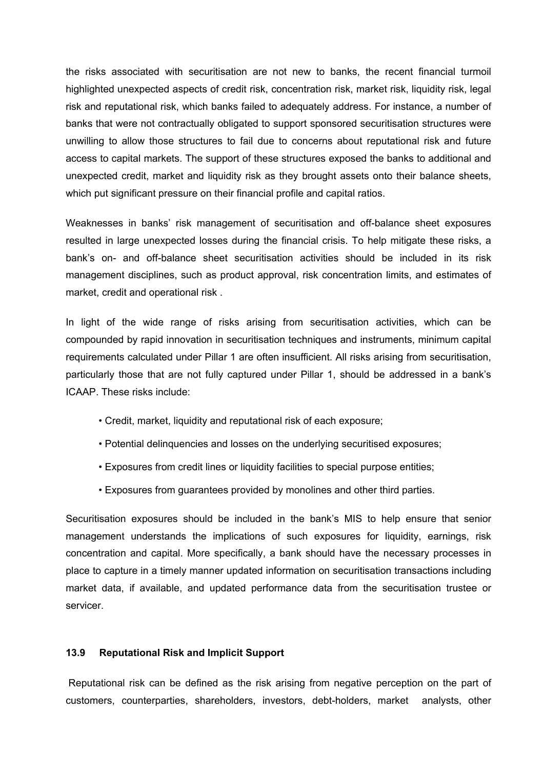the risks associated with securitisation are not new to banks, the recent financial turmoil highlighted unexpected aspects of credit risk, concentration risk, market risk, liquidity risk, legal risk and reputational risk, which banks failed to adequately address. For instance, a number of banks that were not contractually obligated to support sponsored securitisation structures were unwilling to allow those structures to fail due to concerns about reputational risk and future access to capital markets. The support of these structures exposed the banks to additional and unexpected credit, market and liquidity risk as they brought assets onto their balance sheets, which put significant pressure on their financial profile and capital ratios.

Weaknesses in banks' risk management of securitisation and off-balance sheet exposures resulted in large unexpected losses during the financial crisis. To help mitigate these risks, a bank's on- and off-balance sheet securitisation activities should be included in its risk management disciplines, such as product approval, risk concentration limits, and estimates of market, credit and operational risk .

In light of the wide range of risks arising from securitisation activities, which can be compounded by rapid innovation in securitisation techniques and instruments, minimum capital requirements calculated under Pillar 1 are often insufficient. All risks arising from securitisation, particularly those that are not fully captured under Pillar 1, should be addressed in a bank's ICAAP. These risks include:

- Credit, market, liquidity and reputational risk of each exposure;
- Potential delinquencies and losses on the underlying securitised exposures;
- Exposures from credit lines or liquidity facilities to special purpose entities;
- Exposures from guarantees provided by monolines and other third parties.

Securitisation exposures should be included in the bank's MIS to help ensure that senior management understands the implications of such exposures for liquidity, earnings, risk concentration and capital. More specifically, a bank should have the necessary processes in place to capture in a timely manner updated information on securitisation transactions including market data, if available, and updated performance data from the securitisation trustee or servicer.

### 13.9 Reputational Risk and Implicit Support

Reputational risk can be defined as the risk arising from negative perception on the part of customers, counterparties, shareholders, investors, debt-holders, market analysts, other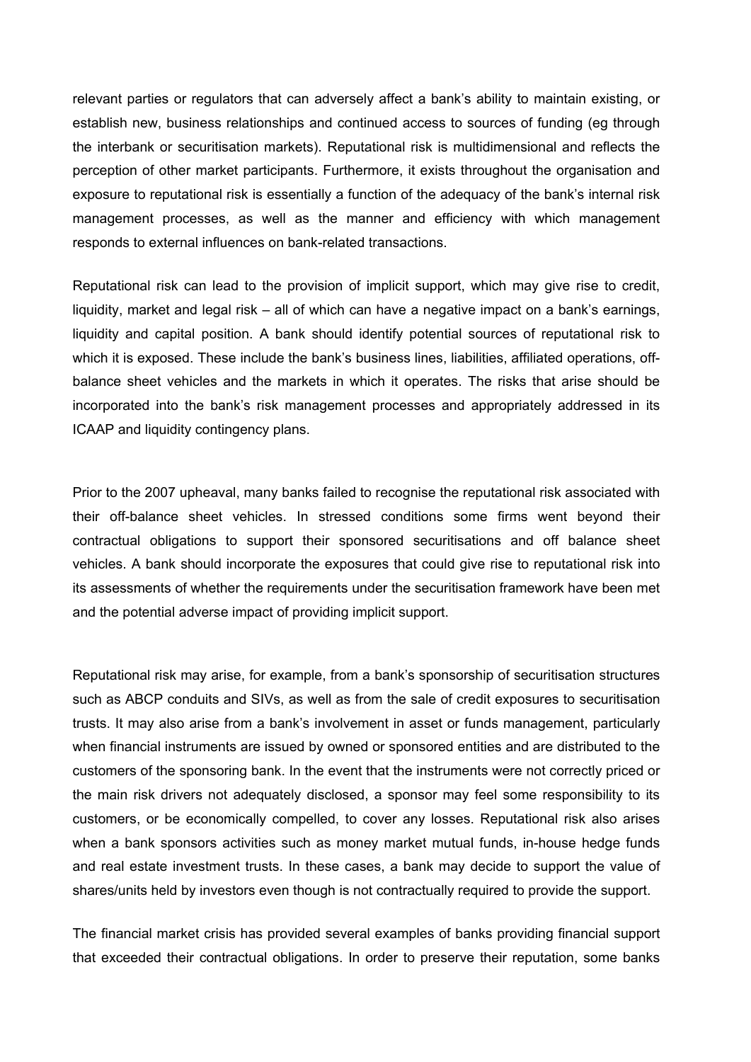relevant parties or regulators that can adversely affect a bank's ability to maintain existing, or establish new, business relationships and continued access to sources of funding (eg through the interbank or securitisation markets). Reputational risk is multidimensional and reflects the perception of other market participants. Furthermore, it exists throughout the organisation and exposure to reputational risk is essentially a function of the adequacy of the bank's internal risk management processes, as well as the manner and efficiency with which management responds to external influences on bank-related transactions.

Reputational risk can lead to the provision of implicit support, which may give rise to credit, liquidity, market and legal risk – all of which can have a negative impact on a bank's earnings, liquidity and capital position. A bank should identify potential sources of reputational risk to which it is exposed. These include the bank's business lines, liabilities, affiliated operations, off-balance sheet vehicles and the markets in which it operates. The risks that arise should be incorporated into the bank's risk management processes and appropriately addressed in its ICAAP and liquidity contingency plans.

Prior to the 2007 upheaval, many banks failed to recognise the reputational risk associated with their off-balance sheet vehicles. In stressed conditions some firms went beyond their contractual obligations to support their sponsored securitisations and off balance sheet vehicles. A bank should incorporate the exposures that could give rise to reputational risk into its assessments of whether the requirements under the securitisation framework have been met and the potential adverse impact of providing implicit support.

Reputational risk may arise, for example, from a bank's sponsorship of securitisation structures such as ABCP conduits and SIVs, as well as from the sale of credit exposures to securitisation trusts. It may also arise from a bank's involvement in asset or funds management, particularly when financial instruments are issued by owned or sponsored entities and are distributed to the customers of the sponsoring bank. In the event that the instruments were not correctly priced or the main risk drivers not adequately disclosed, a sponsor may feel some responsibility to its customers, or be economically compelled, to cover any losses. Reputational risk also arises when a bank sponsors activities such as money market mutual funds, in-house hedge funds and real estate investment trusts. In these cases, a bank may decide to support the value of shares/units held by investors even though is not contractually required to provide the support.

The financial market crisis has provided several examples of banks providing financial support that exceeded their contractual obligations. In order to preserve their reputation, some banks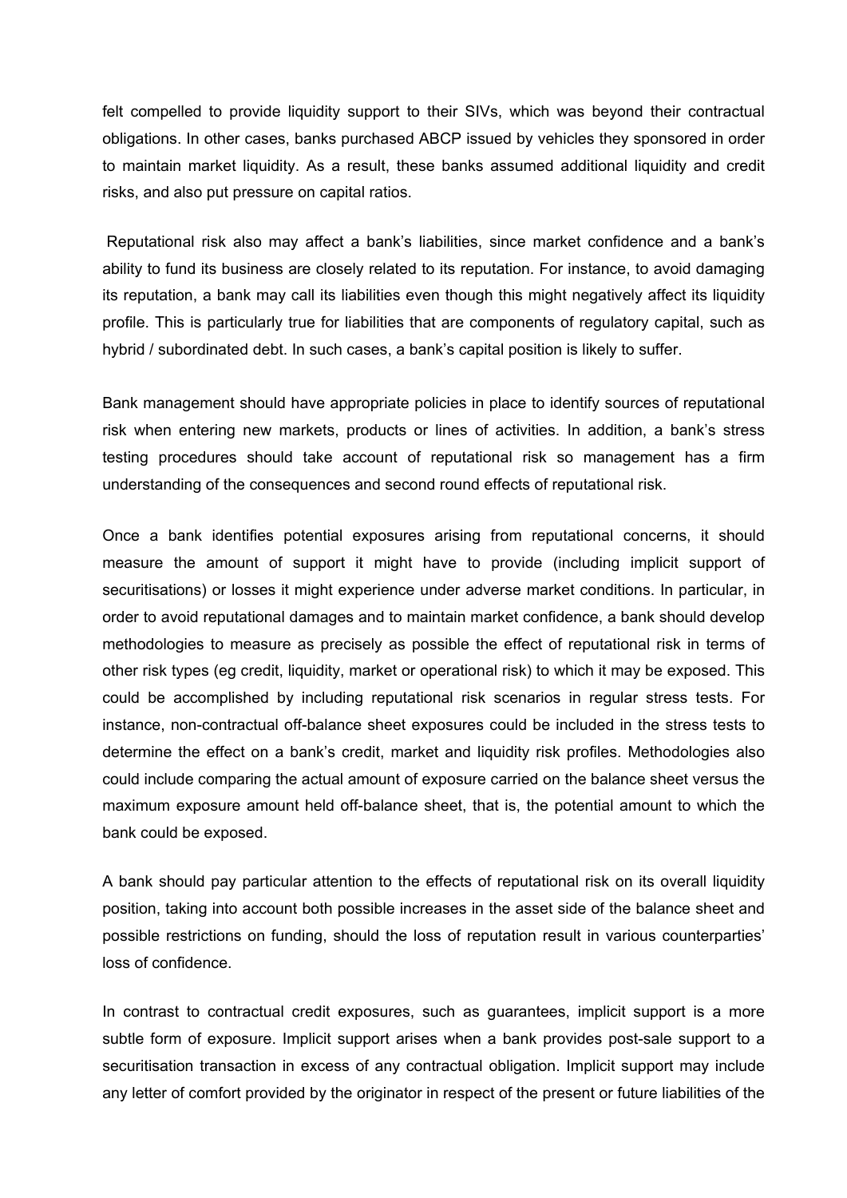felt compelled to provide liquidity support to their SIVs, which was beyond their contractual obligations. In other cases, banks purchased ABCP issued by vehicles they sponsored in order to maintain market liquidity. As a result, these banks assumed additional liquidity and credit risks, and also put pressure on capital ratios.

Reputational risk also may affect a bank's liabilities, since market confidence and a bank's ability to fund its business are closely related to its reputation. For instance, to avoid damaging its reputation, a bank may call its liabilities even though this might negatively affect its liquidity profile. This is particularly true for liabilities that are components of regulatory capital, such as hybrid / subordinated debt. In such cases, a bank's capital position is likely to suffer.

Bank management should have appropriate policies in place to identify sources of reputational risk when entering new markets, products or lines of activities. In addition, a bank's stress testing procedures should take account of reputational risk so management has a firm understanding of the consequences and second round effects of reputational risk.

Once a bank identifies potential exposures arising from reputational concerns, it should measure the amount of support it might have to provide (including implicit support of securitisations) or losses it might experience under adverse market conditions. In particular, in order to avoid reputational damages and to maintain market confidence, a bank should develop methodologies to measure as precisely as possible the effect of reputational risk in terms of other risk types (eg credit, liquidity, market or operational risk) to which it may be exposed. This could be accomplished by including reputational risk scenarios in regular stress tests. For instance, non-contractual off-balance sheet exposures could be included in the stress tests to determine the effect on a bank's credit, market and liquidity risk profiles. Methodologies also could include comparing the actual amount of exposure carried on the balance sheet versus the maximum exposure amount held off-balance sheet, that is, the potential amount to which the bank could be exposed.

A bank should pay particular attention to the effects of reputational risk on its overall liquidity position, taking into account both possible increases in the asset side of the balance sheet and possible restrictions on funding, should the loss of reputation result in various counterparties' loss of confidence.

In contrast to contractual credit exposures, such as guarantees, implicit support is a more subtle form of exposure. Implicit support arises when a bank provides post-sale support to a securitisation transaction in excess of any contractual obligation. Implicit support may include any letter of comfort provided by the originator in respect of the present or future liabilities of the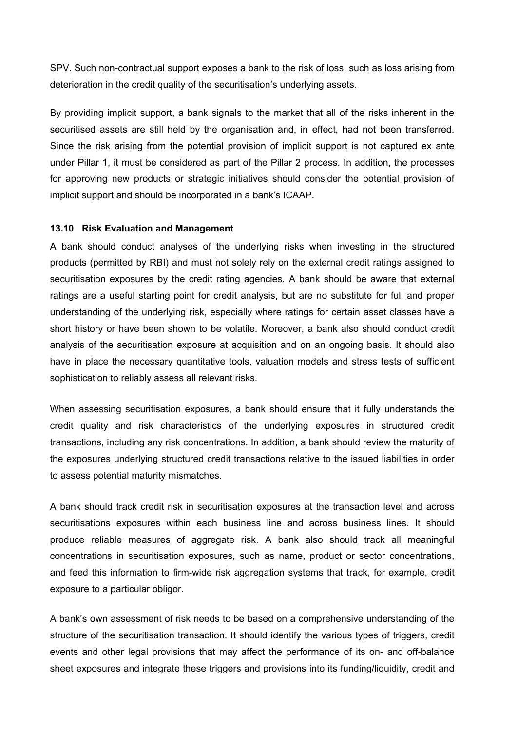SPV. Such non-contractual support exposes a bank to the risk of loss, such as loss arising from deterioration in the credit quality of the securitisation's underlying assets.

By providing implicit support, a bank signals to the market that all of the risks inherent in the securitised assets are still held by the organisation and, in effect, had not been transferred. Since the risk arising from the potential provision of implicit support is not captured ex ante under Pillar 1, it must be considered as part of the Pillar 2 process. In addition, the processes for approving new products or strategic initiatives should consider the potential provision of implicit support and should be incorporated in a bank's ICAAP.

#### 13.10 Risk Evaluation and Management

A bank should conduct analyses of the underlying risks when investing in the structured products (permitted by RBI) and must not solely rely on the external credit ratings assigned to securitisation exposures by the credit rating agencies. A bank should be aware that external ratings are a useful starting point for credit analysis, but are no substitute for full and proper understanding of the underlying risk, especially where ratings for certain asset classes have a short history or have been shown to be volatile. Moreover, a bank also should conduct credit analysis of the securitisation exposure at acquisition and on an ongoing basis. It should also have in place the necessary quantitative tools, valuation models and stress tests of sufficient sophistication to reliably assess all relevant risks.

When assessing securitisation exposures, a bank should ensure that it fully understands the credit quality and risk characteristics of the underlying exposures in structured credit transactions, including any risk concentrations. In addition, a bank should review the maturity of the exposures underlying structured credit transactions relative to the issued liabilities in order to assess potential maturity mismatches.

A bank should track credit risk in securitisation exposures at the transaction level and across securitisations exposures within each business line and across business lines. It should produce reliable measures of aggregate risk. A bank also should track all meaningful concentrations in securitisation exposures, such as name, product or sector concentrations, and feed this information to firm-wide risk aggregation systems that track, for example, credit exposure to a particular obligor.

A bank's own assessment of risk needs to be based on a comprehensive understanding of the structure of the securitisation transaction. It should identify the various types of triggers, credit events and other legal provisions that may affect the performance of its on- and off-balance sheet exposures and integrate these triggers and provisions into its funding/liquidity, credit and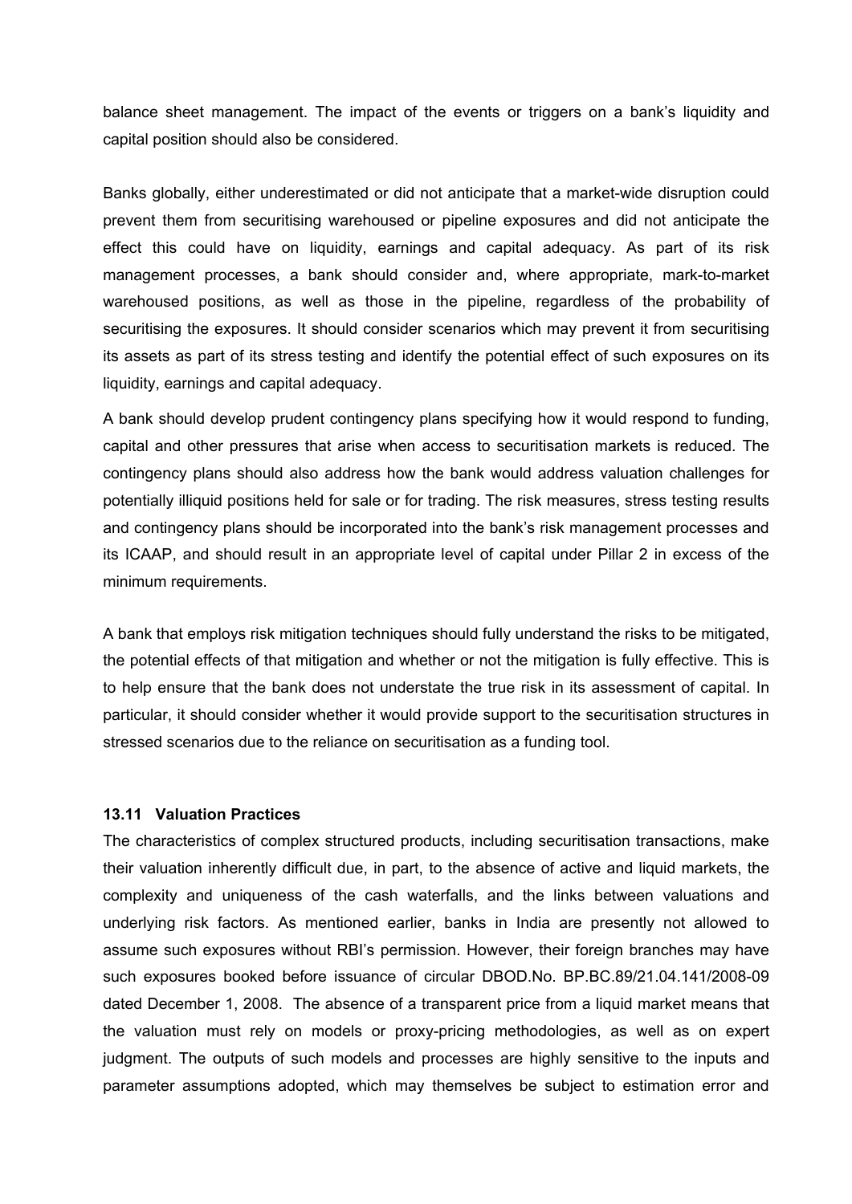balance sheet management. The impact of the events or triggers on a bank's liquidity and capital position should also be considered.

Banks globally, either underestimated or did not anticipate that a market-wide disruption could prevent them from securitising warehoused or pipeline exposures and did not anticipate the effect this could have on liquidity, earnings and capital adequacy. As part of its risk management processes, a bank should consider and, where appropriate, mark-to-market warehoused positions, as well as those in the pipeline, regardless of the probability of securitising the exposures. It should consider scenarios which may prevent it from securitising its assets as part of its stress testing and identify the potential effect of such exposures on its liquidity, earnings and capital adequacy.

A bank should develop prudent contingency plans specifying how it would respond to funding, capital and other pressures that arise when access to securitisation markets is reduced. The contingency plans should also address how the bank would address valuation challenges for potentially illiquid positions held for sale or for trading. The risk measures, stress testing results and contingency plans should be incorporated into the bank's risk management processes and its ICAAP, and should result in an appropriate level of capital under Pillar 2 in excess of the minimum requirements.

A bank that employs risk mitigation techniques should fully understand the risks to be mitigated, the potential effects of that mitigation and whether or not the mitigation is fully effective. This is to help ensure that the bank does not understate the true risk in its assessment of capital. In particular, it should consider whether it would provide support to the securitisation structures in stressed scenarios due to the reliance on securitisation as a funding tool.

#### 13.11 Valuation Practices

The characteristics of complex structured products, including securitisation transactions, make their valuation inherently difficult due, in part, to the absence of active and liquid markets, the complexity and uniqueness of the cash waterfalls, and the links between valuations and underlying risk factors. As mentioned earlier, banks in India are presently not allowed to assume such exposures without RBI's permission. However, their foreign branches may have such exposures booked before issuance of circular DBOD.No. BP.BC.89/21.04.141/2008-09 dated December 1, 2008. The absence of a transparent price from a liquid market means that the valuation must rely on models or proxy-pricing methodologies, as well as on expert judgment. The outputs of such models and processes are highly sensitive to the inputs and parameter assumptions adopted, which may themselves be subject to estimation error and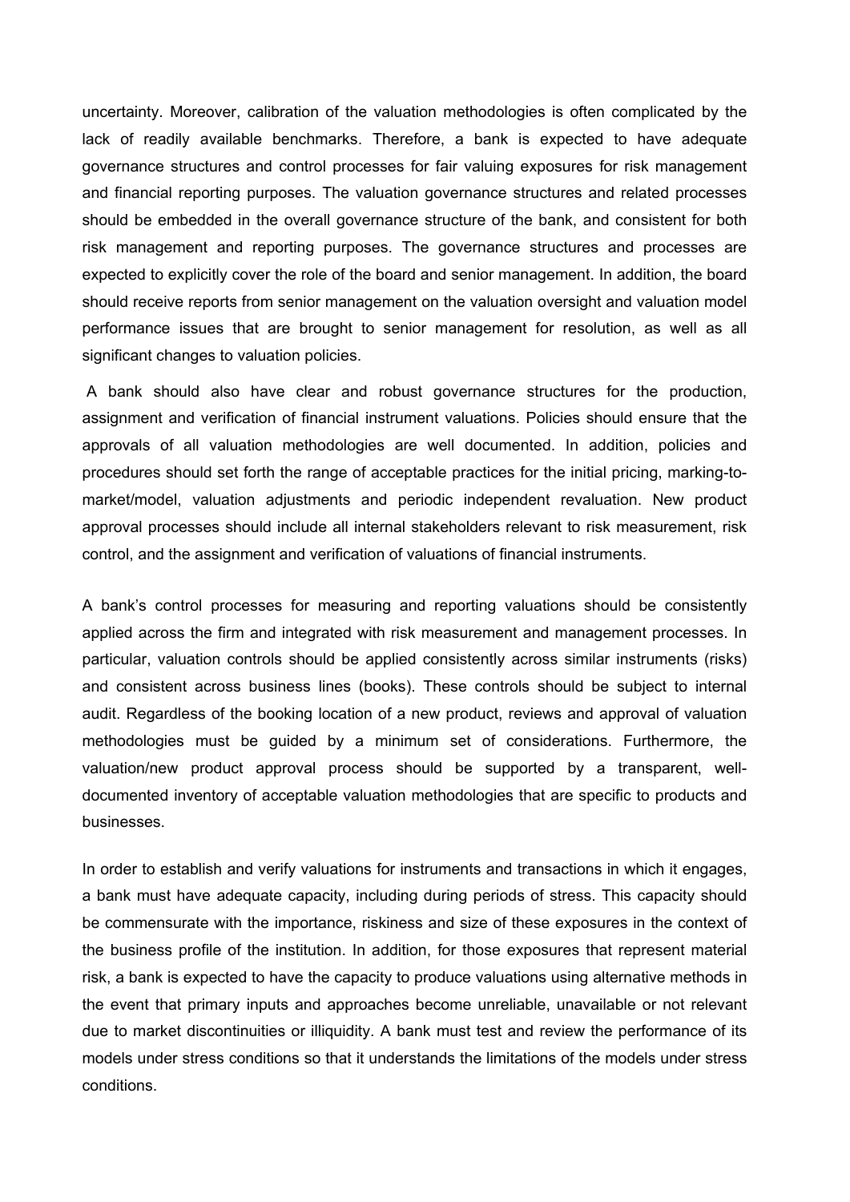uncertainty. Moreover, calibration of the valuation methodologies is often complicated by the lack of readily available benchmarks. Therefore, a bank is expected to have adequate governance structures and control processes for fair valuing exposures for risk management and financial reporting purposes. The valuation governance structures and related processes should be embedded in the overall governance structure of the bank, and consistent for both risk management and reporting purposes. The governance structures and processes are expected to explicitly cover the role of the board and senior management. In addition, the board should receive reports from senior management on the valuation oversight and valuation model performance issues that are brought to senior management for resolution, as well as all significant changes to valuation policies.

A bank should also have clear and robust governance structures for the production, assignment and verification of financial instrument valuations. Policies should ensure that the approvals of all valuation methodologies are well documented. In addition, policies and procedures should set forth the range of acceptable practices for the initial pricing, marking-to-market/model, valuation adjustments and periodic independent revaluation. New product approval processes should include all internal stakeholders relevant to risk measurement, risk control, and the assignment and verification of valuations of financial instruments.

A bank's control processes for measuring and reporting valuations should be consistently applied across the firm and integrated with risk measurement and management processes. In particular, valuation controls should be applied consistently across similar instruments (risks) and consistent across business lines (books). These controls should be subject to internal audit. Regardless of the booking location of a new product, reviews and approval of valuation methodologies must be guided by a minimum set of considerations. Furthermore, the valuation/new product approval process should be supported by a transparent, well-documented inventory of acceptable valuation methodologies that are specific to products and businesses.

In order to establish and verify valuations for instruments and transactions in which it engages, a bank must have adequate capacity, including during periods of stress. This capacity should be commensurate with the importance, riskiness and size of these exposures in the context of the business profile of the institution. In addition, for those exposures that represent material risk, a bank is expected to have the capacity to produce valuations using alternative methods in the event that primary inputs and approaches become unreliable, unavailable or not relevant due to market discontinuities or illiquidity. A bank must test and review the performance of its models under stress conditions so that it understands the limitations of the models under stress conditions.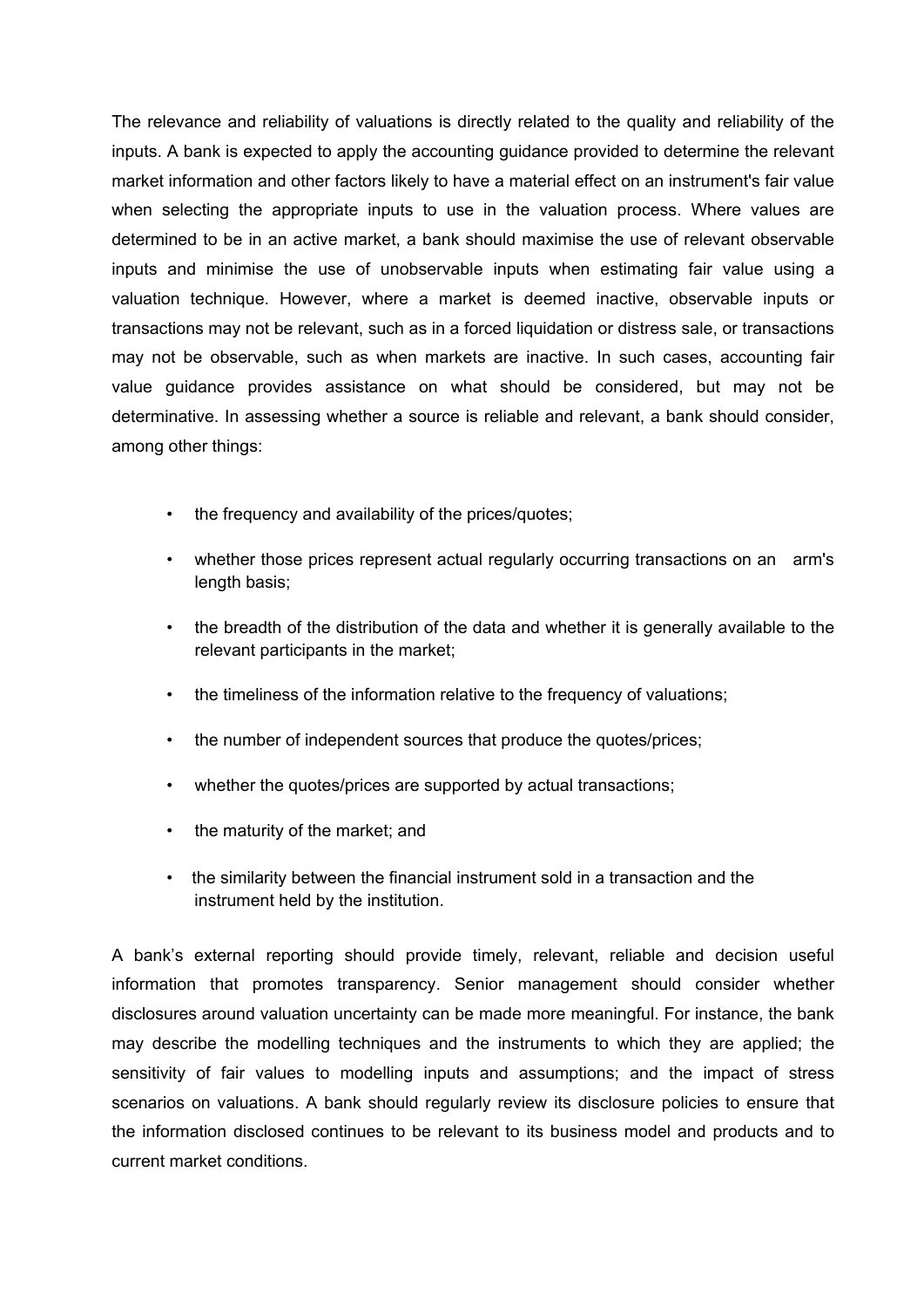The relevance and reliability of valuations is directly related to the quality and reliability of the inputs. A bank is expected to apply the accounting guidance provided to determine the relevant market information and other factors likely to have a material effect on an instrument's fair value when selecting the appropriate inputs to use in the valuation process. Where values are determined to be in an active market, a bank should maximise the use of relevant observable inputs and minimise the use of unobservable inputs when estimating fair value using a valuation technique. However, where a market is deemed inactive, observable inputs or transactions may not be relevant, such as in a forced liquidation or distress sale, or transactions may not be observable, such as when markets are inactive. In such cases, accounting fair value guidance provides assistance on what should be considered, but may not be determinative. In assessing whether a source is reliable and relevant, a bank should consider, among other things:

- the frequency and availability of the prices/quotes;
- whether those prices represent actual regularly occurring transactions on an arm's length basis;
- the breadth of the distribution of the data and whether it is generally available to the relevant participants in the market;
- the timeliness of the information relative to the frequency of valuations;
- the number of independent sources that produce the quotes/prices;
- whether the quotes/prices are supported by actual transactions;
- the maturity of the market; and
- the similarity between the financial instrument sold in a transaction and the instrument held by the institution.

A bank's external reporting should provide timely, relevant, reliable and decision useful information that promotes transparency. Senior management should consider whether disclosures around valuation uncertainty can be made more meaningful. For instance, the bank may describe the modelling techniques and the instruments to which they are applied; the sensitivity of fair values to modelling inputs and assumptions; and the impact of stress scenarios on valuations. A bank should regularly review its disclosure policies to ensure that the information disclosed continues to be relevant to its business model and products and to current market conditions.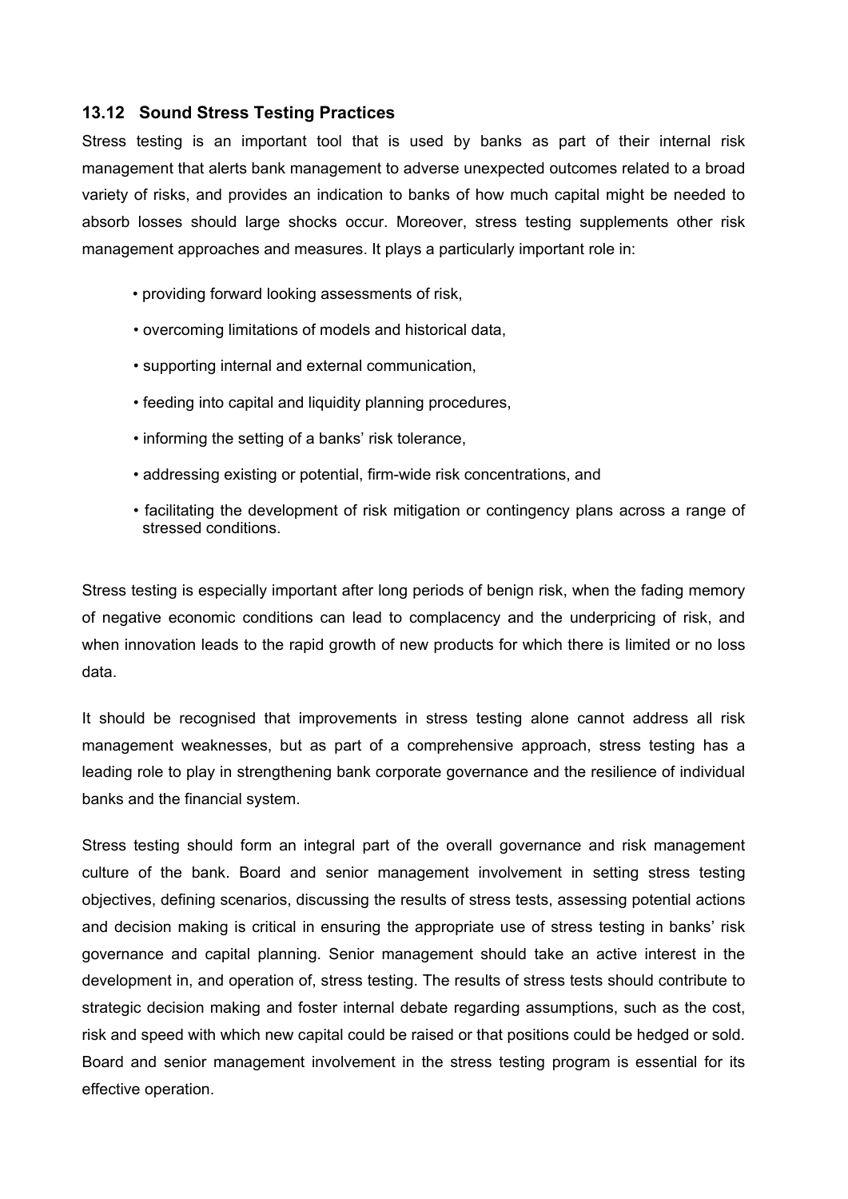### 13.12 Sound Stress Testing Practices

Stress testing is an important tool that is used by banks as part of their internal risk management that alerts bank management to adverse unexpected outcomes related to a broad variety of risks, and provides an indication to banks of how much capital might be needed to absorb losses should large shocks occur. Moreover, stress testing supplements other risk management approaches and measures. It plays a particularly important role in:

- providing forward looking assessments of risk,
- overcoming limitations of models and historical data,
- supporting internal and external communication,
- feeding into capital and liquidity planning procedures,
- informing the setting of a banks' risk tolerance,
- addressing existing or potential, firm-wide risk concentrations, and
- facilitating the development of risk mitigation or contingency plans across a range of stressed conditions.

Stress testing is especially important after long periods of benign risk, when the fading memory of negative economic conditions can lead to complacency and the underpricing of risk, and when innovation leads to the rapid growth of new products for which there is limited or no loss data.

It should be recognised that improvements in stress testing alone cannot address all risk management weaknesses, but as part of a comprehensive approach, stress testing has a leading role to play in strengthening bank corporate governance and the resilience of individual banks and the financial system.

Stress testing should form an integral part of the overall governance and risk management culture of the bank. Board and senior management involvement in setting stress testing objectives, defining scenarios, discussing the results of stress tests, assessing potential actions and decision making is critical in ensuring the appropriate use of stress testing in banks' risk governance and capital planning. Senior management should take an active interest in the development in, and operation of, stress testing. The results of stress tests should contribute to strategic decision making and foster internal debate regarding assumptions, such as the cost, risk and speed with which new capital could be raised or that positions could be hedged or sold. Board and senior management involvement in the stress testing program is essential for its effective operation.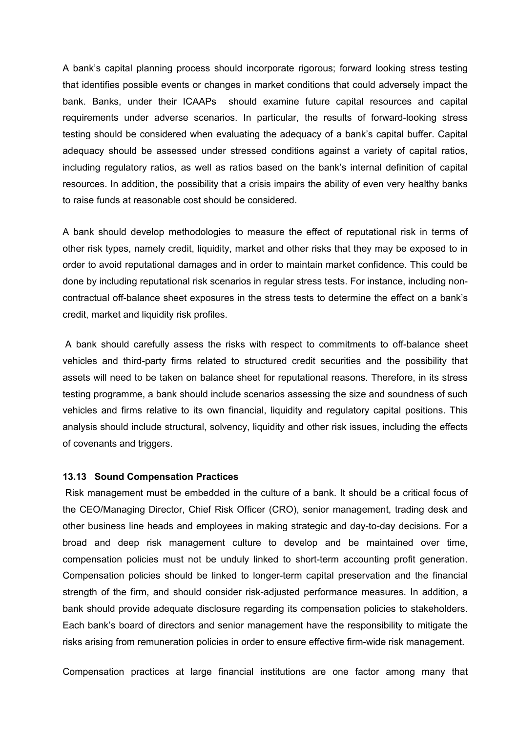A bank's capital planning process should incorporate rigorous; forward looking stress testing that identifies possible events or changes in market conditions that could adversely impact the bank. Banks, under their ICAAPs should examine future capital resources and capital requirements under adverse scenarios. In particular, the results of forward-looking stress testing should be considered when evaluating the adequacy of a bank's capital buffer. Capital adequacy should be assessed under stressed conditions against a variety of capital ratios, including regulatory ratios, as well as ratios based on the bank's internal definition of capital resources. In addition, the possibility that a crisis impairs the ability of even very healthy banks to raise funds at reasonable cost should be considered.

A bank should develop methodologies to measure the effect of reputational risk in terms of other risk types, namely credit, liquidity, market and other risks that they may be exposed to in order to avoid reputational damages and in order to maintain market confidence. This could be done by including reputational risk scenarios in regular stress tests. For instance, including non-contractual off-balance sheet exposures in the stress tests to determine the effect on a bank's credit, market and liquidity risk profiles.

A bank should carefully assess the risks with respect to commitments to off-balance sheet vehicles and third-party firms related to structured credit securities and the possibility that assets will need to be taken on balance sheet for reputational reasons. Therefore, in its stress testing programme, a bank should include scenarios assessing the size and soundness of such vehicles and firms relative to its own financial, liquidity and regulatory capital positions. This analysis should include structural, solvency, liquidity and other risk issues, including the effects of covenants and triggers.

#### 13.13 Sound Compensation Practices

Risk management must be embedded in the culture of a bank. It should be a critical focus of the CEO/Managing Director, Chief Risk Officer (CRO), senior management, trading desk and other business line heads and employees in making strategic and day-to-day decisions. For a broad and deep risk management culture to develop and be maintained over time, compensation policies must not be unduly linked to short-term accounting profit generation. Compensation policies should be linked to longer-term capital preservation and the financial strength of the firm, and should consider risk-adjusted performance measures. In addition, a bank should provide adequate disclosure regarding its compensation policies to stakeholders. Each bank's board of directors and senior management have the responsibility to mitigate the risks arising from remuneration policies in order to ensure effective firm-wide risk management.

Compensation practices at large financial institutions are one factor among many that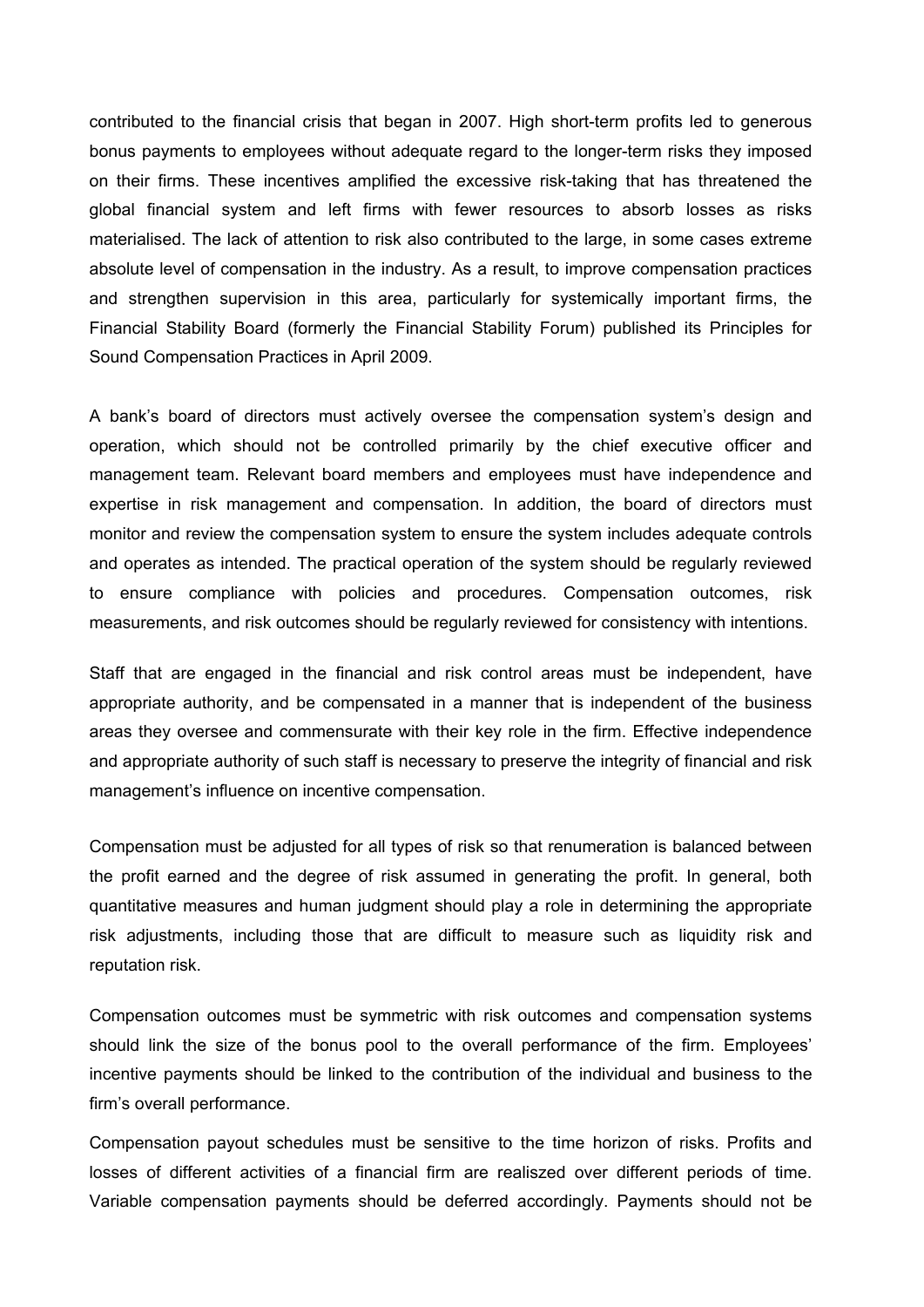contributed to the financial crisis that began in 2007. High short-term profits led to generous bonus payments to employees without adequate regard to the longer-term risks they imposed on their firms. These incentives amplified the excessive risk-taking that has threatened the global financial system and left firms with fewer resources to absorb losses as risks materialised. The lack of attention to risk also contributed to the large, in some cases extreme absolute level of compensation in the industry. As a result, to improve compensation practices and strengthen supervision in this area, particularly for systemically important firms, the Financial Stability Board (formerly the Financial Stability Forum) published its Principles for Sound Compensation Practices in April 2009.

A bank's board of directors must actively oversee the compensation system's design and operation, which should not be controlled primarily by the chief executive officer and management team. Relevant board members and employees must have independence and expertise in risk management and compensation. In addition, the board of directors must monitor and review the compensation system to ensure the system includes adequate controls and operates as intended. The practical operation of the system should be regularly reviewed to ensure compliance with policies and procedures. Compensation outcomes, risk measurements, and risk outcomes should be regularly reviewed for consistency with intentions.

Staff that are engaged in the financial and risk control areas must be independent, have appropriate authority, and be compensated in a manner that is independent of the business areas they oversee and commensurate with their key role in the firm. Effective independence and appropriate authority of such staff is necessary to preserve the integrity of financial and risk management's influence on incentive compensation.

Compensation must be adjusted for all types of risk so that renumeration is balanced between the profit earned and the degree of risk assumed in generating the profit. In general, both quantitative measures and human judgment should play a role in determining the appropriate risk adjustments, including those that are difficult to measure such as liquidity risk and reputation risk.

Compensation outcomes must be symmetric with risk outcomes and compensation systems should link the size of the bonus pool to the overall performance of the firm. Employees' incentive payments should be linked to the contribution of the individual and business to the firm's overall performance.

Compensation payout schedules must be sensitive to the time horizon of risks. Profits and losses of different activities of a financial firm are realiszed over different periods of time. Variable compensation payments should be deferred accordingly. Payments should not be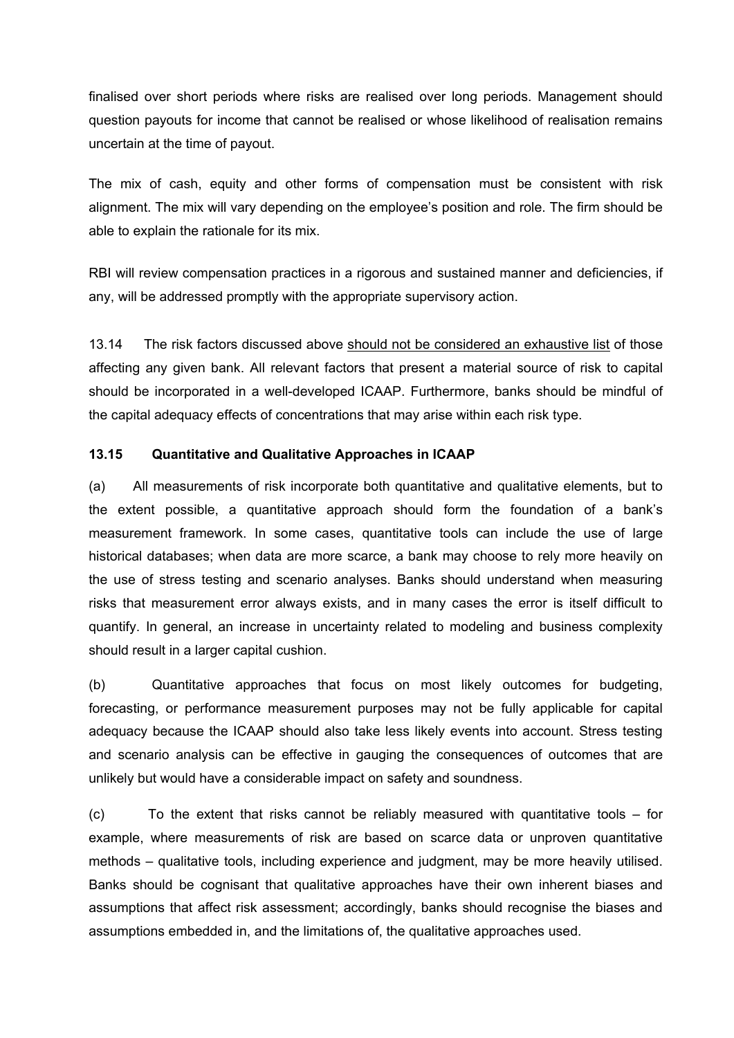finalised over short periods where risks are realised over long periods. Management should question payouts for income that cannot be realised or whose likelihood of realisation remains uncertain at the time of payout.

The mix of cash, equity and other forms of compensation must be consistent with risk alignment. The mix will vary depending on the employee's position and role. The firm should be able to explain the rationale for its mix.

RBI will review compensation practices in a rigorous and sustained manner and deficiencies, if any, will be addressed promptly with the appropriate supervisory action.

13.14 The risk factors discussed above <u>should not be considered an exhaustive list</u> of those affecting any given bank. All relevant factors that present a material source of risk to capital should be incorporated in a well-developed ICAAP. Furthermore, banks should be mindful of the capital adequacy effects of concentrations that may arise within each risk type.

**13.15 Quantitative and Qualitative Approaches in ICAAP**

(a) All measurements of risk incorporate both quantitative and qualitative elements, but to the extent possible, a quantitative approach should form the foundation of a bank's measurement framework. In some cases, quantitative tools can include the use of large historical databases; when data are more scarce, a bank may choose to rely more heavily on the use of stress testing and scenario analyses. Banks should understand when measuring risks that measurement error always exists, and in many cases the error is itself difficult to quantify. In general, an increase in uncertainty related to modeling and business complexity should result in a larger capital cushion.

(b) Quantitative approaches that focus on most likely outcomes for budgeting, forecasting, or performance measurement purposes may not be fully applicable for capital adequacy because the ICAAP should also take less likely events into account. Stress testing and scenario analysis can be effective in gauging the consequences of outcomes that are unlikely but would have a considerable impact on safety and soundness.

(c) To the extent that risks cannot be reliably measured with quantitative tools – for example, where measurements of risk are based on scarce data or unproven quantitative methods – qualitative tools, including experience and judgment, may be more heavily utilised. Banks should be cognisant that qualitative approaches have their own inherent biases and assumptions that affect risk assessment; accordingly, banks should recognise the biases and assumptions embedded in, and the limitations of, the qualitative approaches used.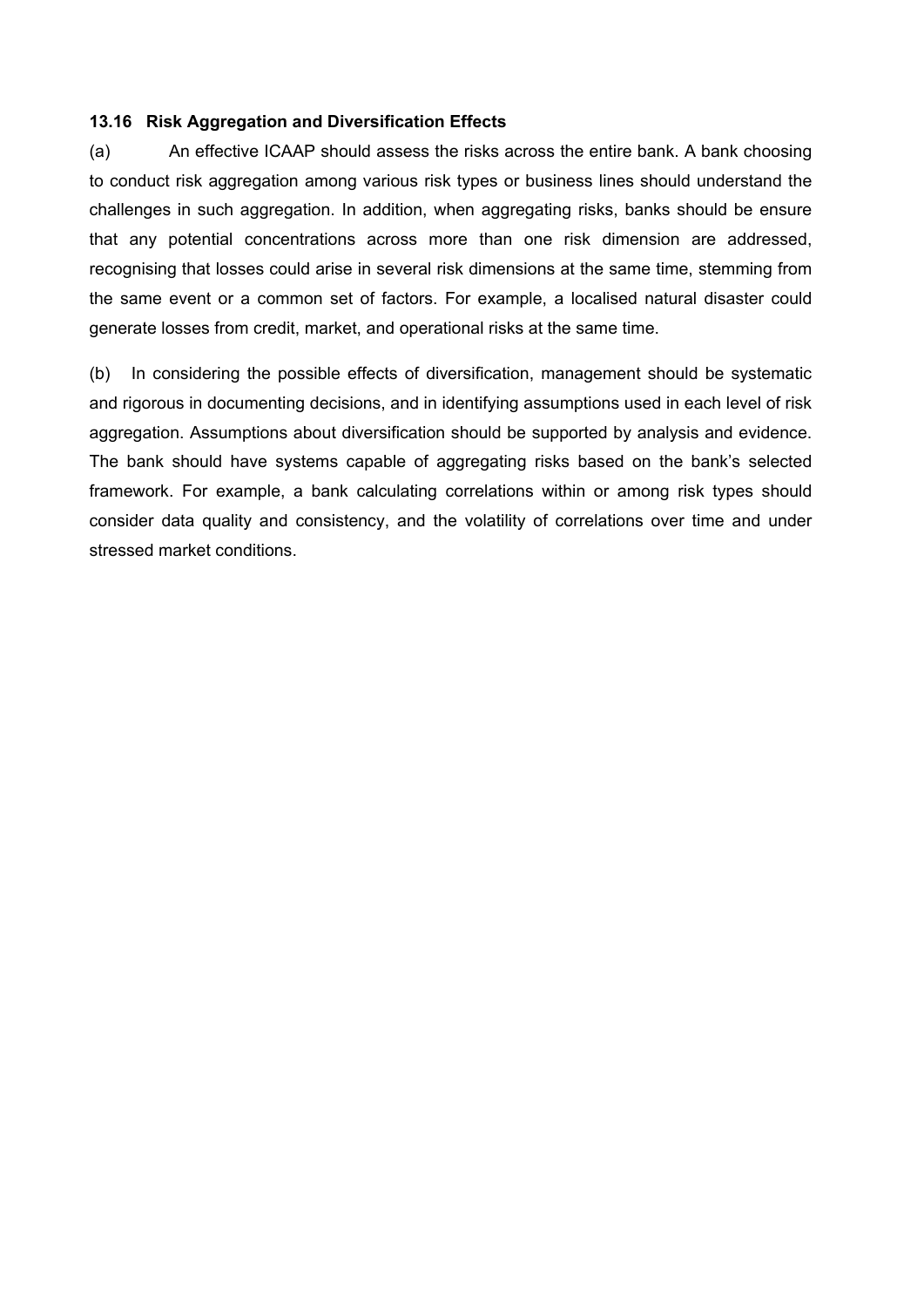**13.16 Risk Aggregation and Diversification Effects**

(a) An effective ICAAP should assess the risks across the entire bank. A bank choosing to conduct risk aggregation among various risk types or business lines should understand the challenges in such aggregation. In addition, when aggregating risks, banks should be ensure that any potential concentrations across more than one risk dimension are addressed, recognising that losses could arise in several risk dimensions at the same time, stemming from the same event or a common set of factors. For example, a localised natural disaster could generate losses from credit, market, and operational risks at the same time.

(b) In considering the possible effects of diversification, management should be systematic and rigorous in documenting decisions, and in identifying assumptions used in each level of risk aggregation. Assumptions about diversification should be supported by analysis and evidence. The bank should have systems capable of aggregating risks based on the bank's selected framework. For example, a bank calculating correlations within or among risk types should consider data quality and consistency, and the volatility of correlations over time and under stressed market conditions.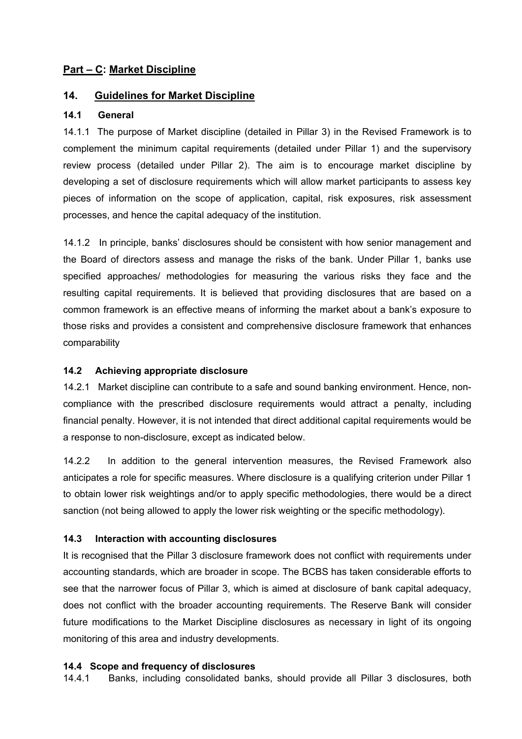## Part – C: Market Discipline

## 14. Guidelines for Market Discipline

### 14.1 General

14.1.1 The purpose of Market discipline (detailed in Pillar 3) in the Revised Framework is to complement the minimum capital requirements (detailed under Pillar 1) and the supervisory review process (detailed under Pillar 2). The aim is to encourage market discipline by developing a set of disclosure requirements which will allow market participants to assess key pieces of information on the scope of application, capital, risk exposures, risk assessment processes, and hence the capital adequacy of the institution.

14.1.2 In principle, banks' disclosures should be consistent with how senior management and the Board of directors assess and manage the risks of the bank. Under Pillar 1, banks use specified approaches/ methodologies for measuring the various risks they face and the resulting capital requirements. It is believed that providing disclosures that are based on a common framework is an effective means of informing the market about a bank's exposure to those risks and provides a consistent and comprehensive disclosure framework that enhances comparability

### 14.2 Achieving appropriate disclosure

14.2.1 Market discipline can contribute to a safe and sound banking environment. Hence, non-compliance with the prescribed disclosure requirements would attract a penalty, including financial penalty. However, it is not intended that direct additional capital requirements would be a response to non-disclosure, except as indicated below.

14.2.2 In addition to the general intervention measures, the Revised Framework also anticipates a role for specific measures. Where disclosure is a qualifying criterion under Pillar 1 to obtain lower risk weightings and/or to apply specific methodologies, there would be a direct sanction (not being allowed to apply the lower risk weighting or the specific methodology).

### 14.3 Interaction with accounting disclosures

It is recognised that the Pillar 3 disclosure framework does not conflict with requirements under accounting standards, which are broader in scope. The BCBS has taken considerable efforts to see that the narrower focus of Pillar 3, which is aimed at disclosure of bank capital adequacy, does not conflict with the broader accounting requirements. The Reserve Bank will consider future modifications to the Market Discipline disclosures as necessary in light of its ongoing monitoring of this area and industry developments.

### 14.4 Scope and frequency of disclosures

14.4.1 Banks, including consolidated banks, should provide all Pillar 3 disclosures, both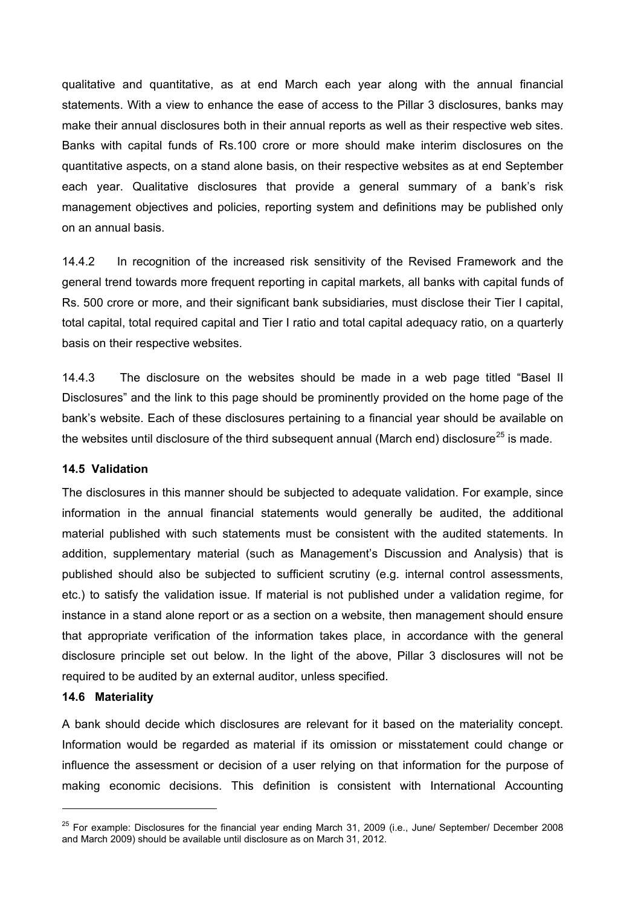qualitative and quantitative, as at end March each year along with the annual financial statements. With a view to enhance the ease of access to the Pillar 3 disclosures, banks may make their annual disclosures both in their annual reports as well as their respective web sites. Banks with capital funds of Rs.100 crore or more should make interim disclosures on the quantitative aspects, on a stand alone basis, on their respective websites as at end September each year. Qualitative disclosures that provide a general summary of a bank's risk management objectives and policies, reporting system and definitions may be published only on an annual basis.

14.4.2 In recognition of the increased risk sensitivity of the Revised Framework and the general trend towards more frequent reporting in capital markets, all banks with capital funds of Rs. 500 crore or more, and their significant bank subsidiaries, must disclose their Tier I capital, total capital, total required capital and Tier I ratio and total capital adequacy ratio, on a quarterly basis on their respective websites.

14.4.3 The disclosure on the websites should be made in a web page titled "Basel II Disclosures" and the link to this page should be prominently provided on the home page of the bank's website. Each of these disclosures pertaining to a financial year should be available on the websites until disclosure of the third subsequent annual (March end) disclosure[25] is made.

**14.5 Validation**

The disclosures in this manner should be subjected to adequate validation. For example, since information in the annual financial statements would generally be audited, the additional material published with such statements must be consistent with the audited statements. In addition, supplementary material (such as Management's Discussion and Analysis) that is published should also be subjected to sufficient scrutiny (e.g. internal control assessments, etc.) to satisfy the validation issue. If material is not published under a validation regime, for instance in a stand alone report or as a section on a website, then management should ensure that appropriate verification of the information takes place, in accordance with the general disclosure principle set out below. In the light of the above, Pillar 3 disclosures will not be required to be audited by an external auditor, unless specified.

**14.6 Materiality**

A bank should decide which disclosures are relevant for it based on the materiality concept. Information would be regarded as material if its omission or misstatement could change or influence the assessment or decision of a user relying on that information for the purpose of making economic decisions. This definition is consistent with International Accounting

---

[25] For example: Disclosures for the financial year ending March 31, 2009 (i.e., June/ September/ December 2008 and March 2009) should be available until disclosure as on March 31, 2012.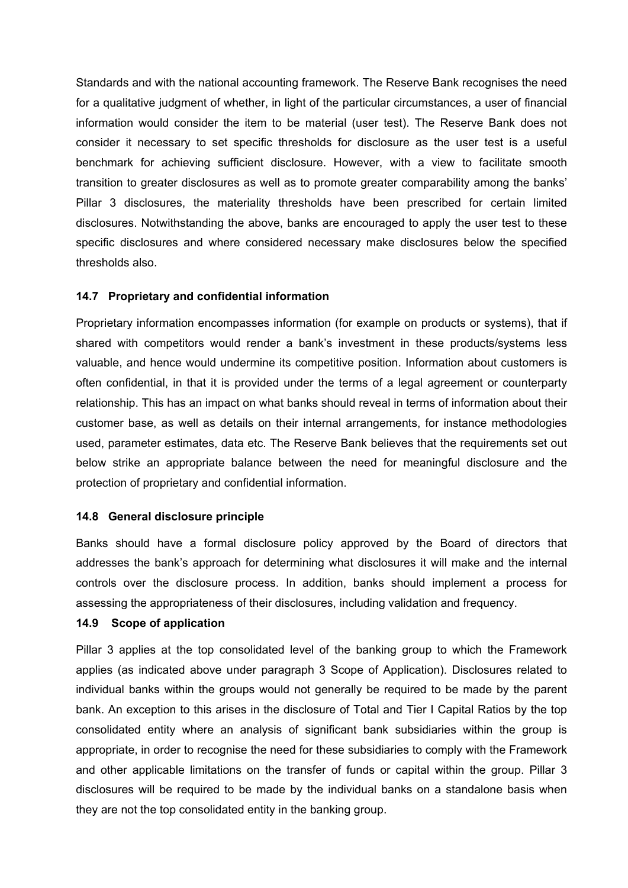Standards and with the national accounting framework. The Reserve Bank recognises the need for a qualitative judgment of whether, in light of the particular circumstances, a user of financial information would consider the item to be material (user test). The Reserve Bank does not consider it necessary to set specific thresholds for disclosure as the user test is a useful benchmark for achieving sufficient disclosure. However, with a view to facilitate smooth transition to greater disclosures as well as to promote greater comparability among the banks' Pillar 3 disclosures, the materiality thresholds have been prescribed for certain limited disclosures. Notwithstanding the above, banks are encouraged to apply the user test to these specific disclosures and where considered necessary make disclosures below the specified thresholds also.

### 14.7 Proprietary and confidential information

Proprietary information encompasses information (for example on products or systems), that if shared with competitors would render a bank's investment in these products/systems less valuable, and hence would undermine its competitive position. Information about customers is often confidential, in that it is provided under the terms of a legal agreement or counterparty relationship. This has an impact on what banks should reveal in terms of information about their customer base, as well as details on their internal arrangements, for instance methodologies used, parameter estimates, data etc. The Reserve Bank believes that the requirements set out below strike an appropriate balance between the need for meaningful disclosure and the protection of proprietary and confidential information.

### 14.8 General disclosure principle

Banks should have a formal disclosure policy approved by the Board of directors that addresses the bank's approach for determining what disclosures it will make and the internal controls over the disclosure process. In addition, banks should implement a process for assessing the appropriateness of their disclosures, including validation and frequency.

### 14.9 Scope of application

Pillar 3 applies at the top consolidated level of the banking group to which the Framework applies (as indicated above under paragraph 3 Scope of Application). Disclosures related to individual banks within the groups would not generally be required to be made by the parent bank. An exception to this arises in the disclosure of Total and Tier I Capital Ratios by the top consolidated entity where an analysis of significant bank subsidiaries within the group is appropriate, in order to recognise the need for these subsidiaries to comply with the Framework and other applicable limitations on the transfer of funds or capital within the group. Pillar 3 disclosures will be required to be made by the individual banks on a standalone basis when they are not the top consolidated entity in the banking group.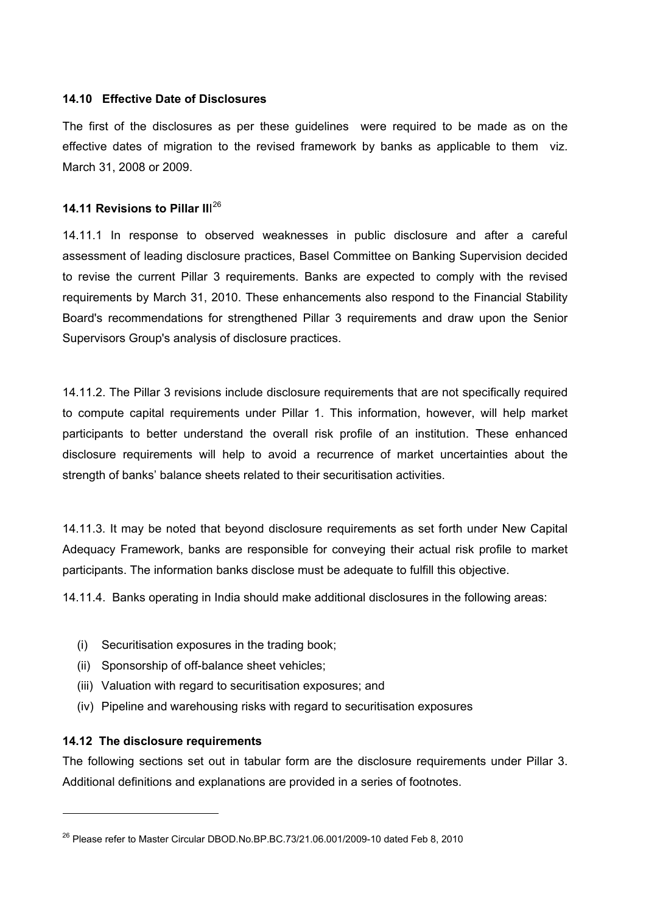### 14.10 Effective Date of Disclosures

The first of the disclosures as per these guidelines were required to be made as on the effective dates of migration to the revised framework by banks as applicable to them viz. March 31, 2008 or 2009.

### 14.11 Revisions to Pillar III[26]

14.11.1 In response to observed weaknesses in public disclosure and after a careful assessment of leading disclosure practices, Basel Committee on Banking Supervision decided to revise the current Pillar 3 requirements. Banks are expected to comply with the revised requirements by March 31, 2010. These enhancements also respond to the Financial Stability Board's recommendations for strengthened Pillar 3 requirements and draw upon the Senior Supervisors Group's analysis of disclosure practices.

14.11.2. The Pillar 3 revisions include disclosure requirements that are not specifically required to compute capital requirements under Pillar 1. This information, however, will help market participants to better understand the overall risk profile of an institution. These enhanced disclosure requirements will help to avoid a recurrence of market uncertainties about the strength of banks' balance sheets related to their securitisation activities.

14.11.3. It may be noted that beyond disclosure requirements as set forth under New Capital Adequacy Framework, banks are responsible for conveying their actual risk profile to market participants. The information banks disclose must be adequate to fulfill this objective.

14.11.4. Banks operating in India should make additional disclosures in the following areas:

(i) Securitisation exposures in the trading book;
(ii) Sponsorship of off-balance sheet vehicles;
(iii) Valuation with regard to securitisation exposures; and
(iv) Pipeline and warehousing risks with regard to securitisation exposures

### 14.12 The disclosure requirements

The following sections set out in tabular form are the disclosure requirements under Pillar 3. Additional definitions and explanations are provided in a series of footnotes.

---

[26] Please refer to Master Circular DBOD.No.BP.BC.73/21.06.001/2009-10 dated Feb 8, 2010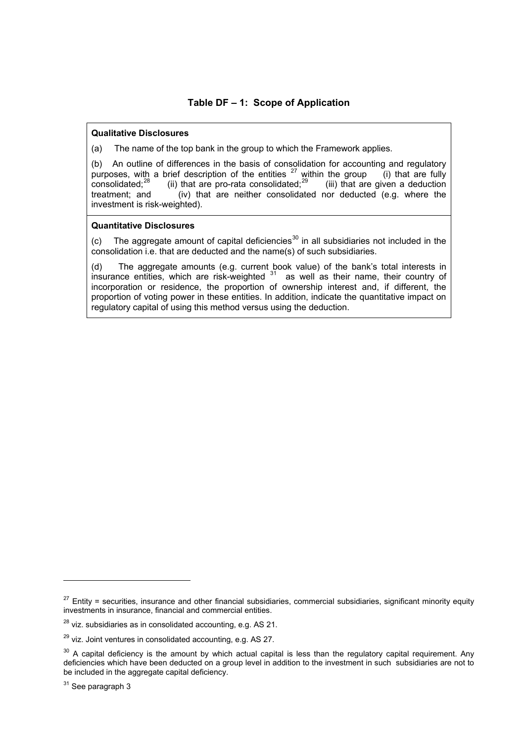### Table DF – 1: Scope of Application

**Qualitative Disclosures**

(a) The name of the top bank in the group to which the Framework applies.

(b) An outline of differences in the basis of consolidation for accounting and regulatory purposes, with a brief description of the entities [27] within the group (i) that are fully consolidated;[28] (ii) that are pro-rata consolidated;[29] (iii) that are given a deduction treatment; and (iv) that are neither consolidated nor deducted (e.g. where the investment is risk-weighted).

**Quantitative Disclosures**

(c) The aggregate amount of capital deficiencies[30] in all subsidiaries not included in the consolidation i.e. that are deducted and the name(s) of such subsidiaries.

(d) The aggregate amounts (e.g. current book value) of the bank's total interests in insurance entities, which are risk-weighted [31] as well as their name, their country of incorporation or residence, the proportion of ownership interest and, if different, the proportion of voting power in these entities. In addition, indicate the quantitative impact on regulatory capital of using this method versus using the deduction.

---

[27] Entity = securities, insurance and other financial subsidiaries, commercial subsidiaries, significant minority equity investments in insurance, financial and commercial entities.

[28] viz. subsidiaries as in consolidated accounting, e.g. AS 21.

[29] viz. Joint ventures in consolidated accounting, e.g. AS 27.

[30] A capital deficiency is the amount by which actual capital is less than the regulatory capital requirement. Any deficiencies which have been deducted on a group level in addition to the investment in such subsidiaries are not to be included in the aggregate capital deficiency.

[31] See paragraph 3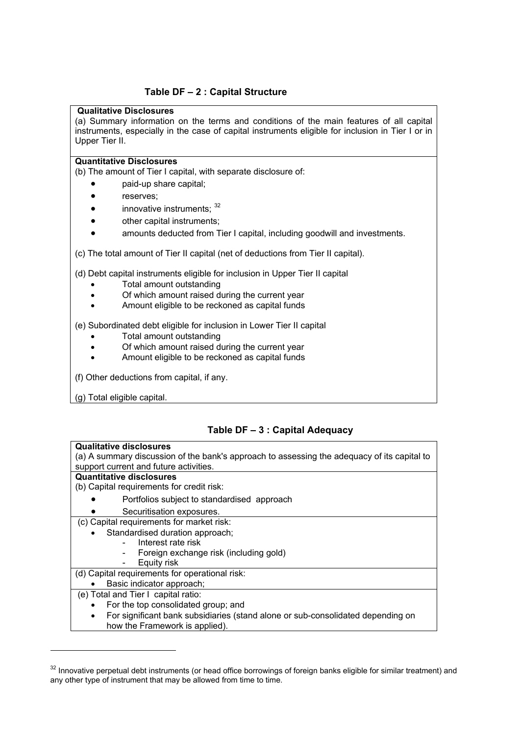### Table DF – 2 : Capital Structure

**Qualitative Disclosures**

(a) Summary information on the terms and conditions of the main features of all capital instruments, especially in the case of capital instruments eligible for inclusion in Tier I or in Upper Tier II.

**Quantitative Disclosures**

(b) The amount of Tier I capital, with separate disclosure of:

- paid-up share capital;
- reserves;
- innovative instruments; [32]
- other capital instruments;
- amounts deducted from Tier I capital, including goodwill and investments.

(c) The total amount of Tier II capital (net of deductions from Tier II capital).

(d) Debt capital instruments eligible for inclusion in Upper Tier II capital

- Total amount outstanding
- Of which amount raised during the current year
- Amount eligible to be reckoned as capital funds

(e) Subordinated debt eligible for inclusion in Lower Tier II capital

- Total amount outstanding
- Of which amount raised during the current year
- Amount eligible to be reckoned as capital funds

(f) Other deductions from capital, if any.

(g) Total eligible capital.

### Table DF – 3 : Capital Adequacy

**Qualitative disclosures**

(a) A summary discussion of the bank's approach to assessing the adequacy of its capital to support current and future activities.

**Quantitative disclosures**

(b) Capital requirements for credit risk:

- Portfolios subject to standardised approach
- Securitisation exposures.

(c) Capital requirements for market risk:

- Standardised duration approach;
  - Interest rate risk
  - Foreign exchange risk (including gold)
  - Equity risk

(d) Capital requirements for operational risk:

- Basic indicator approach;

(e) Total and Tier I capital ratio:

- For the top consolidated group; and
- For significant bank subsidiaries (stand alone or sub-consolidated depending on how the Framework is applied).

---

[32] Innovative perpetual debt instruments (or head office borrowings of foreign banks eligible for similar treatment) and any other type of instrument that may be allowed from time to time.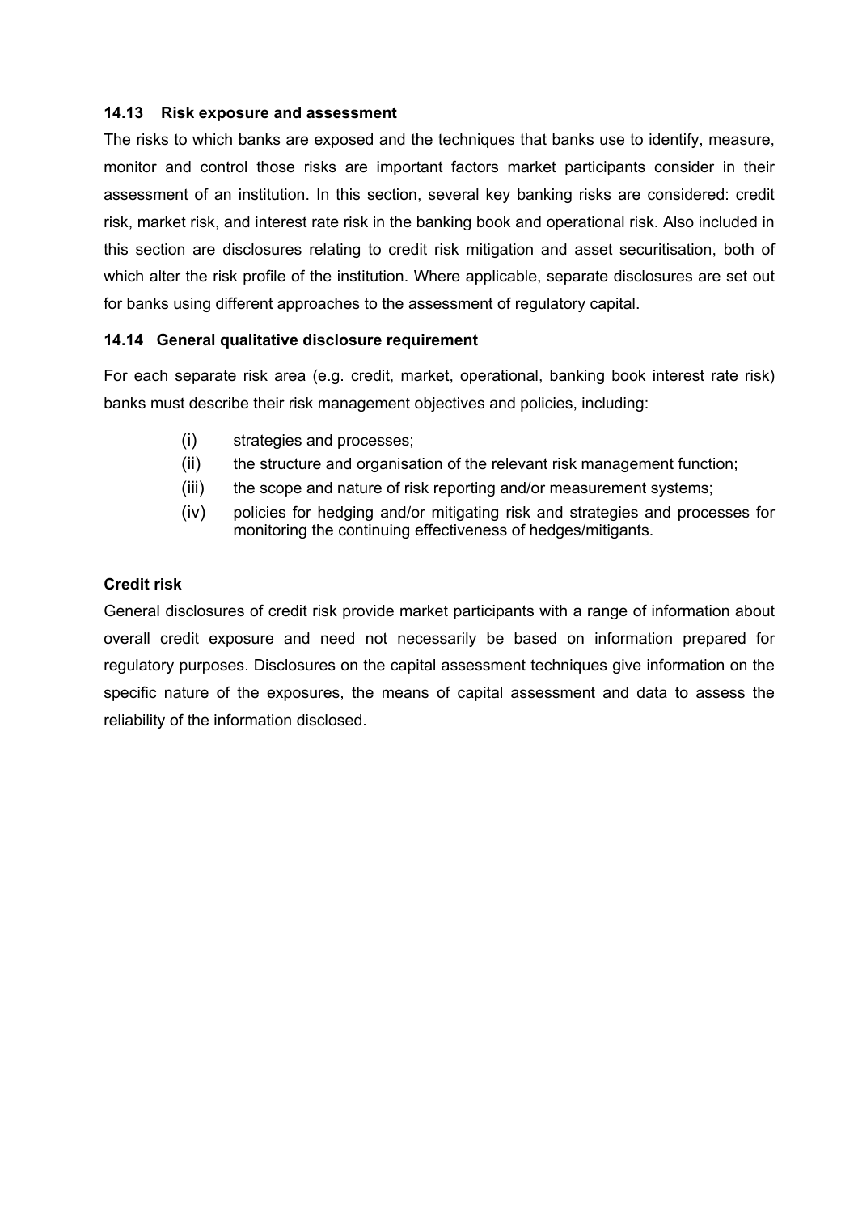### 14.13 Risk exposure and assessment

The risks to which banks are exposed and the techniques that banks use to identify, measure, monitor and control those risks are important factors market participants consider in their assessment of an institution. In this section, several key banking risks are considered: credit risk, market risk, and interest rate risk in the banking book and operational risk. Also included in this section are disclosures relating to credit risk mitigation and asset securitisation, both of which alter the risk profile of the institution. Where applicable, separate disclosures are set out for banks using different approaches to the assessment of regulatory capital.

### 14.14 General qualitative disclosure requirement

For each separate risk area (e.g. credit, market, operational, banking book interest rate risk) banks must describe their risk management objectives and policies, including:

- (i) strategies and processes;
- (ii) the structure and organisation of the relevant risk management function;
- (iii) the scope and nature of risk reporting and/or measurement systems;
- (iv) policies for hedging and/or mitigating risk and strategies and processes for monitoring the continuing effectiveness of hedges/mitigants.

**Credit risk**

General disclosures of credit risk provide market participants with a range of information about overall credit exposure and need not necessarily be based on information prepared for regulatory purposes. Disclosures on the capital assessment techniques give information on the specific nature of the exposures, the means of capital assessment and data to assess the reliability of the information disclosed.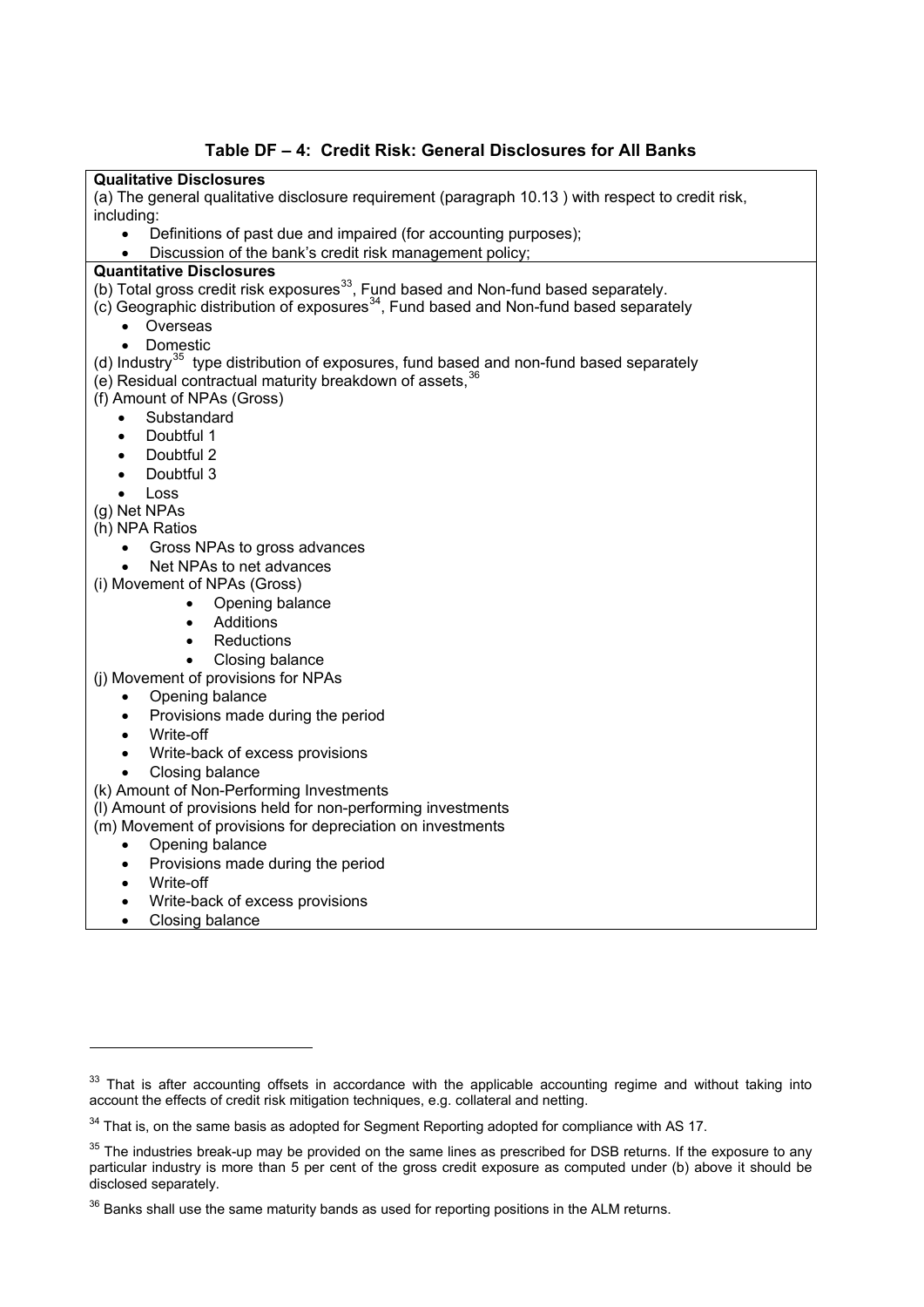### Table DF – 4: Credit Risk: General Disclosures for All Banks

**Qualitative Disclosures**

(a) The general qualitative disclosure requirement (paragraph 10.13 ) with respect to credit risk, including:

- Definitions of past due and impaired (for accounting purposes);
- Discussion of the bank's credit risk management policy;

**Quantitative Disclosures**

(b) Total gross credit risk exposures[33], Fund based and Non-fund based separately.

(c) Geographic distribution of exposures[34], Fund based and Non-fund based separately

- Overseas
- Domestic

(d) Industry[35] type distribution of exposures, fund based and non-fund based separately

(e) Residual contractual maturity breakdown of assets,[36]

(f) Amount of NPAs (Gross)

- Substandard
- Doubtful 1
- Doubtful 2
- Doubtful 3
- Loss

(g) Net NPAs

(h) NPA Ratios

- Gross NPAs to gross advances
- Net NPAs to net advances

(i) Movement of NPAs (Gross)

- Opening balance
- Additions
- Reductions
- Closing balance

(j) Movement of provisions for NPAs

- Opening balance
- Provisions made during the period
- Write-off
- Write-back of excess provisions
- Closing balance

(k) Amount of Non-Performing Investments

(l) Amount of provisions held for non-performing investments

(m) Movement of provisions for depreciation on investments

- Opening balance
- Provisions made during the period
- Write-off
- Write-back of excess provisions
- Closing balance

---

[33] That is after accounting offsets in accordance with the applicable accounting regime and without taking into account the effects of credit risk mitigation techniques, e.g. collateral and netting.

[34] That is, on the same basis as adopted for Segment Reporting adopted for compliance with AS 17.

[35] The industries break-up may be provided on the same lines as prescribed for DSB returns. If the exposure to any particular industry is more than 5 per cent of the gross credit exposure as computed under (b) above it should be disclosed separately.

[36] Banks shall use the same maturity bands as used for reporting positions in the ALM returns.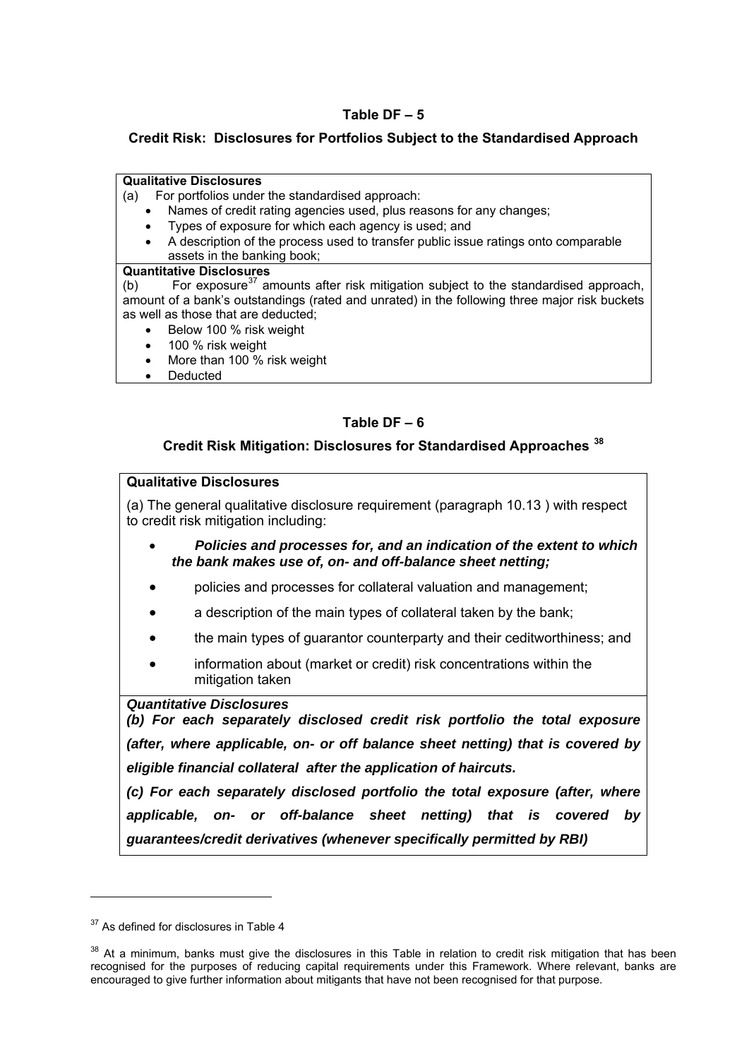## Table DF – 5

### Credit Risk: Disclosures for Portfolios Subject to the Standardised Approach

| |
|---|
| **Qualitative Disclosures** |
| (a) For portfolios under the standardised approach:<br>• Names of credit rating agencies used, plus reasons for any changes;<br>• Types of exposure for which each agency is used; and<br>• A description of the process used to transfer public issue ratings onto comparable assets in the banking book; |
| **Quantitative Disclosures** |
| (b) For exposure[37] amounts after risk mitigation subject to the standardised approach, amount of a bank's outstandings (rated and unrated) in the following three major risk buckets as well as those that are deducted;<br>• Below 100 % risk weight<br>• 100 % risk weight<br>• More than 100 % risk weight<br>• Deducted |

## Table DF – 6

### Credit Risk Mitigation: Disclosures for Standardised Approaches [38]

| |
|---|
| **Qualitative Disclosures** |
| (a) The general qualitative disclosure requirement (paragraph 10.13 ) with respect to credit risk mitigation including:<br>• ***Policies and processes for, and an indication of the extent to which the bank makes use of, on- and off-balance sheet netting;***<br>• policies and processes for collateral valuation and management;<br>• a description of the main types of collateral taken by the bank;<br>• the main types of guarantor counterparty and their ceditworthiness; and<br>• information about (market or credit) risk concentrations within the mitigation taken |
| ***Quantitative Disclosures*** |
| ***(b) For each separately disclosed credit risk portfolio the total exposure (after, where applicable, on- or off balance sheet netting) that is covered by eligible financial collateral after the application of haircuts.***<br>***(c) For each separately disclosed portfolio the total exposure (after, where applicable, on- or off-balance sheet netting) that is covered by guarantees/credit derivatives (whenever specifically permitted by RBI)*** |

---

[37] As defined for disclosures in Table 4

[38] At a minimum, banks must give the disclosures in this Table in relation to credit risk mitigation that has been recognised for the purposes of reducing capital requirements under this Framework. Where relevant, banks are encouraged to give further information about mitigants that have not been recognised for that purpose.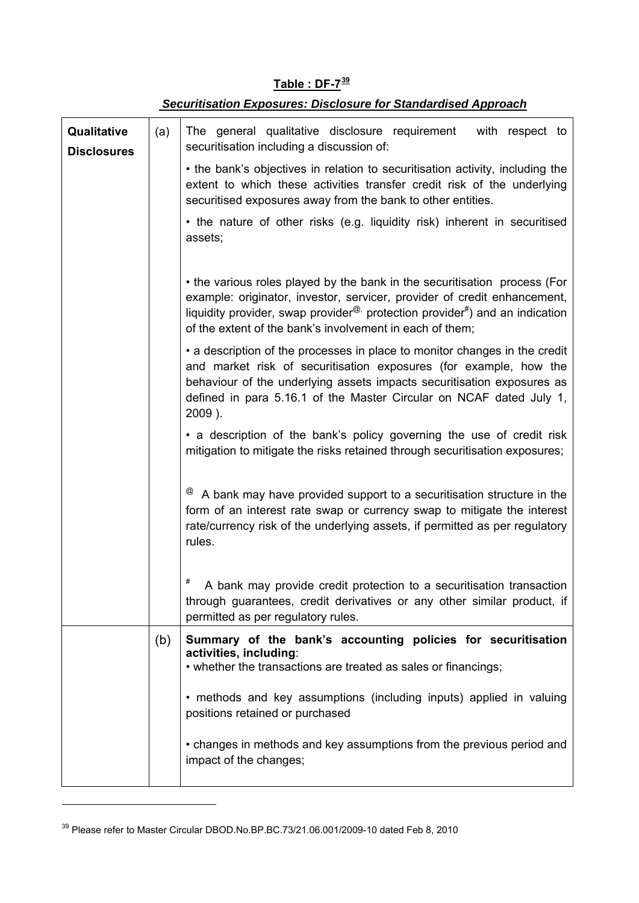**Table : DF-7[39]**

***Securitisation Exposures: Disclosure for Standardised Approach***

| | | |
|---|---|---|
| **Qualitative Disclosures** | (a) | The general qualitative disclosure requirement with respect to securitisation including a discussion of:<br><br>• the bank's objectives in relation to securitisation activity, including the extent to which these activities transfer credit risk of the underlying securitised exposures away from the bank to other entities.<br><br>• the nature of other risks (e.g. liquidity risk) inherent in securitised assets;<br><br>• the various roles played by the bank in the securitisation process (For example: originator, investor, servicer, provider of credit enhancement, liquidity provider, swap provider[@], protection provider[#]) and an indication of the extent of the bank's involvement in each of them;<br><br>• a description of the processes in place to monitor changes in the credit and market risk of securitisation exposures (for example, how the behaviour of the underlying assets impacts securitisation exposures as defined in para 5.16.1 of the Master Circular on NCAF dated July 1, 2009 ).<br><br>• a description of the bank's policy governing the use of credit risk mitigation to mitigate the risks retained through securitisation exposures;<br><br>[@] A bank may have provided support to a securitisation structure in the form of an interest rate swap or currency swap to mitigate the interest rate/currency risk of the underlying assets, if permitted as per regulatory rules.<br><br>[#] A bank may provide credit protection to a securitisation transaction through guarantees, credit derivatives or any other similar product, if permitted as per regulatory rules. |
| | (b) | **Summary of the bank's accounting policies for securitisation activities, including**:<br>• whether the transactions are treated as sales or financings;<br><br>• methods and key assumptions (including inputs) applied in valuing positions retained or purchased<br><br>• changes in methods and key assumptions from the previous period and impact of the changes; |

[39] Please refer to Master Circular DBOD.No.BP.BC.73/21.06.001/2009-10 dated Feb 8, 2010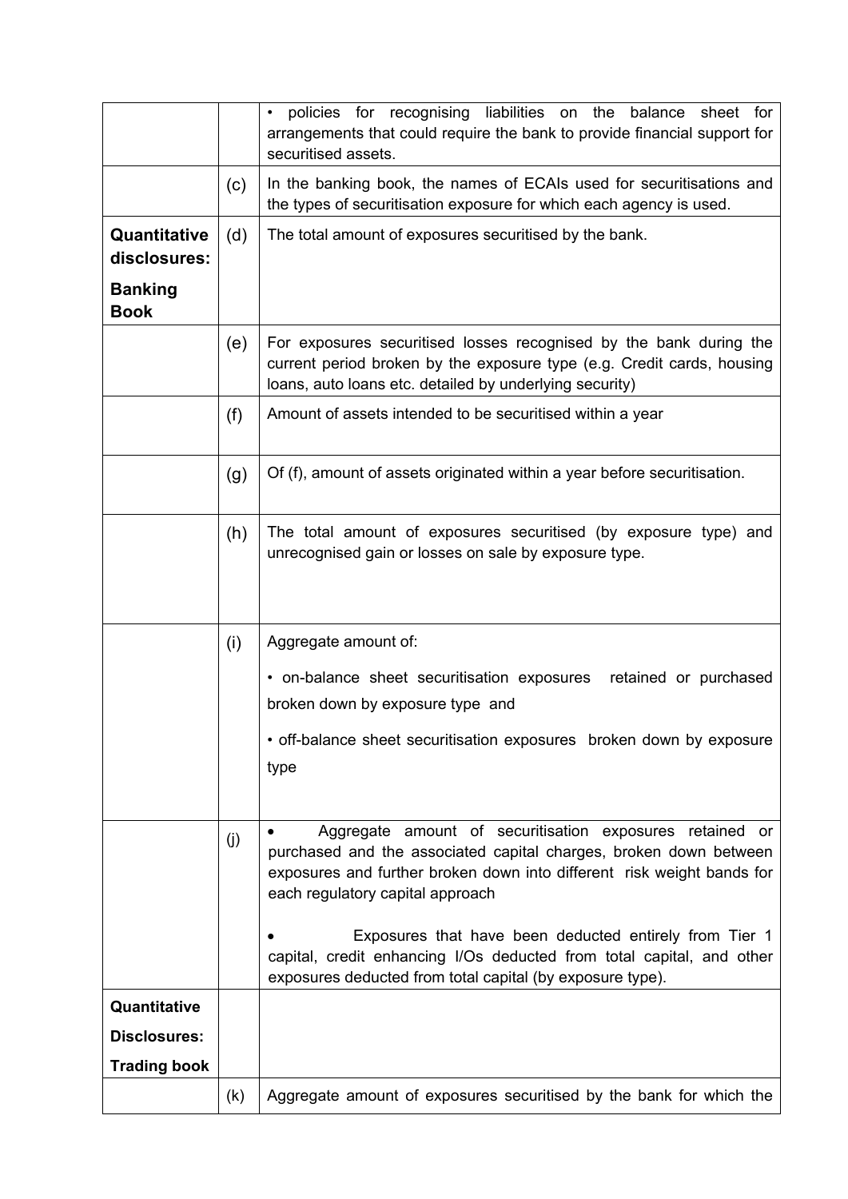| | | |
|---|---|---|
| | | • policies for recognising liabilities on the balance sheet for arrangements that could require the bank to provide financial support for securitised assets. |
| | (c) | In the banking book, the names of ECAIs used for securitisations and the types of securitisation exposure for which each agency is used. |
| **Quantitative disclosures: Banking Book** | (d) | The total amount of exposures securitised by the bank. |
| | (e) | For exposures securitised losses recognised by the bank during the current period broken by the exposure type (e.g. Credit cards, housing loans, auto loans etc. detailed by underlying security) |
| | (f) | Amount of assets intended to be securitised within a year |
| | (g) | Of (f), amount of assets originated within a year before securitisation. |
| | (h) | The total amount of exposures securitised (by exposure type) and unrecognised gain or losses on sale by exposure type. |
| | (i) | Aggregate amount of:<br>• on-balance sheet securitisation exposures retained or purchased broken down by exposure type and<br>• off-balance sheet securitisation exposures broken down by exposure type |
| | (j) | • Aggregate amount of securitisation exposures retained or purchased and the associated capital charges, broken down between exposures and further broken down into different risk weight bands for each regulatory capital approach<br>• Exposures that have been deducted entirely from Tier 1 capital, credit enhancing I/Os deducted from total capital, and other exposures deducted from total capital (by exposure type). |
| **Quantitative Disclosures: Trading book** | | |
| | (k) | Aggregate amount of exposures securitised by the bank for which the |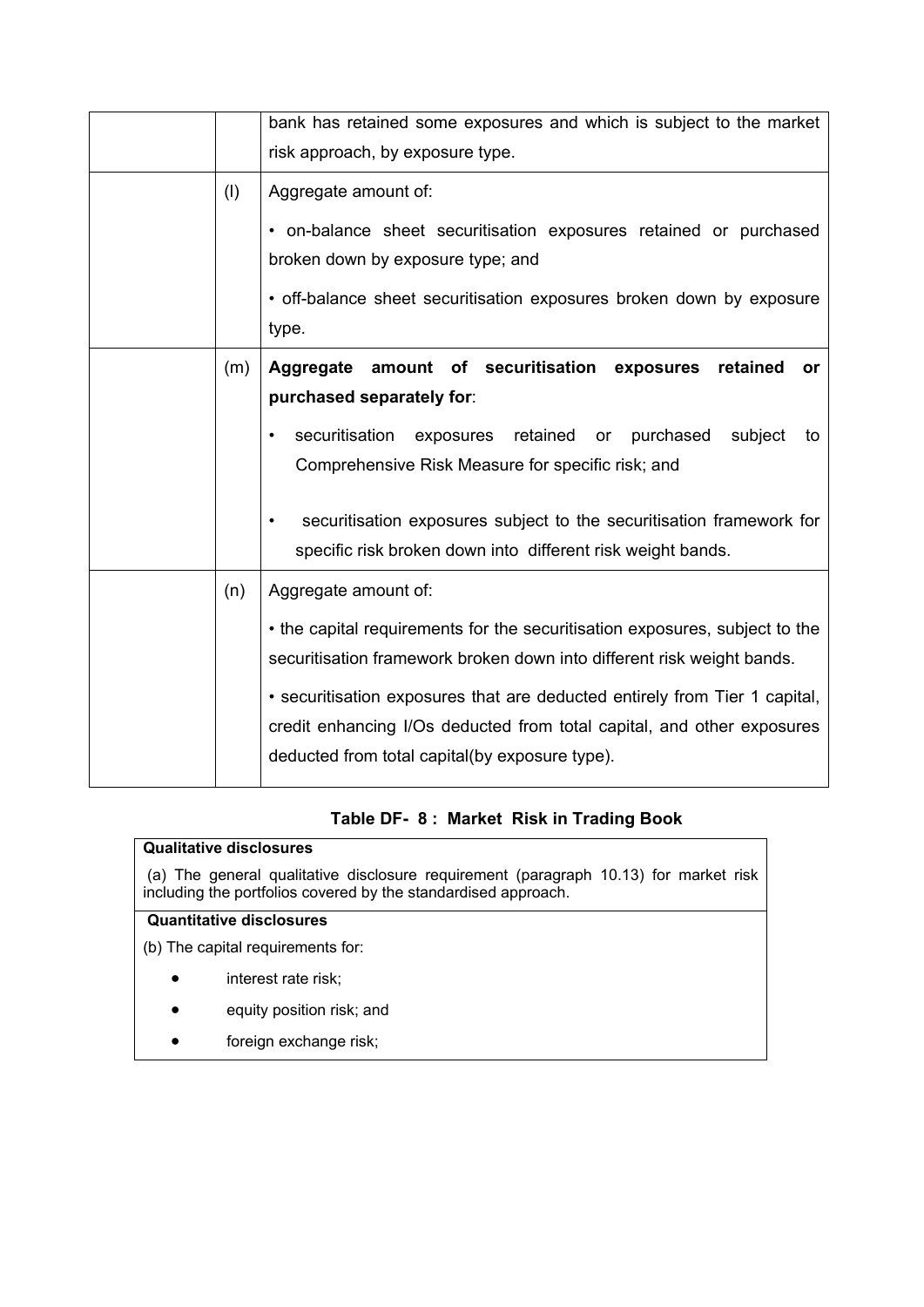| | | |
|---|---|---|
| | | bank has retained some exposures and which is subject to the market risk approach, by exposure type. |
| | (l) | Aggregate amount of:<br><br>• on-balance sheet securitisation exposures retained or purchased broken down by exposure type; and<br><br>• off-balance sheet securitisation exposures broken down by exposure type. |
| | (m) | **Aggregate amount of securitisation exposures retained or purchased separately for**:<br><br>• securitisation exposures retained or purchased subject to Comprehensive Risk Measure for specific risk; and<br><br>• securitisation exposures subject to the securitisation framework for specific risk broken down into different risk weight bands. |
| | (n) | Aggregate amount of:<br><br>• the capital requirements for the securitisation exposures, subject to the securitisation framework broken down into different risk weight bands.<br><br>• securitisation exposures that are deducted entirely from Tier 1 capital, credit enhancing I/Os deducted from total capital, and other exposures deducted from total capital(by exposure type). |

**Table DF- 8 : Market Risk in Trading Book**

| Qualitative disclosures |
|---|
| (a) The general qualitative disclosure requirement (paragraph 10.13) for market risk including the portfolios covered by the standardised approach. |
| **Quantitative disclosures** |
| (b) The capital requirements for:<br>• interest rate risk;<br>• equity position risk; and<br>• foreign exchange risk; |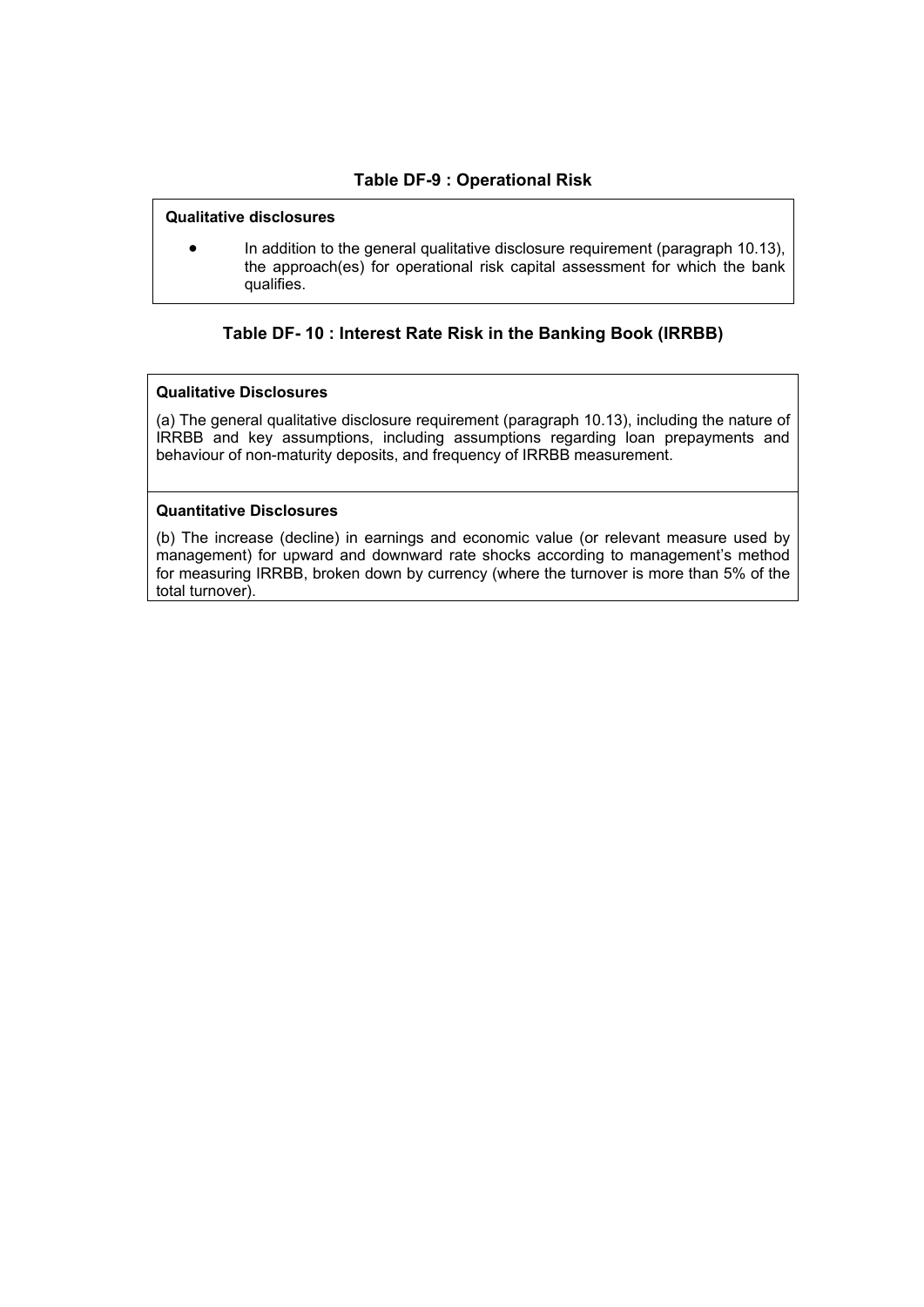### Table DF-9 : Operational Risk

| **Qualitative disclosures** |
|---|
| • In addition to the general qualitative disclosure requirement (paragraph 10.13), the approach(es) for operational risk capital assessment for which the bank qualifies. |

### Table DF- 10 : Interest Rate Risk in the Banking Book (IRRBB)

| **Qualitative Disclosures** |
|---|
| (a) The general qualitative disclosure requirement (paragraph 10.13), including the nature of IRRBB and key assumptions, including assumptions regarding loan prepayments and behaviour of non-maturity deposits, and frequency of IRRBB measurement. |
| **Quantitative Disclosures** |
| (b) The increase (decline) in earnings and economic value (or relevant measure used by management) for upward and downward rate shocks according to management's method for measuring IRRBB, broken down by currency (where the turnover is more than 5% of the total turnover). |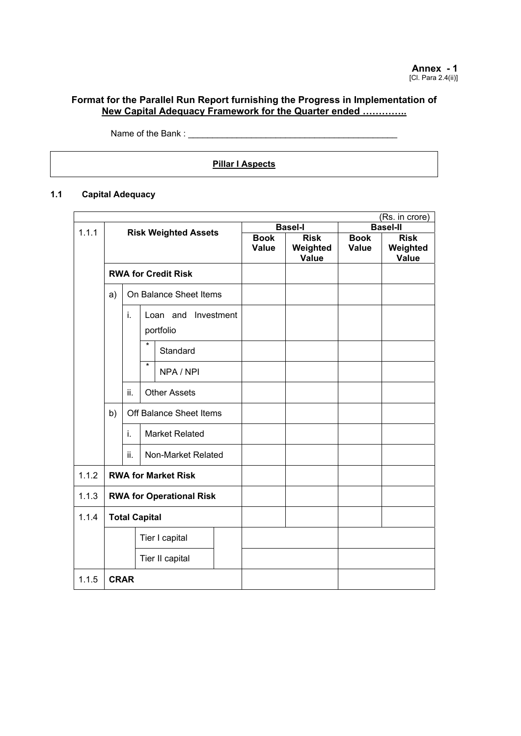**Annex - 1**
[Cl. Para 2.4(ii)]

## Format for the Parallel Run Report furnishing the Progress in Implementation of New Capital Adequacy Framework for the Quarter ended …………..

Name of the Bank : ____________________________________________

### Pillar I Aspects

### 1.1 Capital Adequacy

(Rs. in crore)

| 1.1.1 | Risk Weighted Assets | Basel-I | | Basel-II | |
|---|---|---|---|---|---|
| | | Book Value | Risk Weighted Value | Book Value | Risk Weighted Value |
| | **RWA for Credit Risk** | | | | |
| | a) On Balance Sheet Items | | | | |
| | i. Loan and Investment portfolio | | | | |
| | * Standard | | | | |
| | * NPA / NPI | | | | |
| | ii. Other Assets | | | | |
| | b) Off Balance Sheet Items | | | | |
| | i. Market Related | | | | |
| | ii. Non-Market Related | | | | |
| 1.1.2 | **RWA for Market Risk** | | | | |
| 1.1.3 | **RWA for Operational Risk** | | | | |
| 1.1.4 | **Total Capital** | | | | |
| | Tier I capital | | | | |
| | Tier II capital | | | | |
| 1.1.5 | **CRAR** | | | | |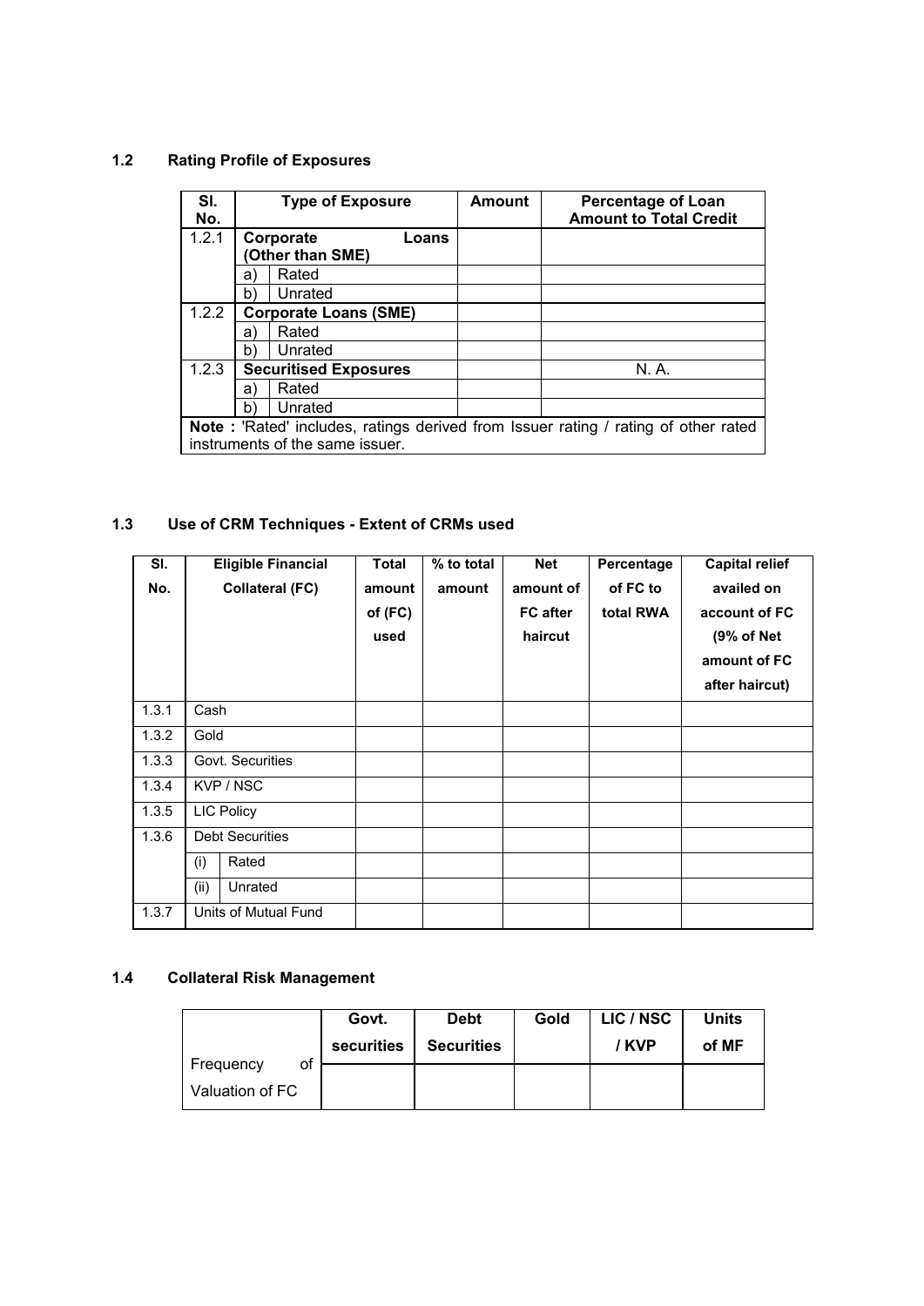## 1.2 Rating Profile of Exposures

| Sl. No. | Type of Exposure | | Amount | Percentage of Loan Amount to Total Credit |
|---|---|---|---|---|
| 1.2.1 | **Corporate Loans (Other than SME)** | | | |
| | a) | Rated | | |
| | b) | Unrated | | |
| 1.2.2 | **Corporate Loans (SME)** | | | |
| | a) | Rated | | |
| | b) | Unrated | | |
| 1.2.3 | **Securitised Exposures** | | | N. A. |
| | a) | Rated | | |
| | b) | Unrated | | |
| **Note :** 'Rated' includes, ratings derived from Issuer rating / rating of other rated instruments of the same issuer. | | | | |

## 1.3 Use of CRM Techniques - Extent of CRMs used

| Sl. No. | Eligible Financial Collateral (FC) | | Total amount of (FC) used | % to total amount | Net amount of FC after haircut | Percentage of FC to total RWA | Capital relief availed on account of FC (9% of Net amount of FC after haircut) |
|---|---|---|---|---|---|---|---|
| 1.3.1 | Cash | | | | | | |
| 1.3.2 | Gold | | | | | | |
| 1.3.3 | Govt. Securities | | | | | | |
| 1.3.4 | KVP / NSC | | | | | | |
| 1.3.5 | LIC Policy | | | | | | |
| 1.3.6 | Debt Securities | | | | | | |
| | (i) | Rated | | | | | |
| | (ii) | Unrated | | | | | |
| 1.3.7 | Units of Mutual Fund | | | | | | |

## 1.4 Collateral Risk Management

| | Govt. securities | Debt Securities | Gold | LIC / NSC / KVP | Units of MF |
|---|---|---|---|---|---|
| Frequency of Valuation of FC | | | | | |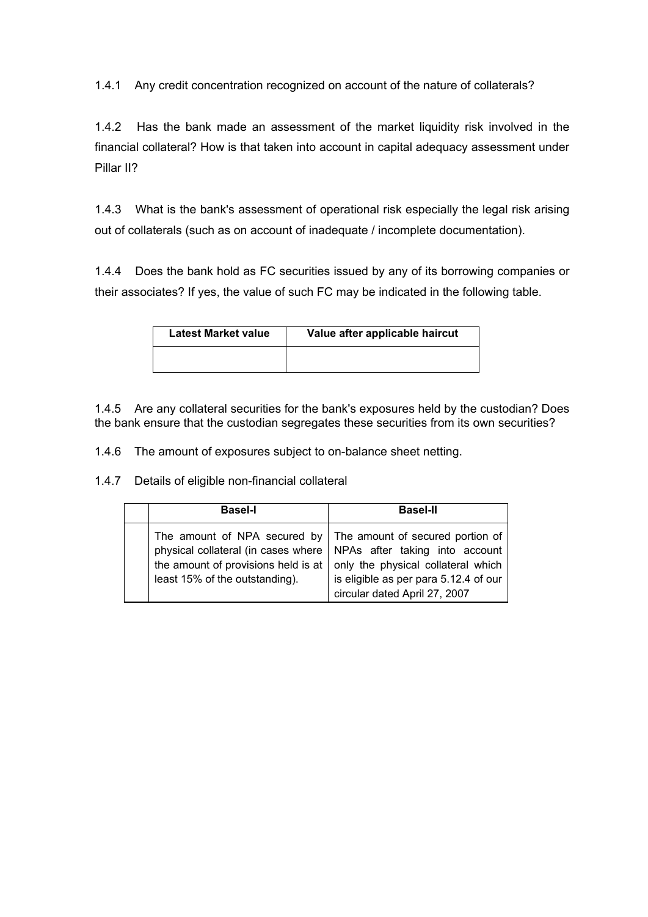1.4.1 Any credit concentration recognized on account of the nature of collaterals?

1.4.2 Has the bank made an assessment of the market liquidity risk involved in the financial collateral? How is that taken into account in capital adequacy assessment under Pillar II?

1.4.3 What is the bank's assessment of operational risk especially the legal risk arising out of collaterals (such as on account of inadequate / incomplete documentation).

1.4.4 Does the bank hold as FC securities issued by any of its borrowing companies or their associates? If yes, the value of such FC may be indicated in the following table.

| Latest Market value | Value after applicable haircut |
|---|---|
| | |

1.4.5 Are any collateral securities for the bank's exposures held by the custodian? Does the bank ensure that the custodian segregates these securities from its own securities?

1.4.6 The amount of exposures subject to on-balance sheet netting.

1.4.7 Details of eligible non-financial collateral

| | Basel-I | Basel-II |
|---|---|---|
| | The amount of NPA secured by physical collateral (in cases where the amount of provisions held is at least 15% of the outstanding). | The amount of secured portion of NPAs after taking into account only the physical collateral which is eligible as per para 5.12.4 of our circular dated April 27, 2007 |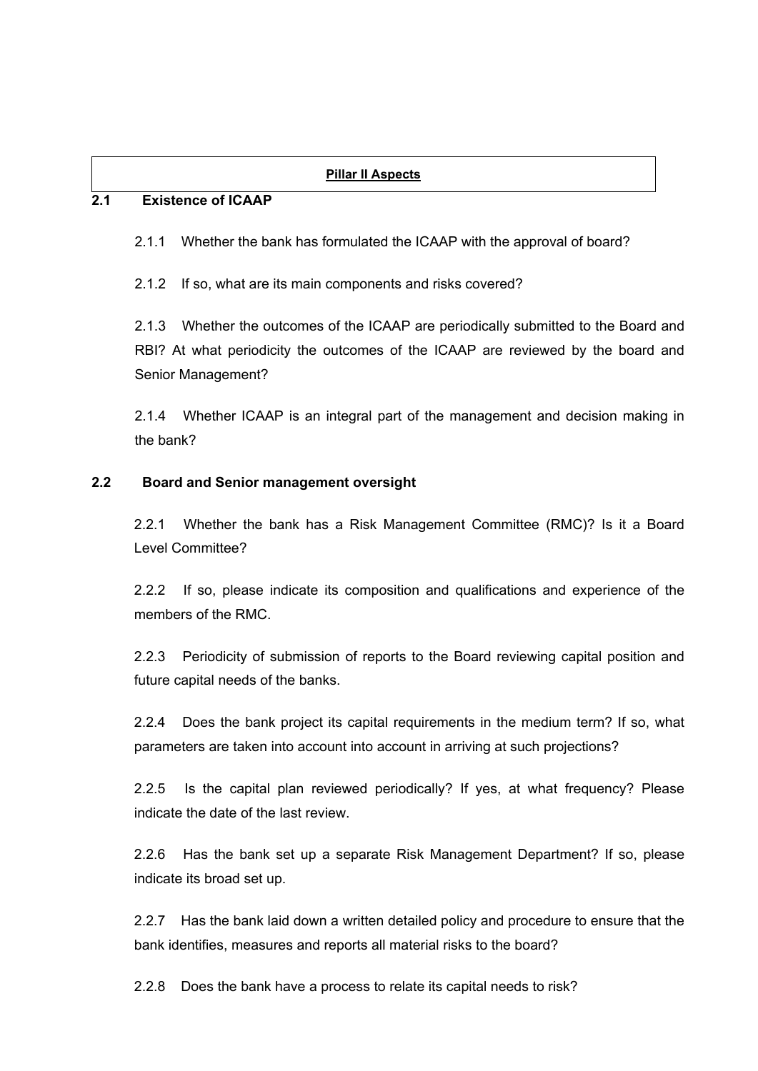**Pillar II Aspects**

### 2.1 Existence of ICAAP

2.1.1 Whether the bank has formulated the ICAAP with the approval of board?

2.1.2 If so, what are its main components and risks covered?

2.1.3 Whether the outcomes of the ICAAP are periodically submitted to the Board and RBI? At what periodicity the outcomes of the ICAAP are reviewed by the board and Senior Management?

2.1.4 Whether ICAAP is an integral part of the management and decision making in the bank?

### 2.2 Board and Senior management oversight

2.2.1 Whether the bank has a Risk Management Committee (RMC)? Is it a Board Level Committee?

2.2.2 If so, please indicate its composition and qualifications and experience of the members of the RMC.

2.2.3 Periodicity of submission of reports to the Board reviewing capital position and future capital needs of the banks.

2.2.4 Does the bank project its capital requirements in the medium term? If so, what parameters are taken into account into account in arriving at such projections?

2.2.5 Is the capital plan reviewed periodically? If yes, at what frequency? Please indicate the date of the last review.

2.2.6 Has the bank set up a separate Risk Management Department? If so, please indicate its broad set up.

2.2.7 Has the bank laid down a written detailed policy and procedure to ensure that the bank identifies, measures and reports all material risks to the board?

2.2.8 Does the bank have a process to relate its capital needs to risk?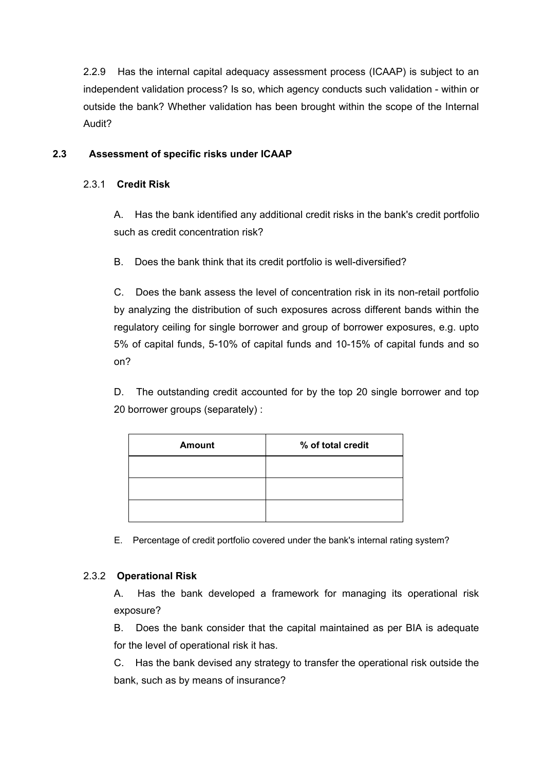2.2.9 Has the internal capital adequacy assessment process (ICAAP) is subject to an independent validation process? Is so, which agency conducts such validation - within or outside the bank? Whether validation has been brought within the scope of the Internal Audit?

## 2.3 Assessment of specific risks under ICAAP

### 2.3.1 Credit Risk

A. Has the bank identified any additional credit risks in the bank's credit portfolio such as credit concentration risk?

B. Does the bank think that its credit portfolio is well-diversified?

C. Does the bank assess the level of concentration risk in its non-retail portfolio by analyzing the distribution of such exposures across different bands within the regulatory ceiling for single borrower and group of borrower exposures, e.g. upto 5% of capital funds, 5-10% of capital funds and 10-15% of capital funds and so on?

D. The outstanding credit accounted for by the top 20 single borrower and top 20 borrower groups (separately) :

| Amount | % of total credit |
|---|---|
| | |
| | |
| | |

E. Percentage of credit portfolio covered under the bank's internal rating system?

### 2.3.2 Operational Risk

A. Has the bank developed a framework for managing its operational risk exposure?

B. Does the bank consider that the capital maintained as per BIA is adequate for the level of operational risk it has.

C. Has the bank devised any strategy to transfer the operational risk outside the bank, such as by means of insurance?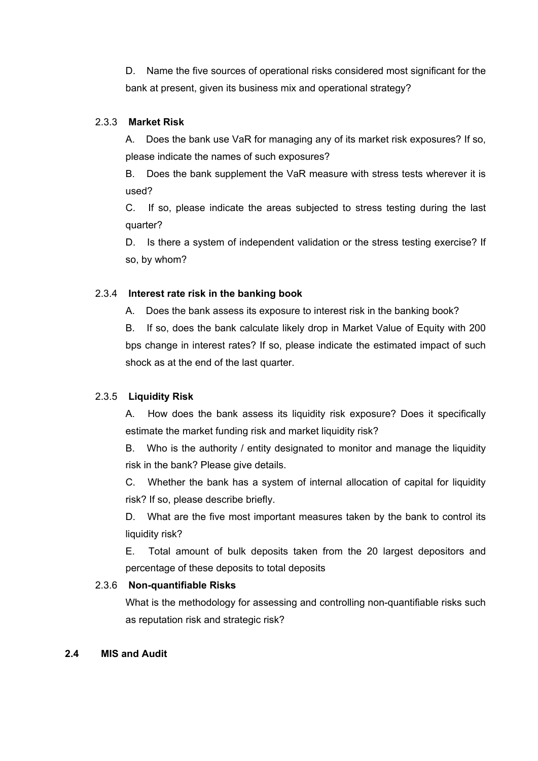D. Name the five sources of operational risks considered most significant for the bank at present, given its business mix and operational strategy?

#### 2.3.3 **Market Risk**

A. Does the bank use VaR for managing any of its market risk exposures? If so, please indicate the names of such exposures?

B. Does the bank supplement the VaR measure with stress tests wherever it is used?

C. If so, please indicate the areas subjected to stress testing during the last quarter?

D. Is there a system of independent validation or the stress testing exercise? If so, by whom?

#### 2.3.4 **Interest rate risk in the banking book**

A. Does the bank assess its exposure to interest risk in the banking book?

B. If so, does the bank calculate likely drop in Market Value of Equity with 200 bps change in interest rates? If so, please indicate the estimated impact of such shock as at the end of the last quarter.

#### 2.3.5 **Liquidity Risk**

A. How does the bank assess its liquidity risk exposure? Does it specifically estimate the market funding risk and market liquidity risk?

B. Who is the authority / entity designated to monitor and manage the liquidity risk in the bank? Please give details.

C. Whether the bank has a system of internal allocation of capital for liquidity risk? If so, please describe briefly.

D. What are the five most important measures taken by the bank to control its liquidity risk?

E. Total amount of bulk deposits taken from the 20 largest depositors and percentage of these deposits to total deposits

#### 2.3.6 **Non-quantifiable Risks**

What is the methodology for assessing and controlling non-quantifiable risks such as reputation risk and strategic risk?

### 2.4 **MIS and Audit**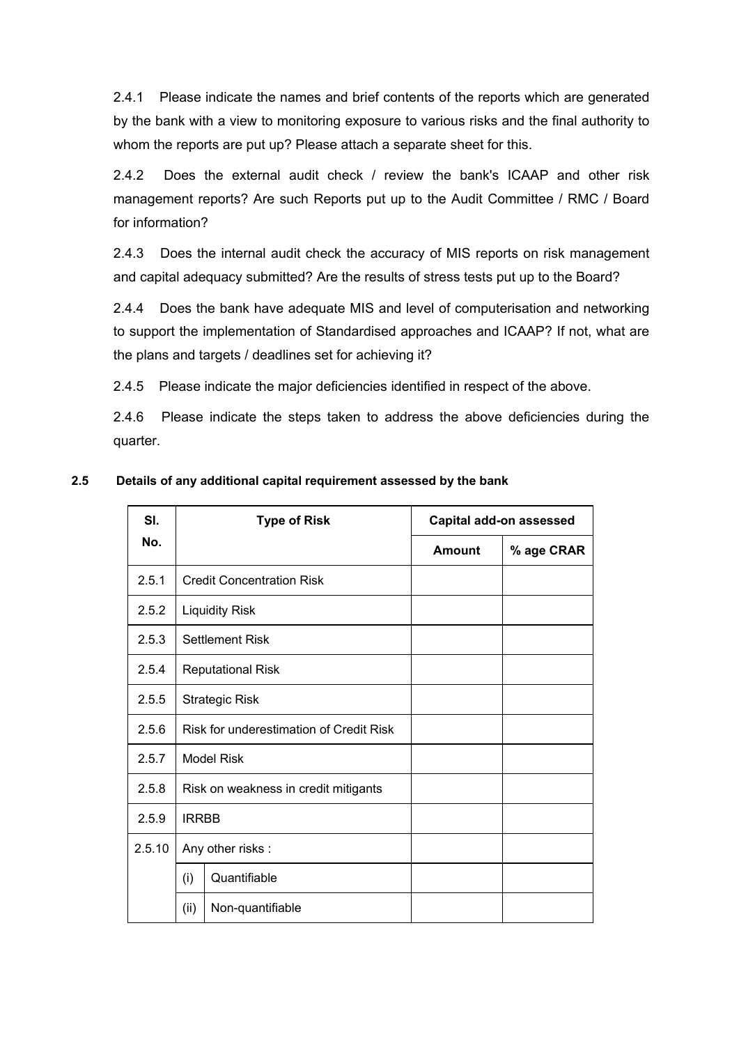2.4.1 Please indicate the names and brief contents of the reports which are generated by the bank with a view to monitoring exposure to various risks and the final authority to whom the reports are put up? Please attach a separate sheet for this.

2.4.2 Does the external audit check / review the bank's ICAAP and other risk management reports? Are such Reports put up to the Audit Committee / RMC / Board for information?

2.4.3 Does the internal audit check the accuracy of MIS reports on risk management and capital adequacy submitted? Are the results of stress tests put up to the Board?

2.4.4 Does the bank have adequate MIS and level of computerisation and networking to support the implementation of Standardised approaches and ICAAP? If not, what are the plans and targets / deadlines set for achieving it?

2.4.5 Please indicate the major deficiencies identified in respect of the above.

2.4.6 Please indicate the steps taken to address the above deficiencies during the quarter.

**2.5 Details of any additional capital requirement assessed by the bank**

| Sl. No. | Type of Risk | | Capital add-on assessed | |
|---|---|---|---|---|
| | | | Amount | % age CRAR |
| 2.5.1 | Credit Concentration Risk | | | |
| 2.5.2 | Liquidity Risk | | | |
| 2.5.3 | Settlement Risk | | | |
| 2.5.4 | Reputational Risk | | | |
| 2.5.5 | Strategic Risk | | | |
| 2.5.6 | Risk for underestimation of Credit Risk | | | |
| 2.5.7 | Model Risk | | | |
| 2.5.8 | Risk on weakness in credit mitigants | | | |
| 2.5.9 | IRRBB | | | |
| 2.5.10 | Any other risks : | | | |
| | (i) | Quantifiable | | |
| | (ii) | Non-quantifiable | | |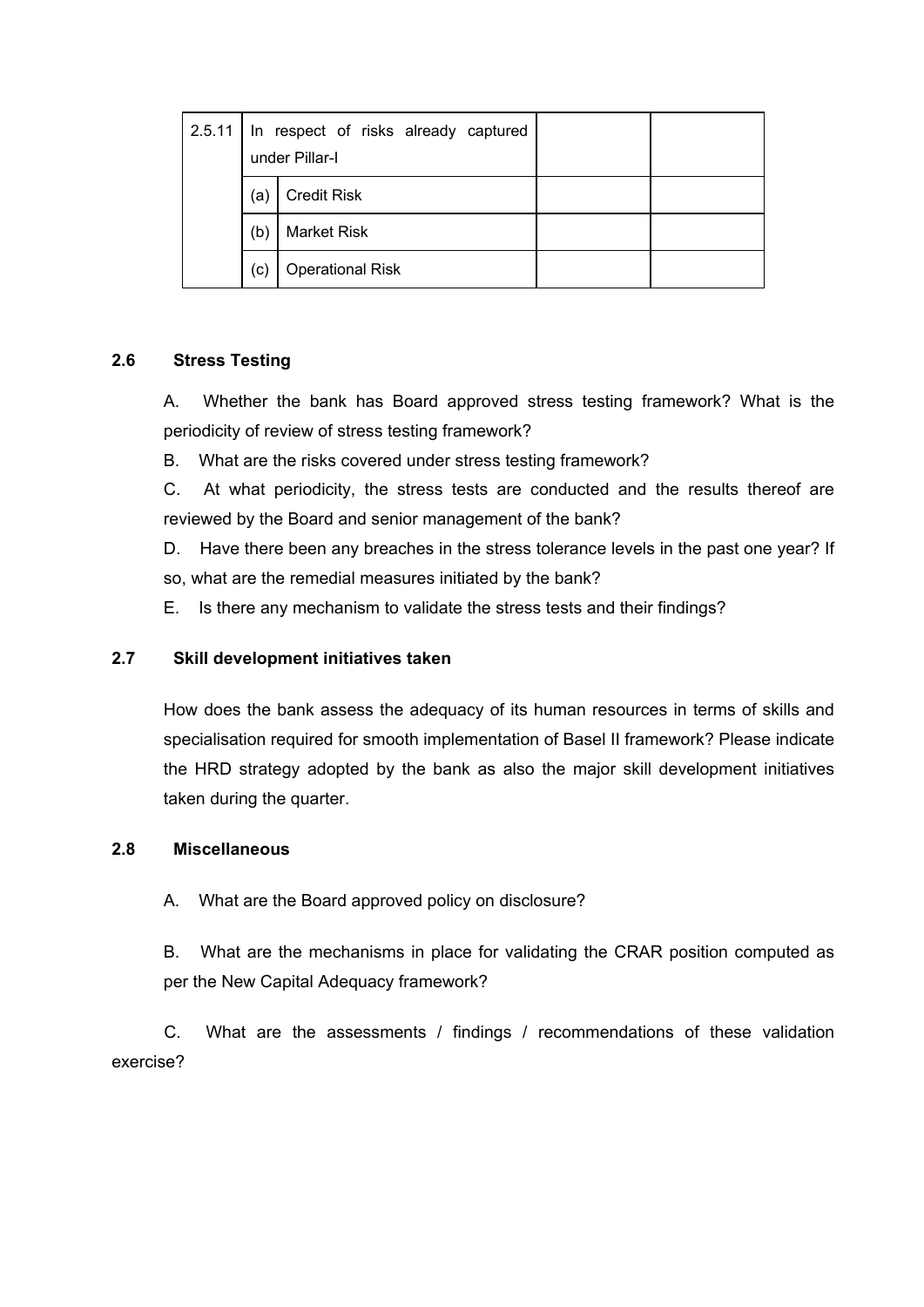| 2.5.11 | In respect of risks already captured under Pillar-I | | | |
|---|---|---|---|---|
| | (a) | Credit Risk | | |
| | (b) | Market Risk | | |
| | (c) | Operational Risk | | |

## 2.6 Stress Testing

A. Whether the bank has Board approved stress testing framework? What is the periodicity of review of stress testing framework?

B. What are the risks covered under stress testing framework?

C. At what periodicity, the stress tests are conducted and the results thereof are reviewed by the Board and senior management of the bank?

D. Have there been any breaches in the stress tolerance levels in the past one year? If so, what are the remedial measures initiated by the bank?

E. Is there any mechanism to validate the stress tests and their findings?

## 2.7 Skill development initiatives taken

How does the bank assess the adequacy of its human resources in terms of skills and specialisation required for smooth implementation of Basel II framework? Please indicate the HRD strategy adopted by the bank as also the major skill development initiatives taken during the quarter.

## 2.8 Miscellaneous

A. What are the Board approved policy on disclosure?

B. What are the mechanisms in place for validating the CRAR position computed as per the New Capital Adequacy framework?

C. What are the assessments / findings / recommendations of these validation exercise?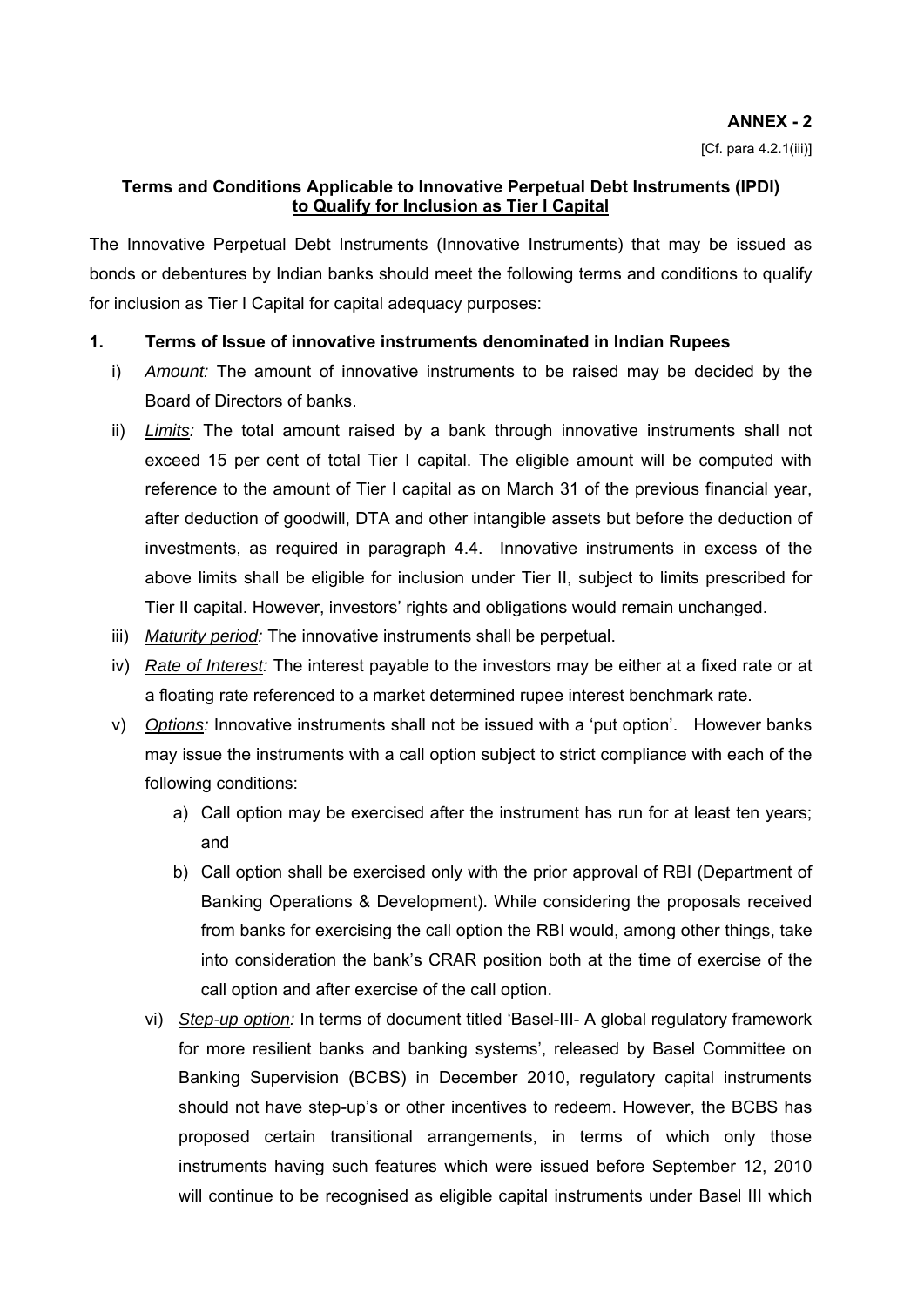**ANNEX - 2**

[Cf. para 4.2.1(iii)]

**Terms and Conditions Applicable to Innovative Perpetual Debt Instruments (IPDI) to Qualify for Inclusion as Tier I Capital**

The Innovative Perpetual Debt Instruments (Innovative Instruments) that may be issued as bonds or debentures by Indian banks should meet the following terms and conditions to qualify for inclusion as Tier I Capital for capital adequacy purposes:

**1. Terms of Issue of innovative instruments denominated in Indian Rupees**

i) *Amount:* The amount of innovative instruments to be raised may be decided by the Board of Directors of banks.

ii) *Limits:* The total amount raised by a bank through innovative instruments shall not exceed 15 per cent of total Tier I capital. The eligible amount will be computed with reference to the amount of Tier I capital as on March 31 of the previous financial year, after deduction of goodwill, DTA and other intangible assets but before the deduction of investments, as required in paragraph 4.4. Innovative instruments in excess of the above limits shall be eligible for inclusion under Tier II, subject to limits prescribed for Tier II capital. However, investors' rights and obligations would remain unchanged.

iii) *Maturity period:* The innovative instruments shall be perpetual.

iv) *Rate of Interest:* The interest payable to the investors may be either at a fixed rate or at a floating rate referenced to a market determined rupee interest benchmark rate.

v) *Options:* Innovative instruments shall not be issued with a 'put option'. However banks may issue the instruments with a call option subject to strict compliance with each of the following conditions:

   a) Call option may be exercised after the instrument has run for at least ten years; and

   b) Call option shall be exercised only with the prior approval of RBI (Department of Banking Operations & Development). While considering the proposals received from banks for exercising the call option the RBI would, among other things, take into consideration the bank's CRAR position both at the time of exercise of the call option and after exercise of the call option.

vi) *Step-up option:* In terms of document titled 'Basel-III- A global regulatory framework for more resilient banks and banking systems', released by Basel Committee on Banking Supervision (BCBS) in December 2010, regulatory capital instruments should not have step-up's or other incentives to redeem. However, the BCBS has proposed certain transitional arrangements, in terms of which only those instruments having such features which were issued before September 12, 2010 will continue to be recognised as eligible capital instruments under Basel III which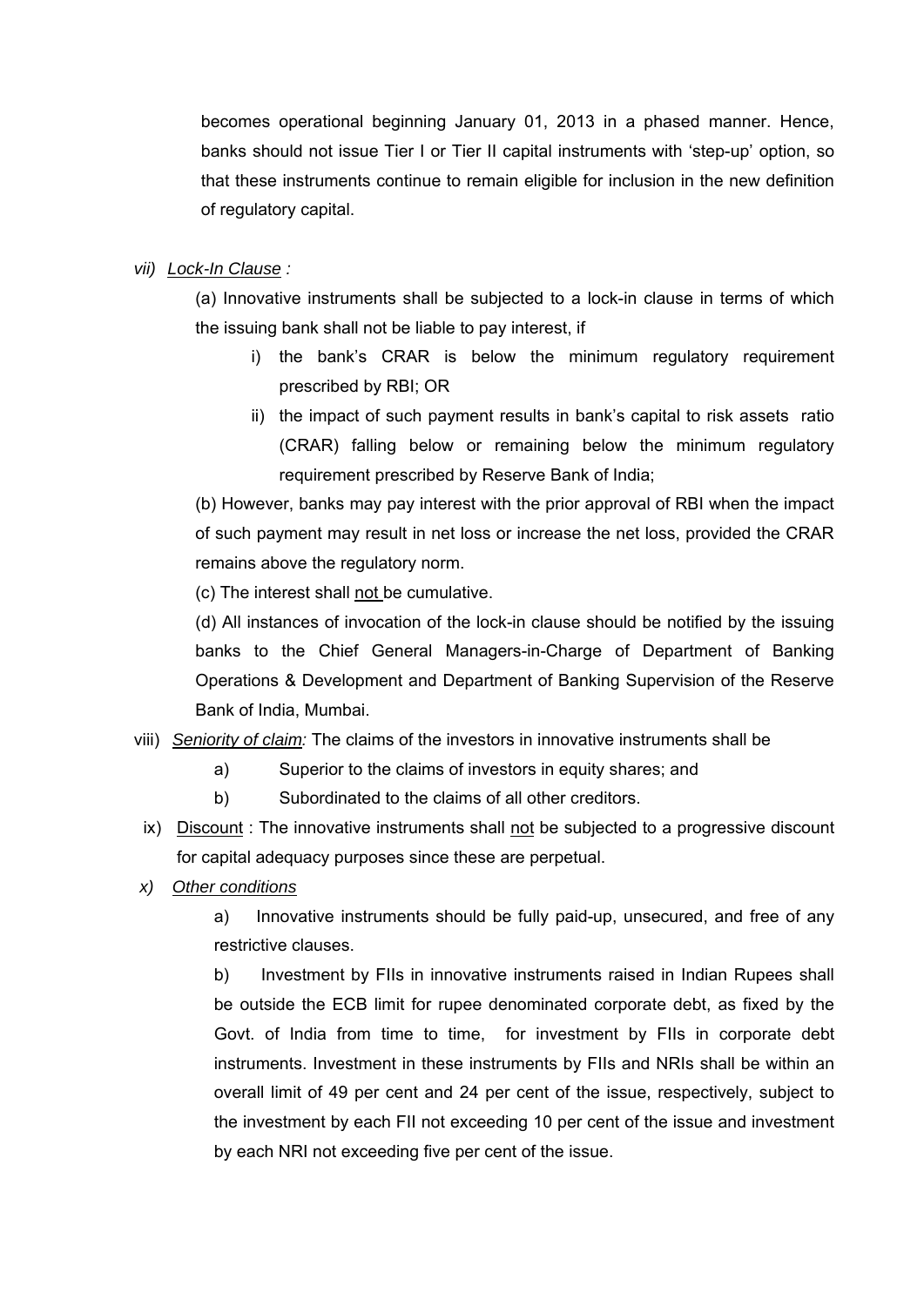becomes operational beginning January 01, 2013 in a phased manner. Hence, banks should not issue Tier I or Tier II capital instruments with 'step-up' option, so that these instruments continue to remain eligible for inclusion in the new definition of regulatory capital.

*vii)* *Lock-In Clause :*

(a) Innovative instruments shall be subjected to a lock-in clause in terms of which the issuing bank shall not be liable to pay interest, if

i) the bank's CRAR is below the minimum regulatory requirement prescribed by RBI; OR

ii) the impact of such payment results in bank's capital to risk assets ratio (CRAR) falling below or remaining below the minimum regulatory requirement prescribed by Reserve Bank of India;

(b) However, banks may pay interest with the prior approval of RBI when the impact of such payment may result in net loss or increase the net loss, provided the CRAR remains above the regulatory norm.

(c) The interest shall not be cumulative.

(d) All instances of invocation of the lock-in clause should be notified by the issuing banks to the Chief General Managers-in-Charge of Department of Banking Operations & Development and Department of Banking Supervision of the Reserve Bank of India, Mumbai.

viii) *Seniority of claim:* The claims of the investors in innovative instruments shall be

a) Superior to the claims of investors in equity shares; and

b) Subordinated to the claims of all other creditors.

ix) Discount : The innovative instruments shall not be subjected to a progressive discount for capital adequacy purposes since these are perpetual.

*x)* *Other conditions*

a) Innovative instruments should be fully paid-up, unsecured, and free of any restrictive clauses.

b) Investment by FIIs in innovative instruments raised in Indian Rupees shall be outside the ECB limit for rupee denominated corporate debt, as fixed by the Govt. of India from time to time, for investment by FIIs in corporate debt instruments. Investment in these instruments by FIIs and NRIs shall be within an overall limit of 49 per cent and 24 per cent of the issue, respectively, subject to the investment by each FII not exceeding 10 per cent of the issue and investment by each NRI not exceeding five per cent of the issue.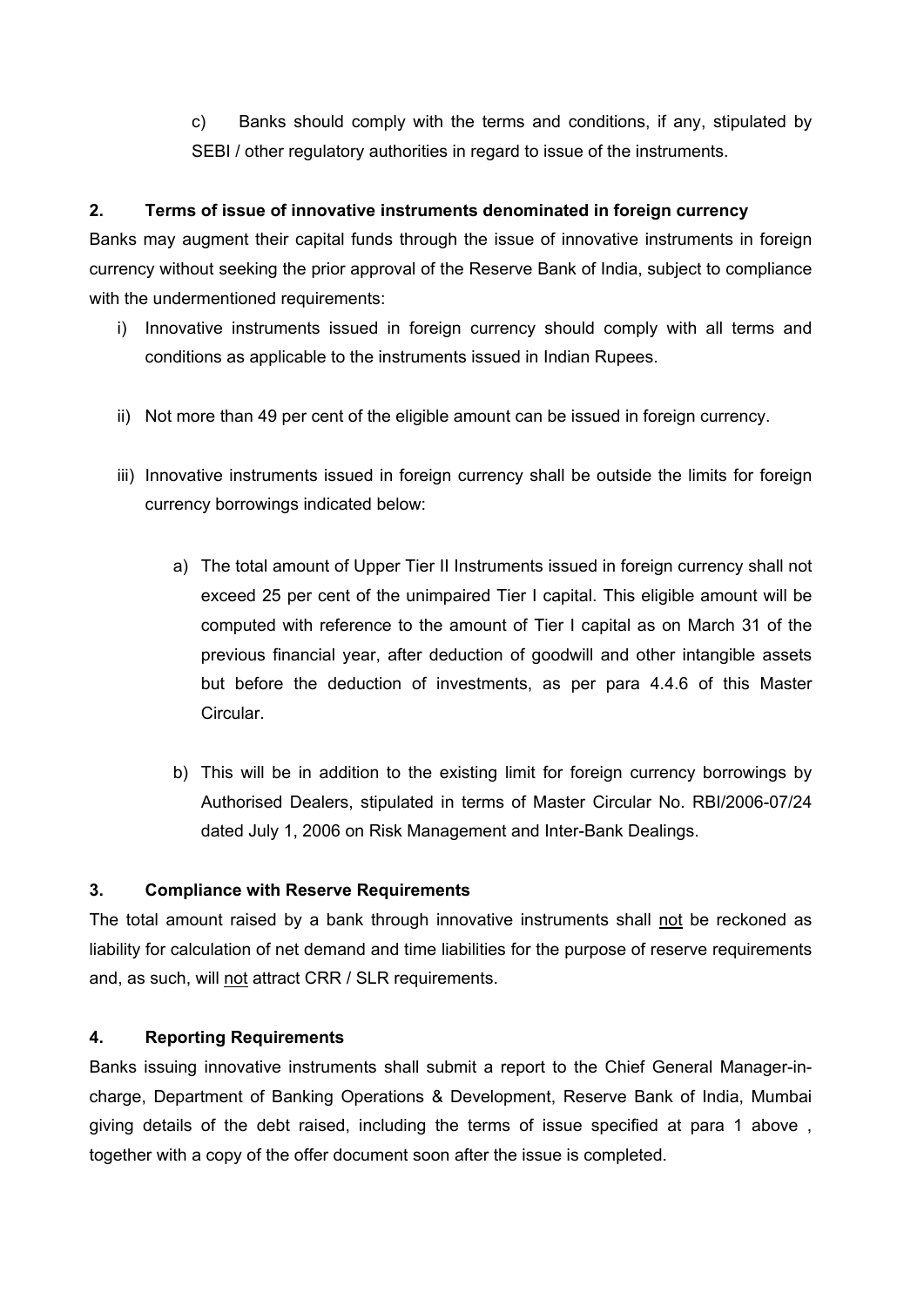c) Banks should comply with the terms and conditions, if any, stipulated by SEBI / other regulatory authorities in regard to issue of the instruments.

**2. Terms of issue of innovative instruments denominated in foreign currency**

Banks may augment their capital funds through the issue of innovative instruments in foreign currency without seeking the prior approval of the Reserve Bank of India, subject to compliance with the undermentioned requirements:

i) Innovative instruments issued in foreign currency should comply with all terms and conditions as applicable to the instruments issued in Indian Rupees.

ii) Not more than 49 per cent of the eligible amount can be issued in foreign currency.

iii) Innovative instruments issued in foreign currency shall be outside the limits for foreign currency borrowings indicated below:

   a) The total amount of Upper Tier II Instruments issued in foreign currency shall not exceed 25 per cent of the unimpaired Tier I capital. This eligible amount will be computed with reference to the amount of Tier I capital as on March 31 of the previous financial year, after deduction of goodwill and other intangible assets but before the deduction of investments, as per para 4.4.6 of this Master Circular.

   b) This will be in addition to the existing limit for foreign currency borrowings by Authorised Dealers, stipulated in terms of Master Circular No. RBI/2006-07/24 dated July 1, 2006 on Risk Management and Inter-Bank Dealings.

**3. Compliance with Reserve Requirements**

The total amount raised by a bank through innovative instruments shall not be reckoned as liability for calculation of net demand and time liabilities for the purpose of reserve requirements and, as such, will not attract CRR / SLR requirements.

**4. Reporting Requirements**

Banks issuing innovative instruments shall submit a report to the Chief General Manager-in-charge, Department of Banking Operations & Development, Reserve Bank of India, Mumbai giving details of the debt raised, including the terms of issue specified at para 1 above , together with a copy of the offer document soon after the issue is completed.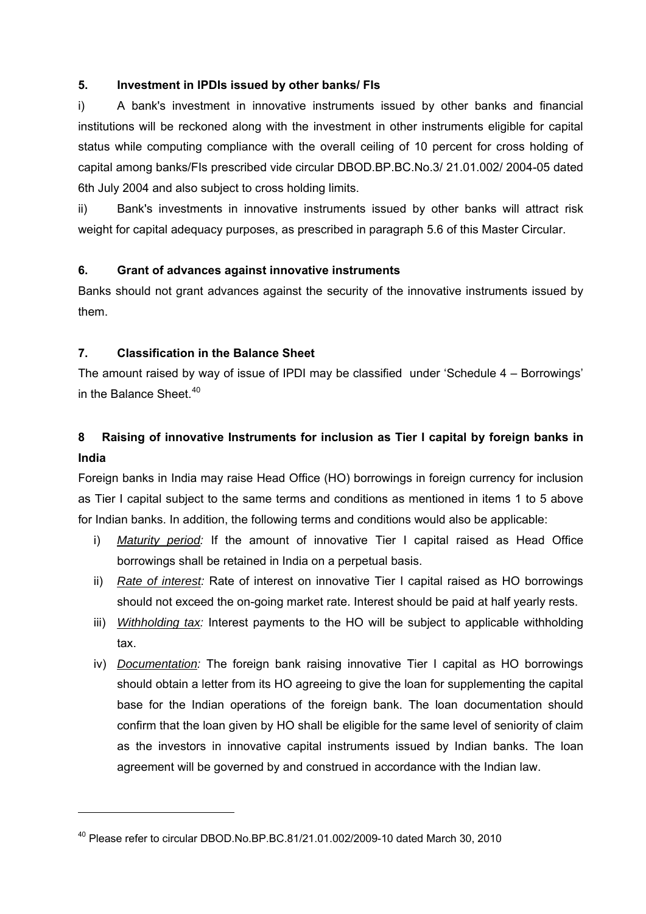## 5. Investment in IPDIs issued by other banks/ FIs

i) A bank's investment in innovative instruments issued by other banks and financial institutions will be reckoned along with the investment in other instruments eligible for capital status while computing compliance with the overall ceiling of 10 percent for cross holding of capital among banks/FIs prescribed vide circular DBOD.BP.BC.No.3/ 21.01.002/ 2004-05 dated 6th July 2004 and also subject to cross holding limits.

ii) Bank's investments in innovative instruments issued by other banks will attract risk weight for capital adequacy purposes, as prescribed in paragraph 5.6 of this Master Circular.

## 6. Grant of advances against innovative instruments

Banks should not grant advances against the security of the innovative instruments issued by them.

## 7. Classification in the Balance Sheet

The amount raised by way of issue of IPDI may be classified under 'Schedule 4 – Borrowings' in the Balance Sheet.[40]

## 8 Raising of innovative Instruments for inclusion as Tier I capital by foreign banks in India

Foreign banks in India may raise Head Office (HO) borrowings in foreign currency for inclusion as Tier I capital subject to the same terms and conditions as mentioned in items 1 to 5 above for Indian banks. In addition, the following terms and conditions would also be applicable:

i) *Maturity period:* If the amount of innovative Tier I capital raised as Head Office borrowings shall be retained in India on a perpetual basis.

ii) *Rate of interest:* Rate of interest on innovative Tier I capital raised as HO borrowings should not exceed the on-going market rate. Interest should be paid at half yearly rests.

iii) *Withholding tax:* Interest payments to the HO will be subject to applicable withholding tax.

iv) *Documentation:* The foreign bank raising innovative Tier I capital as HO borrowings should obtain a letter from its HO agreeing to give the loan for supplementing the capital base for the Indian operations of the foreign bank. The loan documentation should confirm that the loan given by HO shall be eligible for the same level of seniority of claim as the investors in innovative capital instruments issued by Indian banks. The loan agreement will be governed by and construed in accordance with the Indian law.

---

[40] Please refer to circular DBOD.No.BP.BC.81/21.01.002/2009-10 dated March 30, 2010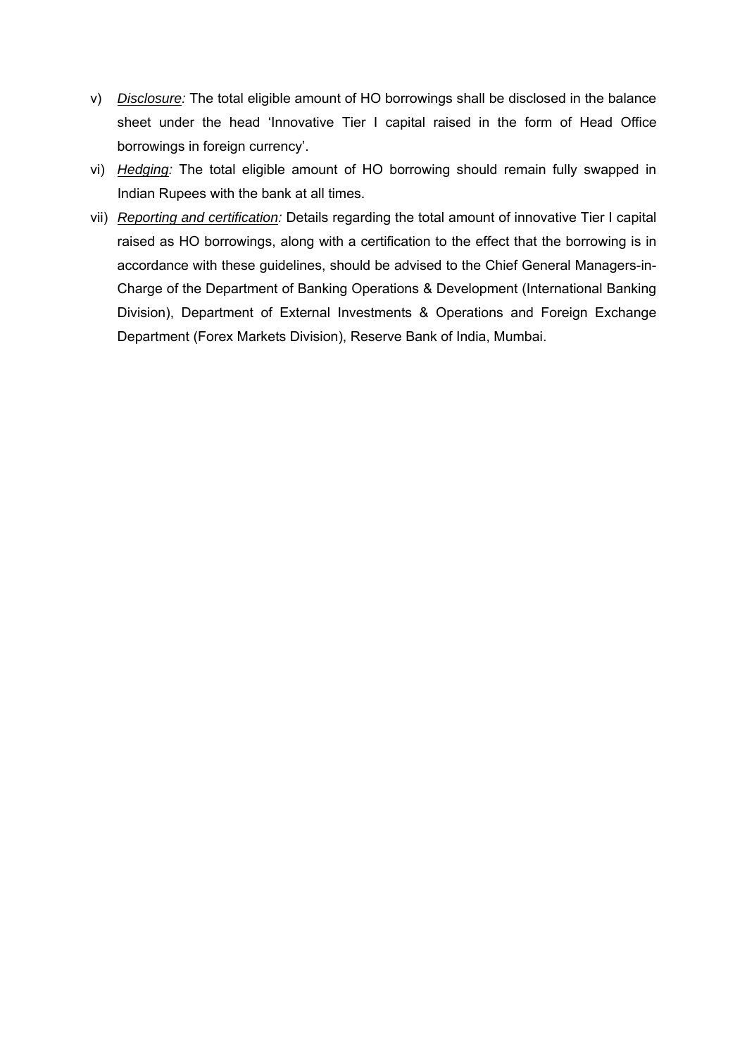v) *Disclosure:* The total eligible amount of HO borrowings shall be disclosed in the balance sheet under the head 'Innovative Tier I capital raised in the form of Head Office borrowings in foreign currency'.

vi) *Hedging:* The total eligible amount of HO borrowing should remain fully swapped in Indian Rupees with the bank at all times.

vii) *Reporting and certification:* Details regarding the total amount of innovative Tier I capital raised as HO borrowings, along with a certification to the effect that the borrowing is in accordance with these guidelines, should be advised to the Chief General Managers-in-Charge of the Department of Banking Operations & Development (International Banking Division), Department of External Investments & Operations and Foreign Exchange Department (Forex Markets Division), Reserve Bank of India, Mumbai.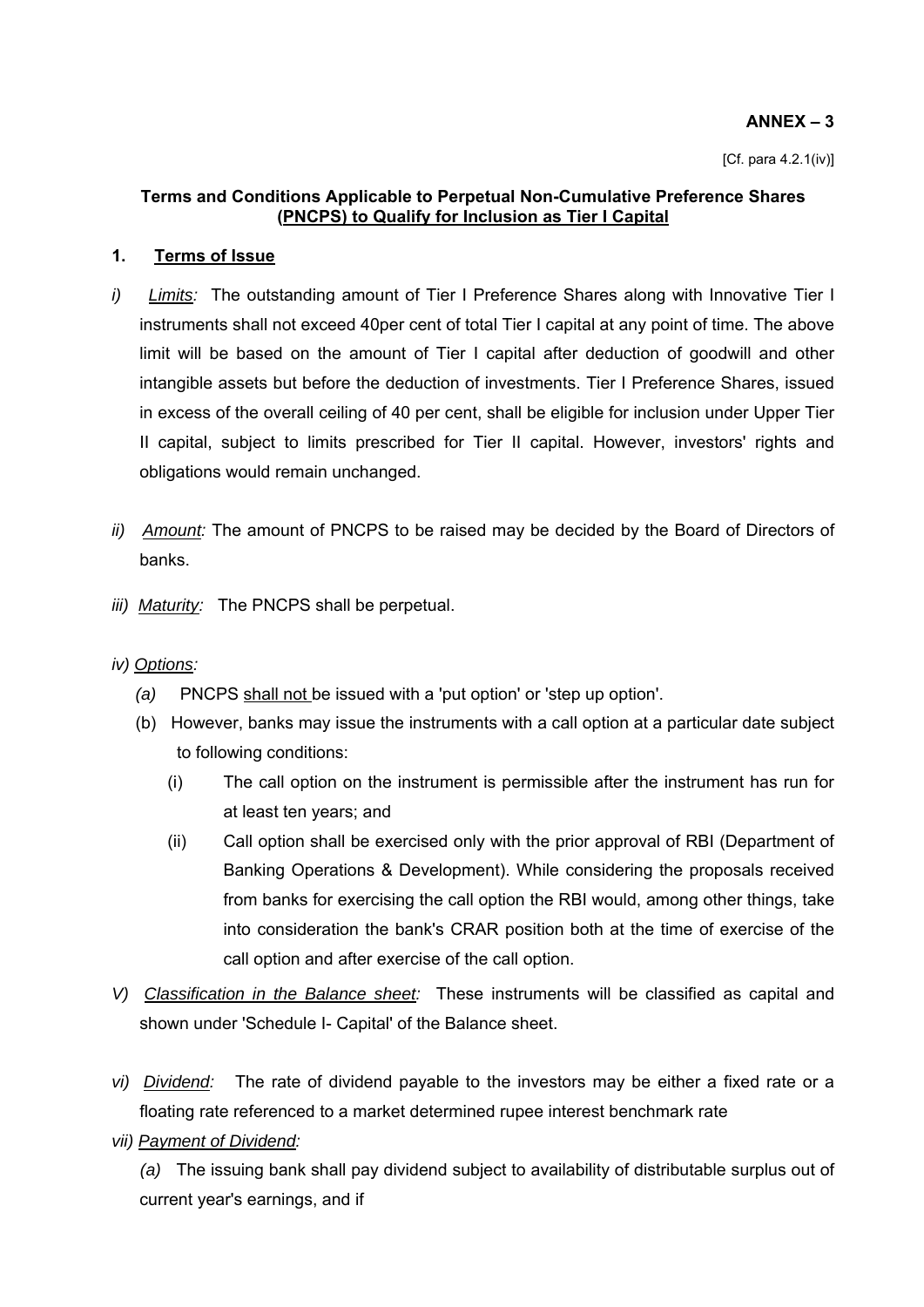**ANNEX – 3**

[Cf. para 4.2.1(iv)]

**Terms and Conditions Applicable to Perpetual Non-Cumulative Preference Shares (PNCPS) to Qualify for Inclusion as Tier I Capital**

**1. Terms of Issue**

i) *Limits:* The outstanding amount of Tier I Preference Shares along with Innovative Tier I instruments shall not exceed 40per cent of total Tier I capital at any point of time. The above limit will be based on the amount of Tier I capital after deduction of goodwill and other intangible assets but before the deduction of investments. Tier I Preference Shares, issued in excess of the overall ceiling of 40 per cent, shall be eligible for inclusion under Upper Tier II capital, subject to limits prescribed for Tier II capital. However, investors' rights and obligations would remain unchanged.

ii) *Amount:* The amount of PNCPS to be raised may be decided by the Board of Directors of banks.

iii) *Maturity:* The PNCPS shall be perpetual.

iv) *Options:*

(a) PNCPS shall not be issued with a 'put option' or 'step up option'.

(b) However, banks may issue the instruments with a call option at a particular date subject to following conditions:

(i) The call option on the instrument is permissible after the instrument has run for at least ten years; and

(ii) Call option shall be exercised only with the prior approval of RBI (Department of Banking Operations & Development). While considering the proposals received from banks for exercising the call option the RBI would, among other things, take into consideration the bank's CRAR position both at the time of exercise of the call option and after exercise of the call option.

V) *Classification in the Balance sheet:* These instruments will be classified as capital and shown under 'Schedule I- Capital' of the Balance sheet.

vi) *Dividend:* The rate of dividend payable to the investors may be either a fixed rate or a floating rate referenced to a market determined rupee interest benchmark rate

vii) *Payment of Dividend:*

(a) The issuing bank shall pay dividend subject to availability of distributable surplus out of current year's earnings, and if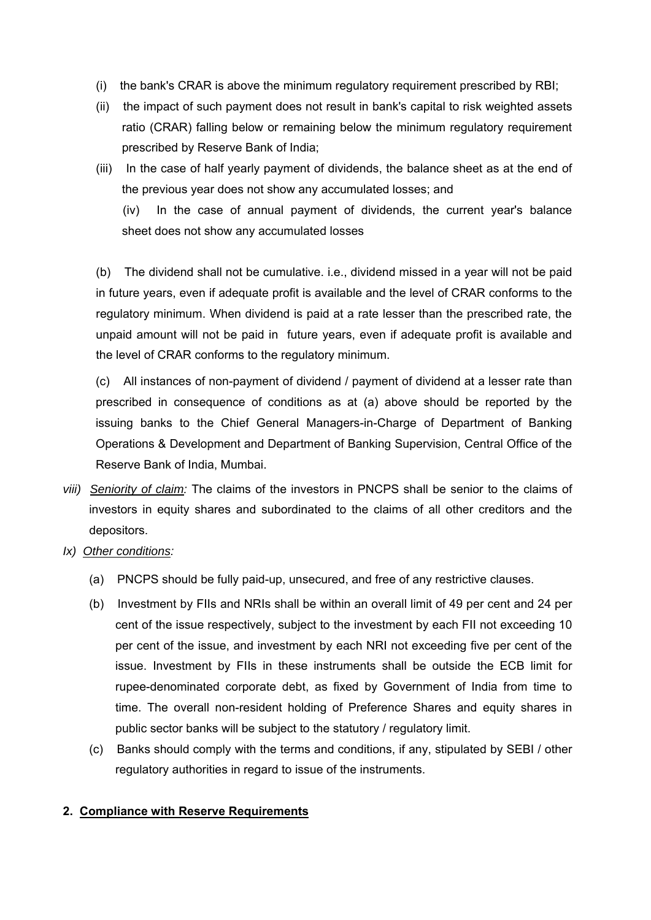(i) the bank's CRAR is above the minimum regulatory requirement prescribed by RBI;

(ii) the impact of such payment does not result in bank's capital to risk weighted assets ratio (CRAR) falling below or remaining below the minimum regulatory requirement prescribed by Reserve Bank of India;

(iii) In the case of half yearly payment of dividends, the balance sheet as at the end of the previous year does not show any accumulated losses; and

(iv) In the case of annual payment of dividends, the current year's balance sheet does not show any accumulated losses

(b) The dividend shall not be cumulative. i.e., dividend missed in a year will not be paid in future years, even if adequate profit is available and the level of CRAR conforms to the regulatory minimum. When dividend is paid at a rate lesser than the prescribed rate, the unpaid amount will not be paid in future years, even if adequate profit is available and the level of CRAR conforms to the regulatory minimum.

(c) All instances of non-payment of dividend / payment of dividend at a lesser rate than prescribed in consequence of conditions as at (a) above should be reported by the issuing banks to the Chief General Managers-in-Charge of Department of Banking Operations & Development and Department of Banking Supervision, Central Office of the Reserve Bank of India, Mumbai.

*viii)* *Seniority of claim:* The claims of the investors in PNCPS shall be senior to the claims of investors in equity shares and subordinated to the claims of all other creditors and the depositors.

*Ix)* *Other conditions:*

(a) PNCPS should be fully paid-up, unsecured, and free of any restrictive clauses.

(b) Investment by FIIs and NRIs shall be within an overall limit of 49 per cent and 24 per cent of the issue respectively, subject to the investment by each FII not exceeding 10 per cent of the issue, and investment by each NRI not exceeding five per cent of the issue. Investment by FIIs in these instruments shall be outside the ECB limit for rupee-denominated corporate debt, as fixed by Government of India from time to time. The overall non-resident holding of Preference Shares and equity shares in public sector banks will be subject to the statutory / regulatory limit.

(c) Banks should comply with the terms and conditions, if any, stipulated by SEBI / other regulatory authorities in regard to issue of the instruments.

**2. Compliance with Reserve Requirements**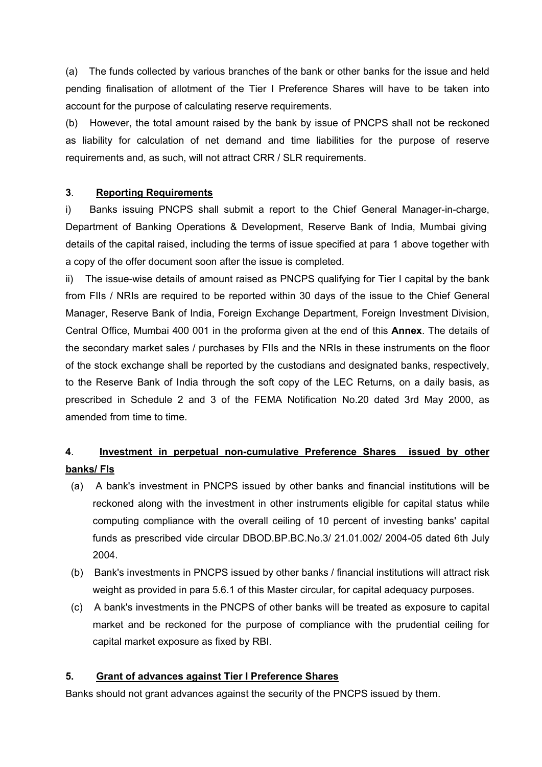(a) The funds collected by various branches of the bank or other banks for the issue and held pending finalisation of allotment of the Tier I Preference Shares will have to be taken into account for the purpose of calculating reserve requirements.

(b) However, the total amount raised by the bank by issue of PNCPS shall not be reckoned as liability for calculation of net demand and time liabilities for the purpose of reserve requirements and, as such, will not attract CRR / SLR requirements.

**3**. **Reporting Requirements**

i) Banks issuing PNCPS shall submit a report to the Chief General Manager-in-charge, Department of Banking Operations & Development, Reserve Bank of India, Mumbai giving details of the capital raised, including the terms of issue specified at para 1 above together with a copy of the offer document soon after the issue is completed.

ii) The issue-wise details of amount raised as PNCPS qualifying for Tier I capital by the bank from FIIs / NRIs are required to be reported within 30 days of the issue to the Chief General Manager, Reserve Bank of India, Foreign Exchange Department, Foreign Investment Division, Central Office, Mumbai 400 001 in the proforma given at the end of this **Annex**. The details of the secondary market sales / purchases by FIIs and the NRIs in these instruments on the floor of the stock exchange shall be reported by the custodians and designated banks, respectively, to the Reserve Bank of India through the soft copy of the LEC Returns, on a daily basis, as prescribed in Schedule 2 and 3 of the FEMA Notification No.20 dated 3rd May 2000, as amended from time to time.

**4**. **Investment in perpetual non-cumulative Preference Shares issued by other banks/ FIs**

(a) A bank's investment in PNCPS issued by other banks and financial institutions will be reckoned along with the investment in other instruments eligible for capital status while computing compliance with the overall ceiling of 10 percent of investing banks' capital funds as prescribed vide circular DBOD.BP.BC.No.3/ 21.01.002/ 2004-05 dated 6th July 2004.

(b) Bank's investments in PNCPS issued by other banks / financial institutions will attract risk weight as provided in para 5.6.1 of this Master circular, for capital adequacy purposes.

(c) A bank's investments in the PNCPS of other banks will be treated as exposure to capital market and be reckoned for the purpose of compliance with the prudential ceiling for capital market exposure as fixed by RBI.

**5.** **Grant of advances against Tier I Preference Shares**

Banks should not grant advances against the security of the PNCPS issued by them.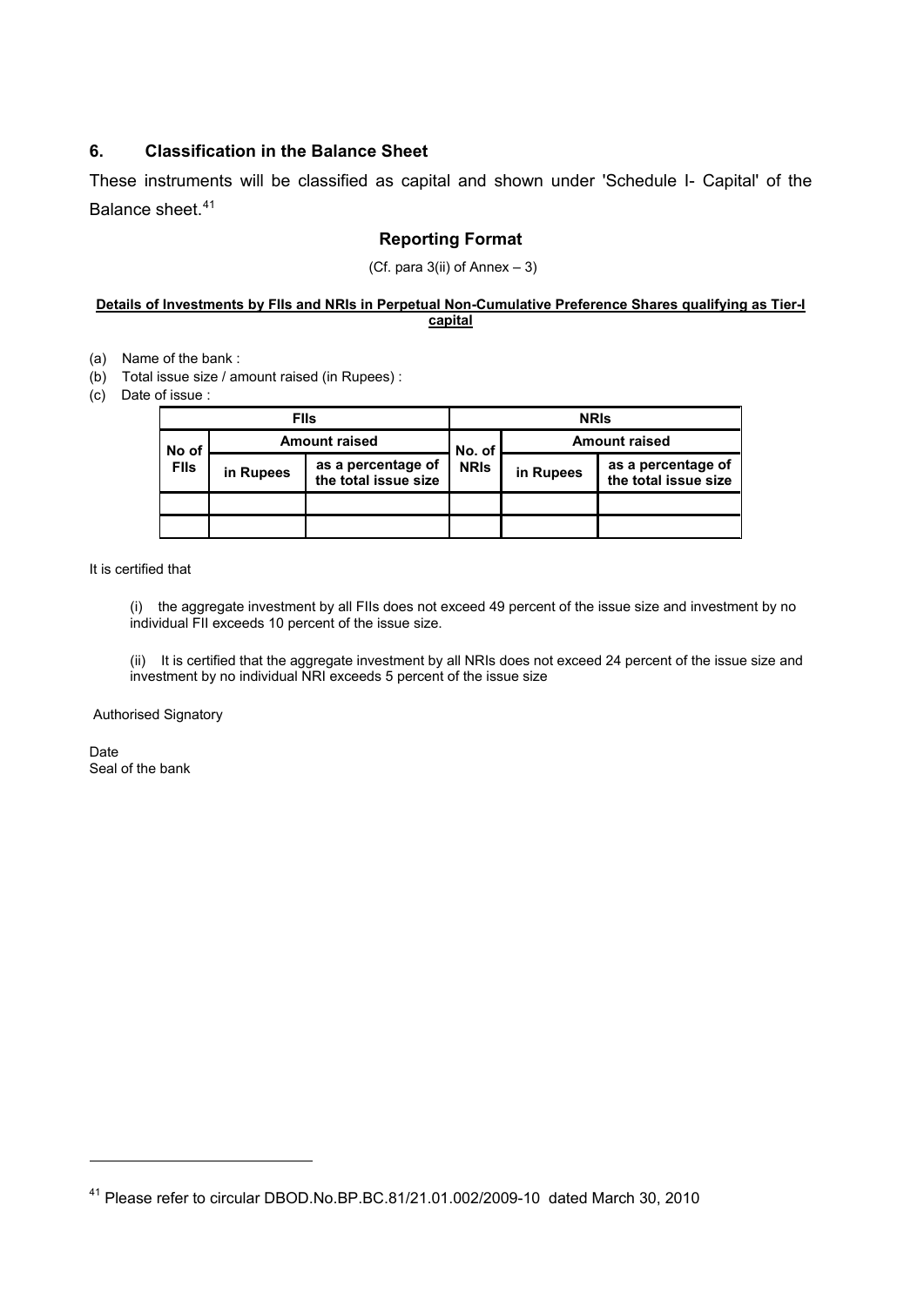## 6. Classification in the Balance Sheet

These instruments will be classified as capital and shown under 'Schedule I- Capital' of the Balance sheet.[41]

### Reporting Format

(Cf. para 3(ii) of Annex – 3)

**Details of Investments by FIIs and NRIs in Perpetual Non-Cumulative Preference Shares qualifying as Tier-I capital**

(a) Name of the bank :

(b) Total issue size / amount raised (in Rupees) :

(c) Date of issue :

| FIIs | | | NRIs | | |
|---|---|---|---|---|---|
| No of FIIs | Amount raised | | No. of NRIs | Amount raised | |
| | in Rupees | as a percentage of the total issue size | | in Rupees | as a percentage of the total issue size |
| | | | | | |
| | | | | | |

It is certified that

(i) the aggregate investment by all FIIs does not exceed 49 percent of the issue size and investment by no individual FII exceeds 10 percent of the issue size.

(ii) It is certified that the aggregate investment by all NRIs does not exceed 24 percent of the issue size and investment by no individual NRI exceeds 5 percent of the issue size

Authorised Signatory

Date

Seal of the bank

---

[41] Please refer to circular DBOD.No.BP.BC.81/21.01.002/2009-10 dated March 30, 2010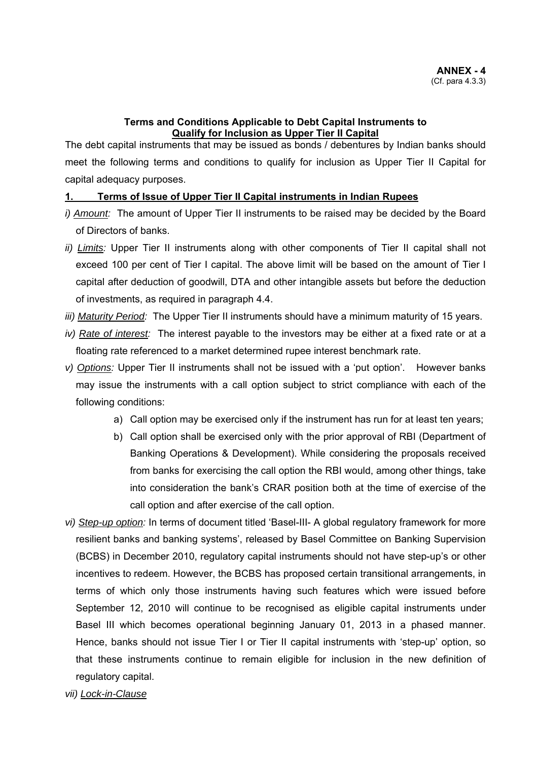**ANNEX - 4**
(Cf. para 4.3.3)

**Terms and Conditions Applicable to Debt Capital Instruments to Qualify for Inclusion as Upper Tier II Capital**

The debt capital instruments that may be issued as bonds / debentures by Indian banks should meet the following terms and conditions to qualify for inclusion as Upper Tier II Capital for capital adequacy purposes.

**1. Terms of Issue of Upper Tier II Capital instruments in Indian Rupees**

*i) Amount:* The amount of Upper Tier II instruments to be raised may be decided by the Board of Directors of banks.

*ii) Limits:* Upper Tier II instruments along with other components of Tier II capital shall not exceed 100 per cent of Tier I capital. The above limit will be based on the amount of Tier I capital after deduction of goodwill, DTA and other intangible assets but before the deduction of investments, as required in paragraph 4.4.

*iii) Maturity Period:* The Upper Tier II instruments should have a minimum maturity of 15 years.

*iv) Rate of interest:* The interest payable to the investors may be either at a fixed rate or at a floating rate referenced to a market determined rupee interest benchmark rate.

*v) Options:* Upper Tier II instruments shall not be issued with a 'put option'. However banks may issue the instruments with a call option subject to strict compliance with each of the following conditions:

a) Call option may be exercised only if the instrument has run for at least ten years;

b) Call option shall be exercised only with the prior approval of RBI (Department of Banking Operations & Development). While considering the proposals received from banks for exercising the call option the RBI would, among other things, take into consideration the bank's CRAR position both at the time of exercise of the call option and after exercise of the call option.

*vi) Step-up option:* In terms of document titled 'Basel-III- A global regulatory framework for more resilient banks and banking systems', released by Basel Committee on Banking Supervision (BCBS) in December 2010, regulatory capital instruments should not have step-up's or other incentives to redeem. However, the BCBS has proposed certain transitional arrangements, in terms of which only those instruments having such features which were issued before September 12, 2010 will continue to be recognised as eligible capital instruments under Basel III which becomes operational beginning January 01, 2013 in a phased manner. Hence, banks should not issue Tier I or Tier II capital instruments with 'step-up' option, so that these instruments continue to remain eligible for inclusion in the new definition of regulatory capital.

*vii) Lock-in-Clause*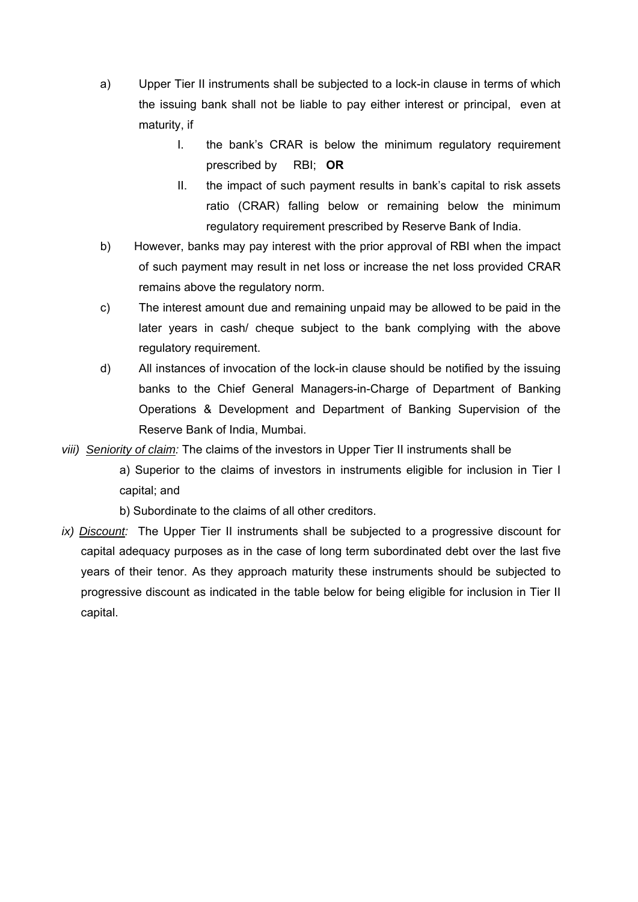a) Upper Tier II instruments shall be subjected to a lock-in clause in terms of which the issuing bank shall not be liable to pay either interest or principal, even at maturity, if

   I. the bank's CRAR is below the minimum regulatory requirement prescribed by RBI; **OR**

   II. the impact of such payment results in bank's capital to risk assets ratio (CRAR) falling below or remaining below the minimum regulatory requirement prescribed by Reserve Bank of India.

b) However, banks may pay interest with the prior approval of RBI when the impact of such payment may result in net loss or increase the net loss provided CRAR remains above the regulatory norm.

c) The interest amount due and remaining unpaid may be allowed to be paid in the later years in cash/ cheque subject to the bank complying with the above regulatory requirement.

d) All instances of invocation of the lock-in clause should be notified by the issuing banks to the Chief General Managers-in-Charge of Department of Banking Operations & Development and Department of Banking Supervision of the Reserve Bank of India, Mumbai.

*viii)* *Seniority of claim:* The claims of the investors in Upper Tier II instruments shall be

a) Superior to the claims of investors in instruments eligible for inclusion in Tier I capital; and

b) Subordinate to the claims of all other creditors.

*ix)* *Discount:* The Upper Tier II instruments shall be subjected to a progressive discount for capital adequacy purposes as in the case of long term subordinated debt over the last five years of their tenor. As they approach maturity these instruments should be subjected to progressive discount as indicated in the table below for being eligible for inclusion in Tier II capital.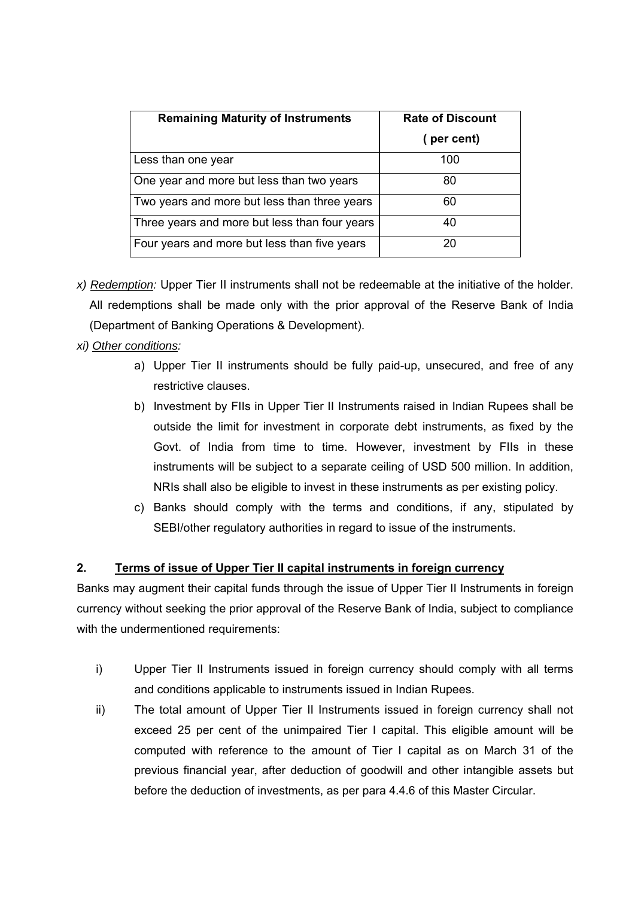| Remaining Maturity of Instruments | Rate of Discount ( per cent) |
|---|---|
| Less than one year | 100 |
| One year and more but less than two years | 80 |
| Two years and more but less than three years | 60 |
| Three years and more but less than four years | 40 |
| Four years and more but less than five years | 20 |

x) *Redemption:* Upper Tier II instruments shall not be redeemable at the initiative of the holder. All redemptions shall be made only with the prior approval of the Reserve Bank of India (Department of Banking Operations & Development).

xi) *Other conditions:*

a) Upper Tier II instruments should be fully paid-up, unsecured, and free of any restrictive clauses.

b) Investment by FIIs in Upper Tier II Instruments raised in Indian Rupees shall be outside the limit for investment in corporate debt instruments, as fixed by the Govt. of India from time to time. However, investment by FIIs in these instruments will be subject to a separate ceiling of USD 500 million. In addition, NRIs shall also be eligible to invest in these instruments as per existing policy.

c) Banks should comply with the terms and conditions, if any, stipulated by SEBI/other regulatory authorities in regard to issue of the instruments.

## 2. Terms of issue of Upper Tier II capital instruments in foreign currency

Banks may augment their capital funds through the issue of Upper Tier II Instruments in foreign currency without seeking the prior approval of the Reserve Bank of India, subject to compliance with the undermentioned requirements:

i) Upper Tier II Instruments issued in foreign currency should comply with all terms and conditions applicable to instruments issued in Indian Rupees.

ii) The total amount of Upper Tier II Instruments issued in foreign currency shall not exceed 25 per cent of the unimpaired Tier I capital. This eligible amount will be computed with reference to the amount of Tier I capital as on March 31 of the previous financial year, after deduction of goodwill and other intangible assets but before the deduction of investments, as per para 4.4.6 of this Master Circular.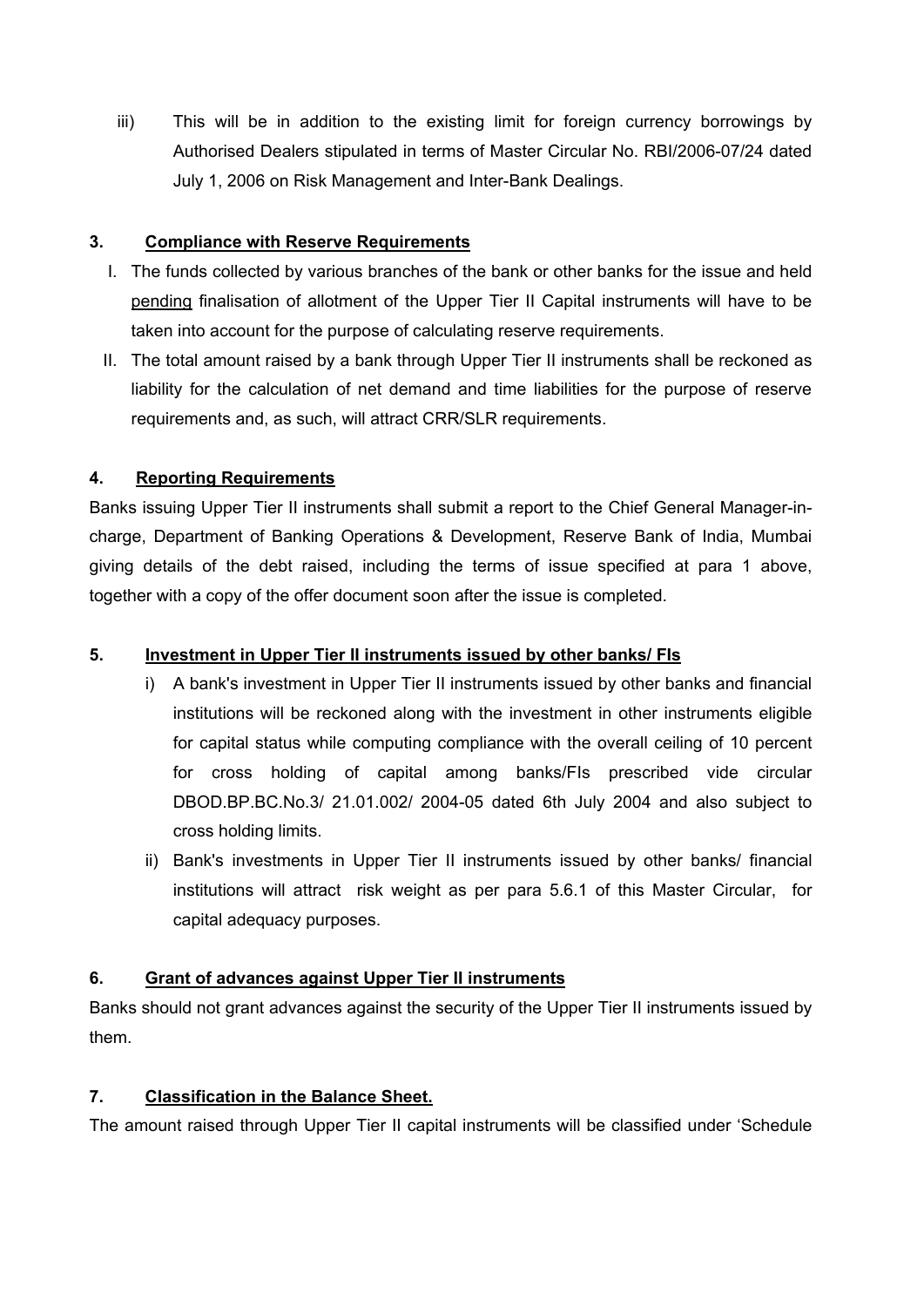iii) This will be in addition to the existing limit for foreign currency borrowings by Authorised Dealers stipulated in terms of Master Circular No. RBI/2006-07/24 dated July 1, 2006 on Risk Management and Inter-Bank Dealings.

**3. Compliance with Reserve Requirements**

I. The funds collected by various branches of the bank or other banks for the issue and held pending finalisation of allotment of the Upper Tier II Capital instruments will have to be taken into account for the purpose of calculating reserve requirements.

II. The total amount raised by a bank through Upper Tier II instruments shall be reckoned as liability for the calculation of net demand and time liabilities for the purpose of reserve requirements and, as such, will attract CRR/SLR requirements.

**4. Reporting Requirements**

Banks issuing Upper Tier II instruments shall submit a report to the Chief General Manager-in-charge, Department of Banking Operations & Development, Reserve Bank of India, Mumbai giving details of the debt raised, including the terms of issue specified at para 1 above, together with a copy of the offer document soon after the issue is completed.

**5. Investment in Upper Tier II instruments issued by other banks/ FIs**

i) A bank's investment in Upper Tier II instruments issued by other banks and financial institutions will be reckoned along with the investment in other instruments eligible for capital status while computing compliance with the overall ceiling of 10 percent for cross holding of capital among banks/FIs prescribed vide circular DBOD.BP.BC.No.3/ 21.01.002/ 2004-05 dated 6th July 2004 and also subject to cross holding limits.

ii) Bank's investments in Upper Tier II instruments issued by other banks/ financial institutions will attract risk weight as per para 5.6.1 of this Master Circular, for capital adequacy purposes.

**6. Grant of advances against Upper Tier II instruments**

Banks should not grant advances against the security of the Upper Tier II instruments issued by them.

**7. Classification in the Balance Sheet.**

The amount raised through Upper Tier II capital instruments will be classified under 'Schedule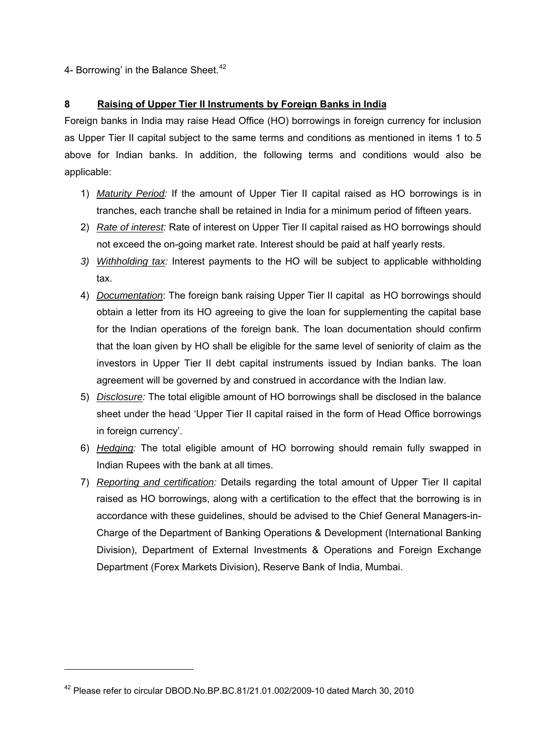4- Borrowing' in the Balance Sheet.[42]

## 8 Raising of Upper Tier II Instruments by Foreign Banks in India

Foreign banks in India may raise Head Office (HO) borrowings in foreign currency for inclusion as Upper Tier II capital subject to the same terms and conditions as mentioned in items 1 to 5 above for Indian banks. In addition, the following terms and conditions would also be applicable:

1) *Maturity Period:* If the amount of Upper Tier II capital raised as HO borrowings is in tranches, each tranche shall be retained in India for a minimum period of fifteen years.
2) *Rate of interest:* Rate of interest on Upper Tier II capital raised as HO borrowings should not exceed the on-going market rate. Interest should be paid at half yearly rests.
3) *Withholding tax:* Interest payments to the HO will be subject to applicable withholding tax.
4) *Documentation*: The foreign bank raising Upper Tier II capital as HO borrowings should obtain a letter from its HO agreeing to give the loan for supplementing the capital base for the Indian operations of the foreign bank. The loan documentation should confirm that the loan given by HO shall be eligible for the same level of seniority of claim as the investors in Upper Tier II debt capital instruments issued by Indian banks. The loan agreement will be governed by and construed in accordance with the Indian law.
5) *Disclosure:* The total eligible amount of HO borrowings shall be disclosed in the balance sheet under the head 'Upper Tier II capital raised in the form of Head Office borrowings in foreign currency'.
6) *Hedging:* The total eligible amount of HO borrowing should remain fully swapped in Indian Rupees with the bank at all times.
7) *Reporting and certification:* Details regarding the total amount of Upper Tier II capital raised as HO borrowings, along with a certification to the effect that the borrowing is in accordance with these guidelines, should be advised to the Chief General Managers-in-Charge of the Department of Banking Operations & Development (International Banking Division), Department of External Investments & Operations and Foreign Exchange Department (Forex Markets Division), Reserve Bank of India, Mumbai.

---

[42] Please refer to circular DBOD.No.BP.BC.81/21.01.002/2009-10 dated March 30, 2010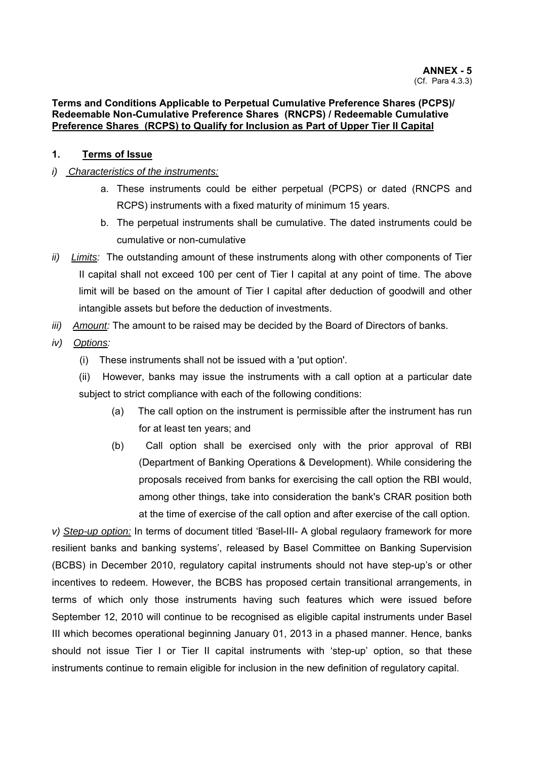**ANNEX - 5**
(Cf. Para 4.3.3)

**Terms and Conditions Applicable to Perpetual Cumulative Preference Shares (PCPS)/ Redeemable Non-Cumulative Preference Shares (RNCPS) / Redeemable Cumulative Preference Shares (RCPS) to Qualify for Inclusion as Part of Upper Tier II Capital**

**1. Terms of Issue**

*i) Characteristics of the instruments:*

a. These instruments could be either perpetual (PCPS) or dated (RNCPS and RCPS) instruments with a fixed maturity of minimum 15 years.

b. The perpetual instruments shall be cumulative. The dated instruments could be cumulative or non-cumulative

*ii) Limits:* The outstanding amount of these instruments along with other components of Tier II capital shall not exceed 100 per cent of Tier I capital at any point of time. The above limit will be based on the amount of Tier I capital after deduction of goodwill and other intangible assets but before the deduction of investments.

*iii) Amount:* The amount to be raised may be decided by the Board of Directors of banks.

*iv) Options:*

(i) These instruments shall not be issued with a 'put option'.

(ii) However, banks may issue the instruments with a call option at a particular date subject to strict compliance with each of the following conditions:

(a) The call option on the instrument is permissible after the instrument has run for at least ten years; and

(b) Call option shall be exercised only with the prior approval of RBI (Department of Banking Operations & Development). While considering the proposals received from banks for exercising the call option the RBI would, among other things, take into consideration the bank's CRAR position both at the time of exercise of the call option and after exercise of the call option.

*v) Step-up option:* In terms of document titled 'Basel-III- A global regulaory framework for more resilient banks and banking systems', released by Basel Committee on Banking Supervision (BCBS) in December 2010, regulatory capital instruments should not have step-up's or other incentives to redeem. However, the BCBS has proposed certain transitional arrangements, in terms of which only those instruments having such features which were issued before September 12, 2010 will continue to be recognised as eligible capital instruments under Basel III which becomes operational beginning January 01, 2013 in a phased manner. Hence, banks should not issue Tier I or Tier II capital instruments with 'step-up' option, so that these instruments continue to remain eligible for inclusion in the new definition of regulatory capital.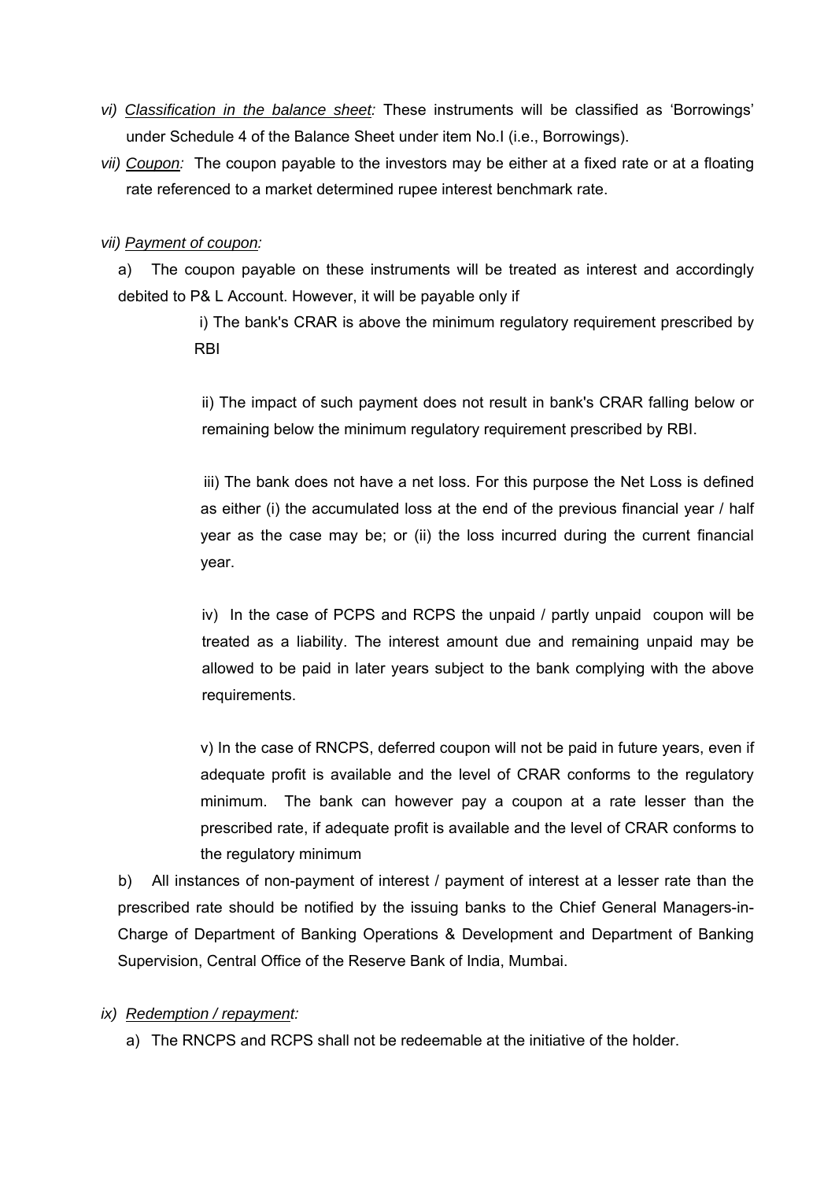vi) *Classification in the balance sheet:* These instruments will be classified as 'Borrowings' under Schedule 4 of the Balance Sheet under item No.I (i.e., Borrowings).

vii) *Coupon:* The coupon payable to the investors may be either at a fixed rate or at a floating rate referenced to a market determined rupee interest benchmark rate.

vii) *Payment of coupon:*

a) The coupon payable on these instruments will be treated as interest and accordingly debited to P& L Account. However, it will be payable only if

> i) The bank's CRAR is above the minimum regulatory requirement prescribed by RBI
>
> ii) The impact of such payment does not result in bank's CRAR falling below or remaining below the minimum regulatory requirement prescribed by RBI.
>
> iii) The bank does not have a net loss. For this purpose the Net Loss is defined as either (i) the accumulated loss at the end of the previous financial year / half year as the case may be; or (ii) the loss incurred during the current financial year.
>
> iv) In the case of PCPS and RCPS the unpaid / partly unpaid coupon will be treated as a liability. The interest amount due and remaining unpaid may be allowed to be paid in later years subject to the bank complying with the above requirements.
>
> v) In the case of RNCPS, deferred coupon will not be paid in future years, even if adequate profit is available and the level of CRAR conforms to the regulatory minimum. The bank can however pay a coupon at a rate lesser than the prescribed rate, if adequate profit is available and the level of CRAR conforms to the regulatory minimum

b) All instances of non-payment of interest / payment of interest at a lesser rate than the prescribed rate should be notified by the issuing banks to the Chief General Managers-in-Charge of Department of Banking Operations & Development and Department of Banking Supervision, Central Office of the Reserve Bank of India, Mumbai.

ix) *Redemption / repayment:*

a) The RNCPS and RCPS shall not be redeemable at the initiative of the holder.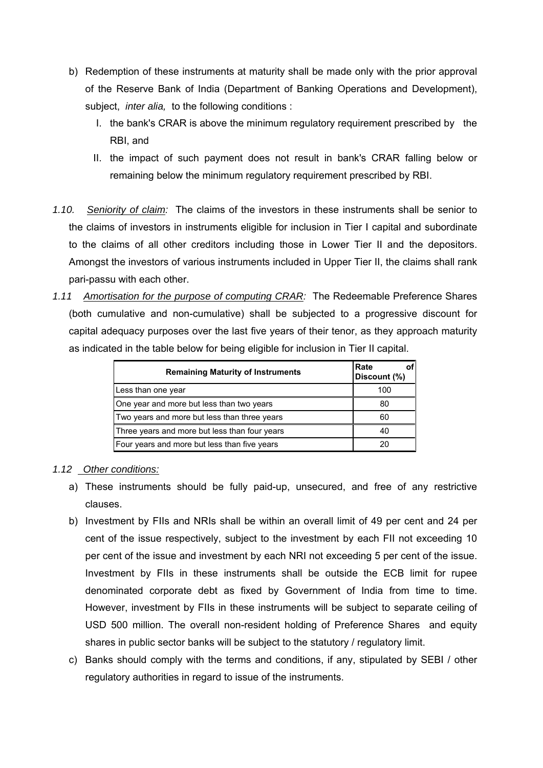b) Redemption of these instruments at maturity shall be made only with the prior approval of the Reserve Bank of India (Department of Banking Operations and Development), subject, *inter alia,* to the following conditions :

   I. the bank's CRAR is above the minimum regulatory requirement prescribed by the RBI, and

   II. the impact of such payment does not result in bank's CRAR falling below or remaining below the minimum regulatory requirement prescribed by RBI.

*1.10. Seniority of claim:* The claims of the investors in these instruments shall be senior to the claims of investors in instruments eligible for inclusion in Tier I capital and subordinate to the claims of all other creditors including those in Lower Tier II and the depositors. Amongst the investors of various instruments included in Upper Tier II, the claims shall rank pari-passu with each other.

*1.11 Amortisation for the purpose of computing CRAR:* The Redeemable Preference Shares (both cumulative and non-cumulative) shall be subjected to a progressive discount for capital adequacy purposes over the last five years of their tenor, as they approach maturity as indicated in the table below for being eligible for inclusion in Tier II capital.

| Remaining Maturity of Instruments | Rate of Discount (%) |
|---|---|
| Less than one year | 100 |
| One year and more but less than two years | 80 |
| Two years and more but less than three years | 60 |
| Three years and more but less than four years | 40 |
| Four years and more but less than five years | 20 |

*1.12 Other conditions:*

a) These instruments should be fully paid-up, unsecured, and free of any restrictive clauses.

b) Investment by FIIs and NRIs shall be within an overall limit of 49 per cent and 24 per cent of the issue respectively, subject to the investment by each FII not exceeding 10 per cent of the issue and investment by each NRI not exceeding 5 per cent of the issue. Investment by FIIs in these instruments shall be outside the ECB limit for rupee denominated corporate debt as fixed by Government of India from time to time. However, investment by FIIs in these instruments will be subject to separate ceiling of USD 500 million. The overall non-resident holding of Preference Shares and equity shares in public sector banks will be subject to the statutory / regulatory limit.

c) Banks should comply with the terms and conditions, if any, stipulated by SEBI / other regulatory authorities in regard to issue of the instruments.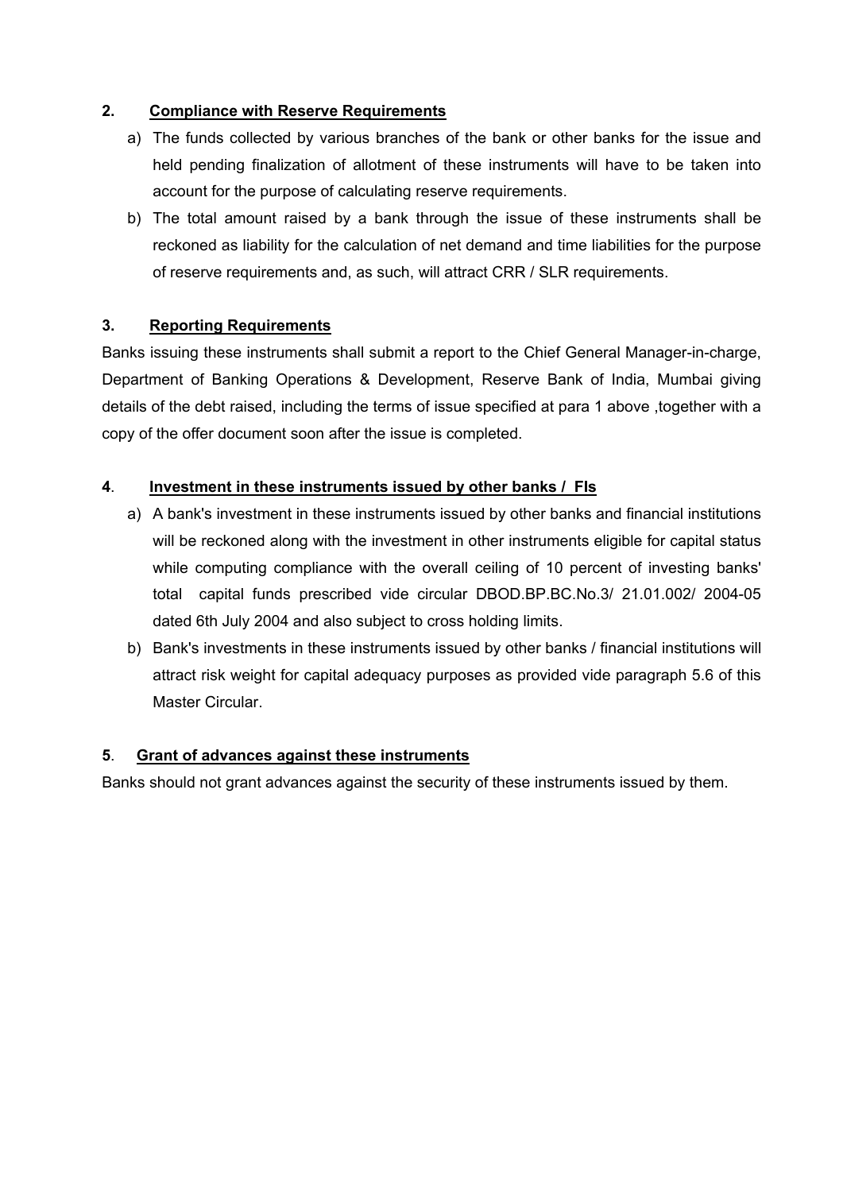**2. Compliance with Reserve Requirements**

a) The funds collected by various branches of the bank or other banks for the issue and held pending finalization of allotment of these instruments will have to be taken into account for the purpose of calculating reserve requirements.

b) The total amount raised by a bank through the issue of these instruments shall be reckoned as liability for the calculation of net demand and time liabilities for the purpose of reserve requirements and, as such, will attract CRR / SLR requirements.

**3. Reporting Requirements**

Banks issuing these instruments shall submit a report to the Chief General Manager-in-charge, Department of Banking Operations & Development, Reserve Bank of India, Mumbai giving details of the debt raised, including the terms of issue specified at para 1 above ,together with a copy of the offer document soon after the issue is completed.

**4. Investment in these instruments issued by other banks / FIs**

a) A bank's investment in these instruments issued by other banks and financial institutions will be reckoned along with the investment in other instruments eligible for capital status while computing compliance with the overall ceiling of 10 percent of investing banks' total capital funds prescribed vide circular DBOD.BP.BC.No.3/ 21.01.002/ 2004-05 dated 6th July 2004 and also subject to cross holding limits.

b) Bank's investments in these instruments issued by other banks / financial institutions will attract risk weight for capital adequacy purposes as provided vide paragraph 5.6 of this Master Circular.

**5. Grant of advances against these instruments**

Banks should not grant advances against the security of these instruments issued by them.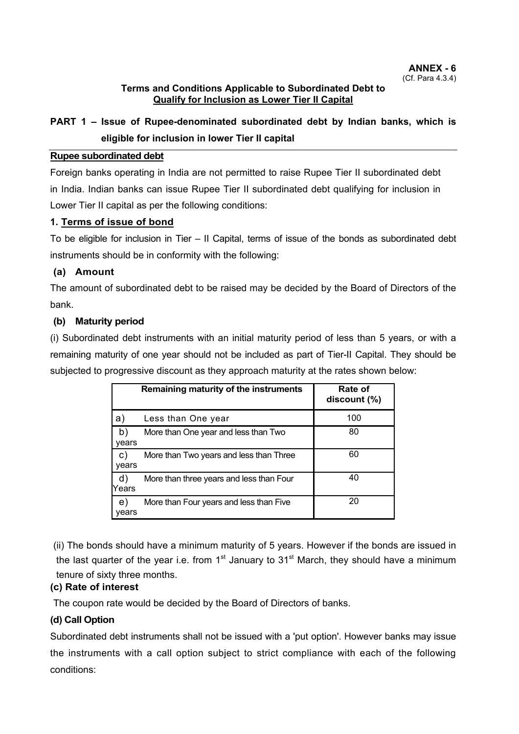**ANNEX - 6**
(Cf. Para 4.3.4)

**Terms and Conditions Applicable to Subordinated Debt to Qualify for Inclusion as Lower Tier II Capital**

## PART 1 – Issue of Rupee-denominated subordinated debt by Indian banks, which is eligible for inclusion in lower Tier II capital

**Rupee subordinated debt**

Foreign banks operating in India are not permitted to raise Rupee Tier II subordinated debt in India. Indian banks can issue Rupee Tier II subordinated debt qualifying for inclusion in Lower Tier II capital as per the following conditions:

### 1. Terms of issue of bond

To be eligible for inclusion in Tier – II Capital, terms of issue of the bonds as subordinated debt instruments should be in conformity with the following:

**(a) Amount**

The amount of subordinated debt to be raised may be decided by the Board of Directors of the bank.

**(b) Maturity period**

(i) Subordinated debt instruments with an initial maturity period of less than 5 years, or with a remaining maturity of one year should not be included as part of Tier-II Capital. They should be subjected to progressive discount as they approach maturity at the rates shown below:

| Remaining maturity of the instruments | Rate of discount (%) |
|---|---|
| a) Less than One year | 100 |
| b) More than One year and less than Two years | 80 |
| c) More than Two years and less than Three years | 60 |
| d) More than three years and less than Four Years | 40 |
| e) More than Four years and less than Five years | 20 |

(ii) The bonds should have a minimum maturity of 5 years. However if the bonds are issued in the last quarter of the year i.e. from 1st January to 31st March, they should have a minimum tenure of sixty three months.

**(c) Rate of interest**

The coupon rate would be decided by the Board of Directors of banks.

**(d) Call Option**

Subordinated debt instruments shall not be issued with a 'put option'. However banks may issue the instruments with a call option subject to strict compliance with each of the following conditions: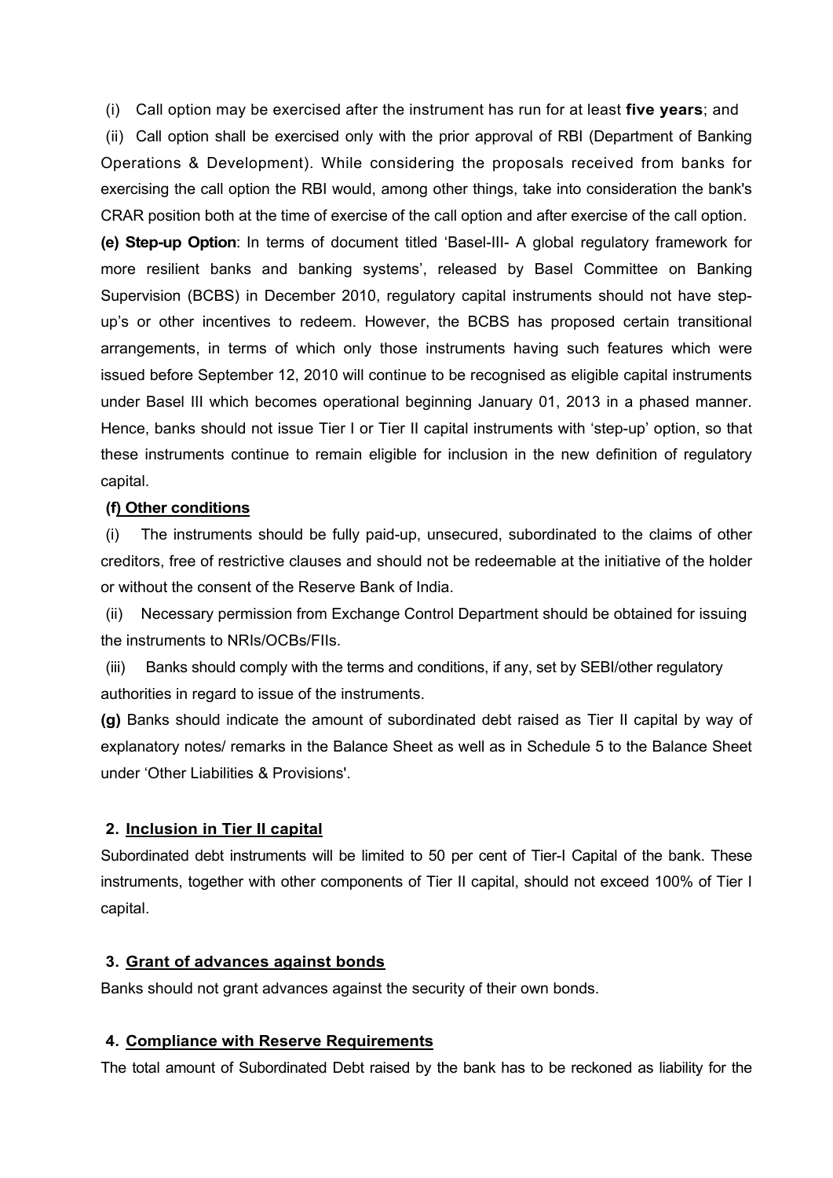(i) Call option may be exercised after the instrument has run for at least **five years**; and

(ii) Call option shall be exercised only with the prior approval of RBI (Department of Banking Operations & Development). While considering the proposals received from banks for exercising the call option the RBI would, among other things, take into consideration the bank's CRAR position both at the time of exercise of the call option and after exercise of the call option.

**(e) Step-up Option**: In terms of document titled 'Basel-III- A global regulatory framework for more resilient banks and banking systems', released by Basel Committee on Banking Supervision (BCBS) in December 2010, regulatory capital instruments should not have step-up's or other incentives to redeem. However, the BCBS has proposed certain transitional arrangements, in terms of which only those instruments having such features which were issued before September 12, 2010 will continue to be recognised as eligible capital instruments under Basel III which becomes operational beginning January 01, 2013 in a phased manner. Hence, banks should not issue Tier I or Tier II capital instruments with 'step-up' option, so that these instruments continue to remain eligible for inclusion in the new definition of regulatory capital.

**(f) Other conditions**

(i) The instruments should be fully paid-up, unsecured, subordinated to the claims of other creditors, free of restrictive clauses and should not be redeemable at the initiative of the holder or without the consent of the Reserve Bank of India.

(ii) Necessary permission from Exchange Control Department should be obtained for issuing the instruments to NRIs/OCBs/FIIs.

(iii) Banks should comply with the terms and conditions, if any, set by SEBI/other regulatory authorities in regard to issue of the instruments.

**(g)** Banks should indicate the amount of subordinated debt raised as Tier II capital by way of explanatory notes/ remarks in the Balance Sheet as well as in Schedule 5 to the Balance Sheet under 'Other Liabilities & Provisions'.

## 2. Inclusion in Tier II capital

Subordinated debt instruments will be limited to 50 per cent of Tier-I Capital of the bank. These instruments, together with other components of Tier II capital, should not exceed 100% of Tier I capital.

## 3. Grant of advances against bonds

Banks should not grant advances against the security of their own bonds.

## 4. Compliance with Reserve Requirements

The total amount of Subordinated Debt raised by the bank has to be reckoned as liability for the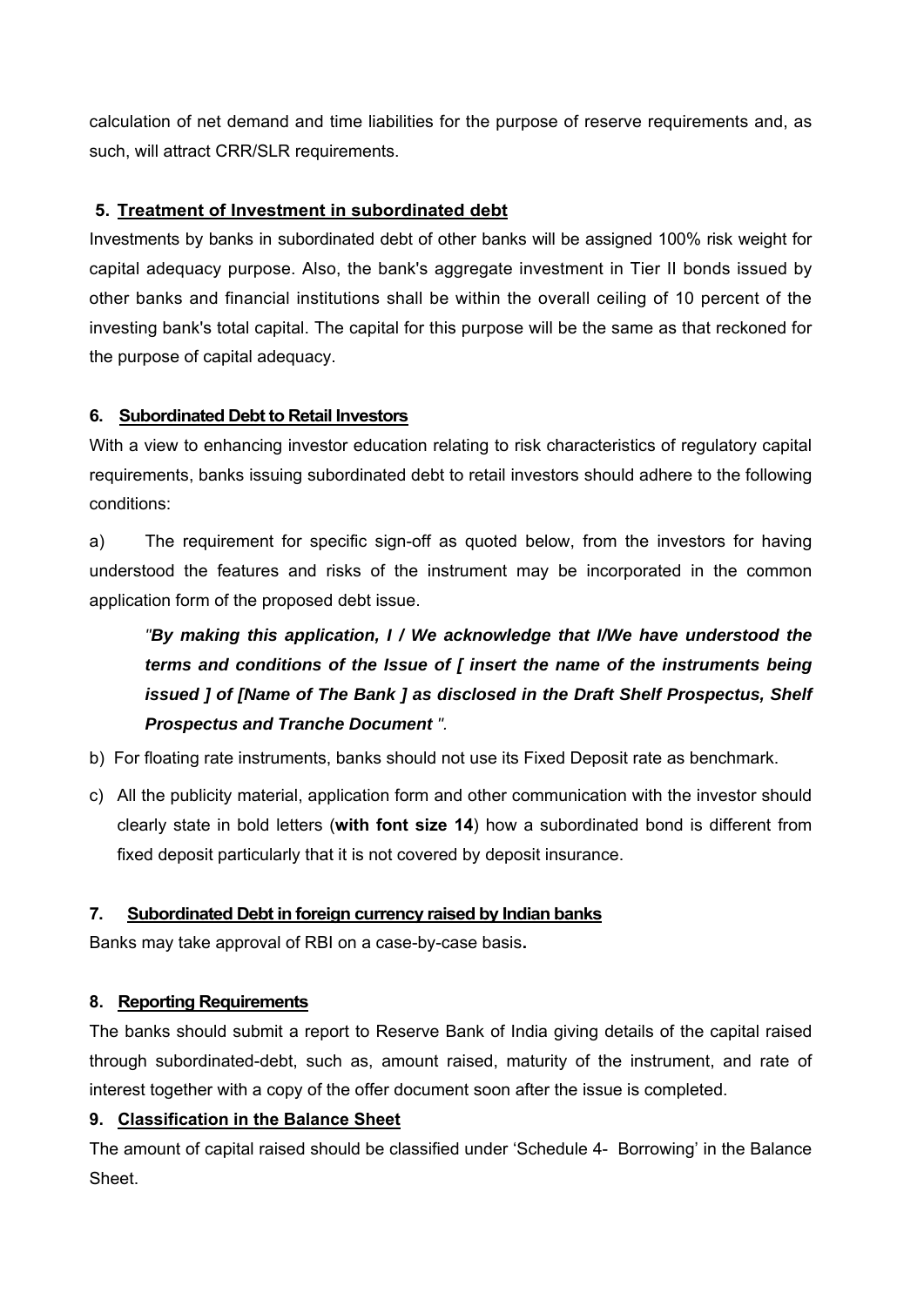calculation of net demand and time liabilities for the purpose of reserve requirements and, as such, will attract CRR/SLR requirements.

**5. Treatment of Investment in subordinated debt**

Investments by banks in subordinated debt of other banks will be assigned 100% risk weight for capital adequacy purpose. Also, the bank's aggregate investment in Tier II bonds issued by other banks and financial institutions shall be within the overall ceiling of 10 percent of the investing bank's total capital. The capital for this purpose will be the same as that reckoned for the purpose of capital adequacy.

**6. Subordinated Debt to Retail Investors**

With a view to enhancing investor education relating to risk characteristics of regulatory capital requirements, banks issuing subordinated debt to retail investors should adhere to the following conditions:

a) The requirement for specific sign-off as quoted below, from the investors for having understood the features and risks of the instrument may be incorporated in the common application form of the proposed debt issue.

> *"**By making this application, I / We acknowledge that I/We have understood the terms and conditions of the Issue of [ insert the name of the instruments being issued ] of [Name of The Bank ] as disclosed in the Draft Shelf Prospectus, Shelf Prospectus and Tranche Document** ".*

b) For floating rate instruments, banks should not use its Fixed Deposit rate as benchmark.

c) All the publicity material, application form and other communication with the investor should clearly state in bold letters (**with font size 14**) how a subordinated bond is different from fixed deposit particularly that it is not covered by deposit insurance.

**7. Subordinated Debt in foreign currency raised by Indian banks**

Banks may take approval of RBI on a case-by-case basis**.**

**8. Reporting Requirements**

The banks should submit a report to Reserve Bank of India giving details of the capital raised through subordinated-debt, such as, amount raised, maturity of the instrument, and rate of interest together with a copy of the offer document soon after the issue is completed.

**9. Classification in the Balance Sheet**

The amount of capital raised should be classified under 'Schedule 4- Borrowing' in the Balance Sheet.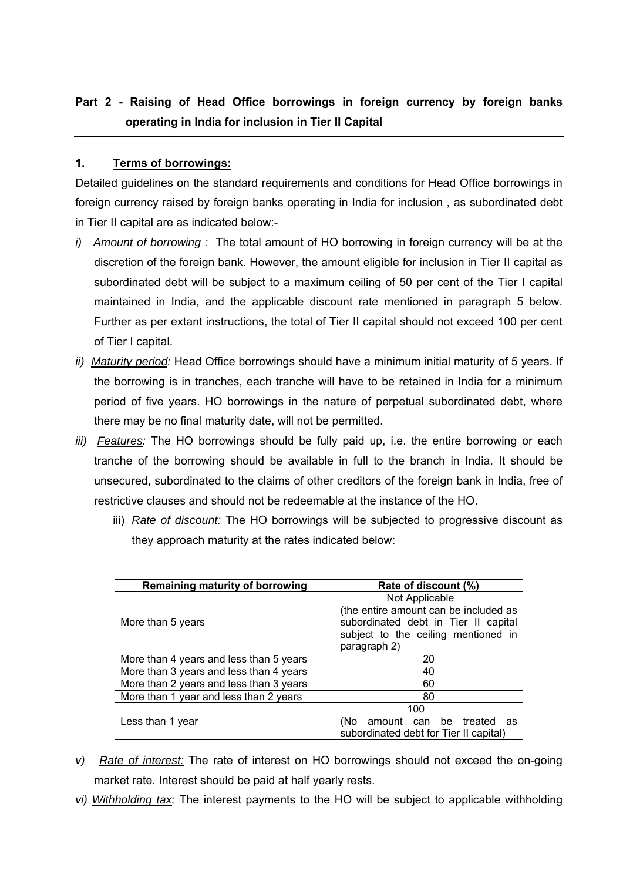## Part 2 - Raising of Head Office borrowings in foreign currency by foreign banks operating in India for inclusion in Tier II Capital

### 1. Terms of borrowings:

Detailed guidelines on the standard requirements and conditions for Head Office borrowings in foreign currency raised by foreign banks operating in India for inclusion , as subordinated debt in Tier II capital are as indicated below:-

*i)* *Amount of borrowing :* The total amount of HO borrowing in foreign currency will be at the discretion of the foreign bank. However, the amount eligible for inclusion in Tier II capital as subordinated debt will be subject to a maximum ceiling of 50 per cent of the Tier I capital maintained in India, and the applicable discount rate mentioned in paragraph 5 below. Further as per extant instructions, the total of Tier II capital should not exceed 100 per cent of Tier I capital.

*ii)* *Maturity period:* Head Office borrowings should have a minimum initial maturity of 5 years. If the borrowing is in tranches, each tranche will have to be retained in India for a minimum period of five years. HO borrowings in the nature of perpetual subordinated debt, where there may be no final maturity date, will not be permitted.

*iii)* *Features:* The HO borrowings should be fully paid up, i.e. the entire borrowing or each tranche of the borrowing should be available in full to the branch in India. It should be unsecured, subordinated to the claims of other creditors of the foreign bank in India, free of restrictive clauses and should not be redeemable at the instance of the HO.

iii) *Rate of discount:* The HO borrowings will be subjected to progressive discount as they approach maturity at the rates indicated below:

| Remaining maturity of borrowing | Rate of discount (%) |
|---|---|
| More than 5 years | Not Applicable (the entire amount can be included as subordinated debt in Tier II capital subject to the ceiling mentioned in paragraph 2) |
| More than 4 years and less than 5 years | 20 |
| More than 3 years and less than 4 years | 40 |
| More than 2 years and less than 3 years | 60 |
| More than 1 year and less than 2 years | 80 |
| Less than 1 year | 100 (No amount can be treated as subordinated debt for Tier II capital) |

*v)* *Rate of interest:* The rate of interest on HO borrowings should not exceed the on-going market rate. Interest should be paid at half yearly rests.

*vi)* *Withholding tax:* The interest payments to the HO will be subject to applicable withholding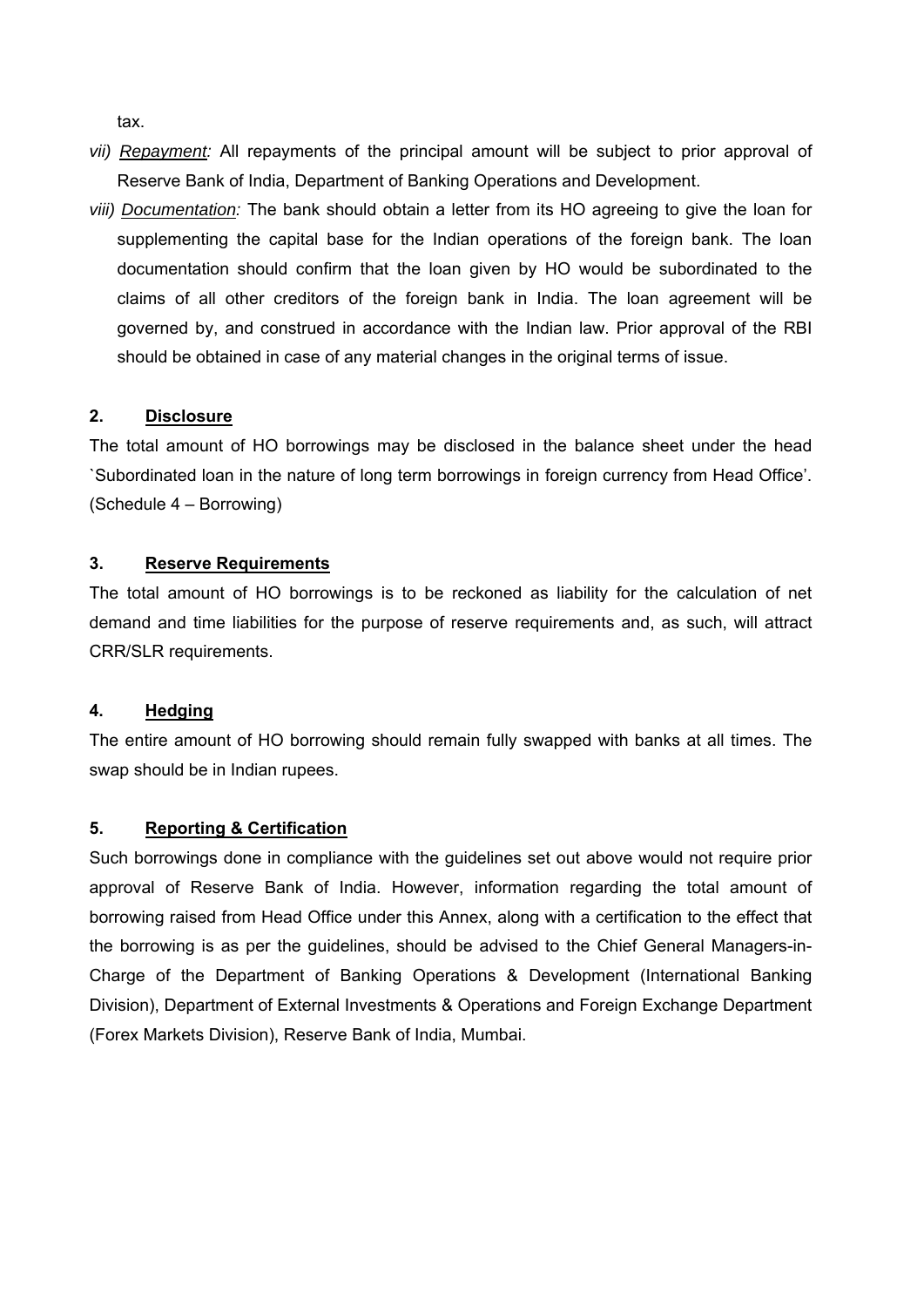tax.

*vii)* *Repayment:* All repayments of the principal amount will be subject to prior approval of Reserve Bank of India, Department of Banking Operations and Development.

*viii)* *Documentation:* The bank should obtain a letter from its HO agreeing to give the loan for supplementing the capital base for the Indian operations of the foreign bank. The loan documentation should confirm that the loan given by HO would be subordinated to the claims of all other creditors of the foreign bank in India. The loan agreement will be governed by, and construed in accordance with the Indian law. Prior approval of the RBI should be obtained in case of any material changes in the original terms of issue.

**2. Disclosure**

The total amount of HO borrowings may be disclosed in the balance sheet under the head `Subordinated loan in the nature of long term borrowings in foreign currency from Head Office'. (Schedule 4 – Borrowing)

**3. Reserve Requirements**

The total amount of HO borrowings is to be reckoned as liability for the calculation of net demand and time liabilities for the purpose of reserve requirements and, as such, will attract CRR/SLR requirements.

**4. Hedging**

The entire amount of HO borrowing should remain fully swapped with banks at all times. The swap should be in Indian rupees.

**5. Reporting & Certification**

Such borrowings done in compliance with the guidelines set out above would not require prior approval of Reserve Bank of India. However, information regarding the total amount of borrowing raised from Head Office under this Annex, along with a certification to the effect that the borrowing is as per the guidelines, should be advised to the Chief General Managers-in-Charge of the Department of Banking Operations & Development (International Banking Division), Department of External Investments & Operations and Foreign Exchange Department (Forex Markets Division), Reserve Bank of India, Mumbai.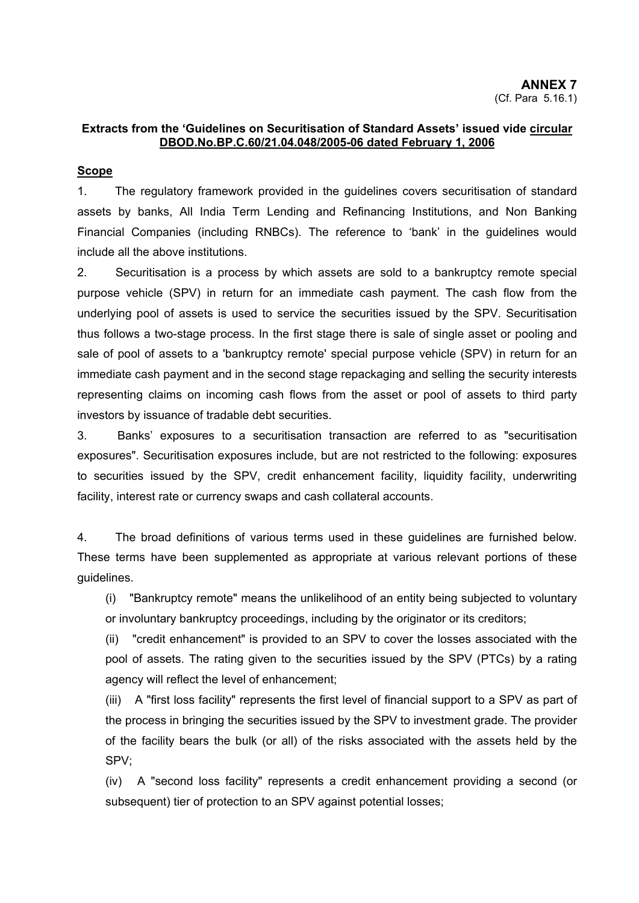**ANNEX 7**
(Cf. Para 5.16.1)

**Extracts from the 'Guidelines on Securitisation of Standard Assets' issued vide circular DBOD.No.BP.C.60/21.04.048/2005-06 dated February 1, 2006**

**Scope**

1. The regulatory framework provided in the guidelines covers securitisation of standard assets by banks, All India Term Lending and Refinancing Institutions, and Non Banking Financial Companies (including RNBCs). The reference to 'bank' in the guidelines would include all the above institutions.

2. Securitisation is a process by which assets are sold to a bankruptcy remote special purpose vehicle (SPV) in return for an immediate cash payment. The cash flow from the underlying pool of assets is used to service the securities issued by the SPV. Securitisation thus follows a two-stage process. In the first stage there is sale of single asset or pooling and sale of pool of assets to a 'bankruptcy remote' special purpose vehicle (SPV) in return for an immediate cash payment and in the second stage repackaging and selling the security interests representing claims on incoming cash flows from the asset or pool of assets to third party investors by issuance of tradable debt securities.

3. Banks' exposures to a securitisation transaction are referred to as "securitisation exposures". Securitisation exposures include, but are not restricted to the following: exposures to securities issued by the SPV, credit enhancement facility, liquidity facility, underwriting facility, interest rate or currency swaps and cash collateral accounts.

4. The broad definitions of various terms used in these guidelines are furnished below. These terms have been supplemented as appropriate at various relevant portions of these guidelines.

(i) "Bankruptcy remote" means the unlikelihood of an entity being subjected to voluntary or involuntary bankruptcy proceedings, including by the originator or its creditors;

(ii) "credit enhancement" is provided to an SPV to cover the losses associated with the pool of assets. The rating given to the securities issued by the SPV (PTCs) by a rating agency will reflect the level of enhancement;

(iii) A "first loss facility" represents the first level of financial support to a SPV as part of the process in bringing the securities issued by the SPV to investment grade. The provider of the facility bears the bulk (or all) of the risks associated with the assets held by the SPV;

(iv) A "second loss facility" represents a credit enhancement providing a second (or subsequent) tier of protection to an SPV against potential losses;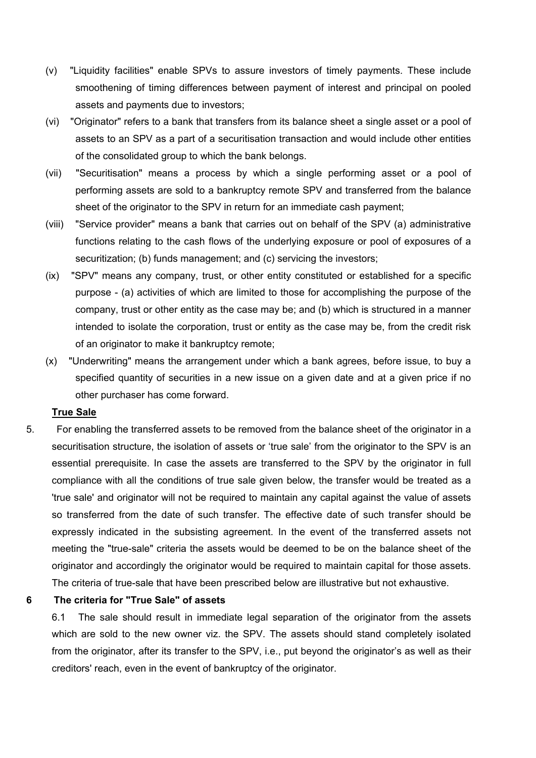(v) "Liquidity facilities" enable SPVs to assure investors of timely payments. These include smoothening of timing differences between payment of interest and principal on pooled assets and payments due to investors;

(vi) "Originator" refers to a bank that transfers from its balance sheet a single asset or a pool of assets to an SPV as a part of a securitisation transaction and would include other entities of the consolidated group to which the bank belongs.

(vii) "Securitisation" means a process by which a single performing asset or a pool of performing assets are sold to a bankruptcy remote SPV and transferred from the balance sheet of the originator to the SPV in return for an immediate cash payment;

(viii) "Service provider" means a bank that carries out on behalf of the SPV (a) administrative functions relating to the cash flows of the underlying exposure or pool of exposures of a securitization; (b) funds management; and (c) servicing the investors;

(ix) "SPV" means any company, trust, or other entity constituted or established for a specific purpose - (a) activities of which are limited to those for accomplishing the purpose of the company, trust or other entity as the case may be; and (b) which is structured in a manner intended to isolate the corporation, trust or entity as the case may be, from the credit risk of an originator to make it bankruptcy remote;

(x) "Underwriting" means the arrangement under which a bank agrees, before issue, to buy a specified quantity of securities in a new issue on a given date and at a given price if no other purchaser has come forward.

**True Sale**

5. For enabling the transferred assets to be removed from the balance sheet of the originator in a securitisation structure, the isolation of assets or 'true sale' from the originator to the SPV is an essential prerequisite. In case the assets are transferred to the SPV by the originator in full compliance with all the conditions of true sale given below, the transfer would be treated as a 'true sale' and originator will not be required to maintain any capital against the value of assets so transferred from the date of such transfer. The effective date of such transfer should be expressly indicated in the subsisting agreement. In the event of the transferred assets not meeting the "true-sale" criteria the assets would be deemed to be on the balance sheet of the originator and accordingly the originator would be required to maintain capital for those assets. The criteria of true-sale that have been prescribed below are illustrative but not exhaustive.

**6 The criteria for "True Sale" of assets**

6.1 The sale should result in immediate legal separation of the originator from the assets which are sold to the new owner viz. the SPV. The assets should stand completely isolated from the originator, after its transfer to the SPV, i.e., put beyond the originator's as well as their creditors' reach, even in the event of bankruptcy of the originator.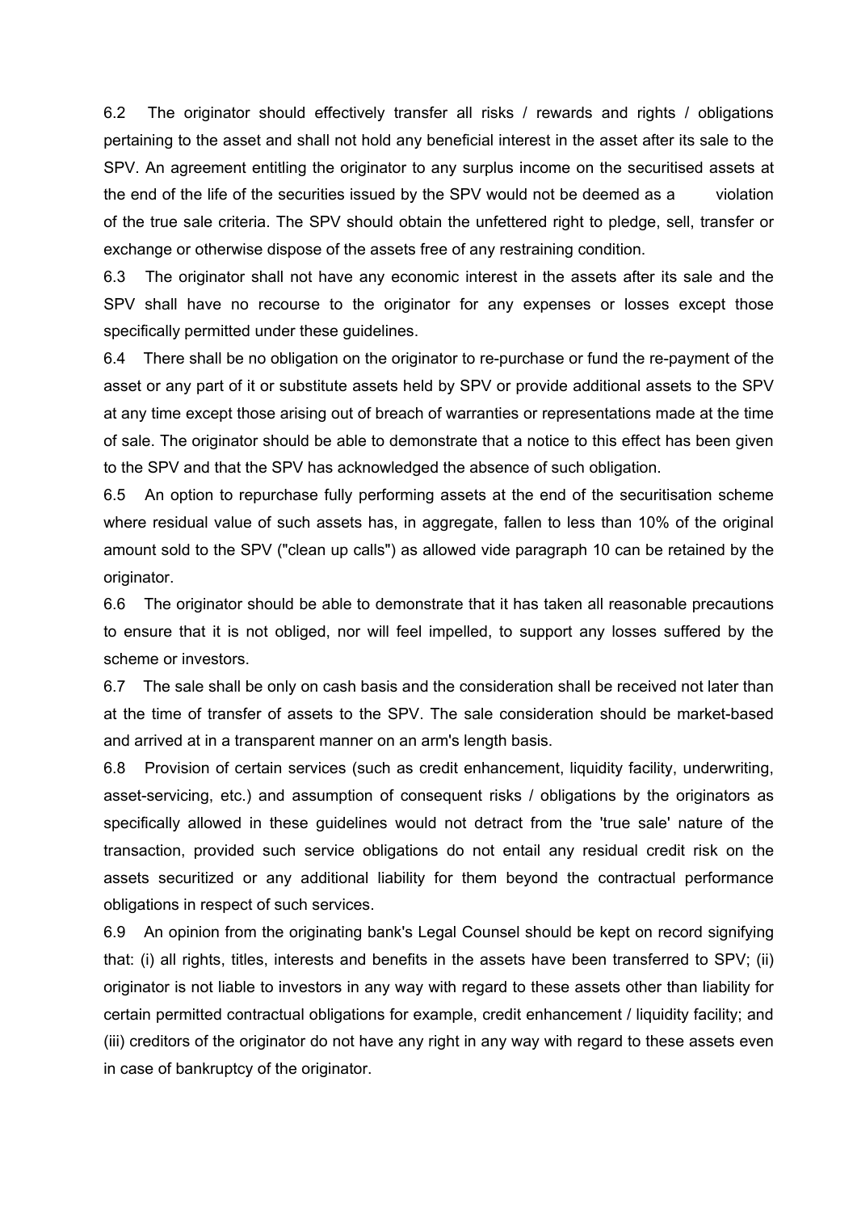6.2 The originator should effectively transfer all risks / rewards and rights / obligations pertaining to the asset and shall not hold any beneficial interest in the asset after its sale to the SPV. An agreement entitling the originator to any surplus income on the securitised assets at the end of the life of the securities issued by the SPV would not be deemed as a violation of the true sale criteria. The SPV should obtain the unfettered right to pledge, sell, transfer or exchange or otherwise dispose of the assets free of any restraining condition.

6.3 The originator shall not have any economic interest in the assets after its sale and the SPV shall have no recourse to the originator for any expenses or losses except those specifically permitted under these guidelines.

6.4 There shall be no obligation on the originator to re-purchase or fund the re-payment of the asset or any part of it or substitute assets held by SPV or provide additional assets to the SPV at any time except those arising out of breach of warranties or representations made at the time of sale. The originator should be able to demonstrate that a notice to this effect has been given to the SPV and that the SPV has acknowledged the absence of such obligation.

6.5 An option to repurchase fully performing assets at the end of the securitisation scheme where residual value of such assets has, in aggregate, fallen to less than 10% of the original amount sold to the SPV ("clean up calls") as allowed vide paragraph 10 can be retained by the originator.

6.6 The originator should be able to demonstrate that it has taken all reasonable precautions to ensure that it is not obliged, nor will feel impelled, to support any losses suffered by the scheme or investors.

6.7 The sale shall be only on cash basis and the consideration shall be received not later than at the time of transfer of assets to the SPV. The sale consideration should be market-based and arrived at in a transparent manner on an arm's length basis.

6.8 Provision of certain services (such as credit enhancement, liquidity facility, underwriting, asset-servicing, etc.) and assumption of consequent risks / obligations by the originators as specifically allowed in these guidelines would not detract from the 'true sale' nature of the transaction, provided such service obligations do not entail any residual credit risk on the assets securitized or any additional liability for them beyond the contractual performance obligations in respect of such services.

6.9 An opinion from the originating bank's Legal Counsel should be kept on record signifying that: (i) all rights, titles, interests and benefits in the assets have been transferred to SPV; (ii) originator is not liable to investors in any way with regard to these assets other than liability for certain permitted contractual obligations for example, credit enhancement / liquidity facility; and (iii) creditors of the originator do not have any right in any way with regard to these assets even in case of bankruptcy of the originator.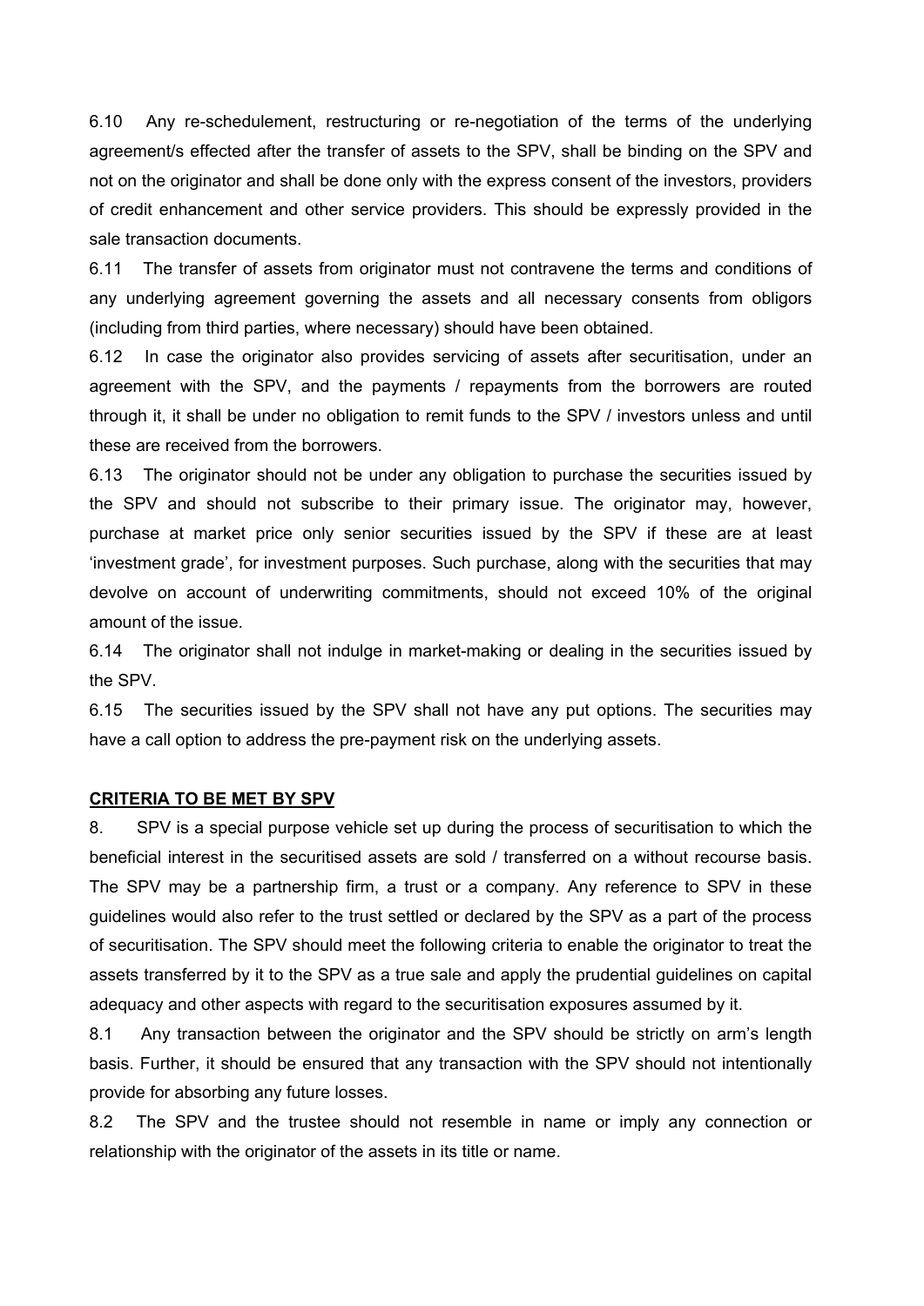6.10 Any re-schedulement, restructuring or re-negotiation of the terms of the underlying agreement/s effected after the transfer of assets to the SPV, shall be binding on the SPV and not on the originator and shall be done only with the express consent of the investors, providers of credit enhancement and other service providers. This should be expressly provided in the sale transaction documents.

6.11 The transfer of assets from originator must not contravene the terms and conditions of any underlying agreement governing the assets and all necessary consents from obligors (including from third parties, where necessary) should have been obtained.

6.12 In case the originator also provides servicing of assets after securitisation, under an agreement with the SPV, and the payments / repayments from the borrowers are routed through it, it shall be under no obligation to remit funds to the SPV / investors unless and until these are received from the borrowers.

6.13 The originator should not be under any obligation to purchase the securities issued by the SPV and should not subscribe to their primary issue. The originator may, however, purchase at market price only senior securities issued by the SPV if these are at least 'investment grade', for investment purposes. Such purchase, along with the securities that may devolve on account of underwriting commitments, should not exceed 10% of the original amount of the issue.

6.14 The originator shall not indulge in market-making or dealing in the securities issued by the SPV.

6.15 The securities issued by the SPV shall not have any put options. The securities may have a call option to address the pre-payment risk on the underlying assets.

**CRITERIA TO BE MET BY SPV**

8. SPV is a special purpose vehicle set up during the process of securitisation to which the beneficial interest in the securitised assets are sold / transferred on a without recourse basis. The SPV may be a partnership firm, a trust or a company. Any reference to SPV in these guidelines would also refer to the trust settled or declared by the SPV as a part of the process of securitisation. The SPV should meet the following criteria to enable the originator to treat the assets transferred by it to the SPV as a true sale and apply the prudential guidelines on capital adequacy and other aspects with regard to the securitisation exposures assumed by it.

8.1 Any transaction between the originator and the SPV should be strictly on arm's length basis. Further, it should be ensured that any transaction with the SPV should not intentionally provide for absorbing any future losses.

8.2 The SPV and the trustee should not resemble in name or imply any connection or relationship with the originator of the assets in its title or name.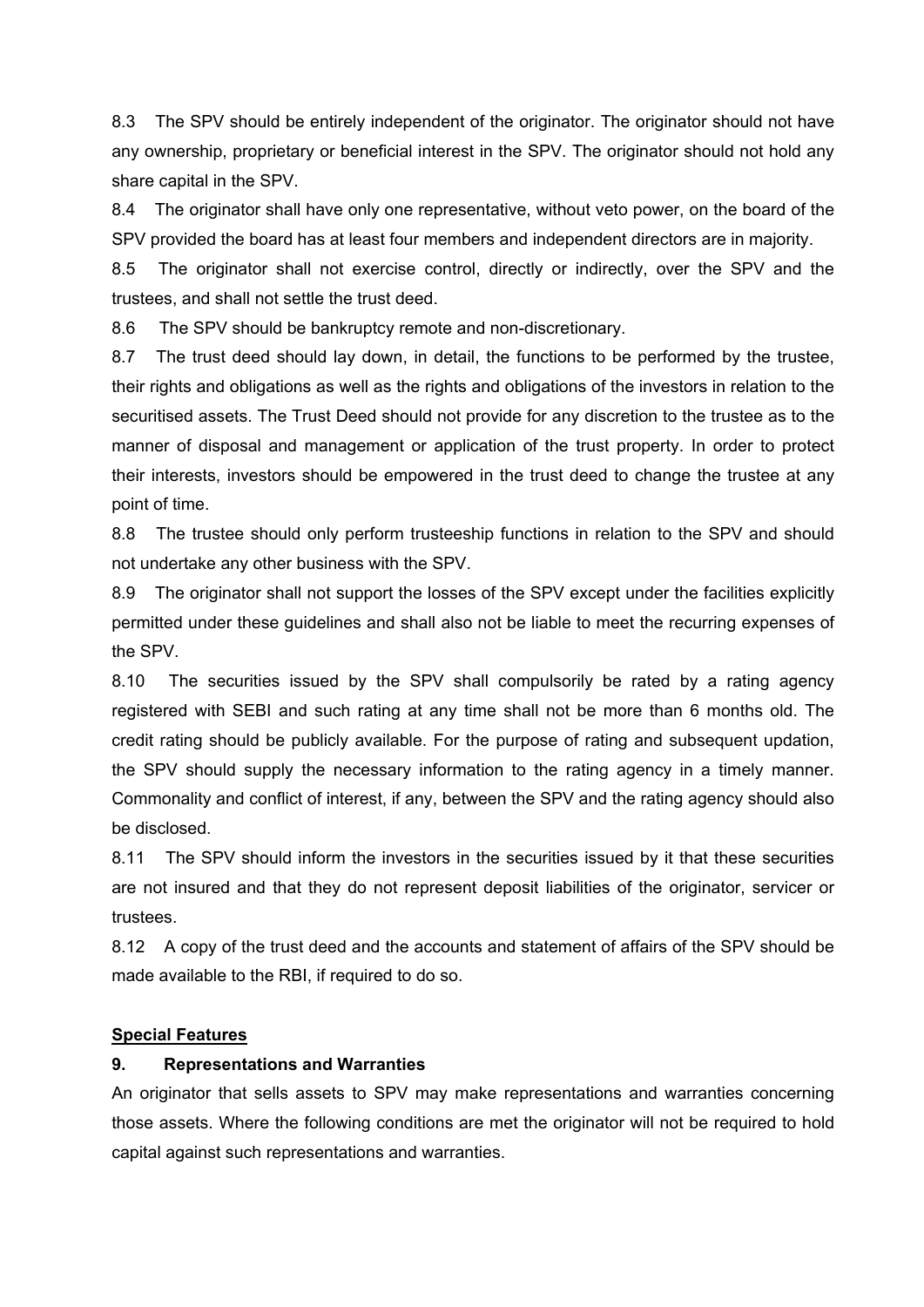8.3 The SPV should be entirely independent of the originator. The originator should not have any ownership, proprietary or beneficial interest in the SPV. The originator should not hold any share capital in the SPV.

8.4 The originator shall have only one representative, without veto power, on the board of the SPV provided the board has at least four members and independent directors are in majority.

8.5 The originator shall not exercise control, directly or indirectly, over the SPV and the trustees, and shall not settle the trust deed.

8.6 The SPV should be bankruptcy remote and non-discretionary.

8.7 The trust deed should lay down, in detail, the functions to be performed by the trustee, their rights and obligations as well as the rights and obligations of the investors in relation to the securitised assets. The Trust Deed should not provide for any discretion to the trustee as to the manner of disposal and management or application of the trust property. In order to protect their interests, investors should be empowered in the trust deed to change the trustee at any point of time.

8.8 The trustee should only perform trusteeship functions in relation to the SPV and should not undertake any other business with the SPV.

8.9 The originator shall not support the losses of the SPV except under the facilities explicitly permitted under these guidelines and shall also not be liable to meet the recurring expenses of the SPV.

8.10 The securities issued by the SPV shall compulsorily be rated by a rating agency registered with SEBI and such rating at any time shall not be more than 6 months old. The credit rating should be publicly available. For the purpose of rating and subsequent updation, the SPV should supply the necessary information to the rating agency in a timely manner. Commonality and conflict of interest, if any, between the SPV and the rating agency should also be disclosed.

8.11 The SPV should inform the investors in the securities issued by it that these securities are not insured and that they do not represent deposit liabilities of the originator, servicer or trustees.

8.12 A copy of the trust deed and the accounts and statement of affairs of the SPV should be made available to the RBI, if required to do so.

**Special Features**

**9. Representations and Warranties**

An originator that sells assets to SPV may make representations and warranties concerning those assets. Where the following conditions are met the originator will not be required to hold capital against such representations and warranties.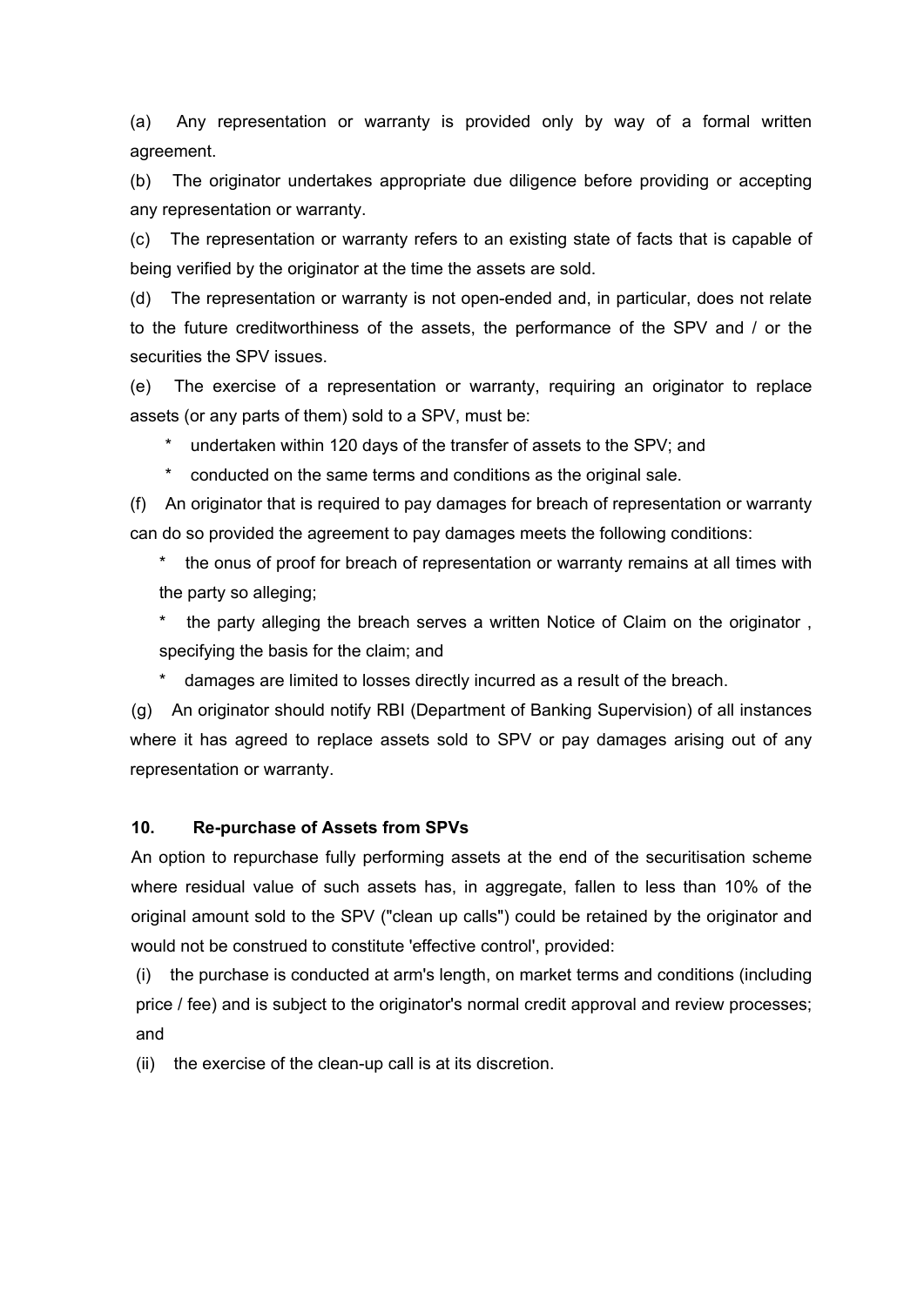(a) Any representation or warranty is provided only by way of a formal written agreement.

(b) The originator undertakes appropriate due diligence before providing or accepting any representation or warranty.

(c) The representation or warranty refers to an existing state of facts that is capable of being verified by the originator at the time the assets are sold.

(d) The representation or warranty is not open-ended and, in particular, does not relate to the future creditworthiness of the assets, the performance of the SPV and / or the securities the SPV issues.

(e) The exercise of a representation or warranty, requiring an originator to replace assets (or any parts of them) sold to a SPV, must be:

- undertaken within 120 days of the transfer of assets to the SPV; and
- conducted on the same terms and conditions as the original sale.

(f) An originator that is required to pay damages for breach of representation or warranty can do so provided the agreement to pay damages meets the following conditions:

- the onus of proof for breach of representation or warranty remains at all times with the party so alleging;
- the party alleging the breach serves a written Notice of Claim on the originator , specifying the basis for the claim; and
- damages are limited to losses directly incurred as a result of the breach.

(g) An originator should notify RBI (Department of Banking Supervision) of all instances where it has agreed to replace assets sold to SPV or pay damages arising out of any representation or warranty.

**10. Re-purchase of Assets from SPVs**

An option to repurchase fully performing assets at the end of the securitisation scheme where residual value of such assets has, in aggregate, fallen to less than 10% of the original amount sold to the SPV ("clean up calls") could be retained by the originator and would not be construed to constitute 'effective control', provided:

(i) the purchase is conducted at arm's length, on market terms and conditions (including price / fee) and is subject to the originator's normal credit approval and review processes; and

(ii) the exercise of the clean-up call is at its discretion.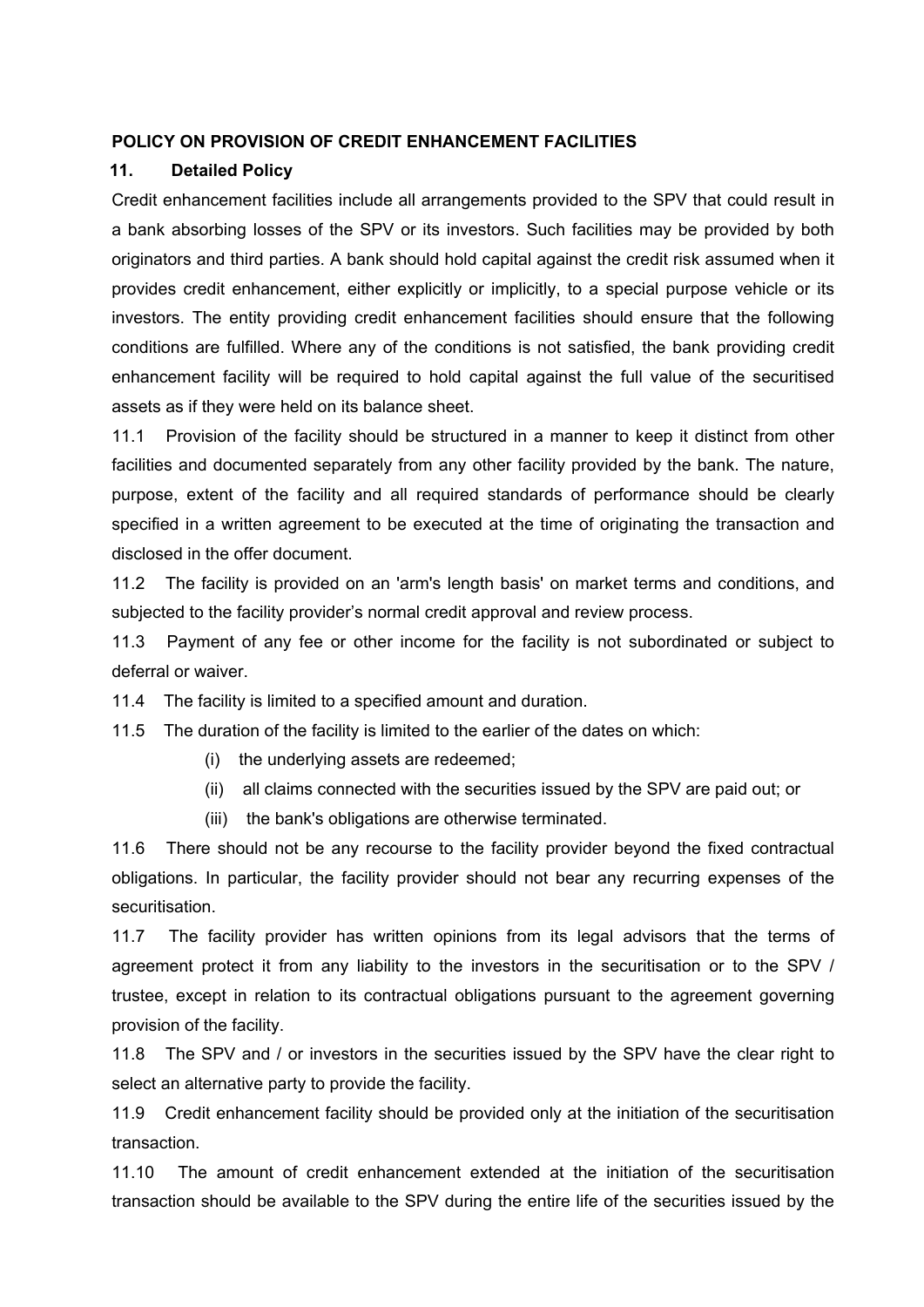**POLICY ON PROVISION OF CREDIT ENHANCEMENT FACILITIES**

**11. Detailed Policy**

Credit enhancement facilities include all arrangements provided to the SPV that could result in a bank absorbing losses of the SPV or its investors. Such facilities may be provided by both originators and third parties. A bank should hold capital against the credit risk assumed when it provides credit enhancement, either explicitly or implicitly, to a special purpose vehicle or its investors. The entity providing credit enhancement facilities should ensure that the following conditions are fulfilled. Where any of the conditions is not satisfied, the bank providing credit enhancement facility will be required to hold capital against the full value of the securitised assets as if they were held on its balance sheet.

11.1 Provision of the facility should be structured in a manner to keep it distinct from other facilities and documented separately from any other facility provided by the bank. The nature, purpose, extent of the facility and all required standards of performance should be clearly specified in a written agreement to be executed at the time of originating the transaction and disclosed in the offer document.

11.2 The facility is provided on an 'arm's length basis' on market terms and conditions, and subjected to the facility provider's normal credit approval and review process.

11.3 Payment of any fee or other income for the facility is not subordinated or subject to deferral or waiver.

11.4 The facility is limited to a specified amount and duration.

11.5 The duration of the facility is limited to the earlier of the dates on which:

(i) the underlying assets are redeemed;

(ii) all claims connected with the securities issued by the SPV are paid out; or

(iii) the bank's obligations are otherwise terminated.

11.6 There should not be any recourse to the facility provider beyond the fixed contractual obligations. In particular, the facility provider should not bear any recurring expenses of the securitisation.

11.7 The facility provider has written opinions from its legal advisors that the terms of agreement protect it from any liability to the investors in the securitisation or to the SPV / trustee, except in relation to its contractual obligations pursuant to the agreement governing provision of the facility.

11.8 The SPV and / or investors in the securities issued by the SPV have the clear right to select an alternative party to provide the facility.

11.9 Credit enhancement facility should be provided only at the initiation of the securitisation transaction.

11.10 The amount of credit enhancement extended at the initiation of the securitisation transaction should be available to the SPV during the entire life of the securities issued by the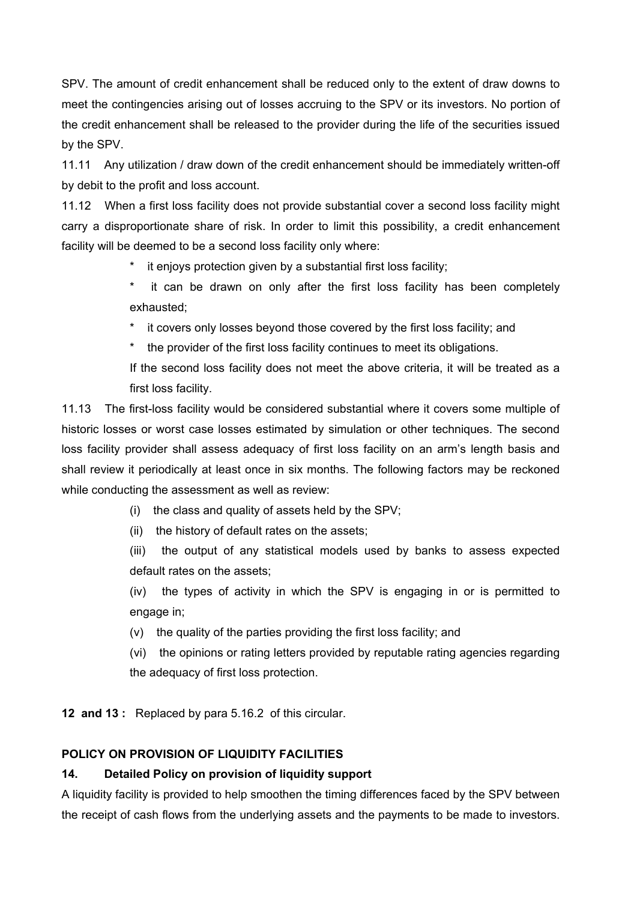SPV. The amount of credit enhancement shall be reduced only to the extent of draw downs to meet the contingencies arising out of losses accruing to the SPV or its investors. No portion of the credit enhancement shall be released to the provider during the life of the securities issued by the SPV.

11.11 Any utilization / draw down of the credit enhancement should be immediately written-off by debit to the profit and loss account.

11.12 When a first loss facility does not provide substantial cover a second loss facility might carry a disproportionate share of risk. In order to limit this possibility, a credit enhancement facility will be deemed to be a second loss facility only where:

* it enjoys protection given by a substantial first loss facility;
* it can be drawn on only after the first loss facility has been completely exhausted;
* it covers only losses beyond those covered by the first loss facility; and
* the provider of the first loss facility continues to meet its obligations.

If the second loss facility does not meet the above criteria, it will be treated as a first loss facility.

11.13 The first-loss facility would be considered substantial where it covers some multiple of historic losses or worst case losses estimated by simulation or other techniques. The second loss facility provider shall assess adequacy of first loss facility on an arm's length basis and shall review it periodically at least once in six months. The following factors may be reckoned while conducting the assessment as well as review:

(i) the class and quality of assets held by the SPV;

(ii) the history of default rates on the assets;

(iii) the output of any statistical models used by banks to assess expected default rates on the assets;

(iv) the types of activity in which the SPV is engaging in or is permitted to engage in;

(v) the quality of the parties providing the first loss facility; and

(vi) the opinions or rating letters provided by reputable rating agencies regarding the adequacy of first loss protection.

**12 and 13 :** Replaced by para 5.16.2 of this circular.

**POLICY ON PROVISION OF LIQUIDITY FACILITIES**

**14. Detailed Policy on provision of liquidity support**

A liquidity facility is provided to help smoothen the timing differences faced by the SPV between the receipt of cash flows from the underlying assets and the payments to be made to investors.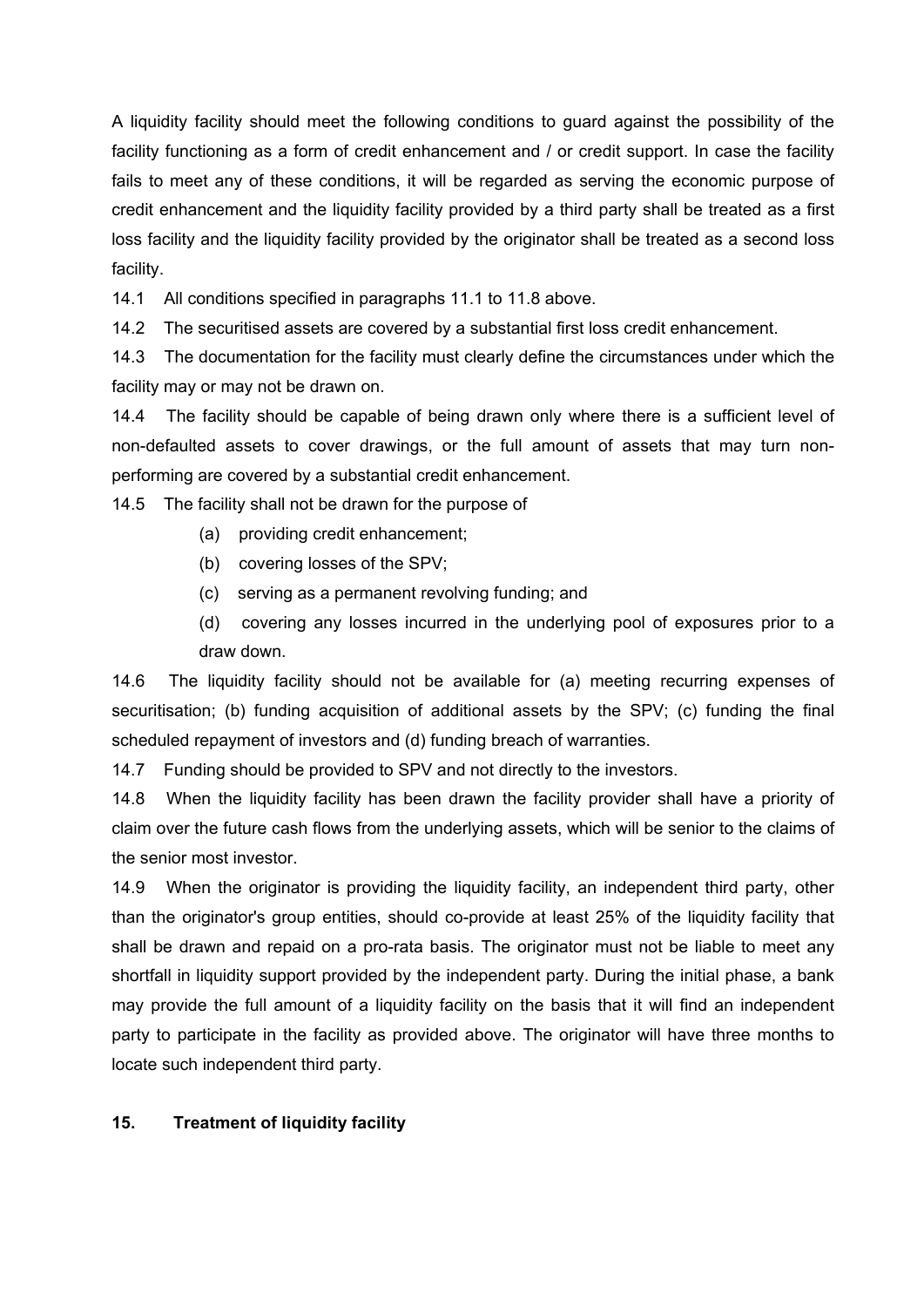A liquidity facility should meet the following conditions to guard against the possibility of the facility functioning as a form of credit enhancement and / or credit support. In case the facility fails to meet any of these conditions, it will be regarded as serving the economic purpose of credit enhancement and the liquidity facility provided by a third party shall be treated as a first loss facility and the liquidity facility provided by the originator shall be treated as a second loss facility.

14.1 All conditions specified in paragraphs 11.1 to 11.8 above.

14.2 The securitised assets are covered by a substantial first loss credit enhancement.

14.3 The documentation for the facility must clearly define the circumstances under which the facility may or may not be drawn on.

14.4 The facility should be capable of being drawn only where there is a sufficient level of non-defaulted assets to cover drawings, or the full amount of assets that may turn non-performing are covered by a substantial credit enhancement.

14.5 The facility shall not be drawn for the purpose of

- (a) providing credit enhancement;
- (b) covering losses of the SPV;
- (c) serving as a permanent revolving funding; and
- (d) covering any losses incurred in the underlying pool of exposures prior to a draw down.

14.6 The liquidity facility should not be available for (a) meeting recurring expenses of securitisation; (b) funding acquisition of additional assets by the SPV; (c) funding the final scheduled repayment of investors and (d) funding breach of warranties.

14.7 Funding should be provided to SPV and not directly to the investors.

14.8 When the liquidity facility has been drawn the facility provider shall have a priority of claim over the future cash flows from the underlying assets, which will be senior to the claims of the senior most investor.

14.9 When the originator is providing the liquidity facility, an independent third party, other than the originator's group entities, should co-provide at least 25% of the liquidity facility that shall be drawn and repaid on a pro-rata basis. The originator must not be liable to meet any shortfall in liquidity support provided by the independent party. During the initial phase, a bank may provide the full amount of a liquidity facility on the basis that it will find an independent party to participate in the facility as provided above. The originator will have three months to locate such independent third party.

## 15. Treatment of liquidity facility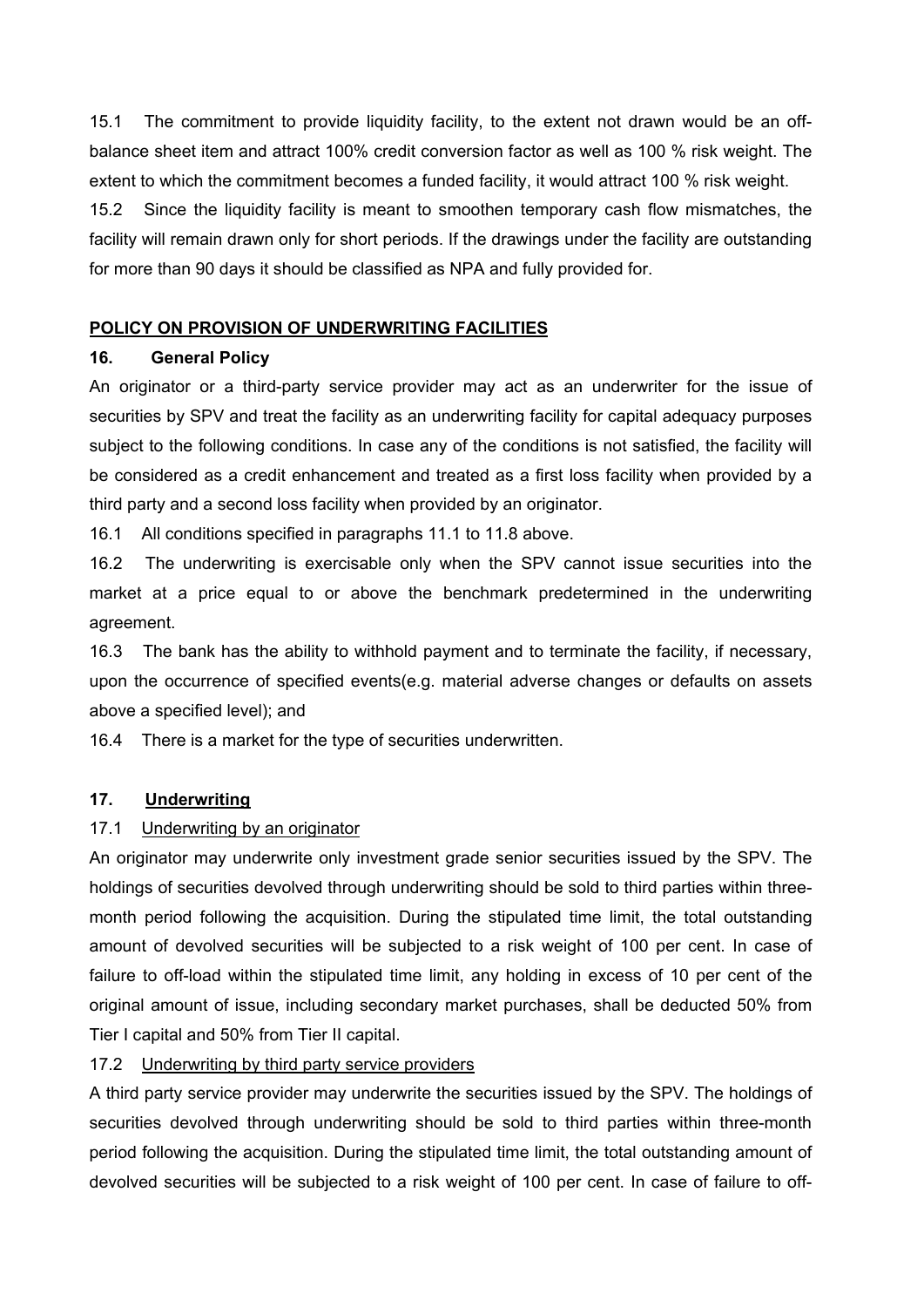15.1 The commitment to provide liquidity facility, to the extent not drawn would be an off-balance sheet item and attract 100% credit conversion factor as well as 100 % risk weight. The extent to which the commitment becomes a funded facility, it would attract 100 % risk weight.

15.2 Since the liquidity facility is meant to smoothen temporary cash flow mismatches, the facility will remain drawn only for short periods. If the drawings under the facility are outstanding for more than 90 days it should be classified as NPA and fully provided for.

## POLICY ON PROVISION OF UNDERWRITING FACILITIES

### 16. General Policy

An originator or a third-party service provider may act as an underwriter for the issue of securities by SPV and treat the facility as an underwriting facility for capital adequacy purposes subject to the following conditions. In case any of the conditions is not satisfied, the facility will be considered as a credit enhancement and treated as a first loss facility when provided by a third party and a second loss facility when provided by an originator.

16.1 All conditions specified in paragraphs 11.1 to 11.8 above.

16.2 The underwriting is exercisable only when the SPV cannot issue securities into the market at a price equal to or above the benchmark predetermined in the underwriting agreement.

16.3 The bank has the ability to withhold payment and to terminate the facility, if necessary, upon the occurrence of specified events(e.g. material adverse changes or defaults on assets above a specified level); and

16.4 There is a market for the type of securities underwritten.

### 17. Underwriting

17.1 Underwriting by an originator

An originator may underwrite only investment grade senior securities issued by the SPV. The holdings of securities devolved through underwriting should be sold to third parties within three-month period following the acquisition. During the stipulated time limit, the total outstanding amount of devolved securities will be subjected to a risk weight of 100 per cent. In case of failure to off-load within the stipulated time limit, any holding in excess of 10 per cent of the original amount of issue, including secondary market purchases, shall be deducted 50% from Tier I capital and 50% from Tier II capital.

17.2 Underwriting by third party service providers

A third party service provider may underwrite the securities issued by the SPV. The holdings of securities devolved through underwriting should be sold to third parties within three-month period following the acquisition. During the stipulated time limit, the total outstanding amount of devolved securities will be subjected to a risk weight of 100 per cent. In case of failure to off-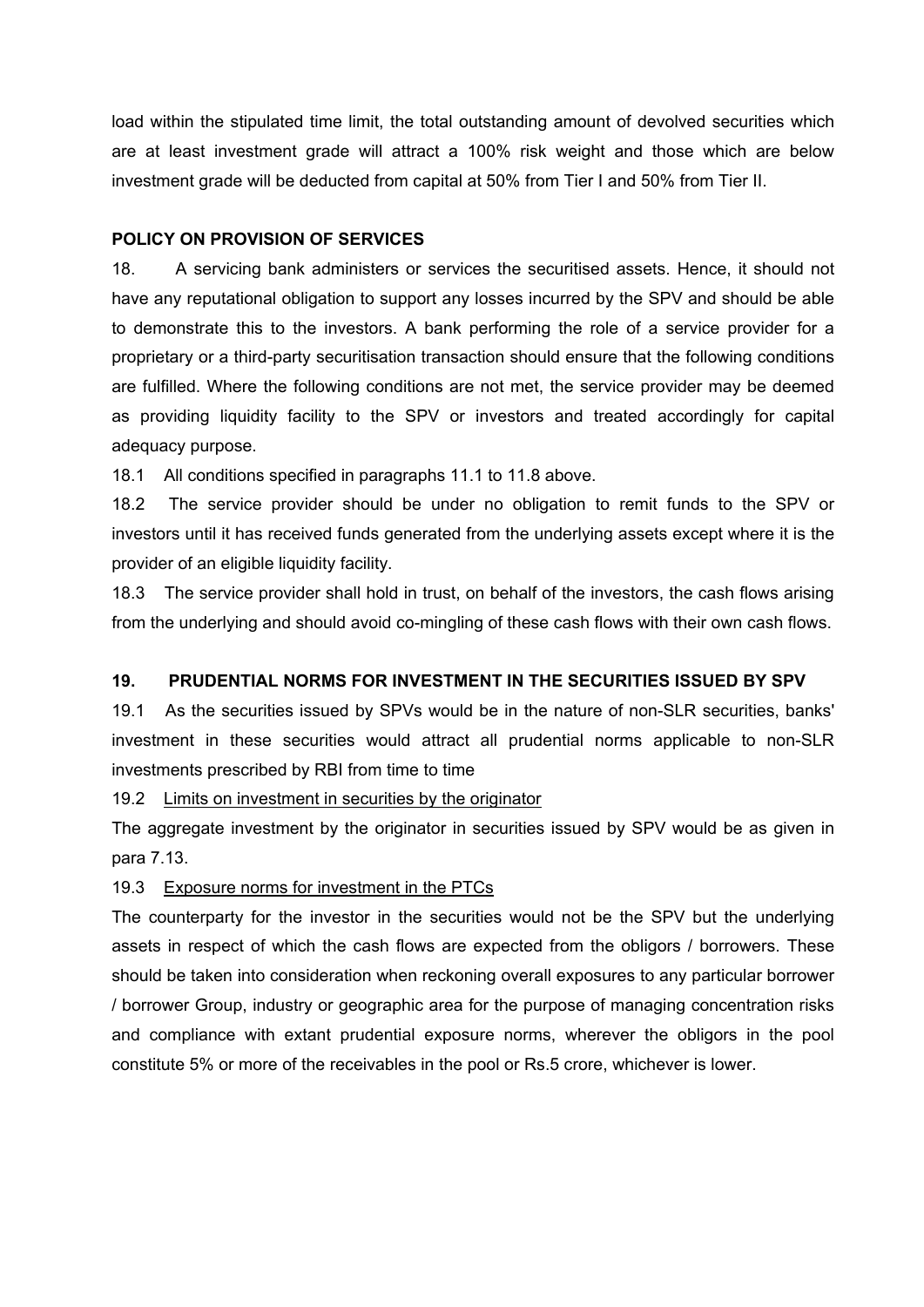load within the stipulated time limit, the total outstanding amount of devolved securities which are at least investment grade will attract a 100% risk weight and those which are below investment grade will be deducted from capital at 50% from Tier I and 50% from Tier II.

**POLICY ON PROVISION OF SERVICES**

18. A servicing bank administers or services the securitised assets. Hence, it should not have any reputational obligation to support any losses incurred by the SPV and should be able to demonstrate this to the investors. A bank performing the role of a service provider for a proprietary or a third-party securitisation transaction should ensure that the following conditions are fulfilled. Where the following conditions are not met, the service provider may be deemed as providing liquidity facility to the SPV or investors and treated accordingly for capital adequacy purpose.

18.1 All conditions specified in paragraphs 11.1 to 11.8 above.

18.2 The service provider should be under no obligation to remit funds to the SPV or investors until it has received funds generated from the underlying assets except where it is the provider of an eligible liquidity facility.

18.3 The service provider shall hold in trust, on behalf of the investors, the cash flows arising from the underlying and should avoid co-mingling of these cash flows with their own cash flows.

**19. PRUDENTIAL NORMS FOR INVESTMENT IN THE SECURITIES ISSUED BY SPV**

19.1 As the securities issued by SPVs would be in the nature of non-SLR securities, banks' investment in these securities would attract all prudential norms applicable to non-SLR investments prescribed by RBI from time to time

19.2 Limits on investment in securities by the originator

The aggregate investment by the originator in securities issued by SPV would be as given in para 7.13.

19.3 Exposure norms for investment in the PTCs

The counterparty for the investor in the securities would not be the SPV but the underlying assets in respect of which the cash flows are expected from the obligors / borrowers. These should be taken into consideration when reckoning overall exposures to any particular borrower / borrower Group, industry or geographic area for the purpose of managing concentration risks and compliance with extant prudential exposure norms, wherever the obligors in the pool constitute 5% or more of the receivables in the pool or Rs.5 crore, whichever is lower.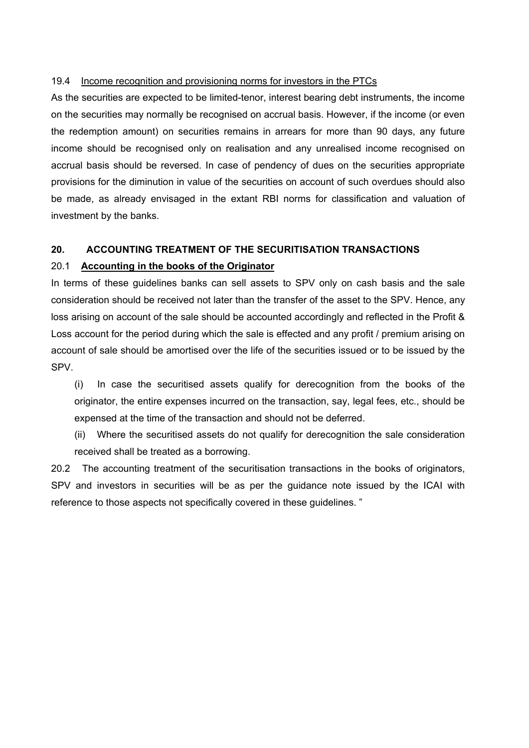19.4 Income recognition and provisioning norms for investors in the PTCs

As the securities are expected to be limited-tenor, interest bearing debt instruments, the income on the securities may normally be recognised on accrual basis. However, if the income (or even the redemption amount) on securities remains in arrears for more than 90 days, any future income should be recognised only on realisation and any unrealised income recognised on accrual basis should be reversed. In case of pendency of dues on the securities appropriate provisions for the diminution in value of the securities on account of such overdues should also be made, as already envisaged in the extant RBI norms for classification and valuation of investment by the banks.

## 20. ACCOUNTING TREATMENT OF THE SECURITISATION TRANSACTIONS

### 20.1 Accounting in the books of the Originator

In terms of these guidelines banks can sell assets to SPV only on cash basis and the sale consideration should be received not later than the transfer of the asset to the SPV. Hence, any loss arising on account of the sale should be accounted accordingly and reflected in the Profit & Loss account for the period during which the sale is effected and any profit / premium arising on account of sale should be amortised over the life of the securities issued or to be issued by the SPV.

(i) In case the securitised assets qualify for derecognition from the books of the originator, the entire expenses incurred on the transaction, say, legal fees, etc., should be expensed at the time of the transaction and should not be deferred.

(ii) Where the securitised assets do not qualify for derecognition the sale consideration received shall be treated as a borrowing.

20.2 The accounting treatment of the securitisation transactions in the books of originators, SPV and investors in securities will be as per the guidance note issued by the ICAI with reference to those aspects not specifically covered in these guidelines. "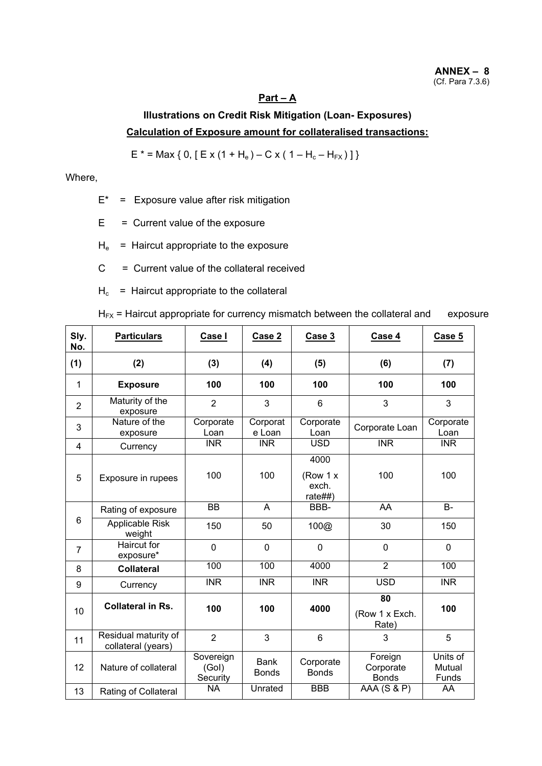**ANNEX – 8**
(Cf. Para 7.3.6)

## Part – A

### Illustrations on Credit Risk Mitigation (Loan- Exposures)

### Calculation of Exposure amount for collateralised transactions:

$$E^* = \text{Max}\{ 0, [ E \times (1 + H_e) – C \times ( 1 – H_c – H_{FX} ) ] \}$$

Where,

$E^*$ = Exposure value after risk mitigation

$E$ = Current value of the exposure

$H_e$ = Haircut appropriate to the exposure

$C$ = Current value of the collateral received

$H_c$ = Haircut appropriate to the collateral

$H_{FX}$ = Haircut appropriate for currency mismatch between the collateral and exposure

| Sly. No. | Particulars | Case I | Case 2 | Case 3 | Case 4 | Case 5 |
|---|---|---|---|---|---|---|
| (1) | (2) | (3) | (4) | (5) | (6) | (7) |
| 1 | **Exposure** | **100** | **100** | **100** | **100** | **100** |
| 2 | Maturity of the exposure | 2 | 3 | 6 | 3 | 3 |
| 3 | Nature of the exposure | Corporate Loan | Corporate Loan | Corporate Loan | Corporate Loan | Corporate Loan |
| 4 | Currency | INR | INR | USD | INR | INR |
| 5 | Exposure in rupees | 100 | 100 | 4000 (Row 1 x exch. rate##) | 100 | 100 |
| 6 | Rating of exposure | BB | A | BBB- | AA | B- |
| | Applicable Risk weight | 150 | 50 | 100@ | 30 | 150 |
| 7 | Haircut for exposure* | 0 | 0 | 0 | 0 | 0 |
| 8 | **Collateral** | 100 | 100 | 4000 | 2 | 100 |
| 9 | Currency | INR | INR | INR | USD | INR |
| 10 | **Collateral in Rs.** | **100** | **100** | **4000** | **80** (Row 1 x Exch. Rate) | **100** |
| 11 | Residual maturity of collateral (years) | 2 | 3 | 6 | 3 | 5 |
| 12 | Nature of collateral | Sovereign (GoI) Security | Bank Bonds | Corporate Bonds | Foreign Corporate Bonds | Units of Mutual Funds |
| 13 | Rating of Collateral | NA | Unrated | BBB | AAA (S & P) | AA |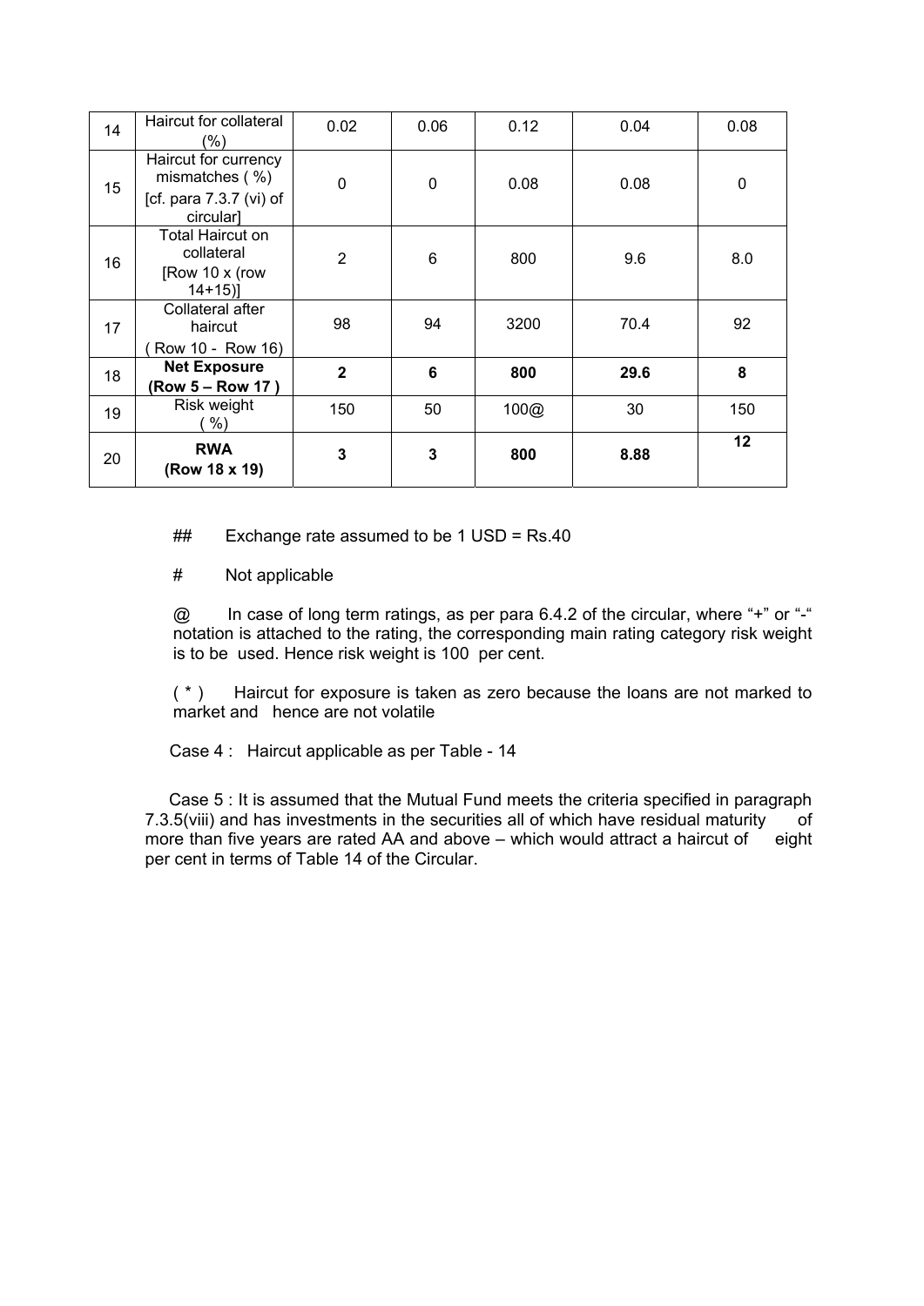| 14 | Haircut for collateral (%) | 0.02 | 0.06 | 0.12 | 0.04 | 0.08 |
|---|---|---|---|---|---|---|
| 15 | Haircut for currency mismatches ( %) [cf. para 7.3.7 (vi) of circular] | 0 | 0 | 0.08 | 0.08 | 0 |
| 16 | Total Haircut on collateral [Row 10 x (row 14+15)] | 2 | 6 | 800 | 9.6 | 8.0 |
| 17 | Collateral after haircut ( Row 10 - Row 16) | 98 | 94 | 3200 | 70.4 | 92 |
| 18 | **Net Exposure (Row 5 – Row 17 )** | **2** | **6** | **800** | **29.6** | **8** |
| 19 | Risk weight ( %) | 150 | 50 | 100@ | 30 | 150 |
| 20 | **RWA (Row 18 x 19)** | **3** | **3** | **800** | **8.88** | **12** |

## Exchange rate assumed to be 1 USD = Rs.40

# Not applicable

@ In case of long term ratings, as per para 6.4.2 of the circular, where "+" or "-" notation is attached to the rating, the corresponding main rating category risk weight is to be used. Hence risk weight is 100 per cent.

( * ) Haircut for exposure is taken as zero because the loans are not marked to market and hence are not volatile

Case 4 : Haircut applicable as per Table - 14

Case 5 : It is assumed that the Mutual Fund meets the criteria specified in paragraph 7.3.5(viii) and has investments in the securities all of which have residual maturity of more than five years are rated AA and above – which would attract a haircut of eight per cent in terms of Table 14 of the Circular.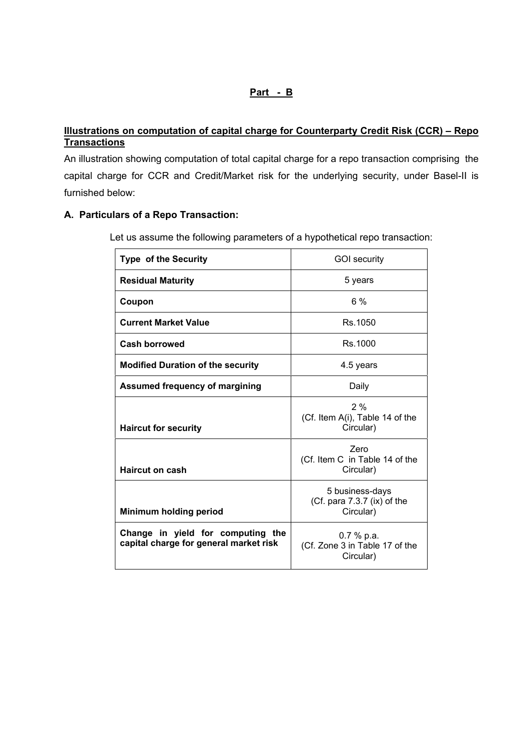## Part - B

### Illustrations on computation of capital charge for Counterparty Credit Risk (CCR) – Repo Transactions

An illustration showing computation of total capital charge for a repo transaction comprising the capital charge for CCR and Credit/Market risk for the underlying security, under Basel-II is furnished below:

### A. Particulars of a Repo Transaction:

Let us assume the following parameters of a hypothetical repo transaction:

| | |
|---|---|
| **Type of the Security** | GOI security |
| **Residual Maturity** | 5 years |
| **Coupon** | 6 % |
| **Current Market Value** | Rs.1050 |
| **Cash borrowed** | Rs.1000 |
| **Modified Duration of the security** | 4.5 years |
| **Assumed frequency of margining** | Daily |
| **Haircut for security** | 2 % (Cf. Item A(i), Table 14 of the Circular) |
| **Haircut on cash** | Zero (Cf. Item C in Table 14 of the Circular) |
| **Minimum holding period** | 5 business-days (Cf. para 7.3.7 (ix) of the Circular) |
| **Change in yield for computing the capital charge for general market risk** | 0.7 % p.a. (Cf. Zone 3 in Table 17 of the Circular) |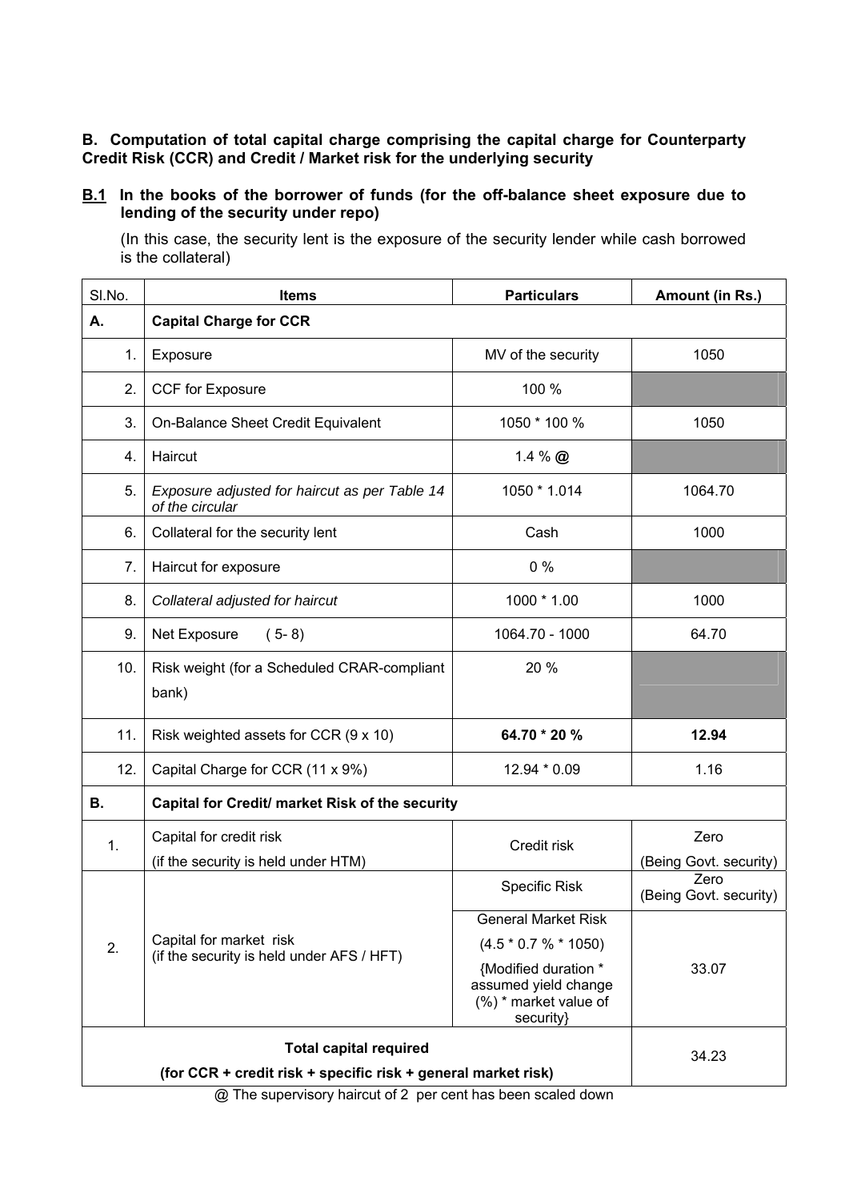**B. Computation of total capital charge comprising the capital charge for Counterparty Credit Risk (CCR) and Credit / Market risk for the underlying security**

**B.1 In the books of the borrower of funds (for the off-balance sheet exposure due to lending of the security under repo)**

(In this case, the security lent is the exposure of the security lender while cash borrowed is the collateral)

| Sl.No. | Items | Particulars | Amount (in Rs.) |
|---|---|---|---|
| **A.** | **Capital Charge for CCR** | | |
| 1. | Exposure | MV of the security | 1050 |
| 2. | CCF for Exposure | 100 % | |
| 3. | On-Balance Sheet Credit Equivalent | 1050 * 100 % | 1050 |
| 4. | Haircut | 1.4 % **@** | |
| 5. | *Exposure adjusted for haircut as per Table 14 of the circular* | 1050 * 1.014 | 1064.70 |
| 6. | Collateral for the security lent | Cash | 1000 |
| 7. | Haircut for exposure | 0 % | |
| 8. | *Collateral adjusted for haircut* | 1000 * 1.00 | 1000 |
| 9. | Net Exposure (5- 8) | 1064.70 - 1000 | 64.70 |
| 10. | Risk weight (for a Scheduled CRAR-compliant bank) | 20 % | |
| 11. | Risk weighted assets for CCR (9 x 10) | **64.70 * 20 %** | **12.94** |
| 12. | Capital Charge for CCR (11 x 9%) | 12.94 * 0.09 | 1.16 |
| **B.** | **Capital for Credit/ market Risk of the security** | | |
| 1. | Capital for credit risk (if the security is held under HTM) | Credit risk | Zero (Being Govt. security) |
| 2. | Capital for market risk (if the security is held under AFS / HFT) | Specific Risk | Zero (Being Govt. security) |
| | | General Market Risk (4.5 * 0.7 % * 1050) {Modified duration * assumed yield change (%) * market value of security} | 33.07 |
| **Total capital required (for CCR + credit risk + specific risk + general market risk)** | | | 34.23 |

@ The supervisory haircut of 2 per cent has been scaled down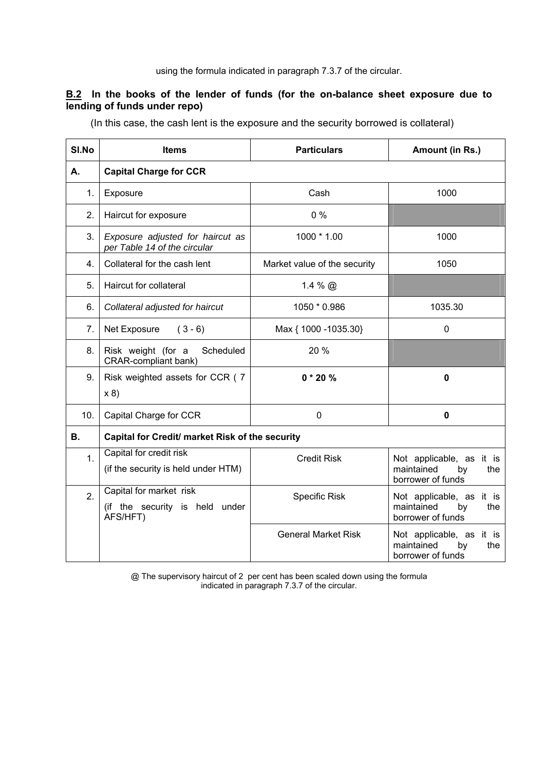using the formula indicated in paragraph 7.3.7 of the circular.

**<u>B.2</u> In the books of the lender of funds (for the on-balance sheet exposure due to lending of funds under repo)**

(In this case, the cash lent is the exposure and the security borrowed is collateral)

| Sl.No | Items | Particulars | Amount (in Rs.) |
|---|---|---|---|
| **A.** | **Capital Charge for CCR** | | |
| 1. | Exposure | Cash | 1000 |
| 2. | Haircut for exposure | 0 % | |
| 3. | *Exposure adjusted for haircut as per Table 14 of the circular* | 1000 * 1.00 | 1000 |
| 4. | Collateral for the cash lent | Market value of the security | 1050 |
| 5. | Haircut for collateral | 1.4 % @ | |
| 6. | *Collateral adjusted for haircut* | 1050 * 0.986 | 1035.30 |
| 7. | Net Exposure ( 3 - 6) | Max { 1000 -1035.30} | 0 |
| 8. | Risk weight (for a Scheduled CRAR-compliant bank) | 20 % | |
| 9. | Risk weighted assets for CCR ( 7 x 8) | **0 * 20 %** | **0** |
| 10. | Capital Charge for CCR | 0 | **0** |
| **B.** | **Capital for Credit/ market Risk of the security** | | |
| 1. | Capital for credit risk (if the security is held under HTM) | Credit Risk | Not applicable, as it is maintained by the borrower of funds |
| 2. | Capital for market risk (if the security is held under AFS/HFT) | Specific Risk | Not applicable, as it is maintained by the borrower of funds |
| | | General Market Risk | Not applicable, as it is maintained by the borrower of funds |

@ The supervisory haircut of 2 per cent has been scaled down using the formula indicated in paragraph 7.3.7 of the circular.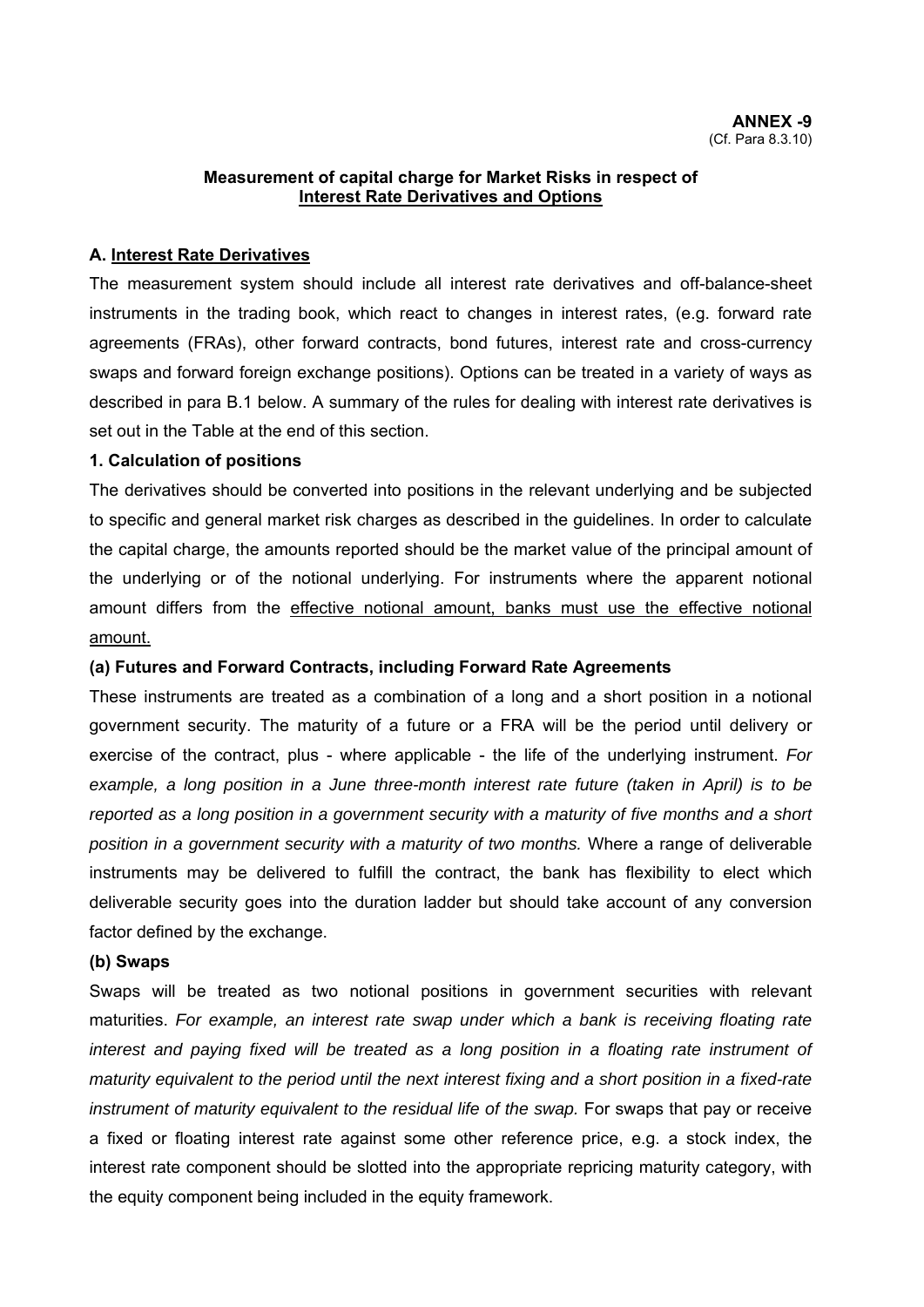**ANNEX -9**
(Cf. Para 8.3.10)

**Measurement of capital charge for Market Risks in respect of Interest Rate Derivatives and Options**

**A. Interest Rate Derivatives**

The measurement system should include all interest rate derivatives and off-balance-sheet instruments in the trading book, which react to changes in interest rates, (e.g. forward rate agreements (FRAs), other forward contracts, bond futures, interest rate and cross-currency swaps and forward foreign exchange positions). Options can be treated in a variety of ways as described in para B.1 below. A summary of the rules for dealing with interest rate derivatives is set out in the Table at the end of this section.

**1. Calculation of positions**

The derivatives should be converted into positions in the relevant underlying and be subjected to specific and general market risk charges as described in the guidelines. In order to calculate the capital charge, the amounts reported should be the market value of the principal amount of the underlying or of the notional underlying. For instruments where the apparent notional amount differs from the effective notional amount, banks must use the effective notional amount.

**(a) Futures and Forward Contracts, including Forward Rate Agreements**

These instruments are treated as a combination of a long and a short position in a notional government security. The maturity of a future or a FRA will be the period until delivery or exercise of the contract, plus - where applicable - the life of the underlying instrument. *For example, a long position in a June three-month interest rate future (taken in April) is to be reported as a long position in a government security with a maturity of five months and a short position in a government security with a maturity of two months.* Where a range of deliverable instruments may be delivered to fulfill the contract, the bank has flexibility to elect which deliverable security goes into the duration ladder but should take account of any conversion factor defined by the exchange.

**(b) Swaps**

Swaps will be treated as two notional positions in government securities with relevant maturities. *For example, an interest rate swap under which a bank is receiving floating rate interest and paying fixed will be treated as a long position in a floating rate instrument of maturity equivalent to the period until the next interest fixing and a short position in a fixed-rate instrument of maturity equivalent to the residual life of the swap.* For swaps that pay or receive a fixed or floating interest rate against some other reference price, e.g. a stock index, the interest rate component should be slotted into the appropriate repricing maturity category, with the equity component being included in the equity framework.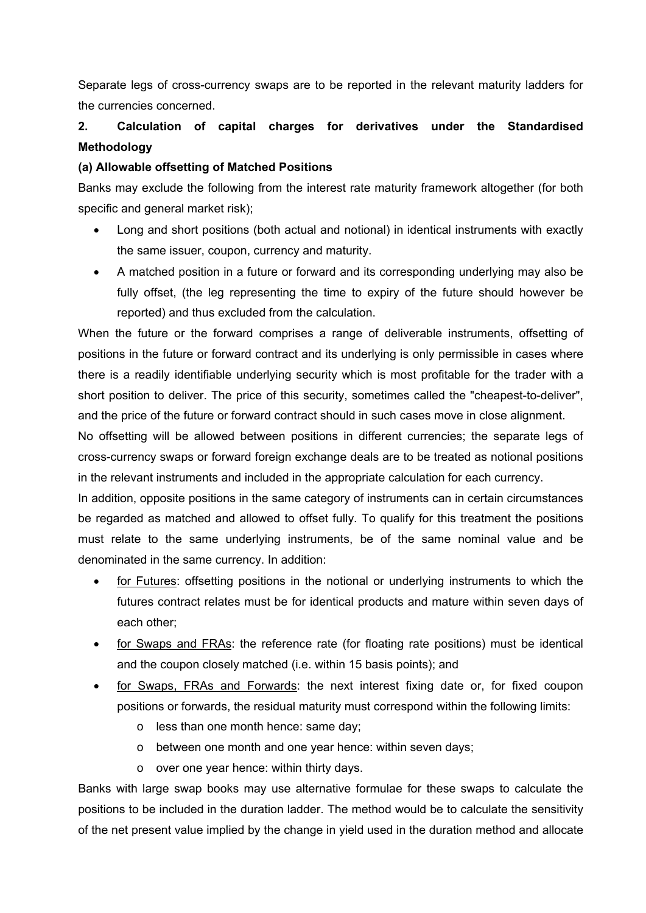Separate legs of cross-currency swaps are to be reported in the relevant maturity ladders for the currencies concerned.

## 2. Calculation of capital charges for derivatives under the Standardised Methodology

**(a) Allowable offsetting of Matched Positions**

Banks may exclude the following from the interest rate maturity framework altogether (for both specific and general market risk);

- Long and short positions (both actual and notional) in identical instruments with exactly the same issuer, coupon, currency and maturity.
- A matched position in a future or forward and its corresponding underlying may also be fully offset, (the leg representing the time to expiry of the future should however be reported) and thus excluded from the calculation.

When the future or the forward comprises a range of deliverable instruments, offsetting of positions in the future or forward contract and its underlying is only permissible in cases where there is a readily identifiable underlying security which is most profitable for the trader with a short position to deliver. The price of this security, sometimes called the "cheapest-to-deliver", and the price of the future or forward contract should in such cases move in close alignment.

No offsetting will be allowed between positions in different currencies; the separate legs of cross-currency swaps or forward foreign exchange deals are to be treated as notional positions in the relevant instruments and included in the appropriate calculation for each currency.

In addition, opposite positions in the same category of instruments can in certain circumstances be regarded as matched and allowed to offset fully. To qualify for this treatment the positions must relate to the same underlying instruments, be of the same nominal value and be denominated in the same currency. In addition:

- for Futures: offsetting positions in the notional or underlying instruments to which the futures contract relates must be for identical products and mature within seven days of each other;
- for Swaps and FRAs: the reference rate (for floating rate positions) must be identical and the coupon closely matched (i.e. within 15 basis points); and
- for Swaps, FRAs and Forwards: the next interest fixing date or, for fixed coupon positions or forwards, the residual maturity must correspond within the following limits:
  - less than one month hence: same day;
  - between one month and one year hence: within seven days;
  - over one year hence: within thirty days.

Banks with large swap books may use alternative formulae for these swaps to calculate the positions to be included in the duration ladder. The method would be to calculate the sensitivity of the net present value implied by the change in yield used in the duration method and allocate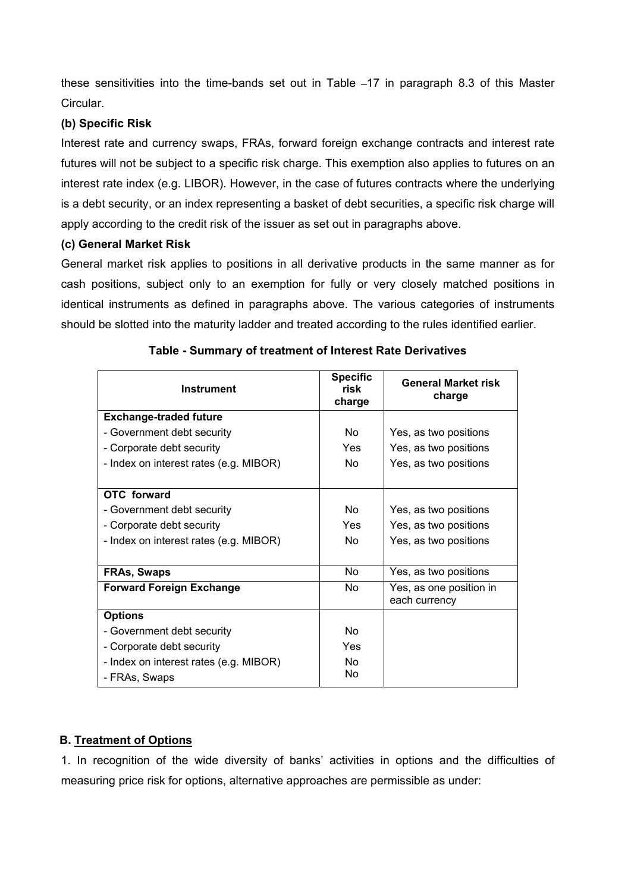these sensitivities into the time-bands set out in Table –17 in paragraph 8.3 of this Master Circular.

**(b) Specific Risk**

Interest rate and currency swaps, FRAs, forward foreign exchange contracts and interest rate futures will not be subject to a specific risk charge. This exemption also applies to futures on an interest rate index (e.g. LIBOR). However, in the case of futures contracts where the underlying is a debt security, or an index representing a basket of debt securities, a specific risk charge will apply according to the credit risk of the issuer as set out in paragraphs above.

**(c) General Market Risk**

General market risk applies to positions in all derivative products in the same manner as for cash positions, subject only to an exemption for fully or very closely matched positions in identical instruments as defined in paragraphs above. The various categories of instruments should be slotted into the maturity ladder and treated according to the rules identified earlier.

**Table - Summary of treatment of Interest Rate Derivatives**

| Instrument | Specific risk charge | General Market risk charge |
|---|---|---|
| **Exchange-traded future** | | |
| - Government debt security | No | Yes, as two positions |
| - Corporate debt security | Yes | Yes, as two positions |
| - Index on interest rates (e.g. MIBOR) | No | Yes, as two positions |
| **OTC forward** | | |
| - Government debt security | No | Yes, as two positions |
| - Corporate debt security | Yes | Yes, as two positions |
| - Index on interest rates (e.g. MIBOR) | No | Yes, as two positions |
| **FRAs, Swaps** | No | Yes, as two positions |
| **Forward Foreign Exchange** | No | Yes, as one position in each currency |
| **Options** | | |
| - Government debt security | No | |
| - Corporate debt security | Yes | |
| - Index on interest rates (e.g. MIBOR) | No | |
| - FRAs, Swaps | No | |

## B. Treatment of Options

1. In recognition of the wide diversity of banks' activities in options and the difficulties of measuring price risk for options, alternative approaches are permissible as under: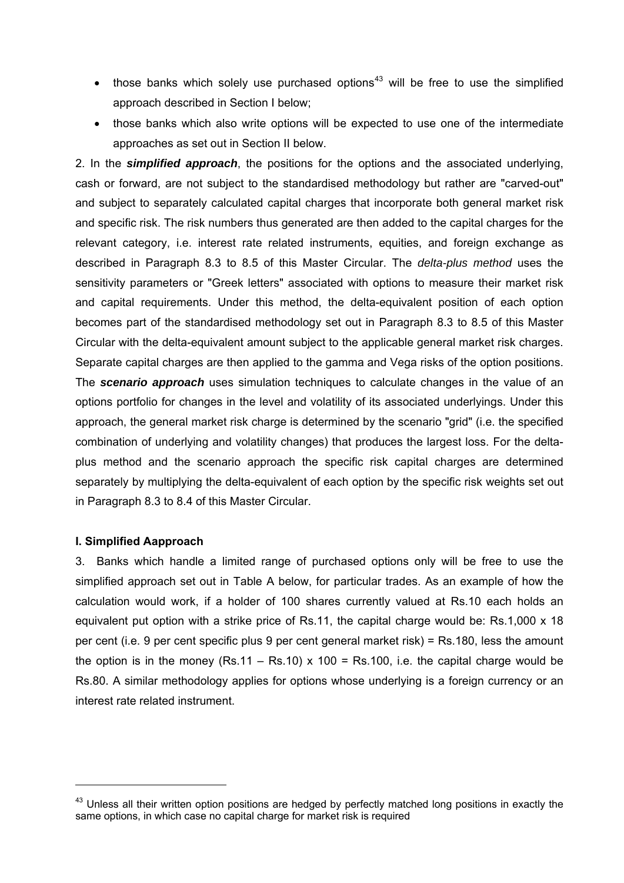- those banks which solely use purchased options[43] will be free to use the simplified approach described in Section I below;
- those banks which also write options will be expected to use one of the intermediate approaches as set out in Section II below.

2. In the ***simplified approach***, the positions for the options and the associated underlying, cash or forward, are not subject to the standardised methodology but rather are "carved-out" and subject to separately calculated capital charges that incorporate both general market risk and specific risk. The risk numbers thus generated are then added to the capital charges for the relevant category, i.e. interest rate related instruments, equities, and foreign exchange as described in Paragraph 8.3 to 8.5 of this Master Circular. The *delta-plus method* uses the sensitivity parameters or "Greek letters" associated with options to measure their market risk and capital requirements. Under this method, the delta-equivalent position of each option becomes part of the standardised methodology set out in Paragraph 8.3 to 8.5 of this Master Circular with the delta-equivalent amount subject to the applicable general market risk charges. Separate capital charges are then applied to the gamma and Vega risks of the option positions. The ***scenario approach*** uses simulation techniques to calculate changes in the value of an options portfolio for changes in the level and volatility of its associated underlyings. Under this approach, the general market risk charge is determined by the scenario "grid" (i.e. the specified combination of underlying and volatility changes) that produces the largest loss. For the delta-plus method and the scenario approach the specific risk capital charges are determined separately by multiplying the delta-equivalent of each option by the specific risk weights set out in Paragraph 8.3 to 8.4 of this Master Circular.

**I. Simplified Aapproach**

3. Banks which handle a limited range of purchased options only will be free to use the simplified approach set out in Table A below, for particular trades. As an example of how the calculation would work, if a holder of 100 shares currently valued at Rs.10 each holds an equivalent put option with a strike price of Rs.11, the capital charge would be: Rs.1,000 x 18 per cent (i.e. 9 per cent specific plus 9 per cent general market risk) = Rs.180, less the amount the option is in the money (Rs.11 – Rs.10) x 100 = Rs.100, i.e. the capital charge would be Rs.80. A similar methodology applies for options whose underlying is a foreign currency or an interest rate related instrument.

[43] Unless all their written option positions are hedged by perfectly matched long positions in exactly the same options, in which case no capital charge for market risk is required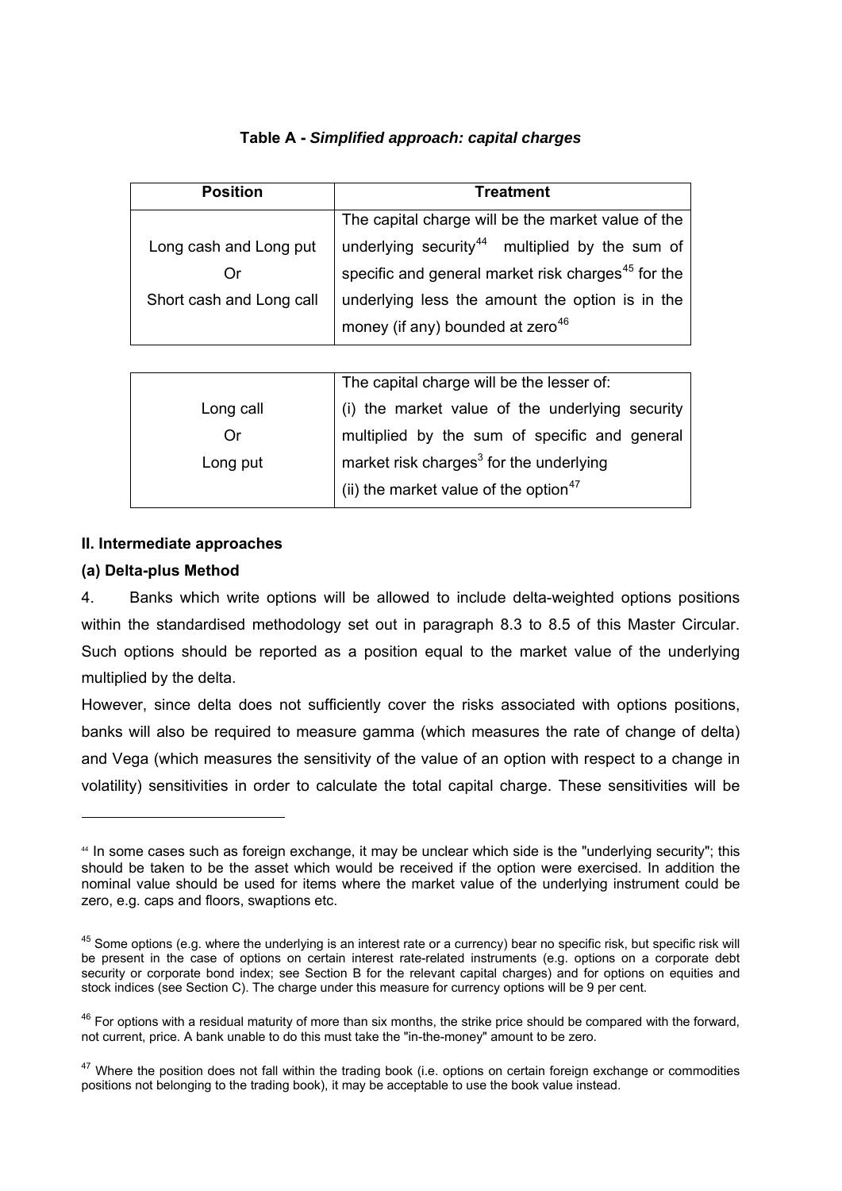**Table A - *Simplified approach: capital charges***

| Position | Treatment |
|---|---|
| Long cash and Long put<br>Or<br>Short cash and Long call | The capital charge will be the market value of the underlying security[44] multiplied by the sum of specific and general market risk charges[45] for the underlying less the amount the option is in the money (if any) bounded at zero[46] |
| Long call<br>Or<br>Long put | The capital charge will be the lesser of:<br>(i) the market value of the underlying security multiplied by the sum of specific and general market risk charges[3] for the underlying<br>(ii) the market value of the option[47] |

**II. Intermediate approaches**

**(a) Delta-plus Method**

4. Banks which write options will be allowed to include delta-weighted options positions within the standardised methodology set out in paragraph 8.3 to 8.5 of this Master Circular. Such options should be reported as a position equal to the market value of the underlying multiplied by the delta.

However, since delta does not sufficiently cover the risks associated with options positions, banks will also be required to measure gamma (which measures the rate of change of delta) and Vega (which measures the sensitivity of the value of an option with respect to a change in volatility) sensitivities in order to calculate the total capital charge. These sensitivities will be

---

[44] In some cases such as foreign exchange, it may be unclear which side is the "underlying security"; this should be taken to be the asset which would be received if the option were exercised. In addition the nominal value should be used for items where the market value of the underlying instrument could be zero, e.g. caps and floors, swaptions etc.

[45] Some options (e.g. where the underlying is an interest rate or a currency) bear no specific risk, but specific risk will be present in the case of options on certain interest rate-related instruments (e.g. options on a corporate debt security or corporate bond index; see Section B for the relevant capital charges) and for options on equities and stock indices (see Section C). The charge under this measure for currency options will be 9 per cent.

[46] For options with a residual maturity of more than six months, the strike price should be compared with the forward, not current, price. A bank unable to do this must take the "in-the-money" amount to be zero.

[47] Where the position does not fall within the trading book (i.e. options on certain foreign exchange or commodities positions not belonging to the trading book), it may be acceptable to use the book value instead.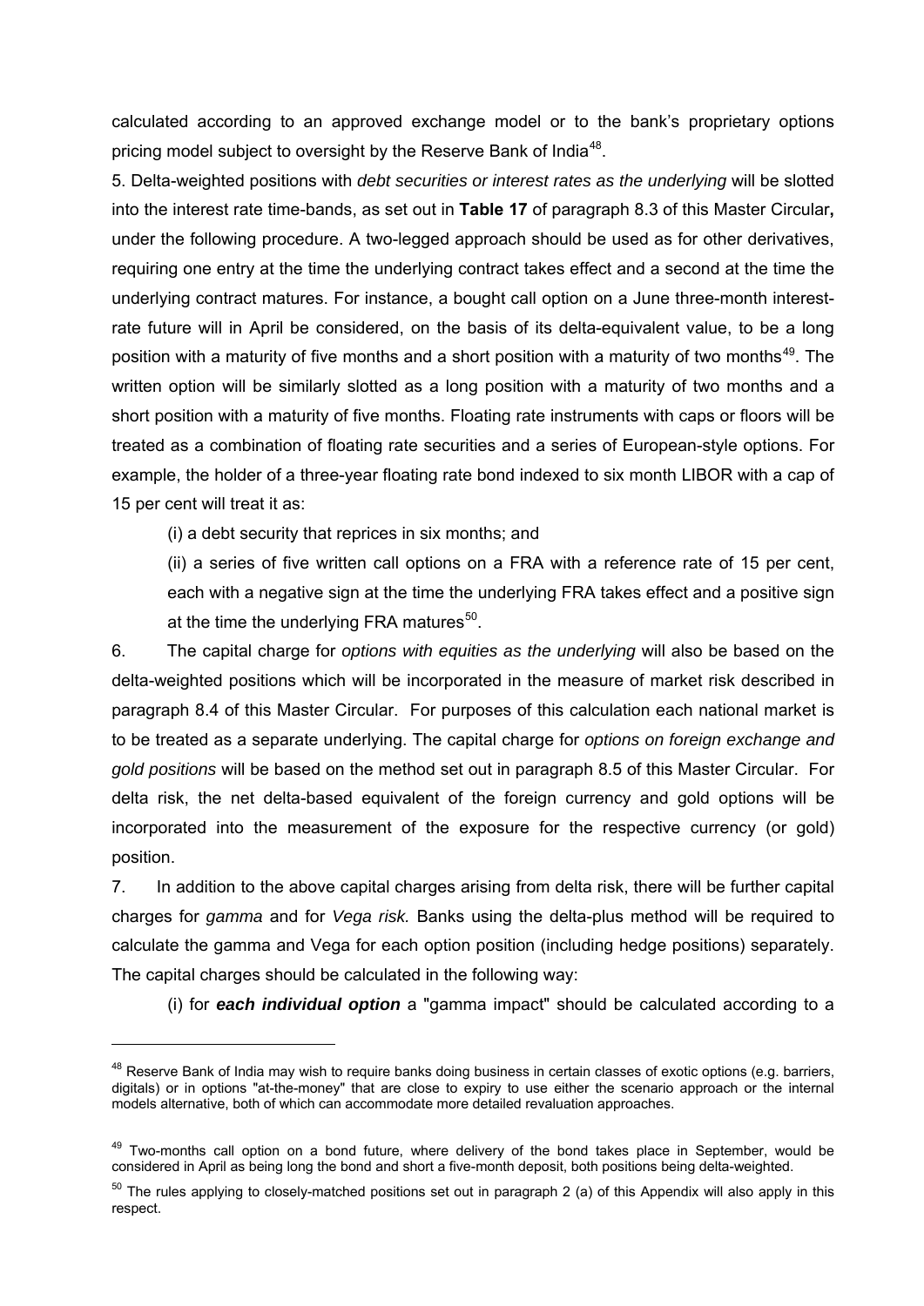calculated according to an approved exchange model or to the bank's proprietary options pricing model subject to oversight by the Reserve Bank of India[48].

5. Delta-weighted positions with *debt securities or interest rates as the underlying* will be slotted into the interest rate time-bands, as set out in **Table 17** of paragraph 8.3 of this Master Circular**,** under the following procedure. A two-legged approach should be used as for other derivatives, requiring one entry at the time the underlying contract takes effect and a second at the time the underlying contract matures. For instance, a bought call option on a June three-month interest-rate future will in April be considered, on the basis of its delta-equivalent value, to be a long position with a maturity of five months and a short position with a maturity of two months[49]. The written option will be similarly slotted as a long position with a maturity of two months and a short position with a maturity of five months. Floating rate instruments with caps or floors will be treated as a combination of floating rate securities and a series of European-style options. For example, the holder of a three-year floating rate bond indexed to six month LIBOR with a cap of 15 per cent will treat it as:

(i) a debt security that reprices in six months; and

(ii) a series of five written call options on a FRA with a reference rate of 15 per cent, each with a negative sign at the time the underlying FRA takes effect and a positive sign at the time the underlying FRA matures[50].

6. The capital charge for *options with equities as the underlying* will also be based on the delta-weighted positions which will be incorporated in the measure of market risk described in paragraph 8.4 of this Master Circular. For purposes of this calculation each national market is to be treated as a separate underlying. The capital charge for *options on foreign exchange and gold positions* will be based on the method set out in paragraph 8.5 of this Master Circular. For delta risk, the net delta-based equivalent of the foreign currency and gold options will be incorporated into the measurement of the exposure for the respective currency (or gold) position.

7. In addition to the above capital charges arising from delta risk, there will be further capital charges for *gamma* and for *Vega risk.* Banks using the delta-plus method will be required to calculate the gamma and Vega for each option position (including hedge positions) separately. The capital charges should be calculated in the following way:

(i) for ***each individual option*** a "gamma impact" should be calculated according to a

---

[48] Reserve Bank of India may wish to require banks doing business in certain classes of exotic options (e.g. barriers, digitals) or in options "at-the-money" that are close to expiry to use either the scenario approach or the internal models alternative, both of which can accommodate more detailed revaluation approaches.

[49] Two-months call option on a bond future, where delivery of the bond takes place in September, would be considered in April as being long the bond and short a five-month deposit, both positions being delta-weighted.

[50] The rules applying to closely-matched positions set out in paragraph 2 (a) of this Appendix will also apply in this respect.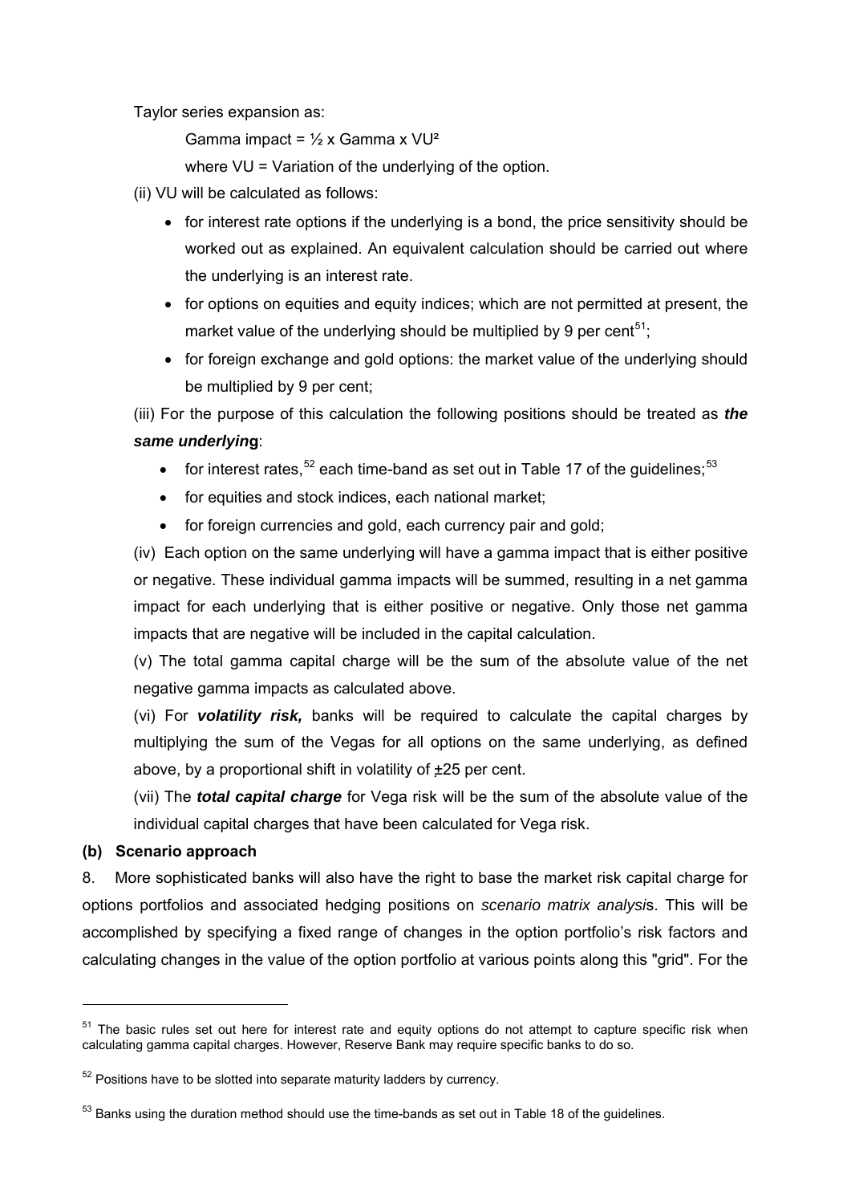Taylor series expansion as:

Gamma impact = ½ x Gamma x VU²

where VU = Variation of the underlying of the option.

(ii) VU will be calculated as follows:

- for interest rate options if the underlying is a bond, the price sensitivity should be worked out as explained. An equivalent calculation should be carried out where the underlying is an interest rate.
- for options on equities and equity indices; which are not permitted at present, the market value of the underlying should be multiplied by 9 per cent[51];
- for foreign exchange and gold options: the market value of the underlying should be multiplied by 9 per cent;

(iii) For the purpose of this calculation the following positions should be treated as ***the same underlying***:

- for interest rates,[52] each time-band as set out in Table 17 of the guidelines;[53]
- for equities and stock indices, each national market;
- for foreign currencies and gold, each currency pair and gold;

(iv) Each option on the same underlying will have a gamma impact that is either positive or negative. These individual gamma impacts will be summed, resulting in a net gamma impact for each underlying that is either positive or negative. Only those net gamma impacts that are negative will be included in the capital calculation.

(v) The total gamma capital charge will be the sum of the absolute value of the net negative gamma impacts as calculated above.

(vi) For ***volatility risk,*** banks will be required to calculate the capital charges by multiplying the sum of the Vegas for all options on the same underlying, as defined above, by a proportional shift in volatility of ±25 per cent.

(vii) The ***total capital charge*** for Vega risk will be the sum of the absolute value of the individual capital charges that have been calculated for Vega risk.

**(b) Scenario approach**

8. More sophisticated banks will also have the right to base the market risk capital charge for options portfolios and associated hedging positions on *scenario matrix analysis*. This will be accomplished by specifying a fixed range of changes in the option portfolio's risk factors and calculating changes in the value of the option portfolio at various points along this "grid". For the

---

[51] The basic rules set out here for interest rate and equity options do not attempt to capture specific risk when calculating gamma capital charges. However, Reserve Bank may require specific banks to do so.

[52] Positions have to be slotted into separate maturity ladders by currency.

[53] Banks using the duration method should use the time-bands as set out in Table 18 of the guidelines.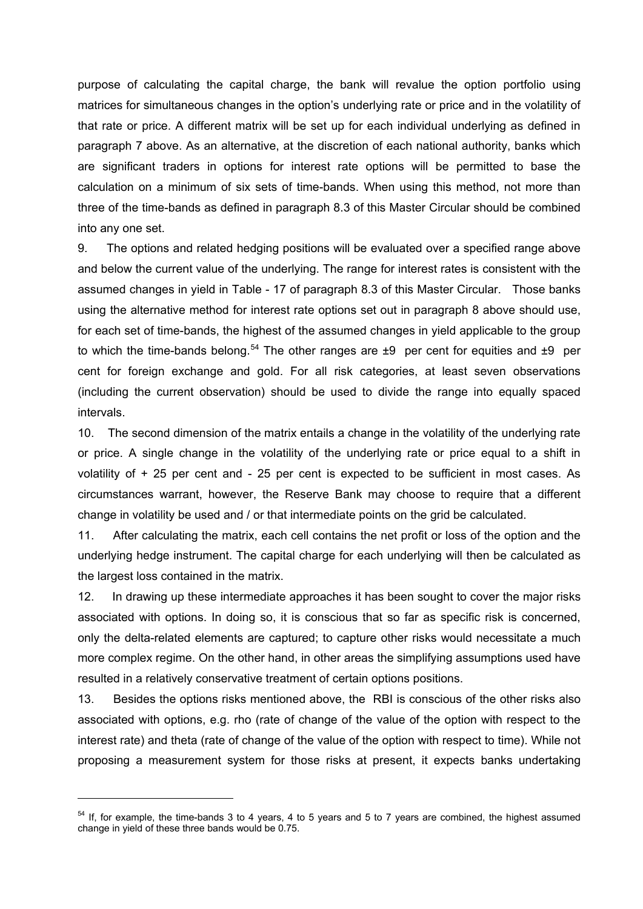purpose of calculating the capital charge, the bank will revalue the option portfolio using matrices for simultaneous changes in the option's underlying rate or price and in the volatility of that rate or price. A different matrix will be set up for each individual underlying as defined in paragraph 7 above. As an alternative, at the discretion of each national authority, banks which are significant traders in options for interest rate options will be permitted to base the calculation on a minimum of six sets of time-bands. When using this method, not more than three of the time-bands as defined in paragraph 8.3 of this Master Circular should be combined into any one set.

9. The options and related hedging positions will be evaluated over a specified range above and below the current value of the underlying. The range for interest rates is consistent with the assumed changes in yield in Table - 17 of paragraph 8.3 of this Master Circular. Those banks using the alternative method for interest rate options set out in paragraph 8 above should use, for each set of time-bands, the highest of the assumed changes in yield applicable to the group to which the time-bands belong.[54] The other ranges are ±9 per cent for equities and ±9 per cent for foreign exchange and gold. For all risk categories, at least seven observations (including the current observation) should be used to divide the range into equally spaced intervals.

10. The second dimension of the matrix entails a change in the volatility of the underlying rate or price. A single change in the volatility of the underlying rate or price equal to a shift in volatility of + 25 per cent and - 25 per cent is expected to be sufficient in most cases. As circumstances warrant, however, the Reserve Bank may choose to require that a different change in volatility be used and / or that intermediate points on the grid be calculated.

11. After calculating the matrix, each cell contains the net profit or loss of the option and the underlying hedge instrument. The capital charge for each underlying will then be calculated as the largest loss contained in the matrix.

12. In drawing up these intermediate approaches it has been sought to cover the major risks associated with options. In doing so, it is conscious that so far as specific risk is concerned, only the delta-related elements are captured; to capture other risks would necessitate a much more complex regime. On the other hand, in other areas the simplifying assumptions used have resulted in a relatively conservative treatment of certain options positions.

13. Besides the options risks mentioned above, the RBI is conscious of the other risks also associated with options, e.g. rho (rate of change of the value of the option with respect to the interest rate) and theta (rate of change of the value of the option with respect to time). While not proposing a measurement system for those risks at present, it expects banks undertaking

---

[54] If, for example, the time-bands 3 to 4 years, 4 to 5 years and 5 to 7 years are combined, the highest assumed change in yield of these three bands would be 0.75.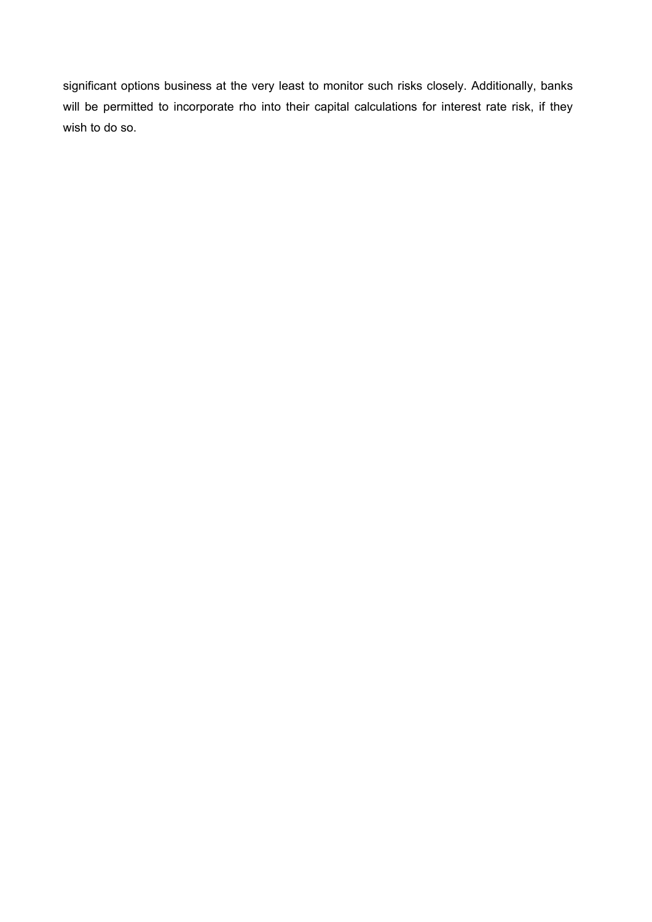significant options business at the very least to monitor such risks closely. Additionally, banks will be permitted to incorporate rho into their capital calculations for interest rate risk, if they wish to do so.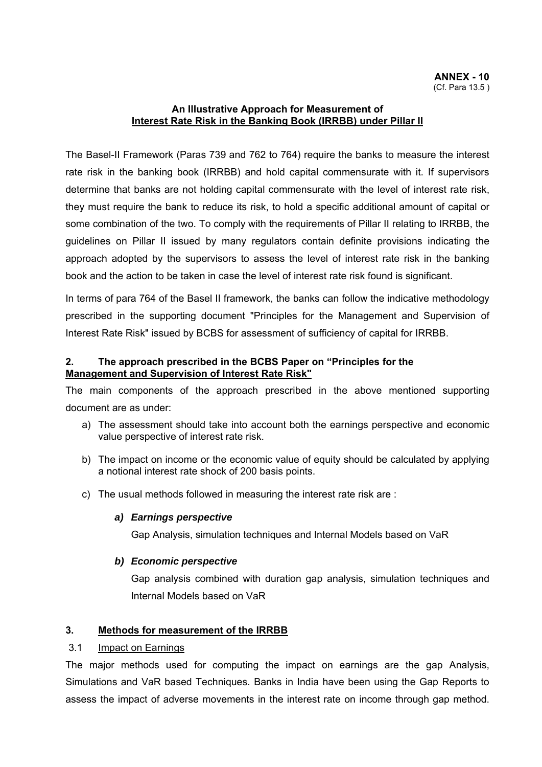**ANNEX - 10**
(Cf. Para 13.5 )

**An Illustrative Approach for Measurement of**
**Interest Rate Risk in the Banking Book (IRRBB) under Pillar II**

The Basel-II Framework (Paras 739 and 762 to 764) require the banks to measure the interest rate risk in the banking book (IRRBB) and hold capital commensurate with it. If supervisors determine that banks are not holding capital commensurate with the level of interest rate risk, they must require the bank to reduce its risk, to hold a specific additional amount of capital or some combination of the two. To comply with the requirements of Pillar II relating to IRRBB, the guidelines on Pillar II issued by many regulators contain definite provisions indicating the approach adopted by the supervisors to assess the level of interest rate risk in the banking book and the action to be taken in case the level of interest rate risk found is significant.

In terms of para 764 of the Basel II framework, the banks can follow the indicative methodology prescribed in the supporting document "Principles for the Management and Supervision of Interest Rate Risk" issued by BCBS for assessment of sufficiency of capital for IRRBB.

## 2. The approach prescribed in the BCBS Paper on "Principles for the Management and Supervision of Interest Rate Risk"

The main components of the approach prescribed in the above mentioned supporting document are as under:

a) The assessment should take into account both the earnings perspective and economic value perspective of interest rate risk.

b) The impact on income or the economic value of equity should be calculated by applying a notional interest rate shock of 200 basis points.

c) The usual methods followed in measuring the interest rate risk are :

   ***a) Earnings perspective***

   Gap Analysis, simulation techniques and Internal Models based on VaR

   ***b) Economic perspective***

   Gap analysis combined with duration gap analysis, simulation techniques and Internal Models based on VaR

## 3. Methods for measurement of the IRRBB

### 3.1 Impact on Earnings

The major methods used for computing the impact on earnings are the gap Analysis, Simulations and VaR based Techniques. Banks in India have been using the Gap Reports to assess the impact of adverse movements in the interest rate on income through gap method.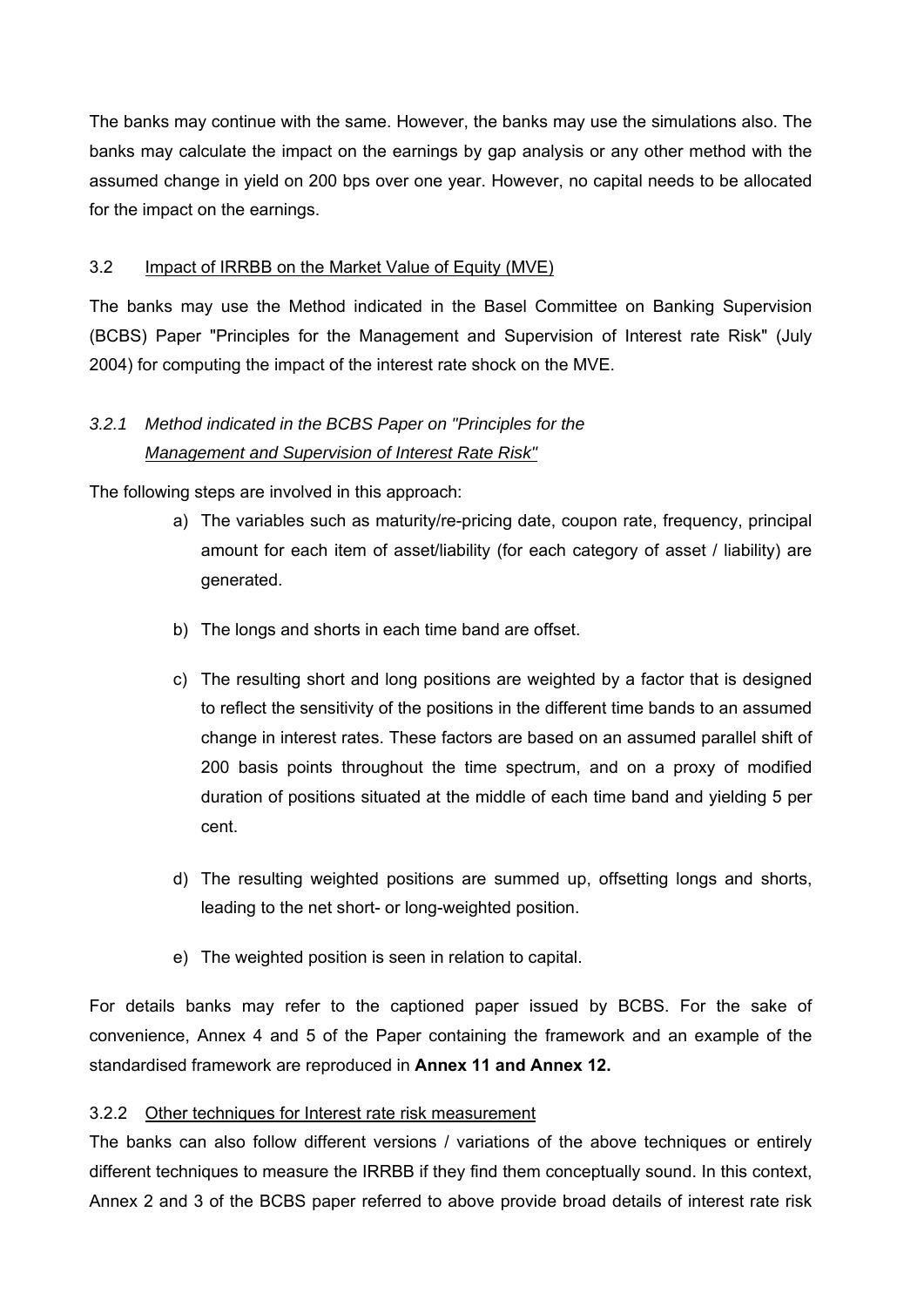The banks may continue with the same. However, the banks may use the simulations also. The banks may calculate the impact on the earnings by gap analysis or any other method with the assumed change in yield on 200 bps over one year. However, no capital needs to be allocated for the impact on the earnings.

### 3.2 Impact of IRRBB on the Market Value of Equity (MVE)

The banks may use the Method indicated in the Basel Committee on Banking Supervision (BCBS) Paper "Principles for the Management and Supervision of Interest rate Risk" (July 2004) for computing the impact of the interest rate shock on the MVE.

#### *3.2.1 Method indicated in the BCBS Paper on "Principles for the Management and Supervision of Interest Rate Risk"*

The following steps are involved in this approach:

a) The variables such as maturity/re-pricing date, coupon rate, frequency, principal amount for each item of asset/liability (for each category of asset / liability) are generated.

b) The longs and shorts in each time band are offset.

c) The resulting short and long positions are weighted by a factor that is designed to reflect the sensitivity of the positions in the different time bands to an assumed change in interest rates. These factors are based on an assumed parallel shift of 200 basis points throughout the time spectrum, and on a proxy of modified duration of positions situated at the middle of each time band and yielding 5 per cent.

d) The resulting weighted positions are summed up, offsetting longs and shorts, leading to the net short- or long-weighted position.

e) The weighted position is seen in relation to capital.

For details banks may refer to the captioned paper issued by BCBS. For the sake of convenience, Annex 4 and 5 of the Paper containing the framework and an example of the standardised framework are reproduced in **Annex 11 and Annex 12.**

#### 3.2.2 Other techniques for Interest rate risk measurement

The banks can also follow different versions / variations of the above techniques or entirely different techniques to measure the IRRBB if they find them conceptually sound. In this context, Annex 2 and 3 of the BCBS paper referred to above provide broad details of interest rate risk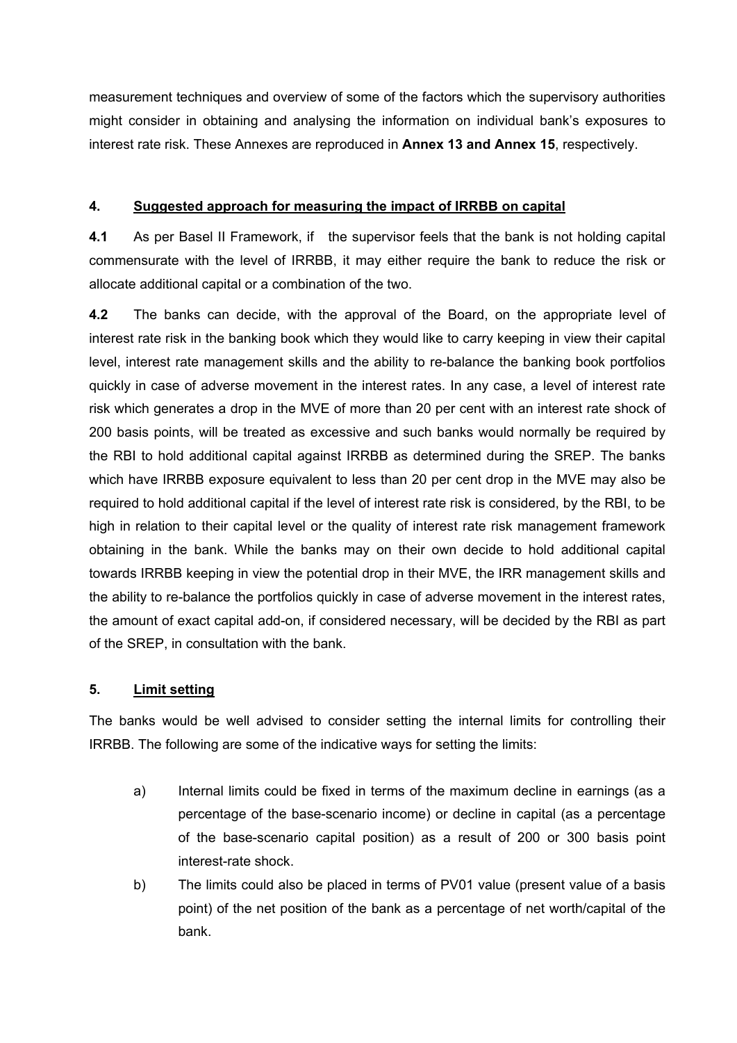measurement techniques and overview of some of the factors which the supervisory authorities might consider in obtaining and analysing the information on individual bank's exposures to interest rate risk. These Annexes are reproduced in **Annex 13 and Annex 15**, respectively.

## 4. Suggested approach for measuring the impact of IRRBB on capital

**4.1** As per Basel II Framework, if the supervisor feels that the bank is not holding capital commensurate with the level of IRRBB, it may either require the bank to reduce the risk or allocate additional capital or a combination of the two.

**4.2** The banks can decide, with the approval of the Board, on the appropriate level of interest rate risk in the banking book which they would like to carry keeping in view their capital level, interest rate management skills and the ability to re-balance the banking book portfolios quickly in case of adverse movement in the interest rates. In any case, a level of interest rate risk which generates a drop in the MVE of more than 20 per cent with an interest rate shock of 200 basis points, will be treated as excessive and such banks would normally be required by the RBI to hold additional capital against IRRBB as determined during the SREP. The banks which have IRRBB exposure equivalent to less than 20 per cent drop in the MVE may also be required to hold additional capital if the level of interest rate risk is considered, by the RBI, to be high in relation to their capital level or the quality of interest rate risk management framework obtaining in the bank. While the banks may on their own decide to hold additional capital towards IRRBB keeping in view the potential drop in their MVE, the IRR management skills and the ability to re-balance the portfolios quickly in case of adverse movement in the interest rates, the amount of exact capital add-on, if considered necessary, will be decided by the RBI as part of the SREP, in consultation with the bank.

## 5. Limit setting

The banks would be well advised to consider setting the internal limits for controlling their IRRBB. The following are some of the indicative ways for setting the limits:

a) Internal limits could be fixed in terms of the maximum decline in earnings (as a percentage of the base-scenario income) or decline in capital (as a percentage of the base-scenario capital position) as a result of 200 or 300 basis point interest-rate shock.

b) The limits could also be placed in terms of PV01 value (present value of a basis point) of the net position of the bank as a percentage of net worth/capital of the bank.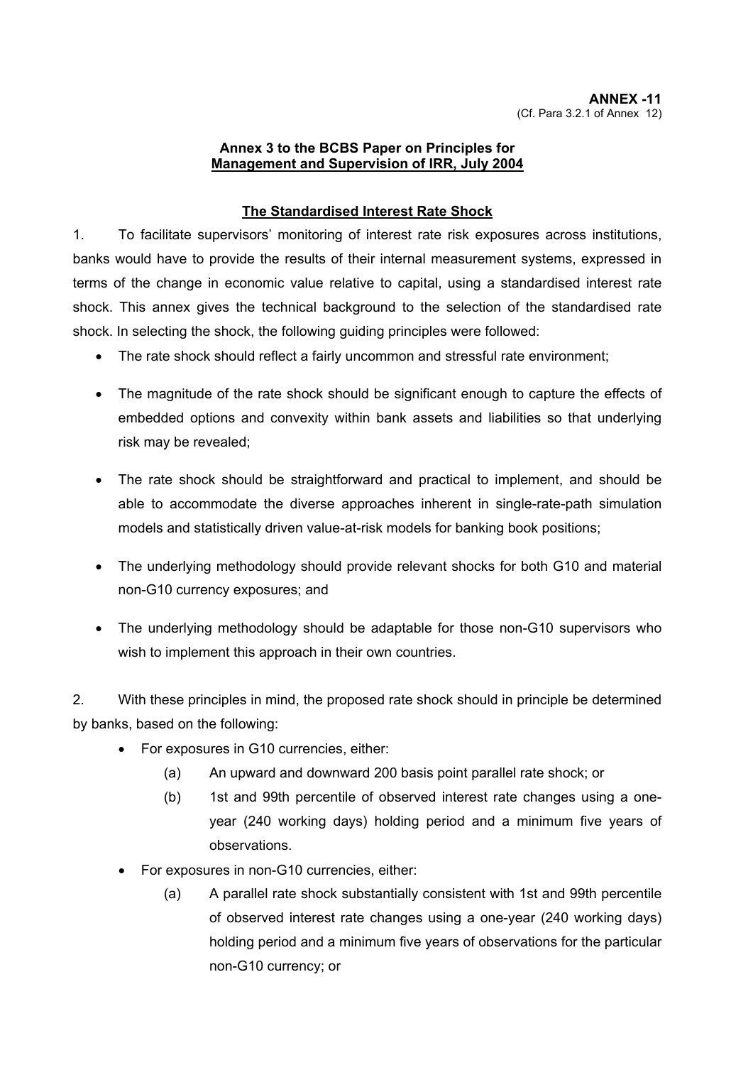**ANNEX -11**
(Cf. Para 3.2.1 of Annex 12)

**Annex 3 to the BCBS Paper on Principles for Management and Supervision of IRR, July 2004**

**The Standardised Interest Rate Shock**

1. To facilitate supervisors' monitoring of interest rate risk exposures across institutions, banks would have to provide the results of their internal measurement systems, expressed in terms of the change in economic value relative to capital, using a standardised interest rate shock. This annex gives the technical background to the selection of the standardised rate shock. In selecting the shock, the following guiding principles were followed:

- The rate shock should reflect a fairly uncommon and stressful rate environment;
- The magnitude of the rate shock should be significant enough to capture the effects of embedded options and convexity within bank assets and liabilities so that underlying risk may be revealed;
- The rate shock should be straightforward and practical to implement, and should be able to accommodate the diverse approaches inherent in single-rate-path simulation models and statistically driven value-at-risk models for banking book positions;
- The underlying methodology should provide relevant shocks for both G10 and material non-G10 currency exposures; and
- The underlying methodology should be adaptable for those non-G10 supervisors who wish to implement this approach in their own countries.

2. With these principles in mind, the proposed rate shock should in principle be determined by banks, based on the following:

- For exposures in G10 currencies, either:
  - (a) An upward and downward 200 basis point parallel rate shock; or
  - (b) 1st and 99th percentile of observed interest rate changes using a one-year (240 working days) holding period and a minimum five years of observations.
- For exposures in non-G10 currencies, either:
  - (a) A parallel rate shock substantially consistent with 1st and 99th percentile of observed interest rate changes using a one-year (240 working days) holding period and a minimum five years of observations for the particular non-G10 currency; or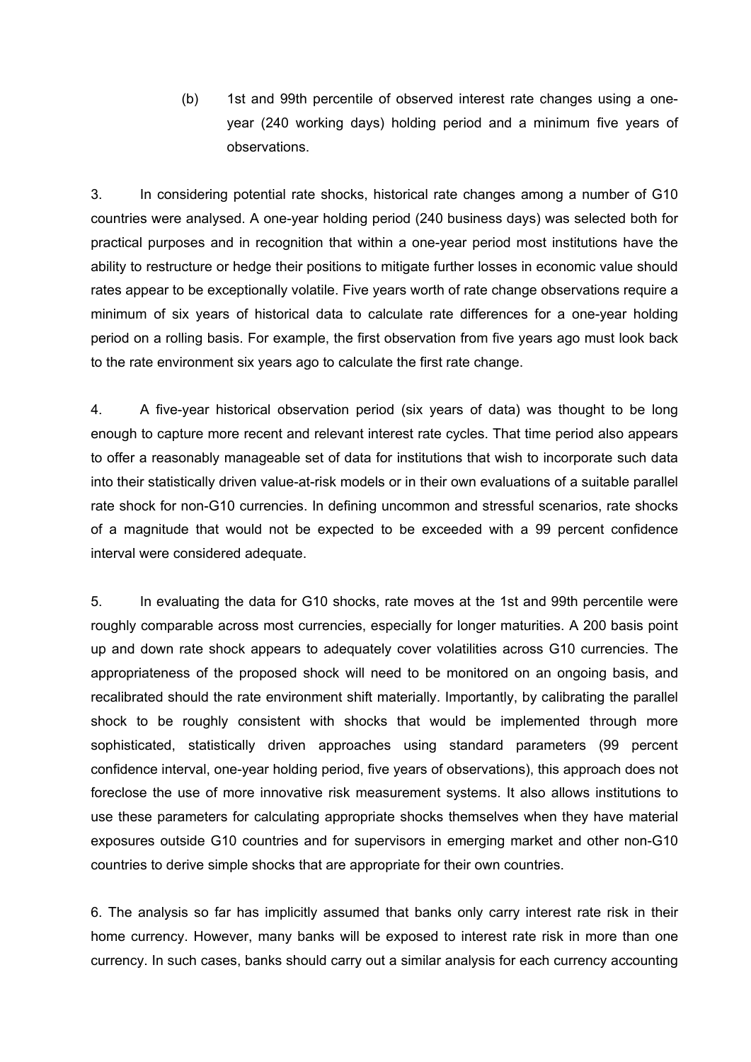(b) 1st and 99th percentile of observed interest rate changes using a one-year (240 working days) holding period and a minimum five years of observations.

3. In considering potential rate shocks, historical rate changes among a number of G10 countries were analysed. A one-year holding period (240 business days) was selected both for practical purposes and in recognition that within a one-year period most institutions have the ability to restructure or hedge their positions to mitigate further losses in economic value should rates appear to be exceptionally volatile. Five years worth of rate change observations require a minimum of six years of historical data to calculate rate differences for a one-year holding period on a rolling basis. For example, the first observation from five years ago must look back to the rate environment six years ago to calculate the first rate change.

4. A five-year historical observation period (six years of data) was thought to be long enough to capture more recent and relevant interest rate cycles. That time period also appears to offer a reasonably manageable set of data for institutions that wish to incorporate such data into their statistically driven value-at-risk models or in their own evaluations of a suitable parallel rate shock for non-G10 currencies. In defining uncommon and stressful scenarios, rate shocks of a magnitude that would not be expected to be exceeded with a 99 percent confidence interval were considered adequate.

5. In evaluating the data for G10 shocks, rate moves at the 1st and 99th percentile were roughly comparable across most currencies, especially for longer maturities. A 200 basis point up and down rate shock appears to adequately cover volatilities across G10 currencies. The appropriateness of the proposed shock will need to be monitored on an ongoing basis, and recalibrated should the rate environment shift materially. Importantly, by calibrating the parallel shock to be roughly consistent with shocks that would be implemented through more sophisticated, statistically driven approaches using standard parameters (99 percent confidence interval, one-year holding period, five years of observations), this approach does not foreclose the use of more innovative risk measurement systems. It also allows institutions to use these parameters for calculating appropriate shocks themselves when they have material exposures outside G10 countries and for supervisors in emerging market and other non-G10 countries to derive simple shocks that are appropriate for their own countries.

6. The analysis so far has implicitly assumed that banks only carry interest rate risk in their home currency. However, many banks will be exposed to interest rate risk in more than one currency. In such cases, banks should carry out a similar analysis for each currency accounting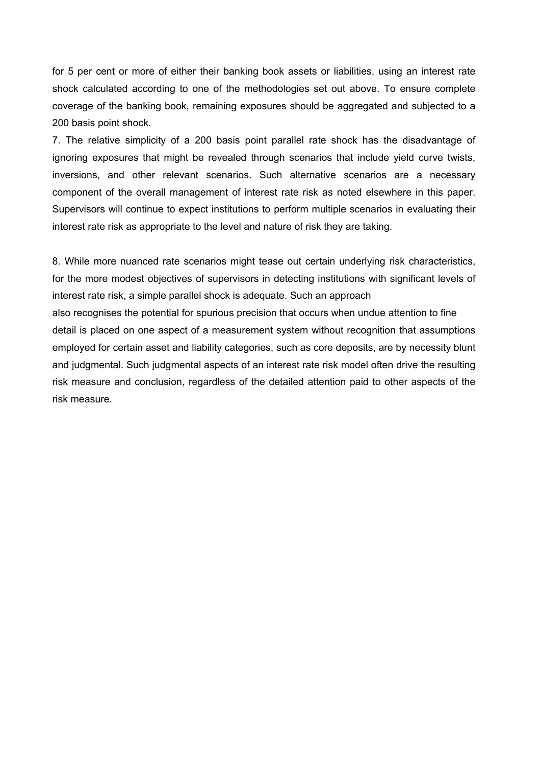for 5 per cent or more of either their banking book assets or liabilities, using an interest rate shock calculated according to one of the methodologies set out above. To ensure complete coverage of the banking book, remaining exposures should be aggregated and subjected to a 200 basis point shock.

7. The relative simplicity of a 200 basis point parallel rate shock has the disadvantage of ignoring exposures that might be revealed through scenarios that include yield curve twists, inversions, and other relevant scenarios. Such alternative scenarios are a necessary component of the overall management of interest rate risk as noted elsewhere in this paper. Supervisors will continue to expect institutions to perform multiple scenarios in evaluating their interest rate risk as appropriate to the level and nature of risk they are taking.

8. While more nuanced rate scenarios might tease out certain underlying risk characteristics, for the more modest objectives of supervisors in detecting institutions with significant levels of interest rate risk, a simple parallel shock is adequate. Such an approach also recognises the potential for spurious precision that occurs when undue attention to fine detail is placed on one aspect of a measurement system without recognition that assumptions employed for certain asset and liability categories, such as core deposits, are by necessity blunt and judgmental. Such judgmental aspects of an interest rate risk model often drive the resulting risk measure and conclusion, regardless of the detailed attention paid to other aspects of the risk measure.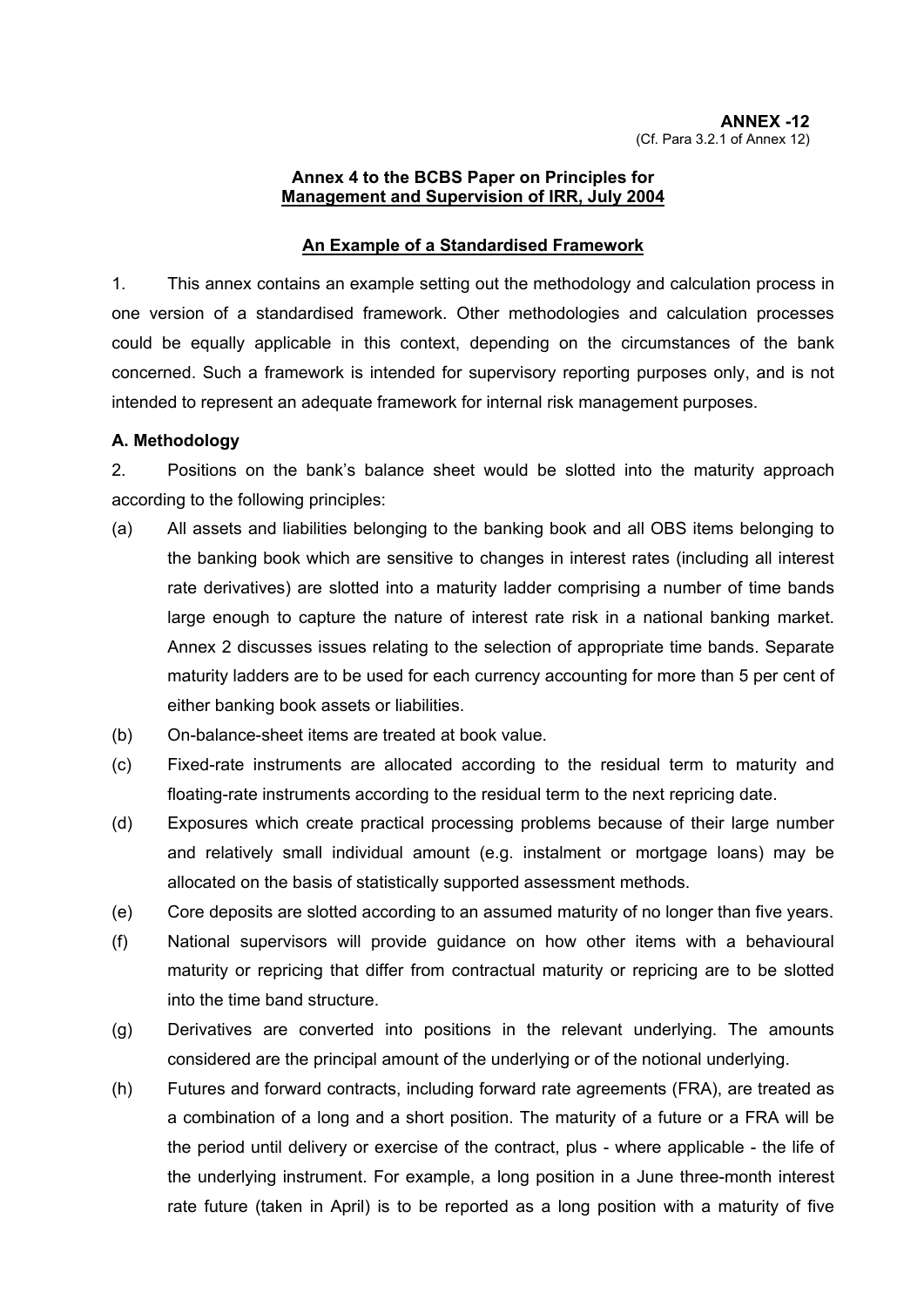**ANNEX -12**
(Cf. Para 3.2.1 of Annex 12)

**Annex 4 to the BCBS Paper on Principles for Management and Supervision of IRR, July 2004**

**An Example of a Standardised Framework**

1. This annex contains an example setting out the methodology and calculation process in one version of a standardised framework. Other methodologies and calculation processes could be equally applicable in this context, depending on the circumstances of the bank concerned. Such a framework is intended for supervisory reporting purposes only, and is not intended to represent an adequate framework for internal risk management purposes.

**A. Methodology**

2. Positions on the bank's balance sheet would be slotted into the maturity approach according to the following principles:

(a) All assets and liabilities belonging to the banking book and all OBS items belonging to the banking book which are sensitive to changes in interest rates (including all interest rate derivatives) are slotted into a maturity ladder comprising a number of time bands large enough to capture the nature of interest rate risk in a national banking market. Annex 2 discusses issues relating to the selection of appropriate time bands. Separate maturity ladders are to be used for each currency accounting for more than 5 per cent of either banking book assets or liabilities.

(b) On-balance-sheet items are treated at book value.

(c) Fixed-rate instruments are allocated according to the residual term to maturity and floating-rate instruments according to the residual term to the next repricing date.

(d) Exposures which create practical processing problems because of their large number and relatively small individual amount (e.g. instalment or mortgage loans) may be allocated on the basis of statistically supported assessment methods.

(e) Core deposits are slotted according to an assumed maturity of no longer than five years.

(f) National supervisors will provide guidance on how other items with a behavioural maturity or repricing that differ from contractual maturity or repricing are to be slotted into the time band structure.

(g) Derivatives are converted into positions in the relevant underlying. The amounts considered are the principal amount of the underlying or of the notional underlying.

(h) Futures and forward contracts, including forward rate agreements (FRA), are treated as a combination of a long and a short position. The maturity of a future or a FRA will be the period until delivery or exercise of the contract, plus - where applicable - the life of the underlying instrument. For example, a long position in a June three-month interest rate future (taken in April) is to be reported as a long position with a maturity of five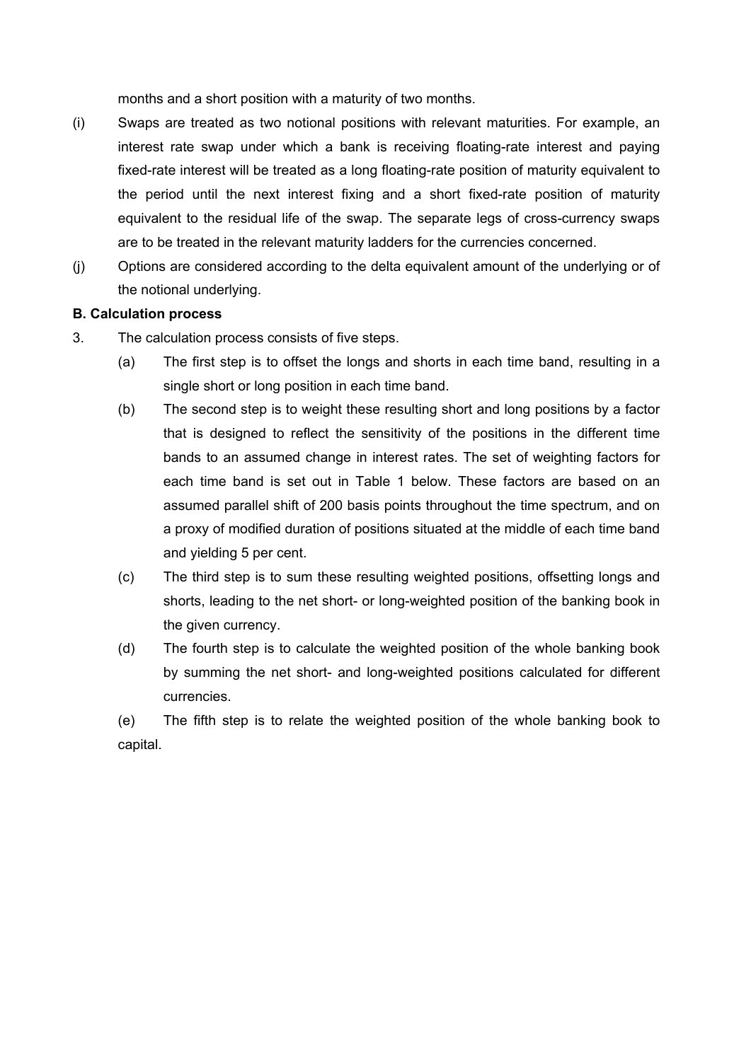months and a short position with a maturity of two months.

(i) Swaps are treated as two notional positions with relevant maturities. For example, an interest rate swap under which a bank is receiving floating-rate interest and paying fixed-rate interest will be treated as a long floating-rate position of maturity equivalent to the period until the next interest fixing and a short fixed-rate position of maturity equivalent to the residual life of the swap. The separate legs of cross-currency swaps are to be treated in the relevant maturity ladders for the currencies concerned.

(j) Options are considered according to the delta equivalent amount of the underlying or of the notional underlying.

**B. Calculation process**

3. The calculation process consists of five steps.

   (a) The first step is to offset the longs and shorts in each time band, resulting in a single short or long position in each time band.

   (b) The second step is to weight these resulting short and long positions by a factor that is designed to reflect the sensitivity of the positions in the different time bands to an assumed change in interest rates. The set of weighting factors for each time band is set out in Table 1 below. These factors are based on an assumed parallel shift of 200 basis points throughout the time spectrum, and on a proxy of modified duration of positions situated at the middle of each time band and yielding 5 per cent.

   (c) The third step is to sum these resulting weighted positions, offsetting longs and shorts, leading to the net short- or long-weighted position of the banking book in the given currency.

   (d) The fourth step is to calculate the weighted position of the whole banking book by summing the net short- and long-weighted positions calculated for different currencies.

   (e) The fifth step is to relate the weighted position of the whole banking book to capital.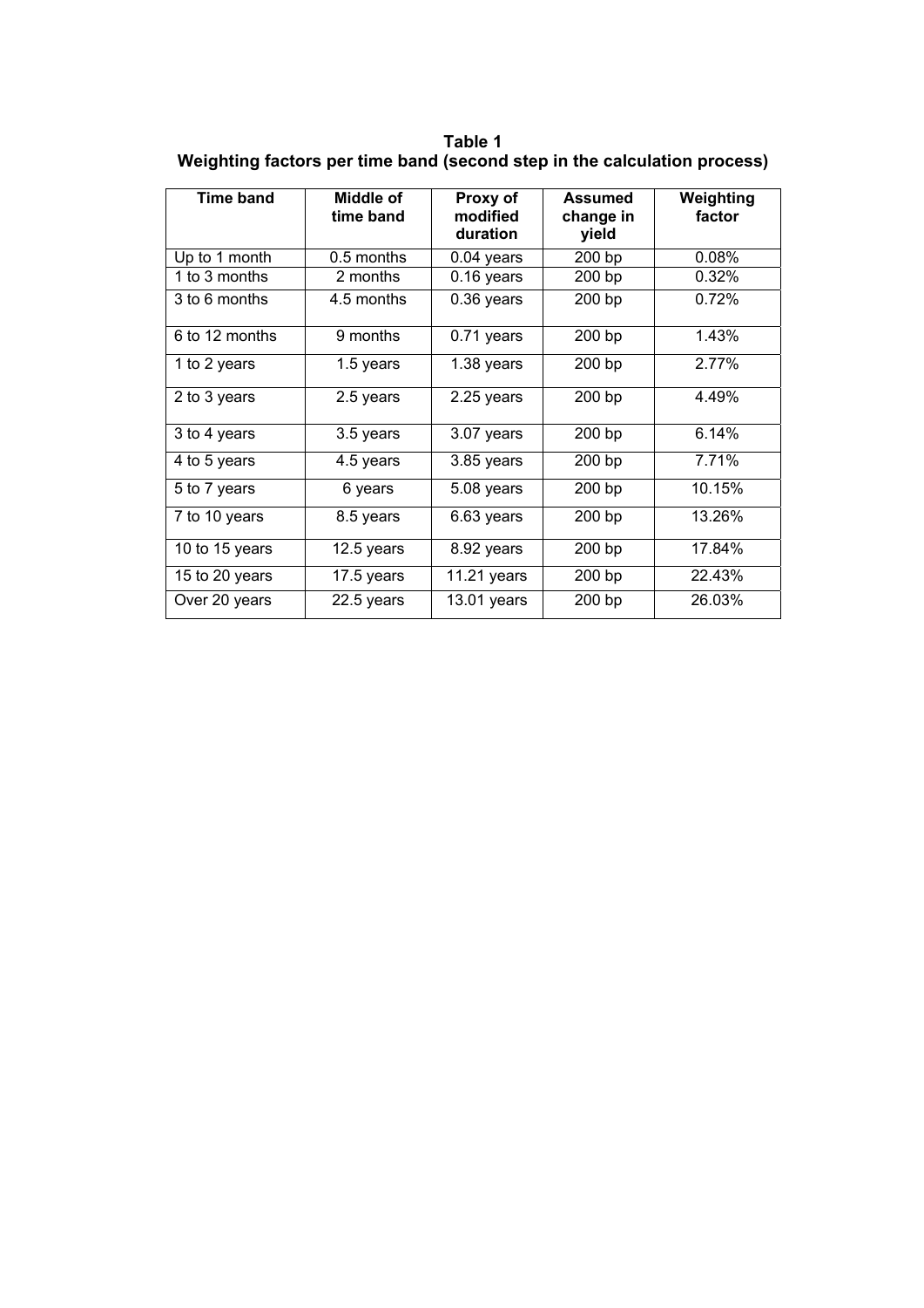**Table 1**
**Weighting factors per time band (second step in the calculation process)**

| Time band | Middle of time band | Proxy of modified duration | Assumed change in yield | Weighting factor |
|---|---|---|---|---|
| Up to 1 month | 0.5 months | 0.04 years | 200 bp | 0.08% |
| 1 to 3 months | 2 months | 0.16 years | 200 bp | 0.32% |
| 3 to 6 months | 4.5 months | 0.36 years | 200 bp | 0.72% |
| 6 to 12 months | 9 months | 0.71 years | 200 bp | 1.43% |
| 1 to 2 years | 1.5 years | 1.38 years | 200 bp | 2.77% |
| 2 to 3 years | 2.5 years | 2.25 years | 200 bp | 4.49% |
| 3 to 4 years | 3.5 years | 3.07 years | 200 bp | 6.14% |
| 4 to 5 years | 4.5 years | 3.85 years | 200 bp | 7.71% |
| 5 to 7 years | 6 years | 5.08 years | 200 bp | 10.15% |
| 7 to 10 years | 8.5 years | 6.63 years | 200 bp | 13.26% |
| 10 to 15 years | 12.5 years | 8.92 years | 200 bp | 17.84% |
| 15 to 20 years | 17.5 years | 11.21 years | 200 bp | 22.43% |
| Over 20 years | 22.5 years | 13.01 years | 200 bp | 26.03% |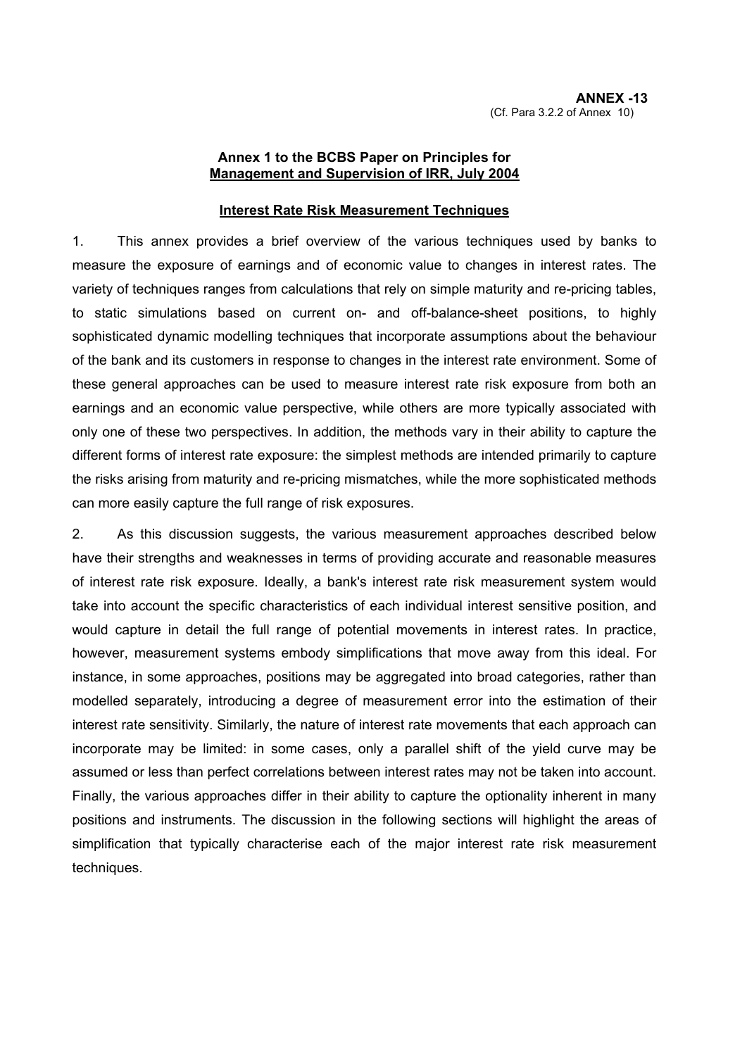**ANNEX -13**
(Cf. Para 3.2.2 of Annex 10)

**Annex 1 to the BCBS Paper on Principles for Management and Supervision of IRR, July 2004**

**Interest Rate Risk Measurement Techniques**

1. This annex provides a brief overview of the various techniques used by banks to measure the exposure of earnings and of economic value to changes in interest rates. The variety of techniques ranges from calculations that rely on simple maturity and re-pricing tables, to static simulations based on current on- and off-balance-sheet positions, to highly sophisticated dynamic modelling techniques that incorporate assumptions about the behaviour of the bank and its customers in response to changes in the interest rate environment. Some of these general approaches can be used to measure interest rate risk exposure from both an earnings and an economic value perspective, while others are more typically associated with only one of these two perspectives. In addition, the methods vary in their ability to capture the different forms of interest rate exposure: the simplest methods are intended primarily to capture the risks arising from maturity and re-pricing mismatches, while the more sophisticated methods can more easily capture the full range of risk exposures.

2. As this discussion suggests, the various measurement approaches described below have their strengths and weaknesses in terms of providing accurate and reasonable measures of interest rate risk exposure. Ideally, a bank's interest rate risk measurement system would take into account the specific characteristics of each individual interest sensitive position, and would capture in detail the full range of potential movements in interest rates. In practice, however, measurement systems embody simplifications that move away from this ideal. For instance, in some approaches, positions may be aggregated into broad categories, rather than modelled separately, introducing a degree of measurement error into the estimation of their interest rate sensitivity. Similarly, the nature of interest rate movements that each approach can incorporate may be limited: in some cases, only a parallel shift of the yield curve may be assumed or less than perfect correlations between interest rates may not be taken into account. Finally, the various approaches differ in their ability to capture the optionality inherent in many positions and instruments. The discussion in the following sections will highlight the areas of simplification that typically characterise each of the major interest rate risk measurement techniques.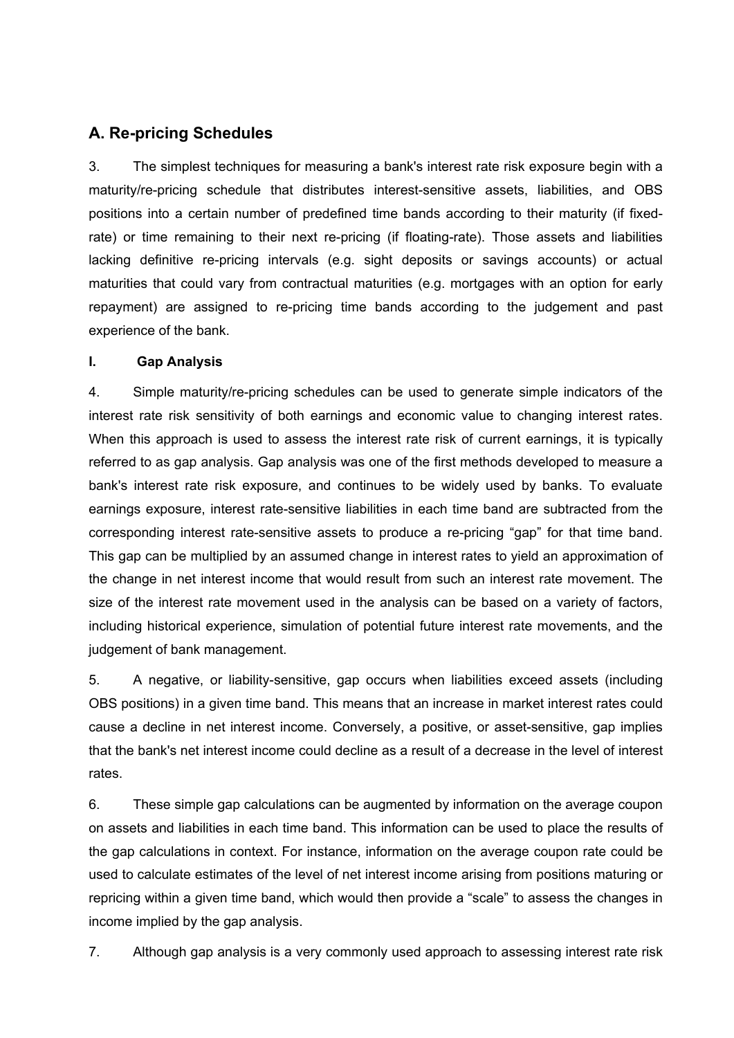## A. Re-pricing Schedules

3. The simplest techniques for measuring a bank's interest rate risk exposure begin with a maturity/re-pricing schedule that distributes interest-sensitive assets, liabilities, and OBS positions into a certain number of predefined time bands according to their maturity (if fixed-rate) or time remaining to their next re-pricing (if floating-rate). Those assets and liabilities lacking definitive re-pricing intervals (e.g. sight deposits or savings accounts) or actual maturities that could vary from contractual maturities (e.g. mortgages with an option for early repayment) are assigned to re-pricing time bands according to the judgement and past experience of the bank.

**I. Gap Analysis**

4. Simple maturity/re-pricing schedules can be used to generate simple indicators of the interest rate risk sensitivity of both earnings and economic value to changing interest rates. When this approach is used to assess the interest rate risk of current earnings, it is typically referred to as gap analysis. Gap analysis was one of the first methods developed to measure a bank's interest rate risk exposure, and continues to be widely used by banks. To evaluate earnings exposure, interest rate-sensitive liabilities in each time band are subtracted from the corresponding interest rate-sensitive assets to produce a re-pricing "gap" for that time band. This gap can be multiplied by an assumed change in interest rates to yield an approximation of the change in net interest income that would result from such an interest rate movement. The size of the interest rate movement used in the analysis can be based on a variety of factors, including historical experience, simulation of potential future interest rate movements, and the judgement of bank management.

5. A negative, or liability-sensitive, gap occurs when liabilities exceed assets (including OBS positions) in a given time band. This means that an increase in market interest rates could cause a decline in net interest income. Conversely, a positive, or asset-sensitive, gap implies that the bank's net interest income could decline as a result of a decrease in the level of interest rates.

6. These simple gap calculations can be augmented by information on the average coupon on assets and liabilities in each time band. This information can be used to place the results of the gap calculations in context. For instance, information on the average coupon rate could be used to calculate estimates of the level of net interest income arising from positions maturing or repricing within a given time band, which would then provide a "scale" to assess the changes in income implied by the gap analysis.

7. Although gap analysis is a very commonly used approach to assessing interest rate risk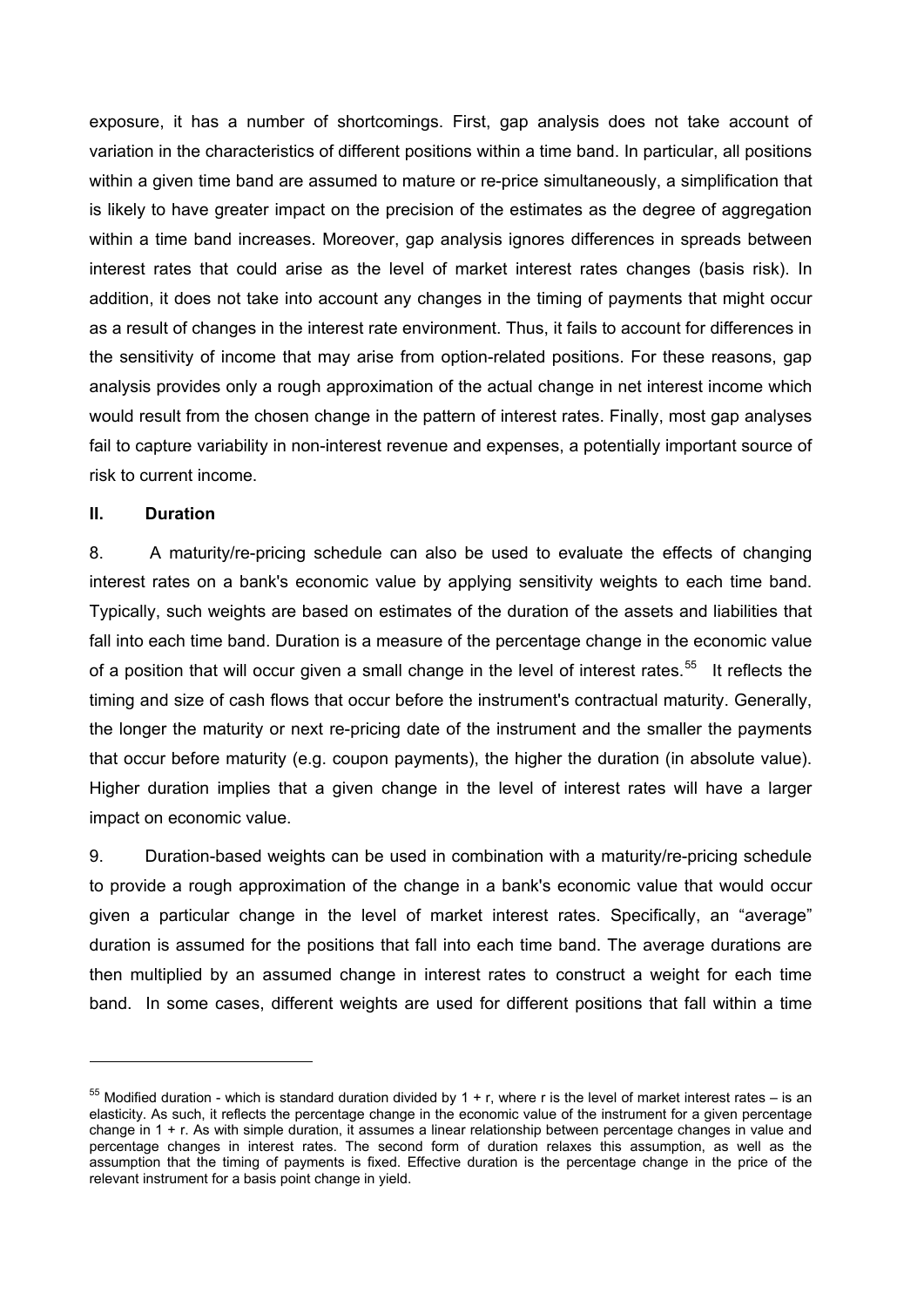exposure, it has a number of shortcomings. First, gap analysis does not take account of variation in the characteristics of different positions within a time band. In particular, all positions within a given time band are assumed to mature or re-price simultaneously, a simplification that is likely to have greater impact on the precision of the estimates as the degree of aggregation within a time band increases. Moreover, gap analysis ignores differences in spreads between interest rates that could arise as the level of market interest rates changes (basis risk). In addition, it does not take into account any changes in the timing of payments that might occur as a result of changes in the interest rate environment. Thus, it fails to account for differences in the sensitivity of income that may arise from option-related positions. For these reasons, gap analysis provides only a rough approximation of the actual change in net interest income which would result from the chosen change in the pattern of interest rates. Finally, most gap analyses fail to capture variability in non-interest revenue and expenses, a potentially important source of risk to current income.

## II. Duration

8. A maturity/re-pricing schedule can also be used to evaluate the effects of changing interest rates on a bank's economic value by applying sensitivity weights to each time band. Typically, such weights are based on estimates of the duration of the assets and liabilities that fall into each time band. Duration is a measure of the percentage change in the economic value of a position that will occur given a small change in the level of interest rates.[55] It reflects the timing and size of cash flows that occur before the instrument's contractual maturity. Generally, the longer the maturity or next re-pricing date of the instrument and the smaller the payments that occur before maturity (e.g. coupon payments), the higher the duration (in absolute value). Higher duration implies that a given change in the level of interest rates will have a larger impact on economic value.

9. Duration-based weights can be used in combination with a maturity/re-pricing schedule to provide a rough approximation of the change in a bank's economic value that would occur given a particular change in the level of market interest rates. Specifically, an "average" duration is assumed for the positions that fall into each time band. The average durations are then multiplied by an assumed change in interest rates to construct a weight for each time band. In some cases, different weights are used for different positions that fall within a time

[55] Modified duration - which is standard duration divided by $1 + r$, where r is the level of market interest rates – is an elasticity. As such, it reflects the percentage change in the economic value of the instrument for a given percentage change in $1 + r$. As with simple duration, it assumes a linear relationship between percentage changes in value and percentage changes in interest rates. The second form of duration relaxes this assumption, as well as the assumption that the timing of payments is fixed. Effective duration is the percentage change in the price of the relevant instrument for a basis point change in yield.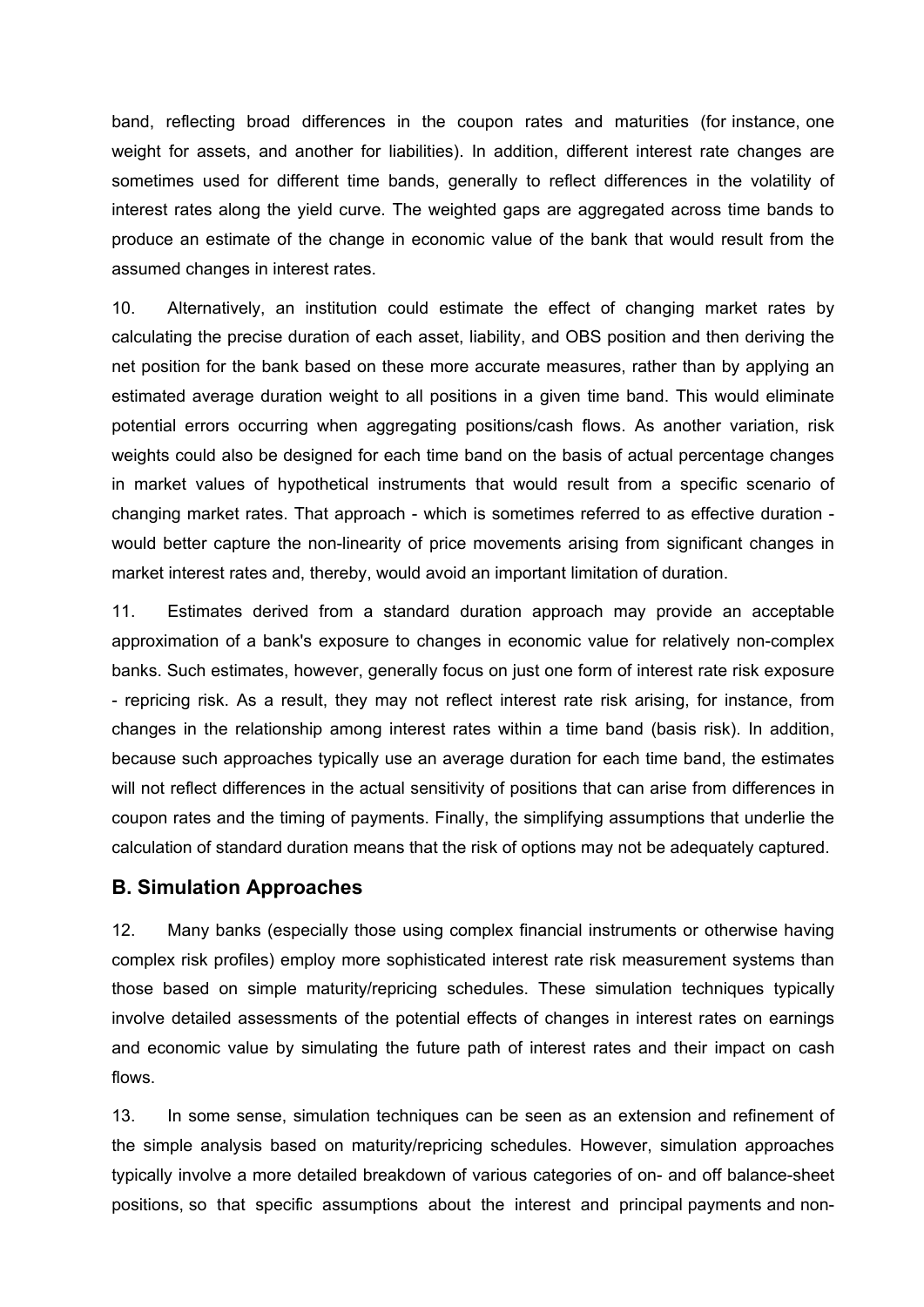band, reflecting broad differences in the coupon rates and maturities (for instance, one weight for assets, and another for liabilities). In addition, different interest rate changes are sometimes used for different time bands, generally to reflect differences in the volatility of interest rates along the yield curve. The weighted gaps are aggregated across time bands to produce an estimate of the change in economic value of the bank that would result from the assumed changes in interest rates.

10. Alternatively, an institution could estimate the effect of changing market rates by calculating the precise duration of each asset, liability, and OBS position and then deriving the net position for the bank based on these more accurate measures, rather than by applying an estimated average duration weight to all positions in a given time band. This would eliminate potential errors occurring when aggregating positions/cash flows. As another variation, risk weights could also be designed for each time band on the basis of actual percentage changes in market values of hypothetical instruments that would result from a specific scenario of changing market rates. That approach - which is sometimes referred to as effective duration - would better capture the non-linearity of price movements arising from significant changes in market interest rates and, thereby, would avoid an important limitation of duration.

11. Estimates derived from a standard duration approach may provide an acceptable approximation of a bank's exposure to changes in economic value for relatively non-complex banks. Such estimates, however, generally focus on just one form of interest rate risk exposure - repricing risk. As a result, they may not reflect interest rate risk arising, for instance, from changes in the relationship among interest rates within a time band (basis risk). In addition, because such approaches typically use an average duration for each time band, the estimates will not reflect differences in the actual sensitivity of positions that can arise from differences in coupon rates and the timing of payments. Finally, the simplifying assumptions that underlie the calculation of standard duration means that the risk of options may not be adequately captured.

## B. Simulation Approaches

12. Many banks (especially those using complex financial instruments or otherwise having complex risk profiles) employ more sophisticated interest rate risk measurement systems than those based on simple maturity/repricing schedules. These simulation techniques typically involve detailed assessments of the potential effects of changes in interest rates on earnings and economic value by simulating the future path of interest rates and their impact on cash flows.

13. In some sense, simulation techniques can be seen as an extension and refinement of the simple analysis based on maturity/repricing schedules. However, simulation approaches typically involve a more detailed breakdown of various categories of on- and off balance-sheet positions, so that specific assumptions about the interest and principal payments and non-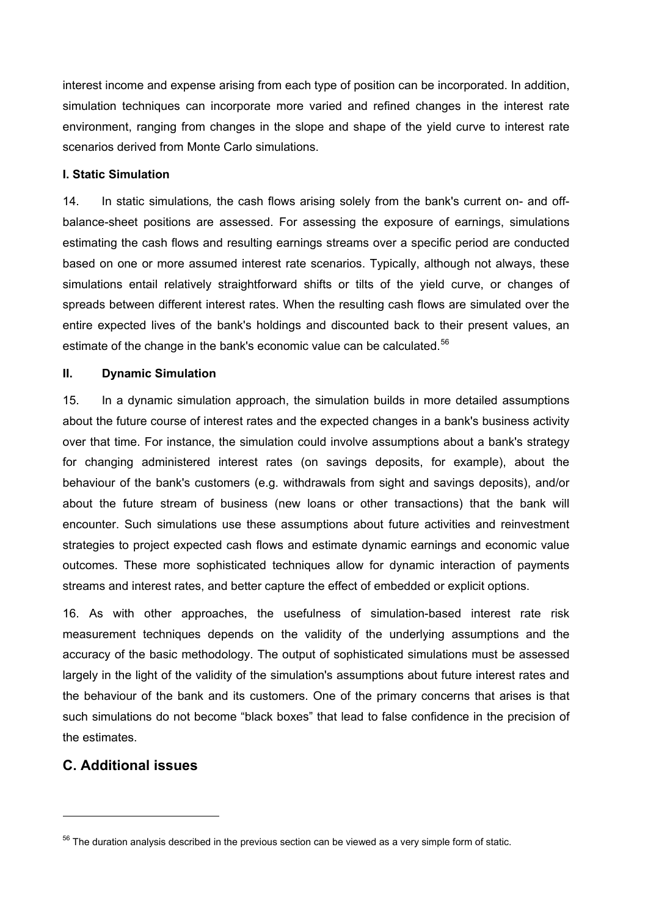interest income and expense arising from each type of position can be incorporated. In addition, simulation techniques can incorporate more varied and refined changes in the interest rate environment, ranging from changes in the slope and shape of the yield curve to interest rate scenarios derived from Monte Carlo simulations.

**I. Static Simulation**

14. In static simulations, the cash flows arising solely from the bank's current on- and off-balance-sheet positions are assessed. For assessing the exposure of earnings, simulations estimating the cash flows and resulting earnings streams over a specific period are conducted based on one or more assumed interest rate scenarios. Typically, although not always, these simulations entail relatively straightforward shifts or tilts of the yield curve, or changes of spreads between different interest rates. When the resulting cash flows are simulated over the entire expected lives of the bank's holdings and discounted back to their present values, an estimate of the change in the bank's economic value can be calculated.[56]

**II. Dynamic Simulation**

15. In a dynamic simulation approach, the simulation builds in more detailed assumptions about the future course of interest rates and the expected changes in a bank's business activity over that time. For instance, the simulation could involve assumptions about a bank's strategy for changing administered interest rates (on savings deposits, for example), about the behaviour of the bank's customers (e.g. withdrawals from sight and savings deposits), and/or about the future stream of business (new loans or other transactions) that the bank will encounter. Such simulations use these assumptions about future activities and reinvestment strategies to project expected cash flows and estimate dynamic earnings and economic value outcomes. These more sophisticated techniques allow for dynamic interaction of payments streams and interest rates, and better capture the effect of embedded or explicit options.

16. As with other approaches, the usefulness of simulation-based interest rate risk measurement techniques depends on the validity of the underlying assumptions and the accuracy of the basic methodology. The output of sophisticated simulations must be assessed largely in the light of the validity of the simulation's assumptions about future interest rates and the behaviour of the bank and its customers. One of the primary concerns that arises is that such simulations do not become "black boxes" that lead to false confidence in the precision of the estimates.

## C. Additional issues

---

[56] The duration analysis described in the previous section can be viewed as a very simple form of static.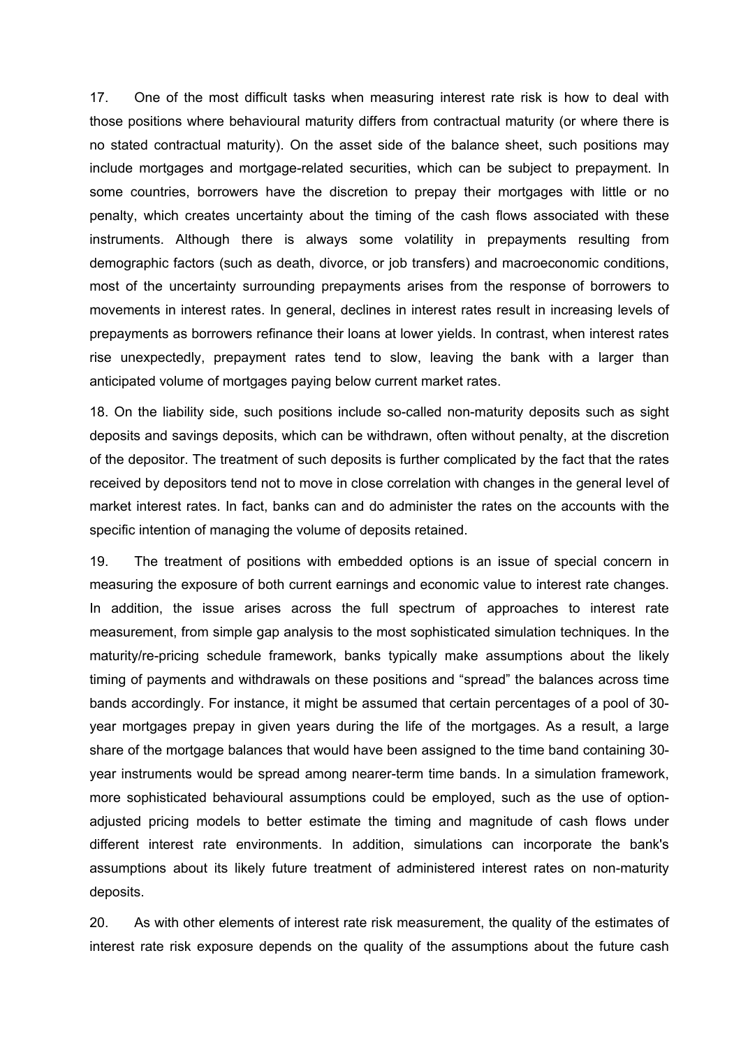17. One of the most difficult tasks when measuring interest rate risk is how to deal with those positions where behavioural maturity differs from contractual maturity (or where there is no stated contractual maturity). On the asset side of the balance sheet, such positions may include mortgages and mortgage-related securities, which can be subject to prepayment. In some countries, borrowers have the discretion to prepay their mortgages with little or no penalty, which creates uncertainty about the timing of the cash flows associated with these instruments. Although there is always some volatility in prepayments resulting from demographic factors (such as death, divorce, or job transfers) and macroeconomic conditions, most of the uncertainty surrounding prepayments arises from the response of borrowers to movements in interest rates. In general, declines in interest rates result in increasing levels of prepayments as borrowers refinance their loans at lower yields. In contrast, when interest rates rise unexpectedly, prepayment rates tend to slow, leaving the bank with a larger than anticipated volume of mortgages paying below current market rates.

18. On the liability side, such positions include so-called non-maturity deposits such as sight deposits and savings deposits, which can be withdrawn, often without penalty, at the discretion of the depositor. The treatment of such deposits is further complicated by the fact that the rates received by depositors tend not to move in close correlation with changes in the general level of market interest rates. In fact, banks can and do administer the rates on the accounts with the specific intention of managing the volume of deposits retained.

19. The treatment of positions with embedded options is an issue of special concern in measuring the exposure of both current earnings and economic value to interest rate changes. In addition, the issue arises across the full spectrum of approaches to interest rate measurement, from simple gap analysis to the most sophisticated simulation techniques. In the maturity/re-pricing schedule framework, banks typically make assumptions about the likely timing of payments and withdrawals on these positions and "spread" the balances across time bands accordingly. For instance, it might be assumed that certain percentages of a pool of 30-year mortgages prepay in given years during the life of the mortgages. As a result, a large share of the mortgage balances that would have been assigned to the time band containing 30-year instruments would be spread among nearer-term time bands. In a simulation framework, more sophisticated behavioural assumptions could be employed, such as the use of option-adjusted pricing models to better estimate the timing and magnitude of cash flows under different interest rate environments. In addition, simulations can incorporate the bank's assumptions about its likely future treatment of administered interest rates on non-maturity deposits.

20. As with other elements of interest rate risk measurement, the quality of the estimates of interest rate risk exposure depends on the quality of the assumptions about the future cash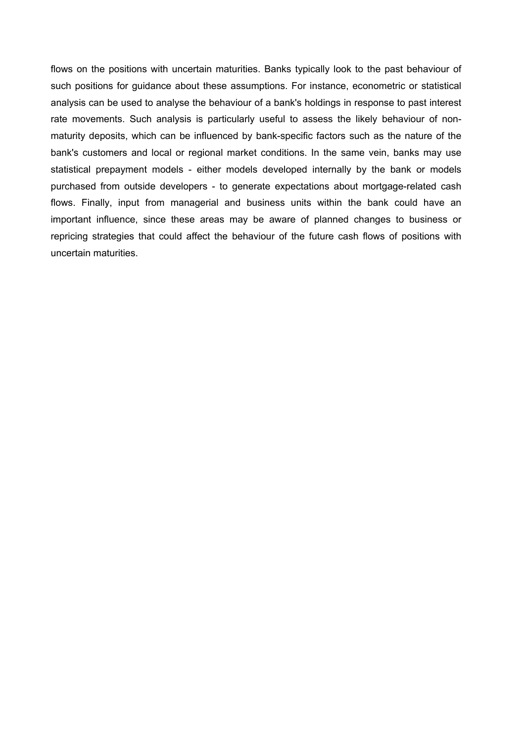flows on the positions with uncertain maturities. Banks typically look to the past behaviour of such positions for guidance about these assumptions. For instance, econometric or statistical analysis can be used to analyse the behaviour of a bank's holdings in response to past interest rate movements. Such analysis is particularly useful to assess the likely behaviour of non-maturity deposits, which can be influenced by bank-specific factors such as the nature of the bank's customers and local or regional market conditions. In the same vein, banks may use statistical prepayment models - either models developed internally by the bank or models purchased from outside developers - to generate expectations about mortgage-related cash flows. Finally, input from managerial and business units within the bank could have an important influence, since these areas may be aware of planned changes to business or repricing strategies that could affect the behaviour of the future cash flows of positions with uncertain maturities.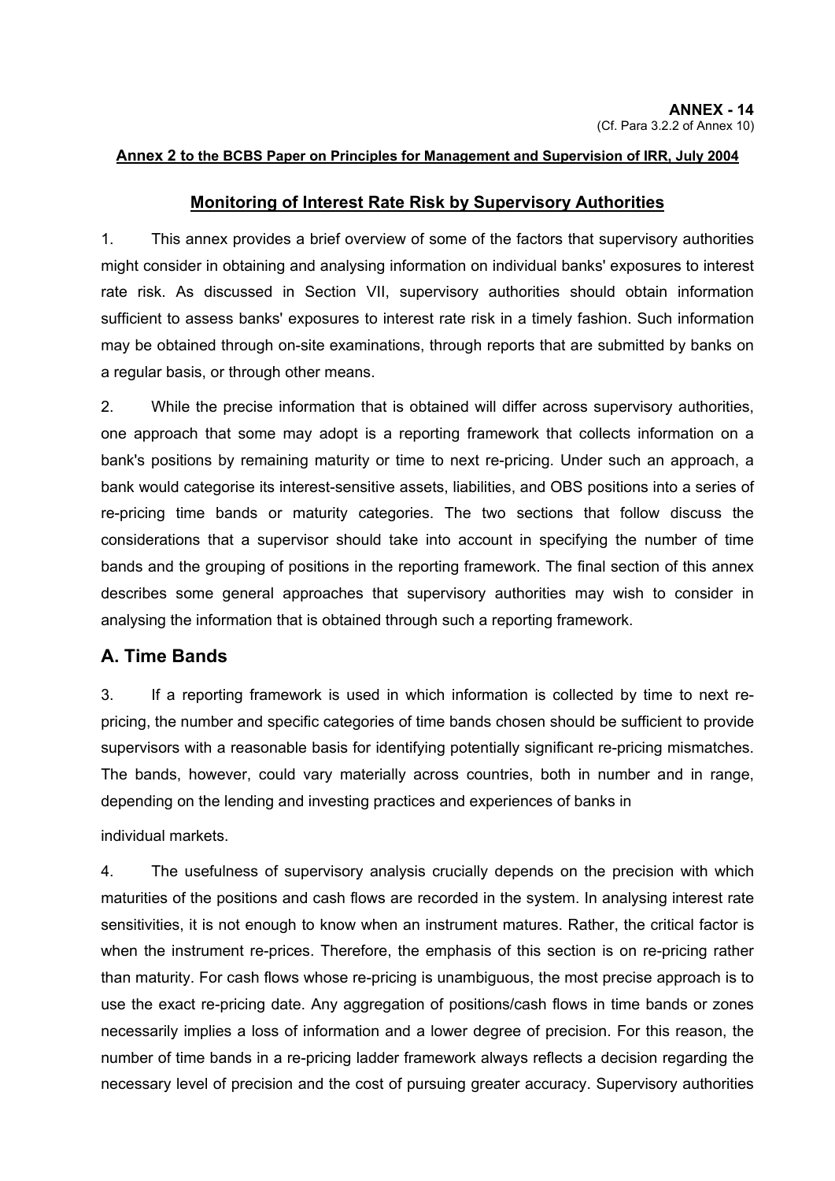**ANNEX - 14**
(Cf. Para 3.2.2 of Annex 10)

**Annex 2 to the BCBS Paper on Principles for Management and Supervision of IRR, July 2004**

## Monitoring of Interest Rate Risk by Supervisory Authorities

1. This annex provides a brief overview of some of the factors that supervisory authorities might consider in obtaining and analysing information on individual banks' exposures to interest rate risk. As discussed in Section VII, supervisory authorities should obtain information sufficient to assess banks' exposures to interest rate risk in a timely fashion. Such information may be obtained through on-site examinations, through reports that are submitted by banks on a regular basis, or through other means.

2. While the precise information that is obtained will differ across supervisory authorities, one approach that some may adopt is a reporting framework that collects information on a bank's positions by remaining maturity or time to next re-pricing. Under such an approach, a bank would categorise its interest-sensitive assets, liabilities, and OBS positions into a series of re-pricing time bands or maturity categories. The two sections that follow discuss the considerations that a supervisor should take into account in specifying the number of time bands and the grouping of positions in the reporting framework. The final section of this annex describes some general approaches that supervisory authorities may wish to consider in analysing the information that is obtained through such a reporting framework.

## A. Time Bands

3. If a reporting framework is used in which information is collected by time to next re-pricing, the number and specific categories of time bands chosen should be sufficient to provide supervisors with a reasonable basis for identifying potentially significant re-pricing mismatches. The bands, however, could vary materially across countries, both in number and in range, depending on the lending and investing practices and experiences of banks in individual markets.

4. The usefulness of supervisory analysis crucially depends on the precision with which maturities of the positions and cash flows are recorded in the system. In analysing interest rate sensitivities, it is not enough to know when an instrument matures. Rather, the critical factor is when the instrument re-prices. Therefore, the emphasis of this section is on re-pricing rather than maturity. For cash flows whose re-pricing is unambiguous, the most precise approach is to use the exact re-pricing date. Any aggregation of positions/cash flows in time bands or zones necessarily implies a loss of information and a lower degree of precision. For this reason, the number of time bands in a re-pricing ladder framework always reflects a decision regarding the necessary level of precision and the cost of pursuing greater accuracy. Supervisory authorities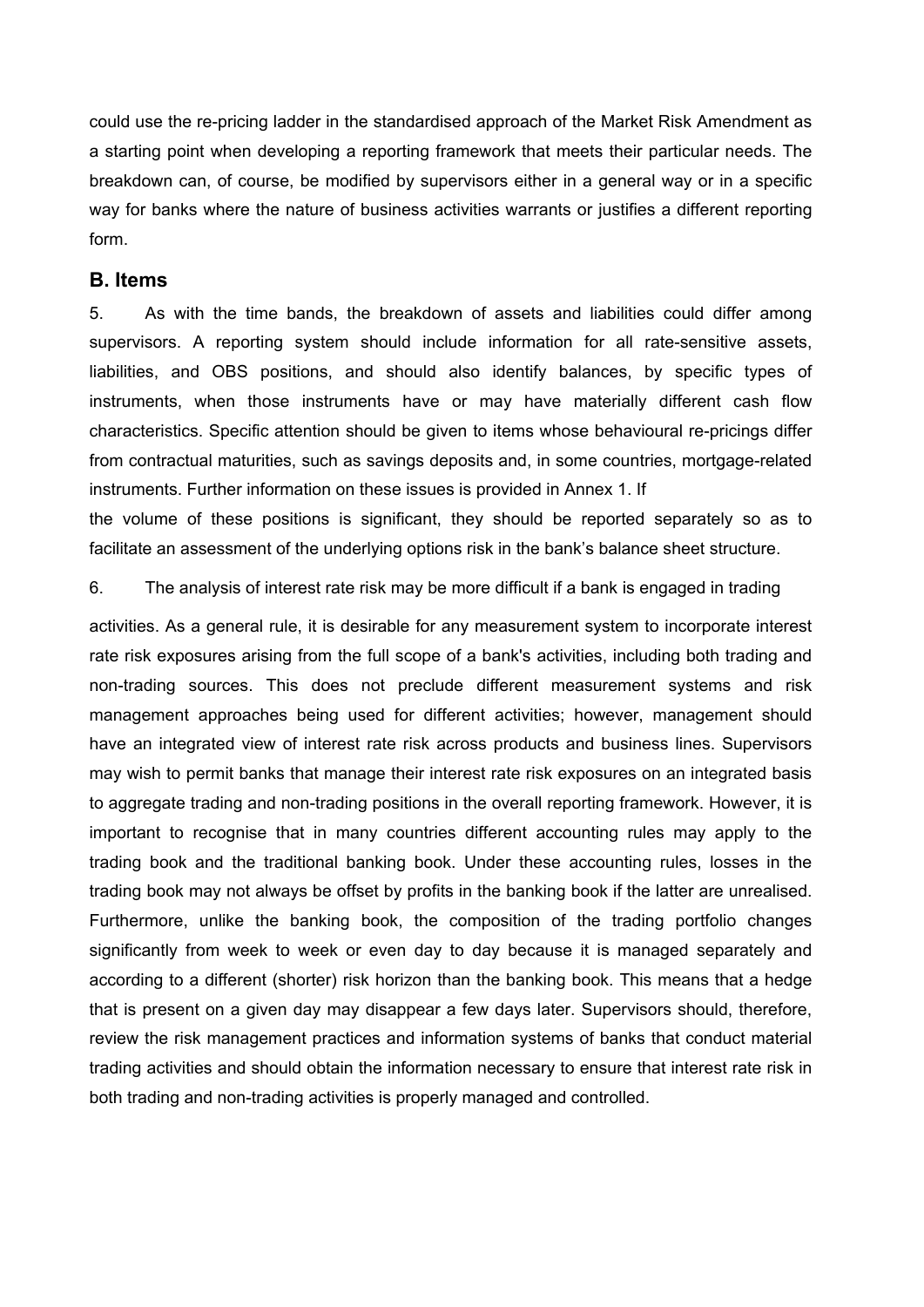could use the re-pricing ladder in the standardised approach of the Market Risk Amendment as a starting point when developing a reporting framework that meets their particular needs. The breakdown can, of course, be modified by supervisors either in a general way or in a specific way for banks where the nature of business activities warrants or justifies a different reporting form.

## B. Items

5. As with the time bands, the breakdown of assets and liabilities could differ among supervisors. A reporting system should include information for all rate-sensitive assets, liabilities, and OBS positions, and should also identify balances, by specific types of instruments, when those instruments have or may have materially different cash flow characteristics. Specific attention should be given to items whose behavioural re-pricings differ from contractual maturities, such as savings deposits and, in some countries, mortgage-related instruments. Further information on these issues is provided in Annex 1. If the volume of these positions is significant, they should be reported separately so as to facilitate an assessment of the underlying options risk in the bank's balance sheet structure.

6. The analysis of interest rate risk may be more difficult if a bank is engaged in trading activities. As a general rule, it is desirable for any measurement system to incorporate interest rate risk exposures arising from the full scope of a bank's activities, including both trading and non-trading sources. This does not preclude different measurement systems and risk management approaches being used for different activities; however, management should have an integrated view of interest rate risk across products and business lines. Supervisors may wish to permit banks that manage their interest rate risk exposures on an integrated basis to aggregate trading and non-trading positions in the overall reporting framework. However, it is important to recognise that in many countries different accounting rules may apply to the trading book and the traditional banking book. Under these accounting rules, losses in the trading book may not always be offset by profits in the banking book if the latter are unrealised. Furthermore, unlike the banking book, the composition of the trading portfolio changes significantly from week to week or even day to day because it is managed separately and according to a different (shorter) risk horizon than the banking book. This means that a hedge that is present on a given day may disappear a few days later. Supervisors should, therefore, review the risk management practices and information systems of banks that conduct material trading activities and should obtain the information necessary to ensure that interest rate risk in both trading and non-trading activities is properly managed and controlled.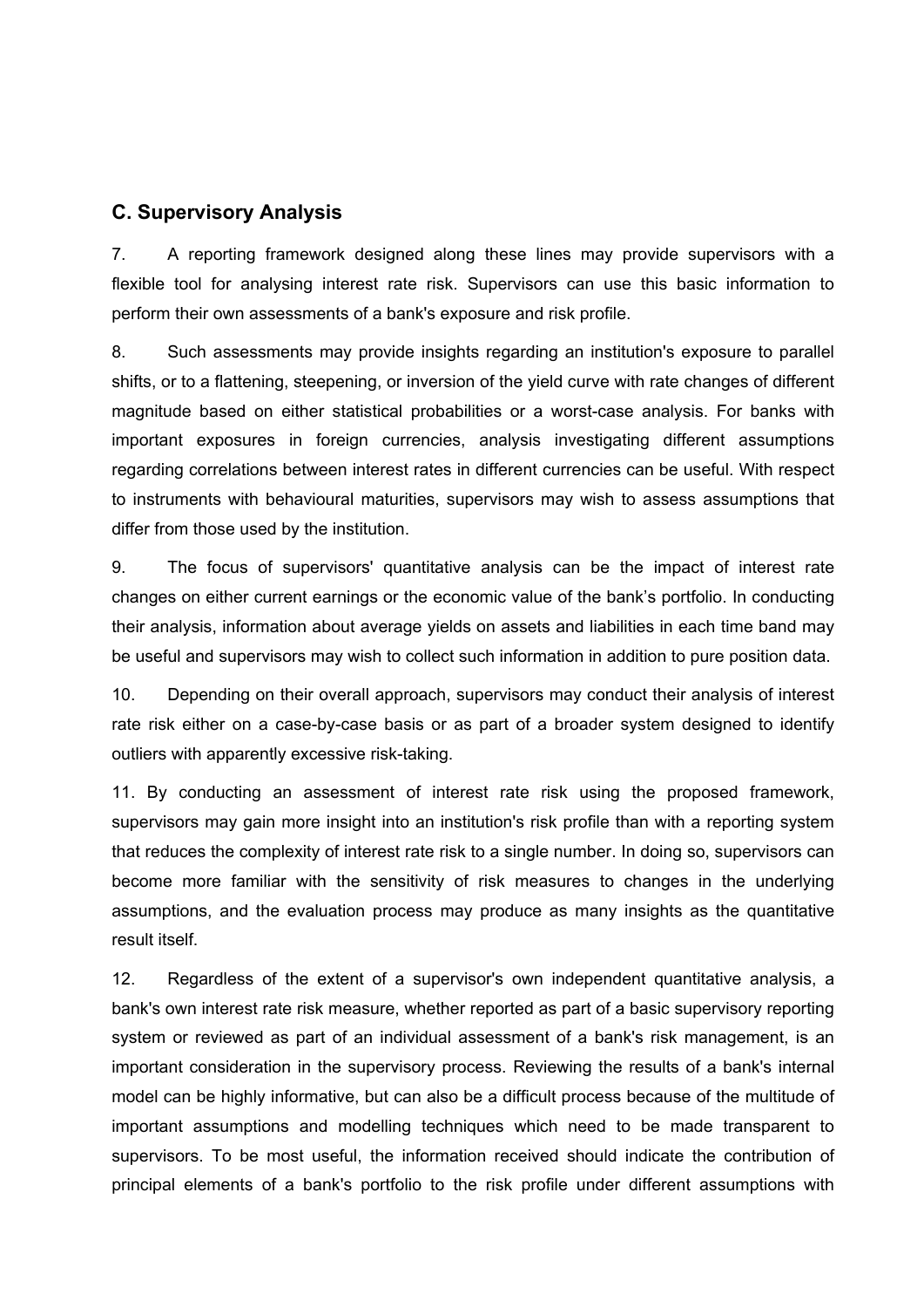## C. Supervisory Analysis

7. A reporting framework designed along these lines may provide supervisors with a flexible tool for analysing interest rate risk. Supervisors can use this basic information to perform their own assessments of a bank's exposure and risk profile.

8. Such assessments may provide insights regarding an institution's exposure to parallel shifts, or to a flattening, steepening, or inversion of the yield curve with rate changes of different magnitude based on either statistical probabilities or a worst-case analysis. For banks with important exposures in foreign currencies, analysis investigating different assumptions regarding correlations between interest rates in different currencies can be useful. With respect to instruments with behavioural maturities, supervisors may wish to assess assumptions that differ from those used by the institution.

9. The focus of supervisors' quantitative analysis can be the impact of interest rate changes on either current earnings or the economic value of the bank's portfolio. In conducting their analysis, information about average yields on assets and liabilities in each time band may be useful and supervisors may wish to collect such information in addition to pure position data.

10. Depending on their overall approach, supervisors may conduct their analysis of interest rate risk either on a case-by-case basis or as part of a broader system designed to identify outliers with apparently excessive risk-taking.

11. By conducting an assessment of interest rate risk using the proposed framework, supervisors may gain more insight into an institution's risk profile than with a reporting system that reduces the complexity of interest rate risk to a single number. In doing so, supervisors can become more familiar with the sensitivity of risk measures to changes in the underlying assumptions, and the evaluation process may produce as many insights as the quantitative result itself.

12. Regardless of the extent of a supervisor's own independent quantitative analysis, a bank's own interest rate risk measure, whether reported as part of a basic supervisory reporting system or reviewed as part of an individual assessment of a bank's risk management, is an important consideration in the supervisory process. Reviewing the results of a bank's internal model can be highly informative, but can also be a difficult process because of the multitude of important assumptions and modelling techniques which need to be made transparent to supervisors. To be most useful, the information received should indicate the contribution of principal elements of a bank's portfolio to the risk profile under different assumptions with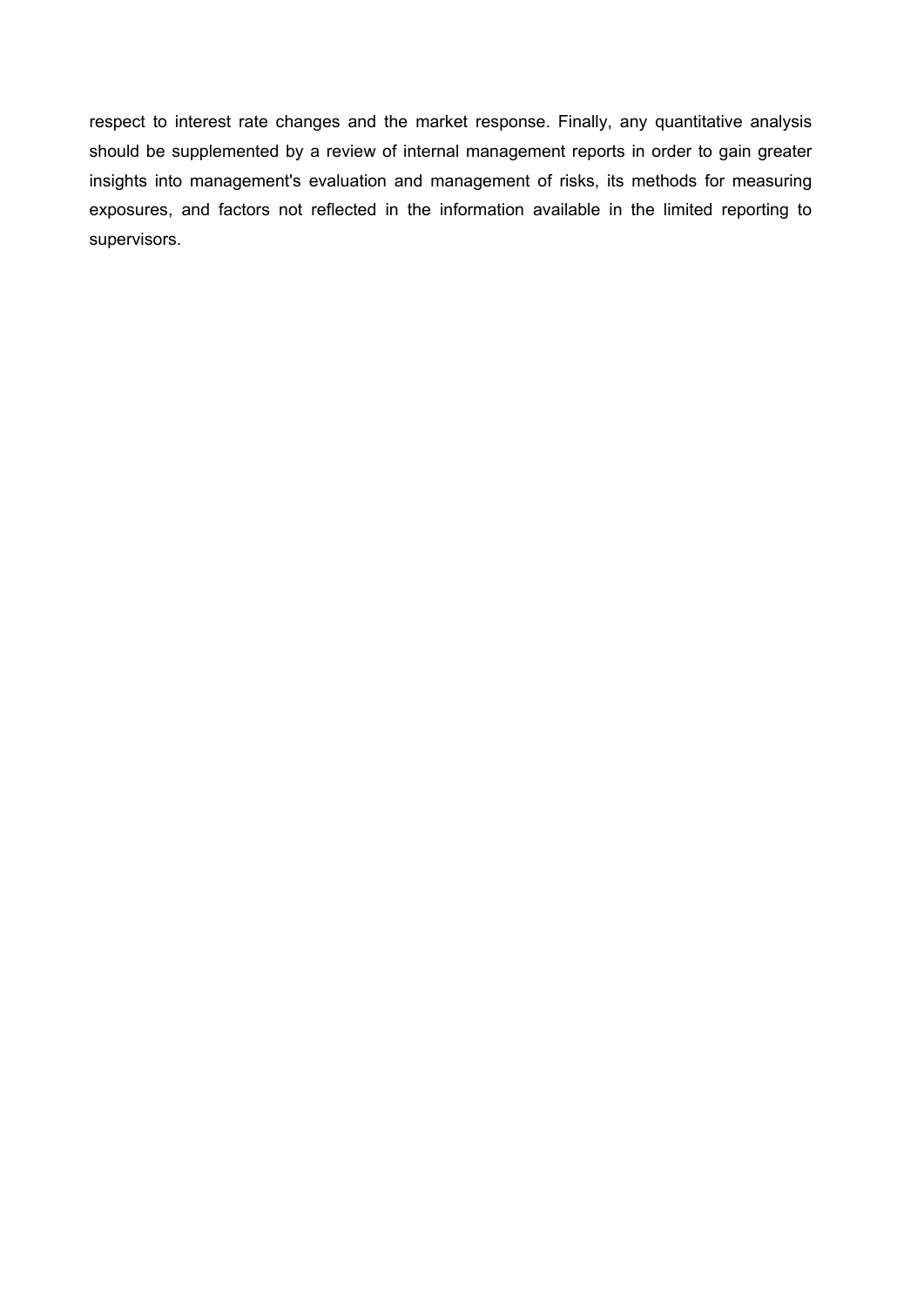respect to interest rate changes and the market response. Finally, any quantitative analysis should be supplemented by a review of internal management reports in order to gain greater insights into management's evaluation and management of risks, its methods for measuring exposures, and factors not reflected in the information available in the limited reporting to supervisors.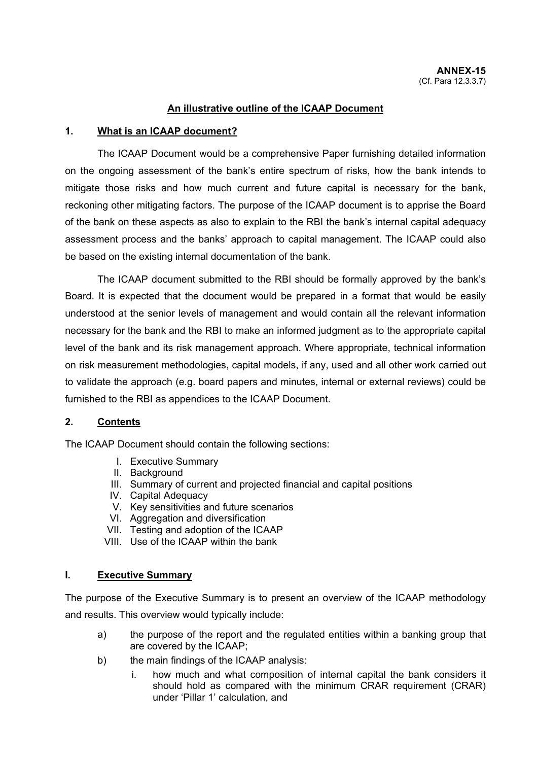**ANNEX-15**
(Cf. Para 12.3.3.7)

## An illustrative outline of the ICAAP Document

### 1. What is an ICAAP document?

The ICAAP Document would be a comprehensive Paper furnishing detailed information on the ongoing assessment of the bank's entire spectrum of risks, how the bank intends to mitigate those risks and how much current and future capital is necessary for the bank, reckoning other mitigating factors. The purpose of the ICAAP document is to apprise the Board of the bank on these aspects as also to explain to the RBI the bank's internal capital adequacy assessment process and the banks' approach to capital management. The ICAAP could also be based on the existing internal documentation of the bank.

The ICAAP document submitted to the RBI should be formally approved by the bank's Board. It is expected that the document would be prepared in a format that would be easily understood at the senior levels of management and would contain all the relevant information necessary for the bank and the RBI to make an informed judgment as to the appropriate capital level of the bank and its risk management approach. Where appropriate, technical information on risk measurement methodologies, capital models, if any, used and all other work carried out to validate the approach (e.g. board papers and minutes, internal or external reviews) could be furnished to the RBI as appendices to the ICAAP Document.

### 2. Contents

The ICAAP Document should contain the following sections:

I. Executive Summary
II. Background
III. Summary of current and projected financial and capital positions
IV. Capital Adequacy
V. Key sensitivities and future scenarios
VI. Aggregation and diversification
VII. Testing and adoption of the ICAAP
VIII. Use of the ICAAP within the bank

### I. Executive Summary

The purpose of the Executive Summary is to present an overview of the ICAAP methodology and results. This overview would typically include:

a) the purpose of the report and the regulated entities within a banking group that are covered by the ICAAP;
b) the main findings of the ICAAP analysis:
   i. how much and what composition of internal capital the bank considers it should hold as compared with the minimum CRAR requirement (CRAR) under 'Pillar 1' calculation, and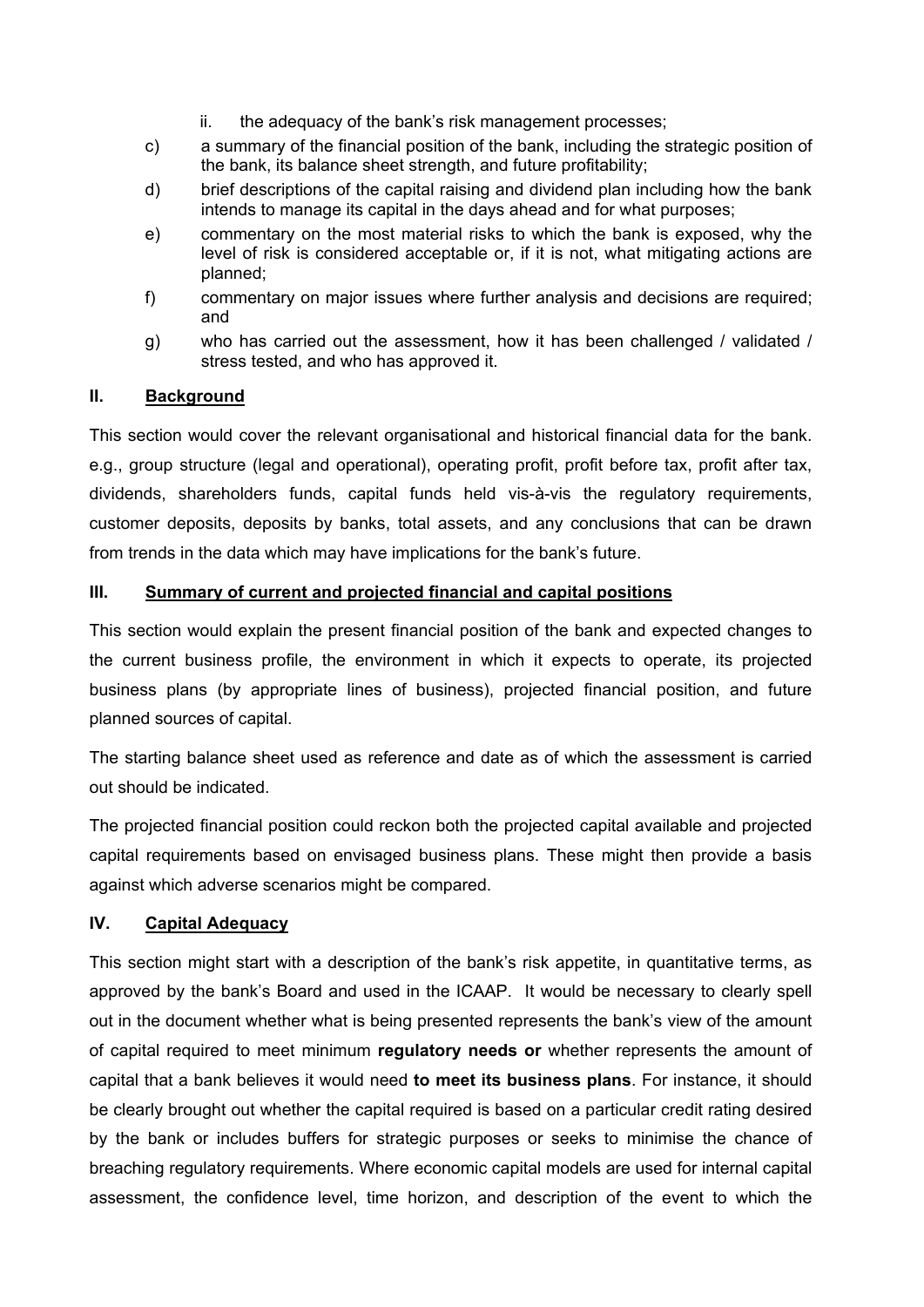ii. the adequacy of the bank's risk management processes;

c) a summary of the financial position of the bank, including the strategic position of the bank, its balance sheet strength, and future profitability;

d) brief descriptions of the capital raising and dividend plan including how the bank intends to manage its capital in the days ahead and for what purposes;

e) commentary on the most material risks to which the bank is exposed, why the level of risk is considered acceptable or, if it is not, what mitigating actions are planned;

f) commentary on major issues where further analysis and decisions are required; and

g) who has carried out the assessment, how it has been challenged / validated / stress tested, and who has approved it.

## II. Background

This section would cover the relevant organisational and historical financial data for the bank. e.g., group structure (legal and operational), operating profit, profit before tax, profit after tax, dividends, shareholders funds, capital funds held vis-à-vis the regulatory requirements, customer deposits, deposits by banks, total assets, and any conclusions that can be drawn from trends in the data which may have implications for the bank's future.

## III. Summary of current and projected financial and capital positions

This section would explain the present financial position of the bank and expected changes to the current business profile, the environment in which it expects to operate, its projected business plans (by appropriate lines of business), projected financial position, and future planned sources of capital.

The starting balance sheet used as reference and date as of which the assessment is carried out should be indicated.

The projected financial position could reckon both the projected capital available and projected capital requirements based on envisaged business plans. These might then provide a basis against which adverse scenarios might be compared.

## IV. Capital Adequacy

This section might start with a description of the bank's risk appetite, in quantitative terms, as approved by the bank's Board and used in the ICAAP. It would be necessary to clearly spell out in the document whether what is being presented represents the bank's view of the amount of capital required to meet minimum **regulatory needs or** whether represents the amount of capital that a bank believes it would need **to meet its business plans**. For instance, it should be clearly brought out whether the capital required is based on a particular credit rating desired by the bank or includes buffers for strategic purposes or seeks to minimise the chance of breaching regulatory requirements. Where economic capital models are used for internal capital assessment, the confidence level, time horizon, and description of the event to which the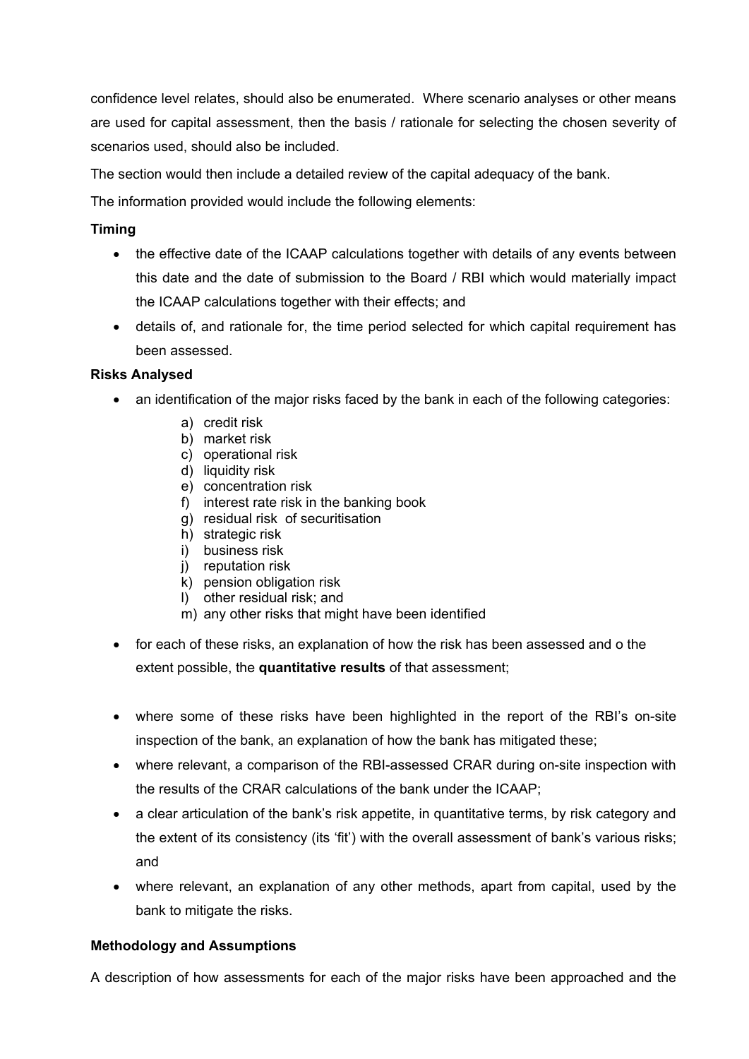confidence level relates, should also be enumerated. Where scenario analyses or other means are used for capital assessment, then the basis / rationale for selecting the chosen severity of scenarios used, should also be included.

The section would then include a detailed review of the capital adequacy of the bank.

The information provided would include the following elements:

**Timing**

- the effective date of the ICAAP calculations together with details of any events between this date and the date of submission to the Board / RBI which would materially impact the ICAAP calculations together with their effects; and
- details of, and rationale for, the time period selected for which capital requirement has been assessed.

**Risks Analysed**

- an identification of the major risks faced by the bank in each of the following categories:
    a) credit risk
    b) market risk
    c) operational risk
    d) liquidity risk
    e) concentration risk
    f) interest rate risk in the banking book
    g) residual risk of securitisation
    h) strategic risk
    i) business risk
    j) reputation risk
    k) pension obligation risk
    l) other residual risk; and
    m) any other risks that might have been identified
- for each of these risks, an explanation of how the risk has been assessed and o the extent possible, the **quantitative results** of that assessment;
- where some of these risks have been highlighted in the report of the RBI's on-site inspection of the bank, an explanation of how the bank has mitigated these;
- where relevant, a comparison of the RBI-assessed CRAR during on-site inspection with the results of the CRAR calculations of the bank under the ICAAP;
- a clear articulation of the bank's risk appetite, in quantitative terms, by risk category and the extent of its consistency (its 'fit') with the overall assessment of bank's various risks; and
- where relevant, an explanation of any other methods, apart from capital, used by the bank to mitigate the risks.

**Methodology and Assumptions**

A description of how assessments for each of the major risks have been approached and the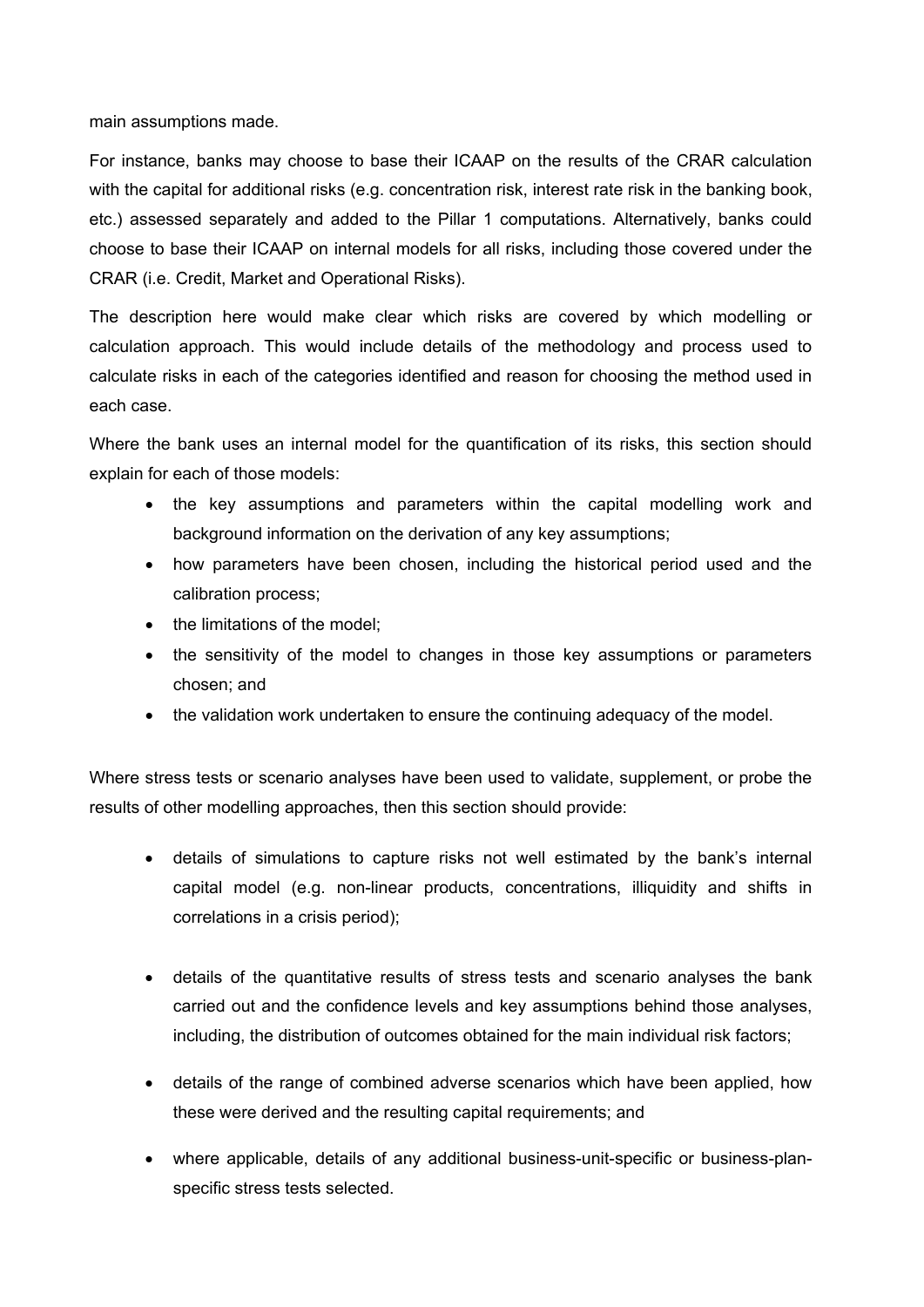main assumptions made.

For instance, banks may choose to base their ICAAP on the results of the CRAR calculation with the capital for additional risks (e.g. concentration risk, interest rate risk in the banking book, etc.) assessed separately and added to the Pillar 1 computations. Alternatively, banks could choose to base their ICAAP on internal models for all risks, including those covered under the CRAR (i.e. Credit, Market and Operational Risks).

The description here would make clear which risks are covered by which modelling or calculation approach. This would include details of the methodology and process used to calculate risks in each of the categories identified and reason for choosing the method used in each case.

Where the bank uses an internal model for the quantification of its risks, this section should explain for each of those models:

- the key assumptions and parameters within the capital modelling work and background information on the derivation of any key assumptions;
- how parameters have been chosen, including the historical period used and the calibration process;
- the limitations of the model;
- the sensitivity of the model to changes in those key assumptions or parameters chosen; and
- the validation work undertaken to ensure the continuing adequacy of the model.

Where stress tests or scenario analyses have been used to validate, supplement, or probe the results of other modelling approaches, then this section should provide:

- details of simulations to capture risks not well estimated by the bank's internal capital model (e.g. non-linear products, concentrations, illiquidity and shifts in correlations in a crisis period);
- details of the quantitative results of stress tests and scenario analyses the bank carried out and the confidence levels and key assumptions behind those analyses, including, the distribution of outcomes obtained for the main individual risk factors;
- details of the range of combined adverse scenarios which have been applied, how these were derived and the resulting capital requirements; and
- where applicable, details of any additional business-unit-specific or business-plan-specific stress tests selected.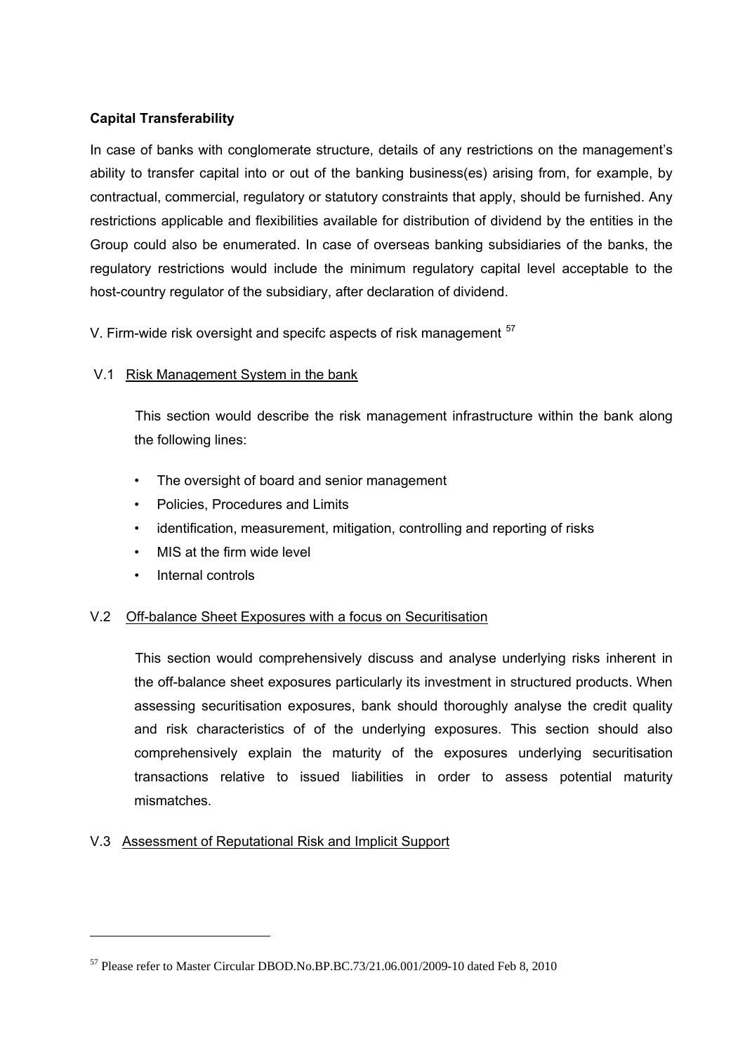**Capital Transferability**

In case of banks with conglomerate structure, details of any restrictions on the management's ability to transfer capital into or out of the banking business(es) arising from, for example, by contractual, commercial, regulatory or statutory constraints that apply, should be furnished. Any restrictions applicable and flexibilities available for distribution of dividend by the entities in the Group could also be enumerated. In case of overseas banking subsidiaries of the banks, the regulatory restrictions would include the minimum regulatory capital level acceptable to the host-country regulator of the subsidiary, after declaration of dividend.

V. Firm-wide risk oversight and specifc aspects of risk management [57]

V.1 <u>Risk Management System in the bank</u>

This section would describe the risk management infrastructure within the bank along the following lines:

- The oversight of board and senior management
- Policies, Procedures and Limits
- identification, measurement, mitigation, controlling and reporting of risks
- MIS at the firm wide level
- Internal controls

V.2 <u>Off-balance Sheet Exposures with a focus on Securitisation</u>

This section would comprehensively discuss and analyse underlying risks inherent in the off-balance sheet exposures particularly its investment in structured products. When assessing securitisation exposures, bank should thoroughly analyse the credit quality and risk characteristics of of the underlying exposures. This section should also comprehensively explain the maturity of the exposures underlying securitisation transactions relative to issued liabilities in order to assess potential maturity mismatches.

V.3 <u>Assessment of Reputational Risk and Implicit Support</u>

---

[57] Please refer to Master Circular DBOD.No.BP.BC.73/21.06.001/2009-10 dated Feb 8, 2010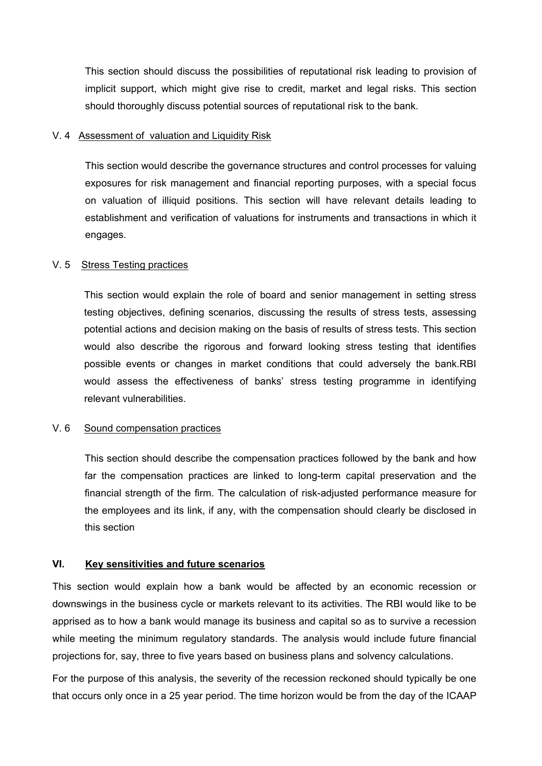This section should discuss the possibilities of reputational risk leading to provision of implicit support, which might give rise to credit, market and legal risks. This section should thoroughly discuss potential sources of reputational risk to the bank.

V. 4 Assessment of valuation and Liquidity Risk

This section would describe the governance structures and control processes for valuing exposures for risk management and financial reporting purposes, with a special focus on valuation of illiquid positions. This section will have relevant details leading to establishment and verification of valuations for instruments and transactions in which it engages.

V. 5 Stress Testing practices

This section would explain the role of board and senior management in setting stress testing objectives, defining scenarios, discussing the results of stress tests, assessing potential actions and decision making on the basis of results of stress tests. This section would also describe the rigorous and forward looking stress testing that identifies possible events or changes in market conditions that could adversely the bank.RBI would assess the effectiveness of banks' stress testing programme in identifying relevant vulnerabilities.

V. 6 Sound compensation practices

This section should describe the compensation practices followed by the bank and how far the compensation practices are linked to long-term capital preservation and the financial strength of the firm. The calculation of risk-adjusted performance measure for the employees and its link, if any, with the compensation should clearly be disclosed in this section

## VI. Key sensitivities and future scenarios

This section would explain how a bank would be affected by an economic recession or downswings in the business cycle or markets relevant to its activities. The RBI would like to be apprised as to how a bank would manage its business and capital so as to survive a recession while meeting the minimum regulatory standards. The analysis would include future financial projections for, say, three to five years based on business plans and solvency calculations.

For the purpose of this analysis, the severity of the recession reckoned should typically be one that occurs only once in a 25 year period. The time horizon would be from the day of the ICAAP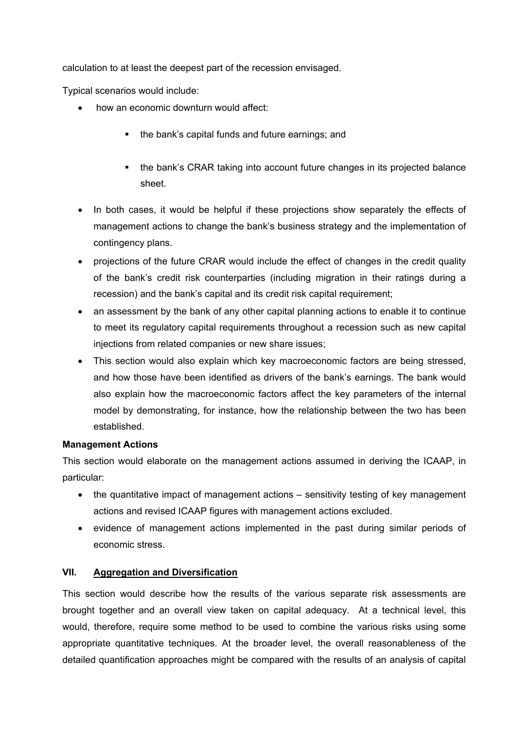calculation to at least the deepest part of the recession envisaged.

Typical scenarios would include:

- how an economic downturn would affect:
  - the bank's capital funds and future earnings; and
  - the bank's CRAR taking into account future changes in its projected balance sheet.
- In both cases, it would be helpful if these projections show separately the effects of management actions to change the bank's business strategy and the implementation of contingency plans.
- projections of the future CRAR would include the effect of changes in the credit quality of the bank's credit risk counterparties (including migration in their ratings during a recession) and the bank's capital and its credit risk capital requirement;
- an assessment by the bank of any other capital planning actions to enable it to continue to meet its regulatory capital requirements throughout a recession such as new capital injections from related companies or new share issues;
- This section would also explain which key macroeconomic factors are being stressed, and how those have been identified as drivers of the bank's earnings. The bank would also explain how the macroeconomic factors affect the key parameters of the internal model by demonstrating, for instance, how the relationship between the two has been established.

**Management Actions**

This section would elaborate on the management actions assumed in deriving the ICAAP, in particular:

- the quantitative impact of management actions – sensitivity testing of key management actions and revised ICAAP figures with management actions excluded.
- evidence of management actions implemented in the past during similar periods of economic stress.

## VII. Aggregation and Diversification

This section would describe how the results of the various separate risk assessments are brought together and an overall view taken on capital adequacy. At a technical level, this would, therefore, require some method to be used to combine the various risks using some appropriate quantitative techniques. At the broader level, the overall reasonableness of the detailed quantification approaches might be compared with the results of an analysis of capital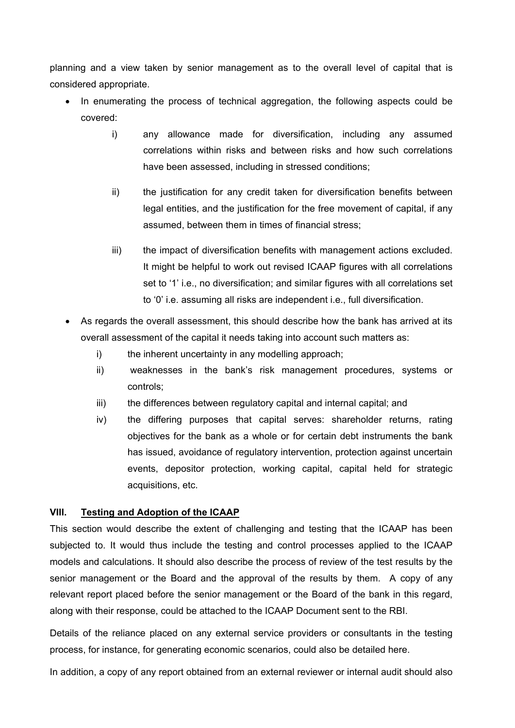planning and a view taken by senior management as to the overall level of capital that is considered appropriate.

- In enumerating the process of technical aggregation, the following aspects could be covered:
    - i) any allowance made for diversification, including any assumed correlations within risks and between risks and how such correlations have been assessed, including in stressed conditions;
    - ii) the justification for any credit taken for diversification benefits between legal entities, and the justification for the free movement of capital, if any assumed, between them in times of financial stress;
    - iii) the impact of diversification benefits with management actions excluded. It might be helpful to work out revised ICAAP figures with all correlations set to '1' i.e., no diversification; and similar figures with all correlations set to '0' i.e. assuming all risks are independent i.e., full diversification.
- As regards the overall assessment, this should describe how the bank has arrived at its overall assessment of the capital it needs taking into account such matters as:
    - i) the inherent uncertainty in any modelling approach;
    - ii) weaknesses in the bank's risk management procedures, systems or controls;
    - iii) the differences between regulatory capital and internal capital; and
    - iv) the differing purposes that capital serves: shareholder returns, rating objectives for the bank as a whole or for certain debt instruments the bank has issued, avoidance of regulatory intervention, protection against uncertain events, depositor protection, working capital, capital held for strategic acquisitions, etc.

### VIII. Testing and Adoption of the ICAAP

This section would describe the extent of challenging and testing that the ICAAP has been subjected to. It would thus include the testing and control processes applied to the ICAAP models and calculations. It should also describe the process of review of the test results by the senior management or the Board and the approval of the results by them. A copy of any relevant report placed before the senior management or the Board of the bank in this regard, along with their response, could be attached to the ICAAP Document sent to the RBI.

Details of the reliance placed on any external service providers or consultants in the testing process, for instance, for generating economic scenarios, could also be detailed here.

In addition, a copy of any report obtained from an external reviewer or internal audit should also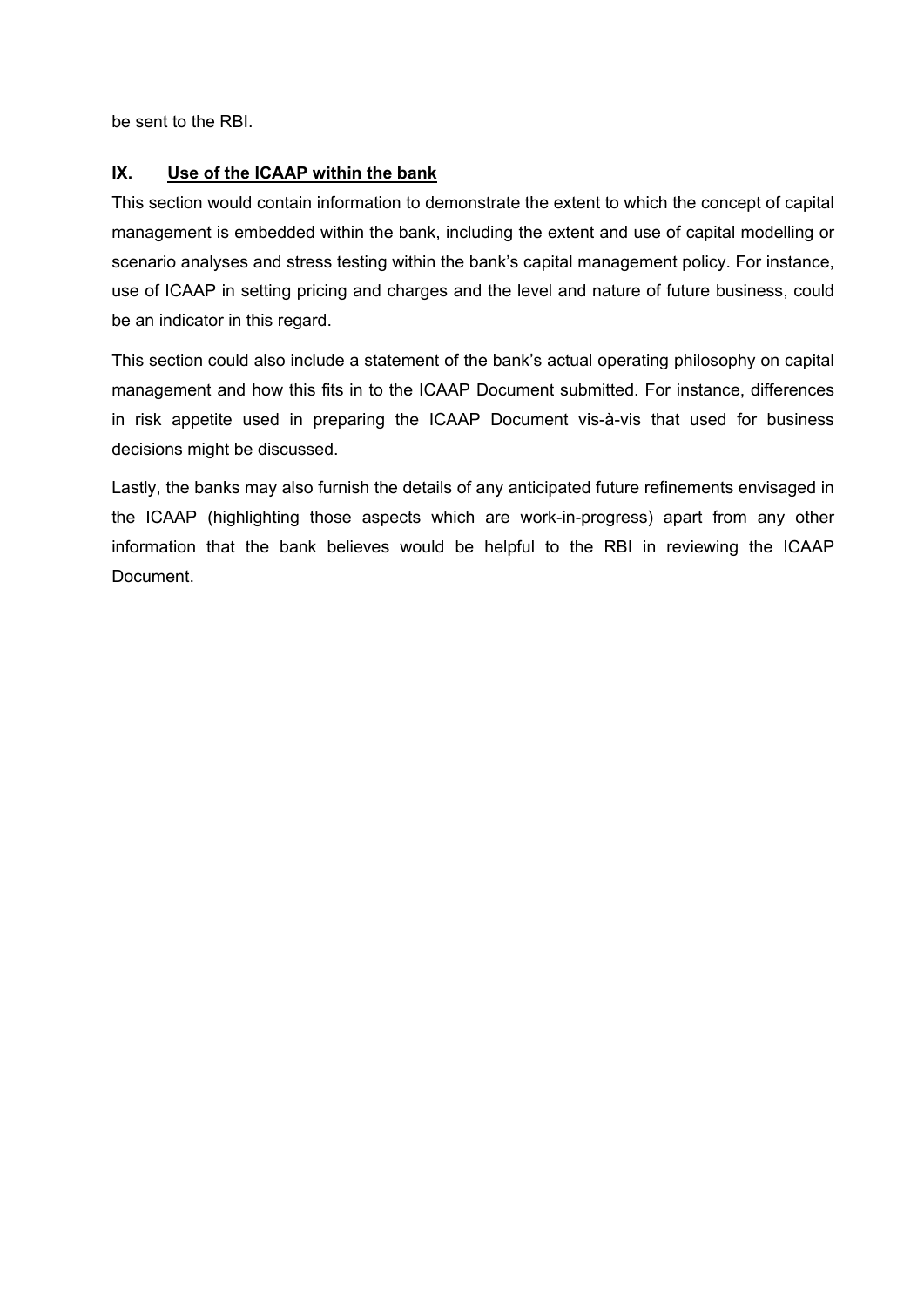be sent to the RBI.

## IX. Use of the ICAAP within the bank

This section would contain information to demonstrate the extent to which the concept of capital management is embedded within the bank, including the extent and use of capital modelling or scenario analyses and stress testing within the bank's capital management policy. For instance, use of ICAAP in setting pricing and charges and the level and nature of future business, could be an indicator in this regard.

This section could also include a statement of the bank's actual operating philosophy on capital management and how this fits in to the ICAAP Document submitted. For instance, differences in risk appetite used in preparing the ICAAP Document vis-à-vis that used for business decisions might be discussed.

Lastly, the banks may also furnish the details of any anticipated future refinements envisaged in the ICAAP (highlighting those aspects which are work-in-progress) apart from any other information that the bank believes would be helpful to the RBI in reviewing the ICAAP Document.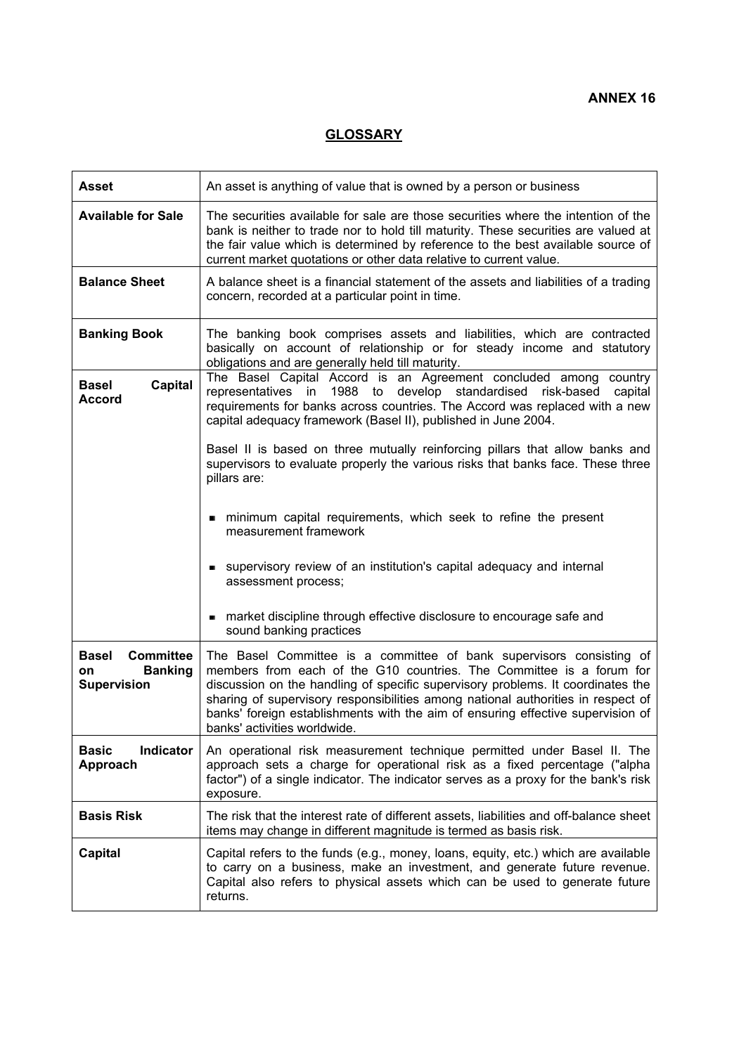**ANNEX 16**

## GLOSSARY

| | |
|---|---|
| **Asset** | An asset is anything of value that is owned by a person or business |
| **Available for Sale** | The securities available for sale are those securities where the intention of the bank is neither to trade nor to hold till maturity. These securities are valued at the fair value which is determined by reference to the best available source of current market quotations or other data relative to current value. |
| **Balance Sheet** | A balance sheet is a financial statement of the assets and liabilities of a trading concern, recorded at a particular point in time. |
| **Banking Book** | The banking book comprises assets and liabilities, which are contracted basically on account of relationship or for steady income and statutory obligations and are generally held till maturity. |
| **Basel Capital Accord** | The Basel Capital Accord is an Agreement concluded among country representatives in 1988 to develop standardised risk-based capital requirements for banks across countries. The Accord was replaced with a new capital adequacy framework (Basel II), published in June 2004.<br><br>Basel II is based on three mutually reinforcing pillars that allow banks and supervisors to evaluate properly the various risks that banks face. These three pillars are:<br><br>▪ minimum capital requirements, which seek to refine the present measurement framework<br><br>▪ supervisory review of an institution's capital adequacy and internal assessment process;<br><br>▪ market discipline through effective disclosure to encourage safe and sound banking practices |
| **Basel Committee on Banking Supervision** | The Basel Committee is a committee of bank supervisors consisting of members from each of the G10 countries. The Committee is a forum for discussion on the handling of specific supervisory problems. It coordinates the sharing of supervisory responsibilities among national authorities in respect of banks' foreign establishments with the aim of ensuring effective supervision of banks' activities worldwide. |
| **Basic Indicator Approach** | An operational risk measurement technique permitted under Basel II. The approach sets a charge for operational risk as a fixed percentage ("alpha factor") of a single indicator. The indicator serves as a proxy for the bank's risk exposure. |
| **Basis Risk** | The risk that the interest rate of different assets, liabilities and off-balance sheet items may change in different magnitude is termed as basis risk. |
| **Capital** | Capital refers to the funds (e.g., money, loans, equity, etc.) which are available to carry on a business, make an investment, and generate future revenue. Capital also refers to physical assets which can be used to generate future returns. |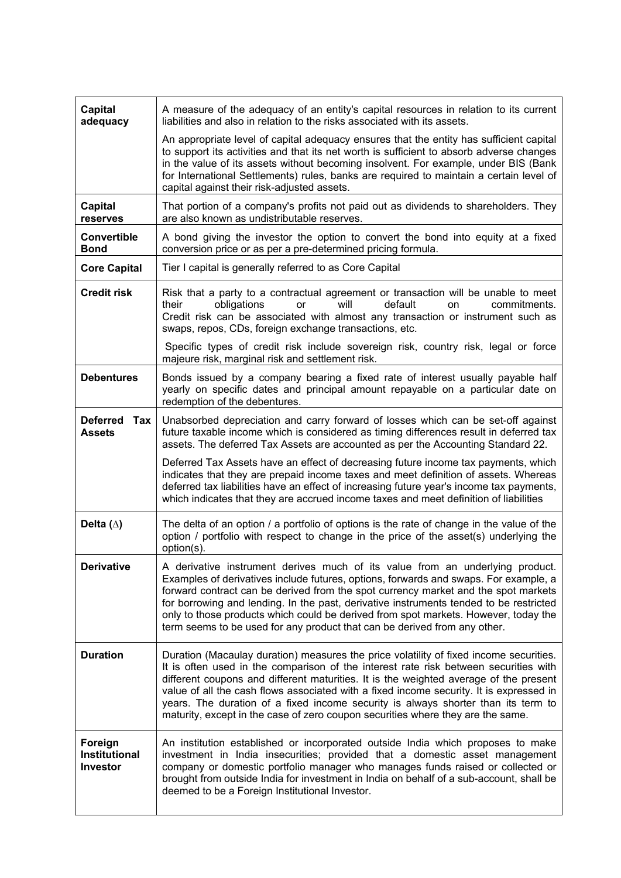| | |
|---|---|
| **Capital adequacy** | A measure of the adequacy of an entity's capital resources in relation to its current liabilities and also in relation to the risks associated with its assets.<br><br>An appropriate level of capital adequacy ensures that the entity has sufficient capital to support its activities and that its net worth is sufficient to absorb adverse changes in the value of its assets without becoming insolvent. For example, under BIS (Bank for International Settlements) rules, banks are required to maintain a certain level of capital against their risk-adjusted assets. |
| **Capital reserves** | That portion of a company's profits not paid out as dividends to shareholders. They are also known as undistributable reserves. |
| **Convertible Bond** | A bond giving the investor the option to convert the bond into equity at a fixed conversion price or as per a pre-determined pricing formula. |
| **Core Capital** | Tier I capital is generally referred to as Core Capital |
| **Credit risk** | Risk that a party to a contractual agreement or transaction will be unable to meet their obligations or will default on commitments. Credit risk can be associated with almost any transaction or instrument such as swaps, repos, CDs, foreign exchange transactions, etc.<br><br>Specific types of credit risk include sovereign risk, country risk, legal or force majeure risk, marginal risk and settlement risk. |
| **Debentures** | Bonds issued by a company bearing a fixed rate of interest usually payable half yearly on specific dates and principal amount repayable on a particular date on redemption of the debentures. |
| **Deferred Tax Assets** | Unabsorbed depreciation and carry forward of losses which can be set-off against future taxable income which is considered as timing differences result in deferred tax assets. The deferred Tax Assets are accounted as per the Accounting Standard 22.<br><br>Deferred Tax Assets have an effect of decreasing future income tax payments, which indicates that they are prepaid income taxes and meet definition of assets. Whereas deferred tax liabilities have an effect of increasing future year's income tax payments, which indicates that they are accrued income taxes and meet definition of liabilities |
| **Delta ($\Delta$)** | The delta of an option / a portfolio of options is the rate of change in the value of the option / portfolio with respect to change in the price of the asset(s) underlying the option(s). |
| **Derivative** | A derivative instrument derives much of its value from an underlying product. Examples of derivatives include futures, options, forwards and swaps. For example, a forward contract can be derived from the spot currency market and the spot markets for borrowing and lending. In the past, derivative instruments tended to be restricted only to those products which could be derived from spot markets. However, today the term seems to be used for any product that can be derived from any other. |
| **Duration** | Duration (Macaulay duration) measures the price volatility of fixed income securities. It is often used in the comparison of the interest rate risk between securities with different coupons and different maturities. It is the weighted average of the present value of all the cash flows associated with a fixed income security. It is expressed in years. The duration of a fixed income security is always shorter than its term to maturity, except in the case of zero coupon securities where they are the same. |
| **Foreign Institutional Investor** | An institution established or incorporated outside India which proposes to make investment in India insecurities; provided that a domestic asset management company or domestic portfolio manager who manages funds raised or collected or brought from outside India for investment in India on behalf of a sub-account, shall be deemed to be a Foreign Institutional Investor. |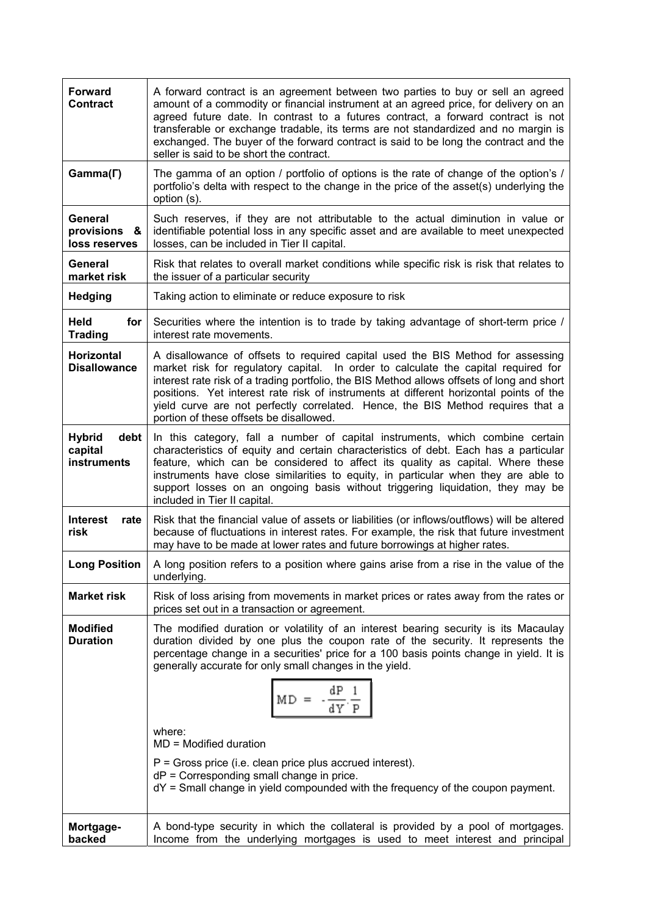| | |
|---|---|
| **Forward Contract** | A forward contract is an agreement between two parties to buy or sell an agreed amount of a commodity or financial instrument at an agreed price, for delivery on an agreed future date. In contrast to a futures contract, a forward contract is not transferable or exchange tradable, its terms are not standardized and no margin is exchanged. The buyer of the forward contract is said to be long the contract and the seller is said to be short the contract. |
| **Gamma(Γ)** | The gamma of an option / portfolio of options is the rate of change of the option's / portfolio's delta with respect to the change in the price of the asset(s) underlying the option (s). |
| **General provisions & loss reserves** | Such reserves, if they are not attributable to the actual diminution in value or identifiable potential loss in any specific asset and are available to meet unexpected losses, can be included in Tier II capital. |
| **General market risk** | Risk that relates to overall market conditions while specific risk is risk that relates to the issuer of a particular security |
| **Hedging** | Taking action to eliminate or reduce exposure to risk |
| **Held for Trading** | Securities where the intention is to trade by taking advantage of short-term price / interest rate movements. |
| **Horizontal Disallowance** | A disallowance of offsets to required capital used the BIS Method for assessing market risk for regulatory capital. In order to calculate the capital required for interest rate risk of a trading portfolio, the BIS Method allows offsets of long and short positions. Yet interest rate risk of instruments at different horizontal points of the yield curve are not perfectly correlated. Hence, the BIS Method requires that a portion of these offsets be disallowed. |
| **Hybrid debt capital instruments** | In this category, fall a number of capital instruments, which combine certain characteristics of equity and certain characteristics of debt. Each has a particular feature, which can be considered to affect its quality as capital. Where these instruments have close similarities to equity, in particular when they are able to support losses on an ongoing basis without triggering liquidation, they may be included in Tier II capital. |
| **Interest rate risk** | Risk that the financial value of assets or liabilities (or inflows/outflows) will be altered because of fluctuations in interest rates. For example, the risk that future investment may have to be made at lower rates and future borrowings at higher rates. |
| **Long Position** | A long position refers to a position where gains arise from a rise in the value of the underlying. |
| **Market risk** | Risk of loss arising from movements in market prices or rates away from the rates or prices set out in a transaction or agreement. |
| **Modified Duration** | The modified duration or volatility of an interest bearing security is its Macaulay duration divided by one plus the coupon rate of the security. It represents the percentage change in a securities' price for a 100 basis points change in yield. It is generally accurate for only small changes in the yield. $$MD = -\frac{dP}{dY} \cdot \frac{1}{P}$$ where: MD = Modified duration P = Gross price (i.e. clean price plus accrued interest). dP = Corresponding small change in price. dY = Small change in yield compounded with the frequency of the coupon payment. |
| **Mortgage-backed** | A bond-type security in which the collateral is provided by a pool of mortgages. Income from the underlying mortgages is used to meet interest and principal |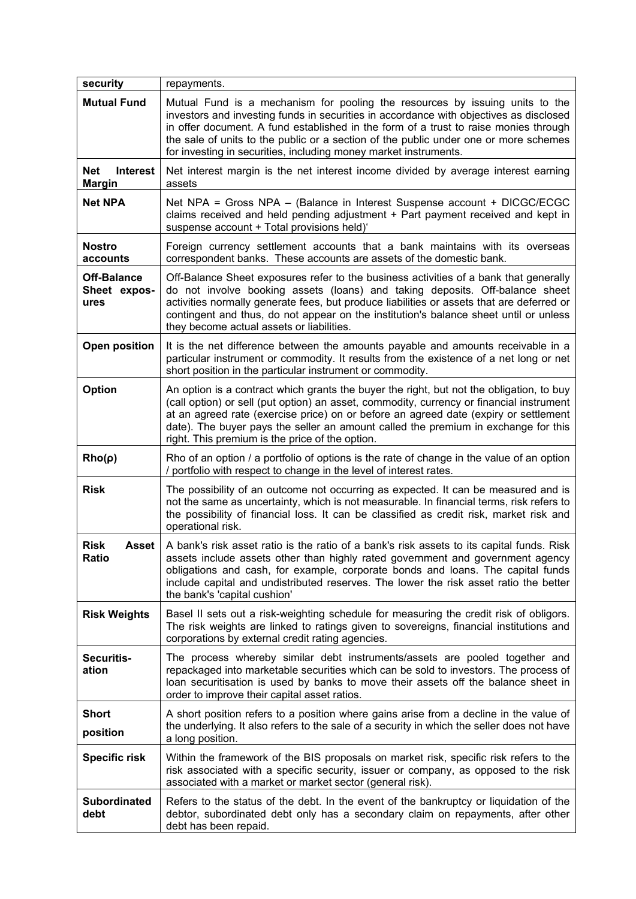| | |
|---|---|
| **security** | repayments. |
| **Mutual Fund** | Mutual Fund is a mechanism for pooling the resources by issuing units to the investors and investing funds in securities in accordance with objectives as disclosed in offer document. A fund established in the form of a trust to raise monies through the sale of units to the public or a section of the public under one or more schemes for investing in securities, including money market instruments. |
| **Net Interest Margin** | Net interest margin is the net interest income divided by average interest earning assets |
| **Net NPA** | Net NPA = Gross NPA – (Balance in Interest Suspense account + DICGC/ECGC claims received and held pending adjustment + Part payment received and kept in suspense account + Total provisions held)' |
| **Nostro accounts** | Foreign currency settlement accounts that a bank maintains with its overseas correspondent banks. These accounts are assets of the domestic bank. |
| **Off-Balance Sheet exposures** | Off-Balance Sheet exposures refer to the business activities of a bank that generally do not involve booking assets (loans) and taking deposits. Off-balance sheet activities normally generate fees, but produce liabilities or assets that are deferred or contingent and thus, do not appear on the institution's balance sheet until or unless they become actual assets or liabilities. |
| **Open position** | It is the net difference between the amounts payable and amounts receivable in a particular instrument or commodity. It results from the existence of a net long or net short position in the particular instrument or commodity. |
| **Option** | An option is a contract which grants the buyer the right, but not the obligation, to buy (call option) or sell (put option) an asset, commodity, currency or financial instrument at an agreed rate (exercise price) on or before an agreed date (expiry or settlement date). The buyer pays the seller an amount called the premium in exchange for this right. This premium is the price of the option. |
| **Rho(ρ)** | Rho of an option / a portfolio of options is the rate of change in the value of an option / portfolio with respect to change in the level of interest rates. |
| **Risk** | The possibility of an outcome not occurring as expected. It can be measured and is not the same as uncertainty, which is not measurable. In financial terms, risk refers to the possibility of financial loss. It can be classified as credit risk, market risk and operational risk. |
| **Risk Asset Ratio** | A bank's risk asset ratio is the ratio of a bank's risk assets to its capital funds. Risk assets include assets other than highly rated government and government agency obligations and cash, for example, corporate bonds and loans. The capital funds include capital and undistributed reserves. The lower the risk asset ratio the better the bank's 'capital cushion' |
| **Risk Weights** | Basel II sets out a risk-weighting schedule for measuring the credit risk of obligors. The risk weights are linked to ratings given to sovereigns, financial institutions and corporations by external credit rating agencies. |
| **Securitisation** | The process whereby similar debt instruments/assets are pooled together and repackaged into marketable securities which can be sold to investors. The process of loan securitisation is used by banks to move their assets off the balance sheet in order to improve their capital asset ratios. |
| **Short position** | A short position refers to a position where gains arise from a decline in the value of the underlying. It also refers to the sale of a security in which the seller does not have a long position. |
| **Specific risk** | Within the framework of the BIS proposals on market risk, specific risk refers to the risk associated with a specific security, issuer or company, as opposed to the risk associated with a market or market sector (general risk). |
| **Subordinated debt** | Refers to the status of the debt. In the event of the bankruptcy or liquidation of the debtor, subordinated debt only has a secondary claim on repayments, after other debt has been repaid. |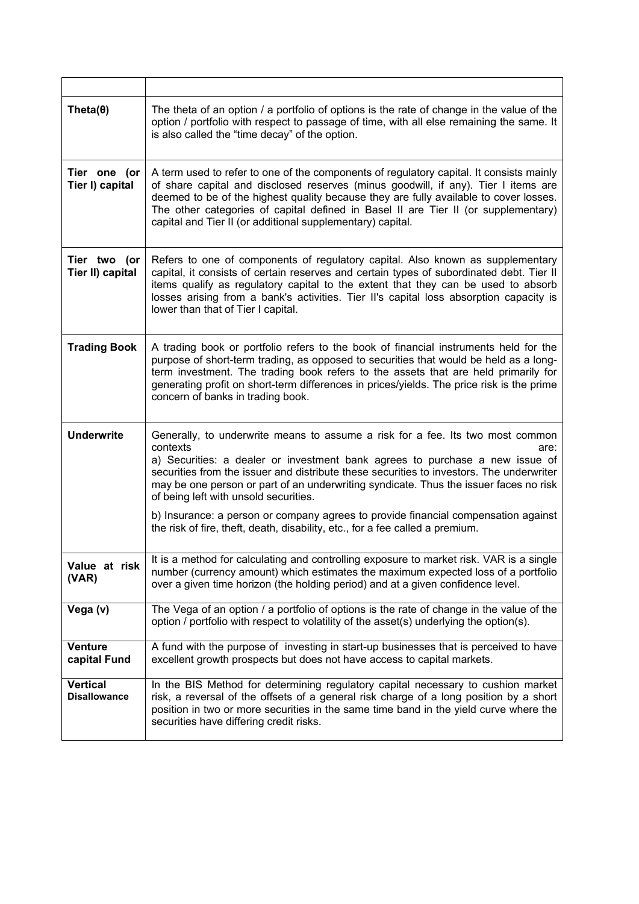| | |
|---|---|
| **Theta(θ)** | The theta of an option / a portfolio of options is the rate of change in the value of the option / portfolio with respect to passage of time, with all else remaining the same. It is also called the "time decay" of the option. |
| **Tier one (or Tier I) capital** | A term used to refer to one of the components of regulatory capital. It consists mainly of share capital and disclosed reserves (minus goodwill, if any). Tier I items are deemed to be of the highest quality because they are fully available to cover losses. The other categories of capital defined in Basel II are Tier II (or supplementary) capital and Tier II (or additional supplementary) capital. |
| **Tier two (or Tier II) capital** | Refers to one of components of regulatory capital. Also known as supplementary capital, it consists of certain reserves and certain types of subordinated debt. Tier II items qualify as regulatory capital to the extent that they can be used to absorb losses arising from a bank's activities. Tier II's capital loss absorption capacity is lower than that of Tier I capital. |
| **Trading Book** | A trading book or portfolio refers to the book of financial instruments held for the purpose of short-term trading, as opposed to securities that would be held as a long-term investment. The trading book refers to the assets that are held primarily for generating profit on short-term differences in prices/yields. The price risk is the prime concern of banks in trading book. |
| **Underwrite** | Generally, to underwrite means to assume a risk for a fee. Its two most common contexts are:<br>a) Securities: a dealer or investment bank agrees to purchase a new issue of securities from the issuer and distribute these securities to investors. The underwriter may be one person or part of an underwriting syndicate. Thus the issuer faces no risk of being left with unsold securities.<br>b) Insurance: a person or company agrees to provide financial compensation against the risk of fire, theft, death, disability, etc., for a fee called a premium. |
| **Value at risk (VAR)** | It is a method for calculating and controlling exposure to market risk. VAR is a single number (currency amount) which estimates the maximum expected loss of a portfolio over a given time horizon (the holding period) and at a given confidence level. |
| **Vega (v)** | The Vega of an option / a portfolio of options is the rate of change in the value of the option / portfolio with respect to volatility of the asset(s) underlying the option(s). |
| **Venture capital Fund** | A fund with the purpose of investing in start-up businesses that is perceived to have excellent growth prospects but does not have access to capital markets. |
| **Vertical Disallowance** | In the BIS Method for determining regulatory capital necessary to cushion market risk, a reversal of the offsets of a general risk charge of a long position by a short position in two or more securities in the same time band in the yield curve where the securities have differing credit risks. |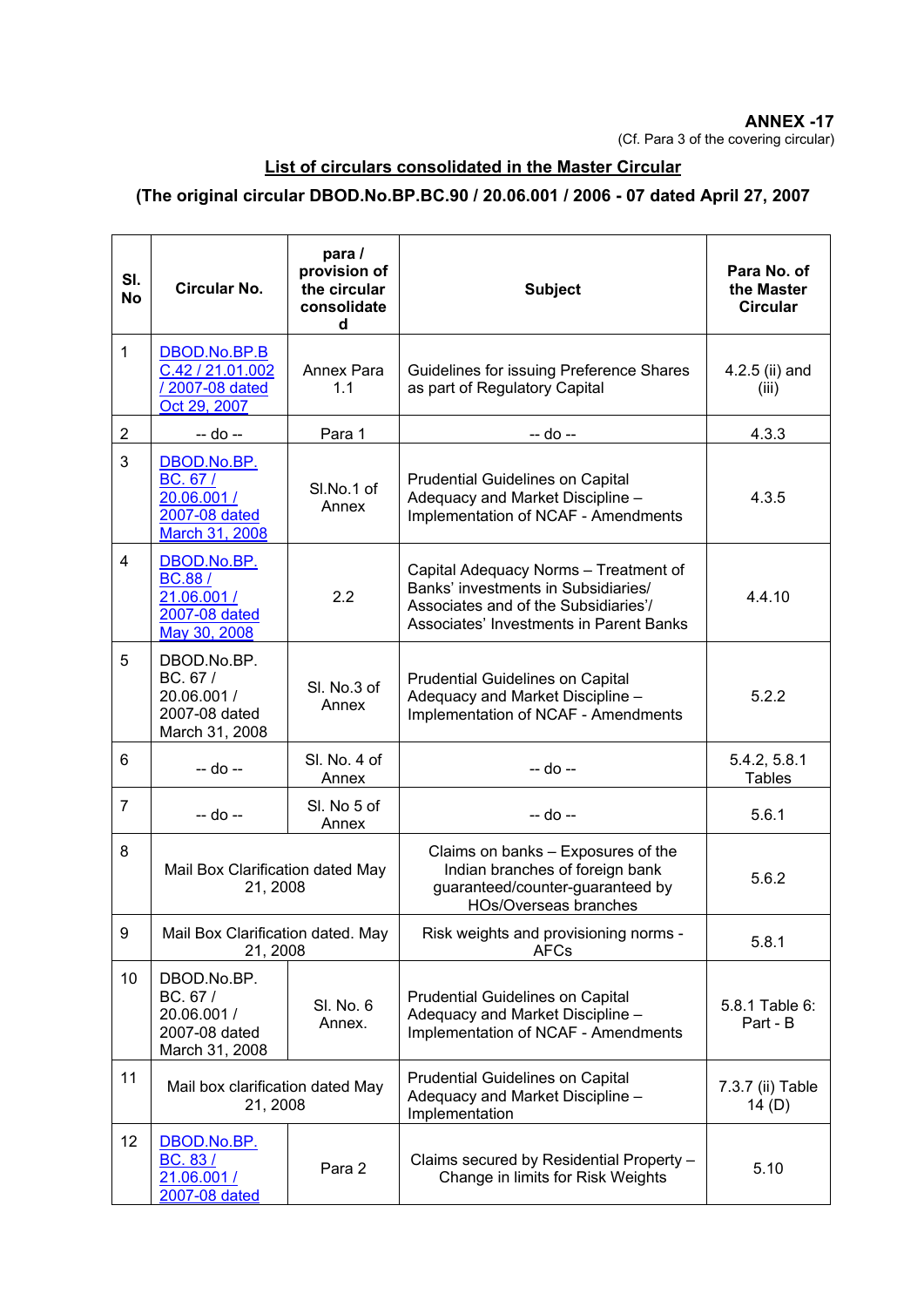**ANNEX -17**
(Cf. Para 3 of the covering circular)

## List of circulars consolidated in the Master Circular

### (The original circular DBOD.No.BP.BC.90 / 20.06.001 / 2006 - 07 dated April 27, 2007

| Sl. No | Circular No. | para / provision of the circular consolidated | Subject | Para No. of the Master Circular |
|---|---|---|---|---|
| 1 | DBOD.No.BP.BC.42 / 21.01.002 / 2007-08 dated Oct 29, 2007 | Annex Para 1.1 | Guidelines for issuing Preference Shares as part of Regulatory Capital | 4.2.5 (ii) and (iii) |
| 2 | -- do -- | Para 1 | -- do -- | 4.3.3 |
| 3 | DBOD.No.BP. BC. 67 / 20.06.001 / 2007-08 dated March 31, 2008 | Sl.No.1 of Annex | Prudential Guidelines on Capital Adequacy and Market Discipline – Implementation of NCAF - Amendments | 4.3.5 |
| 4 | DBOD.No.BP. BC.88 / 21.06.001 / 2007-08 dated May 30, 2008 | 2.2 | Capital Adequacy Norms – Treatment of Banks' investments in Subsidiaries/ Associates and of the Subsidiaries'/ Associates' Investments in Parent Banks | 4.4.10 |
| 5 | DBOD.No.BP. BC. 67 / 20.06.001 / 2007-08 dated March 31, 2008 | Sl. No.3 of Annex | Prudential Guidelines on Capital Adequacy and Market Discipline – Implementation of NCAF - Amendments | 5.2.2 |
| 6 | -- do -- | Sl. No. 4 of Annex | -- do -- | 5.4.2, 5.8.1 Tables |
| 7 | -- do -- | Sl. No 5 of Annex | -- do -- | 5.6.1 |
| 8 | Mail Box Clarification dated May 21, 2008 | | Claims on banks – Exposures of the Indian branches of foreign bank guaranteed/counter-guaranteed by HOs/Overseas branches | 5.6.2 |
| 9 | Mail Box Clarification dated. May 21, 2008 | | Risk weights and provisioning norms - AFCs | 5.8.1 |
| 10 | DBOD.No.BP. BC. 67 / 20.06.001 / 2007-08 dated March 31, 2008 | Sl. No. 6 Annex. | Prudential Guidelines on Capital Adequacy and Market Discipline – Implementation of NCAF - Amendments | 5.8.1 Table 6: Part - B |
| 11 | Mail box clarification dated May 21, 2008 | | Prudential Guidelines on Capital Adequacy and Market Discipline – Implementation | 7.3.7 (ii) Table 14 (D) |
| 12 | DBOD.No.BP. BC. 83 / 21.06.001 / 2007-08 dated | Para 2 | Claims secured by Residential Property – Change in limits for Risk Weights | 5.10 |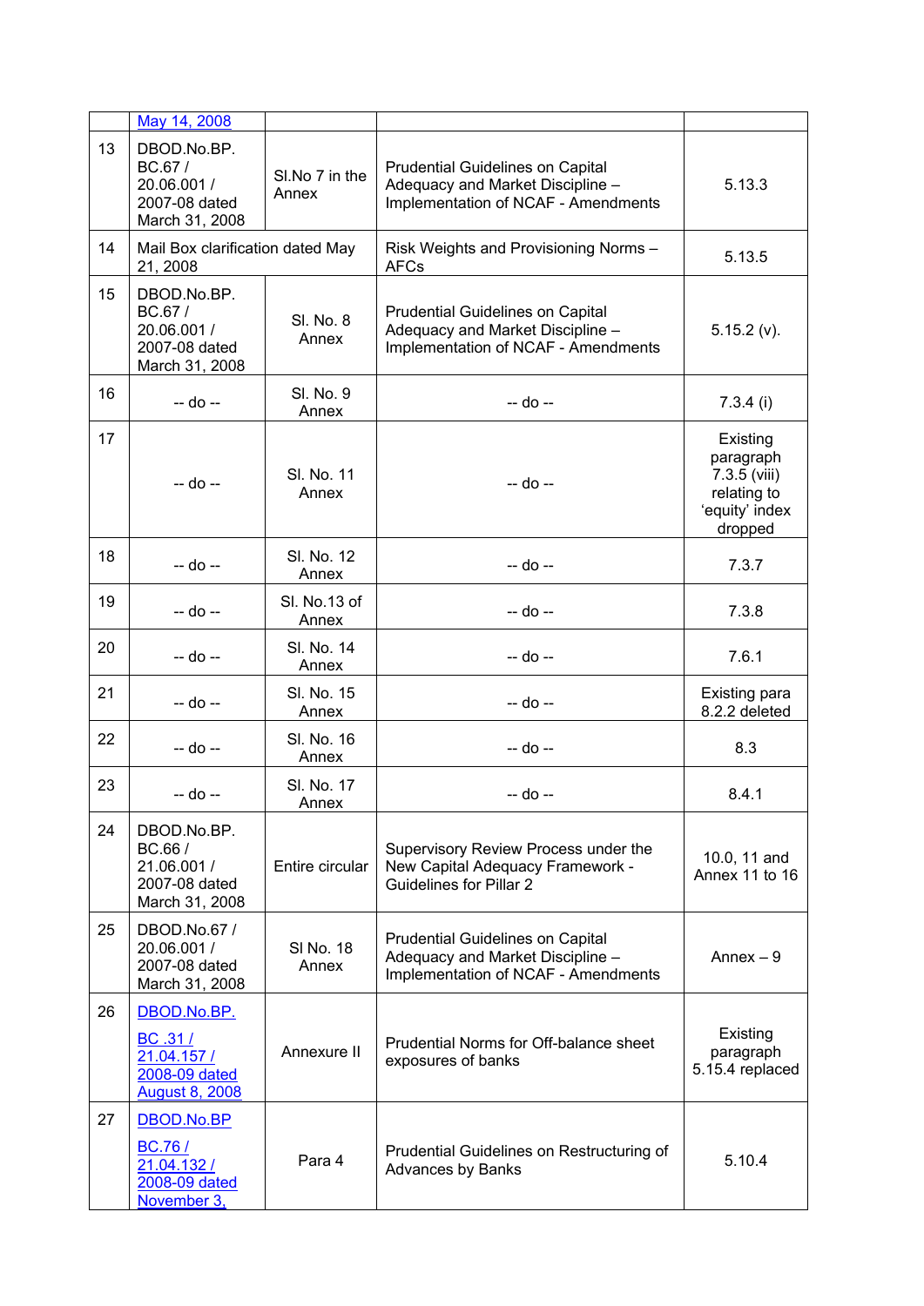|  | May 14, 2008 |  |  |  |
|---|---|---|---|---|
| 13 | DBOD.No.BP. BC.67 / 20.06.001 / 2007-08 dated March 31, 2008 | Sl.No 7 in the Annex | Prudential Guidelines on Capital Adequacy and Market Discipline – Implementation of NCAF - Amendments | 5.13.3 |
| 14 | Mail Box clarification dated May 21, 2008 |  | Risk Weights and Provisioning Norms – AFCs | 5.13.5 |
| 15 | DBOD.No.BP. BC.67 / 20.06.001 / 2007-08 dated March 31, 2008 | Sl. No. 8 Annex | Prudential Guidelines on Capital Adequacy and Market Discipline – Implementation of NCAF - Amendments | 5.15.2 (v). |
| 16 | -- do -- | Sl. No. 9 Annex | -- do -- | 7.3.4 (i) |
| 17 | -- do -- | Sl. No. 11 Annex | -- do -- | Existing paragraph 7.3.5 (viii) relating to 'equity' index dropped |
| 18 | -- do -- | Sl. No. 12 Annex | -- do -- | 7.3.7 |
| 19 | -- do -- | Sl. No.13 of Annex | -- do -- | 7.3.8 |
| 20 | -- do -- | Sl. No. 14 Annex | -- do -- | 7.6.1 |
| 21 | -- do -- | Sl. No. 15 Annex | -- do -- | Existing para 8.2.2 deleted |
| 22 | -- do -- | Sl. No. 16 Annex | -- do -- | 8.3 |
| 23 | -- do -- | Sl. No. 17 Annex | -- do -- | 8.4.1 |
| 24 | DBOD.No.BP. BC.66 / 21.06.001 / 2007-08 dated March 31, 2008 | Entire circular | Supervisory Review Process under the New Capital Adequacy Framework - Guidelines for Pillar 2 | 10.0, 11 and Annex 11 to 16 |
| 25 | DBOD.No.67 / 20.06.001 / 2007-08 dated March 31, 2008 | Sl No. 18 Annex | Prudential Guidelines on Capital Adequacy and Market Discipline – Implementation of NCAF - Amendments | Annex – 9 |
| 26 | DBOD.No.BP. BC .31 / 21.04.157 / 2008-09 dated August 8, 2008 | Annexure II | Prudential Norms for Off-balance sheet exposures of banks | Existing paragraph 5.15.4 replaced |
| 27 | DBOD.No.BP BC.76 / 21.04.132 / 2008-09 dated November 3, | Para 4 | Prudential Guidelines on Restructuring of Advances by Banks | 5.10.4 |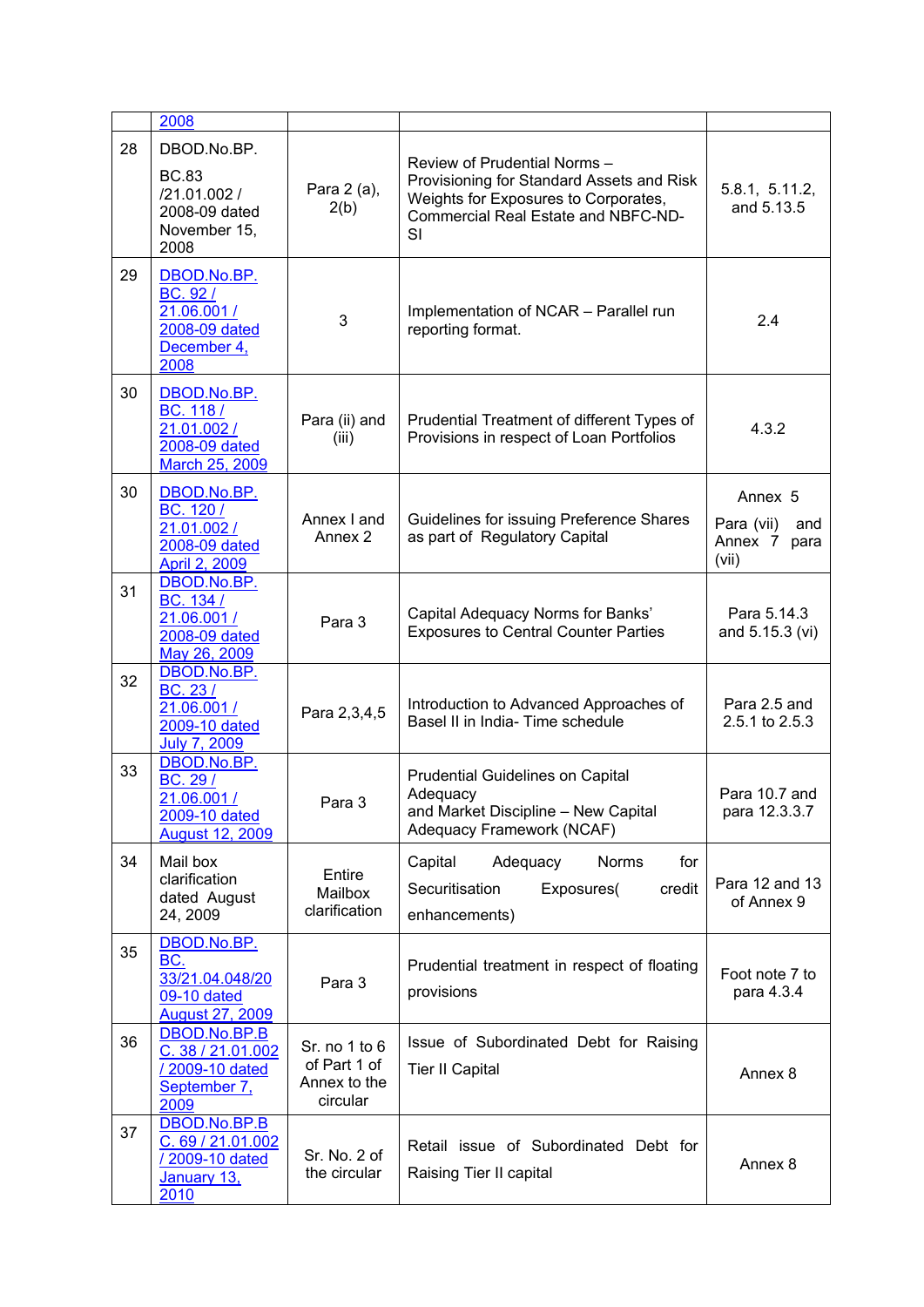| | | | | |
|---|---|---|---|---|
| | 2008 | | | |
| 28 | DBOD.No.BP. BC.83 /21.01.002 / 2008-09 dated November 15, 2008 | Para 2 (a), 2(b) | Review of Prudential Norms – Provisioning for Standard Assets and Risk Weights for Exposures to Corporates, Commercial Real Estate and NBFC-ND-SI | 5.8.1, 5.11.2, and 5.13.5 |
| 29 | DBOD.No.BP. BC. 92 / 21.06.001 / 2008-09 dated December 4, 2008 | 3 | Implementation of NCAR – Parallel run reporting format. | 2.4 |
| 30 | DBOD.No.BP. BC. 118 / 21.01.002 / 2008-09 dated March 25, 2009 | Para (ii) and (iii) | Prudential Treatment of different Types of Provisions in respect of Loan Portfolios | 4.3.2 |
| 30 | DBOD.No.BP. BC. 120 / 21.01.002 / 2008-09 dated April 2, 2009 | Annex I and Annex 2 | Guidelines for issuing Preference Shares as part of Regulatory Capital | Annex 5 Para (vii) and Annex 7 para (vii) |
| 31 | DBOD.No.BP. BC. 134 / 21.06.001 / 2008-09 dated May 26, 2009 | Para 3 | Capital Adequacy Norms for Banks' Exposures to Central Counter Parties | Para 5.14.3 and 5.15.3 (vi) |
| 32 | DBOD.No.BP. BC. 23 / 21.06.001 / 2009-10 dated July 7, 2009 | Para 2,3,4,5 | Introduction to Advanced Approaches of Basel II in India- Time schedule | Para 2.5 and 2.5.1 to 2.5.3 |
| 33 | DBOD.No.BP. BC. 29 / 21.06.001 / 2009-10 dated August 12, 2009 | Para 3 | Prudential Guidelines on Capital Adequacy and Market Discipline – New Capital Adequacy Framework (NCAF) | Para 10.7 and para 12.3.3.7 |
| 34 | Mail box clarification dated August 24, 2009 | Entire Mailbox clarification | Capital Adequacy Norms for Securitisation Exposures( credit enhancements) | Para 12 and 13 of Annex 9 |
| 35 | DBOD.No.BP. BC. 33/21.04.048/2009-10 dated August 27, 2009 | Para 3 | Prudential treatment in respect of floating provisions | Foot note 7 to para 4.3.4 |
| 36 | DBOD.No.BP.BC. 38 / 21.01.002 / 2009-10 dated September 7, 2009 | Sr. no 1 to 6 of Part 1 of Annex to the circular | Issue of Subordinated Debt for Raising Tier II Capital | Annex 8 |
| 37 | DBOD.No.BP.BC. 69 / 21.01.002 / 2009-10 dated January 13, 2010 | Sr. No. 2 of the circular | Retail issue of Subordinated Debt for Raising Tier II capital | Annex 8 |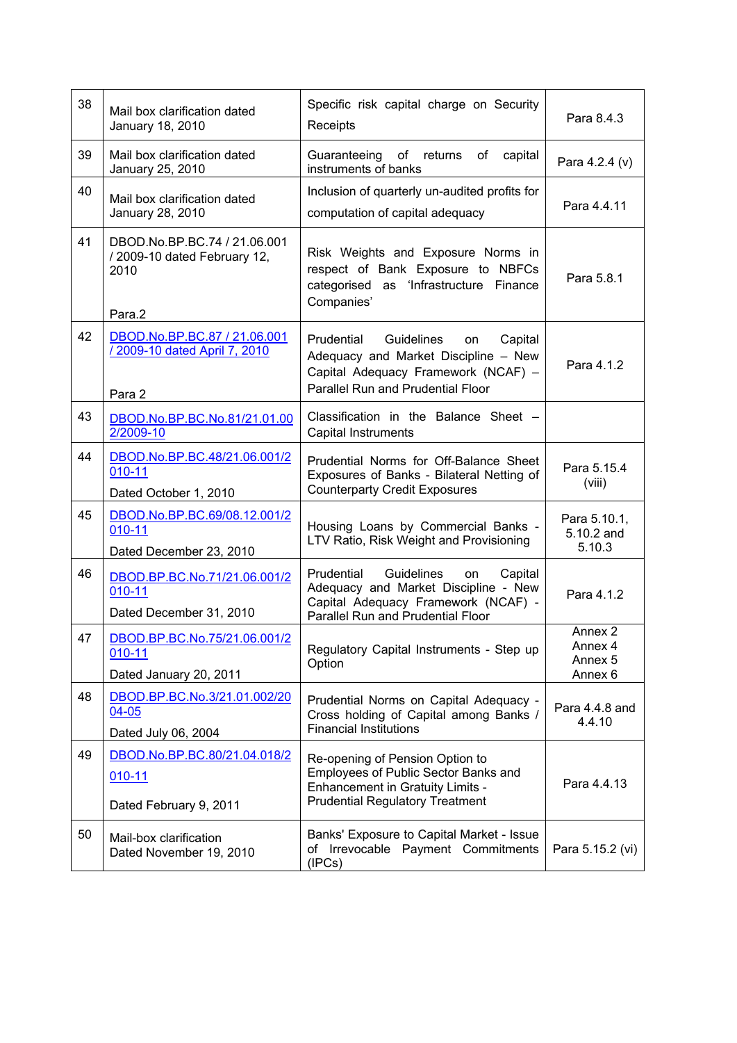| | | | |
|---|---|---|---|
| 38 | Mail box clarification dated January 18, 2010 | Specific risk capital charge on Security Receipts | Para 8.4.3 |
| 39 | Mail box clarification dated January 25, 2010 | Guaranteeing of returns of capital instruments of banks | Para 4.2.4 (v) |
| 40 | Mail box clarification dated January 28, 2010 | Inclusion of quarterly un-audited profits for computation of capital adequacy | Para 4.4.11 |
| 41 | DBOD.No.BP.BC.74 / 21.06.001 / 2009-10 dated February 12, 2010<br><br>Para.2 | Risk Weights and Exposure Norms in respect of Bank Exposure to NBFCs categorised as 'Infrastructure Finance Companies' | Para 5.8.1 |
| 42 | DBOD.No.BP.BC.87 / 21.06.001 / 2009-10 dated April 7, 2010<br><br>Para 2 | Prudential Guidelines on Capital Adequacy and Market Discipline – New Capital Adequacy Framework (NCAF) – Parallel Run and Prudential Floor | Para 4.1.2 |
| 43 | DBOD.No.BP.BC.No.81/21.01.002/2009-10 | Classification in the Balance Sheet – Capital Instruments | |
| 44 | DBOD.No.BP.BC.48/21.06.001/2010-11<br><br>Dated October 1, 2010 | Prudential Norms for Off-Balance Sheet Exposures of Banks - Bilateral Netting of Counterparty Credit Exposures | Para 5.15.4 (viii) |
| 45 | DBOD.No.BP.BC.69/08.12.001/2010-11<br><br>Dated December 23, 2010 | Housing Loans by Commercial Banks - LTV Ratio, Risk Weight and Provisioning | Para 5.10.1, 5.10.2 and 5.10.3 |
| 46 | DBOD.BP.BC.No.71/21.06.001/2010-11<br><br>Dated December 31, 2010 | Prudential Guidelines on Capital Adequacy and Market Discipline - New Capital Adequacy Framework (NCAF) - Parallel Run and Prudential Floor | Para 4.1.2 |
| 47 | DBOD.BP.BC.No.75/21.06.001/2010-11<br><br>Dated January 20, 2011 | Regulatory Capital Instruments - Step up Option | Annex 2<br>Annex 4<br>Annex 5<br>Annex 6 |
| 48 | DBOD.No.BP.BC.No.3/21.01.002/2004-05<br><br>Dated July 06, 2004 | Prudential Norms on Capital Adequacy - Cross holding of Capital among Banks / Financial Institutions | Para 4.4.8 and 4.4.10 |
| 49 | DBOD.No.BP.BC.80/21.04.018/2010-11<br><br>Dated February 9, 2011 | Re-opening of Pension Option to Employees of Public Sector Banks and Enhancement in Gratuity Limits - Prudential Regulatory Treatment | Para 4.4.13 |
| 50 | Mail-box clarification Dated November 19, 2010 | Banks' Exposure to Capital Market - Issue of Irrevocable Payment Commitments (IPCs) | Para 5.15.2 (vi) |